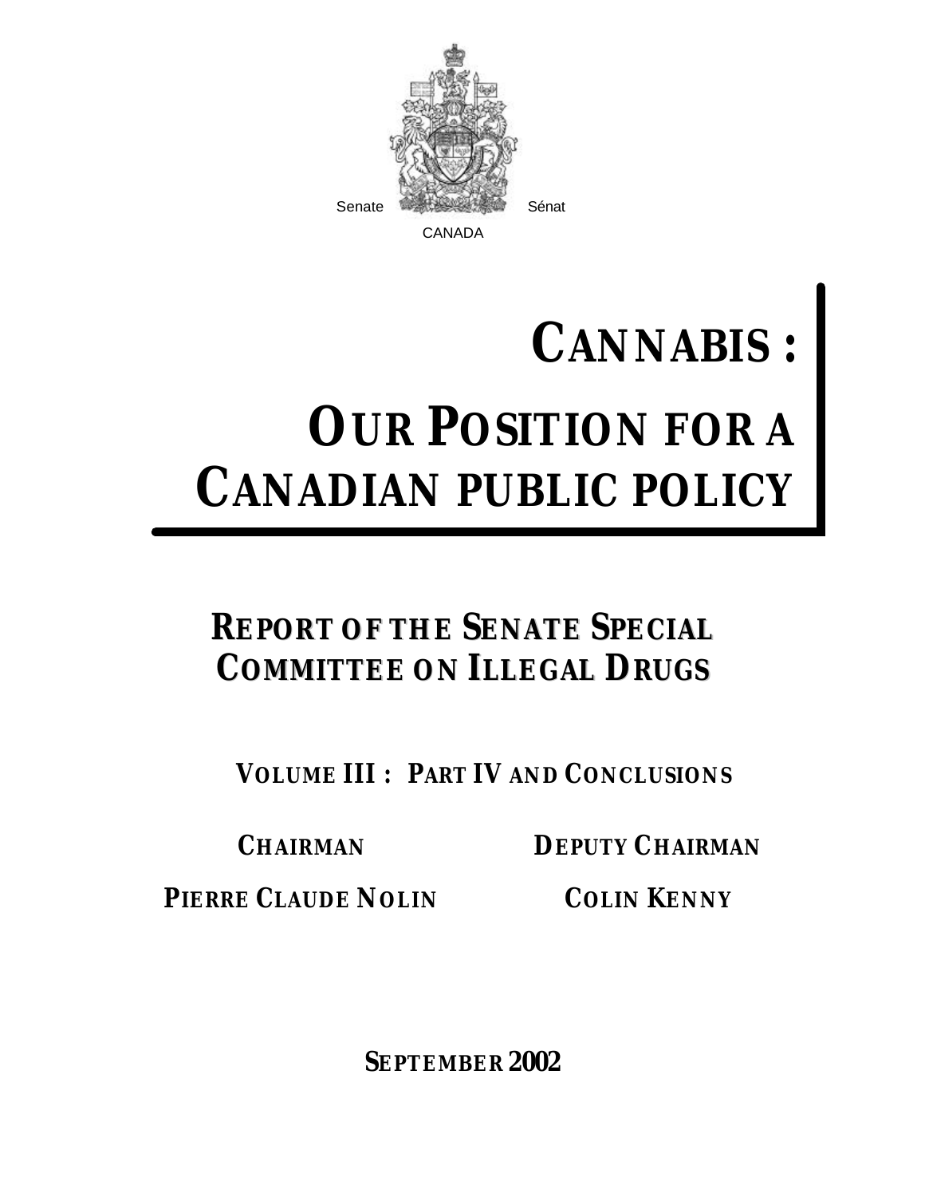Senate Sénat

CANADA

# CANNABIS : OUR POSITION FOR A CANADIAN PUBLIC POLICY

## REPORT OF THE SENATE SPECIAL COMMITTEE ON ILLEGAL DRUGS

### VOLUME III : PART IV AND CONCLUSIONS

**CHAIRMAN**

**PIERRE CLAUDE NOLIN**

**DEPUTY CHAIRMAN**

**COLIN KENNY**

**SEPTEMBER 2002**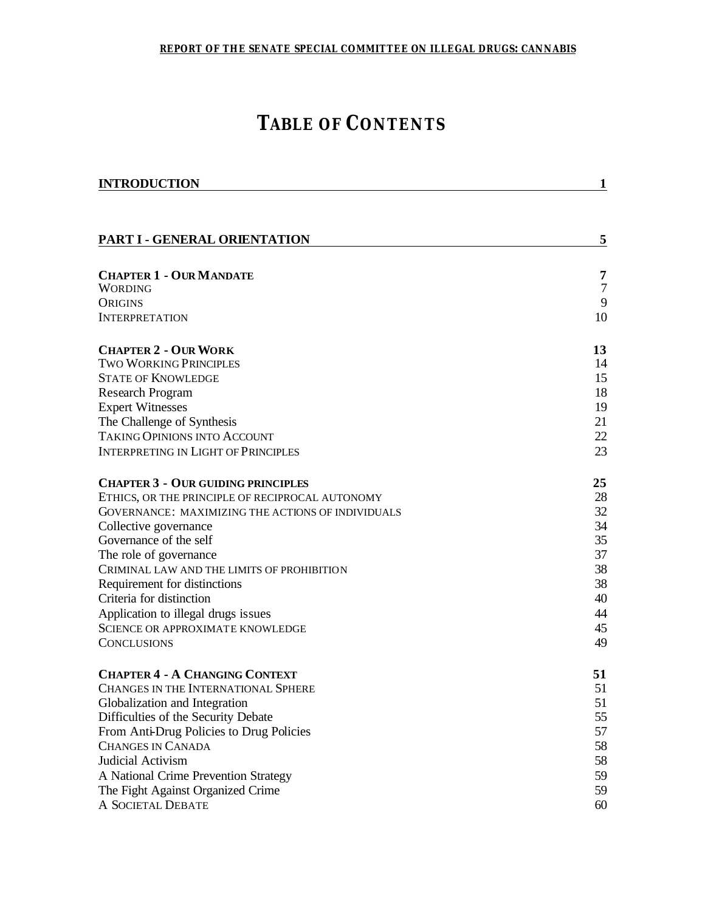# TABLE OF CONTENTS

| | |
|---|---|
| **INTRODUCTION** | **1** |
| **PART I - GENERAL ORIENTATION** | **5** |
| **CHAPTER 1 - OUR MANDATE** | **7** |
| WORDING | 7 |
| ORIGINS | 9 |
| INTERPRETATION | 10 |
| **CHAPTER 2 - OUR WORK** | **13** |
| TWO WORKING PRINCIPLES | 14 |
| STATE OF KNOWLEDGE | 15 |
| Research Program | 18 |
| Expert Witnesses | 19 |
| The Challenge of Synthesis | 21 |
| TAKING OPINIONS INTO ACCOUNT | 22 |
| INTERPRETING IN LIGHT OF PRINCIPLES | 23 |
| **CHAPTER 3 - OUR GUIDING PRINCIPLES** | **25** |
| ETHICS, OR THE PRINCIPLE OF RECIPROCAL AUTONOMY | 28 |
| GOVERNANCE: MAXIMIZING THE ACTIONS OF INDIVIDUALS | 32 |
| Collective governance | 34 |
| Governance of the self | 35 |
| The role of governance | 37 |
| CRIMINAL LAW AND THE LIMITS OF PROHIBITION | 38 |
| Requirement for distinctions | 38 |
| Criteria for distinction | 40 |
| Application to illegal drugs issues | 44 |
| SCIENCE OR APPROXIMATE KNOWLEDGE | 45 |
| CONCLUSIONS | 49 |
| **CHAPTER 4 - A CHANGING CONTEXT** | **51** |
| CHANGES IN THE INTERNATIONAL SPHERE | 51 |
| Globalization and Integration | 51 |
| Difficulties of the Security Debate | 55 |
| From Anti-Drug Policies to Drug Policies | 57 |
| CHANGES IN CANADA | 58 |
| Judicial Activism | 58 |
| A National Crime Prevention Strategy | 59 |
| The Fight Against Organized Crime | 59 |
| A SOCIETAL DEBATE | 60 |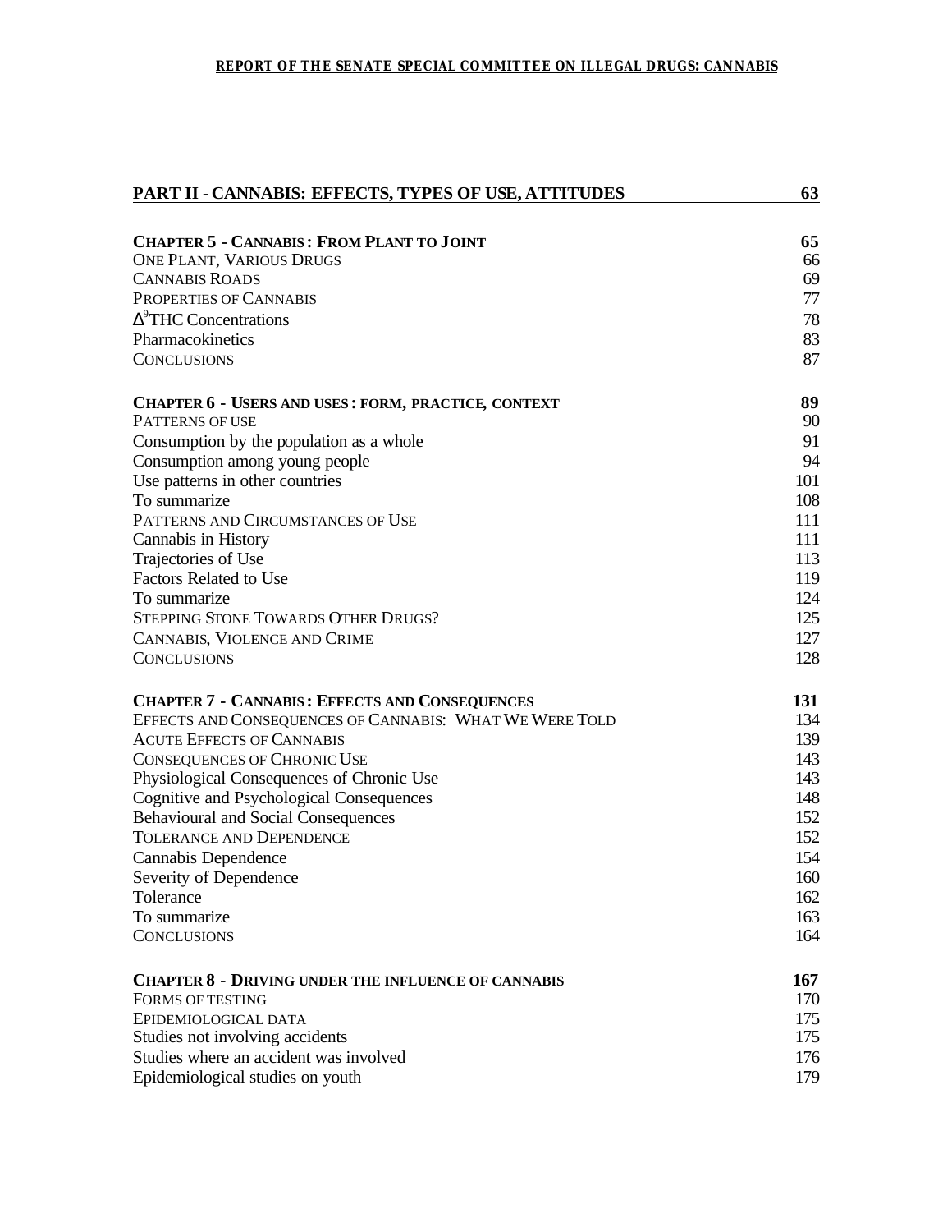| PART II - CANNABIS: EFFECTS, TYPES OF USE, ATTITUDES | 63 |
|---|---|
| | |
| **CHAPTER 5 - CANNABIS: FROM PLANT TO JOINT** | **65** |
| ONE PLANT, VARIOUS DRUGS | 66 |
| CANNABIS ROADS | 69 |
| PROPERTIES OF CANNABIS | 77 |
| $\Delta^9$THC Concentrations | 78 |
| Pharmacokinetics | 83 |
| CONCLUSIONS | 87 |
| | |
| **CHAPTER 6 - USERS AND USES: FORM, PRACTICE, CONTEXT** | **89** |
| PATTERNS OF USE | 90 |
| Consumption by the population as a whole | 91 |
| Consumption among young people | 94 |
| Use patterns in other countries | 101 |
| To summarize | 108 |
| PATTERNS AND CIRCUMSTANCES OF USE | 111 |
| Cannabis in History | 111 |
| Trajectories of Use | 113 |
| Factors Related to Use | 119 |
| To summarize | 124 |
| STEPPING STONE TOWARDS OTHER DRUGS? | 125 |
| CANNABIS, VIOLENCE AND CRIME | 127 |
| CONCLUSIONS | 128 |
| | |
| **CHAPTER 7 - CANNABIS: EFFECTS AND CONSEQUENCES** | **131** |
| EFFECTS AND CONSEQUENCES OF CANNABIS: WHAT WE WERE TOLD | 134 |
| ACUTE EFFECTS OF CANNABIS | 139 |
| CONSEQUENCES OF CHRONIC USE | 143 |
| Physiological Consequences of Chronic Use | 143 |
| Cognitive and Psychological Consequences | 148 |
| Behavioural and Social Consequences | 152 |
| TOLERANCE AND DEPENDENCE | 152 |
| Cannabis Dependence | 154 |
| Severity of Dependence | 160 |
| Tolerance | 162 |
| To summarize | 163 |
| CONCLUSIONS | 164 |
| | |
| **CHAPTER 8 - DRIVING UNDER THE INFLUENCE OF CANNABIS** | **167** |
| FORMS OF TESTING | 170 |
| EPIDEMIOLOGICAL DATA | 175 |
| Studies not involving accidents | 175 |
| Studies where an accident was involved | 176 |
| Epidemiological studies on youth | 179 |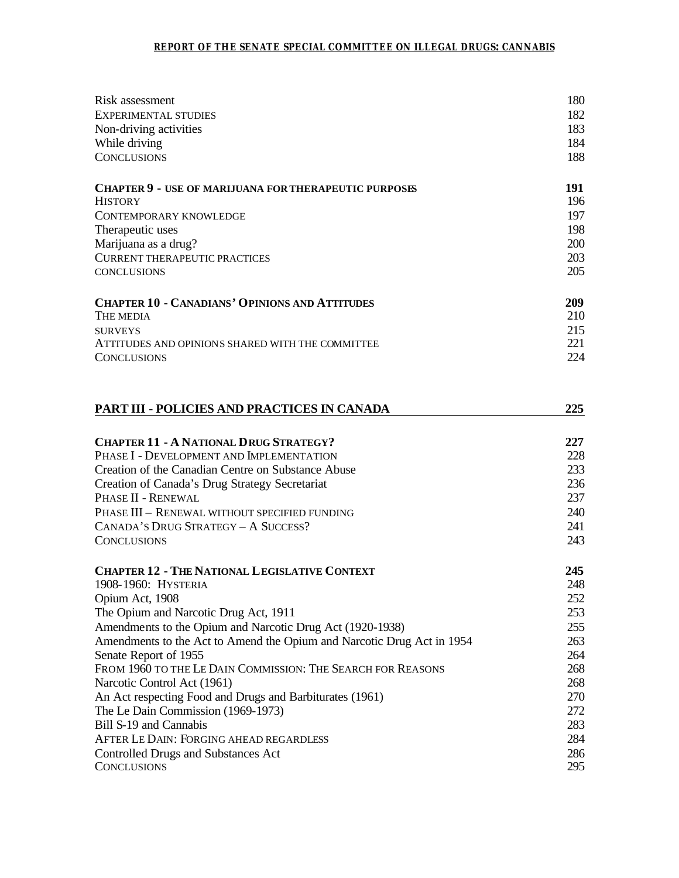| | |
|---|---|
| Risk assessment | 180 |
| EXPERIMENTAL STUDIES | 182 |
| Non-driving activities | 183 |
| While driving | 184 |
| CONCLUSIONS | 188 |
| | |
| **CHAPTER 9 - USE OF MARIJUANA FOR THERAPEUTIC PURPOSES** | **191** |
| HISTORY | 196 |
| CONTEMPORARY KNOWLEDGE | 197 |
| Therapeutic uses | 198 |
| Marijuana as a drug? | 200 |
| CURRENT THERAPEUTIC PRACTICES | 203 |
| CONCLUSIONS | 205 |
| | |
| **CHAPTER 10 - CANADIANS' OPINIONS AND ATTITUDES** | **209** |
| THE MEDIA | 210 |
| SURVEYS | 215 |
| ATTITUDES AND OPINIONS SHARED WITH THE COMMITTEE | 221 |
| CONCLUSIONS | 224 |
| | |
| **PART III - POLICIES AND PRACTICES IN CANADA** | **225** |
| | |
| **CHAPTER 11 - A NATIONAL DRUG STRATEGY?** | **227** |
| PHASE I - DEVELOPMENT AND IMPLEMENTATION | 228 |
| Creation of the Canadian Centre on Substance Abuse | 233 |
| Creation of Canada's Drug Strategy Secretariat | 236 |
| PHASE II - RENEWAL | 237 |
| PHASE III – RENEWAL WITHOUT SPECIFIED FUNDING | 240 |
| CANADA'S DRUG STRATEGY – A SUCCESS? | 241 |
| CONCLUSIONS | 243 |
| | |
| **CHAPTER 12 - THE NATIONAL LEGISLATIVE CONTEXT** | **245** |
| 1908-1960: HYSTERIA | 248 |
| Opium Act, 1908 | 252 |
| The Opium and Narcotic Drug Act, 1911 | 253 |
| Amendments to the Opium and Narcotic Drug Act (1920-1938) | 255 |
| Amendments to the Act to Amend the Opium and Narcotic Drug Act in 1954 | 263 |
| Senate Report of 1955 | 264 |
| FROM 1960 TO THE LE DAIN COMMISSION: THE SEARCH FOR REASONS | 268 |
| Narcotic Control Act (1961) | 268 |
| An Act respecting Food and Drugs and Barbiturates (1961) | 270 |
| The Le Dain Commission (1969-1973) | 272 |
| Bill S-19 and Cannabis | 283 |
| AFTER LE DAIN: FORGING AHEAD REGARDLESS | 284 |
| Controlled Drugs and Substances Act | 286 |
| CONCLUSIONS | 295 |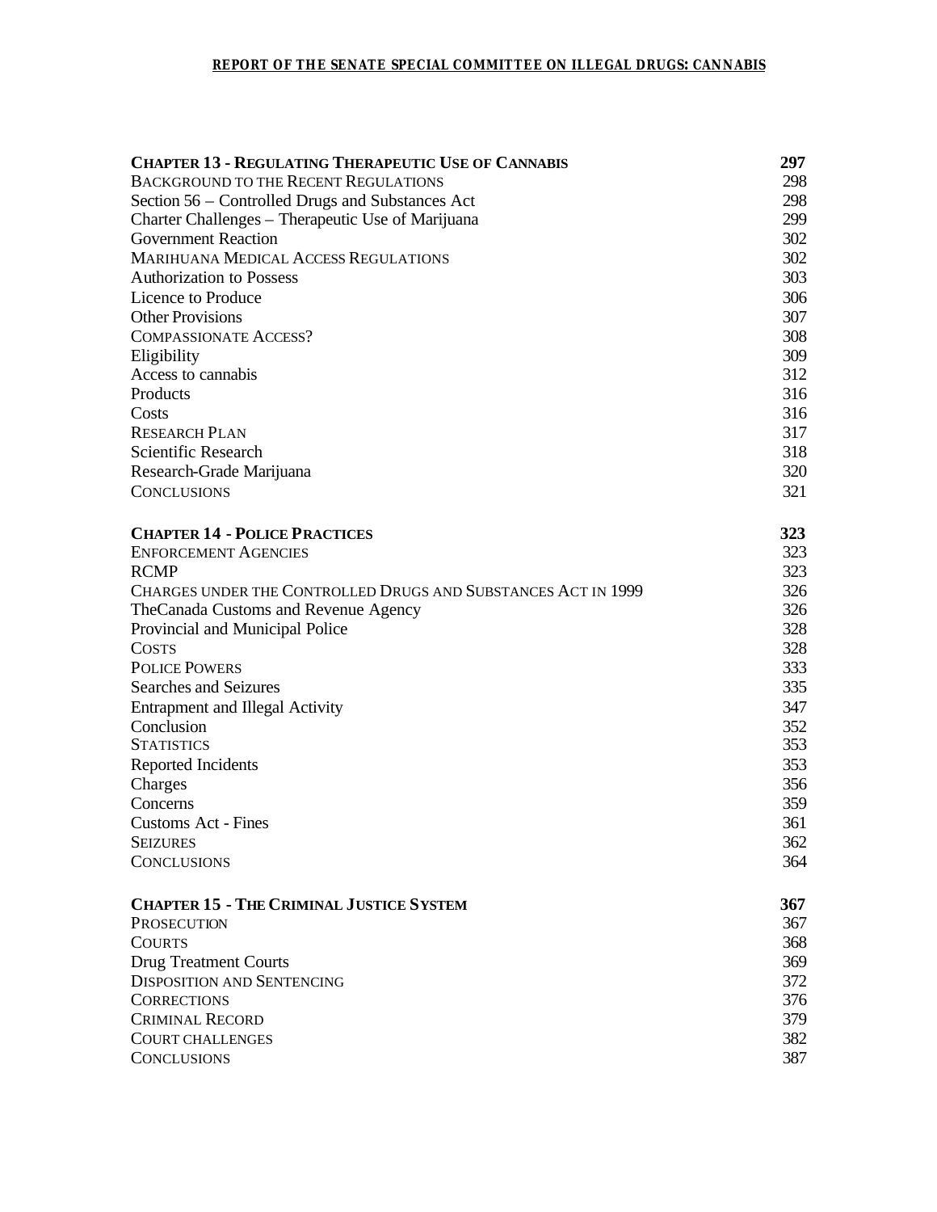| | |
|---|---|
| **CHAPTER 13 - REGULATING THERAPEUTIC USE OF CANNABIS** | **297** |
| BACKGROUND TO THE RECENT REGULATIONS | 298 |
| Section 56 – Controlled Drugs and Substances Act | 298 |
| Charter Challenges – Therapeutic Use of Marijuana | 299 |
| Government Reaction | 302 |
| MARIHUANA MEDICAL ACCESS REGULATIONS | 302 |
| Authorization to Possess | 303 |
| Licence to Produce | 306 |
| Other Provisions | 307 |
| COMPASSIONATE ACCESS? | 308 |
| Eligibility | 309 |
| Access to cannabis | 312 |
| Products | 316 |
| Costs | 316 |
| RESEARCH PLAN | 317 |
| Scientific Research | 318 |
| Research-Grade Marijuana | 320 |
| CONCLUSIONS | 321 |
| **CHAPTER 14 - POLICE PRACTICES** | **323** |
| ENFORCEMENT AGENCIES | 323 |
| RCMP | 323 |
| CHARGES UNDER THE CONTROLLED DRUGS AND SUBSTANCES ACT IN 1999 | 326 |
| TheCanada Customs and Revenue Agency | 326 |
| Provincial and Municipal Police | 328 |
| COSTS | 328 |
| POLICE POWERS | 333 |
| Searches and Seizures | 335 |
| Entrapment and Illegal Activity | 347 |
| Conclusion | 352 |
| STATISTICS | 353 |
| Reported Incidents | 353 |
| Charges | 356 |
| Concerns | 359 |
| Customs Act - Fines | 361 |
| SEIZURES | 362 |
| CONCLUSIONS | 364 |
| **CHAPTER 15 - THE CRIMINAL JUSTICE SYSTEM** | **367** |
| PROSECUTION | 367 |
| COURTS | 368 |
| Drug Treatment Courts | 369 |
| DISPOSITION AND SENTENCING | 372 |
| CORRECTIONS | 376 |
| CRIMINAL RECORD | 379 |
| COURT CHALLENGES | 382 |
| CONCLUSIONS | 387 |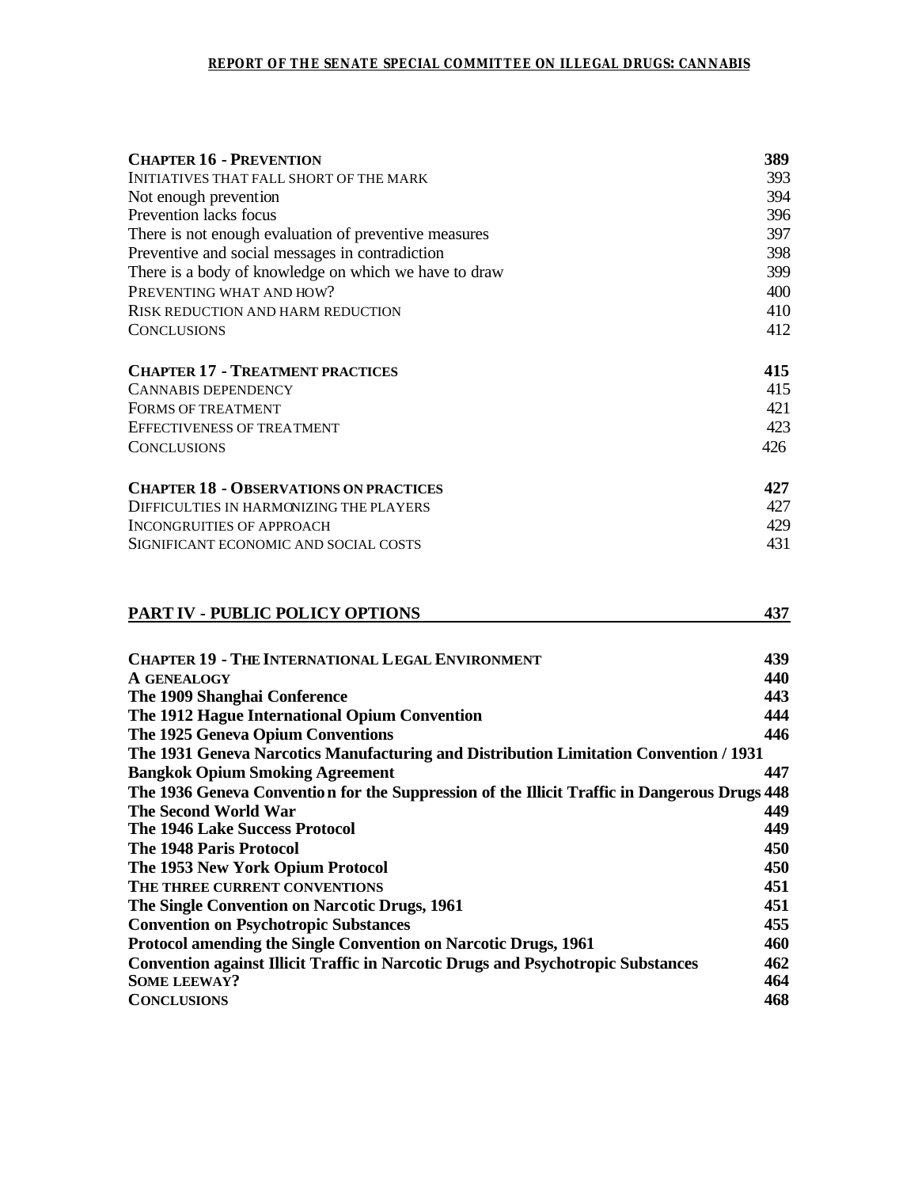| | |
|---|---|
| **CHAPTER 16 - PREVENTION** | **389** |
| INITIATIVES THAT FALL SHORT OF THE MARK | 393 |
| Not enough prevention | 394 |
| Prevention lacks focus | 396 |
| There is not enough evaluation of preventive measures | 397 |
| Preventive and social messages in contradiction | 398 |
| There is a body of knowledge on which we have to draw | 399 |
| PREVENTING WHAT AND HOW? | 400 |
| RISK REDUCTION AND HARM REDUCTION | 410 |
| CONCLUSIONS | 412 |
| **CHAPTER 17 - TREATMENT PRACTICES** | **415** |
| CANNABIS DEPENDENCY | 415 |
| FORMS OF TREATMENT | 421 |
| EFFECTIVENESS OF TREATMENT | 423 |
| CONCLUSIONS | 426 |
| **CHAPTER 18 - OBSERVATIONS ON PRACTICES** | **427** |
| DIFFICULTIES IN HARMONIZING THE PLAYERS | 427 |
| INCONGRUITIES OF APPROACH | 429 |
| SIGNIFICANT ECONOMIC AND SOCIAL COSTS | 431 |

| | |
|---|---|
| **PART IV - PUBLIC POLICY OPTIONS** | **437** |
| **CHAPTER 19 - THE INTERNATIONAL LEGAL ENVIRONMENT** | **439** |
| **A GENEALOGY** | **440** |
| **The 1909 Shanghai Conference** | **443** |
| **The 1912 Hague International Opium Convention** | **444** |
| **The 1925 Geneva Opium Conventions** | **446** |
| **The 1931 Geneva Narcotics Manufacturing and Distribution Limitation Convention / 1931 Bangkok Opium Smoking Agreement** | **447** |
| **The 1936 Geneva Convention for the Suppression of the Illicit Traffic in Dangerous Drugs** | **448** |
| **The Second World War** | **449** |
| **The 1946 Lake Success Protocol** | **449** |
| **The 1948 Paris Protocol** | **450** |
| **The 1953 New York Opium Protocol** | **450** |
| **THE THREE CURRENT CONVENTIONS** | **451** |
| **The Single Convention on Narcotic Drugs, 1961** | **451** |
| **Convention on Psychotropic Substances** | **455** |
| **Protocol amending the Single Convention on Narcotic Drugs, 1961** | **460** |
| **Convention against Illicit Traffic in Narcotic Drugs and Psychotropic Substances** | **462** |
| **SOME LEEWAY?** | **464** |
| **CONCLUSIONS** | **468** |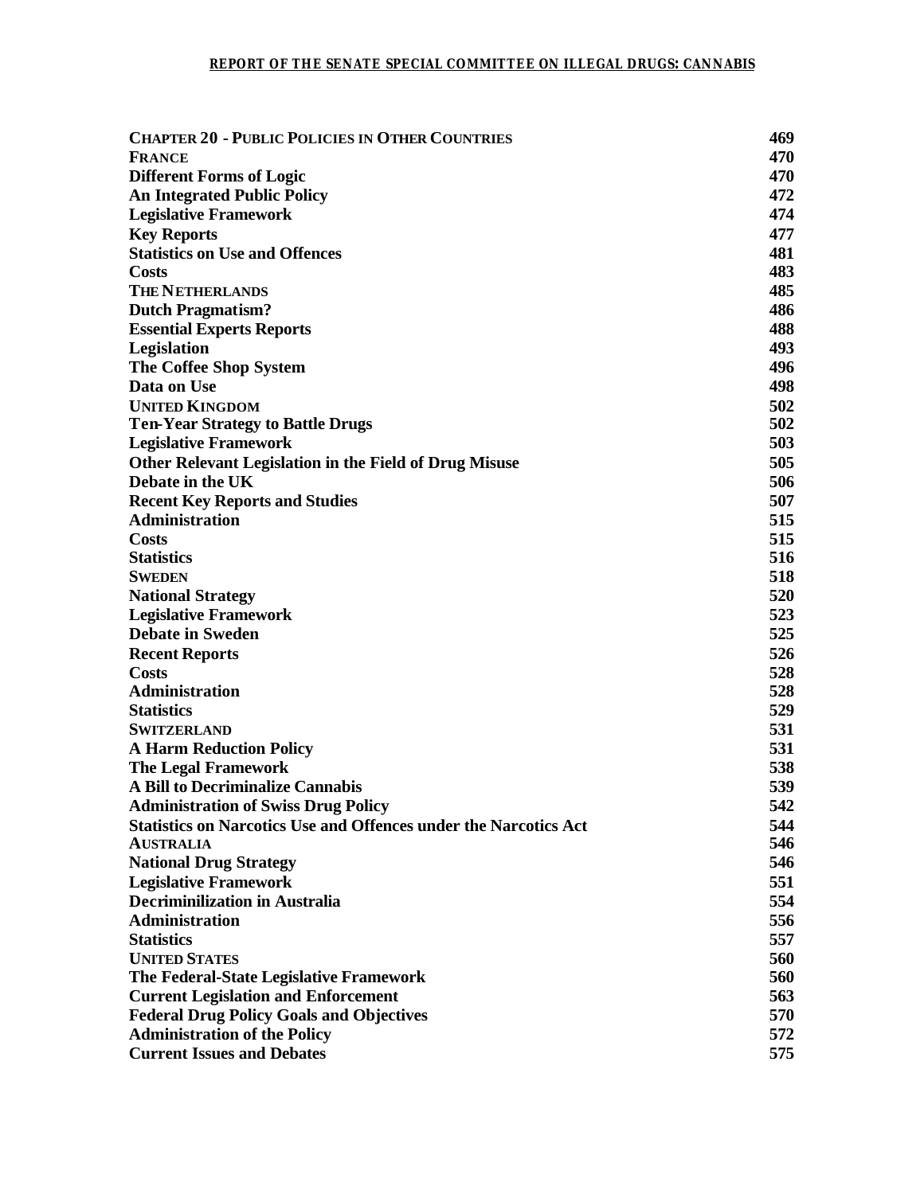| | |
|---|---|
| **CHAPTER 20 - PUBLIC POLICIES IN OTHER COUNTRIES** | **469** |
| **FRANCE** | **470** |
| **Different Forms of Logic** | **470** |
| **An Integrated Public Policy** | **472** |
| **Legislative Framework** | **474** |
| **Key Reports** | **477** |
| **Statistics on Use and Offences** | **481** |
| **Costs** | **483** |
| **THE NETHERLANDS** | **485** |
| **Dutch Pragmatism?** | **486** |
| **Essential Experts Reports** | **488** |
| **Legislation** | **493** |
| **The Coffee Shop System** | **496** |
| **Data on Use** | **498** |
| **UNITED KINGDOM** | **502** |
| **Ten-Year Strategy to Battle Drugs** | **502** |
| **Legislative Framework** | **503** |
| **Other Relevant Legislation in the Field of Drug Misuse** | **505** |
| **Debate in the UK** | **506** |
| **Recent Key Reports and Studies** | **507** |
| **Administration** | **515** |
| **Costs** | **515** |
| **Statistics** | **516** |
| **SWEDEN** | **518** |
| **National Strategy** | **520** |
| **Legislative Framework** | **523** |
| **Debate in Sweden** | **525** |
| **Recent Reports** | **526** |
| **Costs** | **528** |
| **Administration** | **528** |
| **Statistics** | **529** |
| **SWITZERLAND** | **531** |
| **A Harm Reduction Policy** | **531** |
| **The Legal Framework** | **538** |
| **A Bill to Decriminalize Cannabis** | **539** |
| **Administration of Swiss Drug Policy** | **542** |
| **Statistics on Narcotics Use and Offences under the Narcotics Act** | **544** |
| **AUSTRALIA** | **546** |
| **National Drug Strategy** | **546** |
| **Legislative Framework** | **551** |
| **Decriminilization in Australia** | **554** |
| **Administration** | **556** |
| **Statistics** | **557** |
| **UNITED STATES** | **560** |
| **The Federal-State Legislative Framework** | **560** |
| **Current Legislation and Enforcement** | **563** |
| **Federal Drug Policy Goals and Objectives** | **570** |
| **Administration of the Policy** | **572** |
| **Current Issues and Debates** | **575** |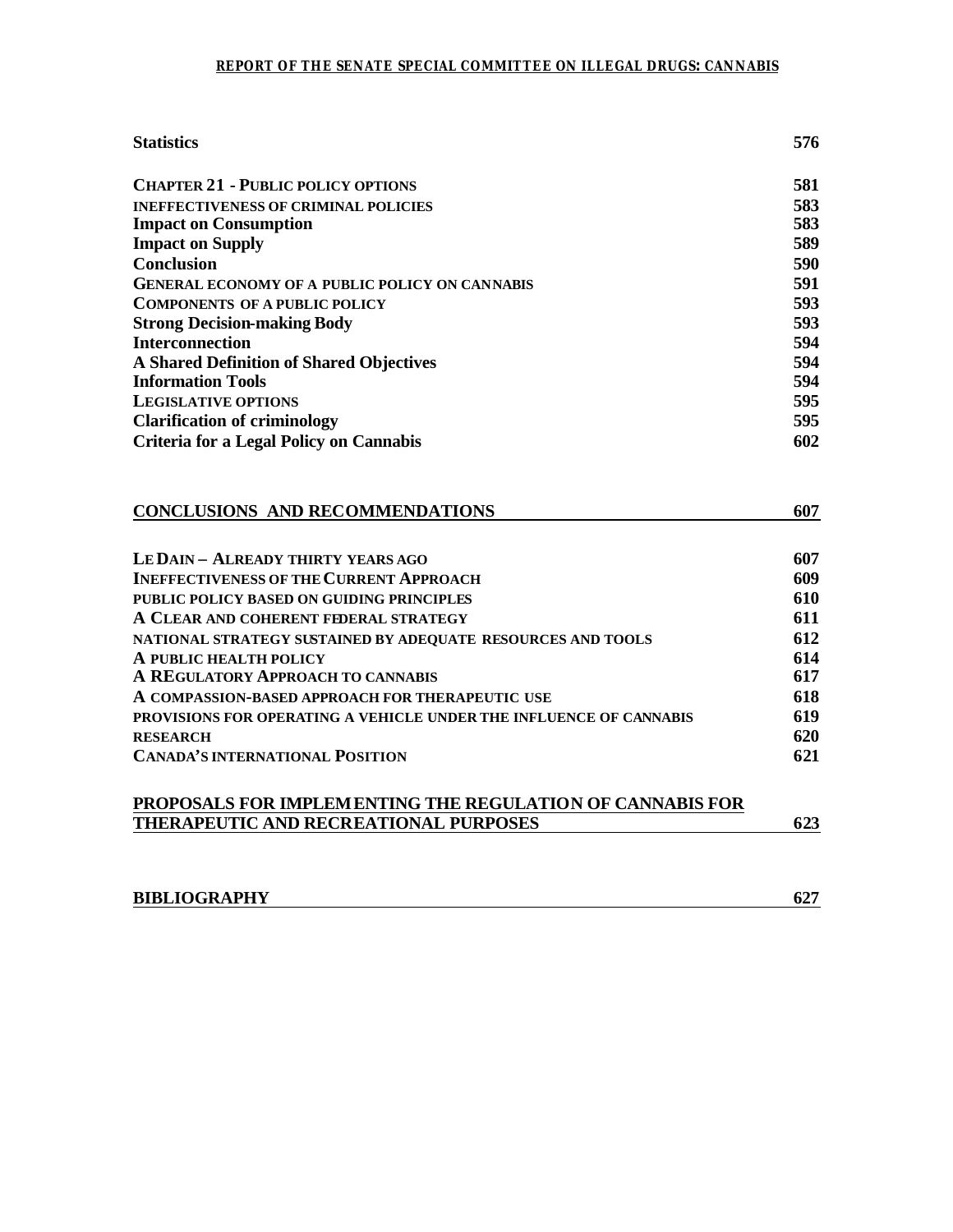| | |
|---|---|
| **Statistics** | **576** |
| **CHAPTER 21 - PUBLIC POLICY OPTIONS** | **581** |
| **INEFFECTIVENESS OF CRIMINAL POLICIES** | **583** |
| **Impact on Consumption** | **583** |
| **Impact on Supply** | **589** |
| **Conclusion** | **590** |
| **GENERAL ECONOMY OF A PUBLIC POLICY ON CANNABIS** | **591** |
| **COMPONENTS OF A PUBLIC POLICY** | **593** |
| **Strong Decision-making Body** | **593** |
| **Interconnection** | **594** |
| **A Shared Definition of Shared Objectives** | **594** |
| **Information Tools** | **594** |
| **LEGISLATIVE OPTIONS** | **595** |
| **Clarification of criminology** | **595** |
| **Criteria for a Legal Policy on Cannabis** | **602** |
| **CONCLUSIONS AND RECOMMENDATIONS** | **607** |
| **LE DAIN – ALREADY THIRTY YEARS AGO** | **607** |
| **INEFFECTIVENESS OF THE CURRENT APPROACH** | **609** |
| **PUBLIC POLICY BASED ON GUIDING PRINCIPLES** | **610** |
| **A CLEAR AND COHERENT FEDERAL STRATEGY** | **611** |
| **NATIONAL STRATEGY SUSTAINED BY ADEQUATE RESOURCES AND TOOLS** | **612** |
| **A PUBLIC HEALTH POLICY** | **614** |
| **A REGULATORY APPROACH TO CANNABIS** | **617** |
| **A COMPASSION-BASED APPROACH FOR THERAPEUTIC USE** | **618** |
| **PROVISIONS FOR OPERATING A VEHICLE UNDER THE INFLUENCE OF CANNABIS** | **619** |
| **RESEARCH** | **620** |
| **CANADA'S INTERNATIONAL POSITION** | **621** |
| **PROPOSALS FOR IMPLEMENTING THE REGULATION OF CANNABIS FOR THERAPEUTIC AND RECREATIONAL PURPOSES** | **623** |
| **BIBLIOGRAPHY** | **627** |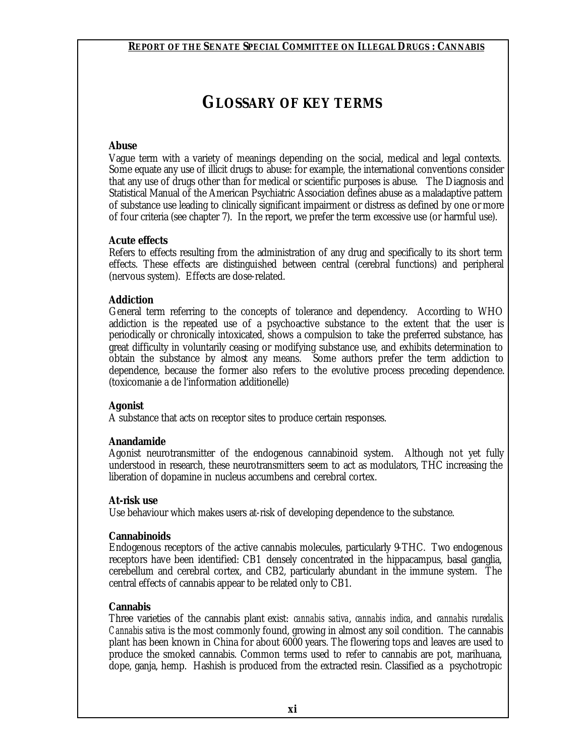# GLOSSARY OF KEY TERMS

**Abuse**
Vague term with a variety of meanings depending on the social, medical and legal contexts. Some equate any use of illicit drugs to abuse: for example, the international conventions consider that any use of drugs other than for medical or scientific purposes is abuse. The Diagnosis and Statistical Manual of the American Psychiatric Association defines abuse as a maladaptive pattern of substance use leading to clinically significant impairment or distress as defined by one or more of four criteria (see chapter 7). In the report, we prefer the term excessive use (or harmful use).

**Acute effects**
Refers to effects resulting from the administration of any drug and specifically to its short term effects. These effects are distinguished between central (cerebral functions) and peripheral (nervous system). Effects are dose-related.

**Addiction**
General term referring to the concepts of tolerance and dependency. According to WHO addiction is the repeated use of a psychoactive substance to the extent that the user is periodically or chronically intoxicated, shows a compulsion to take the preferred substance, has great difficulty in voluntarily ceasing or modifying substance use, and exhibits determination to obtain the substance by almost any means. Some authors prefer the term addiction to dependence, because the former also refers to the evolutive process preceding dependence. (toxicomanie a de l'information additionelle)

**Agonist**
A substance that acts on receptor sites to produce certain responses.

**Anandamide**
Agonist neurotransmitter of the endogenous cannabinoid system. Although not yet fully understood in research, these neurotransmitters seem to act as modulators, THC increasing the liberation of dopamine in nucleus accumbens and cerebral cortex.

**At-risk use**
Use behaviour which makes users at-risk of developing dependence to the substance.

**Cannabinoids**
Endogenous receptors of the active cannabis molecules, particularly 9-THC. Two endogenous receptors have been identified: CB1 densely concentrated in the hippacampus, basal ganglia, cerebellum and cerebral cortex, and CB2, particularly abundant in the immune system. The central effects of cannabis appear to be related only to CB1.

**Cannabis**
Three varieties of the cannabis plant exist: *cannabis sativa*, *cannabis indica*, and *cannabis ruredalis*. *Cannabis sativa* is the most commonly found, growing in almost any soil condition. The cannabis plant has been known in China for about 6000 years. The flowering tops and leaves are used to produce the smoked cannabis. Common terms used to refer to cannabis are pot, marihuana, dope, ganja, hemp. Hashish is produced from the extracted resin. Classified as a psychotropic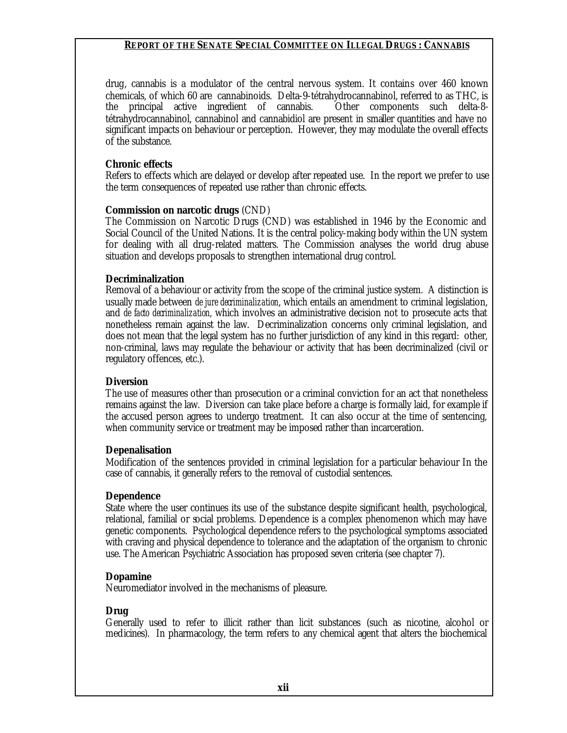drug, cannabis is a modulator of the central nervous system. It contains over 460 known chemicals, of which 60 are cannabinoids. Delta-9-tétrahydrocannabinol, referred to as THC, is the principal active ingredient of cannabis. Other components such delta-8-tétrahydrocannabinol, cannabinol and cannabidiol are present in smaller quantities and have no significant impacts on behaviour or perception. However, they may modulate the overall effects of the substance.

**Chronic effects**
Refers to effects which are delayed or develop after repeated use. In the report we prefer to use the term consequences of repeated use rather than chronic effects.

**Commission on narcotic drugs** (CND)
The Commission on Narcotic Drugs (CND) was established in 1946 by the Economic and Social Council of the United Nations. It is the central policy-making body within the UN system for dealing with all drug-related matters. The Commission analyses the world drug abuse situation and develops proposals to strengthen international drug control.

**Decriminalization**
Removal of a behaviour or activity from the scope of the criminal justice system. A distinction is usually made between *de jure decriminalization*, which entails an amendment to criminal legislation, and *de facto decriminalization*, which involves an administrative decision not to prosecute acts that nonetheless remain against the law. Decriminalization concerns only criminal legislation, and does not mean that the legal system has no further jurisdiction of any kind in this regard: other, non-criminal, laws may regulate the behaviour or activity that has been decriminalized (civil or regulatory offences, etc.).

**Diversion**
The use of measures other than prosecution or a criminal conviction for an act that nonetheless remains against the law. Diversion can take place before a charge is formally laid, for example if the accused person agrees to undergo treatment. It can also occur at the time of sentencing, when community service or treatment may be imposed rather than incarceration.

**Depenalisation**
Modification of the sentences provided in criminal legislation for a particular behaviour In the case of cannabis, it generally refers to the removal of custodial sentences.

**Dependence**
State where the user continues its use of the substance despite significant health, psychological, relational, familial or social problems. Dependence is a complex phenomenon which may have genetic components. Psychological dependence refers to the psychological symptoms associated with craving and physical dependence to tolerance and the adaptation of the organism to chronic use. The American Psychiatric Association has proposed seven criteria (see chapter 7).

**Dopamine**
Neuromediator involved in the mechanisms of pleasure.

**Drug**
Generally used to refer to illicit rather than licit substances (such as nicotine, alcohol or medicines). In pharmacology, the term refers to any chemical agent that alters the biochemical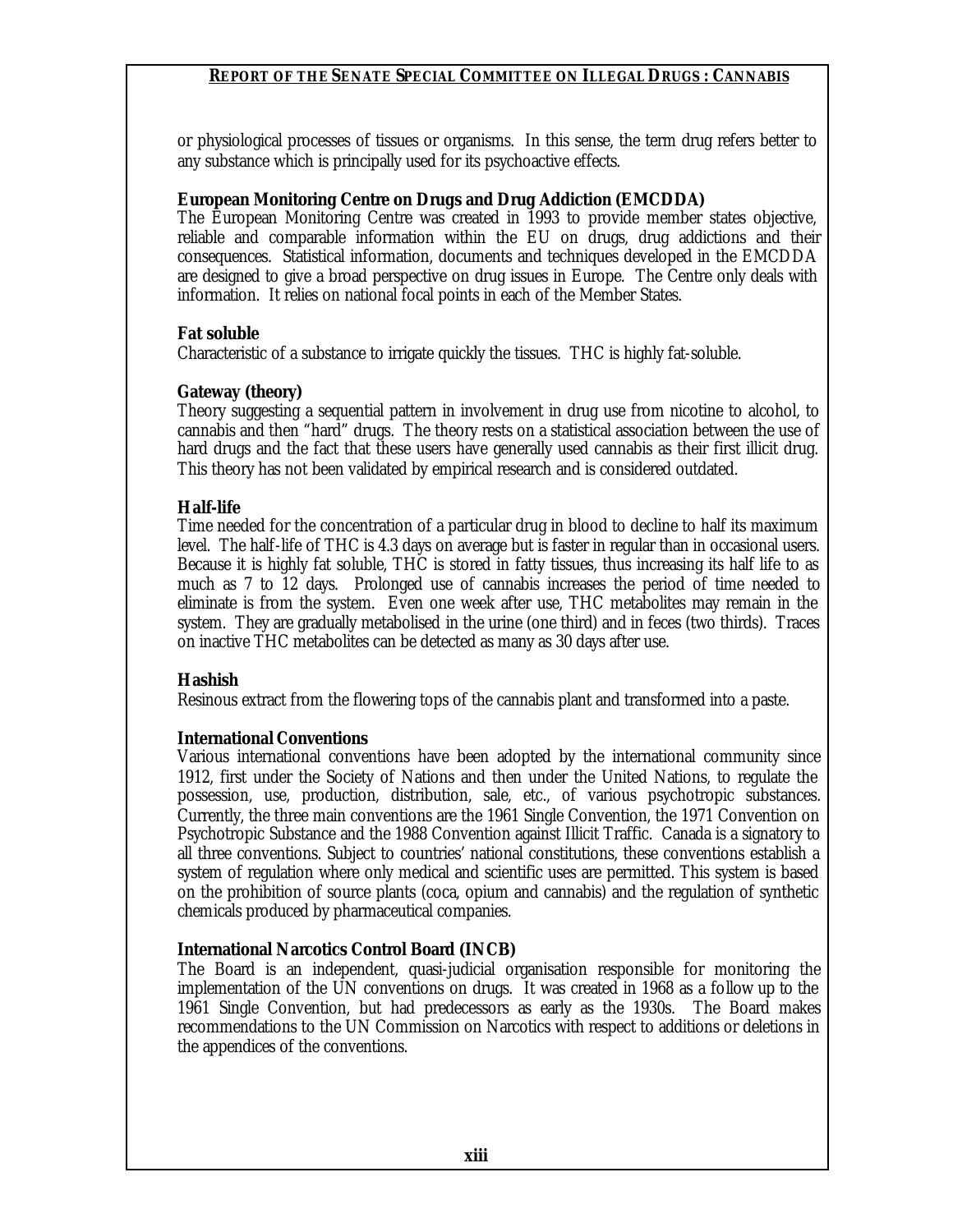or physiological processes of tissues or organisms. In this sense, the term drug refers better to any substance which is principally used for its psychoactive effects.

**European Monitoring Centre on Drugs and Drug Addiction (EMCDDA)**
The European Monitoring Centre was created in 1993 to provide member states objective, reliable and comparable information within the EU on drugs, drug addictions and their consequences. Statistical information, documents and techniques developed in the EMCDDA are designed to give a broad perspective on drug issues in Europe. The Centre only deals with information. It relies on national focal points in each of the Member States.

**Fat soluble**
Characteristic of a substance to irrigate quickly the tissues. THC is highly fat-soluble.

**Gateway (theory)**
Theory suggesting a sequential pattern in involvement in drug use from nicotine to alcohol, to cannabis and then "hard" drugs. The theory rests on a statistical association between the use of hard drugs and the fact that these users have generally used cannabis as their first illicit drug. This theory has not been validated by empirical research and is considered outdated.

**Half-life**
Time needed for the concentration of a particular drug in blood to decline to half its maximum level. The half-life of THC is 4.3 days on average but is faster in regular than in occasional users. Because it is highly fat soluble, THC is stored in fatty tissues, thus increasing its half life to as much as 7 to 12 days. Prolonged use of cannabis increases the period of time needed to eliminate is from the system. Even one week after use, THC metabolites may remain in the system. They are gradually metabolised in the urine (one third) and in feces (two thirds). Traces on inactive THC metabolites can be detected as many as 30 days after use.

**Hashish**
Resinous extract from the flowering tops of the cannabis plant and transformed into a paste.

**International Conventions**
Various international conventions have been adopted by the international community since 1912, first under the Society of Nations and then under the United Nations, to regulate the possession, use, production, distribution, sale, etc., of various psychotropic substances. Currently, the three main conventions are the 1961 Single Convention, the 1971 Convention on Psychotropic Substance and the 1988 Convention against Illicit Traffic. Canada is a signatory to all three conventions. Subject to countries' national constitutions, these conventions establish a system of regulation where only medical and scientific uses are permitted. This system is based on the prohibition of source plants (coca, opium and cannabis) and the regulation of synthetic chemicals produced by pharmaceutical companies.

**International Narcotics Control Board (INCB)**
The Board is an independent, quasi-judicial organisation responsible for monitoring the implementation of the UN conventions on drugs. It was created in 1968 as a follow up to the 1961 Single Convention, but had predecessors as early as the 1930s. The Board makes recommendations to the UN Commission on Narcotics with respect to additions or deletions in the appendices of the conventions.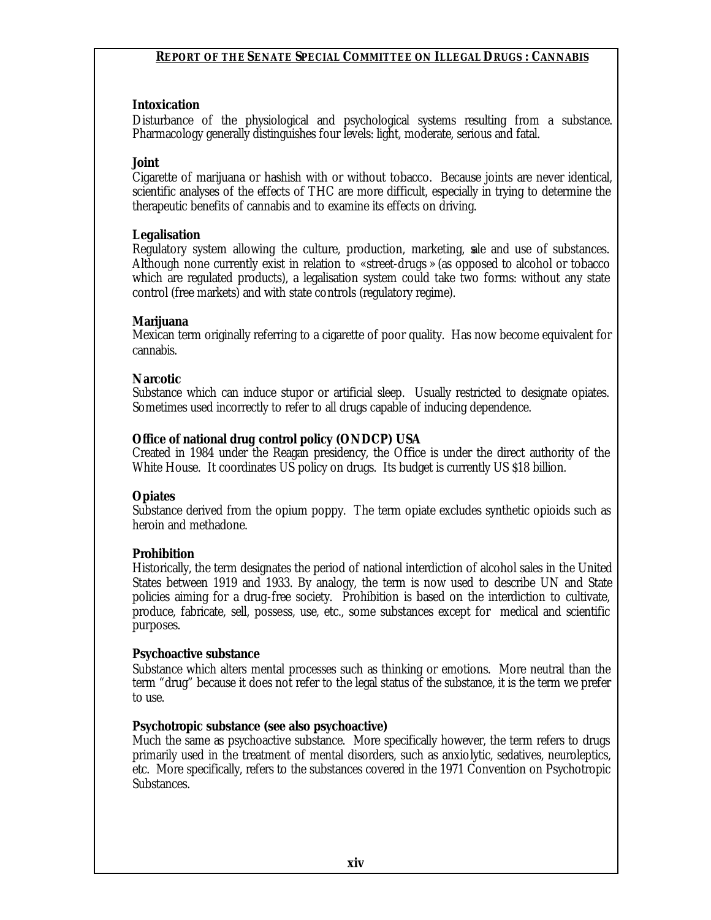**Intoxication**

Disturbance of the physiological and psychological systems resulting from a substance. Pharmacology generally distinguishes four levels: light, moderate, serious and fatal.

**Joint**

Cigarette of marijuana or hashish with or without tobacco. Because joints are never identical, scientific analyses of the effects of THC are more difficult, especially in trying to determine the therapeutic benefits of cannabis and to examine its effects on driving.

**Legalisation**

Regulatory system allowing the culture, production, marketing, sale and use of substances. Although none currently exist in relation to «street-drugs» (as opposed to alcohol or tobacco which are regulated products), a legalisation system could take two forms: without any state control (free markets) and with state controls (regulatory regime).

**Marijuana**

Mexican term originally referring to a cigarette of poor quality. Has now become equivalent for cannabis.

**Narcotic**

Substance which can induce stupor or artificial sleep. Usually restricted to designate opiates. Sometimes used incorrectly to refer to all drugs capable of inducing dependence.

**Office of national drug control policy (ONDCP) USA**

Created in 1984 under the Reagan presidency, the Office is under the direct authority of the White House. It coordinates US policy on drugs. Its budget is currently US $18 billion.

**Opiates**

Substance derived from the opium poppy. The term opiate excludes synthetic opioids such as heroin and methadone.

**Prohibition**

Historically, the term designates the period of national interdiction of alcohol sales in the United States between 1919 and 1933. By analogy, the term is now used to describe UN and State policies aiming for a drug-free society. Prohibition is based on the interdiction to cultivate, produce, fabricate, sell, possess, use, etc., some substances except for medical and scientific purposes.

**Psychoactive substance**

Substance which alters mental processes such as thinking or emotions. More neutral than the term "drug" because it does not refer to the legal status of the substance, it is the term we prefer to use.

**Psychotropic substance (see also psychoactive)**

Much the same as psychoactive substance. More specifically however, the term refers to drugs primarily used in the treatment of mental disorders, such as anxiolytic, sedatives, neuroleptics, etc. More specifically, refers to the substances covered in the 1971 Convention on Psychotropic Substances.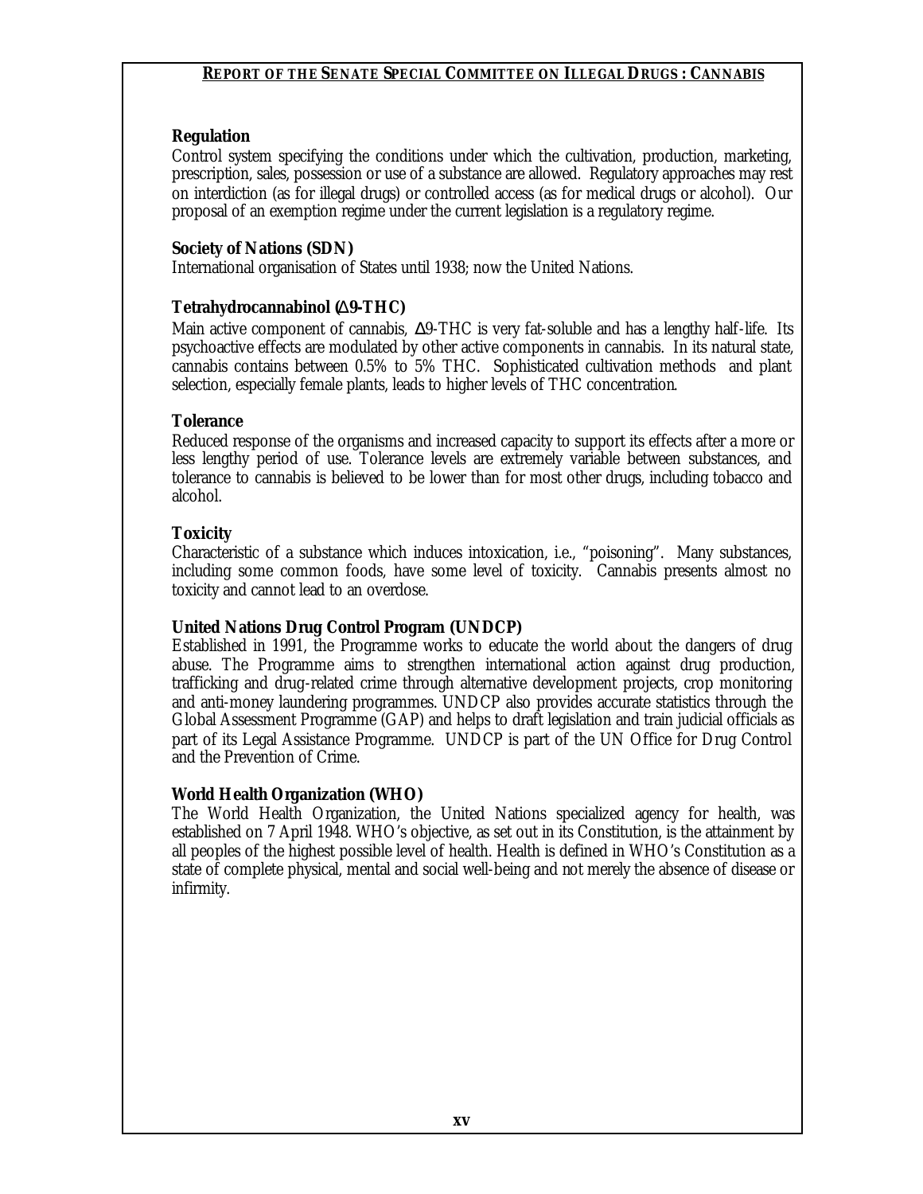**Regulation**

Control system specifying the conditions under which the cultivation, production, marketing, prescription, sales, possession or use of a substance are allowed. Regulatory approaches may rest on interdiction (as for illegal drugs) or controlled access (as for medical drugs or alcohol). Our proposal of an exemption regime under the current legislation is a regulatory regime.

**Society of Nations (SDN)**

International organisation of States until 1938; now the United Nations.

**Tetrahydrocannabinol (Δ9-THC)**

Main active component of cannabis, Δ9-THC is very fat-soluble and has a lengthy half-life. Its psychoactive effects are modulated by other active components in cannabis. In its natural state, cannabis contains between 0.5% to 5% THC. Sophisticated cultivation methods and plant selection, especially female plants, leads to higher levels of THC concentration.

**Tolerance**

Reduced response of the organisms and increased capacity to support its effects after a more or less lengthy period of use. Tolerance levels are extremely variable between substances, and tolerance to cannabis is believed to be lower than for most other drugs, including tobacco and alcohol.

**Toxicity**

Characteristic of a substance which induces intoxication, i.e., "poisoning". Many substances, including some common foods, have some level of toxicity. Cannabis presents almost no toxicity and cannot lead to an overdose.

**United Nations Drug Control Program (UNDCP)**

Established in 1991, the Programme works to educate the world about the dangers of drug abuse. The Programme aims to strengthen international action against drug production, trafficking and drug-related crime through alternative development projects, crop monitoring and anti-money laundering programmes. UNDCP also provides accurate statistics through the Global Assessment Programme (GAP) and helps to draft legislation and train judicial officials as part of its Legal Assistance Programme. UNDCP is part of the UN Office for Drug Control and the Prevention of Crime.

**World Health Organization (WHO)**

The World Health Organization, the United Nations specialized agency for health, was established on 7 April 1948. WHO's objective, as set out in its Constitution, is the attainment by all peoples of the highest possible level of health. Health is defined in WHO's Constitution as a state of complete physical, mental and social well-being and not merely the absence of disease or infirmity.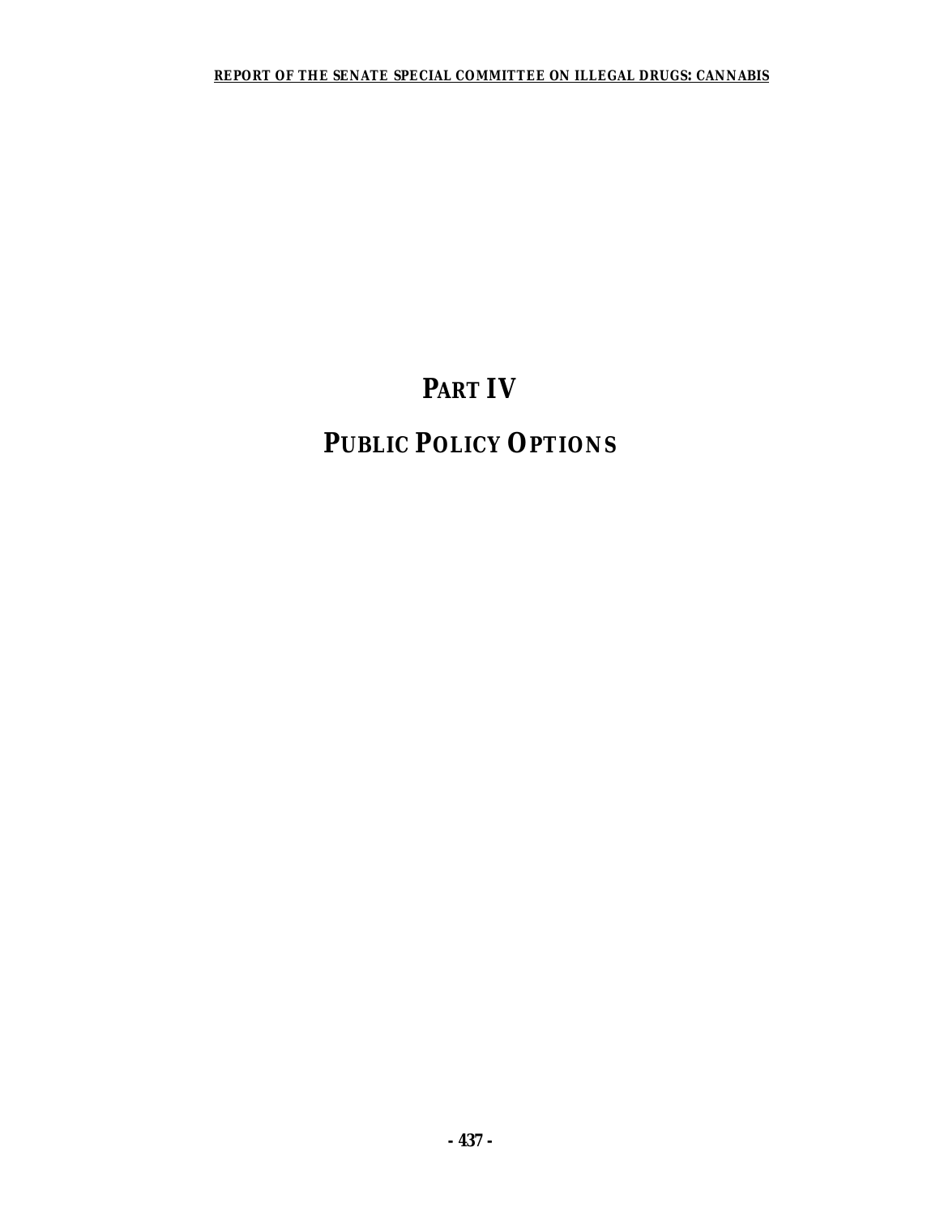# PART IV

# PUBLIC POLICY OPTIONS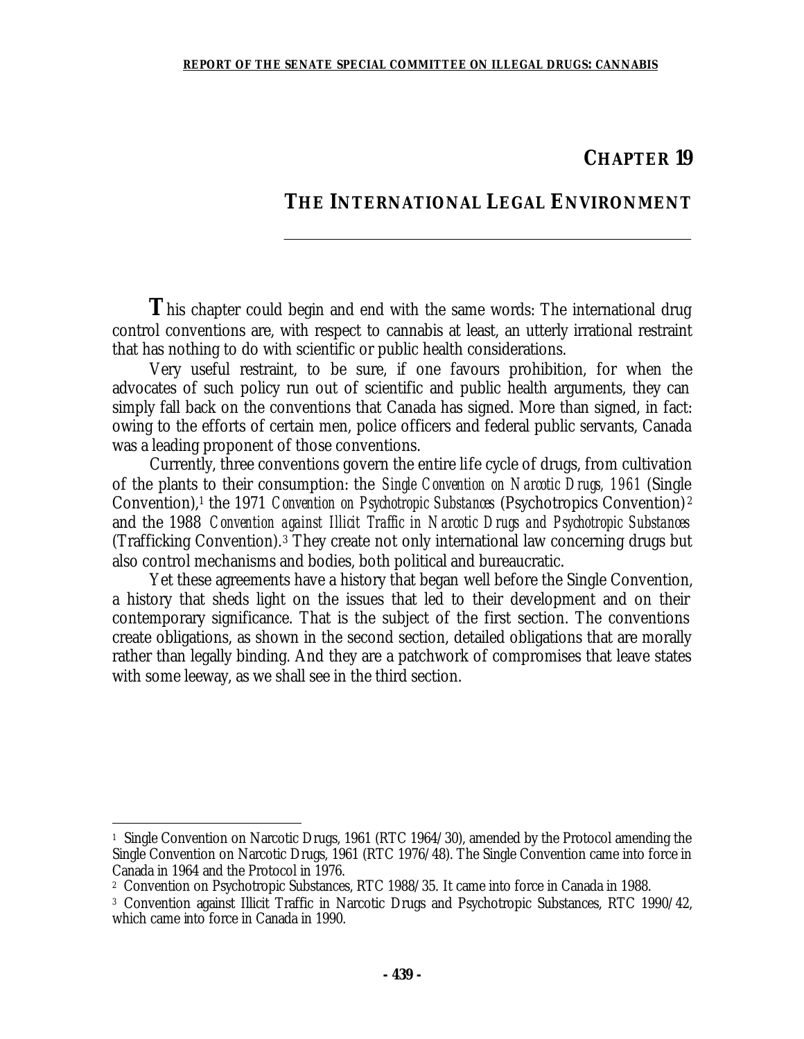# CHAPTER 19

## THE INTERNATIONAL LEGAL ENVIRONMENT

This chapter could begin and end with the same words: The international drug control conventions are, with respect to cannabis at least, an utterly irrational restraint that has nothing to do with scientific or public health considerations.

Very useful restraint, to be sure, if one favours prohibition, for when the advocates of such policy run out of scientific and public health arguments, they can simply fall back on the conventions that Canada has signed. More than signed, in fact: owing to the efforts of certain men, police officers and federal public servants, Canada was a leading proponent of those conventions.

Currently, three conventions govern the entire life cycle of drugs, from cultivation of the plants to their consumption: the *Single Convention on Narcotic Drugs, 1961* (Single Convention),[1] the 1971 *Convention on Psychotropic Substances* (Psychotropics Convention)[2] and the 1988 *Convention against Illicit Traffic in Narcotic Drugs and Psychotropic Substances* (Trafficking Convention).[3] They create not only international law concerning drugs but also control mechanisms and bodies, both political and bureaucratic.

Yet these agreements have a history that began well before the Single Convention, a history that sheds light on the issues that led to their development and on their contemporary significance. That is the subject of the first section. The conventions create obligations, as shown in the second section, detailed obligations that are morally rather than legally binding. And they are a patchwork of compromises that leave states with some leeway, as we shall see in the third section.

---

[1] Single Convention on Narcotic Drugs, 1961 (RTC 1964/30), amended by the Protocol amending the Single Convention on Narcotic Drugs, 1961 (RTC 1976/48). The Single Convention came into force in Canada in 1964 and the Protocol in 1976.

[2] Convention on Psychotropic Substances, RTC 1988/35. It came into force in Canada in 1988.

[3] Convention against Illicit Traffic in Narcotic Drugs and Psychotropic Substances, RTC 1990/42, which came into force in Canada in 1990.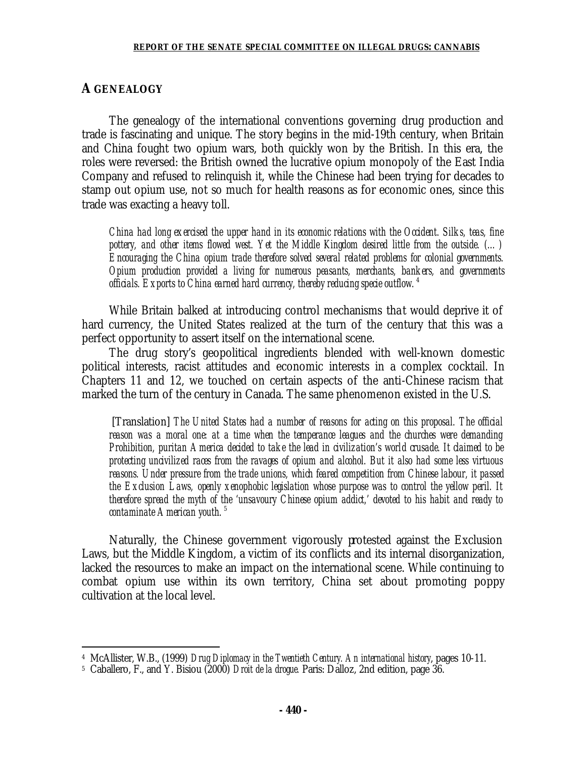## A GENEALOGY

The genealogy of the international conventions governing drug production and trade is fascinating and unique. The story begins in the mid-19th century, when Britain and China fought two opium wars, both quickly won by the British. In this era, the roles were reversed: the British owned the lucrative opium monopoly of the East India Company and refused to relinquish it, while the Chinese had been trying for decades to stamp out opium use, not so much for health reasons as for economic ones, since this trade was exacting a heavy toll.

> *China had long exercised the upper hand in its economic relations with the Occident. Silks, teas, fine pottery, and other items flowed west. Yet the Middle Kingdom desired little from the outside. (…) Encouraging the China opium trade therefore solved several related problems for colonial governments. Opium production provided a living for numerous peasants, merchants, bankers, and governments officials. Exports to China earned hard currency, thereby reducing specie outflow.* [4]

While Britain balked at introducing control mechanisms that would deprive it of hard currency, the United States realized at the turn of the century that this was a perfect opportunity to assert itself on the international scene.

The drug story's geopolitical ingredients blended with well-known domestic political interests, racist attitudes and economic interests in a complex cocktail. In Chapters 11 and 12, we touched on certain aspects of the anti-Chinese racism that marked the turn of the century in Canada. The same phenomenon existed in the U.S.

> [Translation] *The United States had a number of reasons for acting on this proposal. The official reason was a moral one: at a time when the temperance leagues and the churches were demanding Prohibition, puritan America decided to take the lead in civilization's world crusade. It claimed to be protecting uncivilized races from the ravages of opium and alcohol. But it also had some less virtuous reasons. Under pressure from the trade unions, which feared competition from Chinese labour, it passed the Exclusion Laws, openly xenophobic legislation whose purpose was to control the yellow peril. It therefore spread the myth of the 'unsavoury Chinese opium addict,' devoted to his habit and ready to contaminate American youth.* [5]

Naturally, the Chinese government vigorously protested against the Exclusion Laws, but the Middle Kingdom, a victim of its conflicts and its internal disorganization, lacked the resources to make an impact on the international scene. While continuing to combat opium use within its own territory, China set about promoting poppy cultivation at the local level.

---

[4] McAllister, W.B., (1999) *Drug Diplomacy in the Twentieth Century. An international history*, pages 10-11.

[5] Caballero, F., and Y. Bisiou (2000) *Droit de la drogue*. Paris: Dalloz, 2nd edition, page 36.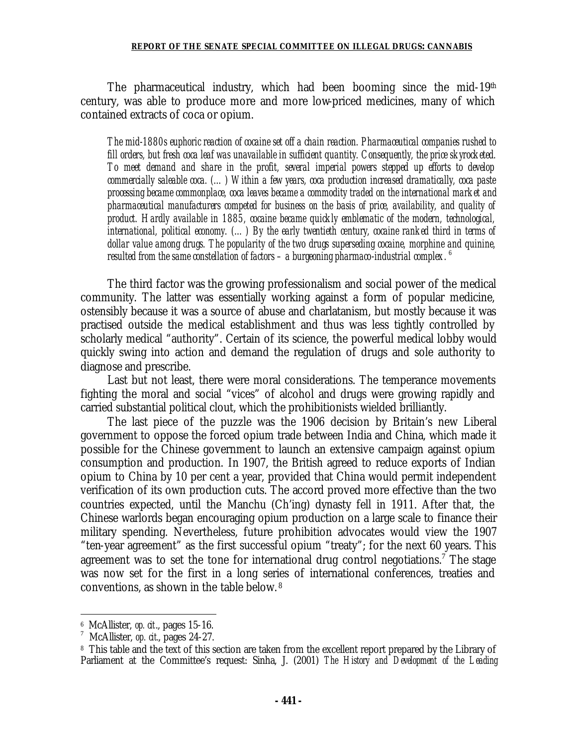The pharmaceutical industry, which had been booming since the mid-19th century, was able to produce more and more low-priced medicines, many of which contained extracts of coca or opium.

> *The mid-1880s euphoric reaction of cocaine set off a chain reaction. Pharmaceutical companies rushed to fill orders, but fresh coca leaf was unavailable in sufficient quantity. Consequently, the price skyrocketed. To meet demand and share in the profit, several imperial powers stepped up efforts to develop commercially saleable coca. (…) Within a few years, coca production increased dramatically, coca paste processing became commonplace, coca leaves became a commodity traded on the international market and pharmaceutical manufacturers competed for business on the basis of price, availability, and quality of product. Hardly available in 1885, cocaine became quickly emblematic of the modern, technological, international, political economy. (…) By the early twentieth century, cocaine ranked third in terms of dollar value among drugs. The popularity of the two drugs superseding cocaine, morphine and quinine, resulted from the same constellation of factors – a burgeoning pharmaco-industrial complex.* [6]

The third factor was the growing professionalism and social power of the medical community. The latter was essentially working against a form of popular medicine, ostensibly because it was a source of abuse and charlatanism, but mostly because it was practised outside the medical establishment and thus was less tightly controlled by scholarly medical "authority". Certain of its science, the powerful medical lobby would quickly swing into action and demand the regulation of drugs and sole authority to diagnose and prescribe.

Last but not least, there were moral considerations. The temperance movements fighting the moral and social "vices" of alcohol and drugs were growing rapidly and carried substantial political clout, which the prohibitionists wielded brilliantly.

The last piece of the puzzle was the 1906 decision by Britain's new Liberal government to oppose the forced opium trade between India and China, which made it possible for the Chinese government to launch an extensive campaign against opium consumption and production. In 1907, the British agreed to reduce exports of Indian opium to China by 10 per cent a year, provided that China would permit independent verification of its own production cuts. The accord proved more effective than the two countries expected, until the Manchu (Ch'ing) dynasty fell in 1911. After that, the Chinese warlords began encouraging opium production on a large scale to finance their military spending. Nevertheless, future prohibition advocates would view the 1907 "ten-year agreement" as the first successful opium "treaty"; for the next 60 years. This agreement was to set the tone for international drug control negotiations.[7] The stage was now set for the first in a long series of international conferences, treaties and conventions, as shown in the table below.[8]

---

[6] McAllister, *op. cit.*, pages 15-16.

[7] McAllister, *op. cit.*, pages 24-27.

[8] This table and the text of this section are taken from the excellent report prepared by the Library of Parliament at the Committee's request: Sinha, J. (2001) *The History and Development of the Leading*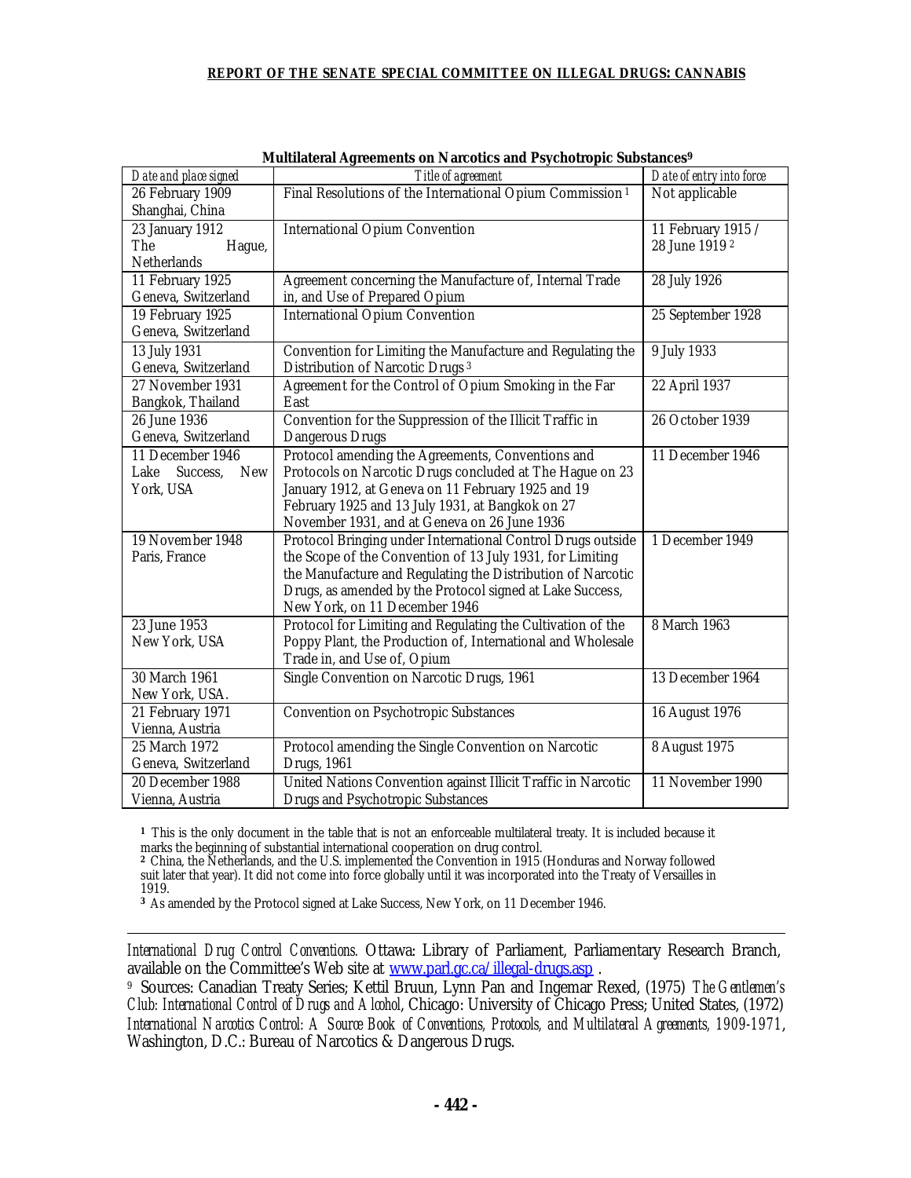**Multilateral Agreements on Narcotics and Psychotropic Substances**[9]

| *Date and place signed* | *Title of agreement* | *Date of entry into force* |
|---|---|---|
| 26 February 1909 Shanghai, China | Final Resolutions of the International Opium Commission [1] | Not applicable |
| 23 January 1912 The Hague, Netherlands | International Opium Convention | 11 February 1915 / 28 June 1919 [2] |
| 11 February 1925 Geneva, Switzerland | Agreement concerning the Manufacture of, Internal Trade in, and Use of Prepared Opium | 28 July 1926 |
| 19 February 1925 Geneva, Switzerland | International Opium Convention | 25 September 1928 |
| 13 July 1931 Geneva, Switzerland | Convention for Limiting the Manufacture and Regulating the Distribution of Narcotic Drugs [3] | 9 July 1933 |
| 27 November 1931 Bangkok, Thailand | Agreement for the Control of Opium Smoking in the Far East | 22 April 1937 |
| 26 June 1936 Geneva, Switzerland | Convention for the Suppression of the Illicit Traffic in Dangerous Drugs | 26 October 1939 |
| 11 December 1946 Lake Success, New York, USA | Protocol amending the Agreements, Conventions and Protocols on Narcotic Drugs concluded at The Hague on 23 January 1912, at Geneva on 11 February 1925 and 19 February 1925 and 13 July 1931, at Bangkok on 27 November 1931, and at Geneva on 26 June 1936 | 11 December 1946 |
| 19 November 1948 Paris, France | Protocol Bringing under International Control Drugs outside the Scope of the Convention of 13 July 1931, for Limiting the Manufacture and Regulating the Distribution of Narcotic Drugs, as amended by the Protocol signed at Lake Success, New York, on 11 December 1946 | 1 December 1949 |
| 23 June 1953 New York, USA | Protocol for Limiting and Regulating the Cultivation of the Poppy Plant, the Production of, International and Wholesale Trade in, and Use of, Opium | 8 March 1963 |
| 30 March 1961 New York, USA. | Single Convention on Narcotic Drugs, 1961 | 13 December 1964 |
| 21 February 1971 Vienna, Austria | Convention on Psychotropic Substances | 16 August 1976 |
| 25 March 1972 Geneva, Switzerland | Protocol amending the Single Convention on Narcotic Drugs, 1961 | 8 August 1975 |
| 20 December 1988 Vienna, Austria | United Nations Convention against Illicit Traffic in Narcotic Drugs and Psychotropic Substances | 11 November 1990 |

**1** This is the only document in the table that is not an enforceable multilateral treaty. It is included because it marks the beginning of substantial international cooperation on drug control.
**2** China, the Netherlands, and the U.S. implemented the Convention in 1915 (Honduras and Norway followed suit later that year). It did not come into force globally until it was incorporated into the Treaty of Versailles in 1919.
**3** As amended by the Protocol signed at Lake Success, New York, on 11 December 1946.

---

*International Drug Control Conventions.* Ottawa: Library of Parliament, Parliamentary Research Branch, available on the Committee's Web site at [www.parl.gc.ca/illegal-drugs.asp](www.parl.gc.ca/illegal-drugs.asp) .

[9] Sources: Canadian Treaty Series; Kettil Bruun, Lynn Pan and Ingemar Rexed, (1975) *The Gentlemen's Club: International Control of Drugs and Alcohol*, Chicago: University of Chicago Press; United States, (1972) *International Narcotics Control: A Source Book of Conventions, Protocols, and Multilateral Agreements, 1909-1971*, Washington, D.C.: Bureau of Narcotics & Dangerous Drugs.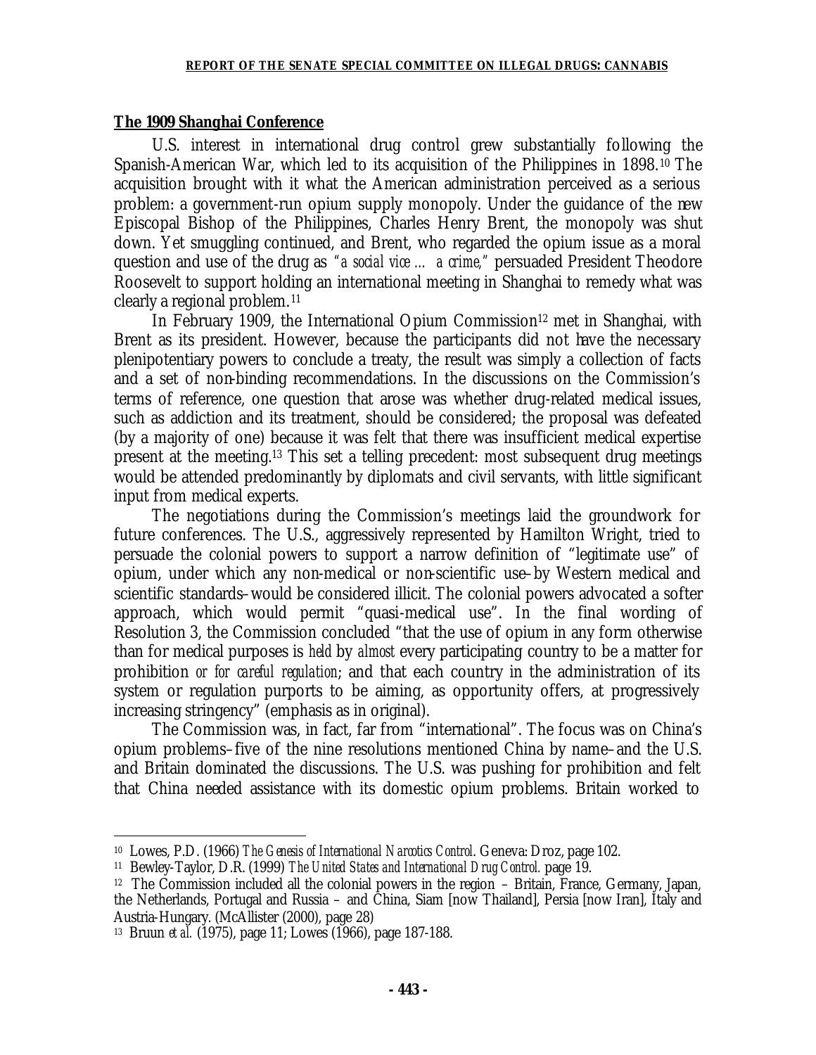## The 1909 Shanghai Conference

U.S. interest in international drug control grew substantially following the Spanish-American War, which led to its acquisition of the Philippines in 1898.[10] The acquisition brought with it what the American administration perceived as a serious problem: a government-run opium supply monopoly. Under the guidance of the new Episcopal Bishop of the Philippines, Charles Henry Brent, the monopoly was shut down. Yet smuggling continued, and Brent, who regarded the opium issue as a moral question and use of the drug as *"a social vice … a crime,"* persuaded President Theodore Roosevelt to support holding an international meeting in Shanghai to remedy what was clearly a regional problem.[11]

In February 1909, the International Opium Commission[12] met in Shanghai, with Brent as its president. However, because the participants did not have the necessary plenipotentiary powers to conclude a treaty, the result was simply a collection of facts and a set of non-binding recommendations. In the discussions on the Commission's terms of reference, one question that arose was whether drug-related medical issues, such as addiction and its treatment, should be considered; the proposal was defeated (by a majority of one) because it was felt that there was insufficient medical expertise present at the meeting.[13] This set a telling precedent: most subsequent drug meetings would be attended predominantly by diplomats and civil servants, with little significant input from medical experts.

The negotiations during the Commission's meetings laid the groundwork for future conferences. The U.S., aggressively represented by Hamilton Wright, tried to persuade the colonial powers to support a narrow definition of "legitimate use" of opium, under which any non-medical or non-scientific use–by Western medical and scientific standards–would be considered illicit. The colonial powers advocated a softer approach, which would permit "quasi-medical use". In the final wording of Resolution 3, the Commission concluded "that the use of opium in any form otherwise than for medical purposes is *held* by *almost* every participating country to be a matter for prohibition *or for careful regulation*; and that each country in the administration of its system or regulation purports to be aiming, as opportunity offers, at progressively increasing stringency" (emphasis as in original).

The Commission was, in fact, far from "international". The focus was on China's opium problems–five of the nine resolutions mentioned China by name–and the U.S. and Britain dominated the discussions. The U.S. was pushing for prohibition and felt that China needed assistance with its domestic opium problems. Britain worked to

---

[10] Lowes, P.D. (1966) *The Genesis of International Narcotics Control*. Geneva: Droz, page 102.

[11] Bewley-Taylor, D.R. (1999) *The United States and International Drug Control.* page 19.

[12] The Commission included all the colonial powers in the region – Britain, France, Germany, Japan, the Netherlands, Portugal and Russia – and China, Siam [now Thailand], Persia [now Iran], Italy and Austria-Hungary. (McAllister (2000), page 28)

[13] Bruun *et al.* (1975), page 11; Lowes (1966), page 187-188.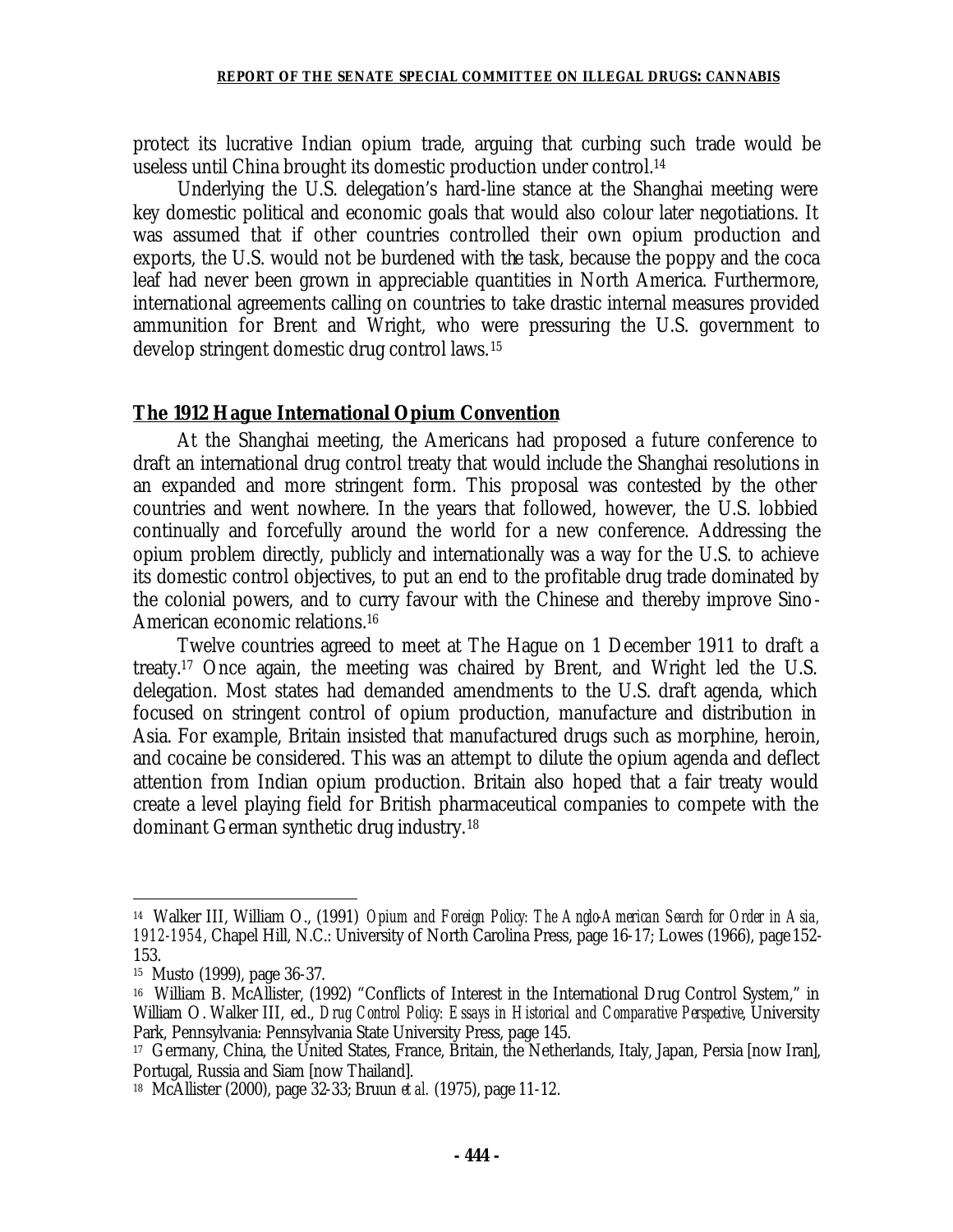protect its lucrative Indian opium trade, arguing that curbing such trade would be useless until China brought its domestic production under control.[14]

Underlying the U.S. delegation's hard-line stance at the Shanghai meeting were key domestic political and economic goals that would also colour later negotiations. It was assumed that if other countries controlled their own opium production and exports, the U.S. would not be burdened with the task, because the poppy and the coca leaf had never been grown in appreciable quantities in North America. Furthermore, international agreements calling on countries to take drastic internal measures provided ammunition for Brent and Wright, who were pressuring the U.S. government to develop stringent domestic drug control laws.[15]

## The 1912 Hague International Opium Convention

At the Shanghai meeting, the Americans had proposed a future conference to draft an international drug control treaty that would include the Shanghai resolutions in an expanded and more stringent form. This proposal was contested by the other countries and went nowhere. In the years that followed, however, the U.S. lobbied continually and forcefully around the world for a new conference. Addressing the opium problem directly, publicly and internationally was a way for the U.S. to achieve its domestic control objectives, to put an end to the profitable drug trade dominated by the colonial powers, and to curry favour with the Chinese and thereby improve Sino-American economic relations.[16]

Twelve countries agreed to meet at The Hague on 1 December 1911 to draft a treaty.[17] Once again, the meeting was chaired by Brent, and Wright led the U.S. delegation. Most states had demanded amendments to the U.S. draft agenda, which focused on stringent control of opium production, manufacture and distribution in Asia. For example, Britain insisted that manufactured drugs such as morphine, heroin, and cocaine be considered. This was an attempt to dilute the opium agenda and deflect attention from Indian opium production. Britain also hoped that a fair treaty would create a level playing field for British pharmaceutical companies to compete with the dominant German synthetic drug industry.[18]

---

[14] Walker III, William O., (1991) *Opium and Foreign Policy: The Anglo-American Search for Order in Asia, 1912-1954*, Chapel Hill, N.C.: University of North Carolina Press, page 16-17; Lowes (1966), page 152-153.

[15] Musto (1999), page 36-37.

[16] William B. McAllister, (1992) "Conflicts of Interest in the International Drug Control System," in William O. Walker III, ed., *Drug Control Policy: Essays in Historical and Comparative Perspective*, University Park, Pennsylvania: Pennsylvania State University Press, page 145.

[17] Germany, China, the United States, France, Britain, the Netherlands, Italy, Japan, Persia [now Iran], Portugal, Russia and Siam [now Thailand].

[18] McAllister (2000), page 32-33; Bruun *et al.* (1975), page 11-12.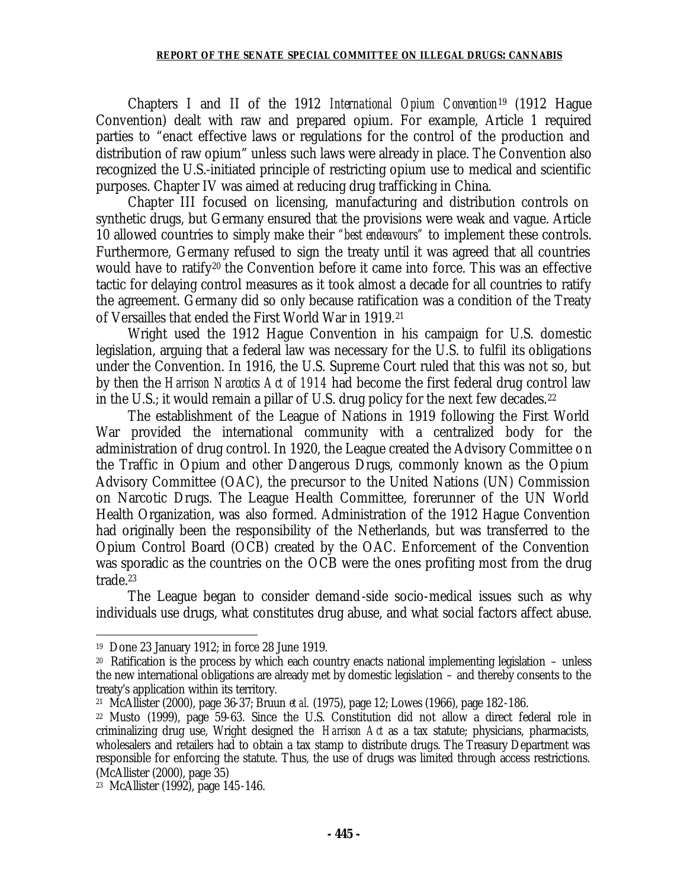Chapters I and II of the 1912 *International Opium Convention*[19] (1912 Hague Convention) dealt with raw and prepared opium. For example, Article 1 required parties to "enact effective laws or regulations for the control of the production and distribution of raw opium" unless such laws were already in place. The Convention also recognized the U.S.-initiated principle of restricting opium use to medical and scientific purposes. Chapter IV was aimed at reducing drug trafficking in China.

Chapter III focused on licensing, manufacturing and distribution controls on synthetic drugs, but Germany ensured that the provisions were weak and vague. Article 10 allowed countries to simply make their *"best endeavours"* to implement these controls. Furthermore, Germany refused to sign the treaty until it was agreed that all countries would have to ratify[20] the Convention before it came into force. This was an effective tactic for delaying control measures as it took almost a decade for all countries to ratify the agreement. Germany did so only because ratification was a condition of the Treaty of Versailles that ended the First World War in 1919.[21]

Wright used the 1912 Hague Convention in his campaign for U.S. domestic legislation, arguing that a federal law was necessary for the U.S. to fulfil its obligations under the Convention. In 1916, the U.S. Supreme Court ruled that this was not so, but by then the *Harrison Narcotics Act of 1914* had become the first federal drug control law in the U.S.; it would remain a pillar of U.S. drug policy for the next few decades.[22]

The establishment of the League of Nations in 1919 following the First World War provided the international community with a centralized body for the administration of drug control. In 1920, the League created the Advisory Committee on the Traffic in Opium and other Dangerous Drugs, commonly known as the Opium Advisory Committee (OAC), the precursor to the United Nations (UN) Commission on Narcotic Drugs. The League Health Committee, forerunner of the UN World Health Organization, was also formed. Administration of the 1912 Hague Convention had originally been the responsibility of the Netherlands, but was transferred to the Opium Control Board (OCB) created by the OAC. Enforcement of the Convention was sporadic as the countries on the OCB were the ones profiting most from the drug trade.[23]

The League began to consider demand-side socio-medical issues such as why individuals use drugs, what constitutes drug abuse, and what social factors affect abuse.

---

[19] Done 23 January 1912; in force 28 June 1919.

[20] Ratification is the process by which each country enacts national implementing legislation – unless the new international obligations are already met by domestic legislation – and thereby consents to the treaty's application within its territory.

[21] McAllister (2000), page 36-37; Bruun *et al.* (1975), page 12; Lowes (1966), page 182-186.

[22] Musto (1999), page 59-63. Since the U.S. Constitution did not allow a direct federal role in criminalizing drug use, Wright designed the *Harrison Act* as a tax statute; physicians, pharmacists, wholesalers and retailers had to obtain a tax stamp to distribute drugs. The Treasury Department was responsible for enforcing the statute. Thus, the use of drugs was limited through access restrictions. (McAllister (2000), page 35)

[23] McAllister (1992), page 145-146.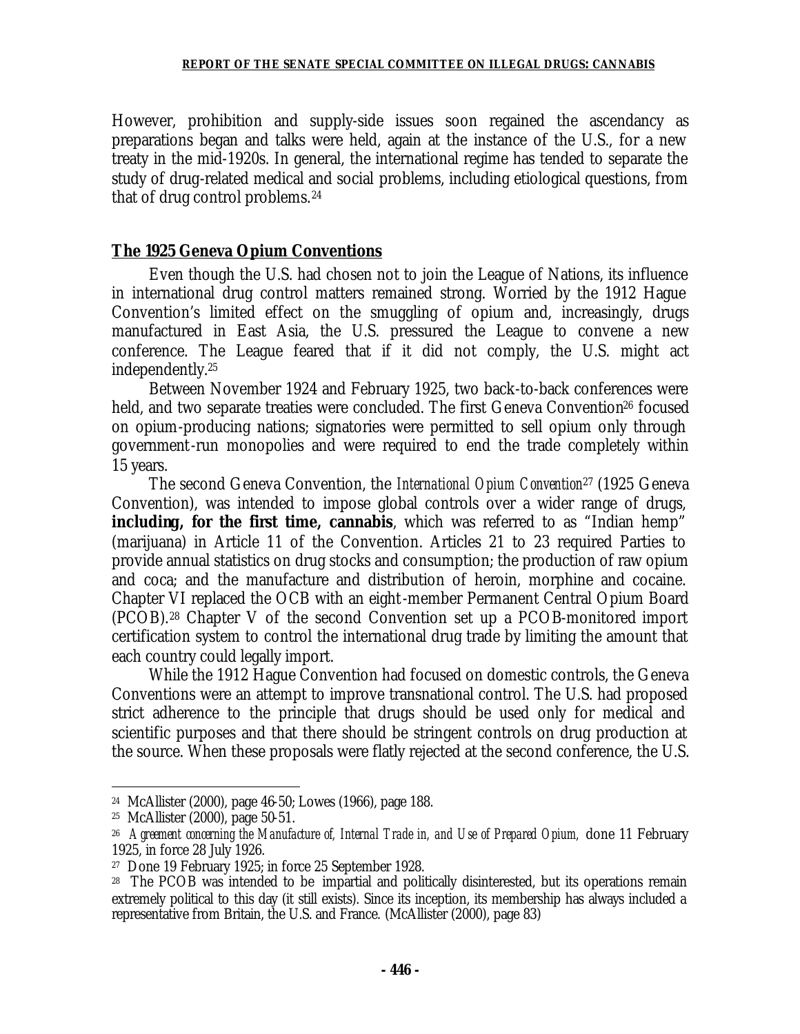However, prohibition and supply-side issues soon regained the ascendancy as preparations began and talks were held, again at the instance of the U.S., for a new treaty in the mid-1920s. In general, the international regime has tended to separate the study of drug-related medical and social problems, including etiological questions, from that of drug control problems.[24]

## The 1925 Geneva Opium Conventions

Even though the U.S. had chosen not to join the League of Nations, its influence in international drug control matters remained strong. Worried by the 1912 Hague Convention's limited effect on the smuggling of opium and, increasingly, drugs manufactured in East Asia, the U.S. pressured the League to convene a new conference. The League feared that if it did not comply, the U.S. might act independently.[25]

Between November 1924 and February 1925, two back-to-back conferences were held, and two separate treaties were concluded. The first Geneva Convention[26] focused on opium-producing nations; signatories were permitted to sell opium only through government-run monopolies and were required to end the trade completely within 15 years.

The second Geneva Convention, the *International Opium Convention*[27] (1925 Geneva Convention), was intended to impose global controls over a wider range of drugs, **including, for the first time, cannabis**, which was referred to as "Indian hemp" (marijuana) in Article 11 of the Convention. Articles 21 to 23 required Parties to provide annual statistics on drug stocks and consumption; the production of raw opium and coca; and the manufacture and distribution of heroin, morphine and cocaine. Chapter VI replaced the OCB with an eight-member Permanent Central Opium Board (PCOB).[28] Chapter V of the second Convention set up a PCOB-monitored import certification system to control the international drug trade by limiting the amount that each country could legally import.

While the 1912 Hague Convention had focused on domestic controls, the Geneva Conventions were an attempt to improve transnational control. The U.S. had proposed strict adherence to the principle that drugs should be used only for medical and scientific purposes and that there should be stringent controls on drug production at the source. When these proposals were flatly rejected at the second conference, the U.S.

---

[24] McAllister (2000), page 46-50; Lowes (1966), page 188.

[25] McAllister (2000), page 50-51.

[26] *Agreement concerning the Manufacture of, Internal Trade in, and Use of Prepared Opium,* done 11 February 1925, in force 28 July 1926.

[27] Done 19 February 1925; in force 25 September 1928.

[28] The PCOB was intended to be impartial and politically disinterested, but its operations remain extremely political to this day (it still exists). Since its inception, its membership has always included a representative from Britain, the U.S. and France. (McAllister (2000), page 83)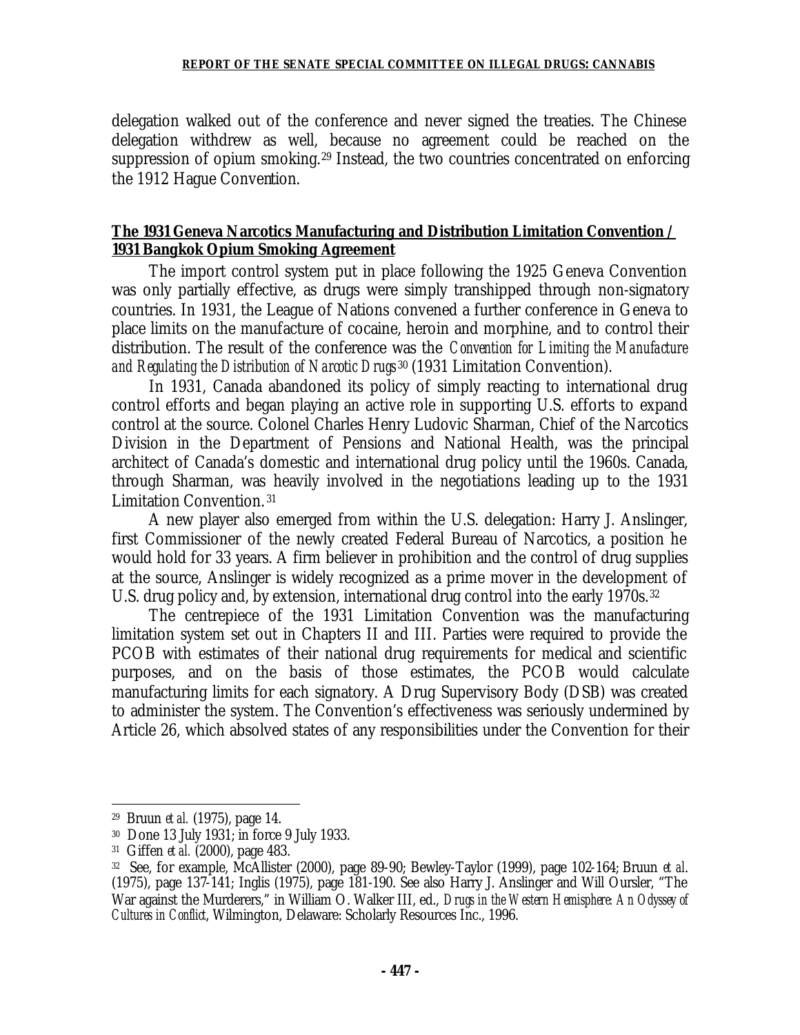delegation walked out of the conference and never signed the treaties. The Chinese delegation withdrew as well, because no agreement could be reached on the suppression of opium smoking.[29] Instead, the two countries concentrated on enforcing the 1912 Hague Convention.

**The 1931 Geneva Narcotics Manufacturing and Distribution Limitation Convention / 1931 Bangkok Opium Smoking Agreement**

The import control system put in place following the 1925 Geneva Convention was only partially effective, as drugs were simply transhipped through non-signatory countries. In 1931, the League of Nations convened a further conference in Geneva to place limits on the manufacture of cocaine, heroin and morphine, and to control their distribution. The result of the conference was the *Convention for Limiting the Manufacture and Regulating the Distribution of Narcotic Drugs*[30] (1931 Limitation Convention).

In 1931, Canada abandoned its policy of simply reacting to international drug control efforts and began playing an active role in supporting U.S. efforts to expand control at the source. Colonel Charles Henry Ludovic Sharman, Chief of the Narcotics Division in the Department of Pensions and National Health, was the principal architect of Canada's domestic and international drug policy until the 1960s. Canada, through Sharman, was heavily involved in the negotiations leading up to the 1931 Limitation Convention.[31]

A new player also emerged from within the U.S. delegation: Harry J. Anslinger, first Commissioner of the newly created Federal Bureau of Narcotics, a position he would hold for 33 years. A firm believer in prohibition and the control of drug supplies at the source, Anslinger is widely recognized as a prime mover in the development of U.S. drug policy and, by extension, international drug control into the early 1970s.[32]

The centrepiece of the 1931 Limitation Convention was the manufacturing limitation system set out in Chapters II and III. Parties were required to provide the PCOB with estimates of their national drug requirements for medical and scientific purposes, and on the basis of those estimates, the PCOB would calculate manufacturing limits for each signatory. A Drug Supervisory Body (DSB) was created to administer the system. The Convention's effectiveness was seriously undermined by Article 26, which absolved states of any responsibilities under the Convention for their

---

[29] Bruun *et al.* (1975), page 14.

[30] Done 13 July 1931; in force 9 July 1933.

[31] Giffen *et al.* (2000), page 483.

[32] See, for example, McAllister (2000), page 89-90; Bewley-Taylor (1999), page 102-164; Bruun *et al.* (1975), page 137-141; Inglis (1975), page 181-190. See also Harry J. Anslinger and Will Oursler, "The War against the Murderers," in William O. Walker III, ed., *Drugs in the Western Hemisphere: An Odyssey of Cultures in Conflict*, Wilmington, Delaware: Scholarly Resources Inc., 1996.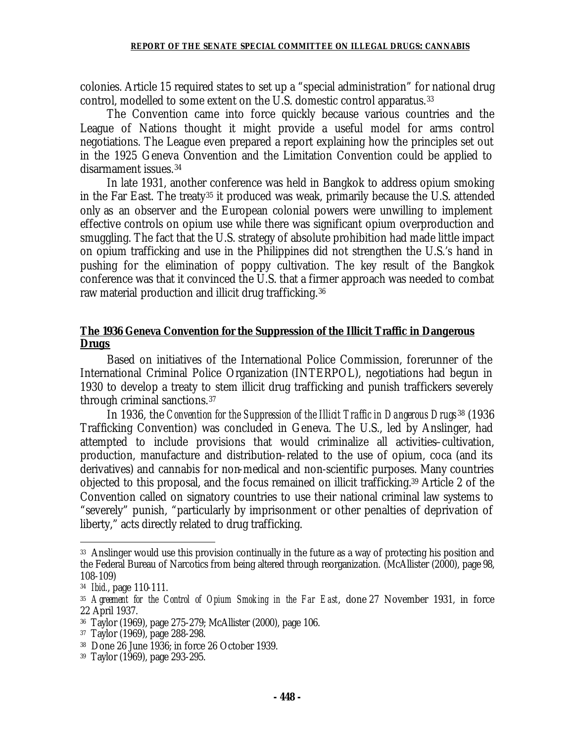colonies. Article 15 required states to set up a "special administration" for national drug control, modelled to some extent on the U.S. domestic control apparatus.[33]

The Convention came into force quickly because various countries and the League of Nations thought it might provide a useful model for arms control negotiations. The League even prepared a report explaining how the principles set out in the 1925 Geneva Convention and the Limitation Convention could be applied to disarmament issues.[34]

In late 1931, another conference was held in Bangkok to address opium smoking in the Far East. The treaty[35] it produced was weak, primarily because the U.S. attended only as an observer and the European colonial powers were unwilling to implement effective controls on opium use while there was significant opium overproduction and smuggling. The fact that the U.S. strategy of absolute prohibition had made little impact on opium trafficking and use in the Philippines did not strengthen the U.S.'s hand in pushing for the elimination of poppy cultivation. The key result of the Bangkok conference was that it convinced the U.S. that a firmer approach was needed to combat raw material production and illicit drug trafficking.[36]

## The 1936 Geneva Convention for the Suppression of the Illicit Traffic in Dangerous Drugs

Based on initiatives of the International Police Commission, forerunner of the International Criminal Police Organization (INTERPOL), negotiations had begun in 1930 to develop a treaty to stem illicit drug trafficking and punish traffickers severely through criminal sanctions.[37]

In 1936, the *Convention for the Suppression of the Illicit Traffic in Dangerous Drugs*[38] (1936 Trafficking Convention) was concluded in Geneva. The U.S., led by Anslinger, had attempted to include provisions that would criminalize all activities–cultivation, production, manufacture and distribution–related to the use of opium, coca (and its derivatives) and cannabis for non-medical and non-scientific purposes. Many countries objected to this proposal, and the focus remained on illicit trafficking.[39] Article 2 of the Convention called on signatory countries to use their national criminal law systems to "severely" punish, "particularly by imprisonment or other penalties of deprivation of liberty," acts directly related to drug trafficking.

---

[33] Anslinger would use this provision continually in the future as a way of protecting his position and the Federal Bureau of Narcotics from being altered through reorganization. (McAllister (2000), page 98, 108-109)

[34] *Ibid.*, page 110-111.

[35] *Agreement for the Control of Opium Smoking in the Far East*, done 27 November 1931, in force 22 April 1937.

[36] Taylor (1969), page 275-279; McAllister (2000), page 106.

[37] Taylor (1969), page 288-298.

[38] Done 26 June 1936; in force 26 October 1939.

[39] Taylor (1969), page 293-295.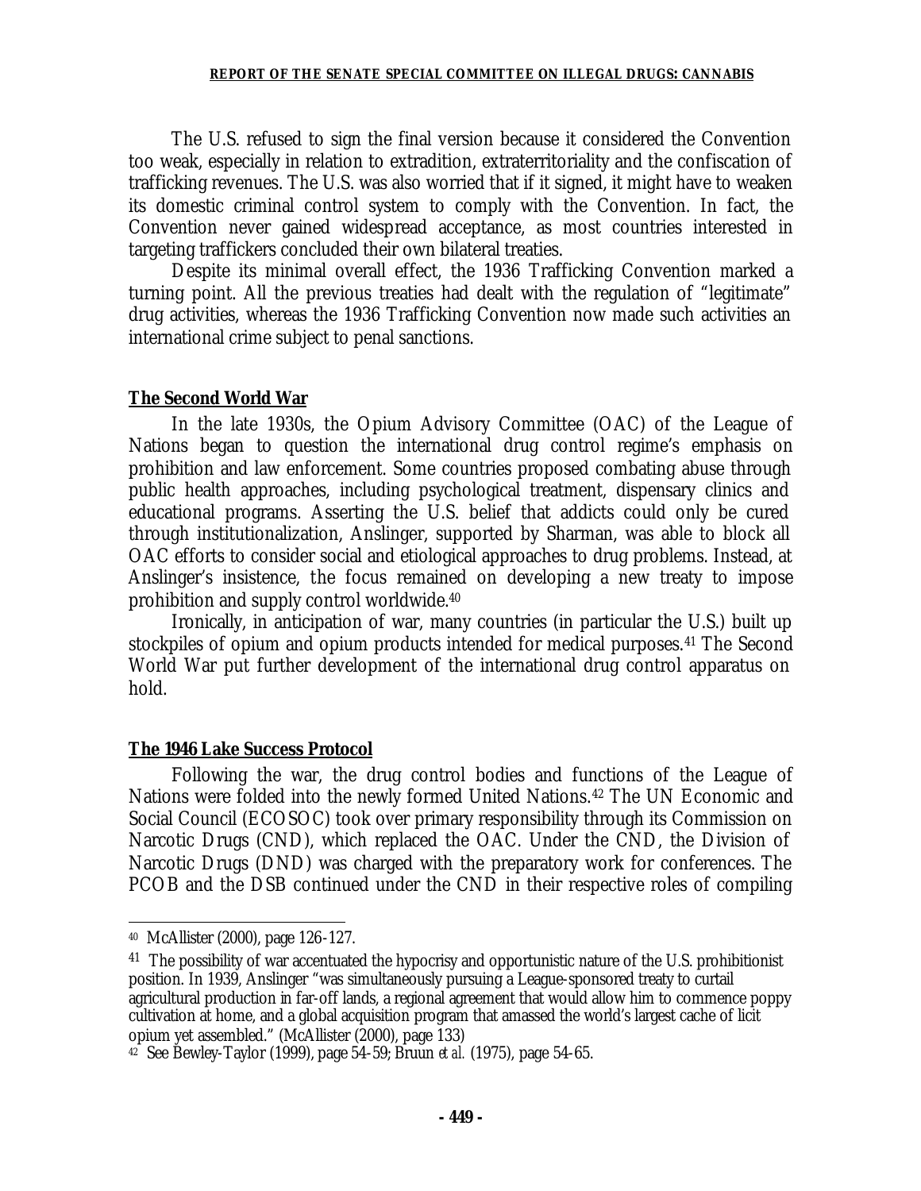The U.S. refused to sign the final version because it considered the Convention too weak, especially in relation to extradition, extraterritoriality and the confiscation of trafficking revenues. The U.S. was also worried that if it signed, it might have to weaken its domestic criminal control system to comply with the Convention. In fact, the Convention never gained widespread acceptance, as most countries interested in targeting traffickers concluded their own bilateral treaties.

Despite its minimal overall effect, the 1936 Trafficking Convention marked a turning point. All the previous treaties had dealt with the regulation of "legitimate" drug activities, whereas the 1936 Trafficking Convention now made such activities an international crime subject to penal sanctions.

## The Second World War

In the late 1930s, the Opium Advisory Committee (OAC) of the League of Nations began to question the international drug control regime's emphasis on prohibition and law enforcement. Some countries proposed combating abuse through public health approaches, including psychological treatment, dispensary clinics and educational programs. Asserting the U.S. belief that addicts could only be cured through institutionalization, Anslinger, supported by Sharman, was able to block all OAC efforts to consider social and etiological approaches to drug problems. Instead, at Anslinger's insistence, the focus remained on developing a new treaty to impose prohibition and supply control worldwide.[40]

Ironically, in anticipation of war, many countries (in particular the U.S.) built up stockpiles of opium and opium products intended for medical purposes.[41] The Second World War put further development of the international drug control apparatus on hold.

## The 1946 Lake Success Protocol

Following the war, the drug control bodies and functions of the League of Nations were folded into the newly formed United Nations.[42] The UN Economic and Social Council (ECOSOC) took over primary responsibility through its Commission on Narcotic Drugs (CND), which replaced the OAC. Under the CND, the Division of Narcotic Drugs (DND) was charged with the preparatory work for conferences. The PCOB and the DSB continued under the CND in their respective roles of compiling

---

[40] McAllister (2000), page 126-127.

[41] The possibility of war accentuated the hypocrisy and opportunistic nature of the U.S. prohibitionist position. In 1939, Anslinger "was simultaneously pursuing a League-sponsored treaty to curtail agricultural production in far-off lands, a regional agreement that would allow him to commence poppy cultivation at home, and a global acquisition program that amassed the world's largest cache of licit opium yet assembled." (McAllister (2000), page 133)

[42] See Bewley-Taylor (1999), page 54-59; Bruun *et al.* (1975), page 54-65.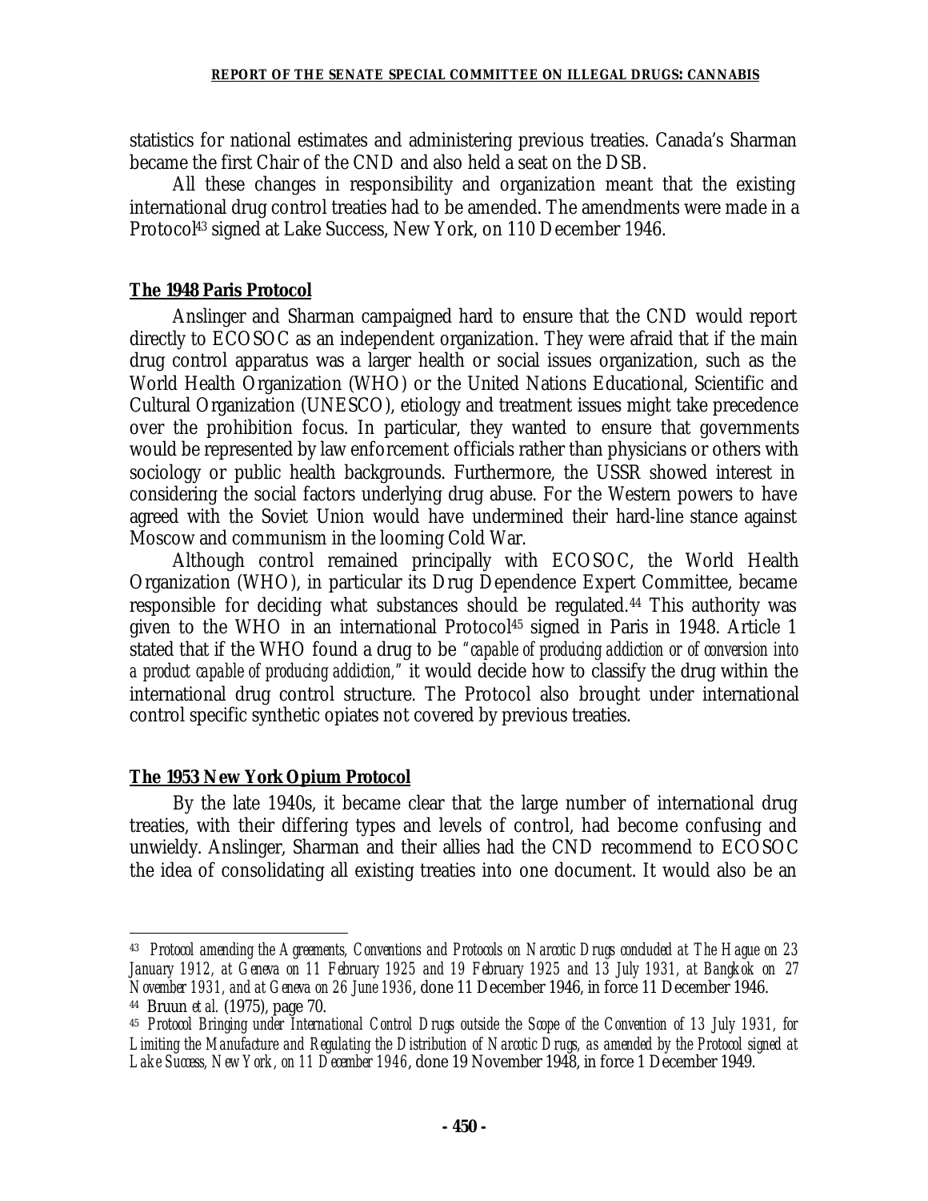statistics for national estimates and administering previous treaties. Canada's Sharman became the first Chair of the CND and also held a seat on the DSB.

All these changes in responsibility and organization meant that the existing international drug control treaties had to be amended. The amendments were made in a Protocol[43] signed at Lake Success, New York, on 110 December 1946.

**The 1948 Paris Protocol**

Anslinger and Sharman campaigned hard to ensure that the CND would report directly to ECOSOC as an independent organization. They were afraid that if the main drug control apparatus was a larger health or social issues organization, such as the World Health Organization (WHO) or the United Nations Educational, Scientific and Cultural Organization (UNESCO), etiology and treatment issues might take precedence over the prohibition focus. In particular, they wanted to ensure that governments would be represented by law enforcement officials rather than physicians or others with sociology or public health backgrounds. Furthermore, the USSR showed interest in considering the social factors underlying drug abuse. For the Western powers to have agreed with the Soviet Union would have undermined their hard-line stance against Moscow and communism in the looming Cold War.

Although control remained principally with ECOSOC, the World Health Organization (WHO), in particular its Drug Dependence Expert Committee, became responsible for deciding what substances should be regulated.[44] This authority was given to the WHO in an international Protocol[45] signed in Paris in 1948. Article 1 stated that if the WHO found a drug to be *"capable of producing addiction or of conversion into a product capable of producing addiction,"* it would decide how to classify the drug within the international drug control structure. The Protocol also brought under international control specific synthetic opiates not covered by previous treaties.

**The 1953 New York Opium Protocol**

By the late 1940s, it became clear that the large number of international drug treaties, with their differing types and levels of control, had become confusing and unwieldy. Anslinger, Sharman and their allies had the CND recommend to ECOSOC the idea of consolidating all existing treaties into one document. It would also be an

---

[43] *Protocol amending the Agreements, Conventions and Protocols on Narcotic Drugs concluded at The Hague on 23 January 1912, at Geneva on 11 February 1925 and 19 February 1925 and 13 July 1931, at Bangkok on 27 November 1931, and at Geneva on 26 June 1936*, done 11 December 1946, in force 11 December 1946.

[44] Bruun *et al.* (1975), page 70.

[45] *Protocol Bringing under International Control Drugs outside the Scope of the Convention of 13 July 1931, for Limiting the Manufacture and Regulating the Distribution of Narcotic Drugs, as amended by the Protocol signed at Lake Success, New York, on 11 December 1946*, done 19 November 1948, in force 1 December 1949.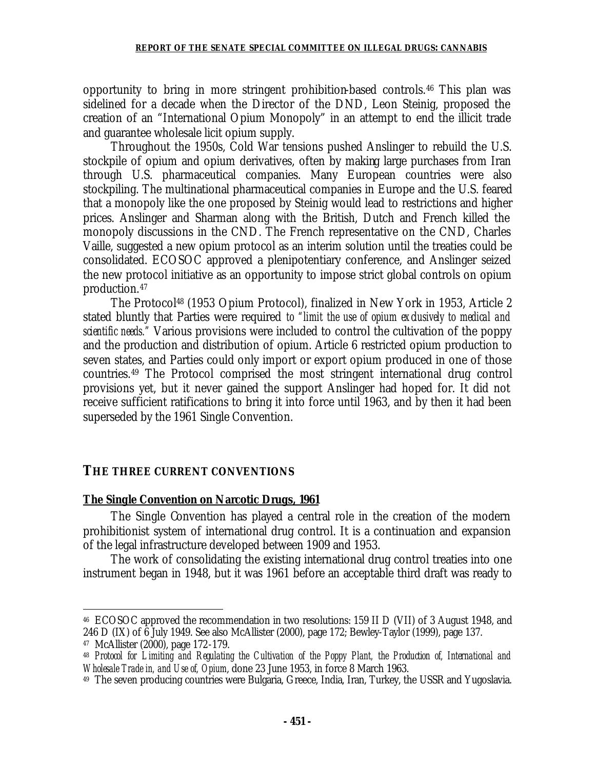opportunity to bring in more stringent prohibition-based controls.[46] This plan was sidelined for a decade when the Director of the DND, Leon Steinig, proposed the creation of an "International Opium Monopoly" in an attempt to end the illicit trade and guarantee wholesale licit opium supply.

Throughout the 1950s, Cold War tensions pushed Anslinger to rebuild the U.S. stockpile of opium and opium derivatives, often by making large purchases from Iran through U.S. pharmaceutical companies. Many European countries were also stockpiling. The multinational pharmaceutical companies in Europe and the U.S. feared that a monopoly like the one proposed by Steinig would lead to restrictions and higher prices. Anslinger and Sharman along with the British, Dutch and French killed the monopoly discussions in the CND. The French representative on the CND, Charles Vaille, suggested a new opium protocol as an interim solution until the treaties could be consolidated. ECOSOC approved a plenipotentiary conference, and Anslinger seized the new protocol initiative as an opportunity to impose strict global controls on opium production.[47]

The Protocol[48] (1953 Opium Protocol), finalized in New York in 1953, Article 2 stated bluntly that Parties were required *to "limit the use of opium exclusively to medical and scientific needs."* Various provisions were included to control the cultivation of the poppy and the production and distribution of opium. Article 6 restricted opium production to seven states, and Parties could only import or export opium produced in one of those countries.[49] The Protocol comprised the most stringent international drug control provisions yet, but it never gained the support Anslinger had hoped for. It did not receive sufficient ratifications to bring it into force until 1963, and by then it had been superseded by the 1961 Single Convention.

## THE THREE CURRENT CONVENTIONS

### The Single Convention on Narcotic Drugs, 1961

The Single Convention has played a central role in the creation of the modern prohibitionist system of international drug control. It is a continuation and expansion of the legal infrastructure developed between 1909 and 1953.

The work of consolidating the existing international drug control treaties into one instrument began in 1948, but it was 1961 before an acceptable third draft was ready to

---

[46] ECOSOC approved the recommendation in two resolutions: 159 II D (VII) of 3 August 1948, and 246 D (IX) of 6 July 1949. See also McAllister (2000), page 172; Bewley-Taylor (1999), page 137.

[47] McAllister (2000), page 172-179.

[48] *Protocol for Limiting and Regulating the Cultivation of the Poppy Plant, the Production of, International and Wholesale Trade in, and Use of, Opium*, done 23 June 1953, in force 8 March 1963.

[49] The seven producing countries were Bulgaria, Greece, India, Iran, Turkey, the USSR and Yugoslavia.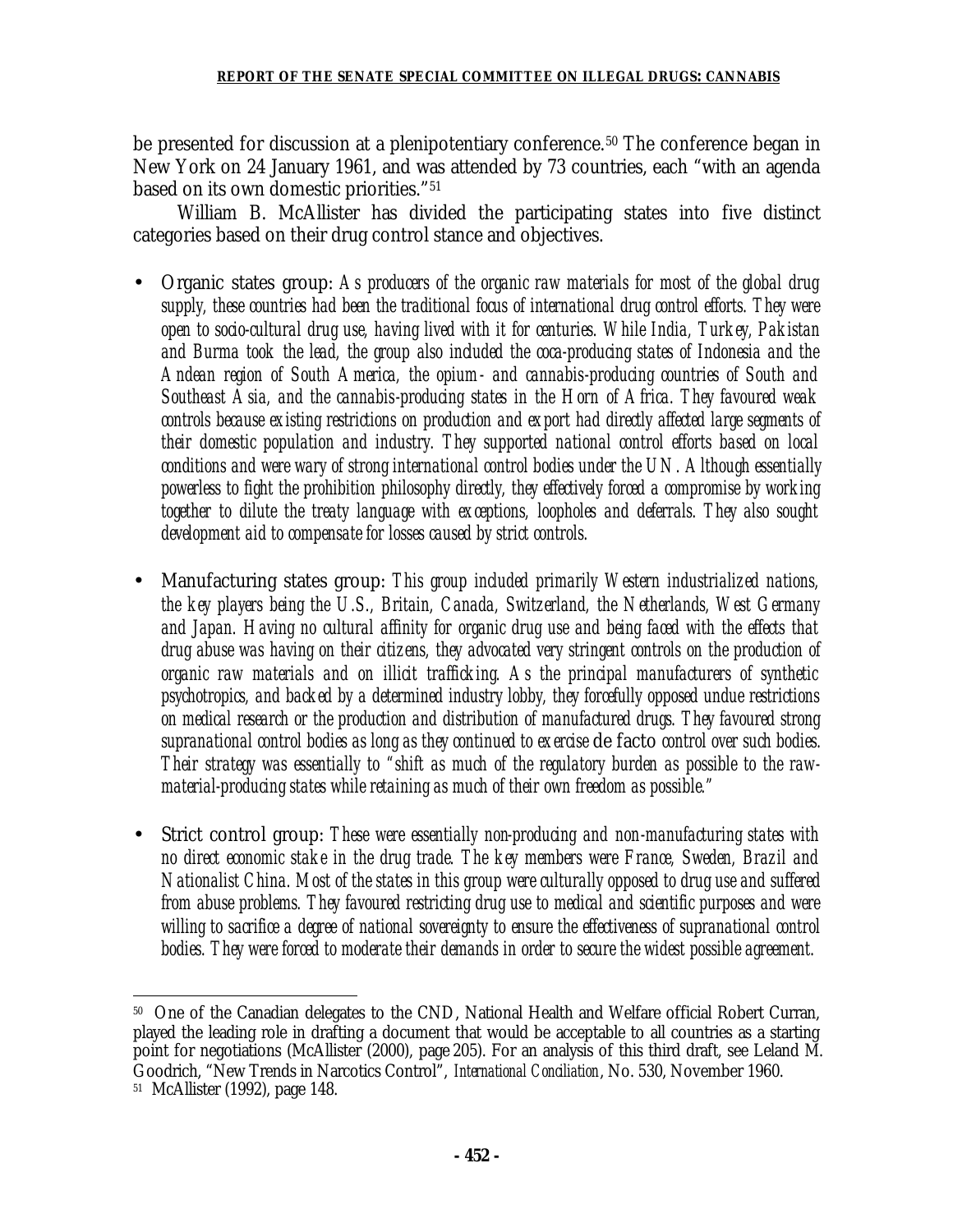be presented for discussion at a plenipotentiary conference.[50] The conference began in New York on 24 January 1961, and was attended by 73 countries, each "with an agenda based on its own domestic priorities."[51]

William B. McAllister has divided the participating states into five distinct categories based on their drug control stance and objectives.

- Organic states group: *As producers of the organic raw materials for most of the global drug supply, these countries had been the traditional focus of international drug control efforts. They were open to socio-cultural drug use, having lived with it for centuries. While India, Turkey, Pakistan and Burma took the lead, the group also included the coca-producing states of Indonesia and the Andean region of South America, the opium- and cannabis-producing countries of South and Southeast Asia, and the cannabis-producing states in the Horn of Africa. They favoured weak controls because existing restrictions on production and export had directly affected large segments of their domestic population and industry. They supported national control efforts based on local conditions and were wary of strong international control bodies under the UN. Although essentially powerless to fight the prohibition philosophy directly, they effectively forced a compromise by working together to dilute the treaty language with exceptions, loopholes and deferrals. They also sought development aid to compensate for losses caused by strict controls.*

- Manufacturing states group: *This group included primarily Western industrialized nations, the key players being the U.S., Britain, Canada, Switzerland, the Netherlands, West Germany and Japan. Having no cultural affinity for organic drug use and being faced with the effects that drug abuse was having on their citizens, they advocated very stringent controls on the production of organic raw materials and on illicit trafficking. As the principal manufacturers of synthetic psychotropics, and backed by a determined industry lobby, they forcefully opposed undue restrictions on medical research or the production and distribution of manufactured drugs. They favoured strong supranational control bodies as long as they continued to exercise* de facto *control over such bodies. Their strategy was essentially to "shift as much of the regulatory burden as possible to the raw-material-producing states while retaining as much of their own freedom as possible."*

- Strict control group: *These were essentially non-producing and non-manufacturing states with no direct economic stake in the drug trade. The key members were France, Sweden, Brazil and Nationalist China. Most of the states in this group were culturally opposed to drug use and suffered from abuse problems. They favoured restricting drug use to medical and scientific purposes and were willing to sacrifice a degree of national sovereignty to ensure the effectiveness of supranational control bodies. They were forced to moderate their demands in order to secure the widest possible agreement.*

---

[50] One of the Canadian delegates to the CND, National Health and Welfare official Robert Curran, played the leading role in drafting a document that would be acceptable to all countries as a starting point for negotiations (McAllister (2000), page 205). For an analysis of this third draft, see Leland M. Goodrich, "New Trends in Narcotics Control", *International Conciliation*, No. 530, November 1960.

[51] McAllister (1992), page 148.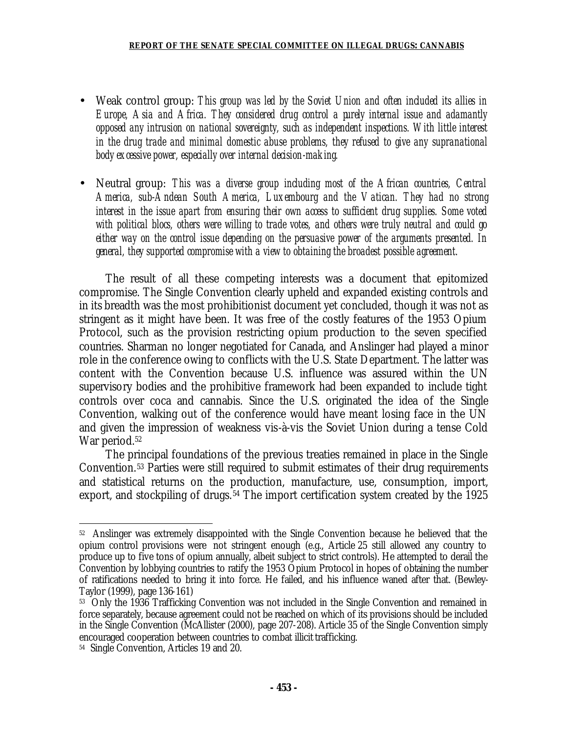- Weak control group: *This group was led by the Soviet Union and often included its allies in Europe, Asia and Africa. They considered drug control a purely internal issue and adamantly opposed any intrusion on national sovereignty, such as independent inspections. With little interest in the drug trade and minimal domestic abuse problems, they refused to give any supranational body excessive power, especially over internal decision-making.*

- Neutral group: *This was a diverse group including most of the African countries, Central America, sub-Andean South America, Luxembourg and the Vatican. They had no strong interest in the issue apart from ensuring their own access to sufficient drug supplies. Some voted with political blocs, others were willing to trade votes, and others were truly neutral and could go either way on the control issue depending on the persuasive power of the arguments presented. In general, they supported compromise with a view to obtaining the broadest possible agreement.*

The result of all these competing interests was a document that epitomized compromise. The Single Convention clearly upheld and expanded existing controls and in its breadth was the most prohibitionist document yet concluded, though it was not as stringent as it might have been. It was free of the costly features of the 1953 Opium Protocol, such as the provision restricting opium production to the seven specified countries. Sharman no longer negotiated for Canada, and Anslinger had played a minor role in the conference owing to conflicts with the U.S. State Department. The latter was content with the Convention because U.S. influence was assured within the UN supervisory bodies and the prohibitive framework had been expanded to include tight controls over coca and cannabis. Since the U.S. originated the idea of the Single Convention, walking out of the conference would have meant losing face in the UN and given the impression of weakness vis-à-vis the Soviet Union during a tense Cold War period.[52]

The principal foundations of the previous treaties remained in place in the Single Convention.[53] Parties were still required to submit estimates of their drug requirements and statistical returns on the production, manufacture, use, consumption, import, export, and stockpiling of drugs.[54] The import certification system created by the 1925

---

[52] Anslinger was extremely disappointed with the Single Convention because he believed that the opium control provisions were not stringent enough (e.g., Article 25 still allowed any country to produce up to five tons of opium annually, albeit subject to strict controls). He attempted to derail the Convention by lobbying countries to ratify the 1953 Opium Protocol in hopes of obtaining the number of ratifications needed to bring it into force. He failed, and his influence waned after that. (Bewley-Taylor (1999), page 136-161)

[53] Only the 1936 Trafficking Convention was not included in the Single Convention and remained in force separately, because agreement could not be reached on which of its provisions should be included in the Single Convention (McAllister (2000), page 207-208). Article 35 of the Single Convention simply encouraged cooperation between countries to combat illicit trafficking.

[54] Single Convention, Articles 19 and 20.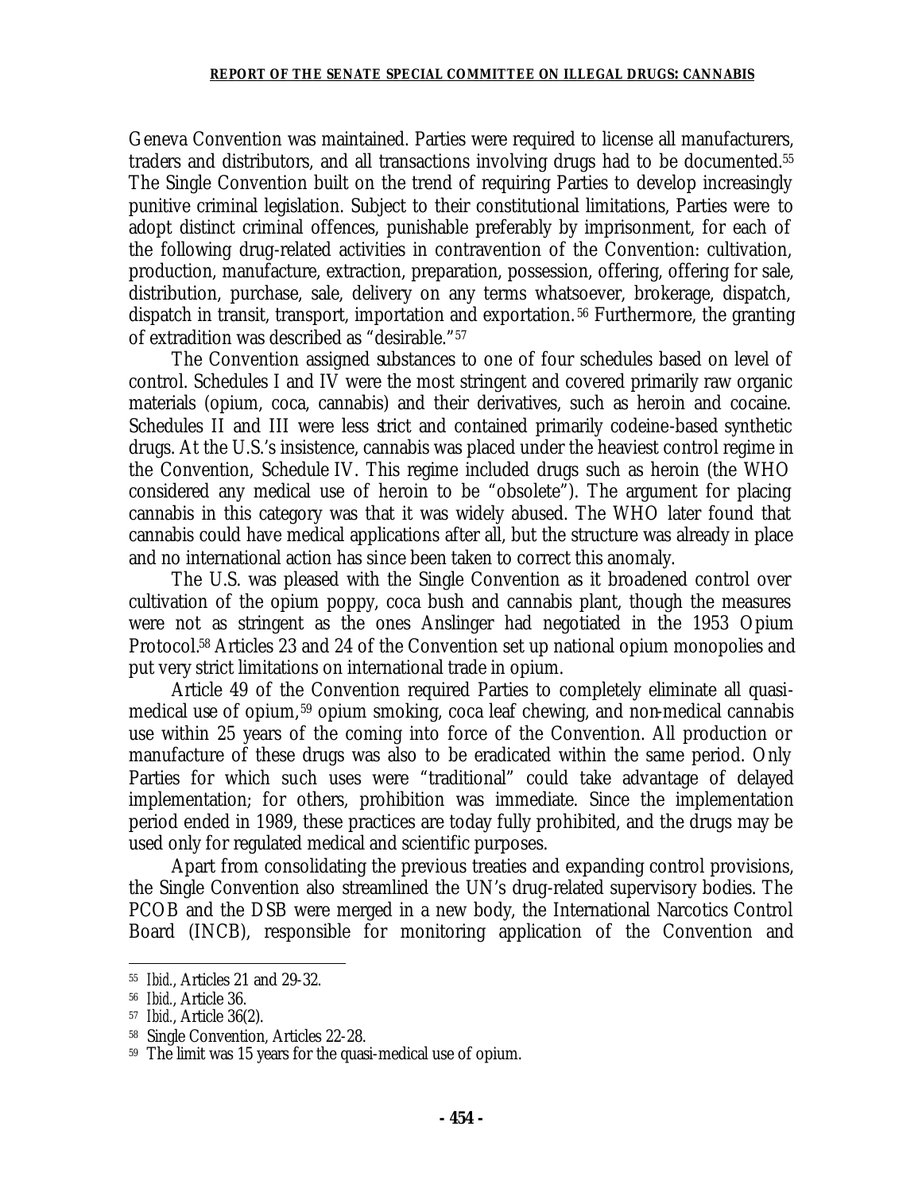Geneva Convention was maintained. Parties were required to license all manufacturers, traders and distributors, and all transactions involving drugs had to be documented.[55] The Single Convention built on the trend of requiring Parties to develop increasingly punitive criminal legislation. Subject to their constitutional limitations, Parties were to adopt distinct criminal offences, punishable preferably by imprisonment, for each of the following drug-related activities in contravention of the Convention: cultivation, production, manufacture, extraction, preparation, possession, offering, offering for sale, distribution, purchase, sale, delivery on any terms whatsoever, brokerage, dispatch, dispatch in transit, transport, importation and exportation.[56] Furthermore, the granting of extradition was described as "desirable."[57]

The Convention assigned substances to one of four schedules based on level of control. Schedules I and IV were the most stringent and covered primarily raw organic materials (opium, coca, cannabis) and their derivatives, such as heroin and cocaine. Schedules II and III were less strict and contained primarily codeine-based synthetic drugs. At the U.S.'s insistence, cannabis was placed under the heaviest control regime in the Convention, Schedule IV. This regime included drugs such as heroin (the WHO considered any medical use of heroin to be "obsolete"). The argument for placing cannabis in this category was that it was widely abused. The WHO later found that cannabis could have medical applications after all, but the structure was already in place and no international action has since been taken to correct this anomaly.

The U.S. was pleased with the Single Convention as it broadened control over cultivation of the opium poppy, coca bush and cannabis plant, though the measures were not as stringent as the ones Anslinger had negotiated in the 1953 Opium Protocol.[58] Articles 23 and 24 of the Convention set up national opium monopolies and put very strict limitations on international trade in opium.

Article 49 of the Convention required Parties to completely eliminate all quasi-medical use of opium,[59] opium smoking, coca leaf chewing, and non-medical cannabis use within 25 years of the coming into force of the Convention. All production or manufacture of these drugs was also to be eradicated within the same period. Only Parties for which such uses were "traditional" could take advantage of delayed implementation; for others, prohibition was immediate. Since the implementation period ended in 1989, these practices are today fully prohibited, and the drugs may be used only for regulated medical and scientific purposes.

Apart from consolidating the previous treaties and expanding control provisions, the Single Convention also streamlined the UN's drug-related supervisory bodies. The PCOB and the DSB were merged in a new body, the International Narcotics Control Board (INCB), responsible for monitoring application of the Convention and

---

[55] *Ibid.*, Articles 21 and 29-32.

[56] *Ibid.*, Article 36.

[57] *Ibid.*, Article 36(2).

[58] Single Convention, Articles 22-28.

[59] The limit was 15 years for the quasi-medical use of opium.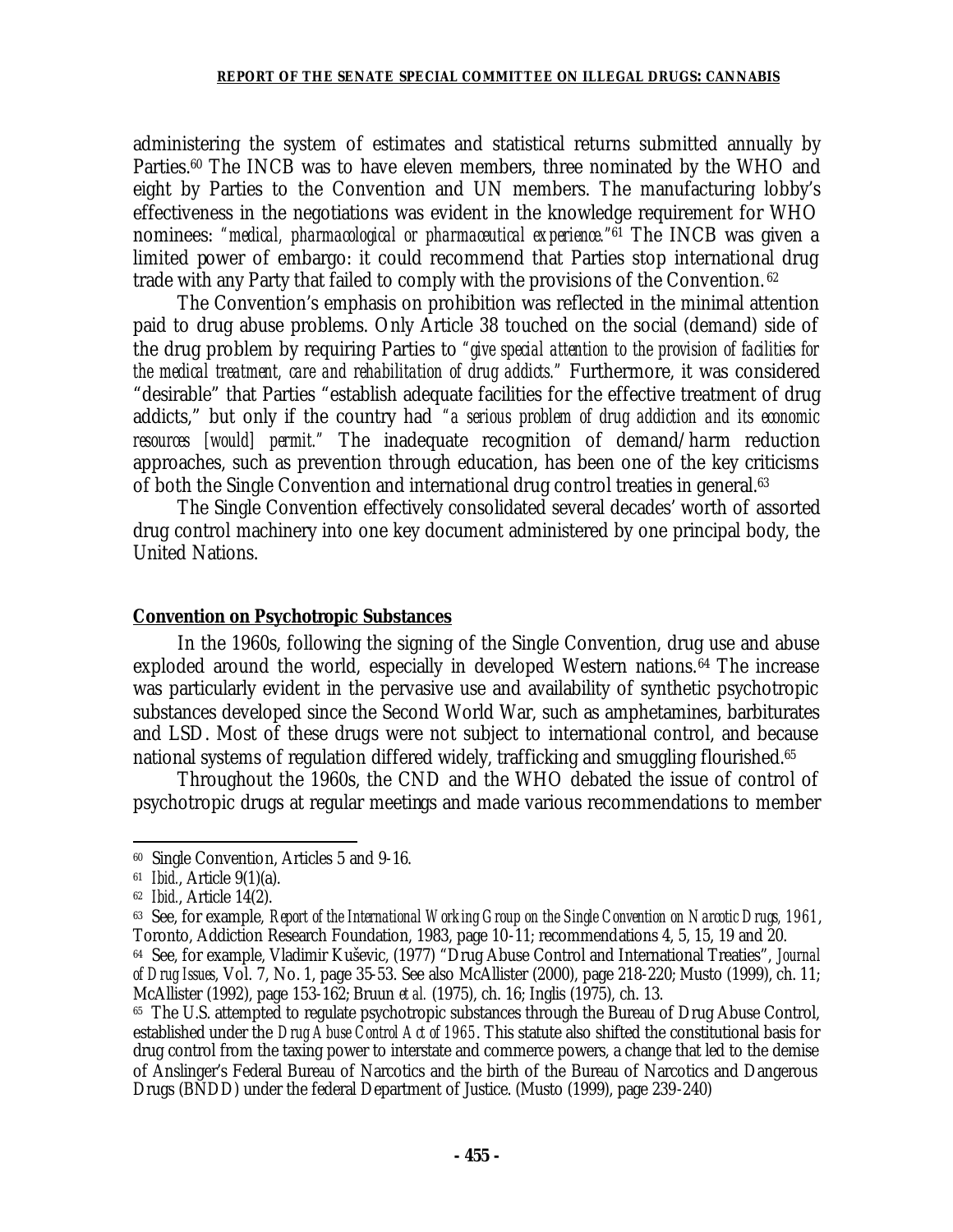administering the system of estimates and statistical returns submitted annually by Parties.[60] The INCB was to have eleven members, three nominated by the WHO and eight by Parties to the Convention and UN members. The manufacturing lobby's effectiveness in the negotiations was evident in the knowledge requirement for WHO nominees: *"medical, pharmacological or pharmaceutical experience."*[61] The INCB was given a limited power of embargo: it could recommend that Parties stop international drug trade with any Party that failed to comply with the provisions of the Convention.[62]

The Convention's emphasis on prohibition was reflected in the minimal attention paid to drug abuse problems. Only Article 38 touched on the social (demand) side of the drug problem by requiring Parties to *"give special attention to the provision of facilities for the medical treatment, care and rehabilitation of drug addicts."* Furthermore, it was considered "desirable" that Parties "establish adequate facilities for the effective treatment of drug addicts," but only if the country had *"a serious problem of drug addiction and its economic resources [would] permit."* The inadequate recognition of demand/harm reduction approaches, such as prevention through education, has been one of the key criticisms of both the Single Convention and international drug control treaties in general.[63]

The Single Convention effectively consolidated several decades' worth of assorted drug control machinery into one key document administered by one principal body, the United Nations.

**Convention on Psychotropic Substances**

In the 1960s, following the signing of the Single Convention, drug use and abuse exploded around the world, especially in developed Western nations.[64] The increase was particularly evident in the pervasive use and availability of synthetic psychotropic substances developed since the Second World War, such as amphetamines, barbiturates and LSD. Most of these drugs were not subject to international control, and because national systems of regulation differed widely, trafficking and smuggling flourished.[65]

Throughout the 1960s, the CND and the WHO debated the issue of control of psychotropic drugs at regular meetings and made various recommendations to member

---

[60] Single Convention, Articles 5 and 9-16.

[61] *Ibid.*, Article 9(1)(a).

[62] *Ibid.*, Article 14(2).

[63] See, for example, *Report of the International Working Group on the Single Convention on Narcotic Drugs, 1961*, Toronto, Addiction Research Foundation, 1983, page 10-11; recommendations 4, 5, 15, 19 and 20.

[64] See, for example, Vladimir Kuševic, (1977) "Drug Abuse Control and International Treaties", *Journal of Drug Issues*, Vol. 7, No. 1, page 35-53. See also McAllister (2000), page 218-220; Musto (1999), ch. 11; McAllister (1992), page 153-162; Bruun *et al.* (1975), ch. 16; Inglis (1975), ch. 13.

[65] The U.S. attempted to regulate psychotropic substances through the Bureau of Drug Abuse Control, established under the *Drug Abuse Control Act of 1965*. This statute also shifted the constitutional basis for drug control from the taxing power to interstate and commerce powers, a change that led to the demise of Anslinger's Federal Bureau of Narcotics and the birth of the Bureau of Narcotics and Dangerous Drugs (BNDD) under the federal Department of Justice. (Musto (1999), page 239-240)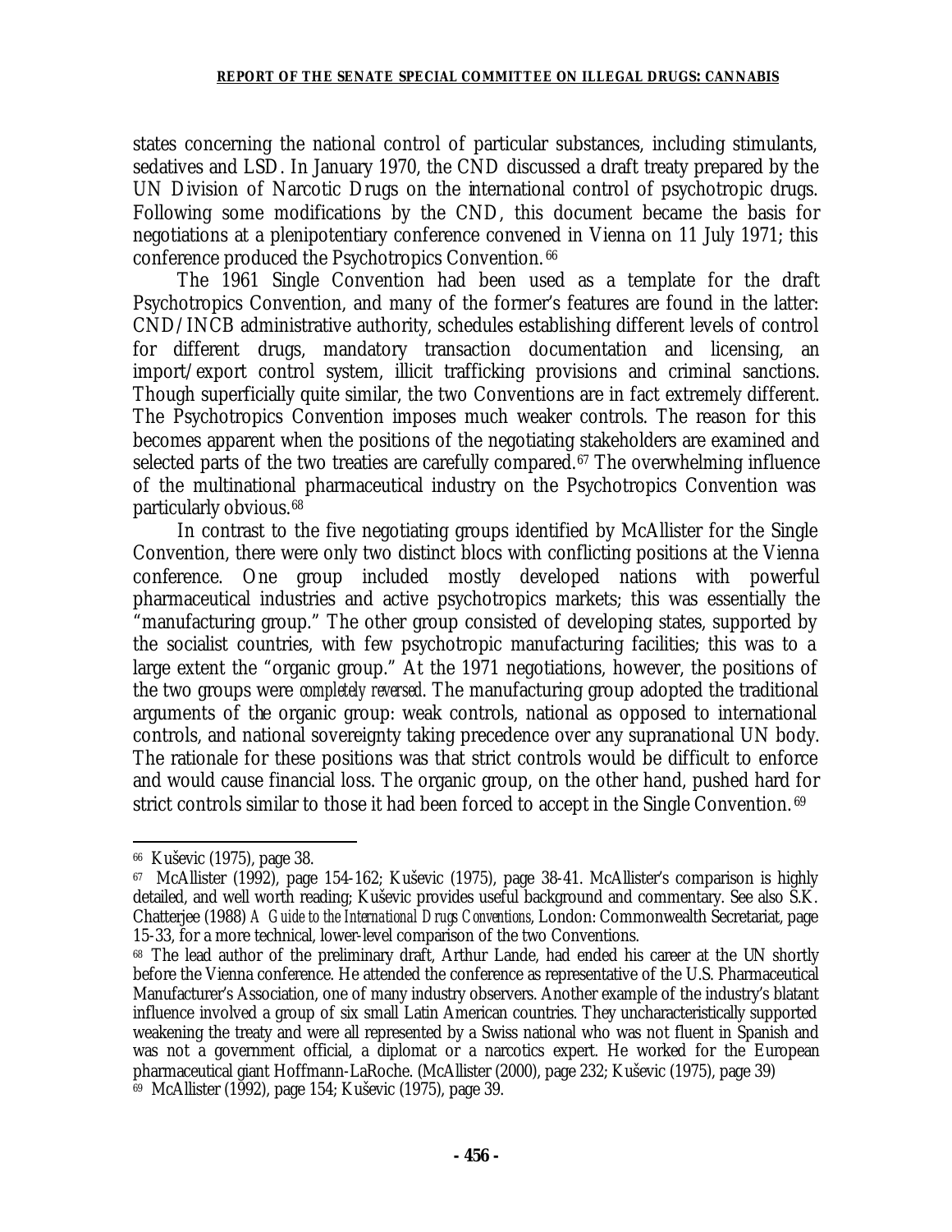states concerning the national control of particular substances, including stimulants, sedatives and LSD. In January 1970, the CND discussed a draft treaty prepared by the UN Division of Narcotic Drugs on the international control of psychotropic drugs. Following some modifications by the CND, this document became the basis for negotiations at a plenipotentiary conference convened in Vienna on 11 July 1971; this conference produced the Psychotropics Convention.[66]

The 1961 Single Convention had been used as a template for the draft Psychotropics Convention, and many of the former's features are found in the latter: CND/INCB administrative authority, schedules establishing different levels of control for different drugs, mandatory transaction documentation and licensing, an import/export control system, illicit trafficking provisions and criminal sanctions. Though superficially quite similar, the two Conventions are in fact extremely different. The Psychotropics Convention imposes much weaker controls. The reason for this becomes apparent when the positions of the negotiating stakeholders are examined and selected parts of the two treaties are carefully compared.[67] The overwhelming influence of the multinational pharmaceutical industry on the Psychotropics Convention was particularly obvious.[68]

In contrast to the five negotiating groups identified by McAllister for the Single Convention, there were only two distinct blocs with conflicting positions at the Vienna conference. One group included mostly developed nations with powerful pharmaceutical industries and active psychotropics markets; this was essentially the "manufacturing group." The other group consisted of developing states, supported by the socialist countries, with few psychotropic manufacturing facilities; this was to a large extent the "organic group." At the 1971 negotiations, however, the positions of the two groups were *completely reversed*. The manufacturing group adopted the traditional arguments of the organic group: weak controls, national as opposed to international controls, and national sovereignty taking precedence over any supranational UN body. The rationale for these positions was that strict controls would be difficult to enforce and would cause financial loss. The organic group, on the other hand, pushed hard for strict controls similar to those it had been forced to accept in the Single Convention.[69]

---

[66] Kuševic (1975), page 38.

[67] McAllister (1992), page 154-162; Kuševic (1975), page 38-41. McAllister's comparison is highly detailed, and well worth reading; Kuševic provides useful background and commentary. See also S.K. Chatterjee (1988) *A Guide to the International Drugs Conventions*, London: Commonwealth Secretariat, page 15-33, for a more technical, lower-level comparison of the two Conventions.

[68] The lead author of the preliminary draft, Arthur Lande, had ended his career at the UN shortly before the Vienna conference. He attended the conference as representative of the U.S. Pharmaceutical Manufacturer's Association, one of many industry observers. Another example of the industry's blatant influence involved a group of six small Latin American countries. They uncharacteristically supported weakening the treaty and were all represented by a Swiss national who was not fluent in Spanish and was not a government official, a diplomat or a narcotics expert. He worked for the European pharmaceutical giant Hoffmann-LaRoche. (McAllister (2000), page 232; Kuševic (1975), page 39)

[69] McAllister (1992), page 154; Kuševic (1975), page 39.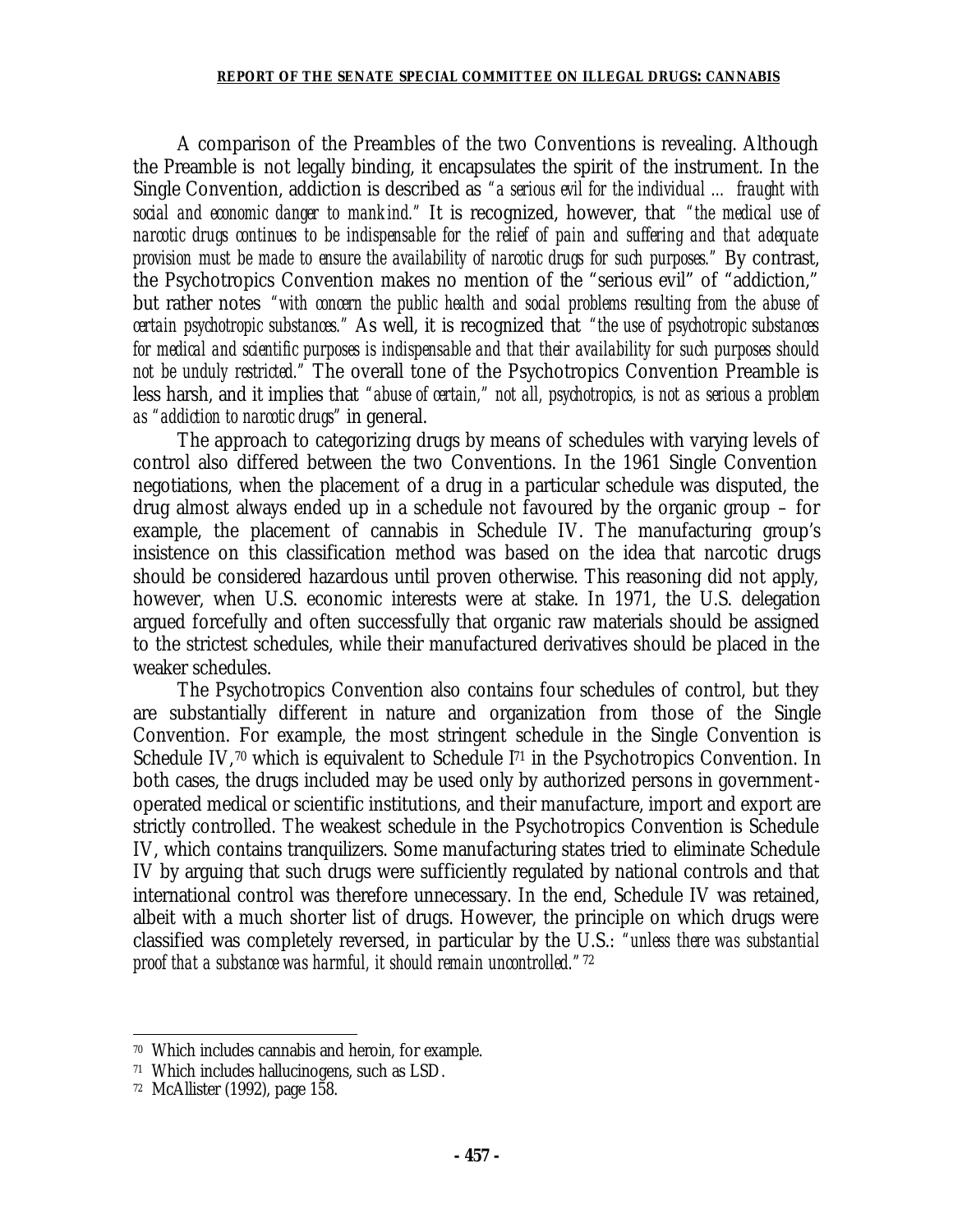A comparison of the Preambles of the two Conventions is revealing. Although the Preamble is not legally binding, it encapsulates the spirit of the instrument. In the Single Convention, addiction is described as *"a serious evil for the individual … fraught with social and economic danger to mankind."* It is recognized, however, that *"the medical use of narcotic drugs continues to be indispensable for the relief of pain and suffering and that adequate provision must be made to ensure the availability of narcotic drugs for such purposes."* By contrast, the Psychotropics Convention makes no mention of the "serious evil" of "addiction," but rather notes *"with concern the public health and social problems resulting from the abuse of certain psychotropic substances."* As well, it is recognized that *"the use of psychotropic substances for medical and scientific purposes is indispensable and that their availability for such purposes should not be unduly restricted."* The overall tone of the Psychotropics Convention Preamble is less harsh, and it implies that *"abuse of certain," not all, psychotropics, is not as serious a problem as "addiction to narcotic drugs"* in general.

The approach to categorizing drugs by means of schedules with varying levels of control also differed between the two Conventions. In the 1961 Single Convention negotiations, when the placement of a drug in a particular schedule was disputed, the drug almost always ended up in a schedule not favoured by the organic group – for example, the placement of cannabis in Schedule IV. The manufacturing group's insistence on this classification method was based on the idea that narcotic drugs should be considered hazardous until proven otherwise. This reasoning did not apply, however, when U.S. economic interests were at stake. In 1971, the U.S. delegation argued forcefully and often successfully that organic raw materials should be assigned to the strictest schedules, while their manufactured derivatives should be placed in the weaker schedules.

The Psychotropics Convention also contains four schedules of control, but they are substantially different in nature and organization from those of the Single Convention. For example, the most stringent schedule in the Single Convention is Schedule IV,[70] which is equivalent to Schedule I[71] in the Psychotropics Convention. In both cases, the drugs included may be used only by authorized persons in government-operated medical or scientific institutions, and their manufacture, import and export are strictly controlled. The weakest schedule in the Psychotropics Convention is Schedule IV, which contains tranquilizers. Some manufacturing states tried to eliminate Schedule IV by arguing that such drugs were sufficiently regulated by national controls and that international control was therefore unnecessary. In the end, Schedule IV was retained, albeit with a much shorter list of drugs. However, the principle on which drugs were classified was completely reversed, in particular by the U.S.: *"unless there was substantial proof that a substance was harmful, it should remain uncontrolled."*[72]

---

[70] Which includes cannabis and heroin, for example.

[71] Which includes hallucinogens, such as LSD.

[72] McAllister (1992), page 158.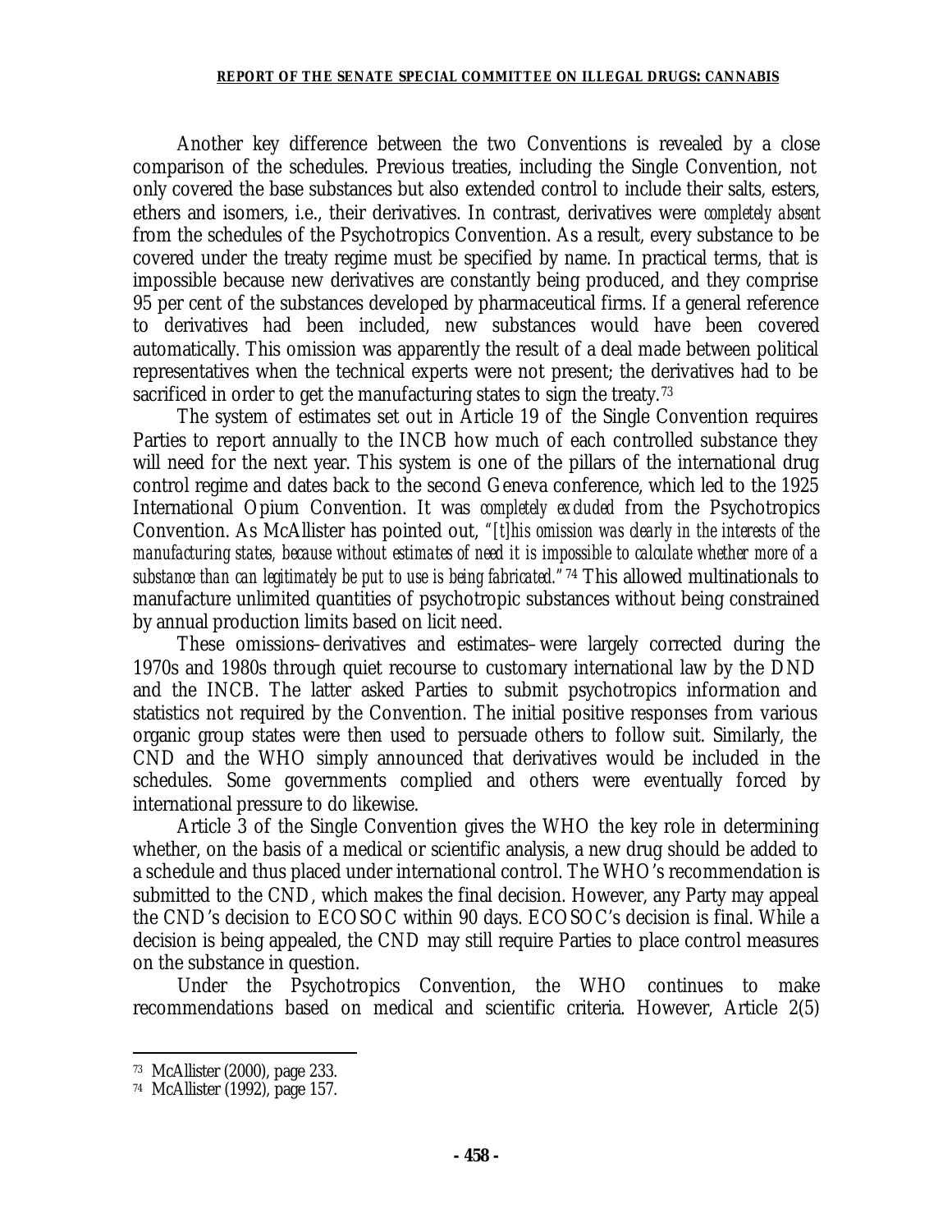Another key difference between the two Conventions is revealed by a close comparison of the schedules. Previous treaties, including the Single Convention, not only covered the base substances but also extended control to include their salts, esters, ethers and isomers, i.e., their derivatives. In contrast, derivatives were *completely absent* from the schedules of the Psychotropics Convention. As a result, every substance to be covered under the treaty regime must be specified by name. In practical terms, that is impossible because new derivatives are constantly being produced, and they comprise 95 per cent of the substances developed by pharmaceutical firms. If a general reference to derivatives had been included, new substances would have been covered automatically. This omission was apparently the result of a deal made between political representatives when the technical experts were not present; the derivatives had to be sacrificed in order to get the manufacturing states to sign the treaty.[73]

The system of estimates set out in Article 19 of the Single Convention requires Parties to report annually to the INCB how much of each controlled substance they will need for the next year. This system is one of the pillars of the international drug control regime and dates back to the second Geneva conference, which led to the 1925 International Opium Convention. It was *completely excluded* from the Psychotropics Convention. As McAllister has pointed out, *"[t]his omission was clearly in the interests of the manufacturing states, because without estimates of need it is impossible to calculate whether more of a substance than can legitimately be put to use is being fabricated."*[74] This allowed multinationals to manufacture unlimited quantities of psychotropic substances without being constrained by annual production limits based on licit need.

These omissions–derivatives and estimates–were largely corrected during the 1970s and 1980s through quiet recourse to customary international law by the DND and the INCB. The latter asked Parties to submit psychotropics information and statistics not required by the Convention. The initial positive responses from various organic group states were then used to persuade others to follow suit. Similarly, the CND and the WHO simply announced that derivatives would be included in the schedules. Some governments complied and others were eventually forced by international pressure to do likewise.

Article 3 of the Single Convention gives the WHO the key role in determining whether, on the basis of a medical or scientific analysis, a new drug should be added to a schedule and thus placed under international control. The WHO's recommendation is submitted to the CND, which makes the final decision. However, any Party may appeal the CND's decision to ECOSOC within 90 days. ECOSOC's decision is final. While a decision is being appealed, the CND may still require Parties to place control measures on the substance in question.

Under the Psychotropics Convention, the WHO continues to make recommendations based on medical and scientific criteria. However, Article 2(5)

---

[73] McAllister (2000), page 233.

[74] McAllister (1992), page 157.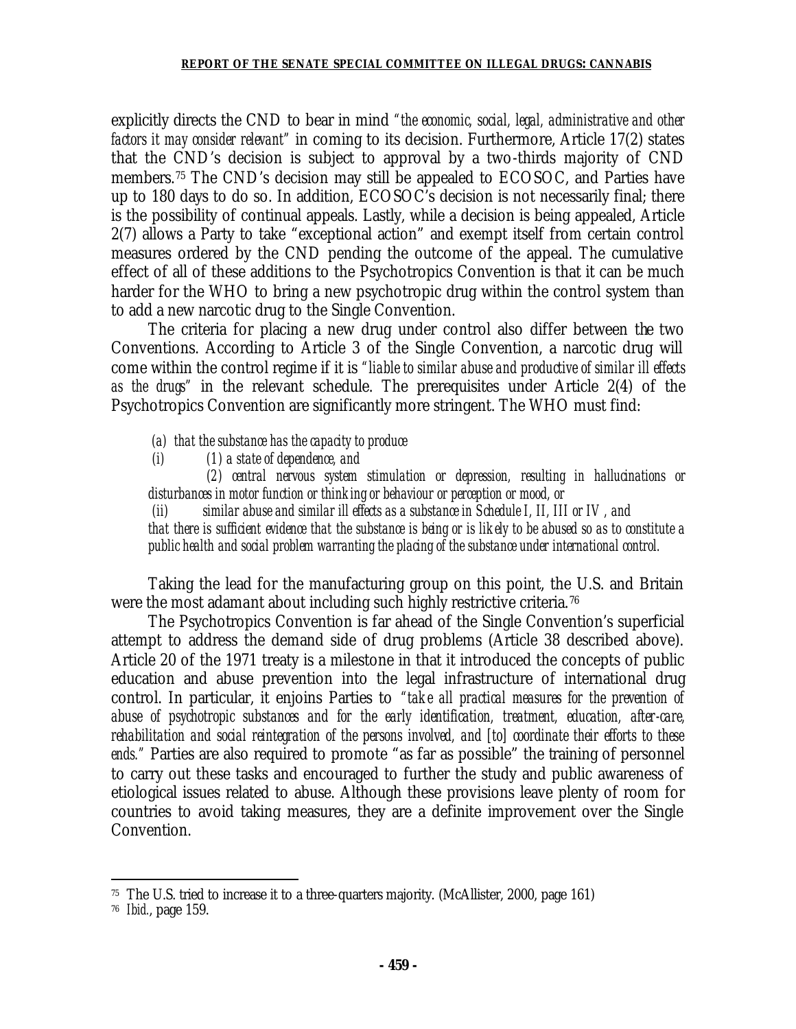explicitly directs the CND to bear in mind *"the economic, social, legal, administrative and other factors it may consider relevant"* in coming to its decision. Furthermore, Article 17(2) states that the CND's decision is subject to approval by a two-thirds majority of CND members.[75] The CND's decision may still be appealed to ECOSOC, and Parties have up to 180 days to do so. In addition, ECOSOC's decision is not necessarily final; there is the possibility of continual appeals. Lastly, while a decision is being appealed, Article 2(7) allows a Party to take "exceptional action" and exempt itself from certain control measures ordered by the CND pending the outcome of the appeal. The cumulative effect of all of these additions to the Psychotropics Convention is that it can be much harder for the WHO to bring a new psychotropic drug within the control system than to add a new narcotic drug to the Single Convention.

The criteria for placing a new drug under control also differ between the two Conventions. According to Article 3 of the Single Convention, a narcotic drug will come within the control regime if it is *"liable to similar abuse and productive of similar ill effects as the drugs"* in the relevant schedule. The prerequisites under Article 2(4) of the Psychotropics Convention are significantly more stringent. The WHO must find:

> *(a) that the substance has the capacity to produce*
>
> *(i) (1) a state of dependence, and*
>
> *(2) central nervous system stimulation or depression, resulting in hallucinations or disturbances in motor function or thinking or behaviour or perception or mood, or*
>
> *(ii) similar abuse and similar ill effects as a substance in Schedule I, II, III or IV, and*
>
> *that there is sufficient evidence that the substance is being or is likely to be abused so as to constitute a public health and social problem warranting the placing of the substance under international control.*

Taking the lead for the manufacturing group on this point, the U.S. and Britain were the most adamant about including such highly restrictive criteria.[76]

The Psychotropics Convention is far ahead of the Single Convention's superficial attempt to address the demand side of drug problems (Article 38 described above). Article 20 of the 1971 treaty is a milestone in that it introduced the concepts of public education and abuse prevention into the legal infrastructure of international drug control. In particular, it enjoins Parties to *"take all practical measures for the prevention of abuse of psychotropic substances and for the early identification, treatment, education, after-care, rehabilitation and social reintegration of the persons involved, and [to] coordinate their efforts to these ends."* Parties are also required to promote "as far as possible" the training of personnel to carry out these tasks and encouraged to further the study and public awareness of etiological issues related to abuse. Although these provisions leave plenty of room for countries to avoid taking measures, they are a definite improvement over the Single Convention.

---

[75] The U.S. tried to increase it to a three-quarters majority. (McAllister, 2000, page 161)

[76] *Ibid.*, page 159.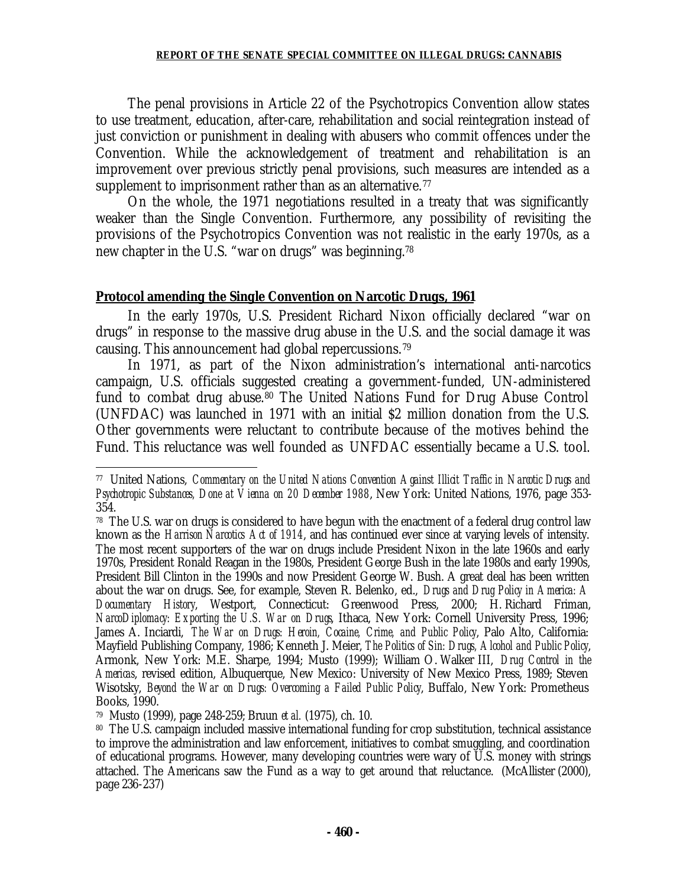The penal provisions in Article 22 of the Psychotropics Convention allow states to use treatment, education, after-care, rehabilitation and social reintegration instead of just conviction or punishment in dealing with abusers who commit offences under the Convention. While the acknowledgement of treatment and rehabilitation is an improvement over previous strictly penal provisions, such measures are intended as a supplement to imprisonment rather than as an alternative.[77]

On the whole, the 1971 negotiations resulted in a treaty that was significantly weaker than the Single Convention. Furthermore, any possibility of revisiting the provisions of the Psychotropics Convention was not realistic in the early 1970s, as a new chapter in the U.S. "war on drugs" was beginning.[78]

**Protocol amending the Single Convention on Narcotic Drugs, 1961**

In the early 1970s, U.S. President Richard Nixon officially declared "war on drugs" in response to the massive drug abuse in the U.S. and the social damage it was causing. This announcement had global repercussions.[79]

In 1971, as part of the Nixon administration's international anti-narcotics campaign, U.S. officials suggested creating a government-funded, UN-administered fund to combat drug abuse.[80] The United Nations Fund for Drug Abuse Control (UNFDAC) was launched in 1971 with an initial $2 million donation from the U.S. Other governments were reluctant to contribute because of the motives behind the Fund. This reluctance was well founded as UNFDAC essentially became a U.S. tool.

---

[77] United Nations, *Commentary on the United Nations Convention Against Illicit Traffic in Narcotic Drugs and Psychotropic Substances, Done at Vienna on 20 December 1988*, New York: United Nations, 1976, page 353-354.

[78] The U.S. war on drugs is considered to have begun with the enactment of a federal drug control law known as the *Harrison Narcotics Act of 1914*, and has continued ever since at varying levels of intensity. The most recent supporters of the war on drugs include President Nixon in the late 1960s and early 1970s, President Ronald Reagan in the 1980s, President George Bush in the late 1980s and early 1990s, President Bill Clinton in the 1990s and now President George W. Bush. A great deal has been written about the war on drugs. See, for example, Steven R. Belenko, ed., *Drugs and Drug Policy in America: A Documentary History*, Westport, Connecticut: Greenwood Press, 2000; H. Richard Friman, *NarcoDiplomacy: Exporting the U.S. War on Drugs*, Ithaca, New York: Cornell University Press, 1996; James A. Inciardi, *The War on Drugs: Heroin, Cocaine, Crime, and Public Policy*, Palo Alto, California: Mayfield Publishing Company, 1986; Kenneth J. Meier, *The Politics of Sin: Drugs, Alcohol and Public Policy*, Armonk, New York: M.E. Sharpe, 1994; Musto (1999); William O. Walker III, *Drug Control in the Americas*, revised edition, Albuquerque, New Mexico: University of New Mexico Press, 1989; Steven Wisotsky, *Beyond the War on Drugs: Overcoming a Failed Public Policy*, Buffalo, New York: Prometheus Books, 1990.

[79] Musto (1999), page 248-259; Bruun *et al.* (1975), ch. 10.

[80] The U.S. campaign included massive international funding for crop substitution, technical assistance to improve the administration and law enforcement, initiatives to combat smuggling, and coordination of educational programs. However, many developing countries were wary of U.S. money with strings attached. The Americans saw the Fund as a way to get around that reluctance. (McAllister (2000), page 236-237)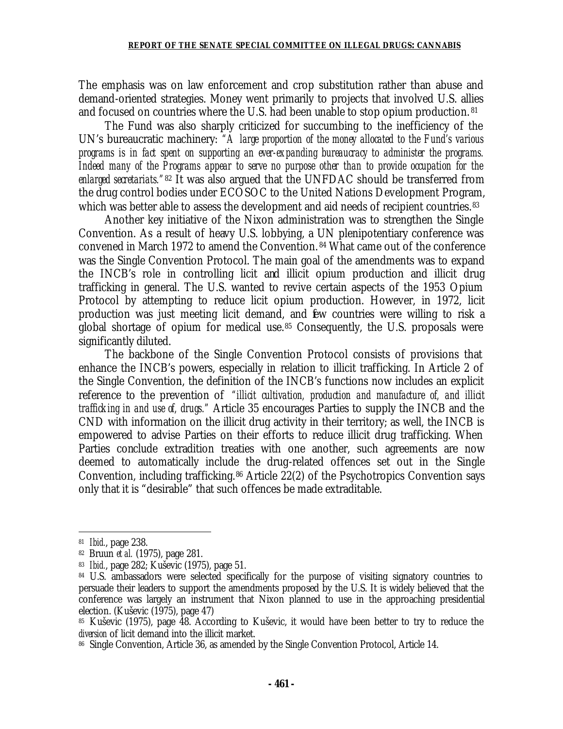The emphasis was on law enforcement and crop substitution rather than abuse and demand-oriented strategies. Money went primarily to projects that involved U.S. allies and focused on countries where the U.S. had been unable to stop opium production.[81]

The Fund was also sharply criticized for succumbing to the inefficiency of the UN's bureaucratic machinery: *"A large proportion of the money allocated to the Fund's various programs is in fact spent on supporting an ever-expanding bureaucracy to administer the programs. Indeed many of the Programs appear to serve no purpose other than to provide occupation for the enlarged secretariats."*[82] It was also argued that the UNFDAC should be transferred from the drug control bodies under ECOSOC to the United Nations Development Program, which was better able to assess the development and aid needs of recipient countries.[83]

Another key initiative of the Nixon administration was to strengthen the Single Convention. As a result of heavy U.S. lobbying, a UN plenipotentiary conference was convened in March 1972 to amend the Convention.[84] What came out of the conference was the Single Convention Protocol. The main goal of the amendments was to expand the INCB's role in controlling licit and illicit opium production and illicit drug trafficking in general. The U.S. wanted to revive certain aspects of the 1953 Opium Protocol by attempting to reduce licit opium production. However, in 1972, licit production was just meeting licit demand, and few countries were willing to risk a global shortage of opium for medical use.[85] Consequently, the U.S. proposals were significantly diluted.

The backbone of the Single Convention Protocol consists of provisions that enhance the INCB's powers, especially in relation to illicit trafficking. In Article 2 of the Single Convention, the definition of the INCB's functions now includes an explicit reference to the prevention of *"illicit cultivation, production and manufacture of, and illicit trafficking in and use of, drugs."* Article 35 encourages Parties to supply the INCB and the CND with information on the illicit drug activity in their territory; as well, the INCB is empowered to advise Parties on their efforts to reduce illicit drug trafficking. When Parties conclude extradition treaties with one another, such agreements are now deemed to automatically include the drug-related offences set out in the Single Convention, including trafficking.[86] Article 22(2) of the Psychotropics Convention says only that it is "desirable" that such offences be made extraditable.

---

[81] *Ibid.*, page 238.

[82] Bruun *et al.* (1975), page 281.

[83] *Ibid.*, page 282; Kuševic (1975), page 51.

[84] U.S. ambassadors were selected specifically for the purpose of visiting signatory countries to persuade their leaders to support the amendments proposed by the U.S. It is widely believed that the conference was largely an instrument that Nixon planned to use in the approaching presidential election. (Kuševic (1975), page 47)

[85] Kuševic (1975), page 48. According to Kuševic, it would have been better to try to reduce the *diversion* of licit demand into the illicit market.

[86] Single Convention, Article 36, as amended by the Single Convention Protocol, Article 14.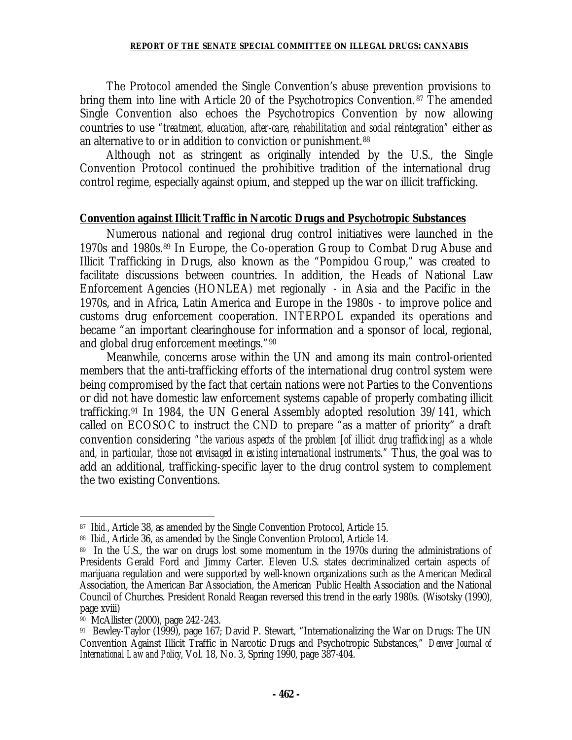The Protocol amended the Single Convention's abuse prevention provisions to bring them into line with Article 20 of the Psychotropics Convention.[87] The amended Single Convention also echoes the Psychotropics Convention by now allowing countries to use *"treatment, education, after-care, rehabilitation and social reintegration"* either as an alternative to or in addition to conviction or punishment.[88]

Although not as stringent as originally intended by the U.S., the Single Convention Protocol continued the prohibitive tradition of the international drug control regime, especially against opium, and stepped up the war on illicit trafficking.

**Convention against Illicit Traffic in Narcotic Drugs and Psychotropic Substances**

Numerous national and regional drug control initiatives were launched in the 1970s and 1980s.[89] In Europe, the Co-operation Group to Combat Drug Abuse and Illicit Trafficking in Drugs, also known as the "Pompidou Group," was created to facilitate discussions between countries. In addition, the Heads of National Law Enforcement Agencies (HONLEA) met regionally - in Asia and the Pacific in the 1970s, and in Africa, Latin America and Europe in the 1980s - to improve police and customs drug enforcement cooperation. INTERPOL expanded its operations and became "an important clearinghouse for information and a sponsor of local, regional, and global drug enforcement meetings."[90]

Meanwhile, concerns arose within the UN and among its main control-oriented members that the anti-trafficking efforts of the international drug control system were being compromised by the fact that certain nations were not Parties to the Conventions or did not have domestic law enforcement systems capable of properly combating illicit trafficking.[91] In 1984, the UN General Assembly adopted resolution 39/141, which called on ECOSOC to instruct the CND to prepare "as a matter of priority" a draft convention considering *"the various aspects of the problem [of illicit drug trafficking] as a whole and, in particular, those not envisaged in existing international instruments."* Thus, the goal was to add an additional, trafficking-specific layer to the drug control system to complement the two existing Conventions.

---

[87] *Ibid.*, Article 38, as amended by the Single Convention Protocol, Article 15.

[88] *Ibid.*, Article 36, as amended by the Single Convention Protocol, Article 14.

[89] In the U.S., the war on drugs lost some momentum in the 1970s during the administrations of Presidents Gerald Ford and Jimmy Carter. Eleven U.S. states decriminalized certain aspects of marijuana regulation and were supported by well-known organizations such as the American Medical Association, the American Bar Association, the American Public Health Association and the National Council of Churches. President Ronald Reagan reversed this trend in the early 1980s. (Wisotsky (1990), page xviii)

[90] McAllister (2000), page 242-243.

[91] Bewley-Taylor (1999), page 167; David P. Stewart, "Internationalizing the War on Drugs: The UN Convention Against Illicit Traffic in Narcotic Drugs and Psychotropic Substances," *Denver Journal of International Law and Policy*, Vol. 18, No. 3, Spring 1990, page 387-404.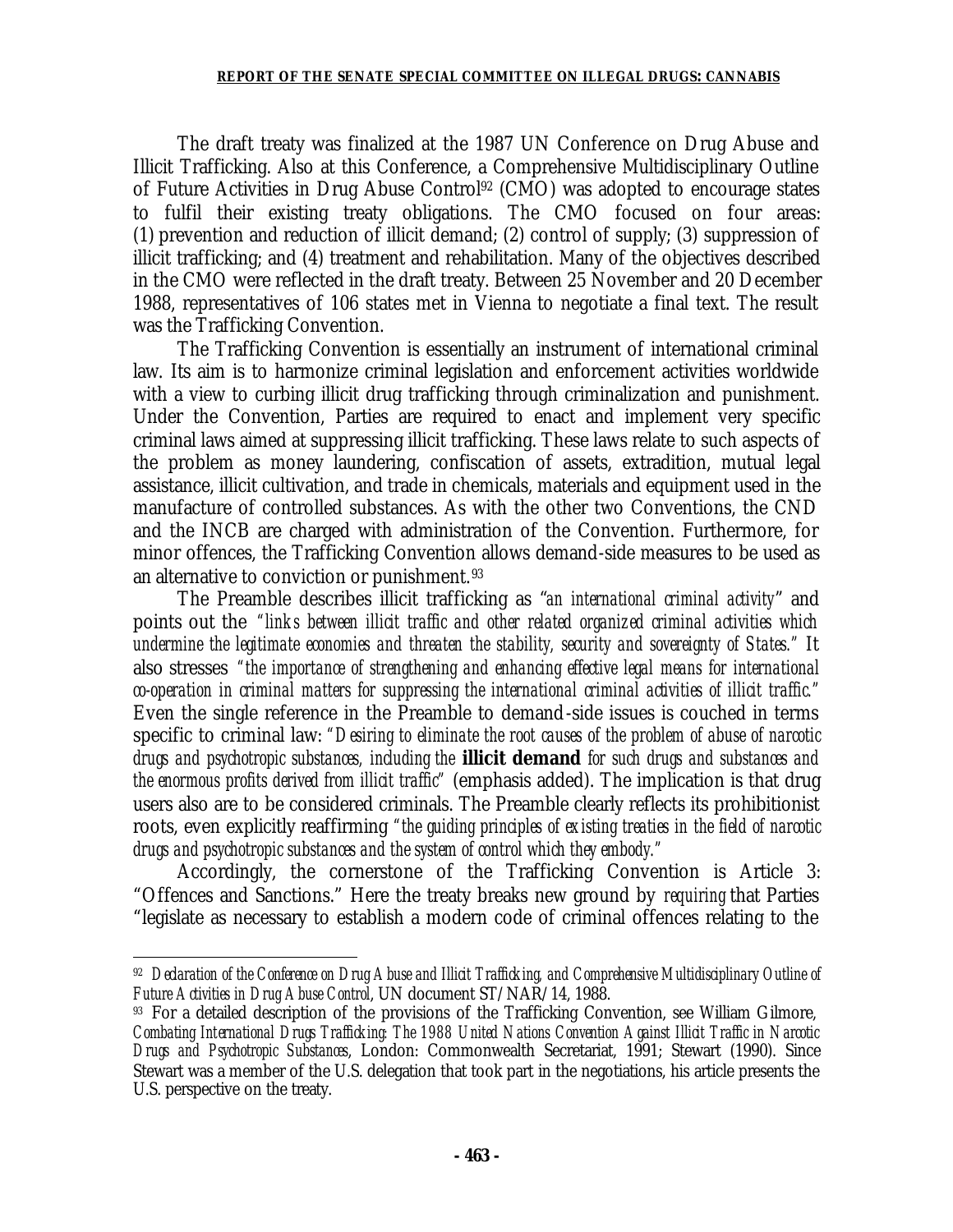The draft treaty was finalized at the 1987 UN Conference on Drug Abuse and Illicit Trafficking. Also at this Conference, a Comprehensive Multidisciplinary Outline of Future Activities in Drug Abuse Control[92] (CMO) was adopted to encourage states to fulfil their existing treaty obligations. The CMO focused on four areas: (1) prevention and reduction of illicit demand; (2) control of supply; (3) suppression of illicit trafficking; and (4) treatment and rehabilitation. Many of the objectives described in the CMO were reflected in the draft treaty. Between 25 November and 20 December 1988, representatives of 106 states met in Vienna to negotiate a final text. The result was the Trafficking Convention.

The Trafficking Convention is essentially an instrument of international criminal law. Its aim is to harmonize criminal legislation and enforcement activities worldwide with a view to curbing illicit drug trafficking through criminalization and punishment. Under the Convention, Parties are required to enact and implement very specific criminal laws aimed at suppressing illicit trafficking. These laws relate to such aspects of the problem as money laundering, confiscation of assets, extradition, mutual legal assistance, illicit cultivation, and trade in chemicals, materials and equipment used in the manufacture of controlled substances. As with the other two Conventions, the CND and the INCB are charged with administration of the Convention. Furthermore, for minor offences, the Trafficking Convention allows demand-side measures to be used as an alternative to conviction or punishment.[93]

The Preamble describes illicit trafficking as "*an international criminal activity*" and points out the *"links between illicit traffic and other related organized criminal activities which undermine the legitimate economies and threaten the stability, security and sovereignty of States."* It also stresses *"the importance of strengthening and enhancing effective legal means for international co-operation in criminal matters for suppressing the international criminal activities of illicit traffic."* Even the single reference in the Preamble to demand-side issues is couched in terms specific to criminal law: *"Desiring to eliminate the root causes of the problem of abuse of narcotic drugs and psychotropic substances, including the* **illicit demand** *for such drugs and substances and the enormous profits derived from illicit traffic"* (emphasis added). The implication is that drug users also are to be considered criminals. The Preamble clearly reflects its prohibitionist roots, even explicitly reaffirming *"the guiding principles of existing treaties in the field of narcotic drugs and psychotropic substances and the system of control which they embody."*

Accordingly, the cornerstone of the Trafficking Convention is Article 3: "Offences and Sanctions." Here the treaty breaks new ground by *requiring* that Parties "legislate as necessary to establish a modern code of criminal offences relating to the

---

[92] *Declaration of the Conference on Drug Abuse and Illicit Trafficking, and Comprehensive Multidisciplinary Outline of Future Activities in Drug Abuse Control*, UN document ST/NAR/14, 1988.

[93] For a detailed description of the provisions of the Trafficking Convention, see William Gilmore, *Combating International Drugs Trafficking: The 1988 United Nations Convention Against Illicit Traffic in Narcotic Drugs and Psychotropic Substances*, London: Commonwealth Secretariat, 1991; Stewart (1990). Since Stewart was a member of the U.S. delegation that took part in the negotiations, his article presents the U.S. perspective on the treaty.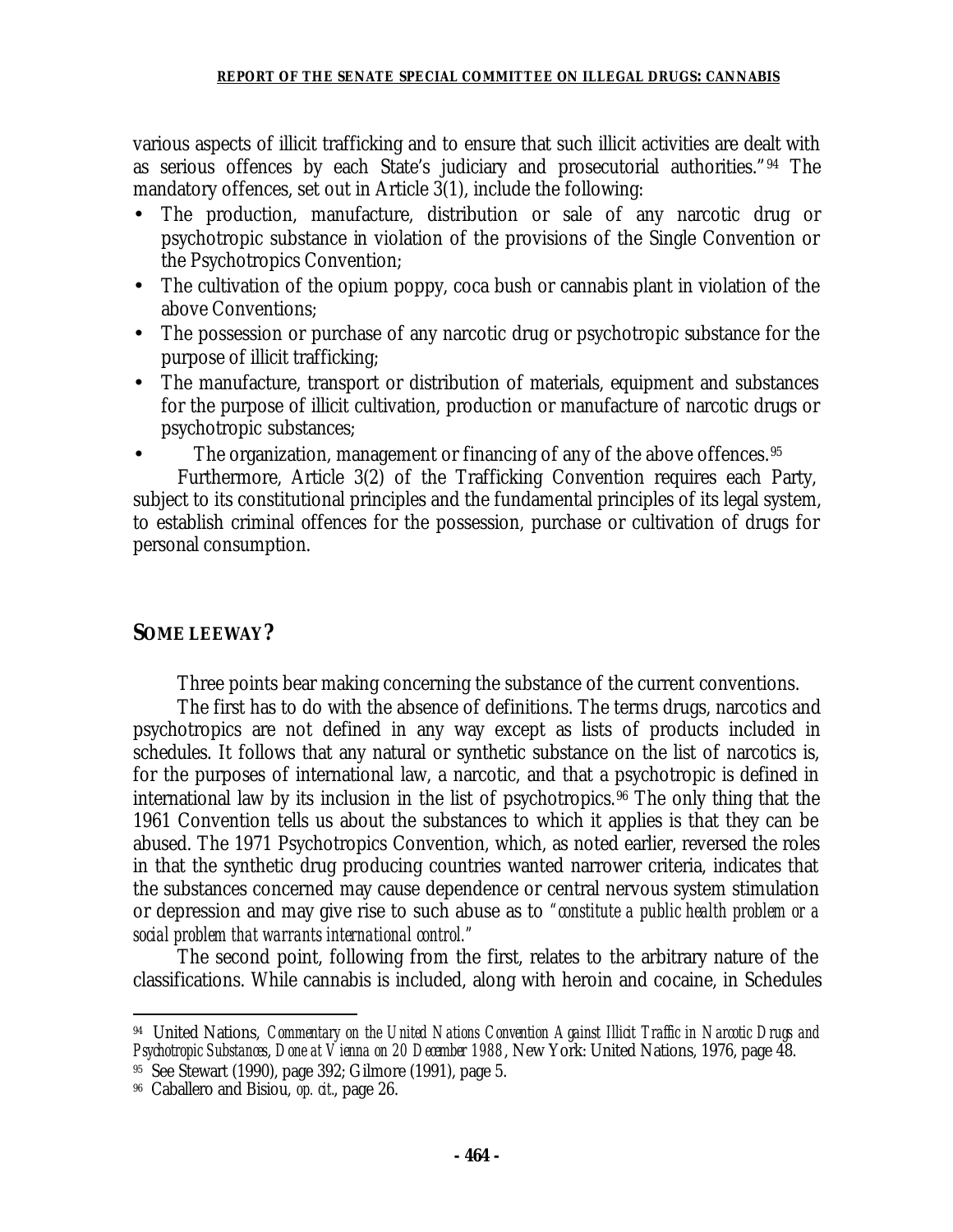various aspects of illicit trafficking and to ensure that such illicit activities are dealt with as serious offences by each State's judiciary and prosecutorial authorities."[94] The mandatory offences, set out in Article 3(1), include the following:

- The production, manufacture, distribution or sale of any narcotic drug or psychotropic substance in violation of the provisions of the Single Convention or the Psychotropics Convention;
- The cultivation of the opium poppy, coca bush or cannabis plant in violation of the above Conventions;
- The possession or purchase of any narcotic drug or psychotropic substance for the purpose of illicit trafficking;
- The manufacture, transport or distribution of materials, equipment and substances for the purpose of illicit cultivation, production or manufacture of narcotic drugs or psychotropic substances;
- The organization, management or financing of any of the above offences.[95]

Furthermore, Article 3(2) of the Trafficking Convention requires each Party, subject to its constitutional principles and the fundamental principles of its legal system, to establish criminal offences for the possession, purchase or cultivation of drugs for personal consumption.

## SOME LEEWAY?

Three points bear making concerning the substance of the current conventions.

The first has to do with the absence of definitions. The terms drugs, narcotics and psychotropics are not defined in any way except as lists of products included in schedules. It follows that any natural or synthetic substance on the list of narcotics is, for the purposes of international law, a narcotic, and that a psychotropic is defined in international law by its inclusion in the list of psychotropics.[96] The only thing that the 1961 Convention tells us about the substances to which it applies is that they can be abused. The 1971 Psychotropics Convention, which, as noted earlier, reversed the roles in that the synthetic drug producing countries wanted narrower criteria, indicates that the substances concerned may cause dependence or central nervous system stimulation or depression and may give rise to such abuse as to *"constitute a public health problem or a social problem that warrants international control."*

The second point, following from the first, relates to the arbitrary nature of the classifications. While cannabis is included, along with heroin and cocaine, in Schedules

---

[94] United Nations, *Commentary on the United Nations Convention Against Illicit Traffic in Narcotic Drugs and Psychotropic Substances, Done at Vienna on 20 December 1988*, New York: United Nations, 1976, page 48.

[95] See Stewart (1990), page 392; Gilmore (1991), page 5.

[96] Caballero and Bisiou, *op. cit.*, page 26.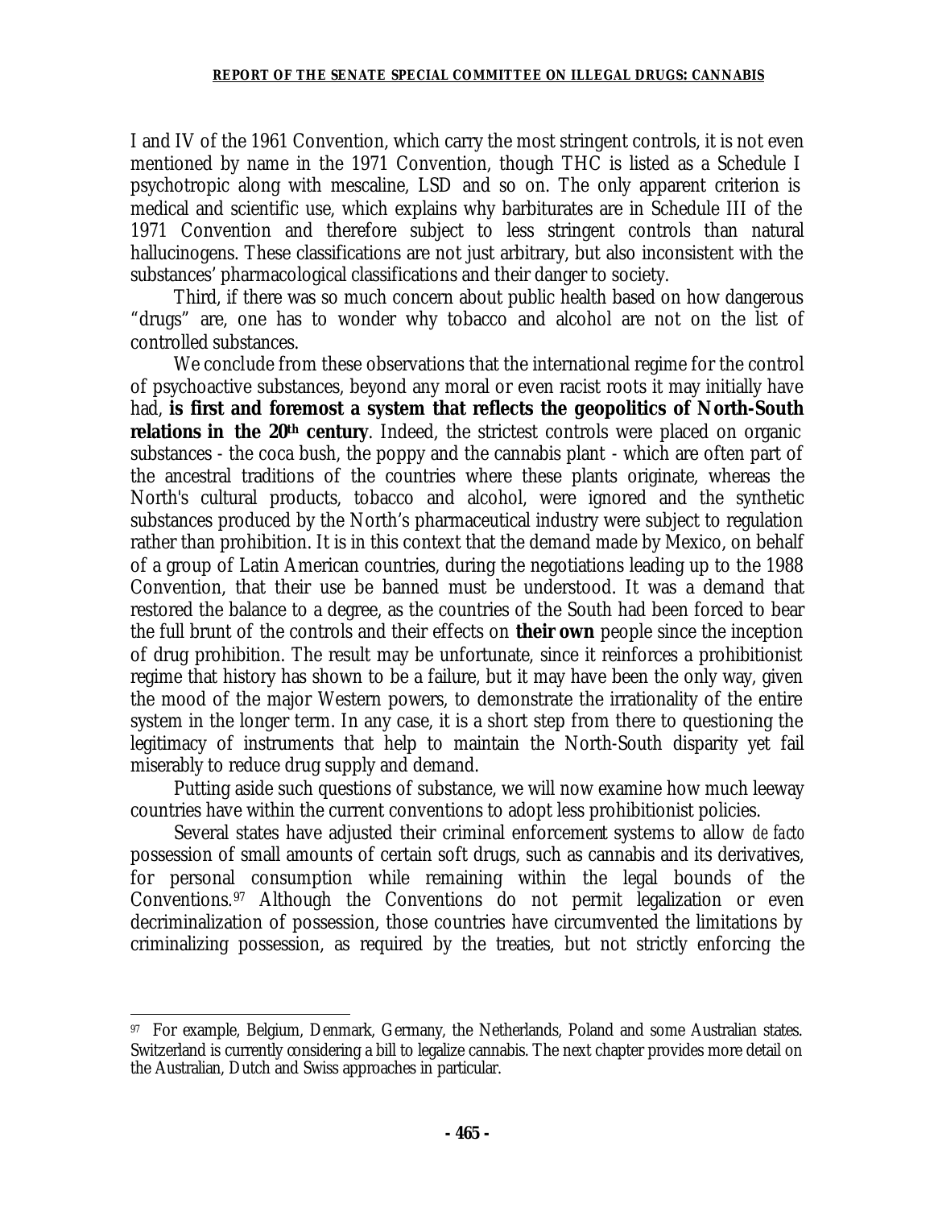I and IV of the 1961 Convention, which carry the most stringent controls, it is not even mentioned by name in the 1971 Convention, though THC is listed as a Schedule I psychotropic along with mescaline, LSD and so on. The only apparent criterion is medical and scientific use, which explains why barbiturates are in Schedule III of the 1971 Convention and therefore subject to less stringent controls than natural hallucinogens. These classifications are not just arbitrary, but also inconsistent with the substances' pharmacological classifications and their danger to society.

Third, if there was so much concern about public health based on how dangerous "drugs" are, one has to wonder why tobacco and alcohol are not on the list of controlled substances.

We conclude from these observations that the international regime for the control of psychoactive substances, beyond any moral or even racist roots it may initially have had, **is first and foremost a system that reflects the geopolitics of North-South relations in the 20th century**. Indeed, the strictest controls were placed on organic substances - the coca bush, the poppy and the cannabis plant - which are often part of the ancestral traditions of the countries where these plants originate, whereas the North's cultural products, tobacco and alcohol, were ignored and the synthetic substances produced by the North's pharmaceutical industry were subject to regulation rather than prohibition. It is in this context that the demand made by Mexico, on behalf of a group of Latin American countries, during the negotiations leading up to the 1988 Convention, that their use be banned must be understood. It was a demand that restored the balance to a degree, as the countries of the South had been forced to bear the full brunt of the controls and their effects on **their own** people since the inception of drug prohibition. The result may be unfortunate, since it reinforces a prohibitionist regime that history has shown to be a failure, but it may have been the only way, given the mood of the major Western powers, to demonstrate the irrationality of the entire system in the longer term. In any case, it is a short step from there to questioning the legitimacy of instruments that help to maintain the North-South disparity yet fail miserably to reduce drug supply and demand.

Putting aside such questions of substance, we will now examine how much leeway countries have within the current conventions to adopt less prohibitionist policies.

Several states have adjusted their criminal enforcement systems to allow *de facto* possession of small amounts of certain soft drugs, such as cannabis and its derivatives, for personal consumption while remaining within the legal bounds of the Conventions.[97] Although the Conventions do not permit legalization or even decriminalization of possession, those countries have circumvented the limitations by criminalizing possession, as required by the treaties, but not strictly enforcing the

---

[97] For example, Belgium, Denmark, Germany, the Netherlands, Poland and some Australian states. Switzerland is currently considering a bill to legalize cannabis. The next chapter provides more detail on the Australian, Dutch and Swiss approaches in particular.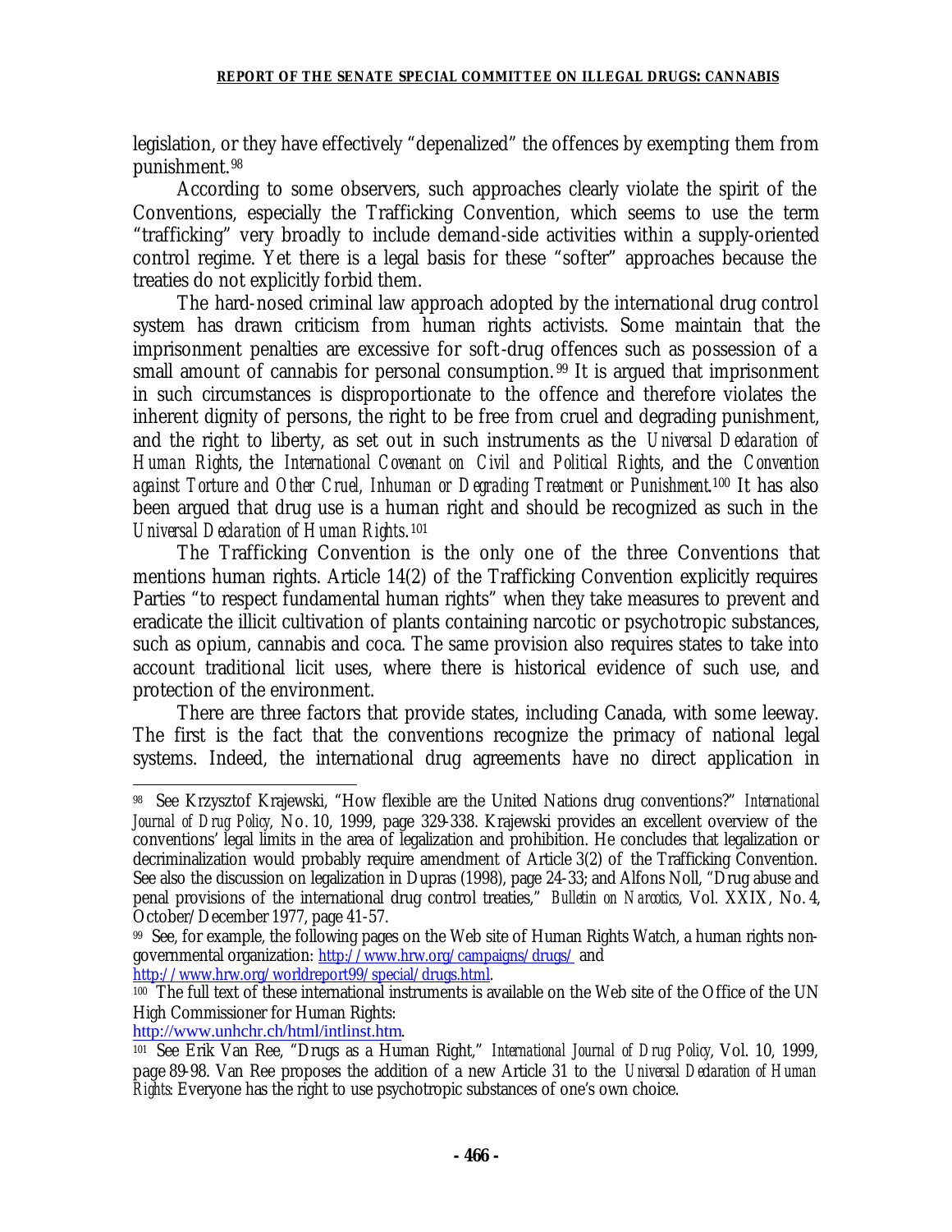legislation, or they have effectively "depenalized" the offences by exempting them from punishment.[98]

According to some observers, such approaches clearly violate the spirit of the Conventions, especially the Trafficking Convention, which seems to use the term "trafficking" very broadly to include demand-side activities within a supply-oriented control regime. Yet there is a legal basis for these "softer" approaches because the treaties do not explicitly forbid them.

The hard-nosed criminal law approach adopted by the international drug control system has drawn criticism from human rights activists. Some maintain that the imprisonment penalties are excessive for soft-drug offences such as possession of a small amount of cannabis for personal consumption.[99] It is argued that imprisonment in such circumstances is disproportionate to the offence and therefore violates the inherent dignity of persons, the right to be free from cruel and degrading punishment, and the right to liberty, as set out in such instruments as the *Universal Declaration of Human Rights*, the *International Covenant on Civil and Political Rights*, and the *Convention against Torture and Other Cruel, Inhuman or Degrading Treatment or Punishment*.[100] It has also been argued that drug use is a human right and should be recognized as such in the *Universal Declaration of Human Rights*.[101]

The Trafficking Convention is the only one of the three Conventions that mentions human rights. Article 14(2) of the Trafficking Convention explicitly requires Parties "to respect fundamental human rights" when they take measures to prevent and eradicate the illicit cultivation of plants containing narcotic or psychotropic substances, such as opium, cannabis and coca. The same provision also requires states to take into account traditional licit uses, where there is historical evidence of such use, and protection of the environment.

There are three factors that provide states, including Canada, with some leeway. The first is the fact that the conventions recognize the primacy of national legal systems. Indeed, the international drug agreements have no direct application in

---

[98] See Krzysztof Krajewski, "How flexible are the United Nations drug conventions?" *International Journal of Drug Policy*, No. 10, 1999, page 329-338. Krajewski provides an excellent overview of the conventions' legal limits in the area of legalization and prohibition. He concludes that legalization or decriminalization would probably require amendment of Article 3(2) of the Trafficking Convention. See also the discussion on legalization in Dupras (1998), page 24-33; and Alfons Noll, "Drug abuse and penal provisions of the international drug control treaties," *Bulletin on Narcotics*, Vol. XXIX, No. 4, October/December 1977, page 41-57.

[99] See, for example, the following pages on the Web site of Human Rights Watch, a human rights non-governmental organization: http://www.hrw.org/campaigns/drugs/ and http://www.hrw.org/worldreport99/special/drugs.html.

[100] The full text of these international instruments is available on the Web site of the Office of the UN High Commissioner for Human Rights: http://www.unhchr.ch/html/intlinst.htm.

[101] See Erik Van Ree, "Drugs as a Human Right," *International Journal of Drug Policy*, Vol. 10, 1999, page 89-98. Van Ree proposes the addition of a new Article 31 to the *Universal Declaration of Human Rights*: Everyone has the right to use psychotropic substances of one's own choice.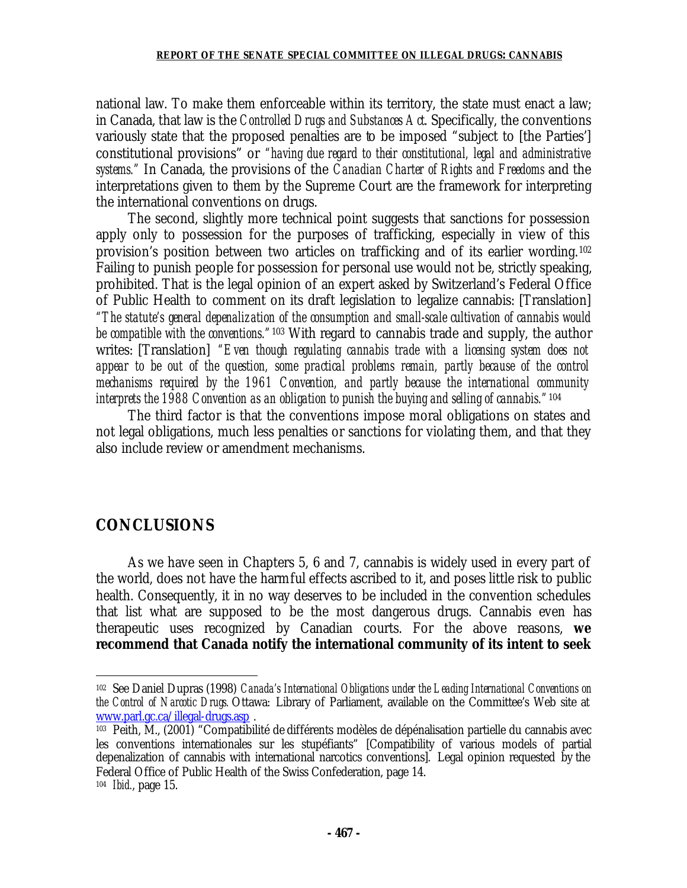national law. To make them enforceable within its territory, the state must enact a law; in Canada, that law is the *Controlled Drugs and Substances Act*. Specifically, the conventions variously state that the proposed penalties are to be imposed "subject to [the Parties'] constitutional provisions" or *"having due regard to their constitutional, legal and administrative systems."* In Canada, the provisions of the *Canadian Charter of Rights and Freedoms* and the interpretations given to them by the Supreme Court are the framework for interpreting the international conventions on drugs.

The second, slightly more technical point suggests that sanctions for possession apply only to possession for the purposes of trafficking, especially in view of this provision's position between two articles on trafficking and of its earlier wording.[102] Failing to punish people for possession for personal use would not be, strictly speaking, prohibited. That is the legal opinion of an expert asked by Switzerland's Federal Office of Public Health to comment on its draft legislation to legalize cannabis: [Translation] *"The statute's general depenalization of the consumption and small-scale cultivation of cannabis would be compatible with the conventions."*[103] With regard to cannabis trade and supply, the author writes: [Translation] *"Even though regulating cannabis trade with a licensing system does not appear to be out of the question, some practical problems remain, partly because of the control mechanisms required by the 1961 Convention, and partly because the international community interprets the 1988 Convention as an obligation to punish the buying and selling of cannabis."*[104]

The third factor is that the conventions impose moral obligations on states and not legal obligations, much less penalties or sanctions for violating them, and that they also include review or amendment mechanisms.

## CONCLUSIONS

As we have seen in Chapters 5, 6 and 7, cannabis is widely used in every part of the world, does not have the harmful effects ascribed to it, and poses little risk to public health. Consequently, it in no way deserves to be included in the convention schedules that list what are supposed to be the most dangerous drugs. Cannabis even has therapeutic uses recognized by Canadian courts. For the above reasons, **we recommend that Canada notify the international community of its intent to seek**

---

[102] See Daniel Dupras (1998) *Canada's International Obligations under the Leading International Conventions on the Control of Narcotic Drugs.* Ottawa: Library of Parliament, available on the Committee's Web site at www.parl.gc.ca/illegal-drugs.asp .

[103] Peith, M., (2001) "Compatibilité de différents modèles de dépénalisation partielle du cannabis avec les conventions internationales sur les stupéfiants" [Compatibility of various models of partial depenalization of cannabis with international narcotics conventions]. Legal opinion requested by the Federal Office of Public Health of the Swiss Confederation, page 14.

[104] *Ibid.*, page 15.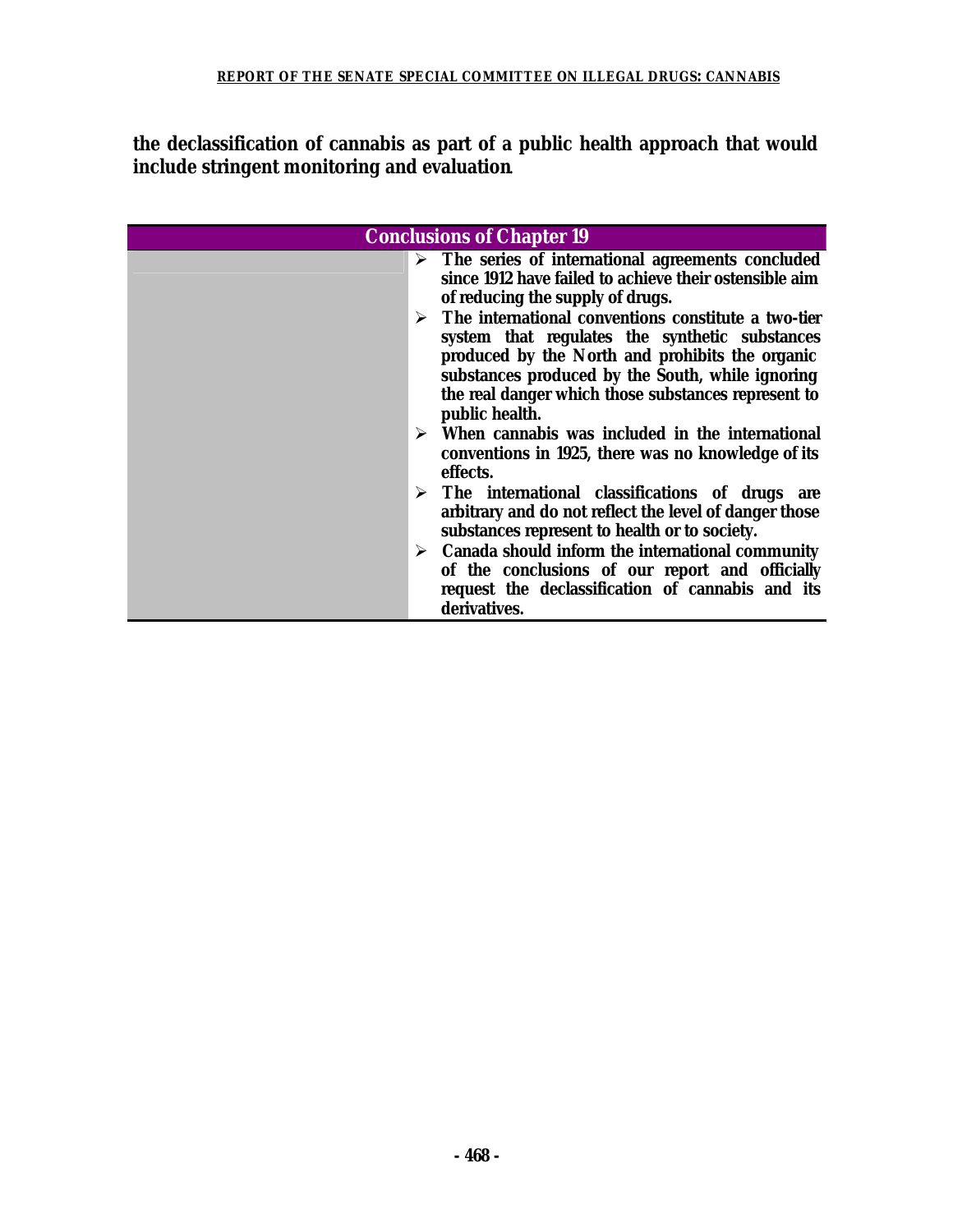**the declassification of cannabis as part of a public health approach that would include stringent monitoring and evaluation.**

## Conclusions of Chapter 19

- **The series of international agreements concluded since 1912 have failed to achieve their ostensible aim of reducing the supply of drugs.**
- **The international conventions constitute a two-tier system that regulates the synthetic substances produced by the North and prohibits the organic substances produced by the South, while ignoring the real danger which those substances represent to public health.**
- **When cannabis was included in the international conventions in 1925, there was no knowledge of its effects.**
- **The international classifications of drugs are arbitrary and do not reflect the level of danger those substances represent to health or to society.**
- **Canada should inform the international community of the conclusions of our report and officially request the declassification of cannabis and its derivatives.**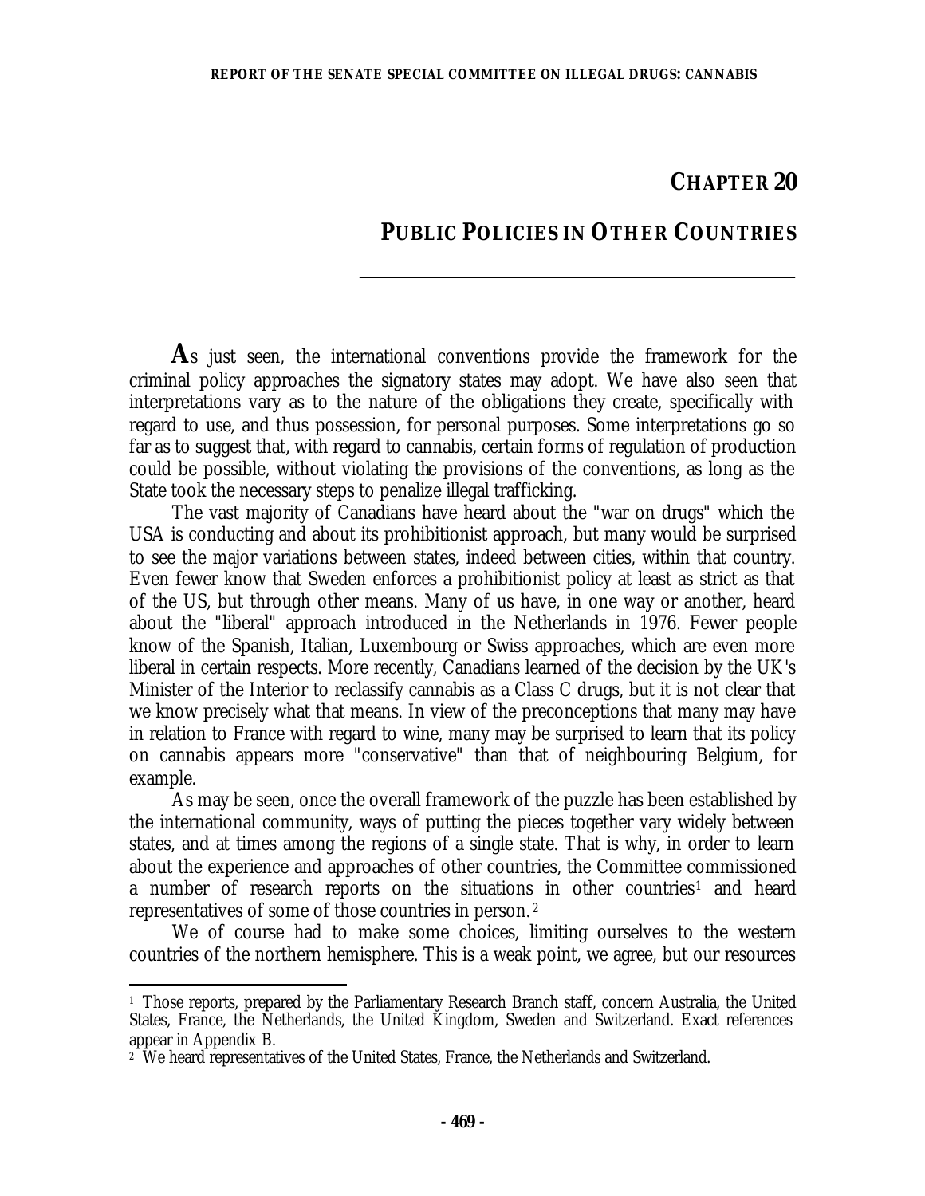# CHAPTER 20

# PUBLIC POLICIES IN OTHER COUNTRIES

As just seen, the international conventions provide the framework for the criminal policy approaches the signatory states may adopt. We have also seen that interpretations vary as to the nature of the obligations they create, specifically with regard to use, and thus possession, for personal purposes. Some interpretations go so far as to suggest that, with regard to cannabis, certain forms of regulation of production could be possible, without violating the provisions of the conventions, as long as the State took the necessary steps to penalize illegal trafficking.

The vast majority of Canadians have heard about the "war on drugs" which the USA is conducting and about its prohibitionist approach, but many would be surprised to see the major variations between states, indeed between cities, within that country. Even fewer know that Sweden enforces a prohibitionist policy at least as strict as that of the US, but through other means. Many of us have, in one way or another, heard about the "liberal" approach introduced in the Netherlands in 1976. Fewer people know of the Spanish, Italian, Luxembourg or Swiss approaches, which are even more liberal in certain respects. More recently, Canadians learned of the decision by the UK's Minister of the Interior to reclassify cannabis as a Class C drugs, but it is not clear that we know precisely what that means. In view of the preconceptions that many may have in relation to France with regard to wine, many may be surprised to learn that its policy on cannabis appears more "conservative" than that of neighbouring Belgium, for example.

As may be seen, once the overall framework of the puzzle has been established by the international community, ways of putting the pieces together vary widely between states, and at times among the regions of a single state. That is why, in order to learn about the experience and approaches of other countries, the Committee commissioned a number of research reports on the situations in other countries[1] and heard representatives of some of those countries in person.[2]

We of course had to make some choices, limiting ourselves to the western countries of the northern hemisphere. This is a weak point, we agree, but our resources

---

[1] Those reports, prepared by the Parliamentary Research Branch staff, concern Australia, the United States, France, the Netherlands, the United Kingdom, Sweden and Switzerland. Exact references appear in Appendix B.

[2] We heard representatives of the United States, France, the Netherlands and Switzerland.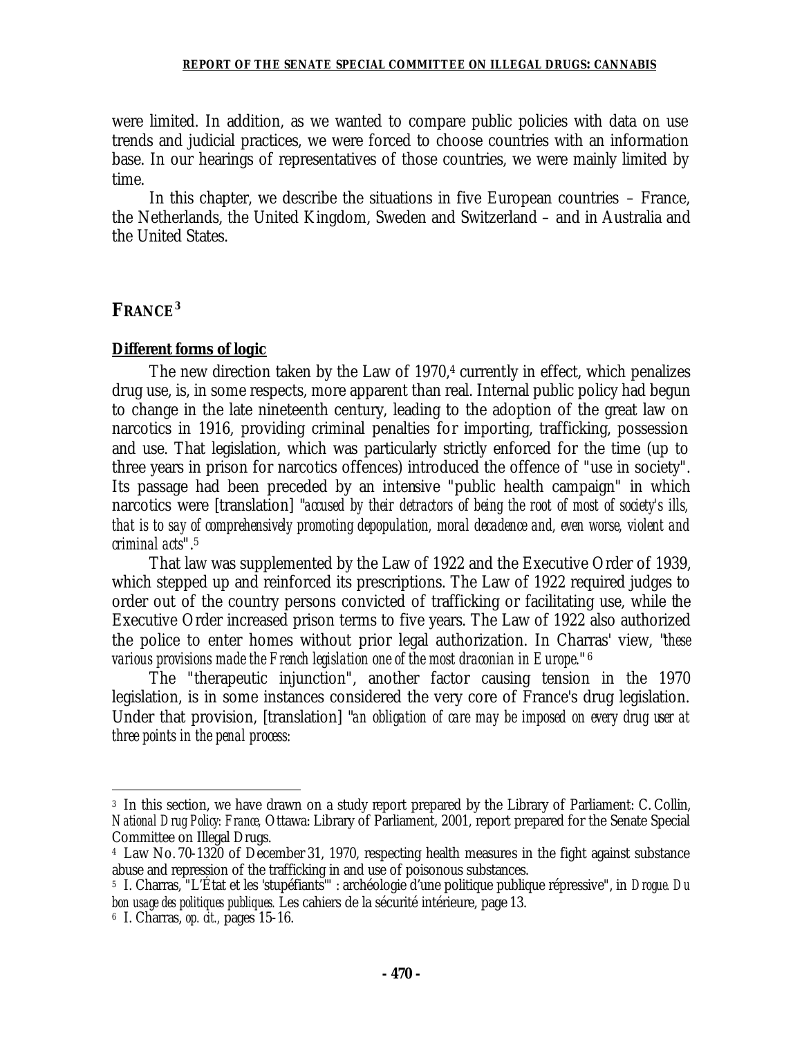were limited. In addition, as we wanted to compare public policies with data on use trends and judicial practices, we were forced to choose countries with an information base. In our hearings of representatives of those countries, we were mainly limited by time.

In this chapter, we describe the situations in five European countries – France, the Netherlands, the United Kingdom, Sweden and Switzerland – and in Australia and the United States.

## FRANCE[3]

**Different forms of logic**

The new direction taken by the Law of 1970,[4] currently in effect, which penalizes drug use, is, in some respects, more apparent than real. Internal public policy had begun to change in the late nineteenth century, leading to the adoption of the great law on narcotics in 1916, providing criminal penalties for importing, trafficking, possession and use. That legislation, which was particularly strictly enforced for the time (up to three years in prison for narcotics offences) introduced the offence of "use in society". Its passage had been preceded by an intensive "public health campaign" in which narcotics were [translation] "*accused by their detractors of being the root of most of society's ills, that is to say of comprehensively promoting depopulation, moral decadence and, even worse, violent and criminal acts*".[5]

That law was supplemented by the Law of 1922 and the Executive Order of 1939, which stepped up and reinforced its prescriptions. The Law of 1922 required judges to order out of the country persons convicted of trafficking or facilitating use, while the Executive Order increased prison terms to five years. The Law of 1922 also authorized the police to enter homes without prior legal authorization. In Charras' view, "*these various provisions made the French legislation one of the most draconian in Europe*."[6]

The "therapeutic injunction", another factor causing tension in the 1970 legislation, is in some instances considered the very core of France's drug legislation. Under that provision, [translation] "*an obligation of care may be imposed on every drug user at three points in the penal process:*

---

[3] In this section, we have drawn on a study report prepared by the Library of Parliament: C. Collin, *National Drug Policy: France,* Ottawa: Library of Parliament, 2001, report prepared for the Senate Special Committee on Illegal Drugs.

[4] Law No. 70-1320 of December 31, 1970, respecting health measures in the fight against substance abuse and repression of the trafficking in and use of poisonous substances.

[5] I. Charras, "L'État et les 'stupéfiants'" : archéologie d'une politique publique répressive", in *Drogue. Du bon usage des politiques publiques.* Les cahiers de la sécurité intérieure, page 13.

[6] I. Charras, *op. cit.*, pages 15-16.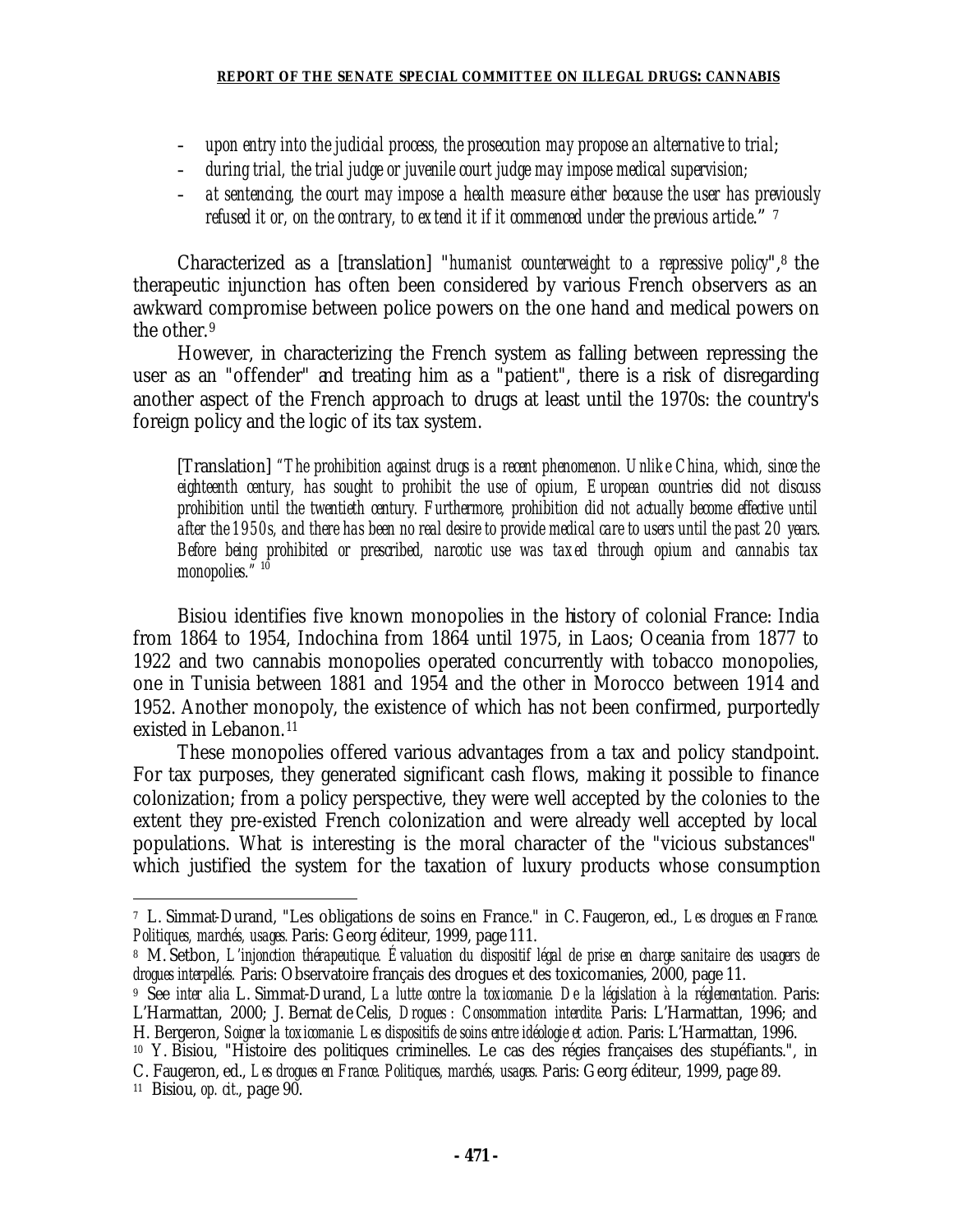- *upon entry into the judicial process, the prosecution may propose an alternative to trial*;
- *during trial, the trial judge or juvenile court judge may impose medical supervision;*
- *at sentencing, the court may impose a health measure either because the user has previously refused it or, on the contrary, to extend it if it commenced under the previous article*." [7]

Characterized as a [translation] "*humanist counterweight to a repressive policy*",[8] the therapeutic injunction has often been considered by various French observers as an awkward compromise between police powers on the one hand and medical powers on the other.[9]

However, in characterizing the French system as falling between repressing the user as an "offender" and treating him as a "patient", there is a risk of disregarding another aspect of the French approach to drugs at least until the 1970s: the country's foreign policy and the logic of its tax system.

> [Translation] *"The prohibition against drugs is a recent phenomenon. Unlike China, which, since the eighteenth century, has sought to prohibit the use of opium, European countries did not discuss prohibition until the twentieth century. Furthermore, prohibition did not actually become effective until after the 1950s, and there has been no real desire to provide medical care to users until the past 20 years. Before being prohibited or prescribed, narcotic use was taxed through opium and cannabis tax monopolies."* [10]

Bisiou identifies five known monopolies in the history of colonial France: India from 1864 to 1954, Indochina from 1864 until 1975, in Laos; Oceania from 1877 to 1922 and two cannabis monopolies operated concurrently with tobacco monopolies, one in Tunisia between 1881 and 1954 and the other in Morocco between 1914 and 1952. Another monopoly, the existence of which has not been confirmed, purportedly existed in Lebanon.[11]

These monopolies offered various advantages from a tax and policy standpoint. For tax purposes, they generated significant cash flows, making it possible to finance colonization; from a policy perspective, they were well accepted by the colonies to the extent they pre-existed French colonization and were already well accepted by local populations. What is interesting is the moral character of the "vicious substances" which justified the system for the taxation of luxury products whose consumption

---

[7] L. Simmat-Durand, "Les obligations de soins en France." in C. Faugeron, ed., *Les drogues en France. Politiques, marchés, usages.* Paris: Georg éditeur, 1999, page 111.

[8] M. Setbon, *L'injonction thérapeutique. Évaluation du dispositif légal de prise en charge sanitaire des usagers de drogues interpellés.* Paris: Observatoire français des drogues et des toxicomanies, 2000, page 11.

[9] See *inter alia* L. Simmat-Durand, *La lutte contre la toxicomanie. De la législation à la réglementation.* Paris: L'Harmattan, 2000; J. Bernat de Celis, *Drogues : Consommation interdite.* Paris: L'Harmattan, 1996; and H. Bergeron, *Soigner la toxicomanie. Les dispositifs de soins entre idéologie et action.* Paris: L'Harmattan, 1996.

[10] Y. Bisiou, "Histoire des politiques criminelles. Le cas des régies françaises des stupéfiants.", in C. Faugeron, ed., *Les drogues en France. Politiques, marchés, usages.* Paris: Georg éditeur, 1999, page 89.

[11] Bisiou, *op. cit.*, page 90.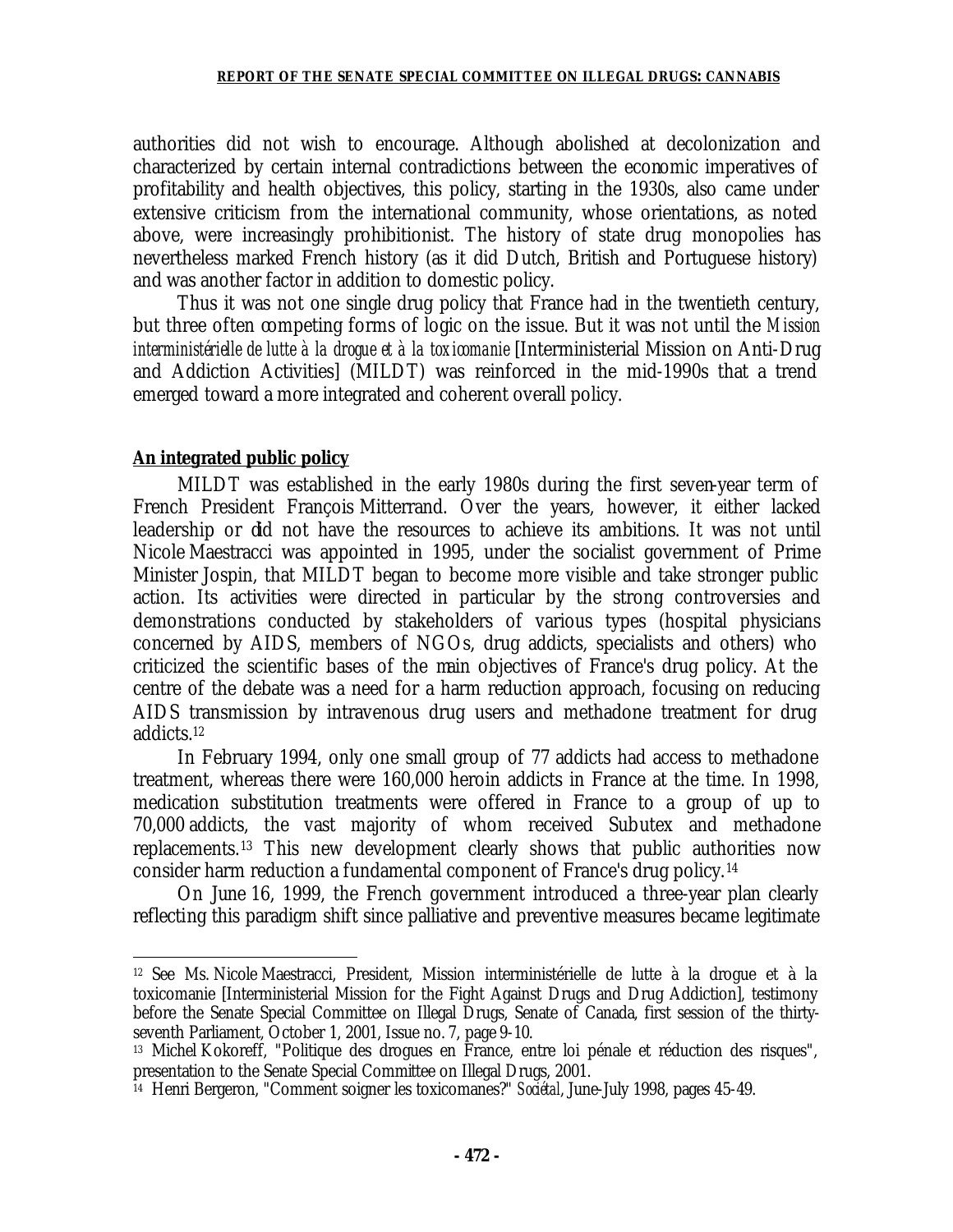authorities did not wish to encourage. Although abolished at decolonization and characterized by certain internal contradictions between the economic imperatives of profitability and health objectives, this policy, starting in the 1930s, also came under extensive criticism from the international community, whose orientations, as noted above, were increasingly prohibitionist. The history of state drug monopolies has nevertheless marked French history (as it did Dutch, British and Portuguese history) and was another factor in addition to domestic policy.

Thus it was not one single drug policy that France had in the twentieth century, but three often competing forms of logic on the issue. But it was not until the *Mission interministérielle de lutte à la drogue et à la toxicomanie* [Interministerial Mission on Anti-Drug and Addiction Activities] (MILDT) was reinforced in the mid-1990s that a trend emerged toward a more integrated and coherent overall policy.

**An integrated public policy**

MILDT was established in the early 1980s during the first seven-year term of French President François Mitterrand. Over the years, however, it either lacked leadership or did not have the resources to achieve its ambitions. It was not until Nicole Maestracci was appointed in 1995, under the socialist government of Prime Minister Jospin, that MILDT began to become more visible and take stronger public action. Its activities were directed in particular by the strong controversies and demonstrations conducted by stakeholders of various types (hospital physicians concerned by AIDS, members of NGOs, drug addicts, specialists and others) who criticized the scientific bases of the main objectives of France's drug policy. At the centre of the debate was a need for a harm reduction approach, focusing on reducing AIDS transmission by intravenous drug users and methadone treatment for drug addicts.[12]

In February 1994, only one small group of 77 addicts had access to methadone treatment, whereas there were 160,000 heroin addicts in France at the time. In 1998, medication substitution treatments were offered in France to a group of up to 70,000 addicts, the vast majority of whom received Subutex and methadone replacements.[13] This new development clearly shows that public authorities now consider harm reduction a fundamental component of France's drug policy.[14]

On June 16, 1999, the French government introduced a three-year plan clearly reflecting this paradigm shift since palliative and preventive measures became legitimate

---

[12] See Ms. Nicole Maestracci, President, Mission interministérielle de lutte à la drogue et à la toxicomanie [Interministerial Mission for the Fight Against Drugs and Drug Addiction], testimony before the Senate Special Committee on Illegal Drugs, Senate of Canada, first session of the thirty-seventh Parliament, October 1, 2001, Issue no. 7, page 9-10.

[13] Michel Kokoreff, "Politique des drogues en France, entre loi pénale et réduction des risques", presentation to the Senate Special Committee on Illegal Drugs, 2001.

[14] Henri Bergeron, "Comment soigner les toxicomanes?" *Sociétal*, June-July 1998, pages 45-49.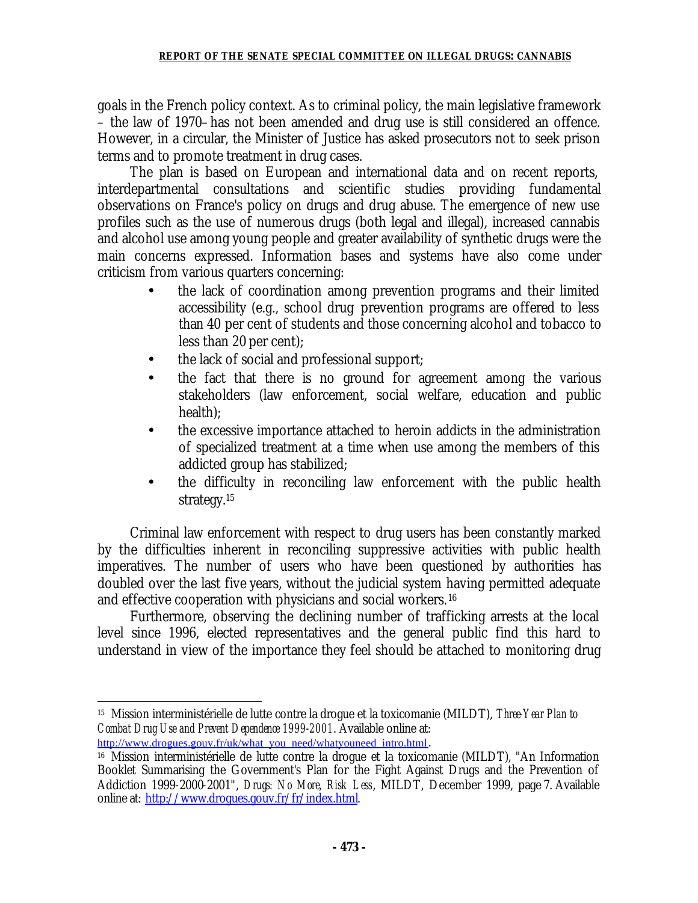goals in the French policy context. As to criminal policy, the main legislative framework – the law of 1970– has not been amended and drug use is still considered an offence. However, in a circular, the Minister of Justice has asked prosecutors not to seek prison terms and to promote treatment in drug cases.

The plan is based on European and international data and on recent reports, interdepartmental consultations and scientific studies providing fundamental observations on France's policy on drugs and drug abuse. The emergence of new use profiles such as the use of numerous drugs (both legal and illegal), increased cannabis and alcohol use among young people and greater availability of synthetic drugs were the main concerns expressed. Information bases and systems have also come under criticism from various quarters concerning:

- the lack of coordination among prevention programs and their limited accessibility (e.g., school drug prevention programs are offered to less than 40 per cent of students and those concerning alcohol and tobacco to less than 20 per cent);
- the lack of social and professional support;
- the fact that there is no ground for agreement among the various stakeholders (law enforcement, social welfare, education and public health);
- the excessive importance attached to heroin addicts in the administration of specialized treatment at a time when use among the members of this addicted group has stabilized;
- the difficulty in reconciling law enforcement with the public health strategy.[15]

Criminal law enforcement with respect to drug users has been constantly marked by the difficulties inherent in reconciling suppressive activities with public health imperatives. The number of users who have been questioned by authorities has doubled over the last five years, without the judicial system having permitted adequate and effective cooperation with physicians and social workers.[16]

Furthermore, observing the declining number of trafficking arrests at the local level since 1996, elected representatives and the general public find this hard to understand in view of the importance they feel should be attached to monitoring drug

---

[15] Mission interministérielle de lutte contre la drogue et la toxicomanie (MILDT), *Three-Year Plan to Combat Drug Use and Prevent Dependence 1999-2001*. Available online at: http://www.drogues.gouv.fr/uk/what_you_need/whatyouneed_intro.html.

[16] Mission interministérielle de lutte contre la drogue et la toxicomanie (MILDT), "An Information Booklet Summarising the Government's Plan for the Fight Against Drugs and the Prevention of Addiction 1999-2000-2001", *Drugs: No More, Risk Less*, MILDT, December 1999, page 7. Available online at: http://www.drogues.gouv.fr/fr/index.html.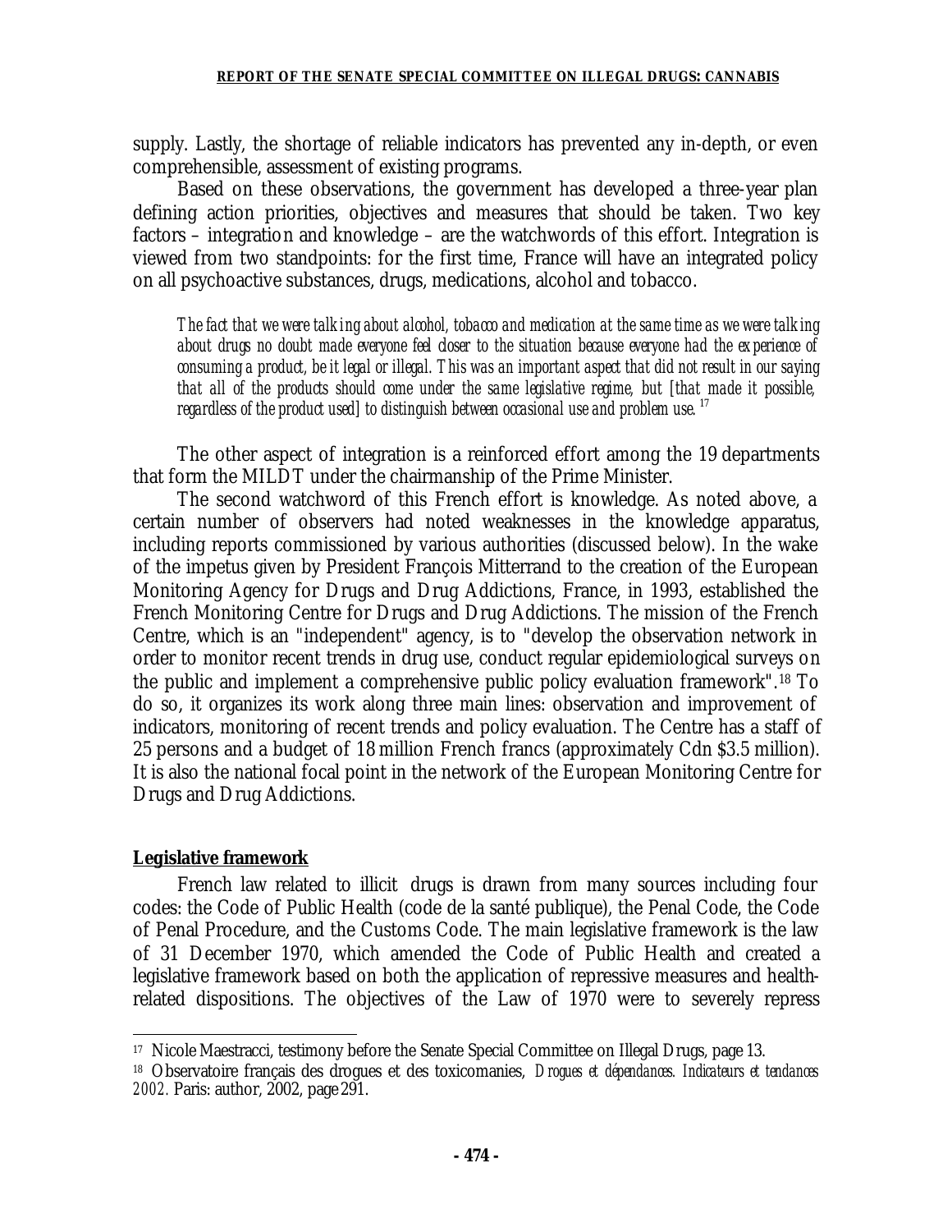supply. Lastly, the shortage of reliable indicators has prevented any in-depth, or even comprehensible, assessment of existing programs.

Based on these observations, the government has developed a three-year plan defining action priorities, objectives and measures that should be taken. Two key factors – integration and knowledge – are the watchwords of this effort. Integration is viewed from two standpoints: for the first time, France will have an integrated policy on all psychoactive substances, drugs, medications, alcohol and tobacco.

> *The fact that we were talking about alcohol, tobacco and medication at the same time as we were talking about drugs no doubt made everyone feel closer to the situation because everyone had the experience of consuming a product, be it legal or illegal. This was an important aspect that did not result in our saying that all of the products should come under the same legislative regime, but [that made it possible, regardless of the product used] to distinguish between occasional use and problem use.*[17]

The other aspect of integration is a reinforced effort among the 19 departments that form the MILDT under the chairmanship of the Prime Minister.

The second watchword of this French effort is knowledge. As noted above, a certain number of observers had noted weaknesses in the knowledge apparatus, including reports commissioned by various authorities (discussed below). In the wake of the impetus given by President François Mitterrand to the creation of the European Monitoring Agency for Drugs and Drug Addictions, France, in 1993, established the French Monitoring Centre for Drugs and Drug Addictions. The mission of the French Centre, which is an "independent" agency, is to "develop the observation network in order to monitor recent trends in drug use, conduct regular epidemiological surveys on the public and implement a comprehensive public policy evaluation framework".[18] To do so, it organizes its work along three main lines: observation and improvement of indicators, monitoring of recent trends and policy evaluation. The Centre has a staff of 25 persons and a budget of 18 million French francs (approximately Cdn $3.5 million). It is also the national focal point in the network of the European Monitoring Centre for Drugs and Drug Addictions.

**Legislative framework**

French law related to illicit drugs is drawn from many sources including four codes: the Code of Public Health (code de la santé publique), the Penal Code, the Code of Penal Procedure, and the Customs Code. The main legislative framework is the law of 31 December 1970, which amended the Code of Public Health and created a legislative framework based on both the application of repressive measures and health-related dispositions. The objectives of the Law of 1970 were to severely repress

---

[17] Nicole Maestracci, testimony before the Senate Special Committee on Illegal Drugs, page 13.

[18] Observatoire français des drogues et des toxicomanies, *Drogues et dépendances. Indicateurs et tendances 2002.* Paris: author, 2002, page 291.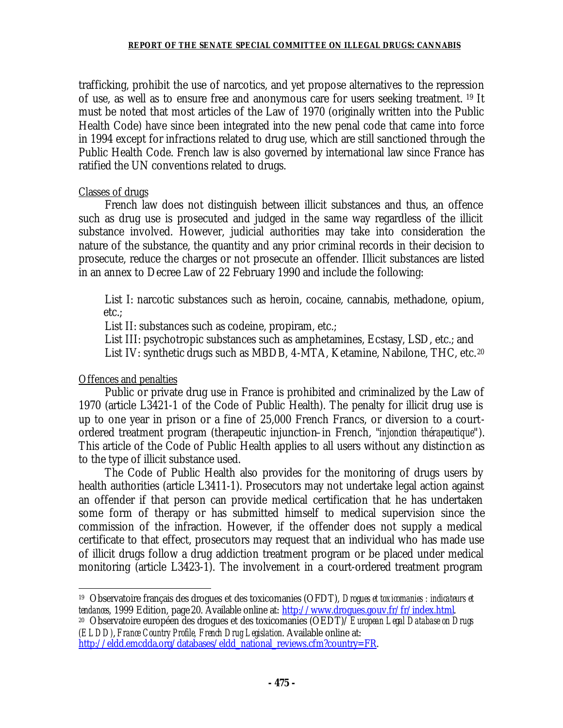trafficking, prohibit the use of narcotics, and yet propose alternatives to the repression of use, as well as to ensure free and anonymous care for users seeking treatment. [19] It must be noted that most articles of the Law of 1970 (originally written into the Public Health Code) have since been integrated into the new penal code that came into force in 1994 except for infractions related to drug use, which are still sanctioned through the Public Health Code. French law is also governed by international law since France has ratified the UN conventions related to drugs.

Classes of drugs

French law does not distinguish between illicit substances and thus, an offence such as drug use is prosecuted and judged in the same way regardless of the illicit substance involved. However, judicial authorities may take into consideration the nature of the substance, the quantity and any prior criminal records in their decision to prosecute, reduce the charges or not prosecute an offender. Illicit substances are listed in an annex to Decree Law of 22 February 1990 and include the following:

List I: narcotic substances such as heroin, cocaine, cannabis, methadone, opium, etc.;
List II: substances such as codeine, propiram, etc.;
List III: psychotropic substances such as amphetamines, Ecstasy, LSD, etc.; and
List IV: synthetic drugs such as MBDB, 4-MTA, Ketamine, Nabilone, THC, etc.[20]

Offences and penalties

Public or private drug use in France is prohibited and criminalized by the Law of 1970 (article L3421-1 of the Code of Public Health). The penalty for illicit drug use is up to one year in prison or a fine of 25,000 French Francs, or diversion to a court-ordered treatment program (therapeutic injunction–in French, "*injonction thérapeutique*"). This article of the Code of Public Health applies to all users without any distinction as to the type of illicit substance used.

The Code of Public Health also provides for the monitoring of drugs users by health authorities (article L3411-1). Prosecutors may not undertake legal action against an offender if that person can provide medical certification that he has undertaken some form of therapy or has submitted himself to medical supervision since the commission of the infraction. However, if the offender does not supply a medical certificate to that effect, prosecutors may request that an individual who has made use of illicit drugs follow a drug addiction treatment program or be placed under medical monitoring (article L3423-1). The involvement in a court-ordered treatment program

---

[19] Observatoire français des drogues et des toxicomanies (OFDT), *Drogues et toxicomanies : indicateurs et tendances*, 1999 Edition, page 20. Available online at: http://www.drogues.gouv.fr/fr/index.html.

[20] Observatoire européen des drogues et des toxicomanies (OEDT)/ *European Legal Database on Drugs (ELDD)*, *France Country Profile, French Drug Legislation*. Available online at: http://eldd.emcdda.org/databases/eldd_national_reviews.cfm?country=FR.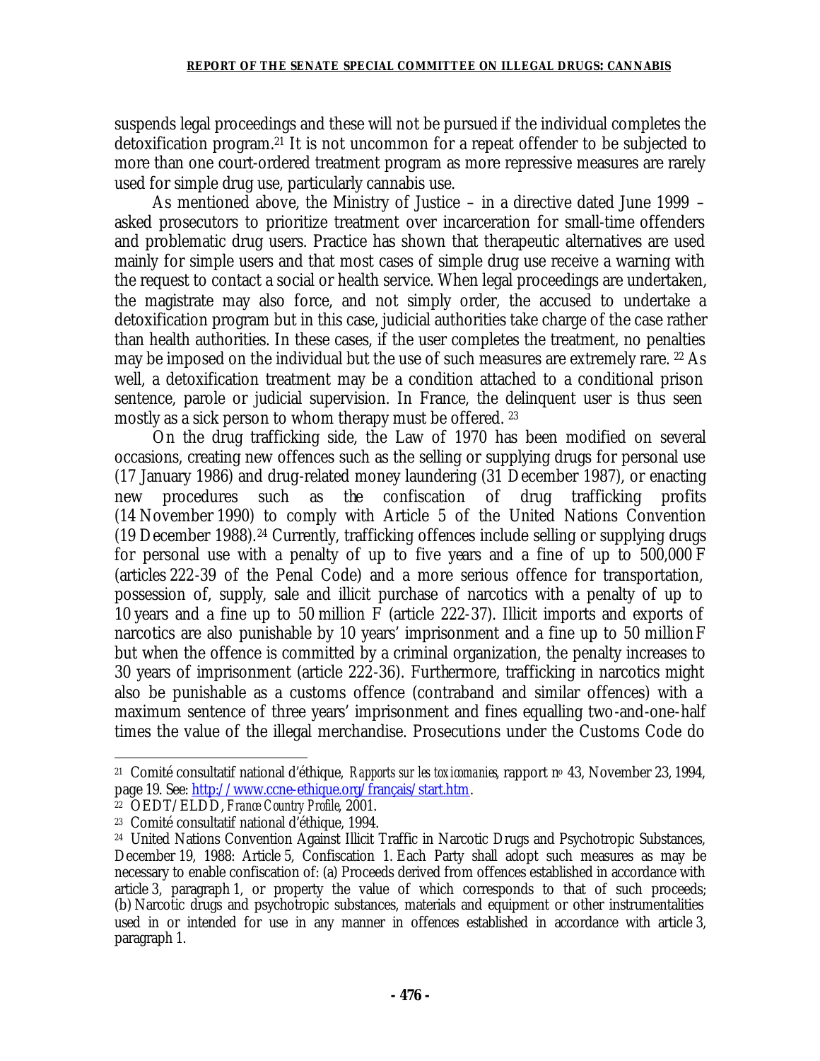suspends legal proceedings and these will not be pursued if the individual completes the detoxification program.[21] It is not uncommon for a repeat offender to be subjected to more than one court-ordered treatment program as more repressive measures are rarely used for simple drug use, particularly cannabis use.

As mentioned above, the Ministry of Justice – in a directive dated June 1999 – asked prosecutors to prioritize treatment over incarceration for small-time offenders and problematic drug users. Practice has shown that therapeutic alternatives are used mainly for simple users and that most cases of simple drug use receive a warning with the request to contact a social or health service. When legal proceedings are undertaken, the magistrate may also force, and not simply order, the accused to undertake a detoxification program but in this case, judicial authorities take charge of the case rather than health authorities. In these cases, if the user completes the treatment, no penalties may be imposed on the individual but the use of such measures are extremely rare. [22] As well, a detoxification treatment may be a condition attached to a conditional prison sentence, parole or judicial supervision. In France, the delinquent user is thus seen mostly as a sick person to whom therapy must be offered. [23]

On the drug trafficking side, the Law of 1970 has been modified on several occasions, creating new offences such as the selling or supplying drugs for personal use (17 January 1986) and drug-related money laundering (31 December 1987), or enacting new procedures such as the confiscation of drug trafficking profits (14 November 1990) to comply with Article 5 of the United Nations Convention (19 December 1988).[24] Currently, trafficking offences include selling or supplying drugs for personal use with a penalty of up to five years and a fine of up to 500,000 F (articles 222-39 of the Penal Code) and a more serious offence for transportation, possession of, supply, sale and illicit purchase of narcotics with a penalty of up to 10 years and a fine up to 50 million F (article 222-37). Illicit imports and exports of narcotics are also punishable by 10 years' imprisonment and a fine up to 50 million F but when the offence is committed by a criminal organization, the penalty increases to 30 years of imprisonment (article 222-36). Furthermore, trafficking in narcotics might also be punishable as a customs offence (contraband and similar offences) with a maximum sentence of three years' imprisonment and fines equalling two-and-one-half times the value of the illegal merchandise. Prosecutions under the Customs Code do

---

[21] Comité consultatif national d'éthique, *Rapports sur les toxicomanies*, rapport no 43, November 23, 1994, page 19. See: http://www.ccne-ethique.org/français/start.htm.

[22] OEDT/ELDD, *France Country Profile*, 2001.

[23] Comité consultatif national d'éthique, 1994.

[24] United Nations Convention Against Illicit Traffic in Narcotic Drugs and Psychotropic Substances, December 19, 1988: Article 5, Confiscation 1. Each Party shall adopt such measures as may be necessary to enable confiscation of: (a) Proceeds derived from offences established in accordance with article 3, paragraph 1, or property the value of which corresponds to that of such proceeds; (b) Narcotic drugs and psychotropic substances, materials and equipment or other instrumentalities used in or intended for use in any manner in offences established in accordance with article 3, paragraph 1.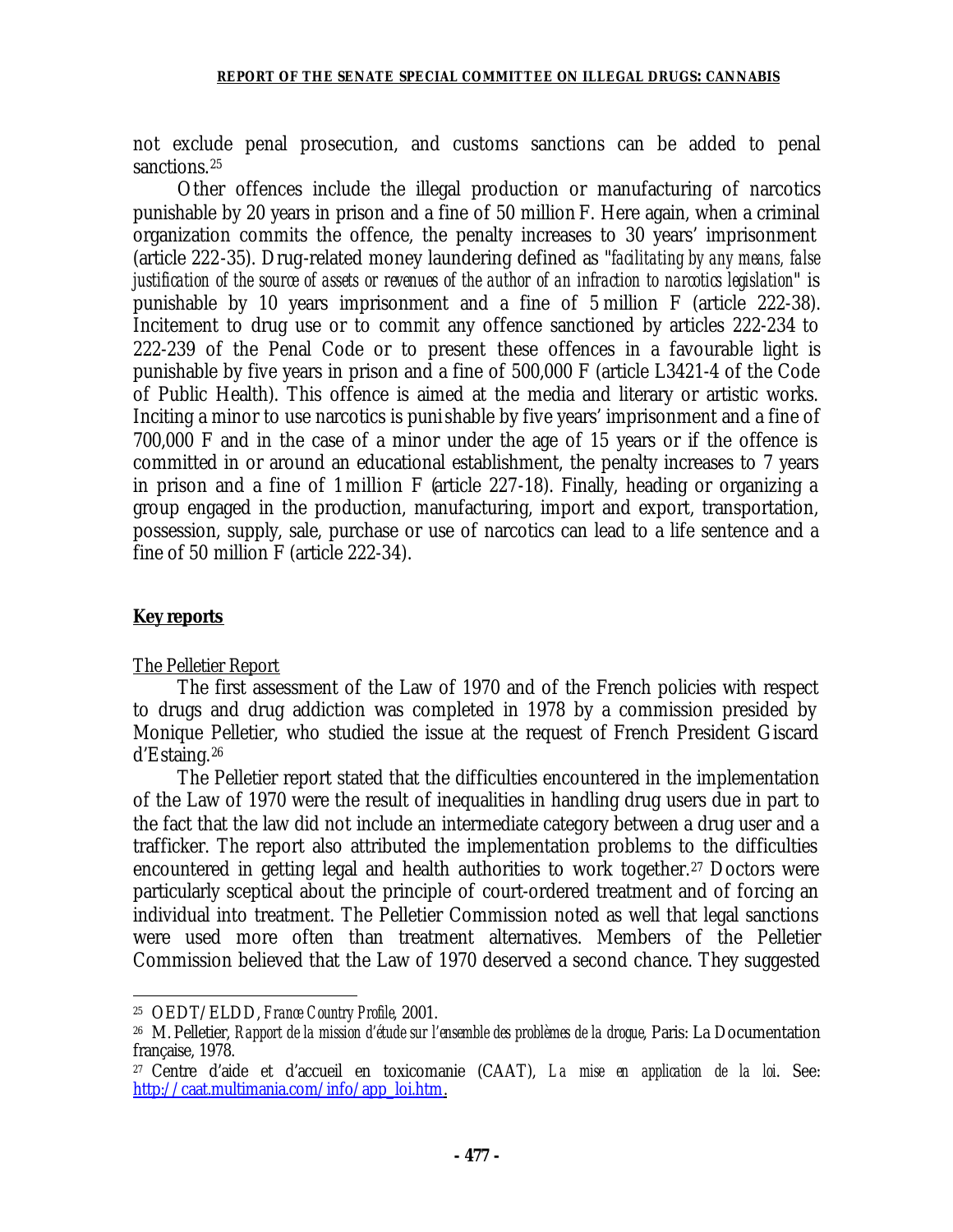not exclude penal prosecution, and customs sanctions can be added to penal sanctions.[25]

Other offences include the illegal production or manufacturing of narcotics punishable by 20 years in prison and a fine of 50 million F. Here again, when a criminal organization commits the offence, the penalty increases to 30 years' imprisonment (article 222-35). Drug-related money laundering defined as "*facilitating by any means, false justification of the source of assets or revenues of the author of an infraction to narcotics legislation*" is punishable by 10 years imprisonment and a fine of 5 million F (article 222-38). Incitement to drug use or to commit any offence sanctioned by articles 222-234 to 222-239 of the Penal Code or to present these offences in a favourable light is punishable by five years in prison and a fine of 500,000 F (article L3421-4 of the Code of Public Health). This offence is aimed at the media and literary or artistic works. Inciting a minor to use narcotics is punishable by five years' imprisonment and a fine of 700,000 F and in the case of a minor under the age of 15 years or if the offence is committed in or around an educational establishment, the penalty increases to 7 years in prison and a fine of 1 million F (article 227-18). Finally, heading or organizing a group engaged in the production, manufacturing, import and export, transportation, possession, supply, sale, purchase or use of narcotics can lead to a life sentence and a fine of 50 million F (article 222-34).

## Key reports

### The Pelletier Report

The first assessment of the Law of 1970 and of the French policies with respect to drugs and drug addiction was completed in 1978 by a commission presided by Monique Pelletier, who studied the issue at the request of French President Giscard d'Estaing.[26]

The Pelletier report stated that the difficulties encountered in the implementation of the Law of 1970 were the result of inequalities in handling drug users due in part to the fact that the law did not include an intermediate category between a drug user and a trafficker. The report also attributed the implementation problems to the difficulties encountered in getting legal and health authorities to work together.[27] Doctors were particularly sceptical about the principle of court-ordered treatment and of forcing an individual into treatment. The Pelletier Commission noted as well that legal sanctions were used more often than treatment alternatives. Members of the Pelletier Commission believed that the Law of 1970 deserved a second chance. They suggested

---

[25] OEDT/ELDD, *France Country Profile*, 2001.

[26] M. Pelletier, *Rapport de la mission d'étude sur l'ensemble des problèmes de la drogue*, Paris: La Documentation française, 1978.

[27] Centre d'aide et d'accueil en toxicomanie (CAAT), *La mise en application de la loi*. See: http://caat.multimania.com/info/app_loi.htm.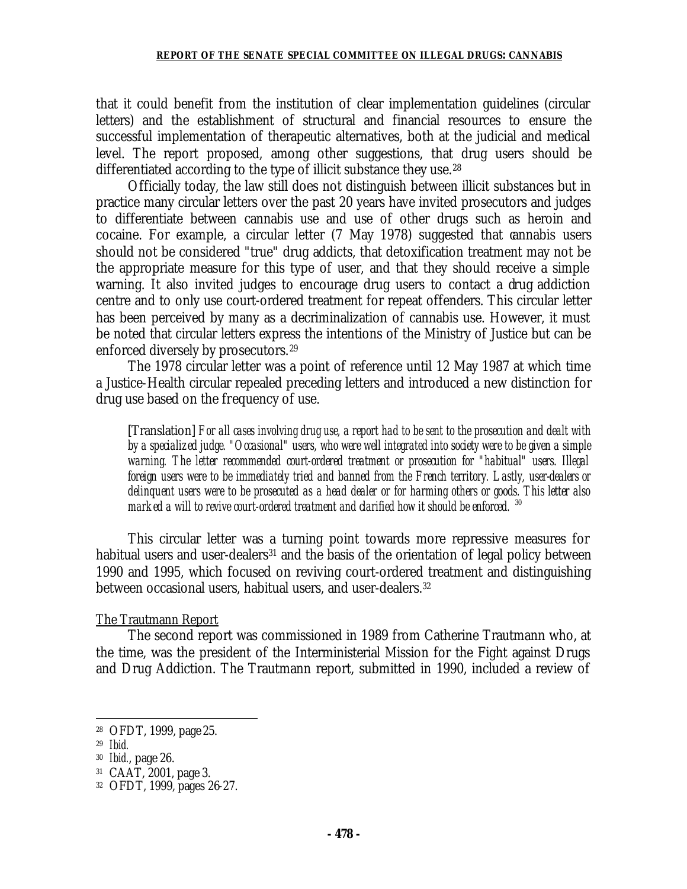that it could benefit from the institution of clear implementation guidelines (circular letters) and the establishment of structural and financial resources to ensure the successful implementation of therapeutic alternatives, both at the judicial and medical level. The report proposed, among other suggestions, that drug users should be differentiated according to the type of illicit substance they use.[28]

Officially today, the law still does not distinguish between illicit substances but in practice many circular letters over the past 20 years have invited prosecutors and judges to differentiate between cannabis use and use of other drugs such as heroin and cocaine. For example, a circular letter (7 May 1978) suggested that cannabis users should not be considered "true" drug addicts, that detoxification treatment may not be the appropriate measure for this type of user, and that they should receive a simple warning. It also invited judges to encourage drug users to contact a drug addiction centre and to only use court-ordered treatment for repeat offenders. This circular letter has been perceived by many as a decriminalization of cannabis use. However, it must be noted that circular letters express the intentions of the Ministry of Justice but can be enforced diversely by prosecutors.[29]

The 1978 circular letter was a point of reference until 12 May 1987 at which time a Justice-Health circular repealed preceding letters and introduced a new distinction for drug use based on the frequency of use.

> [Translation] *For all cases involving drug use, a report had to be sent to the prosecution and dealt with by a specialized judge. "Occasional" users, who were well integrated into society were to be given a simple warning. The letter recommended court-ordered treatment or prosecution for "habitual" users. Illegal foreign users were to be immediately tried and banned from the French territory. Lastly, user-dealers or delinquent users were to be prosecuted as a head dealer or for harming others or goods. This letter also marked a will to revive court-ordered treatment and clarified how it should be enforced.* [30]

This circular letter was a turning point towards more repressive measures for habitual users and user-dealers[31] and the basis of the orientation of legal policy between 1990 and 1995, which focused on reviving court-ordered treatment and distinguishing between occasional users, habitual users, and user-dealers.[32]

The Trautmann Report

The second report was commissioned in 1989 from Catherine Trautmann who, at the time, was the president of the Interministerial Mission for the Fight against Drugs and Drug Addiction. The Trautmann report, submitted in 1990, included a review of

---

[28] OFDT, 1999, page 25.

[29] *Ibid.*

[30] *Ibid.*, page 26.

[31] CAAT, 2001, page 3.

[32] OFDT, 1999, pages 26-27.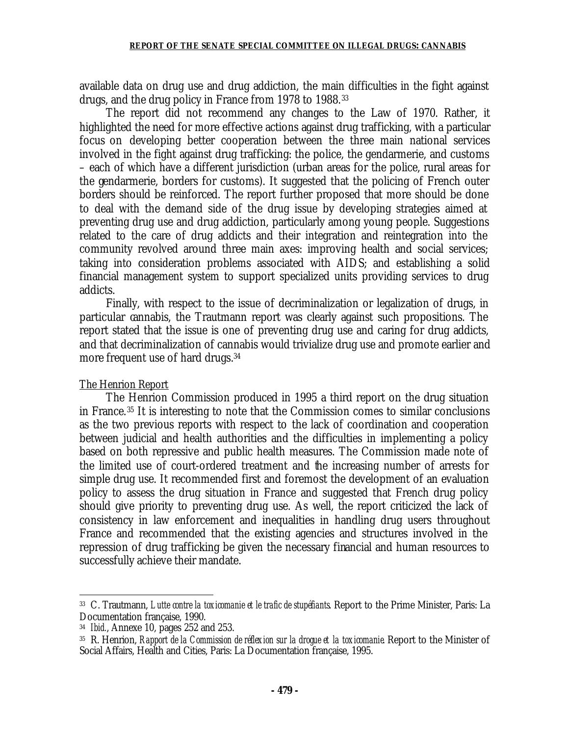available data on drug use and drug addiction, the main difficulties in the fight against drugs, and the drug policy in France from 1978 to 1988.[33]

The report did not recommend any changes to the Law of 1970. Rather, it highlighted the need for more effective actions against drug trafficking, with a particular focus on developing better cooperation between the three main national services involved in the fight against drug trafficking: the police, the gendarmerie, and customs – each of which have a different jurisdiction (urban areas for the police, rural areas for the gendarmerie, borders for customs). It suggested that the policing of French outer borders should be reinforced. The report further proposed that more should be done to deal with the demand side of the drug issue by developing strategies aimed at preventing drug use and drug addiction, particularly among young people. Suggestions related to the care of drug addicts and their integration and reintegration into the community revolved around three main axes: improving health and social services; taking into consideration problems associated with AIDS; and establishing a solid financial management system to support specialized units providing services to drug addicts.

Finally, with respect to the issue of decriminalization or legalization of drugs, in particular cannabis, the Trautmann report was clearly against such propositions. The report stated that the issue is one of preventing drug use and caring for drug addicts, and that decriminalization of cannabis would trivialize drug use and promote earlier and more frequent use of hard drugs.[34]

The Henrion Report

The Henrion Commission produced in 1995 a third report on the drug situation in France.[35] It is interesting to note that the Commission comes to similar conclusions as the two previous reports with respect to the lack of coordination and cooperation between judicial and health authorities and the difficulties in implementing a policy based on both repressive and public health measures. The Commission made note of the limited use of court-ordered treatment and the increasing number of arrests for simple drug use. It recommended first and foremost the development of an evaluation policy to assess the drug situation in France and suggested that French drug policy should give priority to preventing drug use. As well, the report criticized the lack of consistency in law enforcement and inequalities in handling drug users throughout France and recommended that the existing agencies and structures involved in the repression of drug trafficking be given the necessary financial and human resources to successfully achieve their mandate.

---

[33] C. Trautmann, *Lutte contre la toxicomanie et le trafic de stupéfiants*. Report to the Prime Minister, Paris: La Documentation française, 1990.

[34] *Ibid.*, Annexe 10, pages 252 and 253.

[35] R. Henrion, *Rapport de la Commission de réflexion sur la drogue et la toxicomanie*. Report to the Minister of Social Affairs, Health and Cities, Paris: La Documentation française, 1995.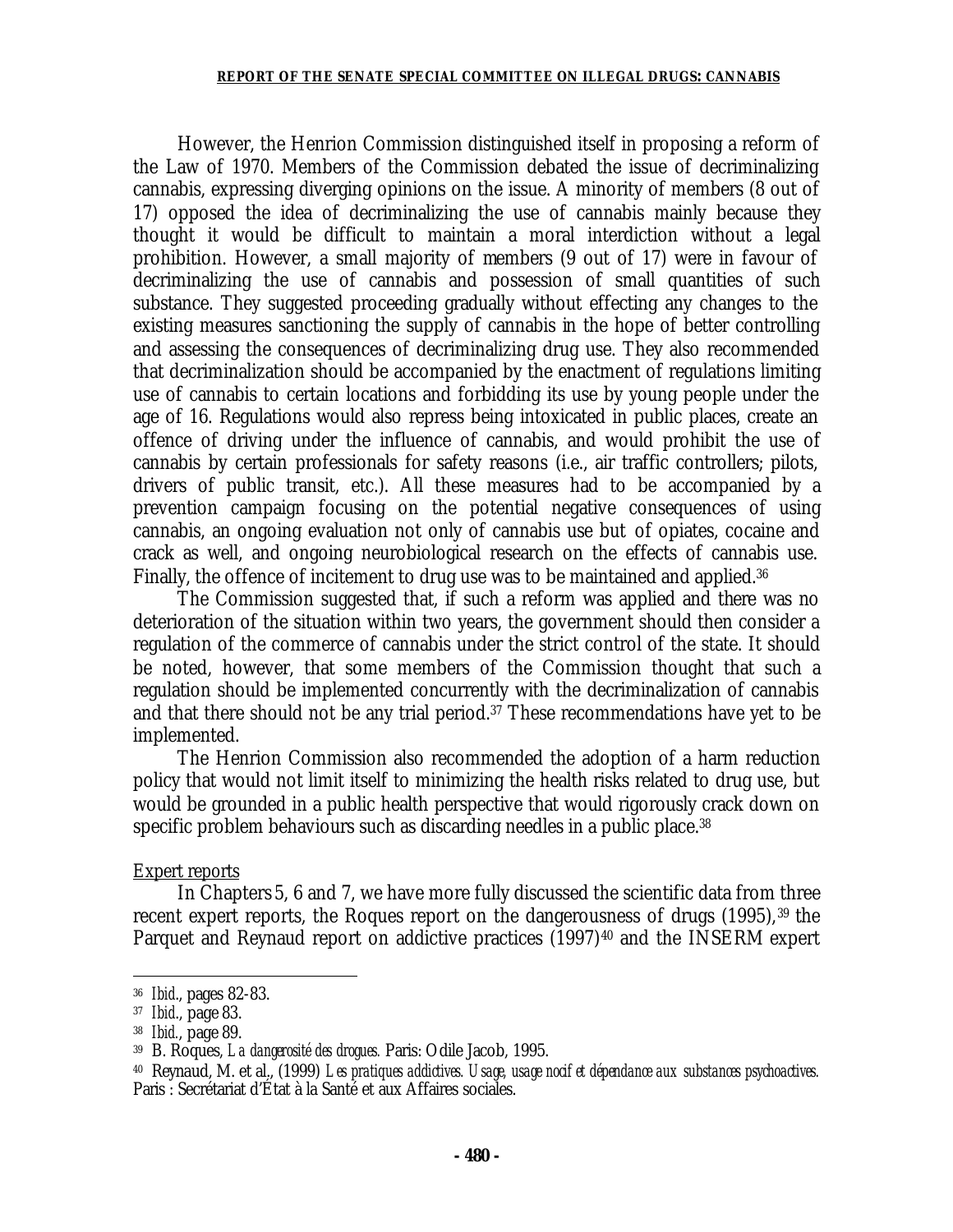However, the Henrion Commission distinguished itself in proposing a reform of the Law of 1970. Members of the Commission debated the issue of decriminalizing cannabis, expressing diverging opinions on the issue. A minority of members (8 out of 17) opposed the idea of decriminalizing the use of cannabis mainly because they thought it would be difficult to maintain a moral interdiction without a legal prohibition. However, a small majority of members (9 out of 17) were in favour of decriminalizing the use of cannabis and possession of small quantities of such substance. They suggested proceeding gradually without effecting any changes to the existing measures sanctioning the supply of cannabis in the hope of better controlling and assessing the consequences of decriminalizing drug use. They also recommended that decriminalization should be accompanied by the enactment of regulations limiting use of cannabis to certain locations and forbidding its use by young people under the age of 16. Regulations would also repress being intoxicated in public places, create an offence of driving under the influence of cannabis, and would prohibit the use of cannabis by certain professionals for safety reasons (i.e., air traffic controllers; pilots, drivers of public transit, etc.). All these measures had to be accompanied by a prevention campaign focusing on the potential negative consequences of using cannabis, an ongoing evaluation not only of cannabis use but of opiates, cocaine and crack as well, and ongoing neurobiological research on the effects of cannabis use. Finally, the offence of incitement to drug use was to be maintained and applied.[36]

The Commission suggested that, if such a reform was applied and there was no deterioration of the situation within two years, the government should then consider a regulation of the commerce of cannabis under the strict control of the state. It should be noted, however, that some members of the Commission thought that such a regulation should be implemented concurrently with the decriminalization of cannabis and that there should not be any trial period.[37] These recommendations have yet to be implemented.

The Henrion Commission also recommended the adoption of a harm reduction policy that would not limit itself to minimizing the health risks related to drug use, but would be grounded in a public health perspective that would rigorously crack down on specific problem behaviours such as discarding needles in a public place.[38]

Expert reports

In Chapters 5, 6 and 7, we have more fully discussed the scientific data from three recent expert reports, the Roques report on the dangerousness of drugs (1995),[39] the Parquet and Reynaud report on addictive practices (1997)[40] and the INSERM expert

---

[36] *Ibid.*, pages 82-83.

[37] *Ibid.*, page 83.

[38] *Ibid.*, page 89.

[39] B. Roques, *La dangerosité des drogues.* Paris: Odile Jacob, 1995.

[40] Reynaud, M. et al., (1999) *Les pratiques addictives. Usage, usage nocif et dépendance aux substances psychoactives.* Paris : Secrétariat d'État à la Santé et aux Affaires sociales.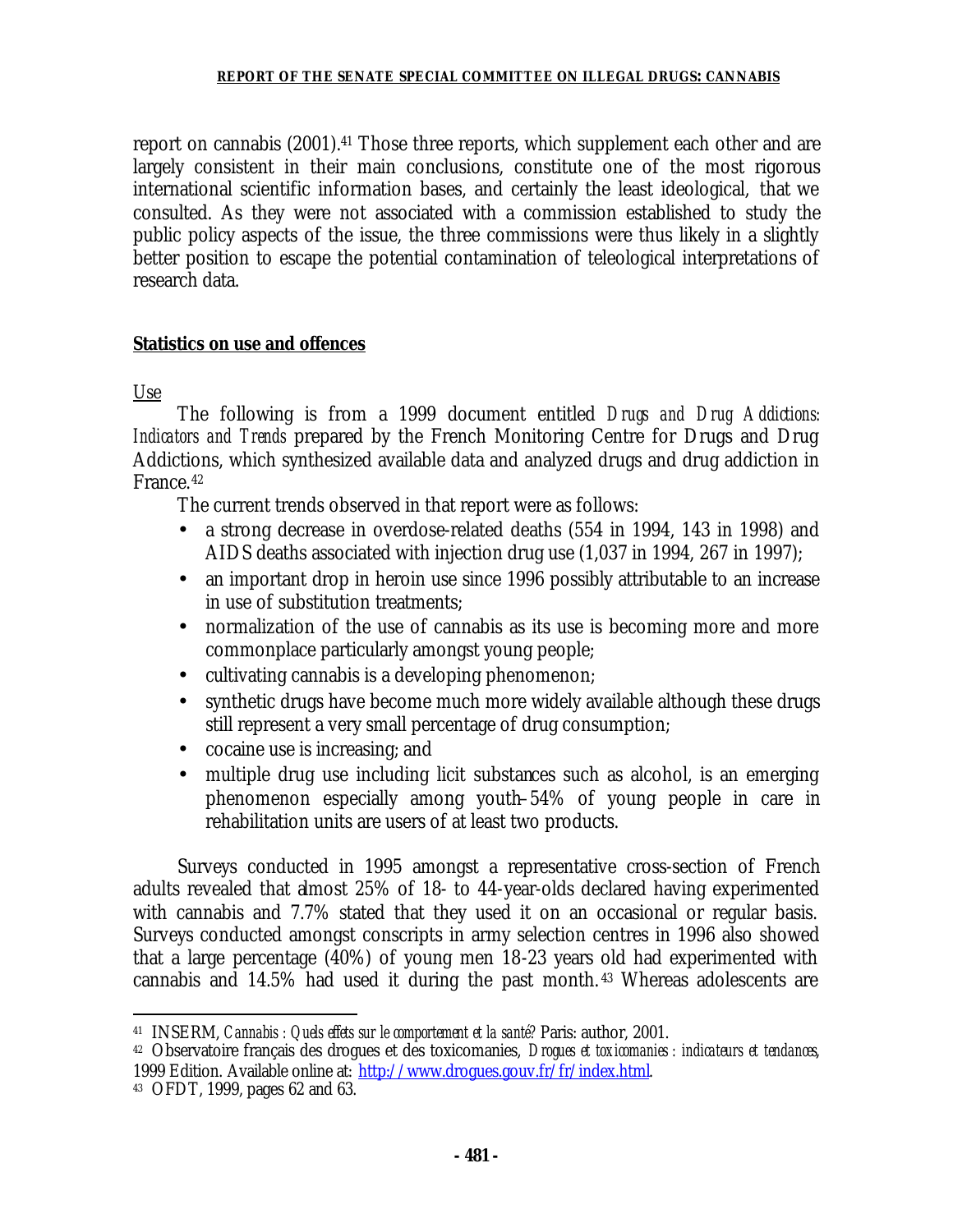report on cannabis (2001).[41] Those three reports, which supplement each other and are largely consistent in their main conclusions, constitute one of the most rigorous international scientific information bases, and certainly the least ideological, that we consulted. As they were not associated with a commission established to study the public policy aspects of the issue, the three commissions were thus likely in a slightly better position to escape the potential contamination of teleological interpretations of research data.

**Statistics on use and offences**

Use

The following is from a 1999 document entitled *Drugs and Drug Addictions: Indicators and Trends* prepared by the French Monitoring Centre for Drugs and Drug Addictions, which synthesized available data and analyzed drugs and drug addiction in France.[42]

The current trends observed in that report were as follows:

- a strong decrease in overdose-related deaths (554 in 1994, 143 in 1998) and AIDS deaths associated with injection drug use (1,037 in 1994, 267 in 1997);
- an important drop in heroin use since 1996 possibly attributable to an increase in use of substitution treatments;
- normalization of the use of cannabis as its use is becoming more and more commonplace particularly amongst young people;
- cultivating cannabis is a developing phenomenon;
- synthetic drugs have become much more widely available although these drugs still represent a very small percentage of drug consumption;
- cocaine use is increasing; and
- multiple drug use including licit substances such as alcohol, is an emerging phenomenon especially among youth–54% of young people in care in rehabilitation units are users of at least two products.

Surveys conducted in 1995 amongst a representative cross-section of French adults revealed that almost 25% of 18- to 44-year-olds declared having experimented with cannabis and 7.7% stated that they used it on an occasional or regular basis. Surveys conducted amongst conscripts in army selection centres in 1996 also showed that a large percentage (40%) of young men 18-23 years old had experimented with cannabis and 14.5% had used it during the past month.[43] Whereas adolescents are

---

[41] INSERM, *Cannabis : Quels effets sur le comportement et la santé?* Paris: author, 2001.

[42] Observatoire français des drogues et des toxicomanies, *Drogues et toxicomanies : indicateurs et tendances*, 1999 Edition. Available online at: http://www.drogues.gouv.fr/fr/index.html.

[43] OFDT, 1999, pages 62 and 63.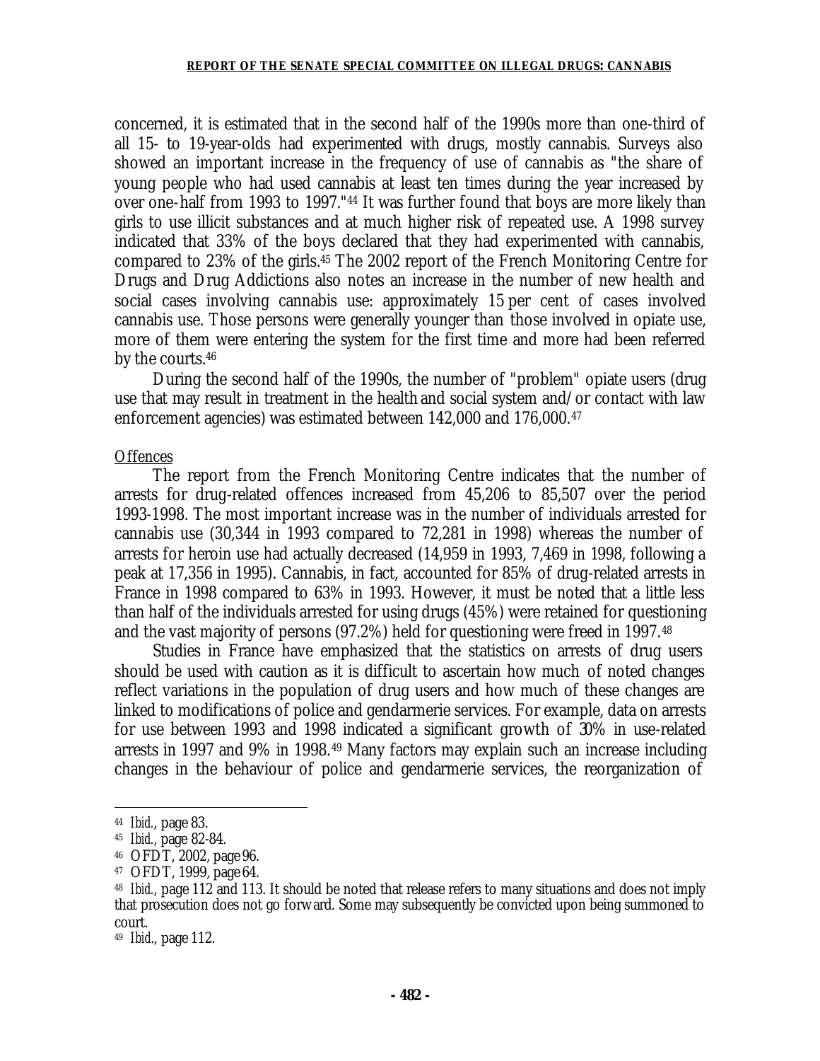concerned, it is estimated that in the second half of the 1990s more than one-third of all 15- to 19-year-olds had experimented with drugs, mostly cannabis. Surveys also showed an important increase in the frequency of use of cannabis as "the share of young people who had used cannabis at least ten times during the year increased by over one-half from 1993 to 1997."[44] It was further found that boys are more likely than girls to use illicit substances and at much higher risk of repeated use. A 1998 survey indicated that 33% of the boys declared that they had experimented with cannabis, compared to 23% of the girls.[45] The 2002 report of the French Monitoring Centre for Drugs and Drug Addictions also notes an increase in the number of new health and social cases involving cannabis use: approximately 15 per cent of cases involved cannabis use. Those persons were generally younger than those involved in opiate use, more of them were entering the system for the first time and more had been referred by the courts.[46]

During the second half of the 1990s, the number of "problem" opiate users (drug use that may result in treatment in the health and social system and/or contact with law enforcement agencies) was estimated between 142,000 and 176,000.[47]

<u>Offences</u>

The report from the French Monitoring Centre indicates that the number of arrests for drug-related offences increased from 45,206 to 85,507 over the period 1993-1998. The most important increase was in the number of individuals arrested for cannabis use (30,344 in 1993 compared to 72,281 in 1998) whereas the number of arrests for heroin use had actually decreased (14,959 in 1993, 7,469 in 1998, following a peak at 17,356 in 1995). Cannabis, in fact, accounted for 85% of drug-related arrests in France in 1998 compared to 63% in 1993. However, it must be noted that a little less than half of the individuals arrested for using drugs (45%) were retained for questioning and the vast majority of persons (97.2%) held for questioning were freed in 1997.[48]

Studies in France have emphasized that the statistics on arrests of drug users should be used with caution as it is difficult to ascertain how much of noted changes reflect variations in the population of drug users and how much of these changes are linked to modifications of police and gendarmerie services. For example, data on arrests for use between 1993 and 1998 indicated a significant growth of 30% in use-related arrests in 1997 and 9% in 1998.[49] Many factors may explain such an increase including changes in the behaviour of police and gendarmerie services, the reorganization of

---

[44] *Ibid.*, page 83.

[45] *Ibid.*, page 82-84.

[46] OFDT, 2002, page 96.

[47] OFDT, 1999, page 64.

[48] *Ibid.*, page 112 and 113. It should be noted that release refers to many situations and does not imply that prosecution does not go forward. Some may subsequently be convicted upon being summoned to court.

[49] *Ibid.*, page 112.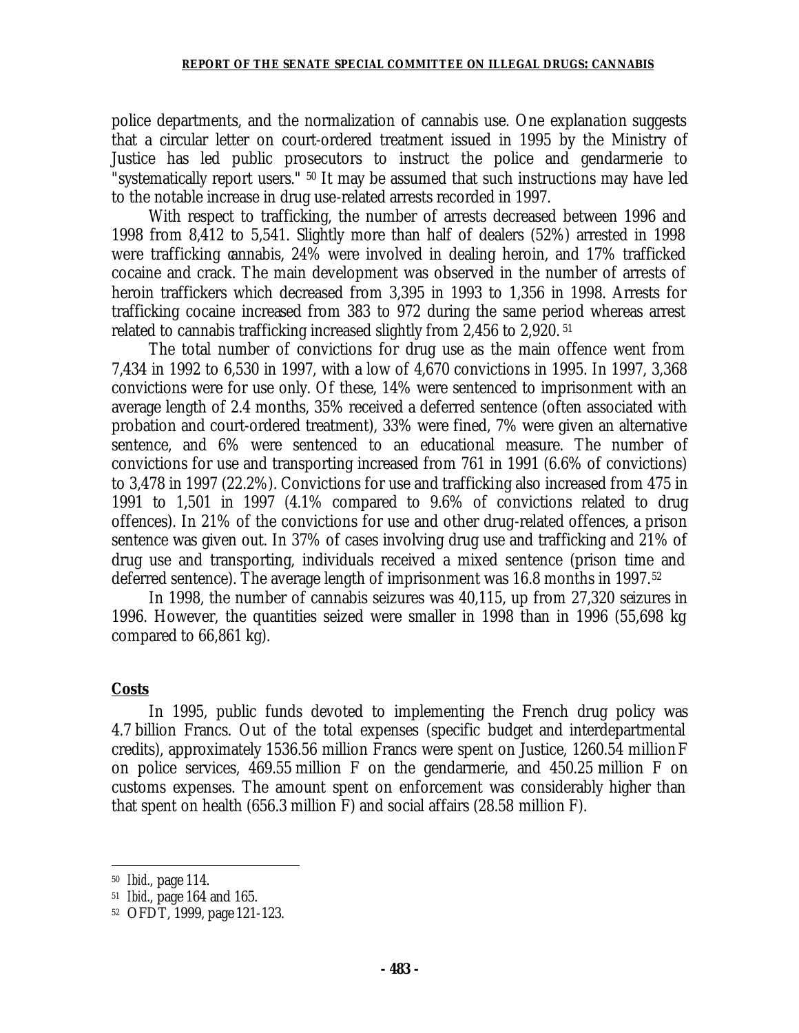police departments, and the normalization of cannabis use. One explanation suggests that a circular letter on court-ordered treatment issued in 1995 by the Ministry of Justice has led public prosecutors to instruct the police and gendarmerie to "systematically report users." [50] It may be assumed that such instructions may have led to the notable increase in drug use-related arrests recorded in 1997.

With respect to trafficking, the number of arrests decreased between 1996 and 1998 from 8,412 to 5,541. Slightly more than half of dealers (52%) arrested in 1998 were trafficking cannabis, 24% were involved in dealing heroin, and 17% trafficked cocaine and crack. The main development was observed in the number of arrests of heroin traffickers which decreased from 3,395 in 1993 to 1,356 in 1998. Arrests for trafficking cocaine increased from 383 to 972 during the same period whereas arrest related to cannabis trafficking increased slightly from 2,456 to 2,920. [51]

The total number of convictions for drug use as the main offence went from 7,434 in 1992 to 6,530 in 1997, with a low of 4,670 convictions in 1995. In 1997, 3,368 convictions were for use only. Of these, 14% were sentenced to imprisonment with an average length of 2.4 months, 35% received a deferred sentence (often associated with probation and court-ordered treatment), 33% were fined, 7% were given an alternative sentence, and 6% were sentenced to an educational measure. The number of convictions for use and transporting increased from 761 in 1991 (6.6% of convictions) to 3,478 in 1997 (22.2%). Convictions for use and trafficking also increased from 475 in 1991 to 1,501 in 1997 (4.1% compared to 9.6% of convictions related to drug offences). In 21% of the convictions for use and other drug-related offences, a prison sentence was given out. In 37% of cases involving drug use and trafficking and 21% of drug use and transporting, individuals received a mixed sentence (prison time and deferred sentence). The average length of imprisonment was 16.8 months in 1997.[52]

In 1998, the number of cannabis seizures was 40,115, up from 27,320 seizures in 1996. However, the quantities seized were smaller in 1998 than in 1996 (55,698 kg compared to 66,861 kg).

## Costs

In 1995, public funds devoted to implementing the French drug policy was 4.7 billion Francs. Out of the total expenses (specific budget and interdepartmental credits), approximately 1536.56 million Francs were spent on Justice, 1260.54 million F on police services, 469.55 million F on the gendarmerie, and 450.25 million F on customs expenses. The amount spent on enforcement was considerably higher than that spent on health (656.3 million F) and social affairs (28.58 million F).

---

[50] *Ibid*., page 114.

[51] *Ibid*., page 164 and 165.

[52] OFDT, 1999, page 121-123.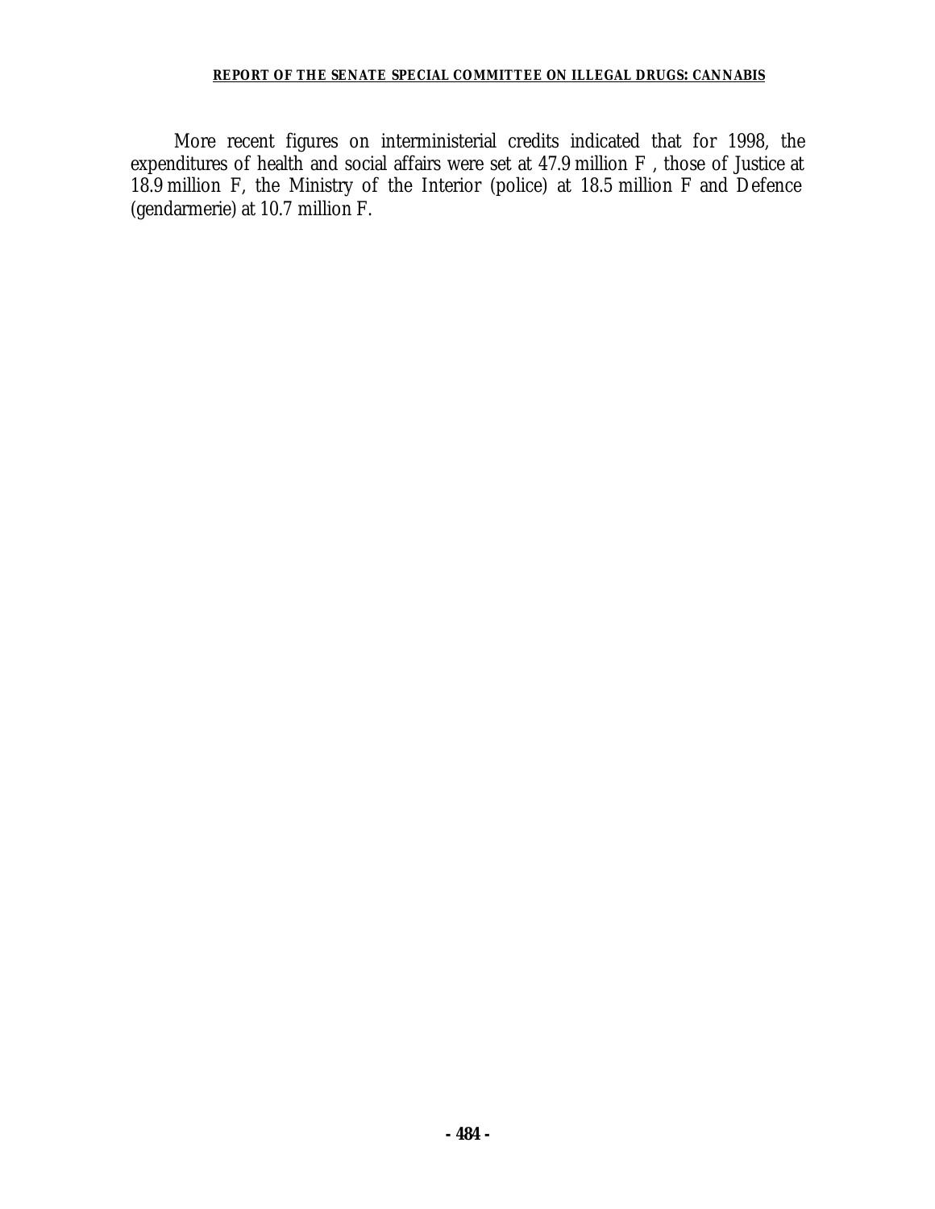More recent figures on interministerial credits indicated that for 1998, the expenditures of health and social affairs were set at 47.9 million F , those of Justice at 18.9 million F, the Ministry of the Interior (police) at 18.5 million F and Defence (gendarmerie) at 10.7 million F.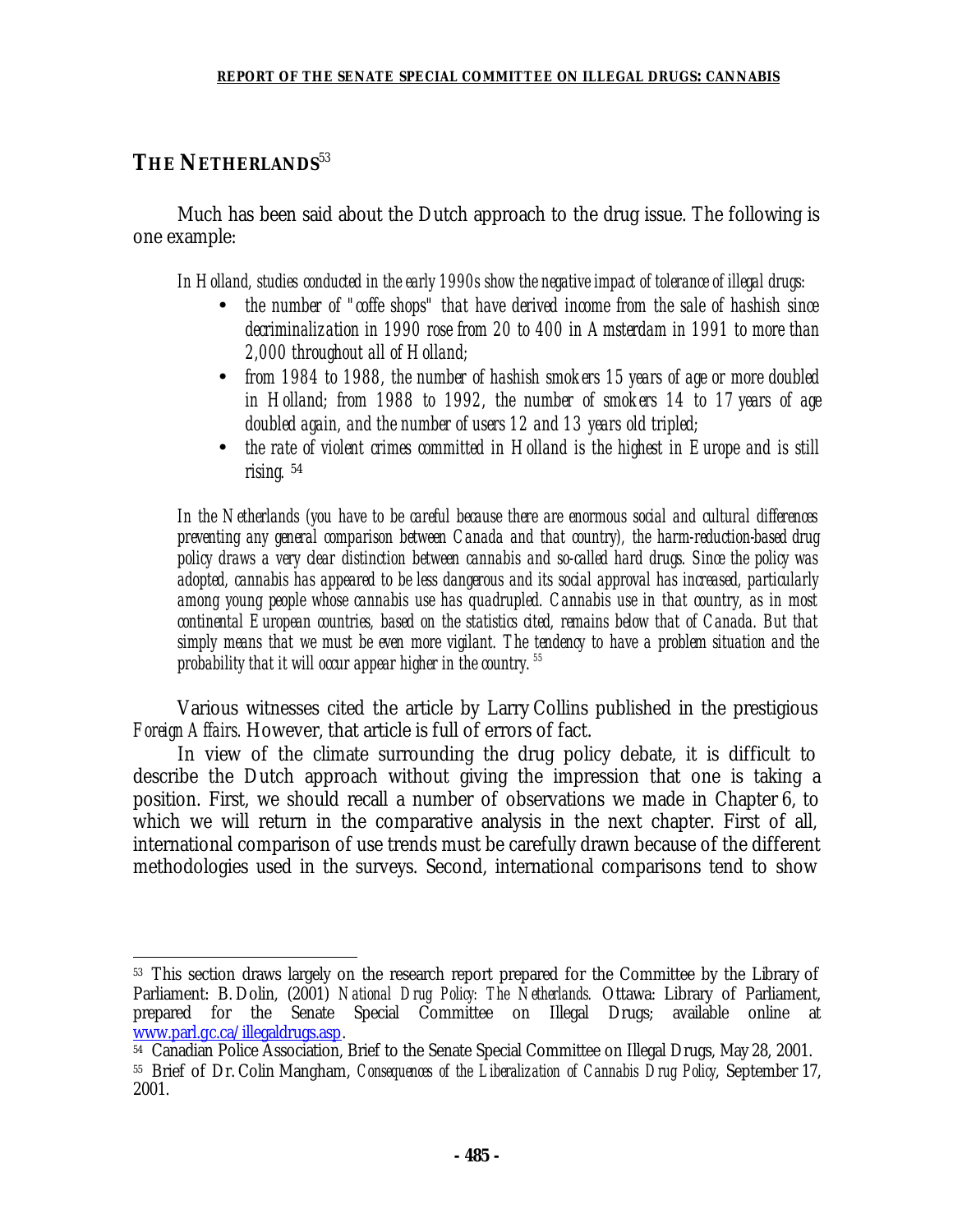## THE NETHERLANDS[53]

Much has been said about the Dutch approach to the drug issue. The following is one example:

> *In Holland, studies conducted in the early 1990s show the negative impact of tolerance of illegal drugs:*
>
> - *the number of "coffe shops" that have derived income from the sale of hashish since decriminalization in 1990 rose from 20 to 400 in Amsterdam in 1991 to more than 2,000 throughout all of Holland;*
> - *from 1984 to 1988, the number of hashish smokers 15 years of age or more doubled in Holland; from 1988 to 1992, the number of smokers 14 to 17 years of age doubled again, and the number of users 12 and 13 years old tripled;*
> - *the rate of violent crimes committed in Holland is the highest in Europe and is still rising.* [54]

> *In the Netherlands (you have to be careful because there are enormous social and cultural differences preventing any general comparison between Canada and that country), the harm-reduction-based drug policy draws a very clear distinction between cannabis and so-called hard drugs. Since the policy was adopted, cannabis has appeared to be less dangerous and its social approval has increased, particularly among young people whose cannabis use has quadrupled. Cannabis use in that country, as in most continental European countries, based on the statistics cited, remains below that of Canada. But that simply means that we must be even more vigilant. The tendency to have a problem situation and the probability that it will occur appear higher in the country.* [55]

Various witnesses cited the article by Larry Collins published in the prestigious *Foreign Affairs.* However, that article is full of errors of fact.

In view of the climate surrounding the drug policy debate, it is difficult to describe the Dutch approach without giving the impression that one is taking a position. First, we should recall a number of observations we made in Chapter 6, to which we will return in the comparative analysis in the next chapter. First of all, international comparison of use trends must be carefully drawn because of the different methodologies used in the surveys. Second, international comparisons tend to show

---

[53] This section draws largely on the research report prepared for the Committee by the Library of Parliament: B. Dolin, (2001) *National Drug Policy: The Netherlands.* Ottawa: Library of Parliament, prepared for the Senate Special Committee on Illegal Drugs; available online at www.parl.gc.ca/illegaldrugs.asp.

[54] Canadian Police Association, Brief to the Senate Special Committee on Illegal Drugs, May 28, 2001.

[55] Brief of Dr. Colin Mangham, *Consequences of the Liberalization of Cannabis Drug Policy*, September 17, 2001.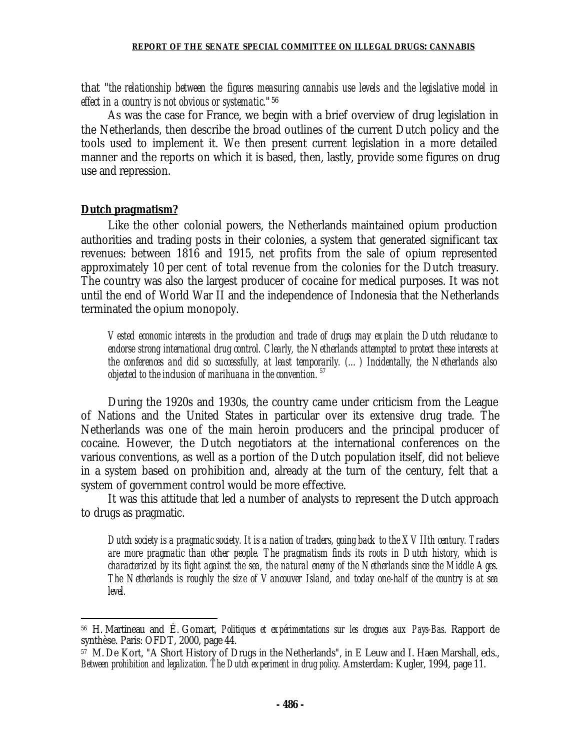that "*the relationship between the figures measuring cannabis use levels and the legislative model in effect in a country is not obvious or systematic.*" [56]

As was the case for France, we begin with a brief overview of drug legislation in the Netherlands, then describe the broad outlines of the current Dutch policy and the tools used to implement it. We then present current legislation in a more detailed manner and the reports on which it is based, then, lastly, provide some figures on drug use and repression.

**Dutch pragmatism?**

Like the other colonial powers, the Netherlands maintained opium production authorities and trading posts in their colonies, a system that generated significant tax revenues: between 1816 and 1915, net profits from the sale of opium represented approximately 10 per cent of total revenue from the colonies for the Dutch treasury. The country was also the largest producer of cocaine for medical purposes. It was not until the end of World War II and the independence of Indonesia that the Netherlands terminated the opium monopoly.

> *Vested economic interests in the production and trade of drugs may explain the Dutch reluctance to endorse strong international drug control. Clearly, the Netherlands attempted to protect these interests at the conferences and did so successfully, at least temporarily. (...) Incidentally, the Netherlands also objected to the inclusion of marihuana in the convention.* [57]

During the 1920s and 1930s, the country came under criticism from the League of Nations and the United States in particular over its extensive drug trade. The Netherlands was one of the main heroin producers and the principal producer of cocaine. However, the Dutch negotiators at the international conferences on the various conventions, as well as a portion of the Dutch population itself, did not believe in a system based on prohibition and, already at the turn of the century, felt that a system of government control would be more effective.

It was this attitude that led a number of analysts to represent the Dutch approach to drugs as pragmatic.

> *Dutch society is a pragmatic society. It is a nation of traders, going back to the XVIIth century. Traders are more pragmatic than other people. The pragmatism finds its roots in Dutch history, which is characterized by its fight against the sea, the natural enemy of the Netherlands since the Middle Ages. The Netherlands is roughly the size of Vancouver Island, and today one-half of the country is at sea level.*

---

[56] H. Martineau and É. Gomart, *Politiques et expérimentations sur les drogues aux Pays-Bas*. Rapport de synthèse. Paris: OFDT, 2000, page 44.

[57] M. De Kort, "A Short History of Drugs in the Netherlands", in E Leuw and I. Haen Marshall, eds., *Between prohibition and legalization. The Dutch experiment in drug policy.* Amsterdam: Kugler, 1994, page 11.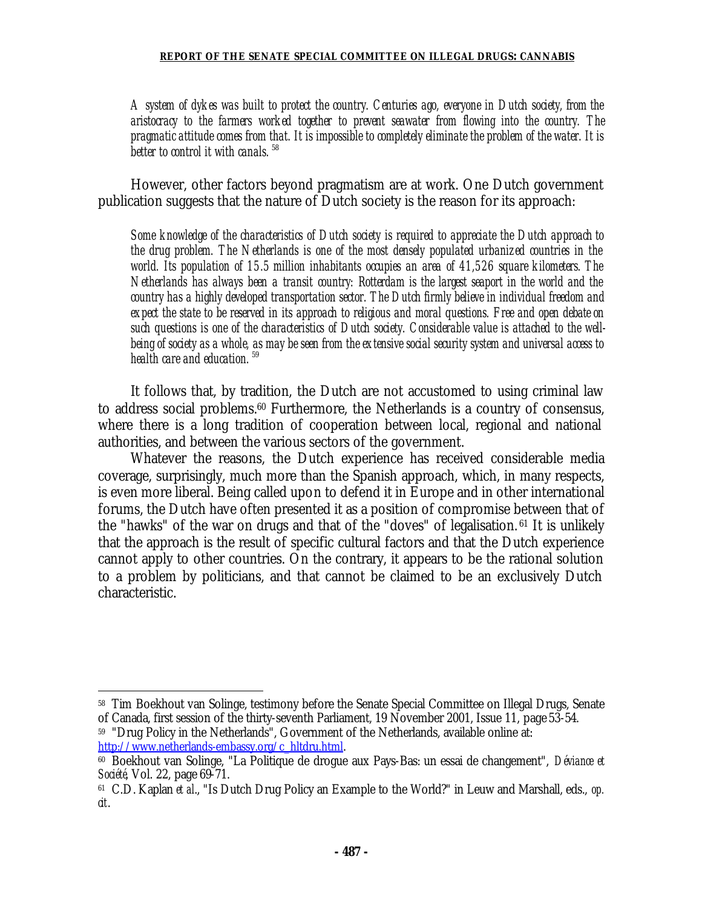> *A system of dykes was built to protect the country. Centuries ago, everyone in Dutch society, from the aristocracy to the farmers worked together to prevent seawater from flowing into the country. The pragmatic attitude comes from that. It is impossible to completely eliminate the problem of the water. It is better to control it with canals.* [58]

However, other factors beyond pragmatism are at work. One Dutch government publication suggests that the nature of Dutch society is the reason for its approach:

> *Some knowledge of the characteristics of Dutch society is required to appreciate the Dutch approach to the drug problem. The Netherlands is one of the most densely populated urbanized countries in the world. Its population of 15.5 million inhabitants occupies an area of 41,526 square kilometers. The Netherlands has always been a transit country: Rotterdam is the largest seaport in the world and the country has a highly developed transportation sector. The Dutch firmly believe in individual freedom and expect the state to be reserved in its approach to religious and moral questions. Free and open debate on such questions is one of the characteristics of Dutch society. Considerable value is attached to the well-being of society as a whole, as may be seen from the extensive social security system and universal access to health care and education.* [59]

It follows that, by tradition, the Dutch are not accustomed to using criminal law to address social problems.[60] Furthermore, the Netherlands is a country of consensus, where there is a long tradition of cooperation between local, regional and national authorities, and between the various sectors of the government.

Whatever the reasons, the Dutch experience has received considerable media coverage, surprisingly, much more than the Spanish approach, which, in many respects, is even more liberal. Being called upon to defend it in Europe and in other international forums, the Dutch have often presented it as a position of compromise between that of the "hawks" of the war on drugs and that of the "doves" of legalisation.[61] It is unlikely that the approach is the result of specific cultural factors and that the Dutch experience cannot apply to other countries. On the contrary, it appears to be the rational solution to a problem by politicians, and that cannot be claimed to be an exclusively Dutch characteristic.

---

[58] Tim Boekhout van Solinge, testimony before the Senate Special Committee on Illegal Drugs, Senate of Canada, first session of the thirty-seventh Parliament, 19 November 2001, Issue 11, page 53-54.

[59] "Drug Policy in the Netherlands", Government of the Netherlands, available online at: http://www.netherlands-embassy.org/c_hltdru.html.

[60] Boekhout van Solinge, "La Politique de drogue aux Pays-Bas: un essai de changement", *Déviance et Société*, Vol. 22, page 69-71.

[61] C.D. Kaplan *et al.*, "Is Dutch Drug Policy an Example to the World?" in Leuw and Marshall, eds., *op. cit*.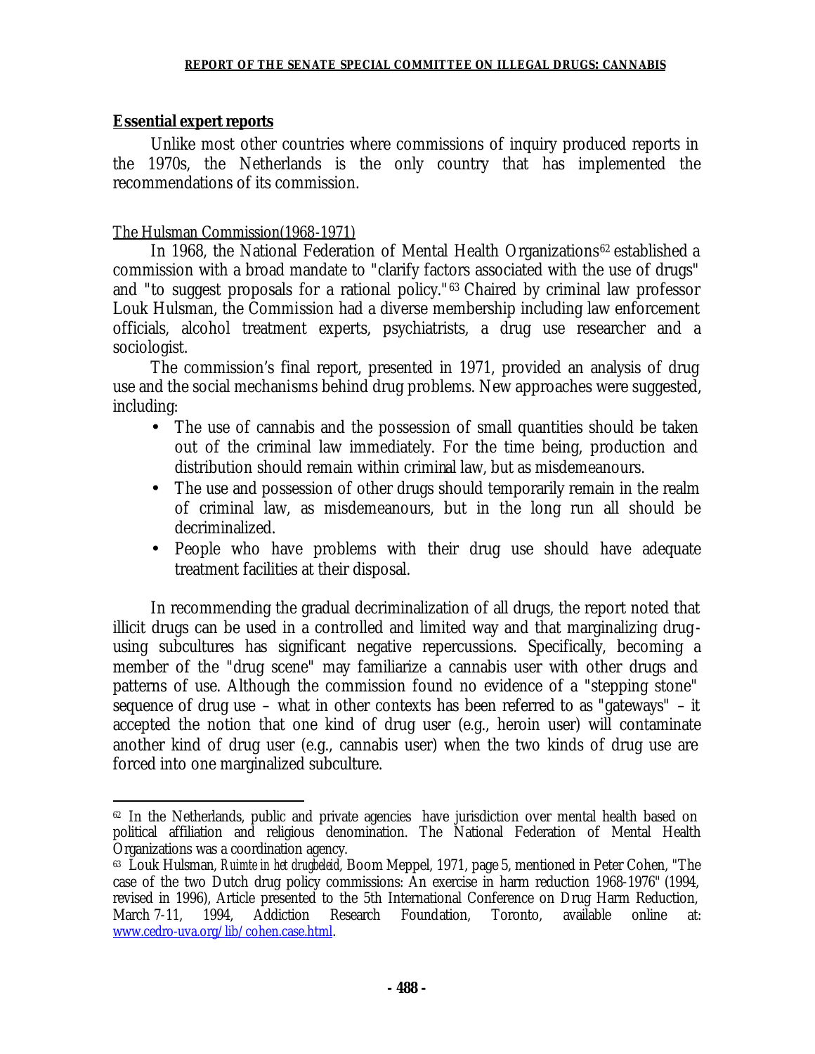## Essential expert reports

Unlike most other countries where commissions of inquiry produced reports in the 1970s, the Netherlands is the only country that has implemented the recommendations of its commission.

### The Hulsman Commission(1968-1971)

In 1968, the National Federation of Mental Health Organizations[62] established a commission with a broad mandate to "clarify factors associated with the use of drugs" and "to suggest proposals for a rational policy."[63] Chaired by criminal law professor Louk Hulsman, the Commission had a diverse membership including law enforcement officials, alcohol treatment experts, psychiatrists, a drug use researcher and a sociologist.

The commission's final report, presented in 1971, provided an analysis of drug use and the social mechanisms behind drug problems. New approaches were suggested, including:

- The use of cannabis and the possession of small quantities should be taken out of the criminal law immediately. For the time being, production and distribution should remain within criminal law, but as misdemeanours.
- The use and possession of other drugs should temporarily remain in the realm of criminal law, as misdemeanours, but in the long run all should be decriminalized.
- People who have problems with their drug use should have adequate treatment facilities at their disposal.

In recommending the gradual decriminalization of all drugs, the report noted that illicit drugs can be used in a controlled and limited way and that marginalizing drug-using subcultures has significant negative repercussions. Specifically, becoming a member of the "drug scene" may familiarize a cannabis user with other drugs and patterns of use. Although the commission found no evidence of a "stepping stone" sequence of drug use – what in other contexts has been referred to as "gateways" – it accepted the notion that one kind of drug user (e.g., heroin user) will contaminate another kind of drug user (e.g., cannabis user) when the two kinds of drug use are forced into one marginalized subculture.

---

[62] In the Netherlands, public and private agencies have jurisdiction over mental health based on political affiliation and religious denomination. The National Federation of Mental Health Organizations was a coordination agency.

[63] Louk Hulsman, *Ruimte in het drugbeleid*, Boom Meppel, 1971, page 5, mentioned in Peter Cohen, "The case of the two Dutch drug policy commissions: An exercise in harm reduction 1968-1976" (1994, revised in 1996), Article presented to the 5th International Conference on Drug Harm Reduction, March 7-11, 1994, Addiction Research Foundation, Toronto, available online at: www.cedro-uva.org/lib/cohen.case.html.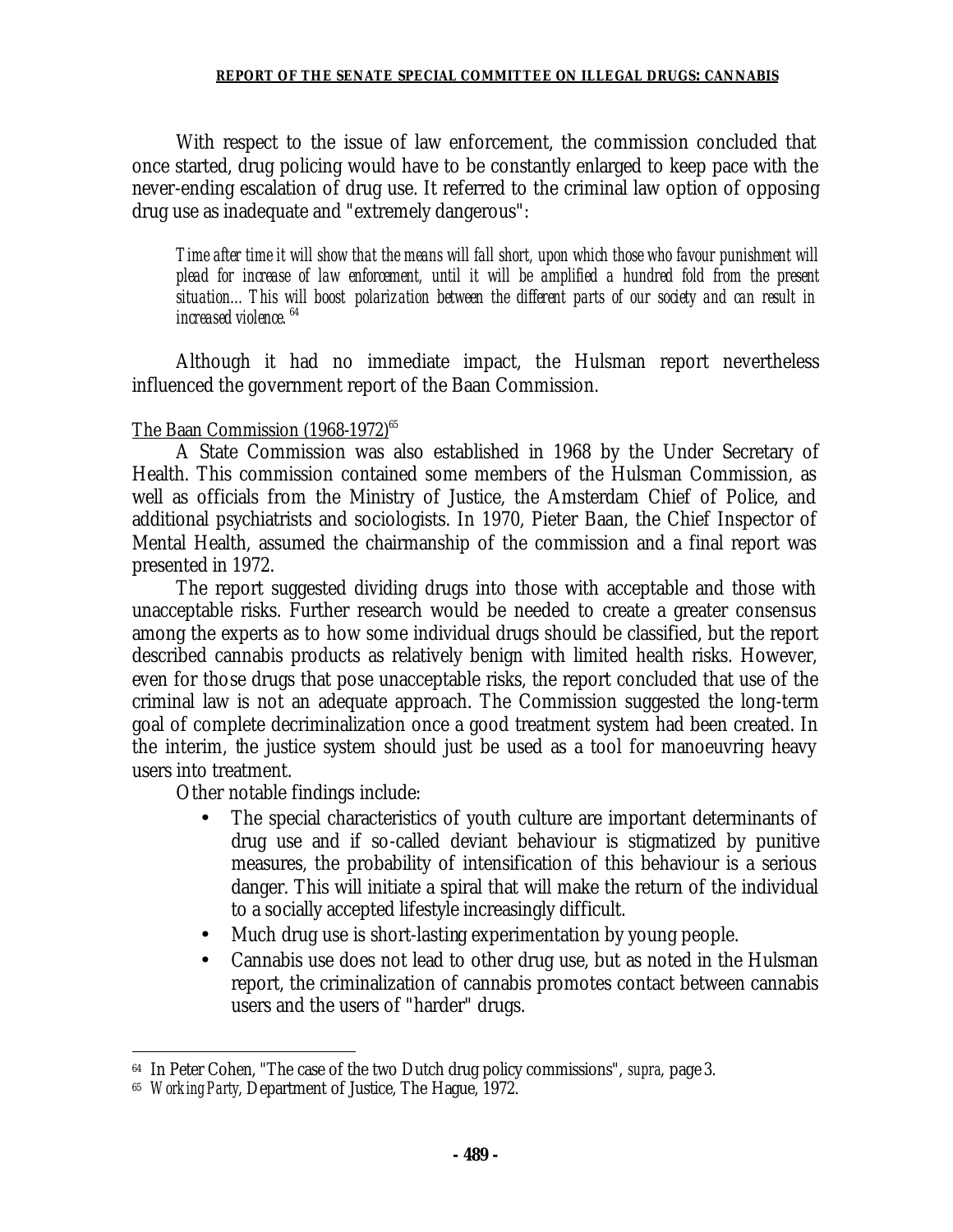With respect to the issue of law enforcement, the commission concluded that once started, drug policing would have to be constantly enlarged to keep pace with the never-ending escalation of drug use. It referred to the criminal law option of opposing drug use as inadequate and "extremely dangerous":

> *Time after time it will show that the means will fall short, upon which those who favour punishment will plead for increase of law enforcement, until it will be amplified a hundred fold from the present situation… This will boost polarization between the different parts of our society and can result in increased violence.*[64]

Although it had no immediate impact, the Hulsman report nevertheless influenced the government report of the Baan Commission.

The Baan Commission (1968-1972)[65]

A State Commission was also established in 1968 by the Under Secretary of Health. This commission contained some members of the Hulsman Commission, as well as officials from the Ministry of Justice, the Amsterdam Chief of Police, and additional psychiatrists and sociologists. In 1970, Pieter Baan, the Chief Inspector of Mental Health, assumed the chairmanship of the commission and a final report was presented in 1972.

The report suggested dividing drugs into those with acceptable and those with unacceptable risks. Further research would be needed to create a greater consensus among the experts as to how some individual drugs should be classified, but the report described cannabis products as relatively benign with limited health risks. However, even for those drugs that pose unacceptable risks, the report concluded that use of the criminal law is not an adequate approach. The Commission suggested the long-term goal of complete decriminalization once a good treatment system had been created. In the interim, the justice system should just be used as a tool for manoeuvring heavy users into treatment.

Other notable findings include:

- The special characteristics of youth culture are important determinants of drug use and if so-called deviant behaviour is stigmatized by punitive measures, the probability of intensification of this behaviour is a serious danger. This will initiate a spiral that will make the return of the individual to a socially accepted lifestyle increasingly difficult.
- Much drug use is short-lasting experimentation by young people.
- Cannabis use does not lead to other drug use, but as noted in the Hulsman report, the criminalization of cannabis promotes contact between cannabis users and the users of "harder" drugs.

---

[64] In Peter Cohen, "The case of the two Dutch drug policy commissions", *supra*, page 3.

[65] *Working Party*, Department of Justice, The Hague, 1972.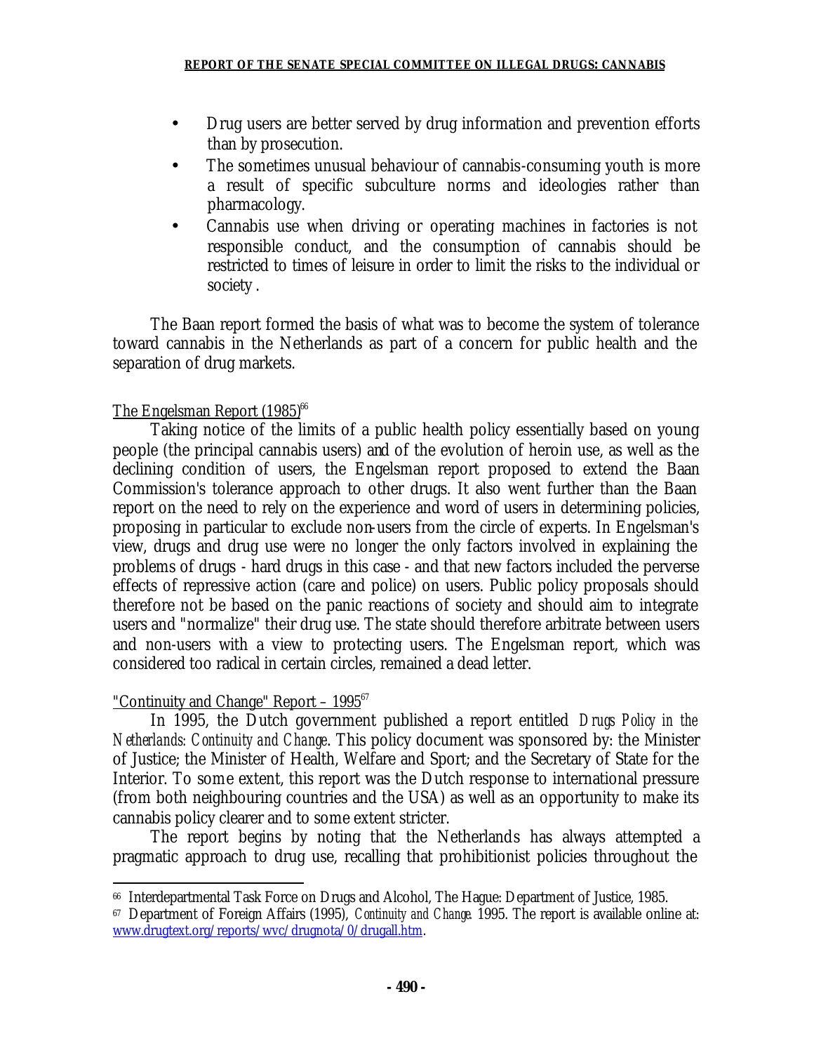- Drug users are better served by drug information and prevention efforts than by prosecution.
- The sometimes unusual behaviour of cannabis-consuming youth is more a result of specific subculture norms and ideologies rather than pharmacology.
- Cannabis use when driving or operating machines in factories is not responsible conduct, and the consumption of cannabis should be restricted to times of leisure in order to limit the risks to the individual or society .

The Baan report formed the basis of what was to become the system of tolerance toward cannabis in the Netherlands as part of a concern for public health and the separation of drug markets.

The Engelsman Report (1985)[66]

Taking notice of the limits of a public health policy essentially based on young people (the principal cannabis users) and of the evolution of heroin use, as well as the declining condition of users, the Engelsman report proposed to extend the Baan Commission's tolerance approach to other drugs. It also went further than the Baan report on the need to rely on the experience and word of users in determining policies, proposing in particular to exclude non-users from the circle of experts. In Engelsman's view, drugs and drug use were no longer the only factors involved in explaining the problems of drugs - hard drugs in this case - and that new factors included the perverse effects of repressive action (care and police) on users. Public policy proposals should therefore not be based on the panic reactions of society and should aim to integrate users and "normalize" their drug use. The state should therefore arbitrate between users and non-users with a view to protecting users. The Engelsman report, which was considered too radical in certain circles, remained a dead letter.

"Continuity and Change" Report – 1995[67]

In 1995, the Dutch government published a report entitled *Drugs Policy in the Netherlands: Continuity and Change*. This policy document was sponsored by: the Minister of Justice; the Minister of Health, Welfare and Sport; and the Secretary of State for the Interior. To some extent, this report was the Dutch response to international pressure (from both neighbouring countries and the USA) as well as an opportunity to make its cannabis policy clearer and to some extent stricter.

The report begins by noting that the Netherlands has always attempted a pragmatic approach to drug use, recalling that prohibitionist policies throughout the

---

[66] Interdepartmental Task Force on Drugs and Alcohol, The Hague: Department of Justice, 1985.

[67] Department of Foreign Affairs (1995), *Continuity and Change*. 1995. The report is available online at: www.drugtext.org/reports/wvc/drugnota/0/drugall.htm.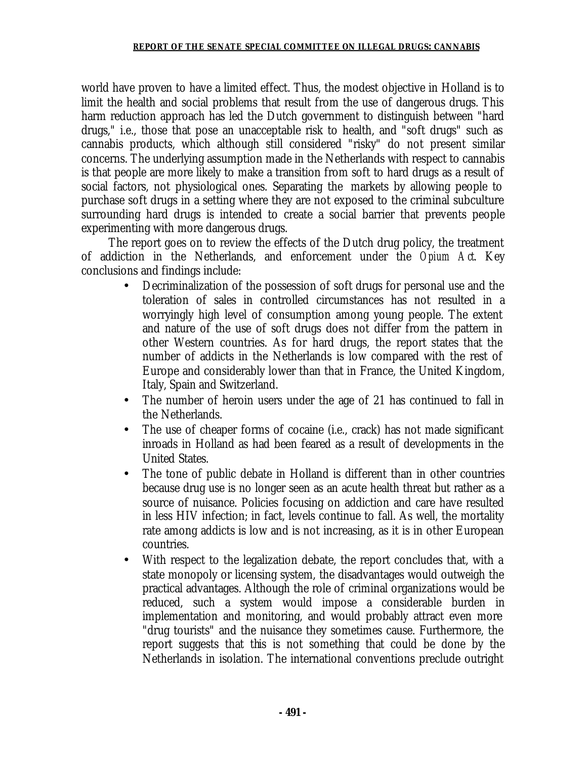world have proven to have a limited effect. Thus, the modest objective in Holland is to limit the health and social problems that result from the use of dangerous drugs. This harm reduction approach has led the Dutch government to distinguish between "hard drugs," i.e., those that pose an unacceptable risk to health, and "soft drugs" such as cannabis products, which although still considered "risky" do not present similar concerns. The underlying assumption made in the Netherlands with respect to cannabis is that people are more likely to make a transition from soft to hard drugs as a result of social factors, not physiological ones. Separating the markets by allowing people to purchase soft drugs in a setting where they are not exposed to the criminal subculture surrounding hard drugs is intended to create a social barrier that prevents people experimenting with more dangerous drugs.

The report goes on to review the effects of the Dutch drug policy, the treatment of addiction in the Netherlands, and enforcement under the *Opium Act*. Key conclusions and findings include:

- Decriminalization of the possession of soft drugs for personal use and the toleration of sales in controlled circumstances has not resulted in a worryingly high level of consumption among young people. The extent and nature of the use of soft drugs does not differ from the pattern in other Western countries. As for hard drugs, the report states that the number of addicts in the Netherlands is low compared with the rest of Europe and considerably lower than that in France, the United Kingdom, Italy, Spain and Switzerland.
- The number of heroin users under the age of 21 has continued to fall in the Netherlands.
- The use of cheaper forms of cocaine (i.e., crack) has not made significant inroads in Holland as had been feared as a result of developments in the United States.
- The tone of public debate in Holland is different than in other countries because drug use is no longer seen as an acute health threat but rather as a source of nuisance. Policies focusing on addiction and care have resulted in less HIV infection; in fact, levels continue to fall. As well, the mortality rate among addicts is low and is not increasing, as it is in other European countries.
- With respect to the legalization debate, the report concludes that, with a state monopoly or licensing system, the disadvantages would outweigh the practical advantages. Although the role of criminal organizations would be reduced, such a system would impose a considerable burden in implementation and monitoring, and would probably attract even more "drug tourists" and the nuisance they sometimes cause. Furthermore, the report suggests that this is not something that could be done by the Netherlands in isolation. The international conventions preclude outright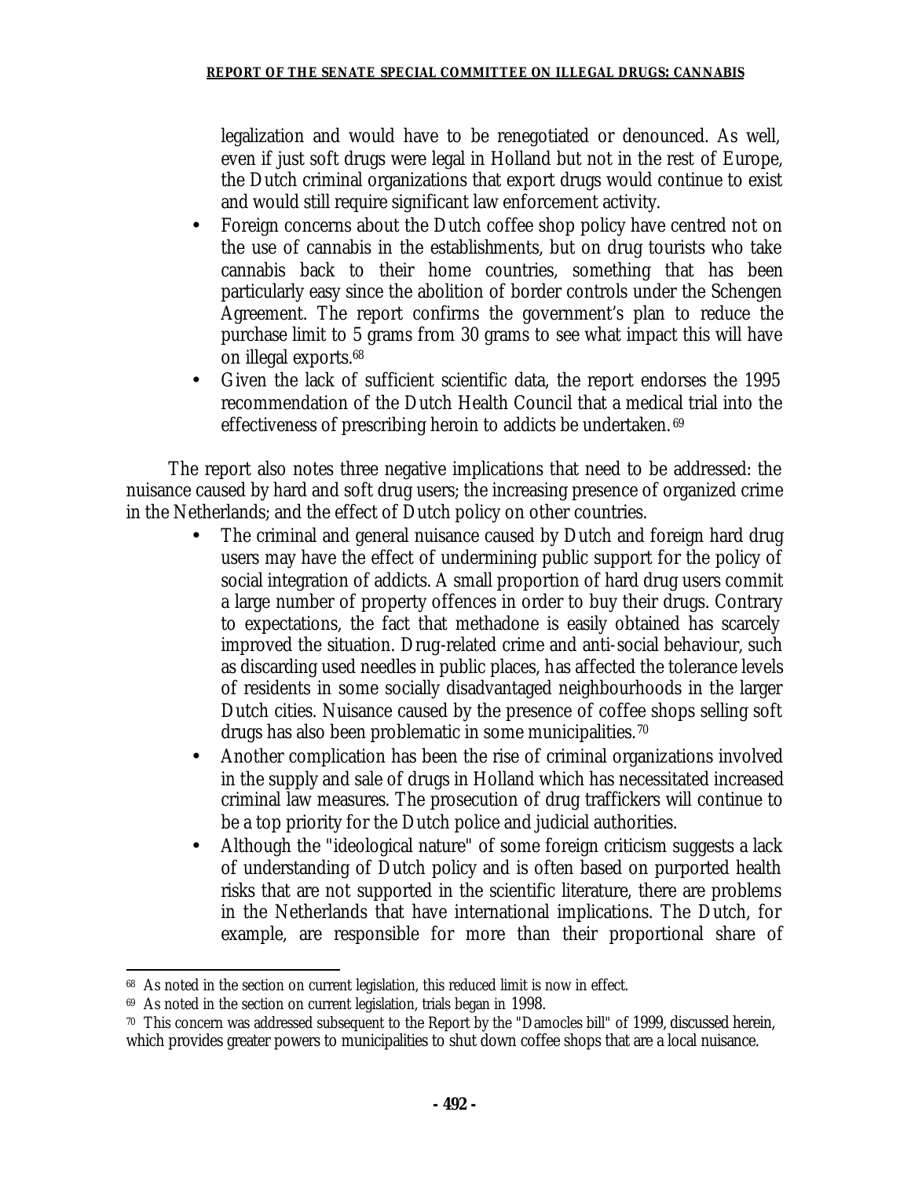legalization and would have to be renegotiated or denounced. As well, even if just soft drugs were legal in Holland but not in the rest of Europe, the Dutch criminal organizations that export drugs would continue to exist and would still require significant law enforcement activity.

- Foreign concerns about the Dutch coffee shop policy have centred not on the use of cannabis in the establishments, but on drug tourists who take cannabis back to their home countries, something that has been particularly easy since the abolition of border controls under the Schengen Agreement. The report confirms the government's plan to reduce the purchase limit to 5 grams from 30 grams to see what impact this will have on illegal exports.[68]
- Given the lack of sufficient scientific data, the report endorses the 1995 recommendation of the Dutch Health Council that a medical trial into the effectiveness of prescribing heroin to addicts be undertaken.[69]

The report also notes three negative implications that need to be addressed: the nuisance caused by hard and soft drug users; the increasing presence of organized crime in the Netherlands; and the effect of Dutch policy on other countries.

- The criminal and general nuisance caused by Dutch and foreign hard drug users may have the effect of undermining public support for the policy of social integration of addicts. A small proportion of hard drug users commit a large number of property offences in order to buy their drugs. Contrary to expectations, the fact that methadone is easily obtained has scarcely improved the situation. Drug-related crime and anti-social behaviour, such as discarding used needles in public places, has affected the tolerance levels of residents in some socially disadvantaged neighbourhoods in the larger Dutch cities. Nuisance caused by the presence of coffee shops selling soft drugs has also been problematic in some municipalities.[70]
- Another complication has been the rise of criminal organizations involved in the supply and sale of drugs in Holland which has necessitated increased criminal law measures. The prosecution of drug traffickers will continue to be a top priority for the Dutch police and judicial authorities.
- Although the "ideological nature" of some foreign criticism suggests a lack of understanding of Dutch policy and is often based on purported health risks that are not supported in the scientific literature, there are problems in the Netherlands that have international implications. The Dutch, for example, are responsible for more than their proportional share of

---

[68] As noted in the section on current legislation, this reduced limit is now in effect.

[69] As noted in the section on current legislation, trials began in 1998.

[70] This concern was addressed subsequent to the Report by the "Damocles bill" of 1999, discussed herein, which provides greater powers to municipalities to shut down coffee shops that are a local nuisance.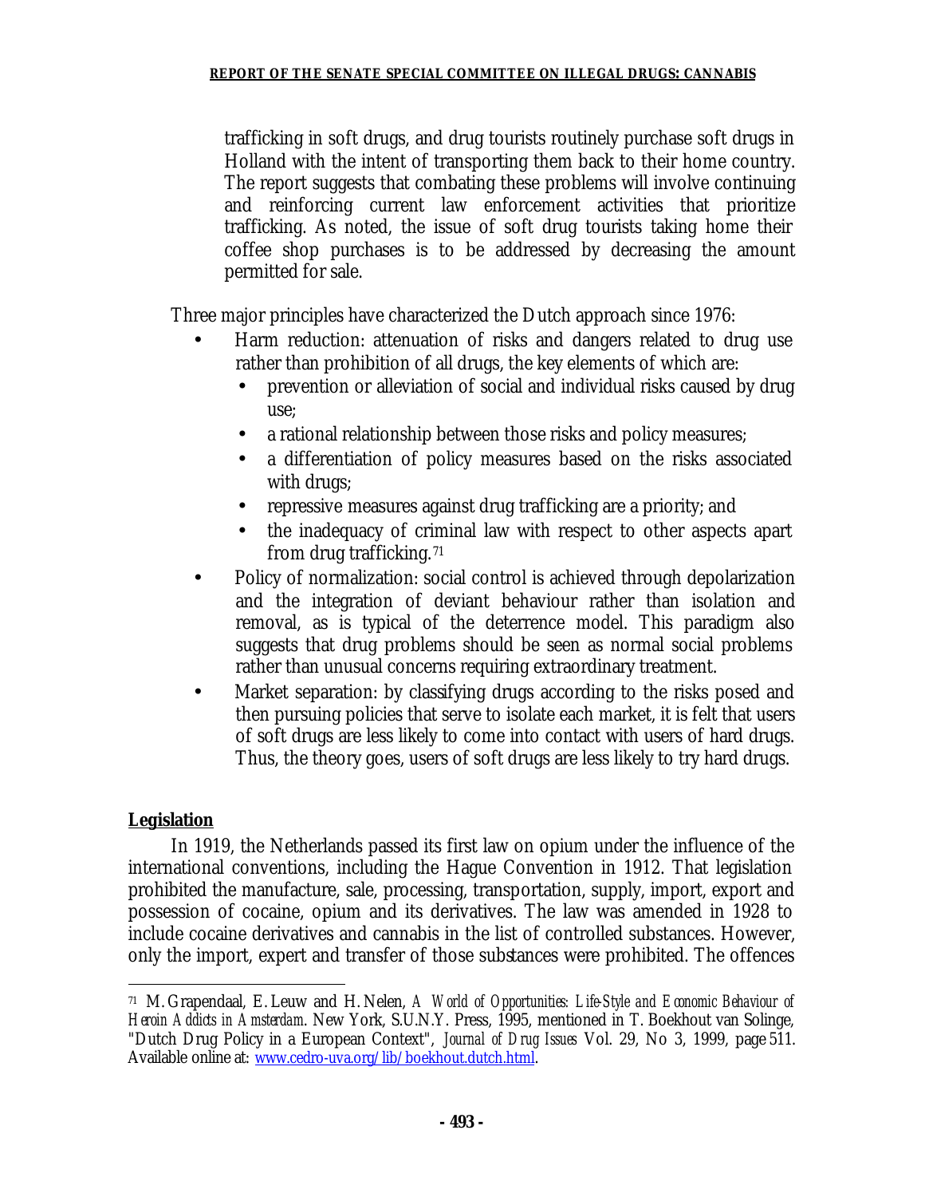trafficking in soft drugs, and drug tourists routinely purchase soft drugs in Holland with the intent of transporting them back to their home country. The report suggests that combating these problems will involve continuing and reinforcing current law enforcement activities that prioritize trafficking. As noted, the issue of soft drug tourists taking home their coffee shop purchases is to be addressed by decreasing the amount permitted for sale.

Three major principles have characterized the Dutch approach since 1976:

- Harm reduction: attenuation of risks and dangers related to drug use rather than prohibition of all drugs, the key elements of which are:
  - prevention or alleviation of social and individual risks caused by drug use;
  - a rational relationship between those risks and policy measures;
  - a differentiation of policy measures based on the risks associated with drugs;
  - repressive measures against drug trafficking are a priority; and
  - the inadequacy of criminal law with respect to other aspects apart from drug trafficking.[71]
- Policy of normalization: social control is achieved through depolarization and the integration of deviant behaviour rather than isolation and removal, as is typical of the deterrence model. This paradigm also suggests that drug problems should be seen as normal social problems rather than unusual concerns requiring extraordinary treatment.
- Market separation: by classifying drugs according to the risks posed and then pursuing policies that serve to isolate each market, it is felt that users of soft drugs are less likely to come into contact with users of hard drugs. Thus, the theory goes, users of soft drugs are less likely to try hard drugs.

**Legislation**

In 1919, the Netherlands passed its first law on opium under the influence of the international conventions, including the Hague Convention in 1912. That legislation prohibited the manufacture, sale, processing, transportation, supply, import, export and possession of cocaine, opium and its derivatives. The law was amended in 1928 to include cocaine derivatives and cannabis in the list of controlled substances. However, only the import, expert and transfer of those substances were prohibited. The offences

[71] M. Grapendaal, E. Leuw and H. Nelen, *A World of Opportunities: Life-Style and Economic Behaviour of Heroin Addicts in Amsterdam*. New York, S.U.N.Y. Press, 1995, mentioned in T. Boekhout van Solinge, "Dutch Drug Policy in a European Context", *Journal of Drug Issues* Vol. 29, No 3, 1999, page 511. Available online at: www.cedro-uva.org/lib/boekhout.dutch.html.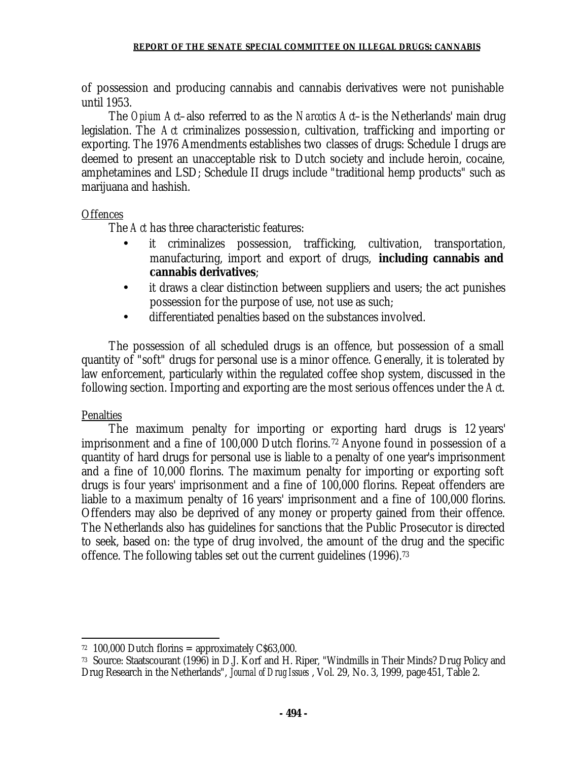of possession and producing cannabis and cannabis derivatives were not punishable until 1953.

The *Opium Act*–also referred to as the *Narcotics Act*–is the Netherlands' main drug legislation. The *Act* criminalizes possession, cultivation, trafficking and importing or exporting. The 1976 Amendments establishes two classes of drugs: Schedule I drugs are deemed to present an unacceptable risk to Dutch society and include heroin, cocaine, amphetamines and LSD; Schedule II drugs include "traditional hemp products" such as marijuana and hashish.

Offences

The *Act* has three characteristic features:

- it criminalizes possession, trafficking, cultivation, transportation, manufacturing, import and export of drugs, **including cannabis and cannabis derivatives**;
- it draws a clear distinction between suppliers and users; the act punishes possession for the purpose of use, not use as such;
- differentiated penalties based on the substances involved.

The possession of all scheduled drugs is an offence, but possession of a small quantity of "soft" drugs for personal use is a minor offence. Generally, it is tolerated by law enforcement, particularly within the regulated coffee shop system, discussed in the following section. Importing and exporting are the most serious offences under the *Act*.

Penalties

The maximum penalty for importing or exporting hard drugs is 12 years' imprisonment and a fine of 100,000 Dutch florins.[72] Anyone found in possession of a quantity of hard drugs for personal use is liable to a penalty of one year's imprisonment and a fine of 10,000 florins. The maximum penalty for importing or exporting soft drugs is four years' imprisonment and a fine of 100,000 florins. Repeat offenders are liable to a maximum penalty of 16 years' imprisonment and a fine of 100,000 florins. Offenders may also be deprived of any money or property gained from their offence. The Netherlands also has guidelines for sanctions that the Public Prosecutor is directed to seek, based on: the type of drug involved, the amount of the drug and the specific offence. The following tables set out the current guidelines (1996).[73]

---

[72] 100,000 Dutch florins = approximately C$63,000.

[73] Source: Staatscourant (1996) in D.J. Korf and H. Riper, "Windmills in Their Minds? Drug Policy and Drug Research in the Netherlands", *Journal of Drug Issues*, Vol. 29, No. 3, 1999, page 451, Table 2.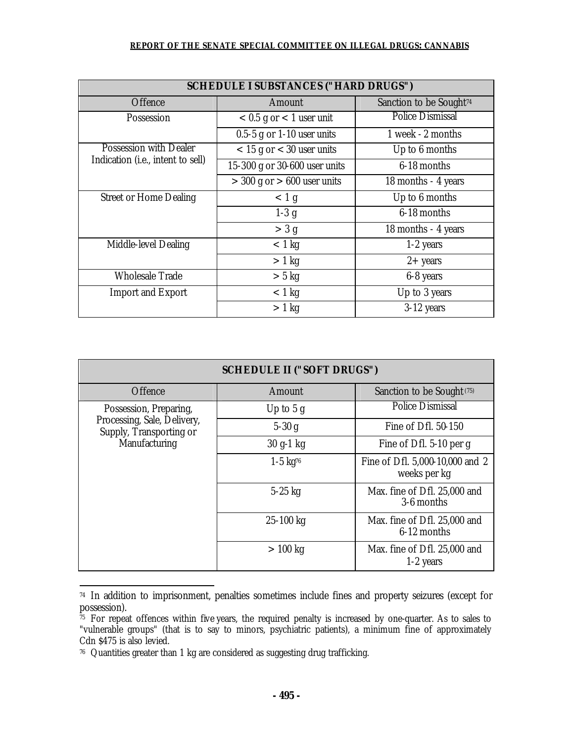| SCHEDULE I SUBSTANCES ("HARD DRUGS") | | |
|---|---|---|
| Offence | Amount | Sanction to be Sought[74] |
| Possession | < 0.5 g or < 1 user unit | Police Dismissal |
| | 0.5-5 g or 1-10 user units | 1 week - 2 months |
| Possession with Dealer Indication (i.e., intent to sell) | < 15 g or < 30 user units | Up to 6 months |
| | 15-300 g or 30-600 user units | 6-18 months |
| | > 300 g or > 600 user units | 18 months - 4 years |
| Street or Home Dealing | < 1 g | Up to 6 months |
| | 1-3 g | 6-18 months |
| | > 3 g | 18 months - 4 years |
| Middle-level Dealing | < 1 kg | 1-2 years |
| | > 1 kg | 2+ years |
| Wholesale Trade | > 5 kg | 6-8 years |
| Import and Export | < 1 kg | Up to 3 years |
| | > 1 kg | 3-12 years |

| SCHEDULE II ("SOFT DRUGS") | | |
|---|---|---|
| Offence | Amount | Sanction to be Sought (75) |
| Possession, Preparing, Processing, Sale, Delivery, Supply, Transporting or Manufacturing | Up to 5 g | Police Dismissal |
| | 5-30 g | Fine of Dfl. 50-150 |
| | 30 g-1 kg | Fine of Dfl. 5-10 per g |
| | 1-5 kg[76] | Fine of Dfl. 5,000-10,000 and 2 weeks per kg |
| | 5-25 kg | Max. fine of Dfl. 25,000 and 3-6 months |
| | 25-100 kg | Max. fine of Dfl. 25,000 and 6-12 months |
| | > 100 kg | Max. fine of Dfl. 25,000 and 1-2 years |

[74] In addition to imprisonment, penalties sometimes include fines and property seizures (except for possession).

[75] For repeat offences within five years, the required penalty is increased by one-quarter. As to sales to "vulnerable groups" (that is to say to minors, psychiatric patients), a minimum fine of approximately Cdn $475 is also levied.

[76] Quantities greater than 1 kg are considered as suggesting drug trafficking.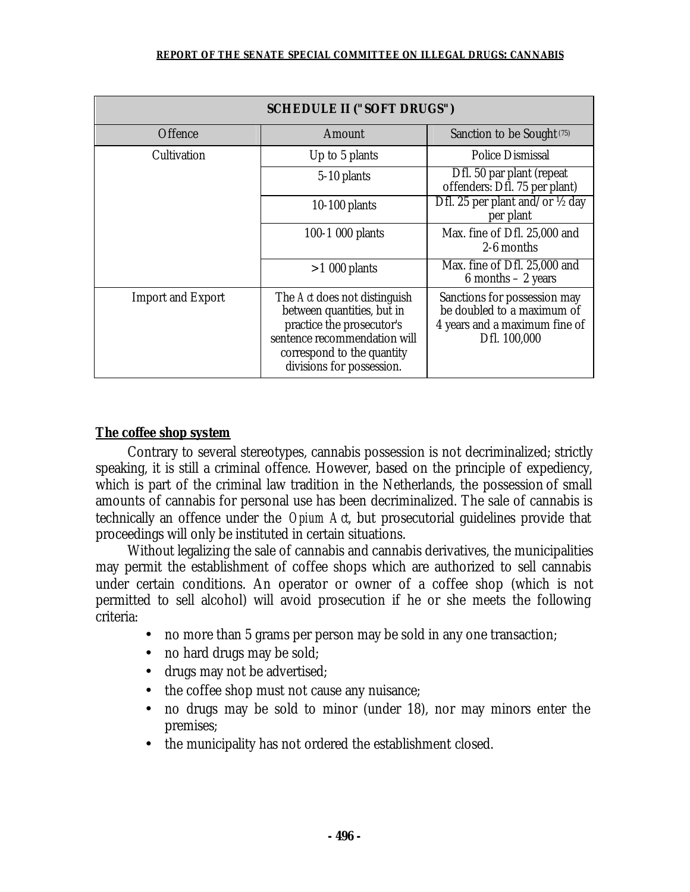| SCHEDULE II ("SOFT DRUGS") | | |
|---|---|---|
| Offence | Amount | Sanction to be Sought (75) |
| Cultivation | Up to 5 plants | Police Dismissal |
| | 5-10 plants | Dfl. 50 par plant (repeat offenders: Dfl. 75 per plant) |
| | 10-100 plants | Dfl. 25 per plant and/or ½ day per plant |
| | 100-1 000 plants | Max. fine of Dfl. 25,000 and 2-6 months |
| | >1 000 plants | Max. fine of Dfl. 25,000 and 6 months – 2 years |
| Import and Export | The *Act* does not distinguish between quantities, but in practice the prosecutor's sentence recommendation will correspond to the quantity divisions for possession. | Sanctions for possession may be doubled to a maximum of 4 years and a maximum fine of Dfl. 100,000 |

**The coffee shop system**

Contrary to several stereotypes, cannabis possession is not decriminalized; strictly speaking, it is still a criminal offence. However, based on the principle of expediency, which is part of the criminal law tradition in the Netherlands, the possession of small amounts of cannabis for personal use has been decriminalized. The sale of cannabis is technically an offence under the *Opium Act*, but prosecutorial guidelines provide that proceedings will only be instituted in certain situations.

Without legalizing the sale of cannabis and cannabis derivatives, the municipalities may permit the establishment of coffee shops which are authorized to sell cannabis under certain conditions. An operator or owner of a coffee shop (which is not permitted to sell alcohol) will avoid prosecution if he or she meets the following criteria:

- no more than 5 grams per person may be sold in any one transaction;
- no hard drugs may be sold;
- drugs may not be advertised;
- the coffee shop must not cause any nuisance;
- no drugs may be sold to minor (under 18), nor may minors enter the premises;
- the municipality has not ordered the establishment closed.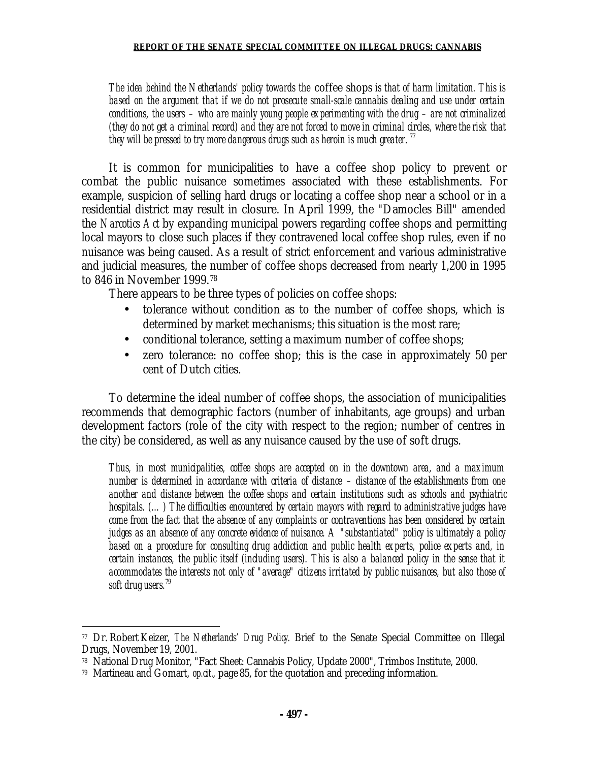*The idea behind the Netherlands' policy towards the* coffee shops *is that of harm limitation. This is based on the argument that if we do not prosecute small-scale cannabis dealing and use under certain conditions, the users – who are mainly young people experimenting with the drug – are not criminalized (they do not get a criminal record) and they are not forced to move in criminal circles, where the risk that they will be pressed to try more dangerous drugs such as heroin is much greater.* [77]

It is common for municipalities to have a coffee shop policy to prevent or combat the public nuisance sometimes associated with these establishments. For example, suspicion of selling hard drugs or locating a coffee shop near a school or in a residential district may result in closure. In April 1999, the "Damocles Bill" amended the *Narcotics Act* by expanding municipal powers regarding coffee shops and permitting local mayors to close such places if they contravened local coffee shop rules, even if no nuisance was being caused. As a result of strict enforcement and various administrative and judicial measures, the number of coffee shops decreased from nearly 1,200 in 1995 to 846 in November 1999.[78]

There appears to be three types of policies on coffee shops:

- tolerance without condition as to the number of coffee shops, which is determined by market mechanisms; this situation is the most rare;
- conditional tolerance, setting a maximum number of coffee shops;
- zero tolerance: no coffee shop; this is the case in approximately 50 per cent of Dutch cities.

To determine the ideal number of coffee shops, the association of municipalities recommends that demographic factors (number of inhabitants, age groups) and urban development factors (role of the city with respect to the region; number of centres in the city) be considered, as well as any nuisance caused by the use of soft drugs.

*Thus, in most municipalities, coffee shops are accepted on in the downtown area, and a maximum number is determined in accordance with criteria of distance – distance of the establishments from one another and distance between the coffee shops and certain institutions such as schools and psychiatric hospitals. (…) The difficulties encountered by certain mayors with regard to administrative judges have come from the fact that the absence of any complaints or contraventions has been considered by certain judges as an absence of any concrete evidence of nuisance. A "substantiated" policy is ultimately a policy based on a procedure for consulting drug addiction and public health experts, police experts and, in certain instances, the public itself (including users). This is also a balanced policy in the sense that it accommodates the interests not only of "average" citizens irritated by public nuisances, but also those of soft drug users.*[79]

---

[77] Dr. Robert Keizer, *The Netherlands' Drug Policy.* Brief to the Senate Special Committee on Illegal Drugs, November 19, 2001.

[78] National Drug Monitor, "Fact Sheet: Cannabis Policy, Update 2000", Trimbos Institute, 2000.

[79] Martineau and Gomart, *op.cit.*, page 85, for the quotation and preceding information.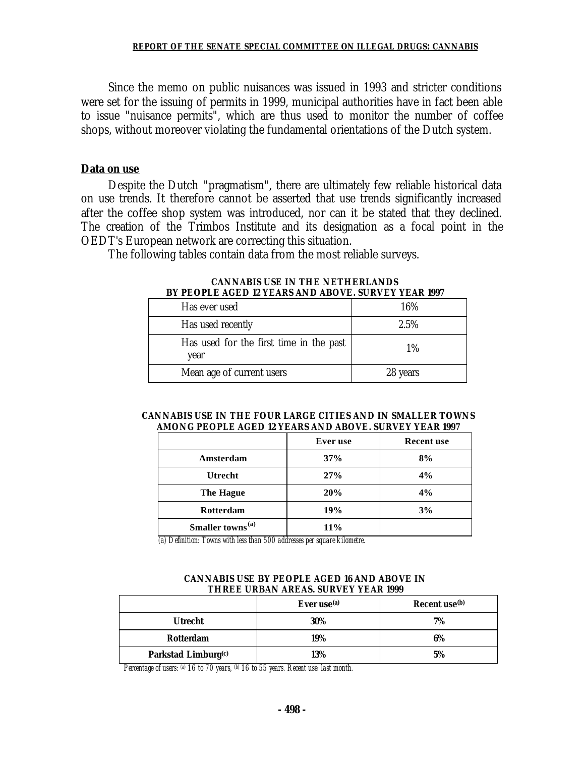Since the memo on public nuisances was issued in 1993 and stricter conditions were set for the issuing of permits in 1999, municipal authorities have in fact been able to issue "nuisance permits", which are thus used to monitor the number of coffee shops, without moreover violating the fundamental orientations of the Dutch system.

## Data on use

Despite the Dutch "pragmatism", there are ultimately few reliable historical data on use trends. It therefore cannot be asserted that use trends significantly increased after the coffee shop system was introduced, nor can it be stated that they declined. The creation of the Trimbos Institute and its designation as a focal point in the OEDT's European network are correcting this situation.

The following tables contain data from the most reliable surveys.

**CANNABIS USE IN THE NETHERLANDS BY PEOPLE AGED 12 YEARS AND ABOVE. SURVEY YEAR 1997**

| | |
|---|---|
| Has ever used | 16% |
| Has used recently | 2.5% |
| Has used for the first time in the past year | 1% |
| Mean age of current users | 28 years |

**CANNABIS USE IN THE FOUR LARGE CITIES AND IN SMALLER TOWNS AMONG PEOPLE AGED 12 YEARS AND ABOVE. SURVEY YEAR 1997**

| | Ever use | Recent use |
|---|---|---|
| **Amsterdam** | **37%** | **8%** |
| **Utrecht** | **27%** | **4%** |
| **The Hague** | **20%** | **4%** |
| **Rotterdam** | **19%** | **3%** |
| **Smaller towns[(a)]** | **11%** | |

*(a) Definition: Towns with less than 500 addresses per square kilometre.*

**CANNABIS USE BY PEOPLE AGED 16 AND ABOVE IN THREE URBAN AREAS. SURVEY YEAR 1999**

| | Ever use[(a)] | Recent use[(b)] |
|---|---|---|
| **Utrecht** | **30%** | **7%** |
| **Rotterdam** | **19%** | **6%** |
| **Parkstad Limburg[(c)]** | **13%** | **5%** |

*Percentage of users: [(a)] 16 to 70 years, [(b)] 16 to 55 years. Recent use: last month.*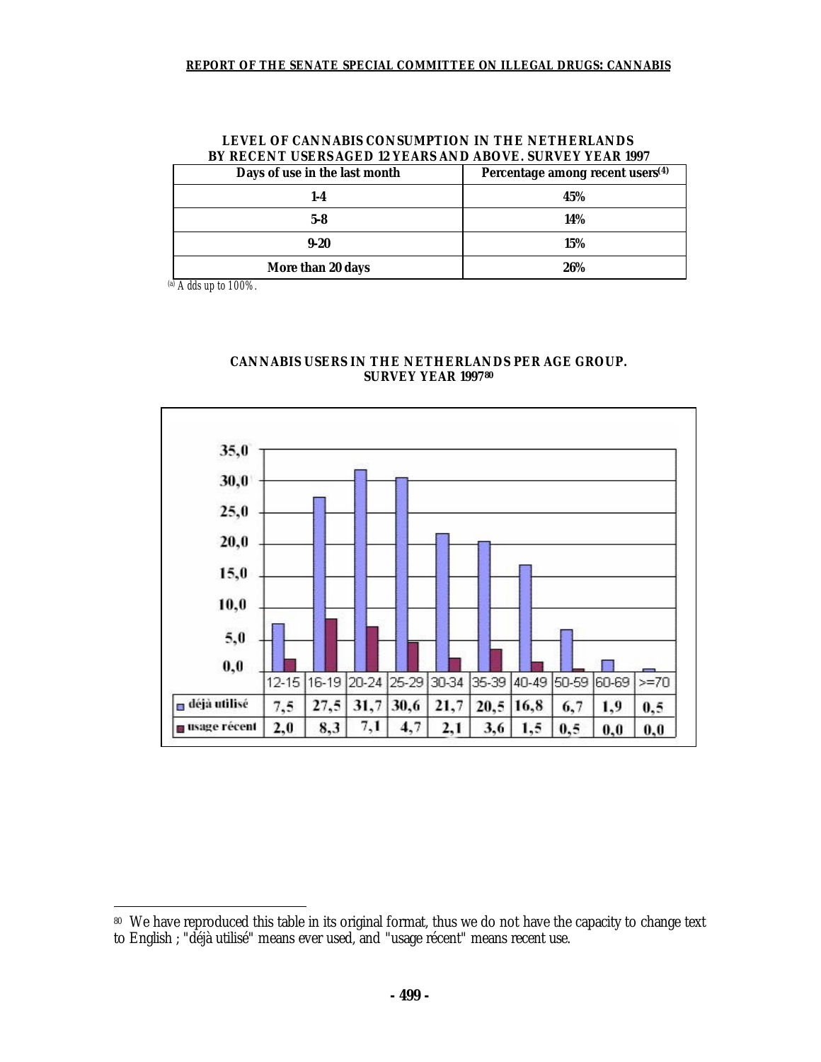**LEVEL OF CANNABIS CONSUMPTION IN THE NETHERLANDS BY RECENT USERSAGED 12 YEARS AND ABOVE. SURVEY YEAR 1997**

| Days of use in the last month | Percentage among recent users[4] |
|---|---|
| 1-4 | 45% |
| 5-8 | 14% |
| 9-20 | 15% |
| More than 20 days | 26% |

[a] Adds up to 100%.

**CANNABIS USERS IN THE NETHERLANDS PER AGE GROUP. SURVEY YEAR 1997[80]**

| | 12-15 | 16-19 | 20-24 | 25-29 | 30-34 | 35-39 | 40-49 | 50-59 | 60-69 | >=70 |
|---|---|---|---|---|---|---|---|---|---|---|
| déjà utilisé | 7,5 | 27,5 | 31,7 | 30,6 | 21,7 | 20,5 | 16,8 | 6,7 | 1,9 | 0,5 |
| usage récent | 2,0 | 8,3 | 7,1 | 4,7 | 2,1 | 3,6 | 1,5 | 0,5 | 0,0 | 0,0 |

[80] We have reproduced this table in its original format, thus we do not have the capacity to change text to English ; "déjà utilisé" means ever used, and "usage récent" means recent use.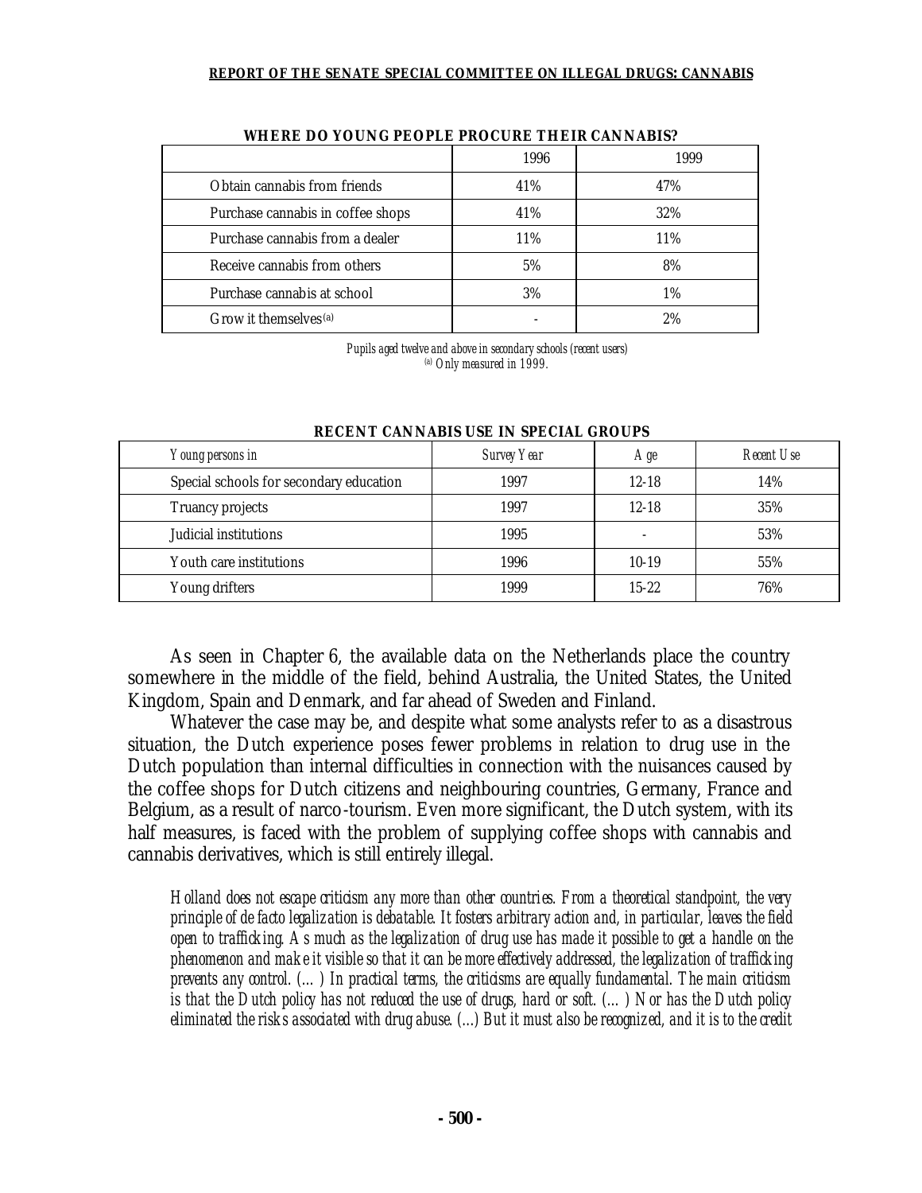**WHERE DO YOUNG PEOPLE PROCURE THEIR CANNABIS?**

| | 1996 | 1999 |
|---|---|---|
| Obtain cannabis from friends | 41% | 47% |
| Purchase cannabis in coffee shops | 41% | 32% |
| Purchase cannabis from a dealer | 11% | 11% |
| Receive cannabis from others | 5% | 8% |
| Purchase cannabis at school | 3% | 1% |
| Grow it themselves[(a)] | - | 2% |

*Pupils aged twelve and above in secondary schools (recent users)*
*[(a)] Only measured in 1999.*

**RECENT CANNABIS USE IN SPECIAL GROUPS**

| *Young persons in* | *Survey Year* | *Age* | *Recent Use* |
|---|---|---|---|
| Special schools for secondary education | 1997 | 12-18 | 14% |
| Truancy projects | 1997 | 12-18 | 35% |
| Judicial institutions | 1995 | - | 53% |
| Youth care institutions | 1996 | 10-19 | 55% |
| Young drifters | 1999 | 15-22 | 76% |

As seen in Chapter 6, the available data on the Netherlands place the country somewhere in the middle of the field, behind Australia, the United States, the United Kingdom, Spain and Denmark, and far ahead of Sweden and Finland.

Whatever the case may be, and despite what some analysts refer to as a disastrous situation, the Dutch experience poses fewer problems in relation to drug use in the Dutch population than internal difficulties in connection with the nuisances caused by the coffee shops for Dutch citizens and neighbouring countries, Germany, France and Belgium, as a result of narco-tourism. Even more significant, the Dutch system, with its half measures, is faced with the problem of supplying coffee shops with cannabis and cannabis derivatives, which is still entirely illegal.

> *Holland does not escape criticism any more than other countries. From a theoretical standpoint, the very principle of de facto legalization is debatable. It fosters arbitrary action and, in particular, leaves the field open to trafficking. As much as the legalization of drug use has made it possible to get a handle on the phenomenon and make it visible so that it can be more effectively addressed, the legalization of trafficking prevents any control. (…) In practical terms, the criticisms are equally fundamental. The main criticism is that the Dutch policy has not reduced the use of drugs, hard or soft. (…) Nor has the Dutch policy eliminated the risks associated with drug abuse. (...) But it must also be recognized, and it is to the credit*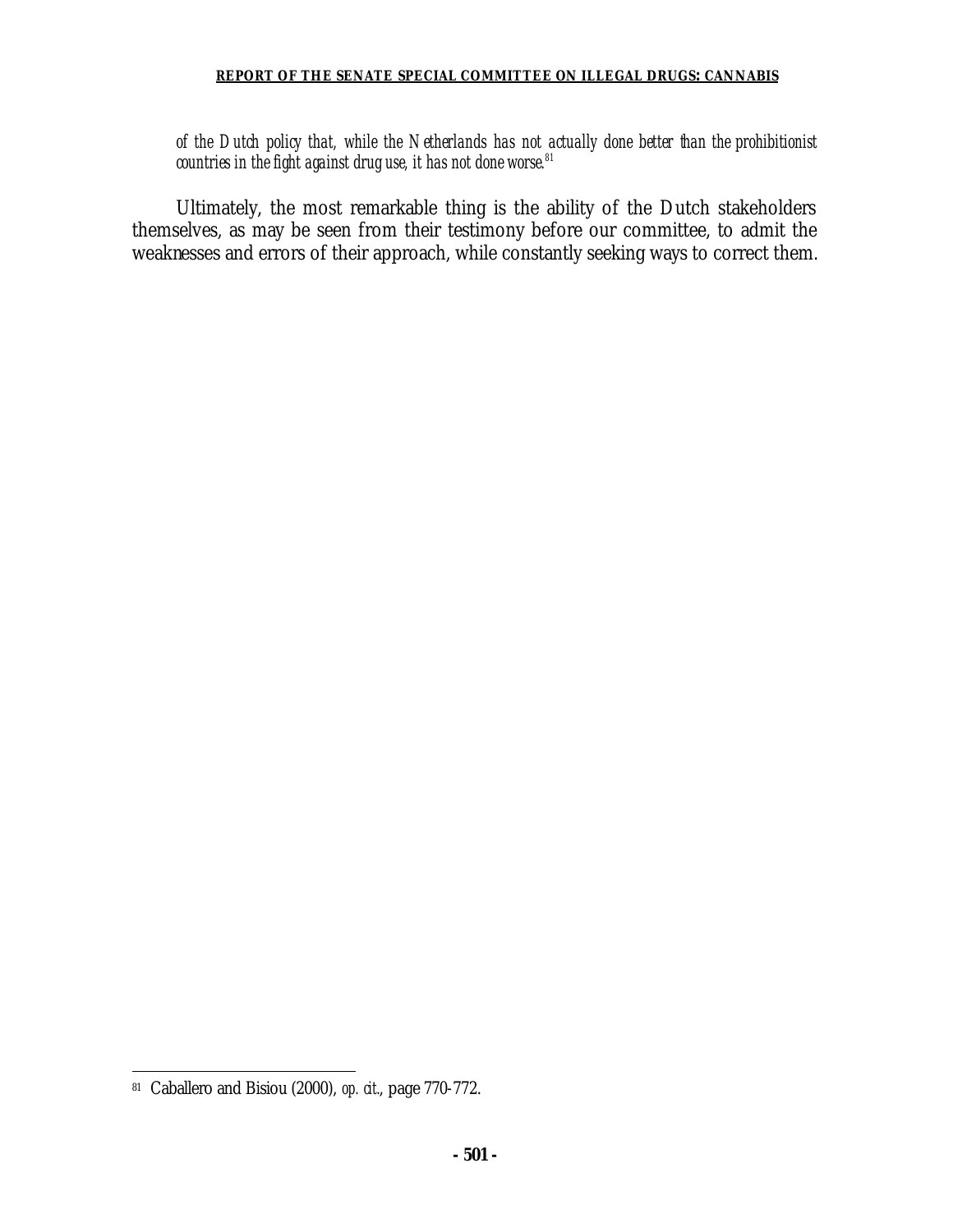*of the Dutch policy that, while the Netherlands has not actually done better than the prohibitionist countries in the fight against drug use, it has not done worse.*[81]

Ultimately, the most remarkable thing is the ability of the Dutch stakeholders themselves, as may be seen from their testimony before our committee, to admit the weaknesses and errors of their approach, while constantly seeking ways to correct them.

---

[81] Caballero and Bisiou (2000), *op. cit.*, page 770-772.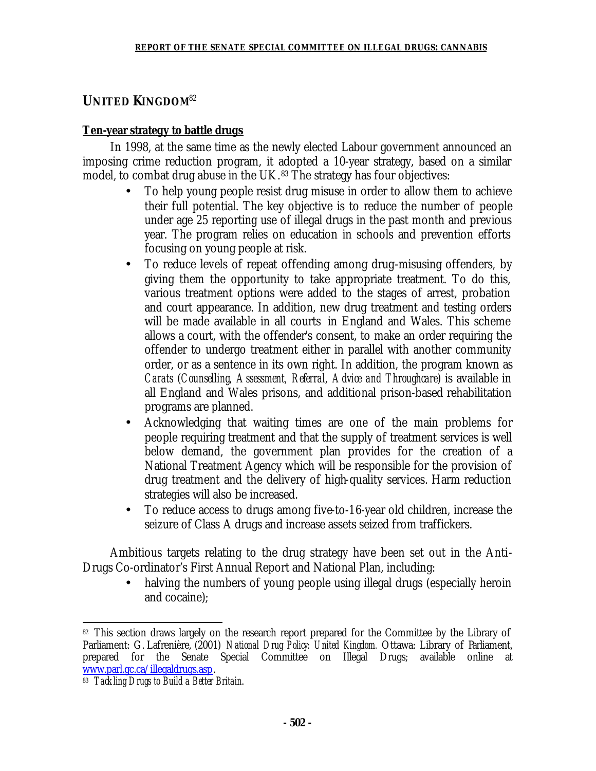## UNITED KINGDOM[82]

**Ten-year strategy to battle drugs**

In 1998, at the same time as the newly elected Labour government announced an imposing crime reduction program, it adopted a 10-year strategy, based on a similar model, to combat drug abuse in the UK.[83] The strategy has four objectives:

- To help young people resist drug misuse in order to allow them to achieve their full potential. The key objective is to reduce the number of people under age 25 reporting use of illegal drugs in the past month and previous year. The program relies on education in schools and prevention efforts focusing on young people at risk.
- To reduce levels of repeat offending among drug-misusing offenders, by giving them the opportunity to take appropriate treatment. To do this, various treatment options were added to the stages of arrest, probation and court appearance. In addition, new drug treatment and testing orders will be made available in all courts in England and Wales. This scheme allows a court, with the offender's consent, to make an order requiring the offender to undergo treatment either in parallel with another community order, or as a sentence in its own right. In addition, the program known as *Carats* (*Counselling, Assessment, Referral, Advice and Throughcare*) is available in all England and Wales prisons, and additional prison-based rehabilitation programs are planned.
- Acknowledging that waiting times are one of the main problems for people requiring treatment and that the supply of treatment services is well below demand, the government plan provides for the creation of a National Treatment Agency which will be responsible for the provision of drug treatment and the delivery of high-quality services. Harm reduction strategies will also be increased.
- To reduce access to drugs among five-to-16-year old children, increase the seizure of Class A drugs and increase assets seized from traffickers.

Ambitious targets relating to the drug strategy have been set out in the Anti-Drugs Co-ordinator's First Annual Report and National Plan, including:

- halving the numbers of young people using illegal drugs (especially heroin and cocaine);

---

[82] This section draws largely on the research report prepared for the Committee by the Library of Parliament: G. Lafrenière, (2001) *National Drug Policy: United Kingdom.* Ottawa: Library of Parliament, prepared for the Senate Special Committee on Illegal Drugs; available online at www.parl.gc.ca/illegaldrugs.asp.

[83] *Tackling Drugs to Build a Better Britain.*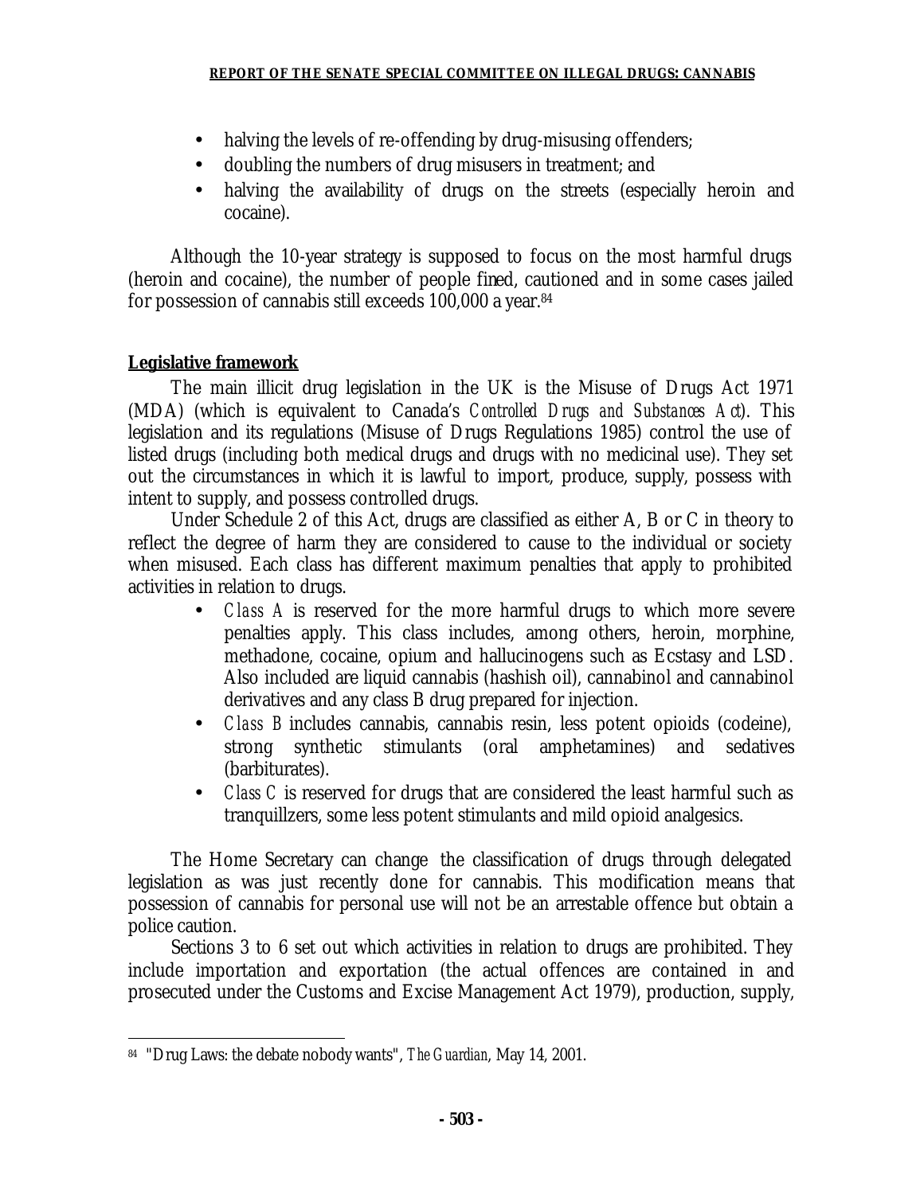- halving the levels of re-offending by drug-misusing offenders;
- doubling the numbers of drug misusers in treatment; and
- halving the availability of drugs on the streets (especially heroin and cocaine).

Although the 10-year strategy is supposed to focus on the most harmful drugs (heroin and cocaine), the number of people fined, cautioned and in some cases jailed for possession of cannabis still exceeds 100,000 a year.[84]

**Legislative framework**

The main illicit drug legislation in the UK is the Misuse of Drugs Act 1971 (MDA) (which is equivalent to Canada's *Controlled Drugs and Substances Act*). This legislation and its regulations (Misuse of Drugs Regulations 1985) control the use of listed drugs (including both medical drugs and drugs with no medicinal use). They set out the circumstances in which it is lawful to import, produce, supply, possess with intent to supply, and possess controlled drugs.

Under Schedule 2 of this Act, drugs are classified as either A, B or C in theory to reflect the degree of harm they are considered to cause to the individual or society when misused. Each class has different maximum penalties that apply to prohibited activities in relation to drugs.

- *Class A* is reserved for the more harmful drugs to which more severe penalties apply. This class includes, among others, heroin, morphine, methadone, cocaine, opium and hallucinogens such as Ecstasy and LSD. Also included are liquid cannabis (hashish oil), cannabinol and cannabinol derivatives and any class B drug prepared for injection.
- *Class B* includes cannabis, cannabis resin, less potent opioids (codeine), strong synthetic stimulants (oral amphetamines) and sedatives (barbiturates).
- *Class C* is reserved for drugs that are considered the least harmful such as tranquillzers, some less potent stimulants and mild opioid analgesics.

The Home Secretary can change the classification of drugs through delegated legislation as was just recently done for cannabis. This modification means that possession of cannabis for personal use will not be an arrestable offence but obtain a police caution.

Sections 3 to 6 set out which activities in relation to drugs are prohibited. They include importation and exportation (the actual offences are contained in and prosecuted under the Customs and Excise Management Act 1979), production, supply,

---

[84] "Drug Laws: the debate nobody wants", *The Guardian*, May 14, 2001.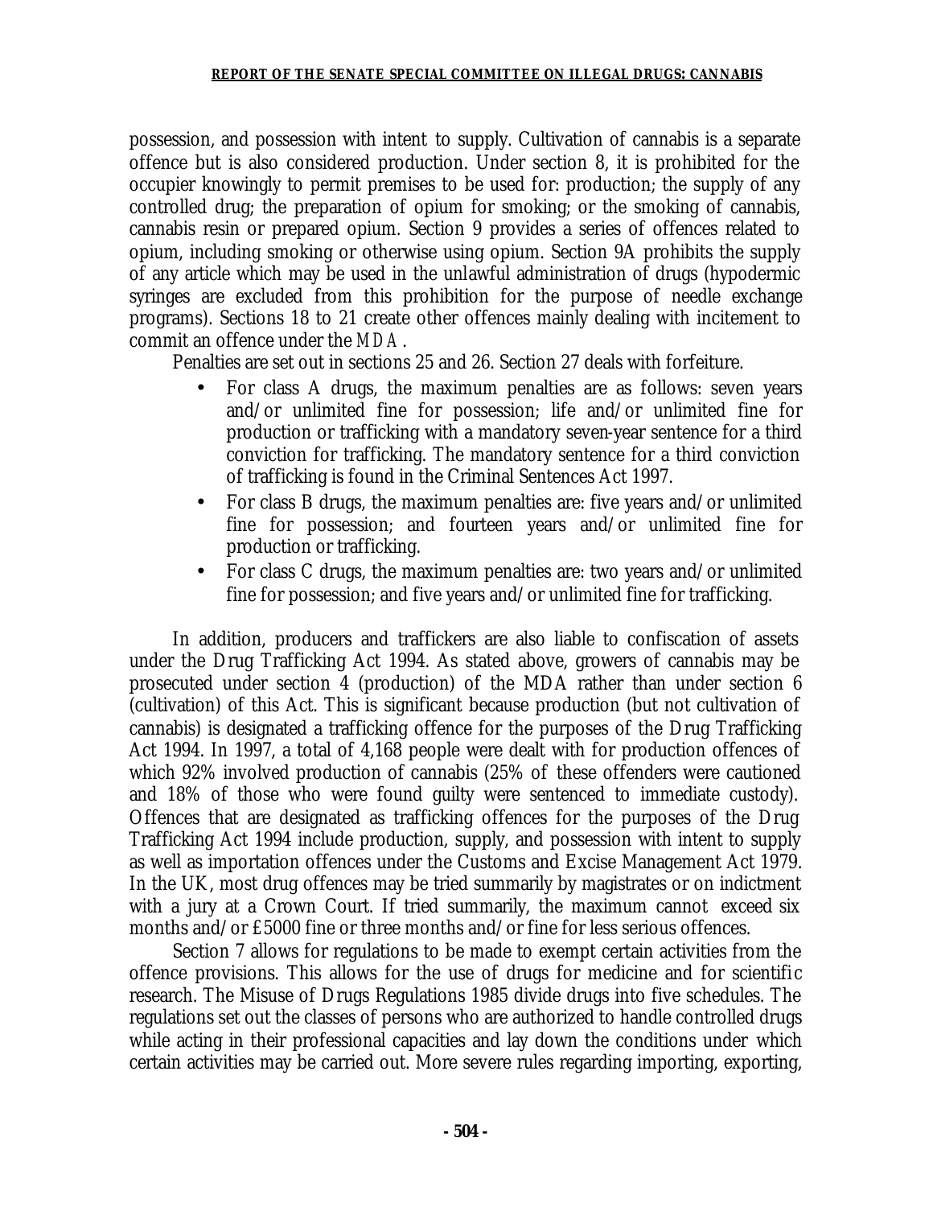possession, and possession with intent to supply. Cultivation of cannabis is a separate offence but is also considered production. Under section 8, it is prohibited for the occupier knowingly to permit premises to be used for: production; the supply of any controlled drug; the preparation of opium for smoking; or the smoking of cannabis, cannabis resin or prepared opium. Section 9 provides a series of offences related to opium, including smoking or otherwise using opium. Section 9A prohibits the supply of any article which may be used in the unlawful administration of drugs (hypodermic syringes are excluded from this prohibition for the purpose of needle exchange programs). Sections 18 to 21 create other offences mainly dealing with incitement to commit an offence under the *MDA*.

Penalties are set out in sections 25 and 26. Section 27 deals with forfeiture.

- For class A drugs, the maximum penalties are as follows: seven years and/or unlimited fine for possession; life and/or unlimited fine for production or trafficking with a mandatory seven-year sentence for a third conviction for trafficking. The mandatory sentence for a third conviction of trafficking is found in the Criminal Sentences Act 1997.
- For class B drugs, the maximum penalties are: five years and/or unlimited fine for possession; and fourteen years and/or unlimited fine for production or trafficking.
- For class C drugs, the maximum penalties are: two years and/or unlimited fine for possession; and five years and/or unlimited fine for trafficking.

In addition, producers and traffickers are also liable to confiscation of assets under the Drug Trafficking Act 1994. As stated above, growers of cannabis may be prosecuted under section 4 (production) of the MDA rather than under section 6 (cultivation) of this Act. This is significant because production (but not cultivation of cannabis) is designated a trafficking offence for the purposes of the Drug Trafficking Act 1994. In 1997, a total of 4,168 people were dealt with for production offences of which 92% involved production of cannabis (25% of these offenders were cautioned and 18% of those who were found guilty were sentenced to immediate custody). Offences that are designated as trafficking offences for the purposes of the Drug Trafficking Act 1994 include production, supply, and possession with intent to supply as well as importation offences under the Customs and Excise Management Act 1979. In the UK, most drug offences may be tried summarily by magistrates or on indictment with a jury at a Crown Court. If tried summarily, the maximum cannot exceed six months and/or £5000 fine or three months and/or fine for less serious offences.

Section 7 allows for regulations to be made to exempt certain activities from the offence provisions. This allows for the use of drugs for medicine and for scientific research. The Misuse of Drugs Regulations 1985 divide drugs into five schedules. The regulations set out the classes of persons who are authorized to handle controlled drugs while acting in their professional capacities and lay down the conditions under which certain activities may be carried out. More severe rules regarding importing, exporting,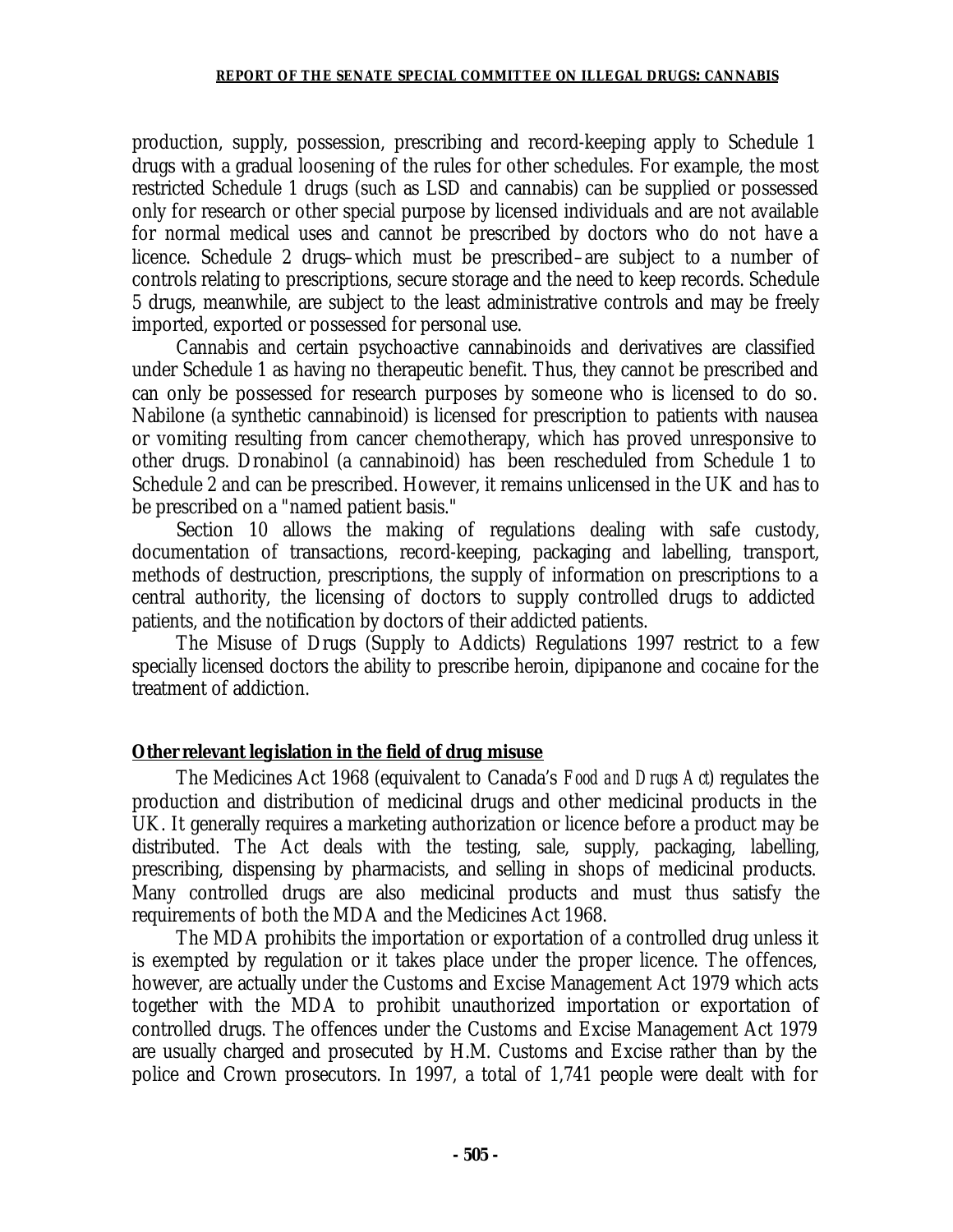production, supply, possession, prescribing and record-keeping apply to Schedule 1 drugs with a gradual loosening of the rules for other schedules. For example, the most restricted Schedule 1 drugs (such as LSD and cannabis) can be supplied or possessed only for research or other special purpose by licensed individuals and are not available for normal medical uses and cannot be prescribed by doctors who do not have a licence. Schedule 2 drugs–which must be prescribed–are subject to a number of controls relating to prescriptions, secure storage and the need to keep records. Schedule 5 drugs, meanwhile, are subject to the least administrative controls and may be freely imported, exported or possessed for personal use.

Cannabis and certain psychoactive cannabinoids and derivatives are classified under Schedule 1 as having no therapeutic benefit. Thus, they cannot be prescribed and can only be possessed for research purposes by someone who is licensed to do so. Nabilone (a synthetic cannabinoid) is licensed for prescription to patients with nausea or vomiting resulting from cancer chemotherapy, which has proved unresponsive to other drugs. Dronabinol (a cannabinoid) has been rescheduled from Schedule 1 to Schedule 2 and can be prescribed. However, it remains unlicensed in the UK and has to be prescribed on a "named patient basis."

Section 10 allows the making of regulations dealing with safe custody, documentation of transactions, record-keeping, packaging and labelling, transport, methods of destruction, prescriptions, the supply of information on prescriptions to a central authority, the licensing of doctors to supply controlled drugs to addicted patients, and the notification by doctors of their addicted patients.

The Misuse of Drugs (Supply to Addicts) Regulations 1997 restrict to a few specially licensed doctors the ability to prescribe heroin, dipipanone and cocaine for the treatment of addiction.

**Other relevant legislation in the field of drug misuse**

The Medicines Act 1968 (equivalent to Canada's *Food and Drugs Act*) regulates the production and distribution of medicinal drugs and other medicinal products in the UK. It generally requires a marketing authorization or licence before a product may be distributed. The Act deals with the testing, sale, supply, packaging, labelling, prescribing, dispensing by pharmacists, and selling in shops of medicinal products. Many controlled drugs are also medicinal products and must thus satisfy the requirements of both the MDA and the Medicines Act 1968.

The MDA prohibits the importation or exportation of a controlled drug unless it is exempted by regulation or it takes place under the proper licence. The offences, however, are actually under the Customs and Excise Management Act 1979 which acts together with the MDA to prohibit unauthorized importation or exportation of controlled drugs. The offences under the Customs and Excise Management Act 1979 are usually charged and prosecuted by H.M. Customs and Excise rather than by the police and Crown prosecutors. In 1997, a total of 1,741 people were dealt with for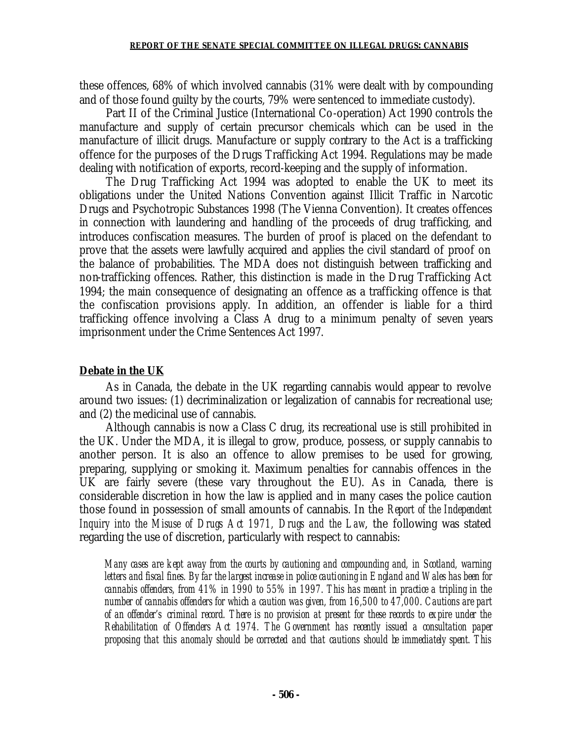these offences, 68% of which involved cannabis (31% were dealt with by compounding and of those found guilty by the courts, 79% were sentenced to immediate custody).

Part II of the Criminal Justice (International Co-operation) Act 1990 controls the manufacture and supply of certain precursor chemicals which can be used in the manufacture of illicit drugs. Manufacture or supply contrary to the Act is a trafficking offence for the purposes of the Drugs Trafficking Act 1994. Regulations may be made dealing with notification of exports, record-keeping and the supply of information.

The Drug Trafficking Act 1994 was adopted to enable the UK to meet its obligations under the United Nations Convention against Illicit Traffic in Narcotic Drugs and Psychotropic Substances 1998 (The Vienna Convention). It creates offences in connection with laundering and handling of the proceeds of drug trafficking, and introduces confiscation measures. The burden of proof is placed on the defendant to prove that the assets were lawfully acquired and applies the civil standard of proof on the balance of probabilities. The MDA does not distinguish between trafficking and non-trafficking offences. Rather, this distinction is made in the Drug Trafficking Act 1994; the main consequence of designating an offence as a trafficking offence is that the confiscation provisions apply. In addition, an offender is liable for a third trafficking offence involving a Class A drug to a minimum penalty of seven years imprisonment under the Crime Sentences Act 1997.

## Debate in the UK

As in Canada, the debate in the UK regarding cannabis would appear to revolve around two issues: (1) decriminalization or legalization of cannabis for recreational use; and (2) the medicinal use of cannabis.

Although cannabis is now a Class C drug, its recreational use is still prohibited in the UK. Under the MDA, it is illegal to grow, produce, possess, or supply cannabis to another person. It is also an offence to allow premises to be used for growing, preparing, supplying or smoking it. Maximum penalties for cannabis offences in the UK are fairly severe (these vary throughout the EU). As in Canada, there is considerable discretion in how the law is applied and in many cases the police caution those found in possession of small amounts of cannabis. In the *Report of the Independent Inquiry into the Misuse of Drugs Act 1971, Drugs and the Law*, the following was stated regarding the use of discretion, particularly with respect to cannabis:

> *Many cases are kept away from the courts by cautioning and compounding and, in Scotland, warning letters and fiscal fines. By far the largest increase in police cautioning in England and Wales has been for cannabis offenders, from 41% in 1990 to 55% in 1997. This has meant in practice a tripling in the number of cannabis offenders for which a caution was given, from 16,500 to 47,000. Cautions are part of an offender's criminal record. There is no provision at present for these records to expire under the Rehabilitation of Offenders Act 1974. The Government has recently issued a consultation paper proposing that this anomaly should be corrected and that cautions should be immediately spent. This*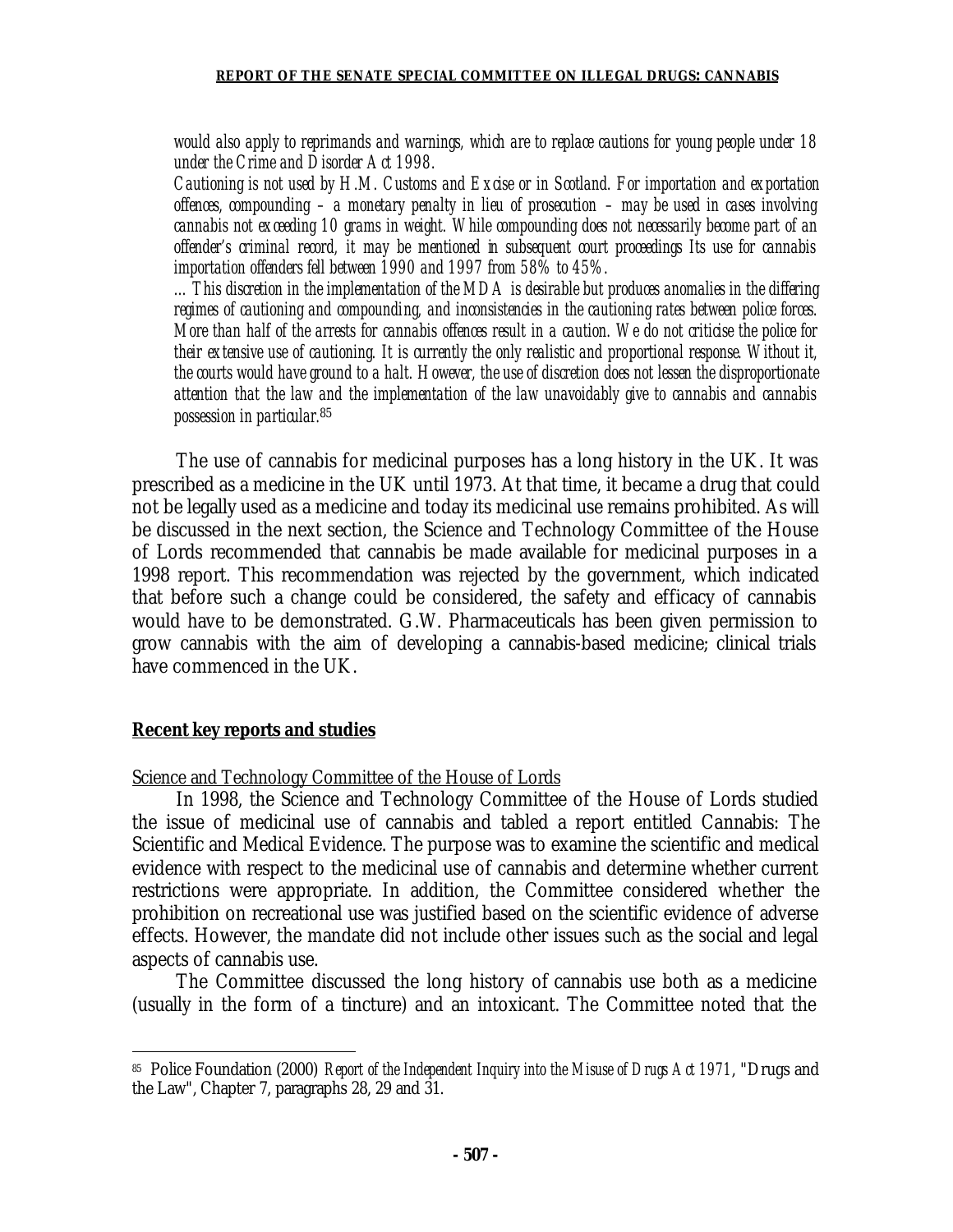*would also apply to reprimands and warnings, which are to replace cautions for young people under 18 under the Crime and Disorder Act 1998.*

*Cautioning is not used by H.M. Customs and Excise or in Scotland. For importation and exportation offences, compounding – a monetary penalty in lieu of prosecution – may be used in cases involving cannabis not exceeding 10 grams in weight. While compounding does not necessarily become part of an offender's criminal record, it may be mentioned in subsequent court proceedings Its use for cannabis importation offenders fell between 1990 and 1997 from 58% to 45%.*

*... This discretion in the implementation of the MDA is desirable but produces anomalies in the differing regimes of cautioning and compounding, and inconsistencies in the cautioning rates between police forces. More than half of the arrests for cannabis offences result in a caution. We do not criticise the police for their extensive use of cautioning. It is currently the only realistic and proportional response. Without it, the courts would have ground to a halt. However, the use of discretion does not lessen the disproportionate attention that the law and the implementation of the law unavoidably give to cannabis and cannabis possession in particular.*[85]

The use of cannabis for medicinal purposes has a long history in the UK. It was prescribed as a medicine in the UK until 1973. At that time, it became a drug that could not be legally used as a medicine and today its medicinal use remains prohibited. As will be discussed in the next section, the Science and Technology Committee of the House of Lords recommended that cannabis be made available for medicinal purposes in a 1998 report. This recommendation was rejected by the government, which indicated that before such a change could be considered, the safety and efficacy of cannabis would have to be demonstrated. G.W. Pharmaceuticals has been given permission to grow cannabis with the aim of developing a cannabis-based medicine; clinical trials have commenced in the UK.

## Recent key reports and studies

### Science and Technology Committee of the House of Lords

In 1998, the Science and Technology Committee of the House of Lords studied the issue of medicinal use of cannabis and tabled a report entitled Cannabis: The Scientific and Medical Evidence. The purpose was to examine the scientific and medical evidence with respect to the medicinal use of cannabis and determine whether current restrictions were appropriate. In addition, the Committee considered whether the prohibition on recreational use was justified based on the scientific evidence of adverse effects. However, the mandate did not include other issues such as the social and legal aspects of cannabis use.

The Committee discussed the long history of cannabis use both as a medicine (usually in the form of a tincture) and an intoxicant. The Committee noted that the

---

[85] Police Foundation (2000) *Report of the Independent Inquiry into the Misuse of Drugs Act 1971*, "Drugs and the Law", Chapter 7, paragraphs 28, 29 and 31.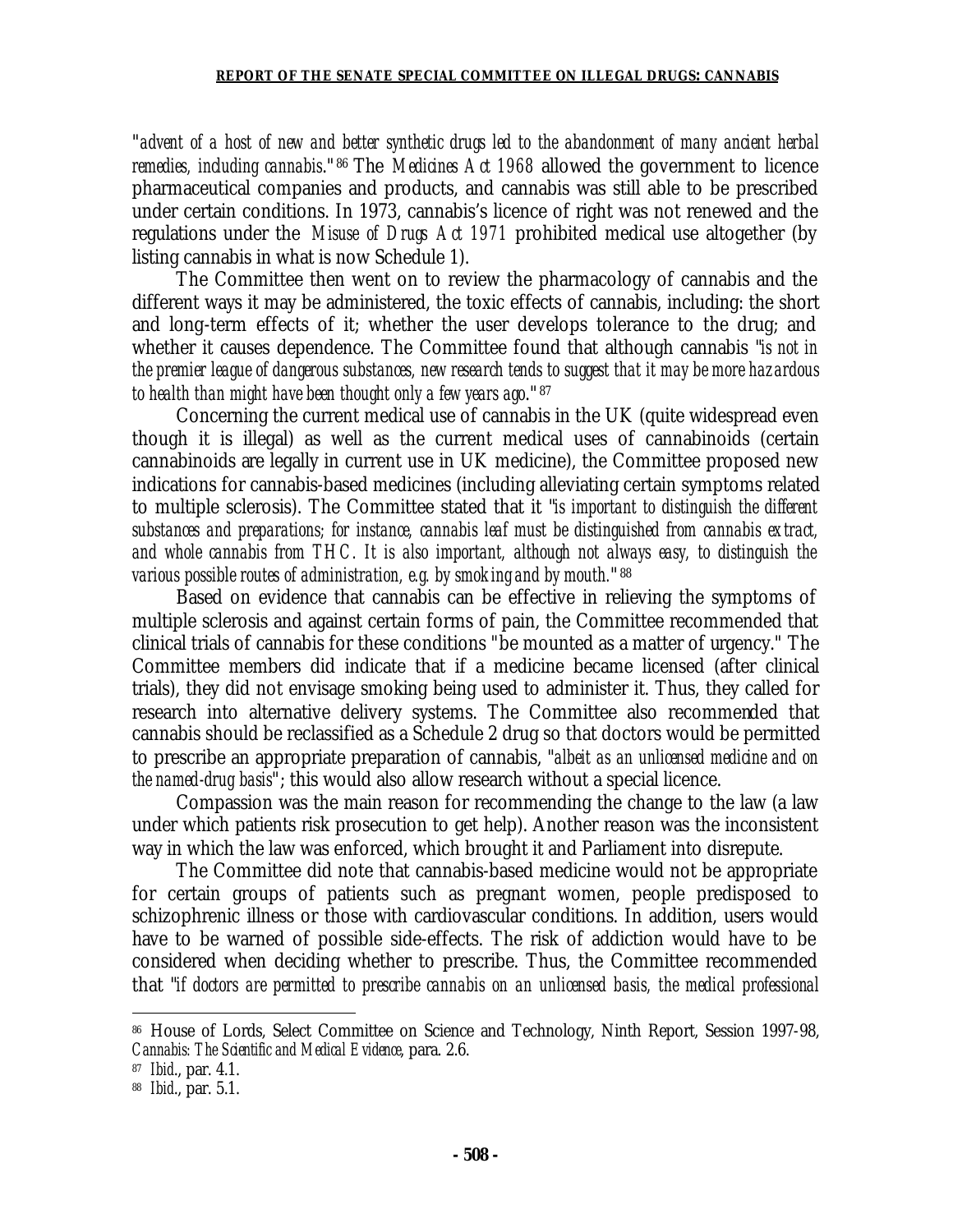"*advent of a host of new and better synthetic drugs led to the abandonment of many ancient herbal remedies, including cannabis*."[86] The *Medicines Act 1968* allowed the government to licence pharmaceutical companies and products, and cannabis was still able to be prescribed under certain conditions. In 1973, cannabis's licence of right was not renewed and the regulations under the *Misuse of Drugs Act 1971* prohibited medical use altogether (by listing cannabis in what is now Schedule 1).

The Committee then went on to review the pharmacology of cannabis and the different ways it may be administered, the toxic effects of cannabis, including: the short and long-term effects of it; whether the user develops tolerance to the drug; and whether it causes dependence. The Committee found that although cannabis "*is not in the premier league of dangerous substances, new research tends to suggest that it may be more hazardous to health than might have been thought only a few years ago*."[87]

Concerning the current medical use of cannabis in the UK (quite widespread even though it is illegal) as well as the current medical uses of cannabinoids (certain cannabinoids are legally in current use in UK medicine), the Committee proposed new indications for cannabis-based medicines (including alleviating certain symptoms related to multiple sclerosis). The Committee stated that it "*is important to distinguish the different substances and preparations; for instance, cannabis leaf must be distinguished from cannabis extract, and whole cannabis from THC. It is also important, although not always easy, to distinguish the various possible routes of administration, e.g. by smoking and by mouth*."[88]

Based on evidence that cannabis can be effective in relieving the symptoms of multiple sclerosis and against certain forms of pain, the Committee recommended that clinical trials of cannabis for these conditions "be mounted as a matter of urgency." The Committee members did indicate that if a medicine became licensed (after clinical trials), they did not envisage smoking being used to administer it. Thus, they called for research into alternative delivery systems. The Committee also recommended that cannabis should be reclassified as a Schedule 2 drug so that doctors would be permitted to prescribe an appropriate preparation of cannabis, "*albeit as an unlicensed medicine and on the named-drug basis*"; this would also allow research without a special licence.

Compassion was the main reason for recommending the change to the law (a law under which patients risk prosecution to get help). Another reason was the inconsistent way in which the law was enforced, which brought it and Parliament into disrepute.

The Committee did note that cannabis-based medicine would not be appropriate for certain groups of patients such as pregnant women, people predisposed to schizophrenic illness or those with cardiovascular conditions. In addition, users would have to be warned of possible side-effects. The risk of addiction would have to be considered when deciding whether to prescribe. Thus, the Committee recommended that "*if doctors are permitted to prescribe cannabis on an unlicensed basis, the medical professional*

---

[86] House of Lords, Select Committee on Science and Technology, Ninth Report, Session 1997-98, *Cannabis: The Scientific and Medical Evidence*, para. 2.6.

[87] *Ibid*., par. 4.1.

[88] *Ibid*., par. 5.1.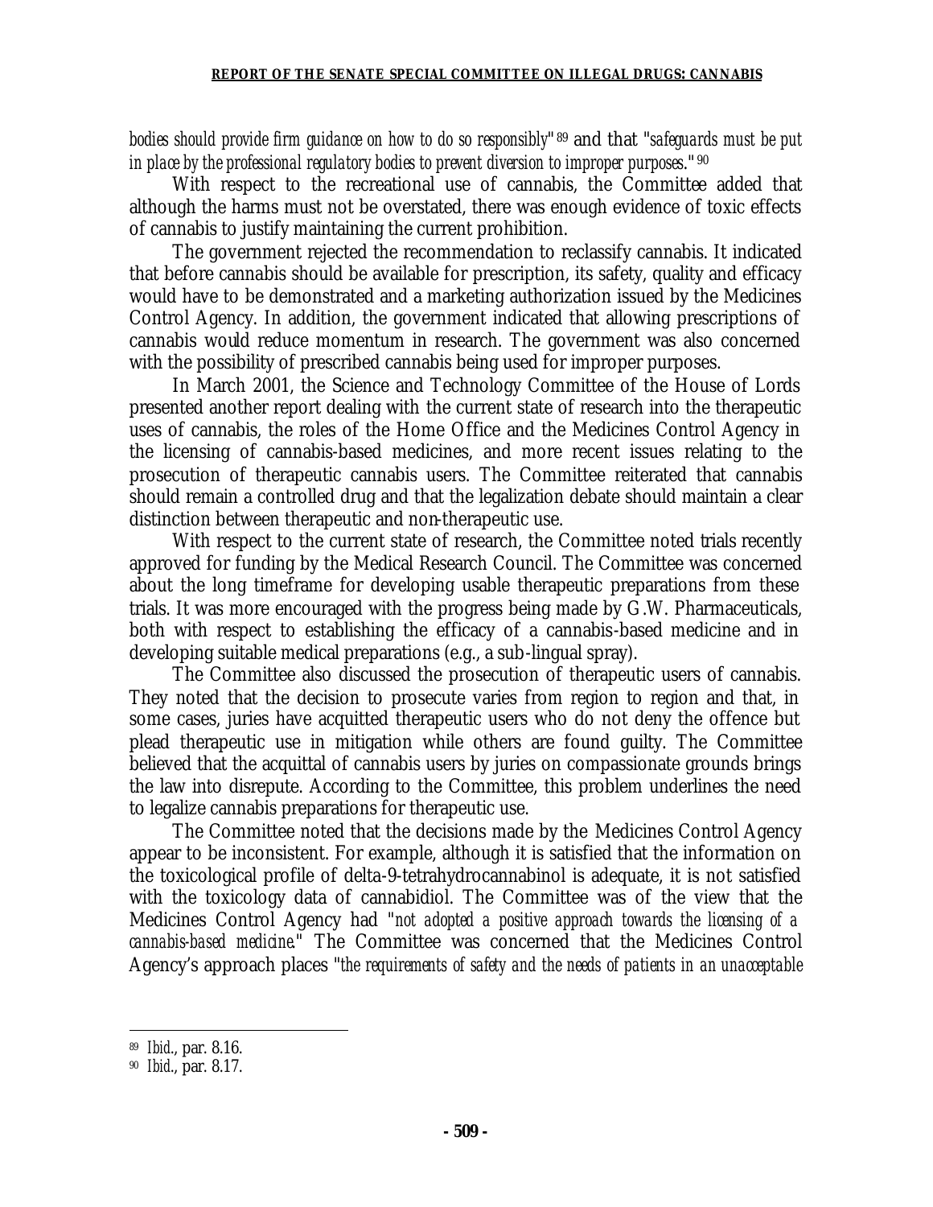*bodies should provide firm guidance on how to do so responsibly*"[89] and that "*safeguards must be put in place by the professional regulatory bodies to prevent diversion to improper purposes.*"[90]

With respect to the recreational use of cannabis, the Committee added that although the harms must not be overstated, there was enough evidence of toxic effects of cannabis to justify maintaining the current prohibition.

The government rejected the recommendation to reclassify cannabis. It indicated that before cannabis should be available for prescription, its safety, quality and efficacy would have to be demonstrated and a marketing authorization issued by the Medicines Control Agency. In addition, the government indicated that allowing prescriptions of cannabis would reduce momentum in research. The government was also concerned with the possibility of prescribed cannabis being used for improper purposes.

In March 2001, the Science and Technology Committee of the House of Lords presented another report dealing with the current state of research into the therapeutic uses of cannabis, the roles of the Home Office and the Medicines Control Agency in the licensing of cannabis-based medicines, and more recent issues relating to the prosecution of therapeutic cannabis users. The Committee reiterated that cannabis should remain a controlled drug and that the legalization debate should maintain a clear distinction between therapeutic and non-therapeutic use.

With respect to the current state of research, the Committee noted trials recently approved for funding by the Medical Research Council. The Committee was concerned about the long timeframe for developing usable therapeutic preparations from these trials. It was more encouraged with the progress being made by G.W. Pharmaceuticals, both with respect to establishing the efficacy of a cannabis-based medicine and in developing suitable medical preparations (e.g., a sub-lingual spray).

The Committee also discussed the prosecution of therapeutic users of cannabis. They noted that the decision to prosecute varies from region to region and that, in some cases, juries have acquitted therapeutic users who do not deny the offence but plead therapeutic use in mitigation while others are found guilty. The Committee believed that the acquittal of cannabis users by juries on compassionate grounds brings the law into disrepute. According to the Committee, this problem underlines the need to legalize cannabis preparations for therapeutic use.

The Committee noted that the decisions made by the Medicines Control Agency appear to be inconsistent. For example, although it is satisfied that the information on the toxicological profile of delta-9-tetrahydrocannabinol is adequate, it is not satisfied with the toxicology data of cannabidiol. The Committee was of the view that the Medicines Control Agency had "*not adopted a positive approach towards the licensing of a cannabis-based medicine.*" The Committee was concerned that the Medicines Control Agency's approach places "*the requirements of safety and the needs of patients in an unacceptable*

---

[89] *Ibid.*, par. 8.16.

[90] *Ibid.*, par. 8.17.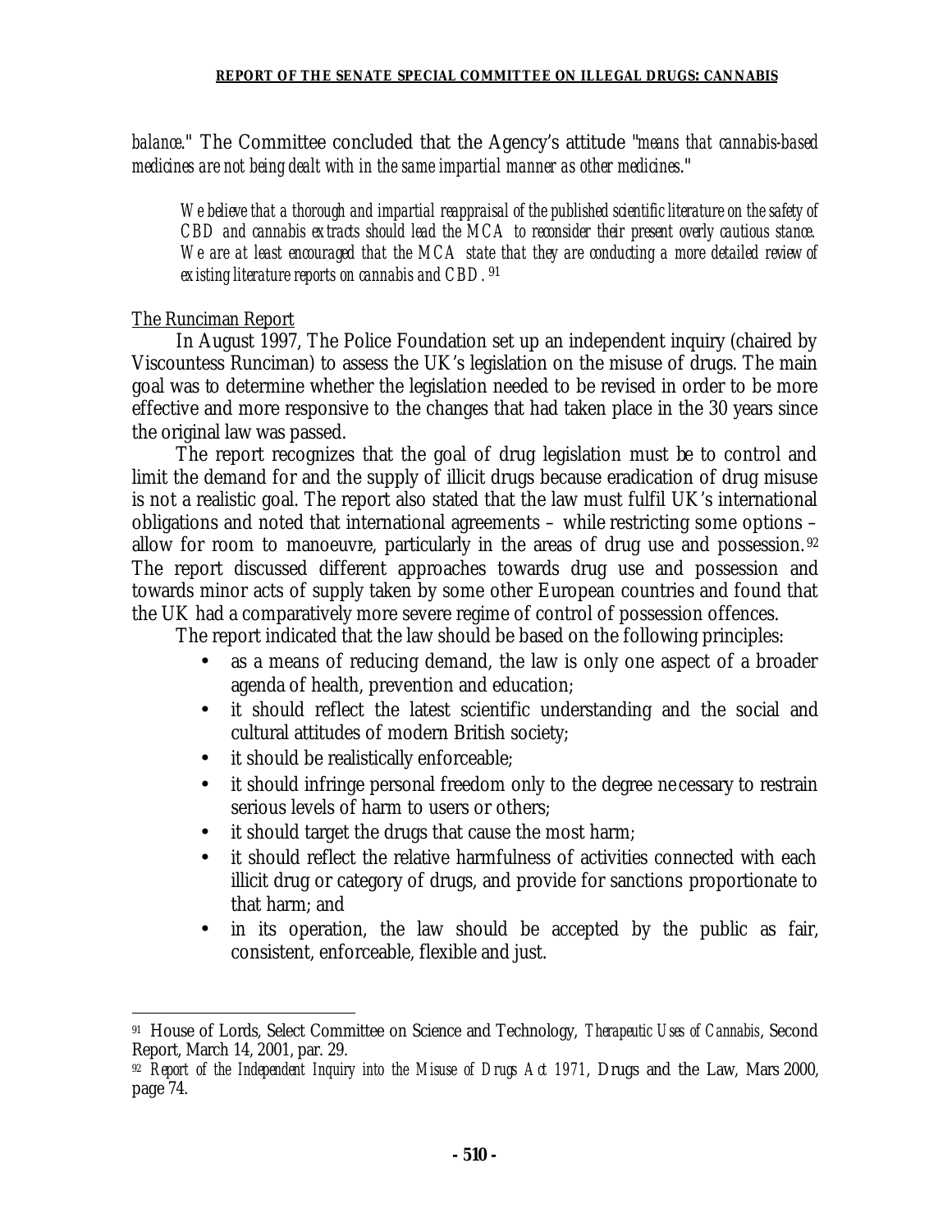*balance*." The Committee concluded that the Agency's attitude "*means that cannabis-based medicines are not being dealt with in the same impartial manner as other medicines*."

> *We believe that a thorough and impartial reappraisal of the published scientific literature on the safety of CBD and cannabis extracts should lead the MCA to reconsider their present overly cautious stance. We are at least encouraged that the MCA state that they are conducting a more detailed review of existing literature reports on cannabis and CBD.* [91]

The Runciman Report

In August 1997, The Police Foundation set up an independent inquiry (chaired by Viscountess Runciman) to assess the UK's legislation on the misuse of drugs. The main goal was to determine whether the legislation needed to be revised in order to be more effective and more responsive to the changes that had taken place in the 30 years since the original law was passed.

The report recognizes that the goal of drug legislation must be to control and limit the demand for and the supply of illicit drugs because eradication of drug misuse is not a realistic goal. The report also stated that the law must fulfil UK's international obligations and noted that international agreements – while restricting some options – allow for room to manoeuvre, particularly in the areas of drug use and possession.[92] The report discussed different approaches towards drug use and possession and towards minor acts of supply taken by some other European countries and found that the UK had a comparatively more severe regime of control of possession offences.

The report indicated that the law should be based on the following principles:

- as a means of reducing demand, the law is only one aspect of a broader agenda of health, prevention and education;
- it should reflect the latest scientific understanding and the social and cultural attitudes of modern British society;
- it should be realistically enforceable;
- it should infringe personal freedom only to the degree necessary to restrain serious levels of harm to users or others;
- it should target the drugs that cause the most harm;
- it should reflect the relative harmfulness of activities connected with each illicit drug or category of drugs, and provide for sanctions proportionate to that harm; and
- in its operation, the law should be accepted by the public as fair, consistent, enforceable, flexible and just.

---

[91] House of Lords, Select Committee on Science and Technology, *Therapeutic Uses of Cannabis*, Second Report, March 14, 2001, par. 29.

[92] *Report of the Independent Inquiry into the Misuse of Drugs Act 1971*, Drugs and the Law, Mars 2000, page 74.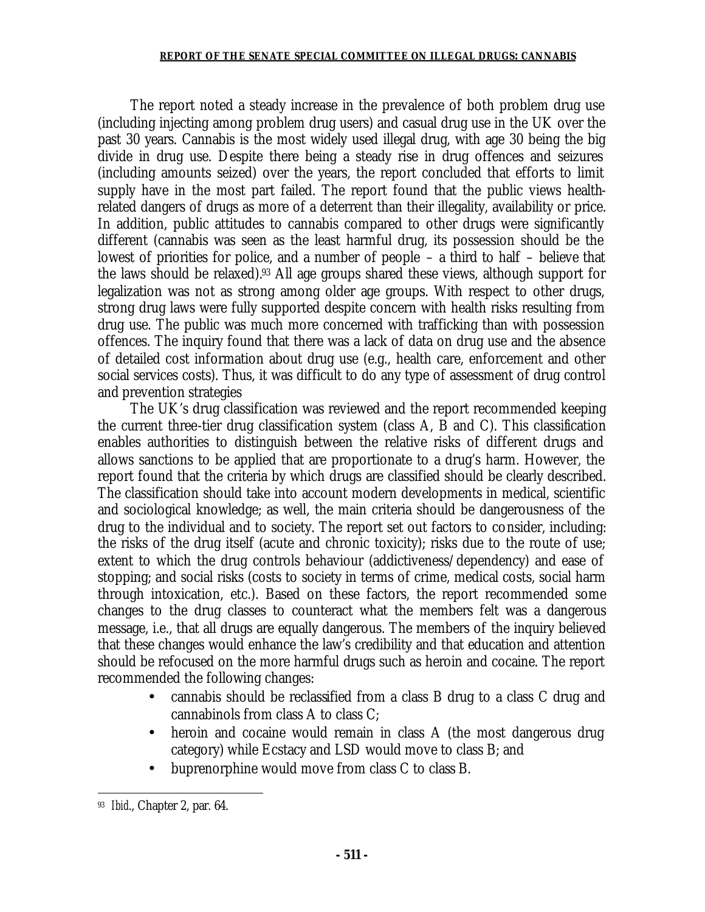The report noted a steady increase in the prevalence of both problem drug use (including injecting among problem drug users) and casual drug use in the UK over the past 30 years. Cannabis is the most widely used illegal drug, with age 30 being the big divide in drug use. Despite there being a steady rise in drug offences and seizures (including amounts seized) over the years, the report concluded that efforts to limit supply have in the most part failed. The report found that the public views health-related dangers of drugs as more of a deterrent than their illegality, availability or price. In addition, public attitudes to cannabis compared to other drugs were significantly different (cannabis was seen as the least harmful drug, its possession should be the lowest of priorities for police, and a number of people – a third to half – believe that the laws should be relaxed).[93] All age groups shared these views, although support for legalization was not as strong among older age groups. With respect to other drugs, strong drug laws were fully supported despite concern with health risks resulting from drug use. The public was much more concerned with trafficking than with possession offences. The inquiry found that there was a lack of data on drug use and the absence of detailed cost information about drug use (e.g., health care, enforcement and other social services costs). Thus, it was difficult to do any type of assessment of drug control and prevention strategies

The UK's drug classification was reviewed and the report recommended keeping the current three-tier drug classification system (class A, B and C). This classification enables authorities to distinguish between the relative risks of different drugs and allows sanctions to be applied that are proportionate to a drug's harm. However, the report found that the criteria by which drugs are classified should be clearly described. The classification should take into account modern developments in medical, scientific and sociological knowledge; as well, the main criteria should be dangerousness of the drug to the individual and to society. The report set out factors to consider, including: the risks of the drug itself (acute and chronic toxicity); risks due to the route of use; extent to which the drug controls behaviour (addictiveness/dependency) and ease of stopping; and social risks (costs to society in terms of crime, medical costs, social harm through intoxication, etc.). Based on these factors, the report recommended some changes to the drug classes to counteract what the members felt was a dangerous message, i.e., that all drugs are equally dangerous. The members of the inquiry believed that these changes would enhance the law's credibility and that education and attention should be refocused on the more harmful drugs such as heroin and cocaine. The report recommended the following changes:

- cannabis should be reclassified from a class B drug to a class C drug and cannabinols from class A to class C;
- heroin and cocaine would remain in class A (the most dangerous drug category) while Ecstacy and LSD would move to class B; and
- buprenorphine would move from class C to class B.

---

[93] *Ibid*., Chapter 2, par. 64.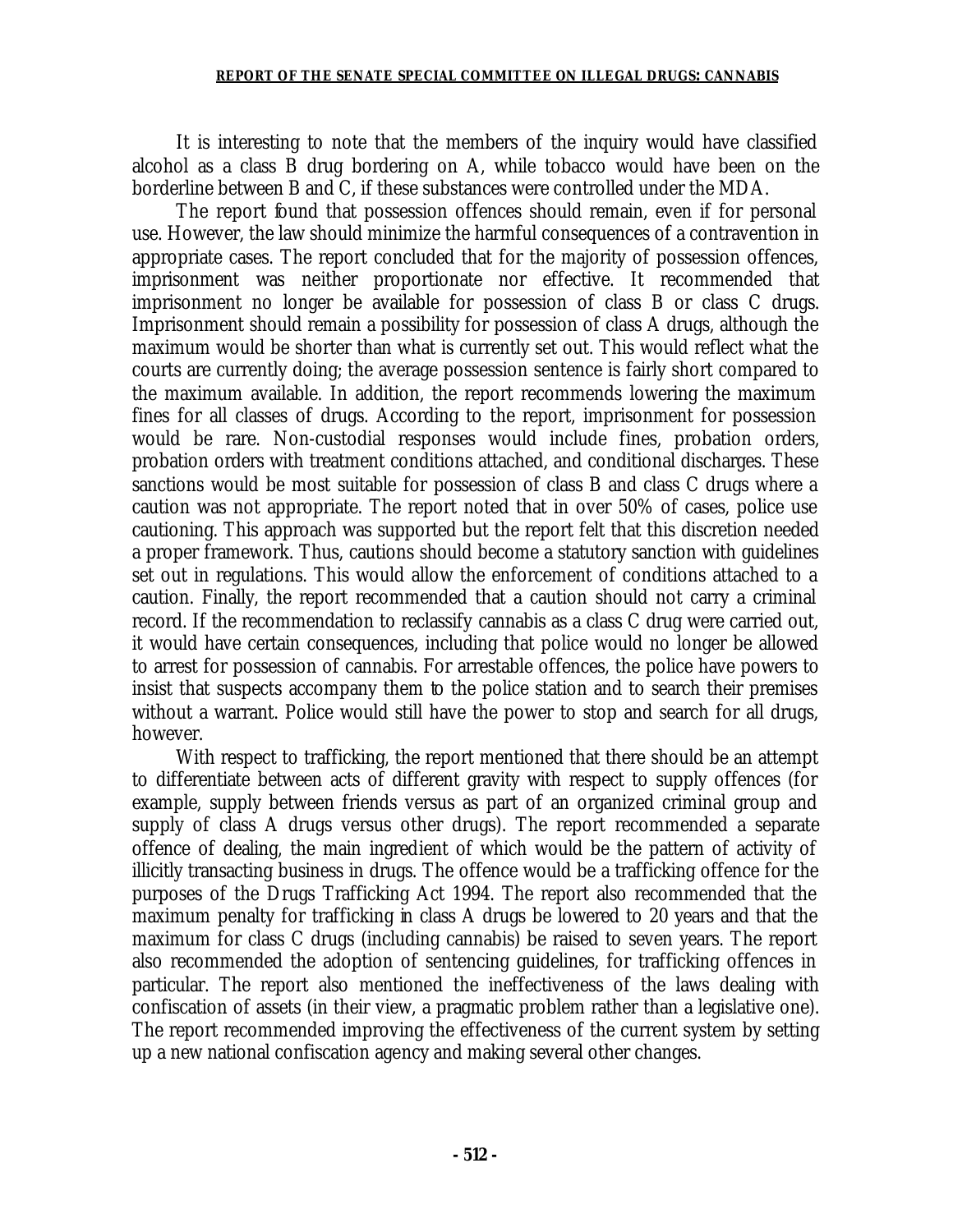It is interesting to note that the members of the inquiry would have classified alcohol as a class B drug bordering on A, while tobacco would have been on the borderline between B and C, if these substances were controlled under the MDA.

The report found that possession offences should remain, even if for personal use. However, the law should minimize the harmful consequences of a contravention in appropriate cases. The report concluded that for the majority of possession offences, imprisonment was neither proportionate nor effective. It recommended that imprisonment no longer be available for possession of class B or class C drugs. Imprisonment should remain a possibility for possession of class A drugs, although the maximum would be shorter than what is currently set out. This would reflect what the courts are currently doing; the average possession sentence is fairly short compared to the maximum available. In addition, the report recommends lowering the maximum fines for all classes of drugs. According to the report, imprisonment for possession would be rare. Non-custodial responses would include fines, probation orders, probation orders with treatment conditions attached, and conditional discharges. These sanctions would be most suitable for possession of class B and class C drugs where a caution was not appropriate. The report noted that in over 50% of cases, police use cautioning. This approach was supported but the report felt that this discretion needed a proper framework. Thus, cautions should become a statutory sanction with guidelines set out in regulations. This would allow the enforcement of conditions attached to a caution. Finally, the report recommended that a caution should not carry a criminal record. If the recommendation to reclassify cannabis as a class C drug were carried out, it would have certain consequences, including that police would no longer be allowed to arrest for possession of cannabis. For arrestable offences, the police have powers to insist that suspects accompany them to the police station and to search their premises without a warrant. Police would still have the power to stop and search for all drugs, however.

With respect to trafficking, the report mentioned that there should be an attempt to differentiate between acts of different gravity with respect to supply offences (for example, supply between friends versus as part of an organized criminal group and supply of class A drugs versus other drugs). The report recommended a separate offence of dealing, the main ingredient of which would be the pattern of activity of illicitly transacting business in drugs. The offence would be a trafficking offence for the purposes of the Drugs Trafficking Act 1994. The report also recommended that the maximum penalty for trafficking in class A drugs be lowered to 20 years and that the maximum for class C drugs (including cannabis) be raised to seven years. The report also recommended the adoption of sentencing guidelines, for trafficking offences in particular. The report also mentioned the ineffectiveness of the laws dealing with confiscation of assets (in their view, a pragmatic problem rather than a legislative one). The report recommended improving the effectiveness of the current system by setting up a new national confiscation agency and making several other changes.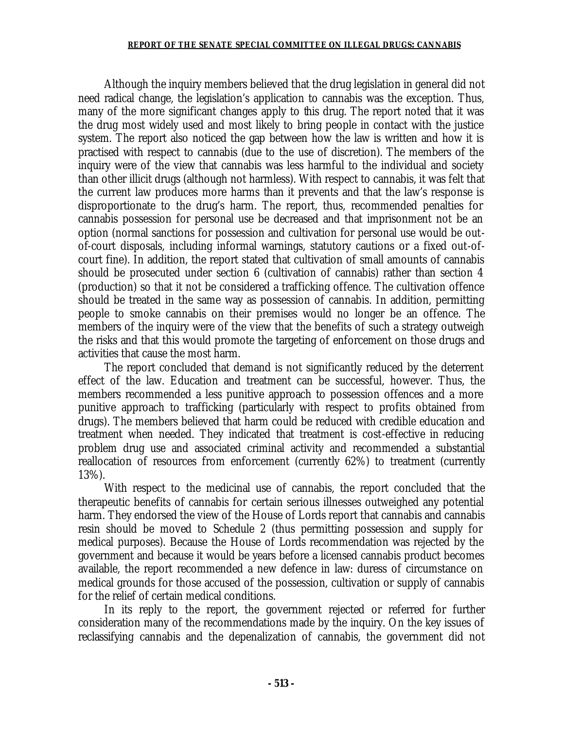Although the inquiry members believed that the drug legislation in general did not need radical change, the legislation's application to cannabis was the exception. Thus, many of the more significant changes apply to this drug. The report noted that it was the drug most widely used and most likely to bring people in contact with the justice system. The report also noticed the gap between how the law is written and how it is practised with respect to cannabis (due to the use of discretion). The members of the inquiry were of the view that cannabis was less harmful to the individual and society than other illicit drugs (although not harmless). With respect to cannabis, it was felt that the current law produces more harms than it prevents and that the law's response is disproportionate to the drug's harm. The report, thus, recommended penalties for cannabis possession for personal use be decreased and that imprisonment not be an option (normal sanctions for possession and cultivation for personal use would be out-of-court disposals, including informal warnings, statutory cautions or a fixed out-of-court fine). In addition, the report stated that cultivation of small amounts of cannabis should be prosecuted under section 6 (cultivation of cannabis) rather than section 4 (production) so that it not be considered a trafficking offence. The cultivation offence should be treated in the same way as possession of cannabis. In addition, permitting people to smoke cannabis on their premises would no longer be an offence. The members of the inquiry were of the view that the benefits of such a strategy outweigh the risks and that this would promote the targeting of enforcement on those drugs and activities that cause the most harm.

The report concluded that demand is not significantly reduced by the deterrent effect of the law. Education and treatment can be successful, however. Thus, the members recommended a less punitive approach to possession offences and a more punitive approach to trafficking (particularly with respect to profits obtained from drugs). The members believed that harm could be reduced with credible education and treatment when needed. They indicated that treatment is cost-effective in reducing problem drug use and associated criminal activity and recommended a substantial reallocation of resources from enforcement (currently 62%) to treatment (currently 13%).

With respect to the medicinal use of cannabis, the report concluded that the therapeutic benefits of cannabis for certain serious illnesses outweighed any potential harm. They endorsed the view of the House of Lords report that cannabis and cannabis resin should be moved to Schedule 2 (thus permitting possession and supply for medical purposes). Because the House of Lords recommendation was rejected by the government and because it would be years before a licensed cannabis product becomes available, the report recommended a new defence in law: duress of circumstance on medical grounds for those accused of the possession, cultivation or supply of cannabis for the relief of certain medical conditions.

In its reply to the report, the government rejected or referred for further consideration many of the recommendations made by the inquiry. On the key issues of reclassifying cannabis and the depenalization of cannabis, the government did not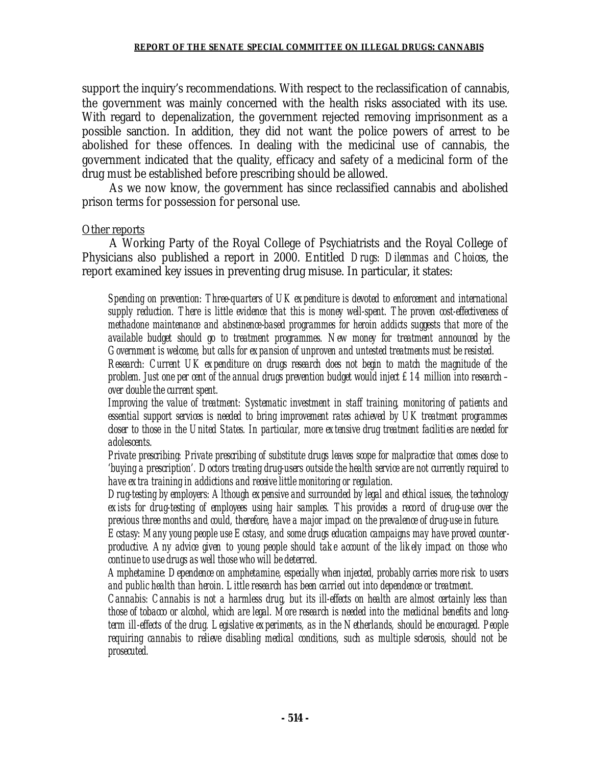support the inquiry's recommendations. With respect to the reclassification of cannabis, the government was mainly concerned with the health risks associated with its use. With regard to depenalization, the government rejected removing imprisonment as a possible sanction. In addition, they did not want the police powers of arrest to be abolished for these offences. In dealing with the medicinal use of cannabis, the government indicated that the quality, efficacy and safety of a medicinal form of the drug must be established before prescribing should be allowed.

As we now know, the government has since reclassified cannabis and abolished prison terms for possession for personal use.

Other reports

A Working Party of the Royal College of Psychiatrists and the Royal College of Physicians also published a report in 2000. Entitled *Drugs: Dilemmas and Choices*, the report examined key issues in preventing drug misuse. In particular, it states:

> *Spending on prevention: Three-quarters of UK expenditure is devoted to enforcement and international supply reduction. There is little evidence that this is money well-spent. The proven cost-effectiveness of methadone maintenance and abstinence-based programmes for heroin addicts suggests that more of the available budget should go to treatment programmes. New money for treatment announced by the Government is welcome, but calls for expansion of unproven and untested treatments must be resisted.*
>
> *Research: Current UK expenditure on drugs research does not begin to match the magnitude of the problem. Just one per cent of the annual drugs prevention budget would inject £14 million into research – over double the current spent.*
>
> *Improving the value of treatment: Systematic investment in staff training, monitoring of patients and essential support services is needed to bring improvement rates achieved by UK treatment programmes closer to those in the United States. In particular, more extensive drug treatment facilities are needed for adolescents.*
>
> *Private prescribing: Private prescribing of substitute drugs leaves scope for malpractice that comes close to 'buying a prescription'. Doctors treating drug-users outside the health service are not currently required to have extra training in addictions and receive little monitoring or regulation.*
>
> *Drug-testing by employers: Although expensive and surrounded by legal and ethical issues, the technology exists for drug-testing of employees using hair samples. This provides a record of drug-use over the previous three months and could, therefore, have a major impact on the prevalence of drug-use in future.*
>
> *Ecstasy: Many young people use Ecstasy, and some drugs education campaigns may have proved counter-productive. Any advice given to young people should take account of the likely impact on those who continue to use drugs as well those who will be deterred.*
>
> *Amphetamine: Dependence on amphetamine, especially when injected, probably carries more risk to users and public health than heroin. Little research has been carried out into dependence or treatment.*
>
> *Cannabis: Cannabis is not a harmless drug, but its ill-effects on health are almost certainly less than those of tobacco or alcohol, which are legal. More research is needed into the medicinal benefits and long-term ill-effects of the drug. Legislative experiments, as in the Netherlands, should be encouraged. People requiring cannabis to relieve disabling medical conditions, such as multiple sclerosis, should not be prosecuted.*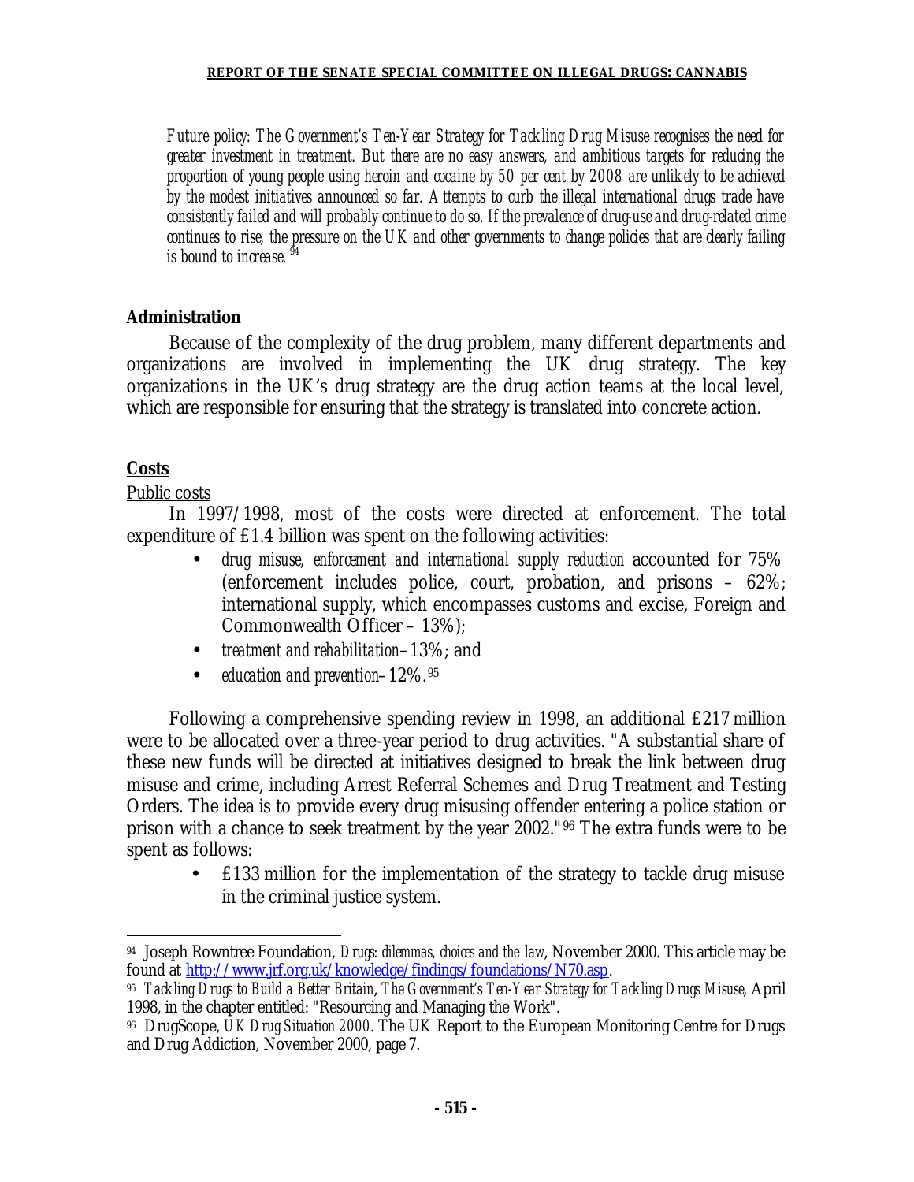*Future policy: The Government's Ten-Year Strategy for Tackling Drug Misuse recognises the need for greater investment in treatment. But there are no easy answers, and ambitious targets for reducing the proportion of young people using heroin and cocaine by 50 per cent by 2008 are unlikely to be achieved by the modest initiatives announced so far. Attempts to curb the illegal international drugs trade have consistently failed and will probably continue to do so. If the prevalence of drug-use and drug-related crime continues to rise, the pressure on the UK and other governments to change policies that are clearly failing is bound to increase.*[94]

**Administration**

Because of the complexity of the drug problem, many different departments and organizations are involved in implementing the UK drug strategy. The key organizations in the UK's drug strategy are the drug action teams at the local level, which are responsible for ensuring that the strategy is translated into concrete action.

**Costs**

Public costs

In 1997/1998, most of the costs were directed at enforcement. The total expenditure of £1.4 billion was spent on the following activities:

- *drug misuse, enforcement and international supply reduction* accounted for 75% (enforcement includes police, court, probation, and prisons – 62%; international supply, which encompasses customs and excise, Foreign and Commonwealth Officer – 13%);
- *treatment and rehabilitation*–13%; and
- *education and prevention*–12%.[95]

Following a comprehensive spending review in 1998, an additional £217 million were to be allocated over a three-year period to drug activities. "A substantial share of these new funds will be directed at initiatives designed to break the link between drug misuse and crime, including Arrest Referral Schemes and Drug Treatment and Testing Orders. The idea is to provide every drug misusing offender entering a police station or prison with a chance to seek treatment by the year 2002."[96] The extra funds were to be spent as follows:

- £133 million for the implementation of the strategy to tackle drug misuse in the criminal justice system.

---

[94] Joseph Rowntree Foundation, *Drugs: dilemmas, choices and the law*, November 2000. This article may be found at http://www.jrf.org.uk/knowledge/findings/foundations/N70.asp.

[95] *Tackling Drugs to Build a Better Britain, The Government's Ten-Year Strategy for Tackling Drugs Misuse*, April 1998, in the chapter entitled: "Resourcing and Managing the Work".

[96] DrugScope, *UK Drug Situation 2000*. The UK Report to the European Monitoring Centre for Drugs and Drug Addiction, November 2000, page 7.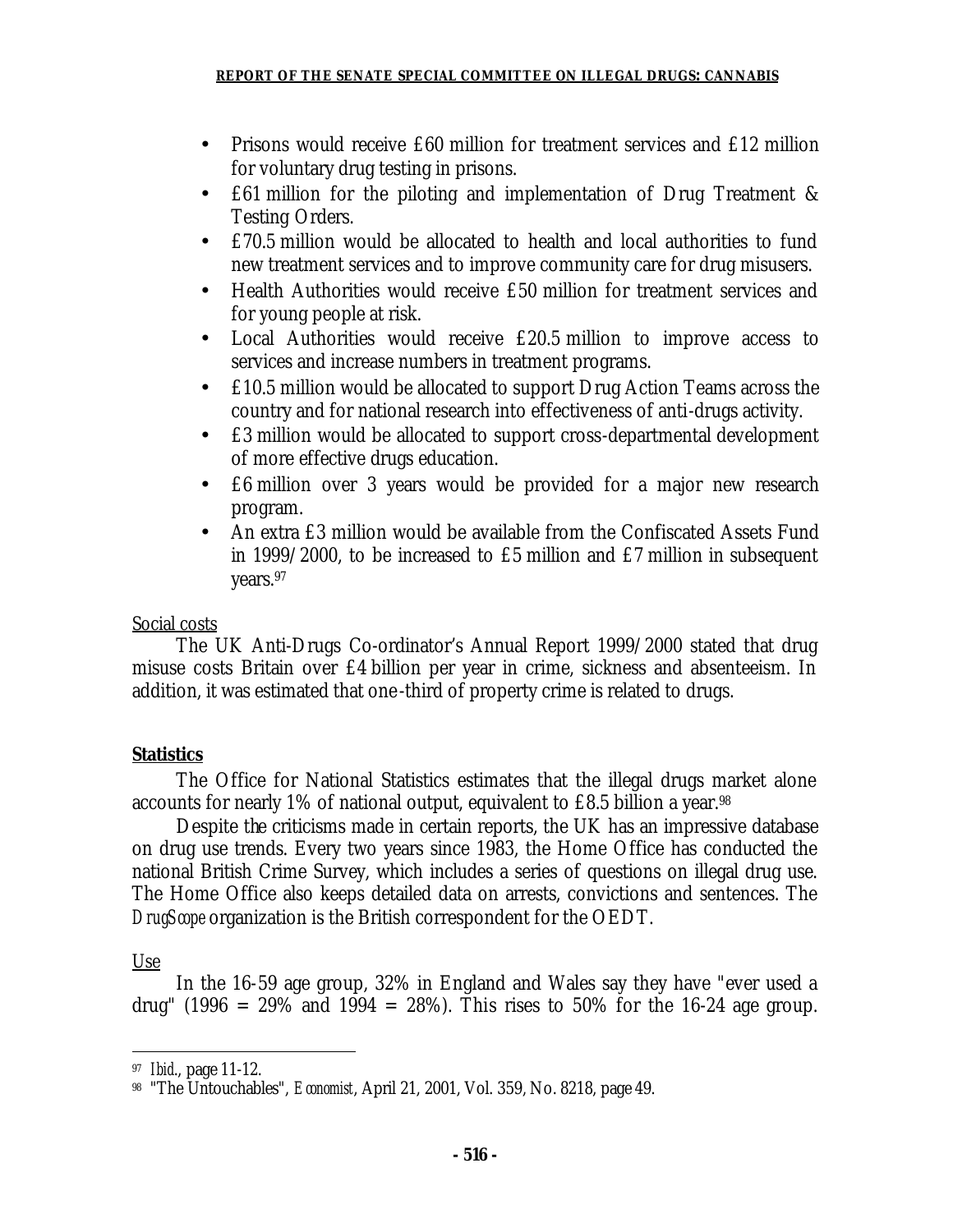- Prisons would receive £60 million for treatment services and £12 million for voluntary drug testing in prisons.
- £61 million for the piloting and implementation of Drug Treatment & Testing Orders.
- £70.5 million would be allocated to health and local authorities to fund new treatment services and to improve community care for drug misusers.
- Health Authorities would receive £50 million for treatment services and for young people at risk.
- Local Authorities would receive £20.5 million to improve access to services and increase numbers in treatment programs.
- £10.5 million would be allocated to support Drug Action Teams across the country and for national research into effectiveness of anti-drugs activity.
- £3 million would be allocated to support cross-departmental development of more effective drugs education.
- £6 million over 3 years would be provided for a major new research program.
- An extra £3 million would be available from the Confiscated Assets Fund in 1999/2000, to be increased to £5 million and £7 million in subsequent years.[97]

Social costs

The UK Anti-Drugs Co-ordinator's Annual Report 1999/2000 stated that drug misuse costs Britain over £4 billion per year in crime, sickness and absenteeism. In addition, it was estimated that one-third of property crime is related to drugs.

**Statistics**

The Office for National Statistics estimates that the illegal drugs market alone accounts for nearly 1% of national output, equivalent to £8.5 billion a year.[98]

Despite the criticisms made in certain reports, the UK has an impressive database on drug use trends. Every two years since 1983, the Home Office has conducted the national British Crime Survey, which includes a series of questions on illegal drug use. The Home Office also keeps detailed data on arrests, convictions and sentences. The *DrugScope* organization is the British correspondent for the OEDT.

Use

In the 16-59 age group, 32% in England and Wales say they have "ever used a drug" (1996 = 29% and 1994 = 28%). This rises to 50% for the 16-24 age group.

---

[97] *Ibid.*, page 11-12.

[98] "The Untouchables", *Economist*, April 21, 2001, Vol. 359, No. 8218, page 49.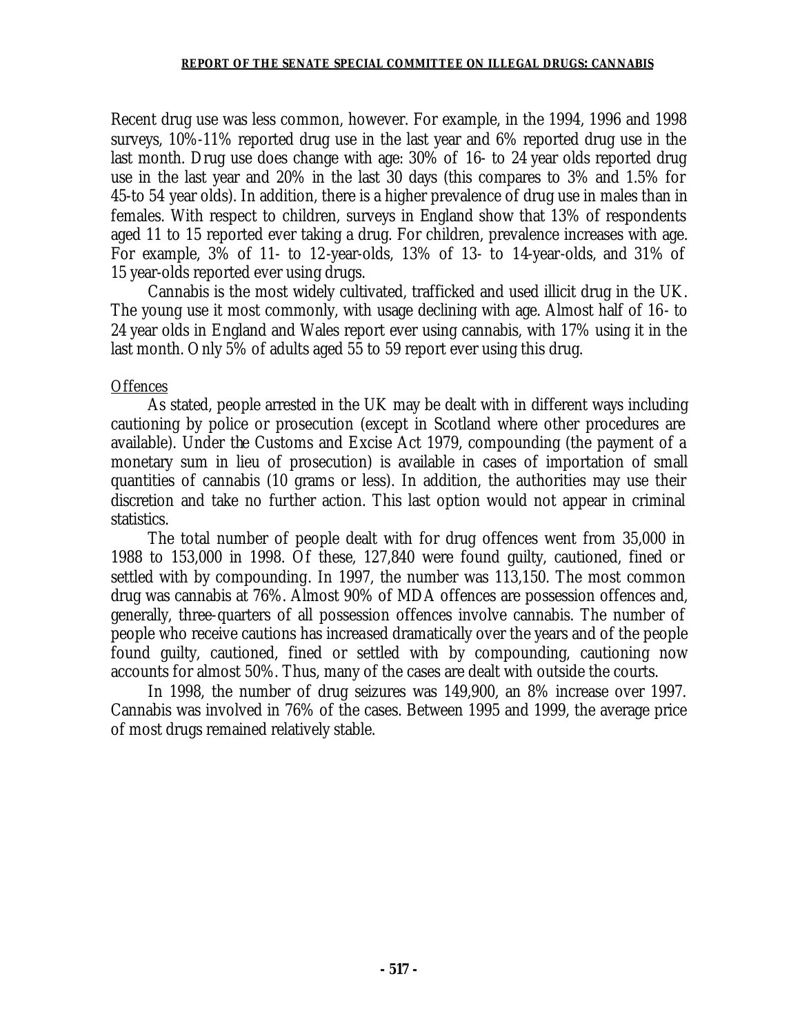Recent drug use was less common, however. For example, in the 1994, 1996 and 1998 surveys, 10%-11% reported drug use in the last year and 6% reported drug use in the last month. Drug use does change with age: 30% of 16- to 24 year olds reported drug use in the last year and 20% in the last 30 days (this compares to 3% and 1.5% for 45-to 54 year olds). In addition, there is a higher prevalence of drug use in males than in females. With respect to children, surveys in England show that 13% of respondents aged 11 to 15 reported ever taking a drug. For children, prevalence increases with age. For example, 3% of 11- to 12-year-olds, 13% of 13- to 14-year-olds, and 31% of 15 year-olds reported ever using drugs.

Cannabis is the most widely cultivated, trafficked and used illicit drug in the UK. The young use it most commonly, with usage declining with age. Almost half of 16- to 24 year olds in England and Wales report ever using cannabis, with 17% using it in the last month. Only 5% of adults aged 55 to 59 report ever using this drug.

Offences

As stated, people arrested in the UK may be dealt with in different ways including cautioning by police or prosecution (except in Scotland where other procedures are available). Under the Customs and Excise Act 1979, compounding (the payment of a monetary sum in lieu of prosecution) is available in cases of importation of small quantities of cannabis (10 grams or less). In addition, the authorities may use their discretion and take no further action. This last option would not appear in criminal statistics.

The total number of people dealt with for drug offences went from 35,000 in 1988 to 153,000 in 1998. Of these, 127,840 were found guilty, cautioned, fined or settled with by compounding. In 1997, the number was 113,150. The most common drug was cannabis at 76%. Almost 90% of MDA offences are possession offences and, generally, three-quarters of all possession offences involve cannabis. The number of people who receive cautions has increased dramatically over the years and of the people found guilty, cautioned, fined or settled with by compounding, cautioning now accounts for almost 50%. Thus, many of the cases are dealt with outside the courts.

In 1998, the number of drug seizures was 149,900, an 8% increase over 1997. Cannabis was involved in 76% of the cases. Between 1995 and 1999, the average price of most drugs remained relatively stable.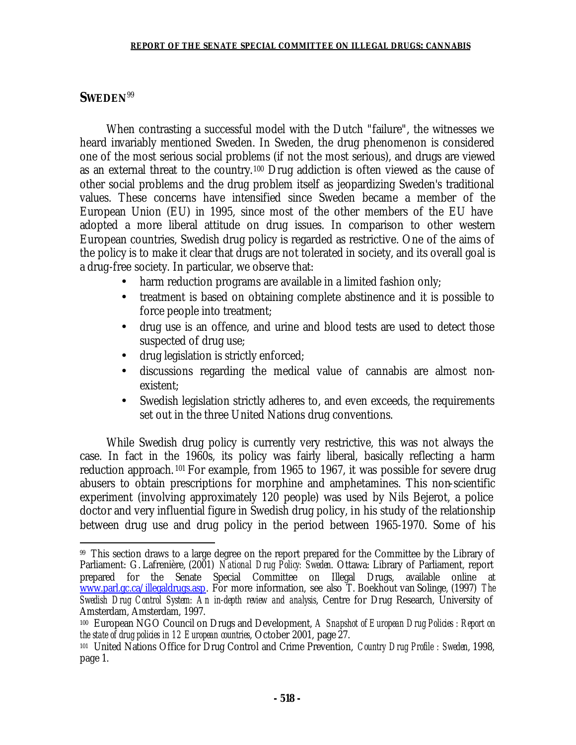## SWEDEN[99]

When contrasting a successful model with the Dutch "failure", the witnesses we heard invariably mentioned Sweden. In Sweden, the drug phenomenon is considered one of the most serious social problems (if not the most serious), and drugs are viewed as an external threat to the country.[100] Drug addiction is often viewed as the cause of other social problems and the drug problem itself as jeopardizing Sweden's traditional values. These concerns have intensified since Sweden became a member of the European Union (EU) in 1995, since most of the other members of the EU have adopted a more liberal attitude on drug issues. In comparison to other western European countries, Swedish drug policy is regarded as restrictive. One of the aims of the policy is to make it clear that drugs are not tolerated in society, and its overall goal is a drug-free society. In particular, we observe that:

- harm reduction programs are available in a limited fashion only;
- treatment is based on obtaining complete abstinence and it is possible to force people into treatment;
- drug use is an offence, and urine and blood tests are used to detect those suspected of drug use;
- drug legislation is strictly enforced;
- discussions regarding the medical value of cannabis are almost non-existent;
- Swedish legislation strictly adheres to, and even exceeds, the requirements set out in the three United Nations drug conventions.

While Swedish drug policy is currently very restrictive, this was not always the case. In fact in the 1960s, its policy was fairly liberal, basically reflecting a harm reduction approach.[101] For example, from 1965 to 1967, it was possible for severe drug abusers to obtain prescriptions for morphine and amphetamines. This non-scientific experiment (involving approximately 120 people) was used by Nils Bejerot, a police doctor and very influential figure in Swedish drug policy, in his study of the relationship between drug use and drug policy in the period between 1965-1970. Some of his

---

[99] This section draws to a large degree on the report prepared for the Committee by the Library of Parliament: G. Lafrenière, (2001) *National Drug Policy: Sweden.* Ottawa: Library of Parliament, report prepared for the Senate Special Committee on Illegal Drugs, available online at www.parl.gc.ca/illegaldrugs.asp. For more information, see also T. Boekhout van Solinge, (1997) *The Swedish Drug Control System: An in-depth review and analysis*, Centre for Drug Research, University of Amsterdam, Amsterdam, 1997.

[100] European NGO Council on Drugs and Development, *A Snapshot of European Drug Policies : Report on the state of drug policies in 12 European countries*, October 2001, page 27.

[101] United Nations Office for Drug Control and Crime Prevention, *Country Drug Profile : Sweden*, 1998, page 1.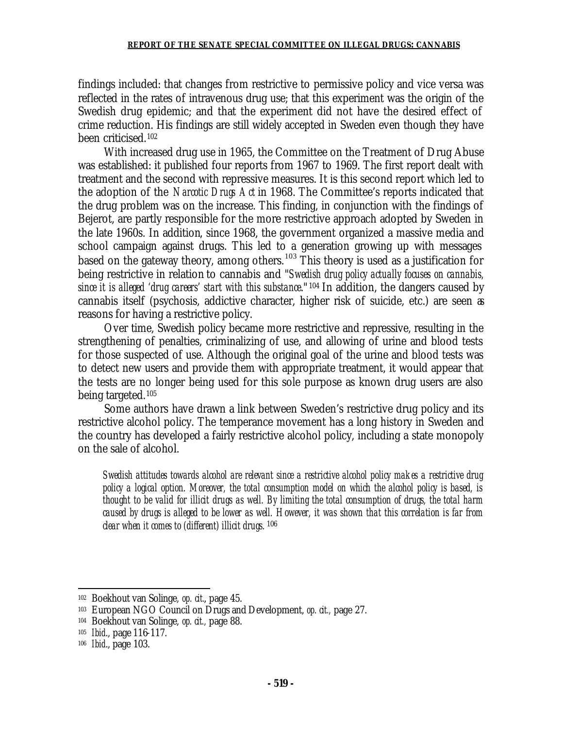findings included: that changes from restrictive to permissive policy and vice versa was reflected in the rates of intravenous drug use; that this experiment was the origin of the Swedish drug epidemic; and that the experiment did not have the desired effect of crime reduction. His findings are still widely accepted in Sweden even though they have been criticised.[102]

With increased drug use in 1965, the Committee on the Treatment of Drug Abuse was established: it published four reports from 1967 to 1969. The first report dealt with treatment and the second with repressive measures. It is this second report which led to the adoption of the *Narcotic Drugs Act* in 1968. The Committee's reports indicated that the drug problem was on the increase. This finding, in conjunction with the findings of Bejerot, are partly responsible for the more restrictive approach adopted by Sweden in the late 1960s. In addition, since 1968, the government organized a massive media and school campaign against drugs. This led to a generation growing up with messages based on the gateway theory, among others.[103] This theory is used as a justification for being restrictive in relation to cannabis and "*Swedish drug policy actually focuses on cannabis, since it is alleged 'drug careers' start with this substance*."[104] In addition, the dangers caused by cannabis itself (psychosis, addictive character, higher risk of suicide, etc.) are seen as reasons for having a restrictive policy.

Over time, Swedish policy became more restrictive and repressive, resulting in the strengthening of penalties, criminalizing of use, and allowing of urine and blood tests for those suspected of use. Although the original goal of the urine and blood tests was to detect new users and provide them with appropriate treatment, it would appear that the tests are no longer being used for this sole purpose as known drug users are also being targeted.[105]

Some authors have drawn a link between Sweden's restrictive drug policy and its restrictive alcohol policy. The temperance movement has a long history in Sweden and the country has developed a fairly restrictive alcohol policy, including a state monopoly on the sale of alcohol.

> *Swedish attitudes towards alcohol are relevant since a restrictive alcohol policy makes a restrictive drug policy a logical option. Moreover, the total consumption model on which the alcohol policy is based, is thought to be valid for illicit drugs as well. By limiting the total consumption of drugs, the total harm caused by drugs is alleged to be lower as well. However, it was shown that this correlation is far from clear when it comes to (different) illicit drugs.*[106]

---

[102] Boekhout van Solinge, *op. cit.*, page 45.

[103] European NGO Council on Drugs and Development, *op. cit.*, page 27.

[104] Boekhout van Solinge, *op. cit.*, page 88.

[105] *Ibid.*, page 116-117.

[106] *Ibid.*, page 103.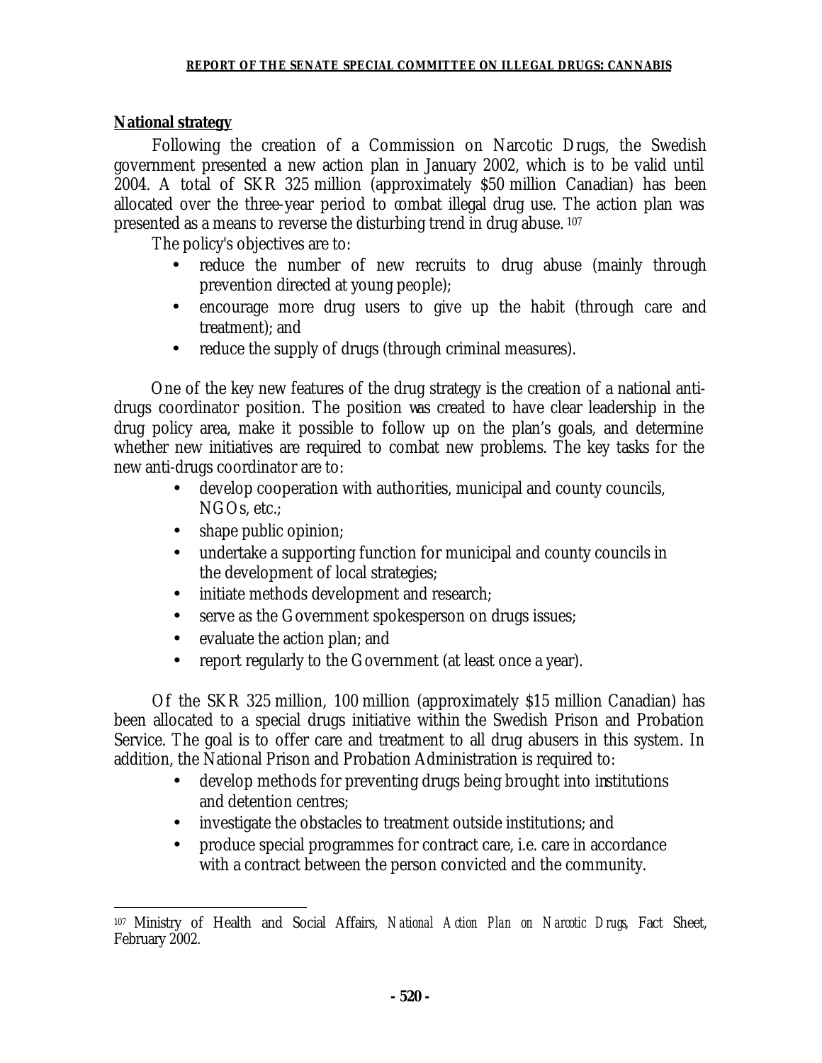**National strategy**

Following the creation of a Commission on Narcotic Drugs, the Swedish government presented a new action plan in January 2002, which is to be valid until 2004. A total of SKR 325 million (approximately $50 million Canadian) has been allocated over the three-year period to combat illegal drug use. The action plan was presented as a means to reverse the disturbing trend in drug abuse. [107]

The policy's objectives are to:

- reduce the number of new recruits to drug abuse (mainly through prevention directed at young people);
- encourage more drug users to give up the habit (through care and treatment); and
- reduce the supply of drugs (through criminal measures).

One of the key new features of the drug strategy is the creation of a national anti-drugs coordinator position. The position was created to have clear leadership in the drug policy area, make it possible to follow up on the plan's goals, and determine whether new initiatives are required to combat new problems. The key tasks for the new anti-drugs coordinator are to:

- develop cooperation with authorities, municipal and county councils, NGOs, etc.;
- shape public opinion;
- undertake a supporting function for municipal and county councils in the development of local strategies;
- initiate methods development and research;
- serve as the Government spokesperson on drugs issues;
- evaluate the action plan; and
- report regularly to the Government (at least once a year).

Of the SKR 325 million, 100 million (approximately $15 million Canadian) has been allocated to a special drugs initiative within the Swedish Prison and Probation Service. The goal is to offer care and treatment to all drug abusers in this system. In addition, the National Prison and Probation Administration is required to:

- develop methods for preventing drugs being brought into institutions and detention centres;
- investigate the obstacles to treatment outside institutions; and
- produce special programmes for contract care, i.e. care in accordance with a contract between the person convicted and the community.

---

[107] Ministry of Health and Social Affairs, *National Action Plan on Narcotic Drugs*, Fact Sheet, February 2002.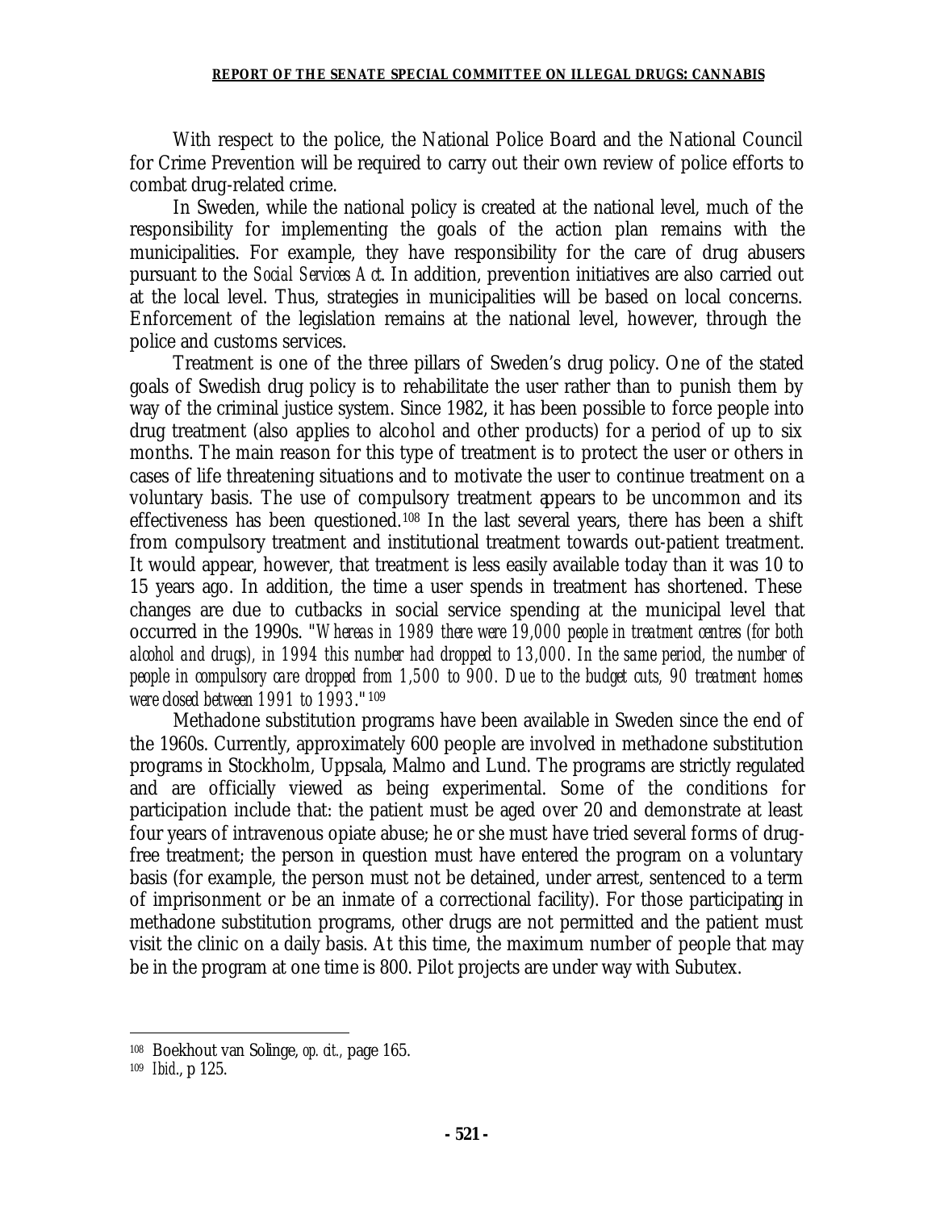With respect to the police, the National Police Board and the National Council for Crime Prevention will be required to carry out their own review of police efforts to combat drug-related crime.

In Sweden, while the national policy is created at the national level, much of the responsibility for implementing the goals of the action plan remains with the municipalities. For example, they have responsibility for the care of drug abusers pursuant to the *Social Services Act*. In addition, prevention initiatives are also carried out at the local level. Thus, strategies in municipalities will be based on local concerns. Enforcement of the legislation remains at the national level, however, through the police and customs services.

Treatment is one of the three pillars of Sweden's drug policy. One of the stated goals of Swedish drug policy is to rehabilitate the user rather than to punish them by way of the criminal justice system. Since 1982, it has been possible to force people into drug treatment (also applies to alcohol and other products) for a period of up to six months. The main reason for this type of treatment is to protect the user or others in cases of life threatening situations and to motivate the user to continue treatment on a voluntary basis. The use of compulsory treatment appears to be uncommon and its effectiveness has been questioned.[108] In the last several years, there has been a shift from compulsory treatment and institutional treatment towards out-patient treatment. It would appear, however, that treatment is less easily available today than it was 10 to 15 years ago. In addition, the time a user spends in treatment has shortened. These changes are due to cutbacks in social service spending at the municipal level that occurred in the 1990s. "*Whereas in 1989 there were 19,000 people in treatment centres (for both alcohol and drugs), in 1994 this number had dropped to 13,000. In the same period, the number of people in compulsory care dropped from 1,500 to 900. Due to the budget cuts, 90 treatment homes were closed between 1991 to 1993*."[109]

Methadone substitution programs have been available in Sweden since the end of the 1960s. Currently, approximately 600 people are involved in methadone substitution programs in Stockholm, Uppsala, Malmo and Lund. The programs are strictly regulated and are officially viewed as being experimental. Some of the conditions for participation include that: the patient must be aged over 20 and demonstrate at least four years of intravenous opiate abuse; he or she must have tried several forms of drug-free treatment; the person in question must have entered the program on a voluntary basis (for example, the person must not be detained, under arrest, sentenced to a term of imprisonment or be an inmate of a correctional facility). For those participating in methadone substitution programs, other drugs are not permitted and the patient must visit the clinic on a daily basis. At this time, the maximum number of people that may be in the program at one time is 800. Pilot projects are under way with Subutex.

---

[108] Boekhout van Solinge, *op. cit.*, page 165.

[109] *Ibid.*, p 125.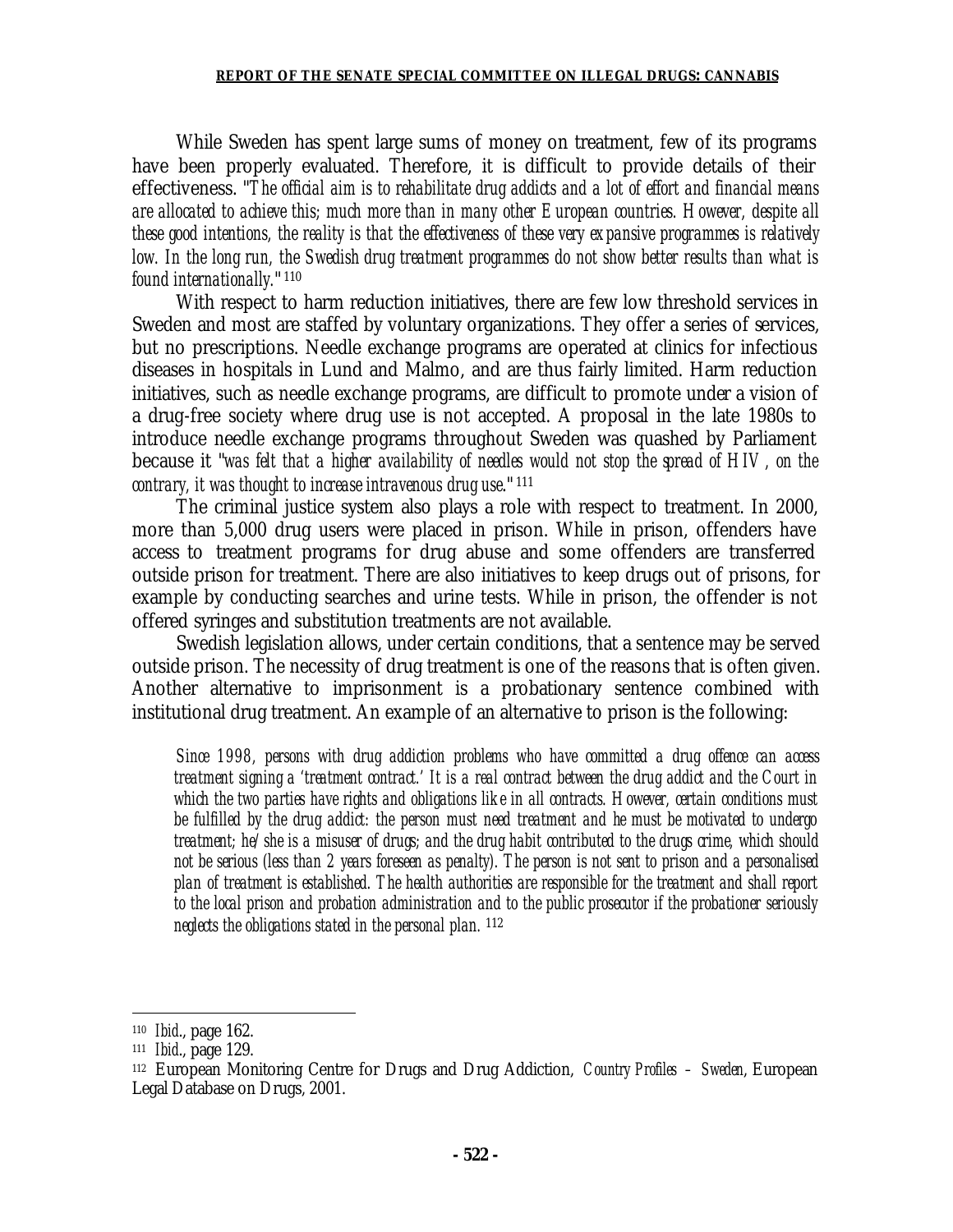While Sweden has spent large sums of money on treatment, few of its programs have been properly evaluated. Therefore, it is difficult to provide details of their effectiveness. "*The official aim is to rehabilitate drug addicts and a lot of effort and financial means are allocated to achieve this; much more than in many other European countries. However, despite all these good intentions, the reality is that the effectiveness of these very expansive programmes is relatively low. In the long run, the Swedish drug treatment programmes do not show better results than what is found internationally.*"[110]

With respect to harm reduction initiatives, there are few low threshold services in Sweden and most are staffed by voluntary organizations. They offer a series of services, but no prescriptions. Needle exchange programs are operated at clinics for infectious diseases in hospitals in Lund and Malmo, and are thus fairly limited. Harm reduction initiatives, such as needle exchange programs, are difficult to promote under a vision of a drug-free society where drug use is not accepted. A proposal in the late 1980s to introduce needle exchange programs throughout Sweden was quashed by Parliament because it "*was felt that a higher availability of needles would not stop the spread of HIV, on the contrary, it was thought to increase intravenous drug use.*"[111]

The criminal justice system also plays a role with respect to treatment. In 2000, more than 5,000 drug users were placed in prison. While in prison, offenders have access to treatment programs for drug abuse and some offenders are transferred outside prison for treatment. There are also initiatives to keep drugs out of prisons, for example by conducting searches and urine tests. While in prison, the offender is not offered syringes and substitution treatments are not available.

Swedish legislation allows, under certain conditions, that a sentence may be served outside prison. The necessity of drug treatment is one of the reasons that is often given. Another alternative to imprisonment is a probationary sentence combined with institutional drug treatment. An example of an alternative to prison is the following:

> *Since 1998, persons with drug addiction problems who have committed a drug offence can access treatment signing a 'treatment contract.' It is a real contract between the drug addict and the Court in which the two parties have rights and obligations like in all contracts. However, certain conditions must be fulfilled by the drug addict: the person must need treatment and he must be motivated to undergo treatment; he/she is a misuser of drugs; and the drug habit contributed to the drugs crime, which should not be serious (less than 2 years foreseen as penalty). The person is not sent to prison and a personalised plan of treatment is established. The health authorities are responsible for the treatment and shall report to the local prison and probation administration and to the public prosecutor if the probationer seriously neglects the obligations stated in the personal plan.*[112]

---

[110] *Ibid.*, page 162.

[111] *Ibid.*, page 129.

[112] European Monitoring Centre for Drugs and Drug Addiction, *Country Profiles – Sweden*, European Legal Database on Drugs, 2001.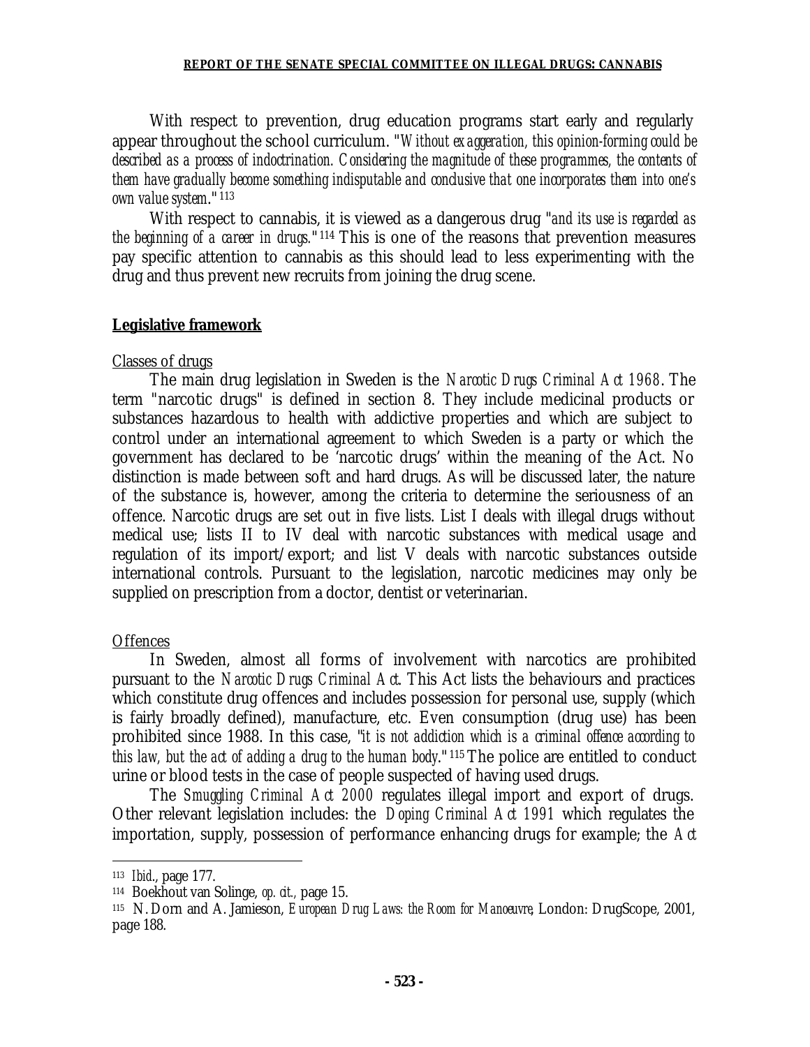With respect to prevention, drug education programs start early and regularly appear throughout the school curriculum. "*Without exaggeration, this opinion-forming could be described as a process of indoctrination. Considering the magnitude of these programmes, the contents of them have gradually become something indisputable and conclusive that one incorporates them into one's own value system.*"[113]

With respect to cannabis, it is viewed as a dangerous drug "*and its use is regarded as the beginning of a career in drugs.*"[114] This is one of the reasons that prevention measures pay specific attention to cannabis as this should lead to less experimenting with the drug and thus prevent new recruits from joining the drug scene.

## Legislative framework

### Classes of drugs

The main drug legislation in Sweden is the *Narcotic Drugs Criminal Act 1968*. The term "narcotic drugs" is defined in section 8. They include medicinal products or substances hazardous to health with addictive properties and which are subject to control under an international agreement to which Sweden is a party or which the government has declared to be 'narcotic drugs' within the meaning of the Act. No distinction is made between soft and hard drugs. As will be discussed later, the nature of the substance is, however, among the criteria to determine the seriousness of an offence. Narcotic drugs are set out in five lists. List I deals with illegal drugs without medical use; lists II to IV deal with narcotic substances with medical usage and regulation of its import/export; and list V deals with narcotic substances outside international controls. Pursuant to the legislation, narcotic medicines may only be supplied on prescription from a doctor, dentist or veterinarian.

### Offences

In Sweden, almost all forms of involvement with narcotics are prohibited pursuant to the *Narcotic Drugs Criminal Act*. This Act lists the behaviours and practices which constitute drug offences and includes possession for personal use, supply (which is fairly broadly defined), manufacture, etc. Even consumption (drug use) has been prohibited since 1988. In this case, "*it is not addiction which is a criminal offence according to this law, but the act of adding a drug to the human body.*"[115] The police are entitled to conduct urine or blood tests in the case of people suspected of having used drugs.

The *Smuggling Criminal Act 2000* regulates illegal import and export of drugs. Other relevant legislation includes: the *Doping Criminal Act 1991* which regulates the importation, supply, possession of performance enhancing drugs for example; the *Act*

---

[113] *Ibid.*, page 177.

[114] Boekhout van Solinge, *op. cit.*, page 15.

[115] N. Dorn and A. Jamieson, *European Drug Laws: the Room for Manoeuvre*, London: DrugScope, 2001, page 188.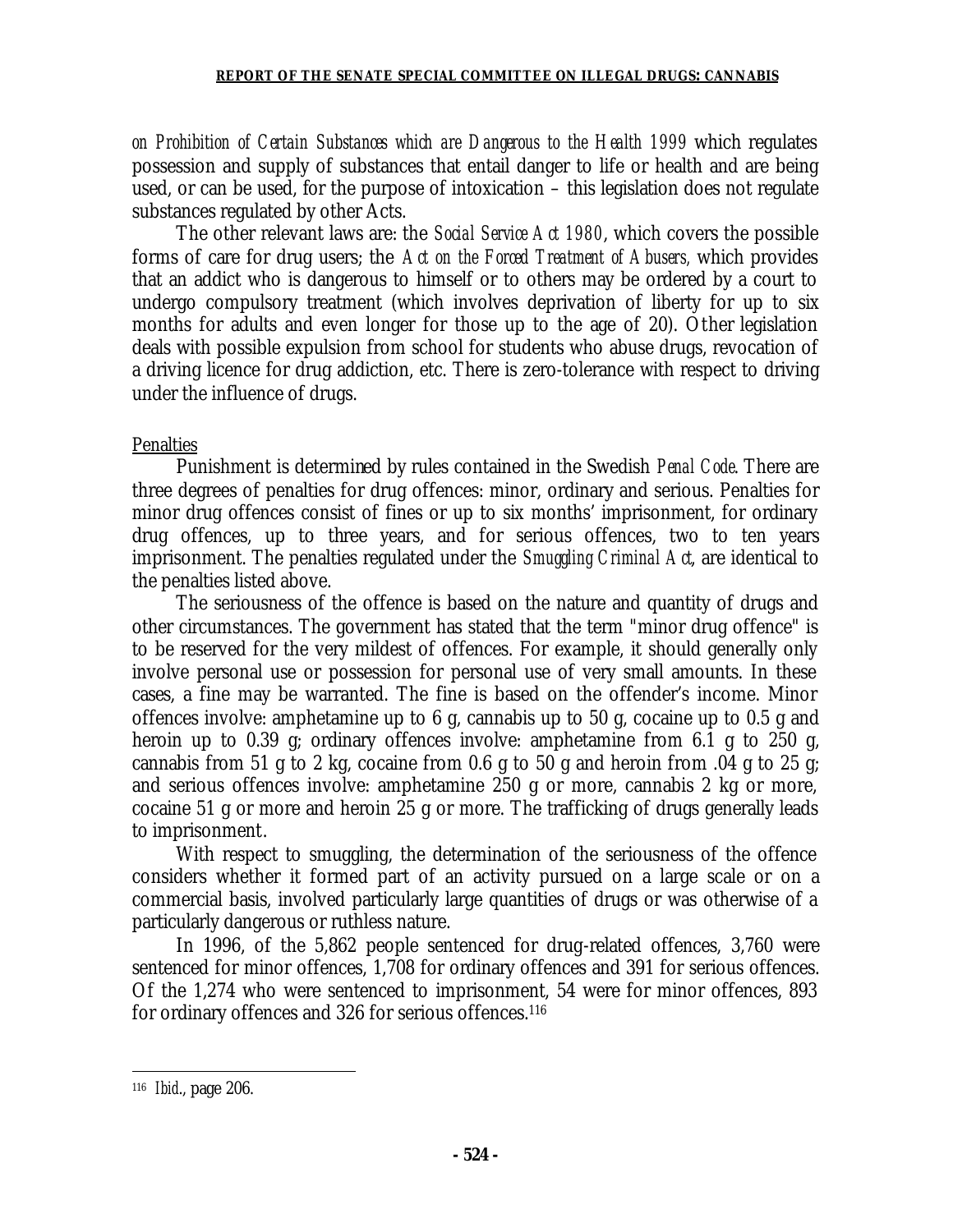*on Prohibition of Certain Substances which are Dangerous to the Health 1999* which regulates possession and supply of substances that entail danger to life or health and are being used, or can be used, for the purpose of intoxication – this legislation does not regulate substances regulated by other Acts.

The other relevant laws are: the *Social Service Act 1980*, which covers the possible forms of care for drug users; the *Act on the Forced Treatment of Abusers,* which provides that an addict who is dangerous to himself or to others may be ordered by a court to undergo compulsory treatment (which involves deprivation of liberty for up to six months for adults and even longer for those up to the age of 20). Other legislation deals with possible expulsion from school for students who abuse drugs, revocation of a driving licence for drug addiction, etc. There is zero-tolerance with respect to driving under the influence of drugs.

Penalties

Punishment is determined by rules contained in the Swedish *Penal Code*. There are three degrees of penalties for drug offences: minor, ordinary and serious. Penalties for minor drug offences consist of fines or up to six months' imprisonment, for ordinary drug offences, up to three years, and for serious offences, two to ten years imprisonment. The penalties regulated under the *Smuggling Criminal Act*, are identical to the penalties listed above.

The seriousness of the offence is based on the nature and quantity of drugs and other circumstances. The government has stated that the term "minor drug offence" is to be reserved for the very mildest of offences. For example, it should generally only involve personal use or possession for personal use of very small amounts. In these cases, a fine may be warranted. The fine is based on the offender's income. Minor offences involve: amphetamine up to 6 g, cannabis up to 50 g, cocaine up to 0.5 g and heroin up to 0.39 g; ordinary offences involve: amphetamine from 6.1 g to 250 g, cannabis from 51 g to 2 kg, cocaine from 0.6 g to 50 g and heroin from .04 g to 25 g; and serious offences involve: amphetamine 250 g or more, cannabis 2 kg or more, cocaine 51 g or more and heroin 25 g or more. The trafficking of drugs generally leads to imprisonment.

With respect to smuggling, the determination of the seriousness of the offence considers whether it formed part of an activity pursued on a large scale or on a commercial basis, involved particularly large quantities of drugs or was otherwise of a particularly dangerous or ruthless nature.

In 1996, of the 5,862 people sentenced for drug-related offences, 3,760 were sentenced for minor offences, 1,708 for ordinary offences and 391 for serious offences. Of the 1,274 who were sentenced to imprisonment, 54 were for minor offences, 893 for ordinary offences and 326 for serious offences.[116]

---

[116] *Ibid.*, page 206.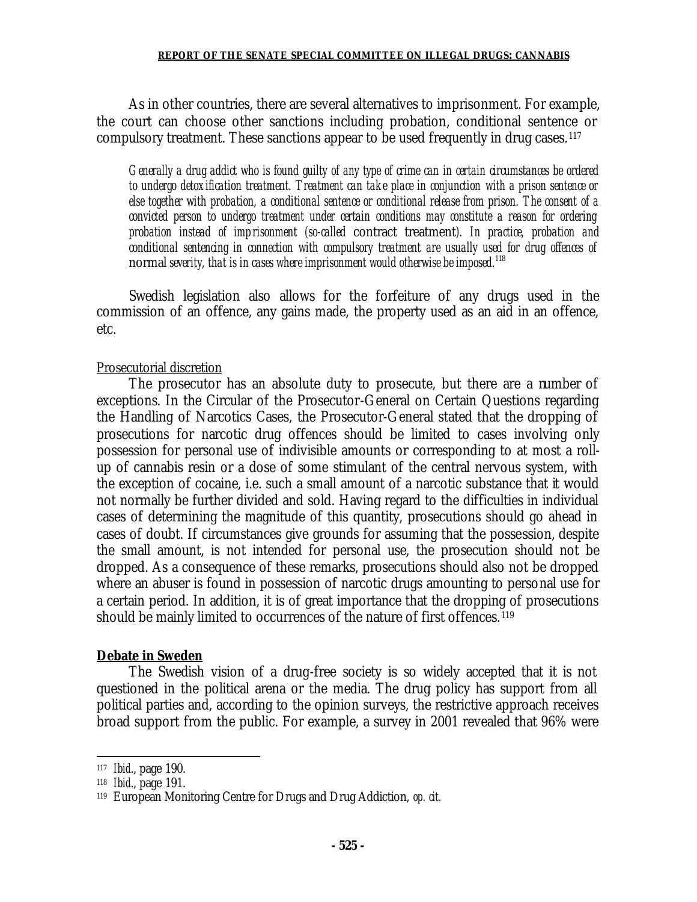As in other countries, there are several alternatives to imprisonment. For example, the court can choose other sanctions including probation, conditional sentence or compulsory treatment. These sanctions appear to be used frequently in drug cases.[117]

> *Generally a drug addict who is found guilty of any type of crime can in certain circumstances be ordered to undergo detoxification treatment. Treatment can take place in conjunction with a prison sentence or else together with probation, a conditional sentence or conditional release from prison. The consent of a convicted person to undergo treatment under certain conditions may constitute a reason for ordering probation instead of imprisonment (so-called* contract treatment*). In practice, probation and conditional sentencing in connection with compulsory treatment are usually used for drug offences of* normal *severity, that is in cases where imprisonment would otherwise be imposed.*[118]

Swedish legislation also allows for the forfeiture of any drugs used in the commission of an offence, any gains made, the property used as an aid in an offence, etc.

Prosecutorial discretion

The prosecutor has an absolute duty to prosecute, but there are a number of exceptions. In the Circular of the Prosecutor-General on Certain Questions regarding the Handling of Narcotics Cases, the Prosecutor-General stated that the dropping of prosecutions for narcotic drug offences should be limited to cases involving only possession for personal use of indivisible amounts or corresponding to at most a roll-up of cannabis resin or a dose of some stimulant of the central nervous system, with the exception of cocaine, i.e. such a small amount of a narcotic substance that it would not normally be further divided and sold. Having regard to the difficulties in individual cases of determining the magnitude of this quantity, prosecutions should go ahead in cases of doubt. If circumstances give grounds for assuming that the possession, despite the small amount, is not intended for personal use, the prosecution should not be dropped. As a consequence of these remarks, prosecutions should also not be dropped where an abuser is found in possession of narcotic drugs amounting to personal use for a certain period. In addition, it is of great importance that the dropping of prosecutions should be mainly limited to occurrences of the nature of first offences.[119]

**Debate in Sweden**

The Swedish vision of a drug-free society is so widely accepted that it is not questioned in the political arena or the media. The drug policy has support from all political parties and, according to the opinion surveys, the restrictive approach receives broad support from the public. For example, a survey in 2001 revealed that 96% were

---

[117] *Ibid.*, page 190.

[118] *Ibid.*, page 191.

[119] European Monitoring Centre for Drugs and Drug Addiction, *op. cit.*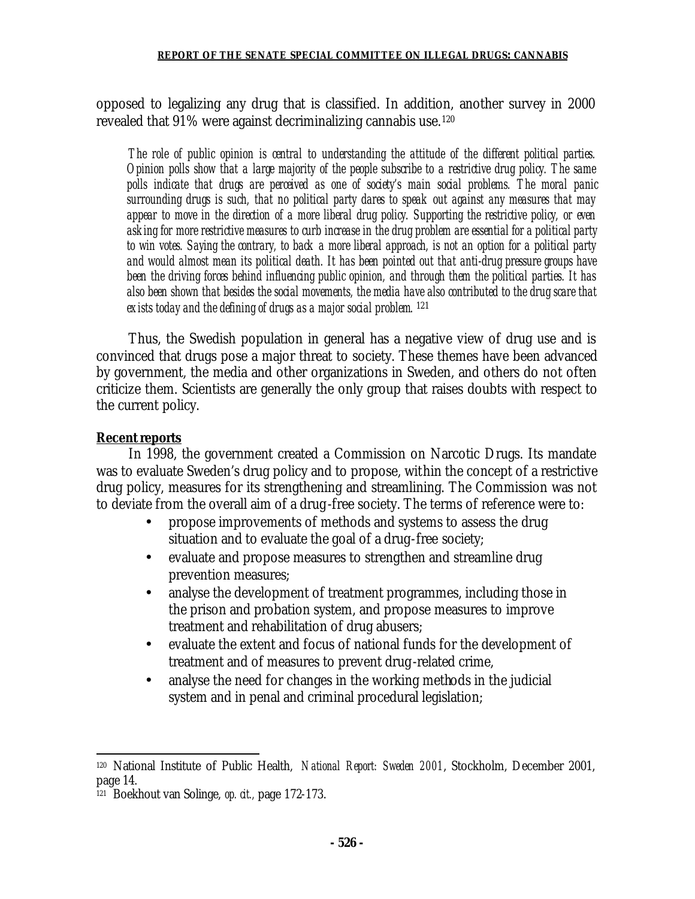opposed to legalizing any drug that is classified. In addition, another survey in 2000 revealed that 91% were against decriminalizing cannabis use.[120]

> *The role of public opinion is central to understanding the attitude of the different political parties. Opinion polls show that a large majority of the people subscribe to a restrictive drug policy. The same polls indicate that drugs are perceived as one of society's main social problems. The moral panic surrounding drugs is such, that no political party dares to speak out against any measures that may appear to move in the direction of a more liberal drug policy. Supporting the restrictive policy, or even asking for more restrictive measures to curb increase in the drug problem are essential for a political party to win votes. Saying the contrary, to back a more liberal approach, is not an option for a political party and would almost mean its political death. It has been pointed out that anti-drug pressure groups have been the driving forces behind influencing public opinion, and through them the political parties. It has also been shown that besides the social movements, the media have also contributed to the drug scare that exists today and the defining of drugs as a major social problem.* [121]

Thus, the Swedish population in general has a negative view of drug use and is convinced that drugs pose a major threat to society. These themes have been advanced by government, the media and other organizations in Sweden, and others do not often criticize them. Scientists are generally the only group that raises doubts with respect to the current policy.

**Recent reports**

In 1998, the government created a Commission on Narcotic Drugs. Its mandate was to evaluate Sweden's drug policy and to propose, within the concept of a restrictive drug policy, measures for its strengthening and streamlining. The Commission was not to deviate from the overall aim of a drug-free society. The terms of reference were to:

- propose improvements of methods and systems to assess the drug situation and to evaluate the goal of a drug-free society;
- evaluate and propose measures to strengthen and streamline drug prevention measures;
- analyse the development of treatment programmes, including those in the prison and probation system, and propose measures to improve treatment and rehabilitation of drug abusers;
- evaluate the extent and focus of national funds for the development of treatment and of measures to prevent drug-related crime,
- analyse the need for changes in the working methods in the judicial system and in penal and criminal procedural legislation;

---

[120] National Institute of Public Health, *National Report: Sweden 2001*, Stockholm, December 2001, page 14.

[121] Boekhout van Solinge, *op. cit.*, page 172-173.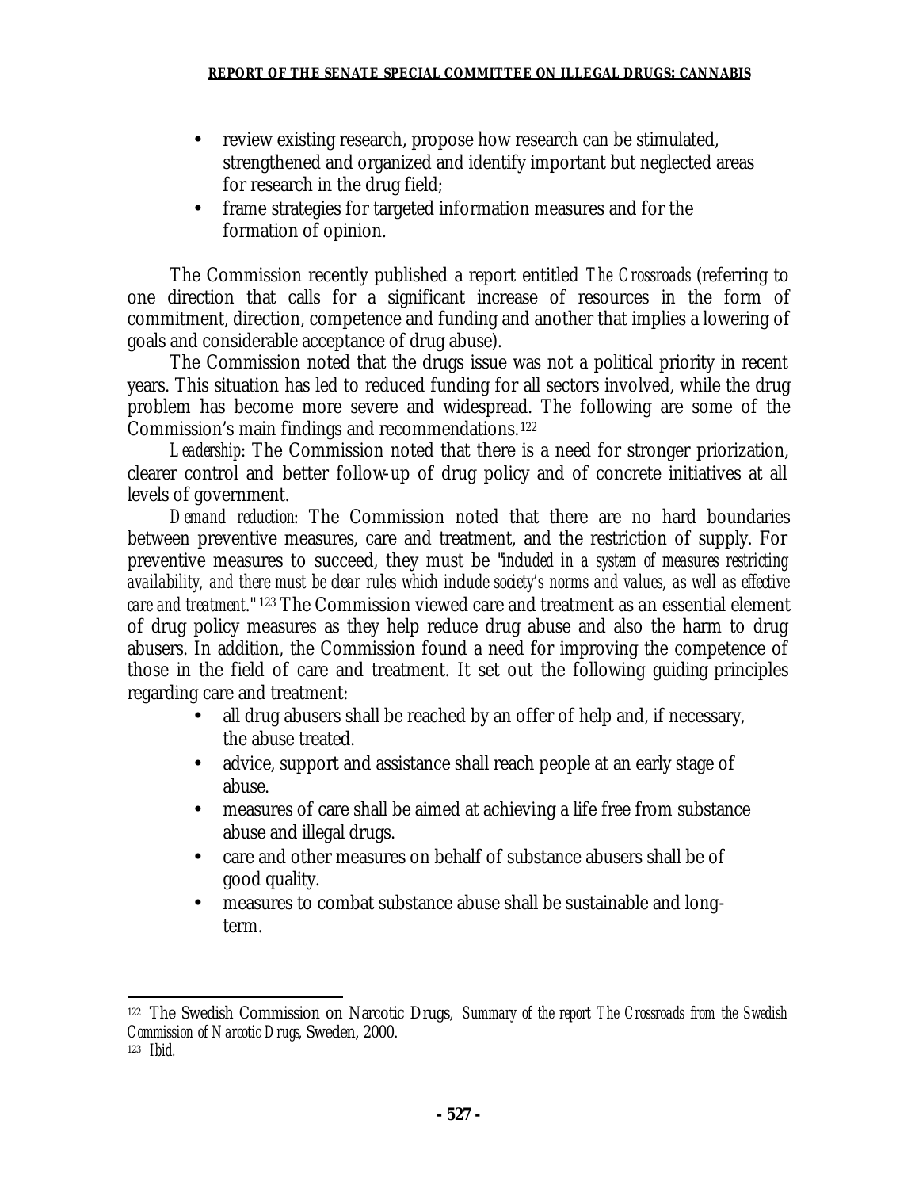- review existing research, propose how research can be stimulated, strengthened and organized and identify important but neglected areas for research in the drug field;
- frame strategies for targeted information measures and for the formation of opinion.

The Commission recently published a report entitled *The Crossroads* (referring to one direction that calls for a significant increase of resources in the form of commitment, direction, competence and funding and another that implies a lowering of goals and considerable acceptance of drug abuse).

The Commission noted that the drugs issue was not a political priority in recent years. This situation has led to reduced funding for all sectors involved, while the drug problem has become more severe and widespread. The following are some of the Commission's main findings and recommendations.[122]

*Leadership*: The Commission noted that there is a need for stronger priorization, clearer control and better follow-up of drug policy and of concrete initiatives at all levels of government.

*Demand reduction*: The Commission noted that there are no hard boundaries between preventive measures, care and treatment, and the restriction of supply. For preventive measures to succeed, they must be "*included in a system of measures restricting availability, and there must be clear rules which include society's norms and values, as well as effective care and treatment.*"[123] The Commission viewed care and treatment as an essential element of drug policy measures as they help reduce drug abuse and also the harm to drug abusers. In addition, the Commission found a need for improving the competence of those in the field of care and treatment. It set out the following guiding principles regarding care and treatment:

- all drug abusers shall be reached by an offer of help and, if necessary, the abuse treated.
- advice, support and assistance shall reach people at an early stage of abuse.
- measures of care shall be aimed at achieving a life free from substance abuse and illegal drugs.
- care and other measures on behalf of substance abusers shall be of good quality.
- measures to combat substance abuse shall be sustainable and long-term.

---

[122] The Swedish Commission on Narcotic Drugs, *Summary of the report The Crossroads from the Swedish Commission of Narcotic Drugs*, Sweden, 2000.

[123] *Ibid.*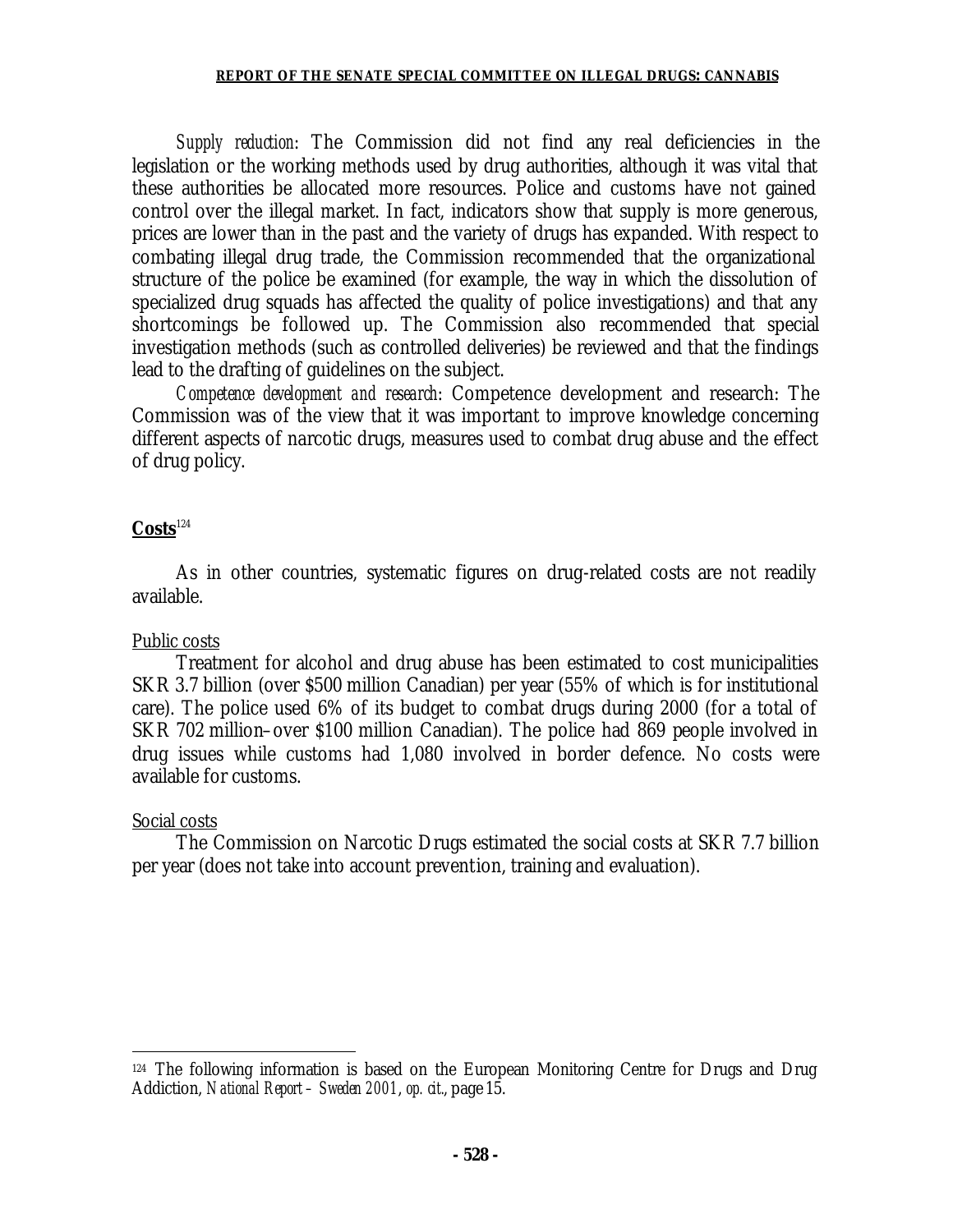*Supply reduction*: The Commission did not find any real deficiencies in the legislation or the working methods used by drug authorities, although it was vital that these authorities be allocated more resources. Police and customs have not gained control over the illegal market. In fact, indicators show that supply is more generous, prices are lower than in the past and the variety of drugs has expanded. With respect to combating illegal drug trade, the Commission recommended that the organizational structure of the police be examined (for example, the way in which the dissolution of specialized drug squads has affected the quality of police investigations) and that any shortcomings be followed up. The Commission also recommended that special investigation methods (such as controlled deliveries) be reviewed and that the findings lead to the drafting of guidelines on the subject.

*Competence development and research*: Competence development and research: The Commission was of the view that it was important to improve knowledge concerning different aspects of narcotic drugs, measures used to combat drug abuse and the effect of drug policy.

## **Costs**[124]

As in other countries, systematic figures on drug-related costs are not readily available.

Public costs

Treatment for alcohol and drug abuse has been estimated to cost municipalities SKR 3.7 billion (over $500 million Canadian) per year (55% of which is for institutional care). The police used 6% of its budget to combat drugs during 2000 (for a total of SKR 702 million–over $100 million Canadian). The police had 869 people involved in drug issues while customs had 1,080 involved in border defence. No costs were available for customs.

Social costs

The Commission on Narcotic Drugs estimated the social costs at SKR 7.7 billion per year (does not take into account prevention, training and evaluation).

---

[124] The following information is based on the European Monitoring Centre for Drugs and Drug Addiction, *National Report – Sweden 2001*, *op. cit.*, page 15.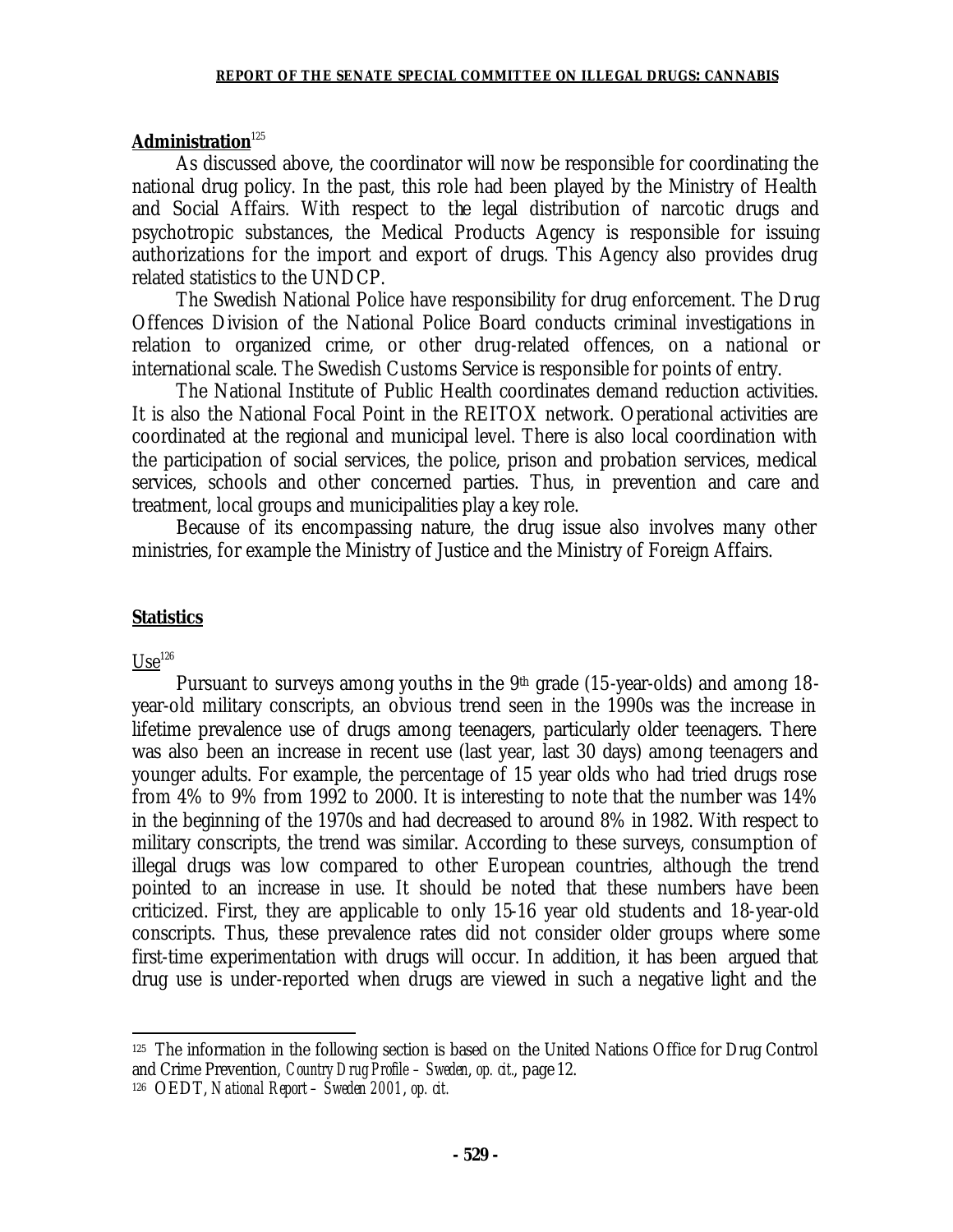**Administration**[125]

As discussed above, the coordinator will now be responsible for coordinating the national drug policy. In the past, this role had been played by the Ministry of Health and Social Affairs. With respect to the legal distribution of narcotic drugs and psychotropic substances, the Medical Products Agency is responsible for issuing authorizations for the import and export of drugs. This Agency also provides drug related statistics to the UNDCP.

The Swedish National Police have responsibility for drug enforcement. The Drug Offences Division of the National Police Board conducts criminal investigations in relation to organized crime, or other drug-related offences, on a national or international scale. The Swedish Customs Service is responsible for points of entry.

The National Institute of Public Health coordinates demand reduction activities. It is also the National Focal Point in the REITOX network. Operational activities are coordinated at the regional and municipal level. There is also local coordination with the participation of social services, the police, prison and probation services, medical services, schools and other concerned parties. Thus, in prevention and care and treatment, local groups and municipalities play a key role.

Because of its encompassing nature, the drug issue also involves many other ministries, for example the Ministry of Justice and the Ministry of Foreign Affairs.

**Statistics**

Use[126]

Pursuant to surveys among youths in the 9th grade (15-year-olds) and among 18-year-old military conscripts, an obvious trend seen in the 1990s was the increase in lifetime prevalence use of drugs among teenagers, particularly older teenagers. There was also been an increase in recent use (last year, last 30 days) among teenagers and younger adults. For example, the percentage of 15 year olds who had tried drugs rose from 4% to 9% from 1992 to 2000. It is interesting to note that the number was 14% in the beginning of the 1970s and had decreased to around 8% in 1982. With respect to military conscripts, the trend was similar. According to these surveys, consumption of illegal drugs was low compared to other European countries, although the trend pointed to an increase in use. It should be noted that these numbers have been criticized. First, they are applicable to only 15-16 year old students and 18-year-old conscripts. Thus, these prevalence rates did not consider older groups where some first-time experimentation with drugs will occur. In addition, it has been argued that drug use is under-reported when drugs are viewed in such a negative light and the

---

125 The information in the following section is based on the United Nations Office for Drug Control and Crime Prevention, *Country Drug Profile – Sweden, op. cit.*, page 12.

126 OEDT, *National Report – Sweden 2001, op. cit.*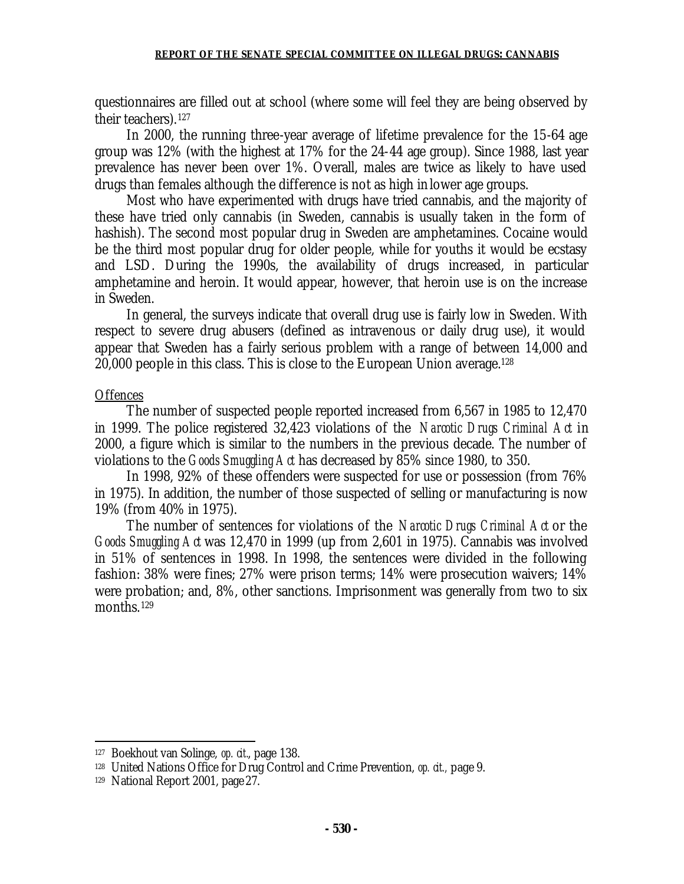questionnaires are filled out at school (where some will feel they are being observed by their teachers).[127]

In 2000, the running three-year average of lifetime prevalence for the 15-64 age group was 12% (with the highest at 17% for the 24-44 age group). Since 1988, last year prevalence has never been over 1%. Overall, males are twice as likely to have used drugs than females although the difference is not as high in lower age groups.

Most who have experimented with drugs have tried cannabis, and the majority of these have tried only cannabis (in Sweden, cannabis is usually taken in the form of hashish). The second most popular drug in Sweden are amphetamines. Cocaine would be the third most popular drug for older people, while for youths it would be ecstasy and LSD. During the 1990s, the availability of drugs increased, in particular amphetamine and heroin. It would appear, however, that heroin use is on the increase in Sweden.

In general, the surveys indicate that overall drug use is fairly low in Sweden. With respect to severe drug abusers (defined as intravenous or daily drug use), it would appear that Sweden has a fairly serious problem with a range of between 14,000 and 20,000 people in this class. This is close to the European Union average.[128]

Offences

The number of suspected people reported increased from 6,567 in 1985 to 12,470 in 1999. The police registered 32,423 violations of the *Narcotic Drugs Criminal Act* in 2000, a figure which is similar to the numbers in the previous decade. The number of violations to the *Goods Smuggling Act* has decreased by 85% since 1980, to 350.

In 1998, 92% of these offenders were suspected for use or possession (from 76% in 1975). In addition, the number of those suspected of selling or manufacturing is now 19% (from 40% in 1975).

The number of sentences for violations of the *Narcotic Drugs Criminal Act* or the *Goods Smuggling Act* was 12,470 in 1999 (up from 2,601 in 1975). Cannabis was involved in 51% of sentences in 1998. In 1998, the sentences were divided in the following fashion: 38% were fines; 27% were prison terms; 14% were prosecution waivers; 14% were probation; and, 8%, other sanctions. Imprisonment was generally from two to six months.[129]

---

[127] Boekhout van Solinge, *op. cit.*, page 138.

[128] United Nations Office for Drug Control and Crime Prevention, *op. cit.*, page 9.

[129] National Report 2001, page 27.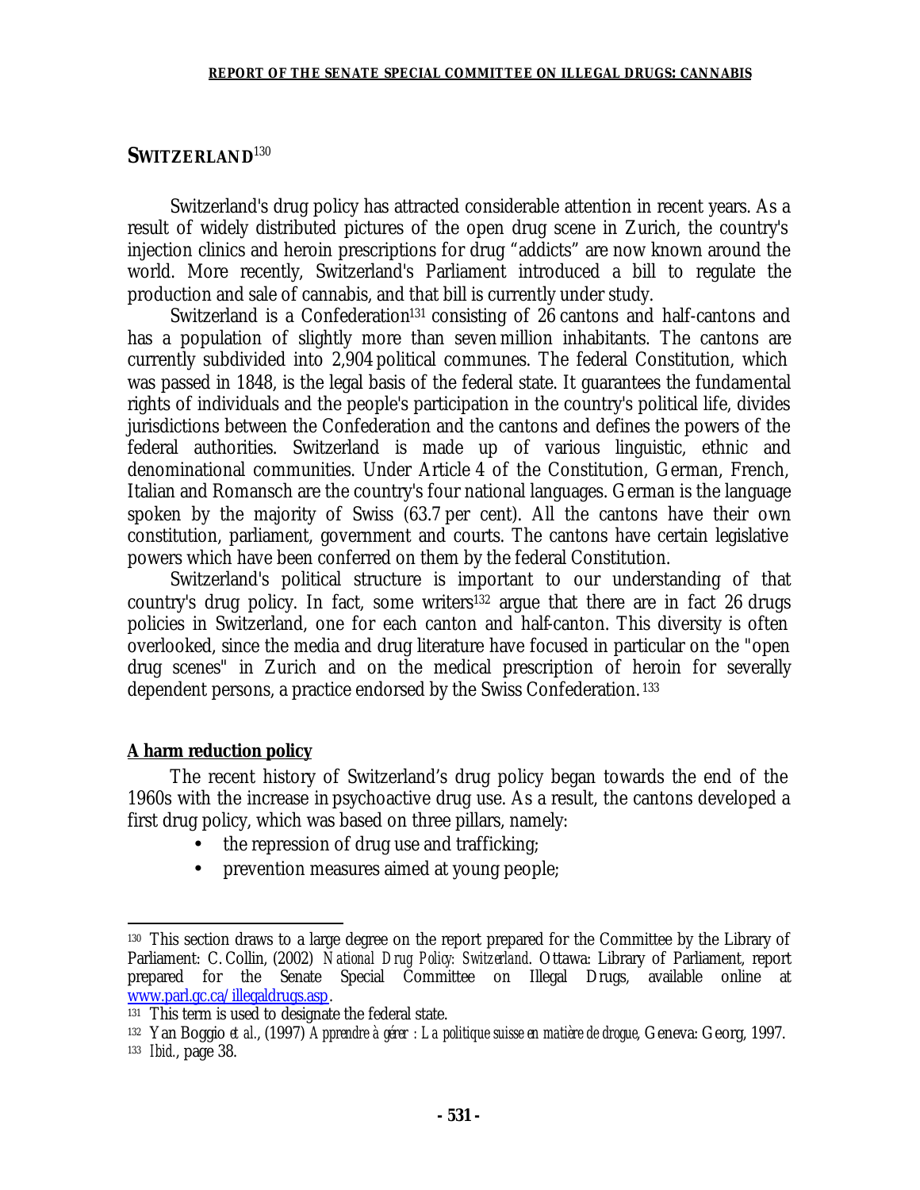## SWITZERLAND[130]

Switzerland's drug policy has attracted considerable attention in recent years. As a result of widely distributed pictures of the open drug scene in Zurich, the country's injection clinics and heroin prescriptions for drug "addicts" are now known around the world. More recently, Switzerland's Parliament introduced a bill to regulate the production and sale of cannabis, and that bill is currently under study.

Switzerland is a Confederation[131] consisting of 26 cantons and half-cantons and has a population of slightly more than seven million inhabitants. The cantons are currently subdivided into 2,904 political communes. The federal Constitution, which was passed in 1848, is the legal basis of the federal state. It guarantees the fundamental rights of individuals and the people's participation in the country's political life, divides jurisdictions between the Confederation and the cantons and defines the powers of the federal authorities. Switzerland is made up of various linguistic, ethnic and denominational communities. Under Article 4 of the Constitution, German, French, Italian and Romansch are the country's four national languages. German is the language spoken by the majority of Swiss (63.7 per cent). All the cantons have their own constitution, parliament, government and courts. The cantons have certain legislative powers which have been conferred on them by the federal Constitution.

Switzerland's political structure is important to our understanding of that country's drug policy. In fact, some writers[132] argue that there are in fact 26 drugs policies in Switzerland, one for each canton and half-canton. This diversity is often overlooked, since the media and drug literature have focused in particular on the "open drug scenes" in Zurich and on the medical prescription of heroin for severally dependent persons, a practice endorsed by the Swiss Confederation.[133]

**A harm reduction policy**

The recent history of Switzerland's drug policy began towards the end of the 1960s with the increase in psychoactive drug use. As a result, the cantons developed a first drug policy, which was based on three pillars, namely:

- the repression of drug use and trafficking;
- prevention measures aimed at young people;

---

130 This section draws to a large degree on the report prepared for the Committee by the Library of Parliament: C. Collin, (2002) *National Drug Policy: Switzerland*. Ottawa: Library of Parliament, report prepared for the Senate Special Committee on Illegal Drugs, available online at www.parl.gc.ca/illegaldrugs.asp.

131 This term is used to designate the federal state.

132 Yan Boggio *et al.*, (1997) *Apprendre à gérer : La politique suisse en matière de drogue*, Geneva: Georg, 1997.

133 *Ibid.*, page 38.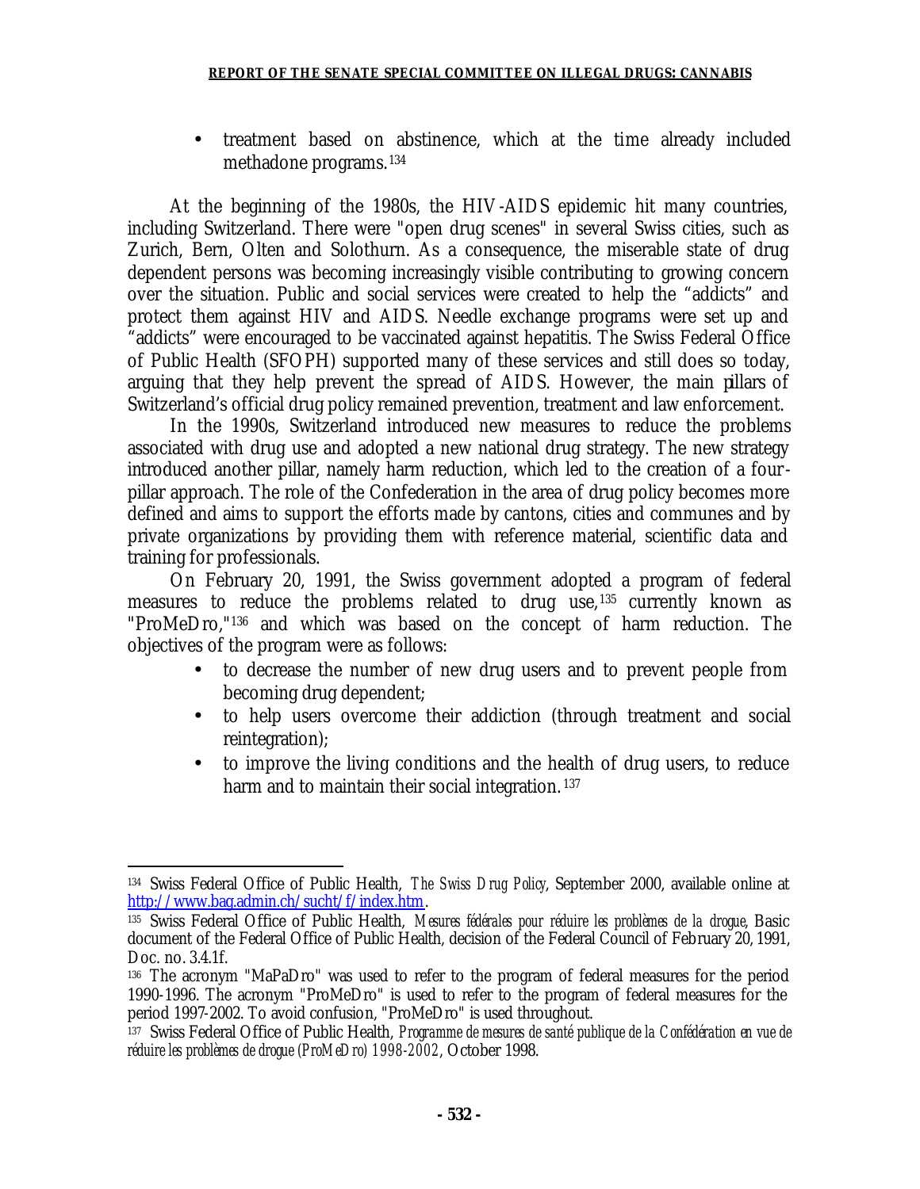- treatment based on abstinence, which at the time already included methadone programs.[134]

At the beginning of the 1980s, the HIV-AIDS epidemic hit many countries, including Switzerland. There were "open drug scenes" in several Swiss cities, such as Zurich, Bern, Olten and Solothurn. As a consequence, the miserable state of drug dependent persons was becoming increasingly visible contributing to growing concern over the situation. Public and social services were created to help the "addicts" and protect them against HIV and AIDS. Needle exchange programs were set up and "addicts" were encouraged to be vaccinated against hepatitis. The Swiss Federal Office of Public Health (SFOPH) supported many of these services and still does so today, arguing that they help prevent the spread of AIDS. However, the main pillars of Switzerland's official drug policy remained prevention, treatment and law enforcement.

In the 1990s, Switzerland introduced new measures to reduce the problems associated with drug use and adopted a new national drug strategy. The new strategy introduced another pillar, namely harm reduction, which led to the creation of a four-pillar approach. The role of the Confederation in the area of drug policy becomes more defined and aims to support the efforts made by cantons, cities and communes and by private organizations by providing them with reference material, scientific data and training for professionals.

On February 20, 1991, the Swiss government adopted a program of federal measures to reduce the problems related to drug use,[135] currently known as "ProMeDro,"[136] and which was based on the concept of harm reduction. The objectives of the program were as follows:

- to decrease the number of new drug users and to prevent people from becoming drug dependent;
- to help users overcome their addiction (through treatment and social reintegration);
- to improve the living conditions and the health of drug users, to reduce harm and to maintain their social integration.[137]

---

[134] Swiss Federal Office of Public Health, *The Swiss Drug Policy*, September 2000, available online at http://www.bag.admin.ch/sucht/f/index.htm.

[135] Swiss Federal Office of Public Health, *Mesures fédérales pour réduire les problèmes de la drogue*, Basic document of the Federal Office of Public Health, decision of the Federal Council of February 20, 1991, Doc. no. 3.4.1f.

[136] The acronym "MaPaDro" was used to refer to the program of federal measures for the period 1990-1996. The acronym "ProMeDro" is used to refer to the program of federal measures for the period 1997-2002. To avoid confusion, "ProMeDro" is used throughout.

[137] Swiss Federal Office of Public Health, *Programme de mesures de santé publique de la Confédération en vue de réduire les problèmes de drogue (ProMeDro) 1998-2002*, October 1998.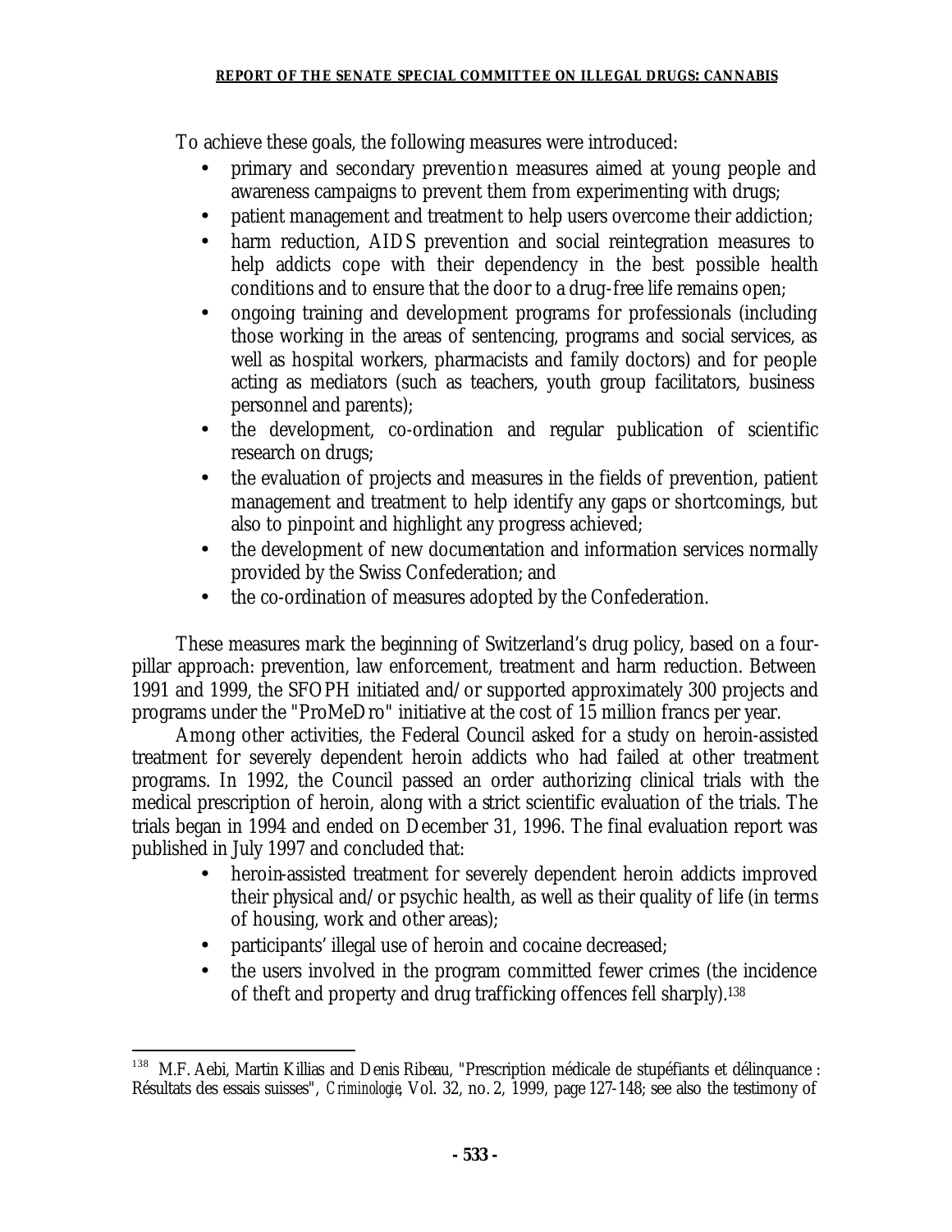To achieve these goals, the following measures were introduced:

- primary and secondary prevention measures aimed at young people and awareness campaigns to prevent them from experimenting with drugs;
- patient management and treatment to help users overcome their addiction;
- harm reduction, AIDS prevention and social reintegration measures to help addicts cope with their dependency in the best possible health conditions and to ensure that the door to a drug-free life remains open;
- ongoing training and development programs for professionals (including those working in the areas of sentencing, programs and social services, as well as hospital workers, pharmacists and family doctors) and for people acting as mediators (such as teachers, youth group facilitators, business personnel and parents);
- the development, co-ordination and regular publication of scientific research on drugs;
- the evaluation of projects and measures in the fields of prevention, patient management and treatment to help identify any gaps or shortcomings, but also to pinpoint and highlight any progress achieved;
- the development of new documentation and information services normally provided by the Swiss Confederation; and
- the co-ordination of measures adopted by the Confederation.

These measures mark the beginning of Switzerland's drug policy, based on a four-pillar approach: prevention, law enforcement, treatment and harm reduction. Between 1991 and 1999, the SFOPH initiated and/or supported approximately 300 projects and programs under the "ProMeDro" initiative at the cost of 15 million francs per year.

Among other activities, the Federal Council asked for a study on heroin-assisted treatment for severely dependent heroin addicts who had failed at other treatment programs. In 1992, the Council passed an order authorizing clinical trials with the medical prescription of heroin, along with a strict scientific evaluation of the trials. The trials began in 1994 and ended on December 31, 1996. The final evaluation report was published in July 1997 and concluded that:

- heroin-assisted treatment for severely dependent heroin addicts improved their physical and/or psychic health, as well as their quality of life (in terms of housing, work and other areas);
- participants' illegal use of heroin and cocaine decreased;
- the users involved in the program committed fewer crimes (the incidence of theft and property and drug trafficking offences fell sharply).[138]

---

[138] M.F. Aebi, Martin Killias and Denis Ribeau, "Prescription médicale de stupéfiants et délinquance : Résultats des essais suisses", *Criminologie*, Vol. 32, no. 2, 1999, page 127-148; see also the testimony of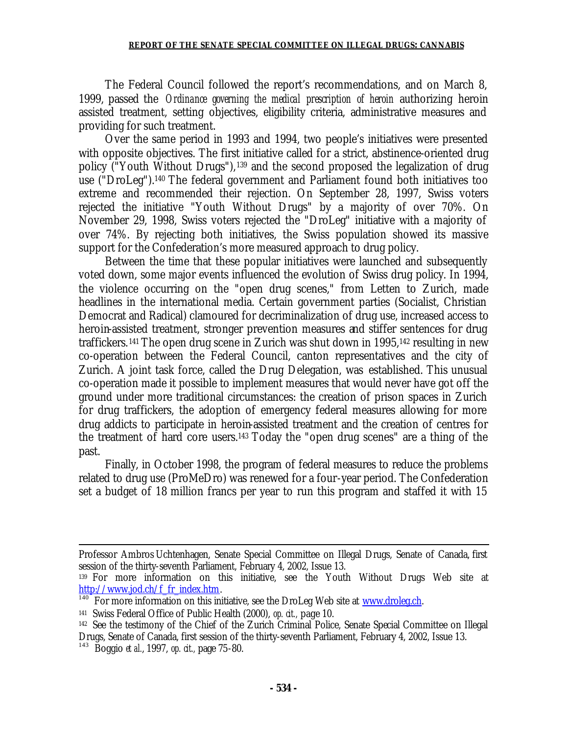The Federal Council followed the report's recommendations, and on March 8, 1999, passed the *Ordinance governing the medical prescription of heroin* authorizing heroin assisted treatment, setting objectives, eligibility criteria, administrative measures and providing for such treatment.

Over the same period in 1993 and 1994, two people's initiatives were presented with opposite objectives. The first initiative called for a strict, abstinence-oriented drug policy ("Youth Without Drugs"),[139] and the second proposed the legalization of drug use ("DroLeg").[140] The federal government and Parliament found both initiatives too extreme and recommended their rejection. On September 28, 1997, Swiss voters rejected the initiative "Youth Without Drugs" by a majority of over 70%. On November 29, 1998, Swiss voters rejected the "DroLeg" initiative with a majority of over 74%. By rejecting both initiatives, the Swiss population showed its massive support for the Confederation's more measured approach to drug policy.

Between the time that these popular initiatives were launched and subsequently voted down, some major events influenced the evolution of Swiss drug policy. In 1994, the violence occurring on the "open drug scenes," from Letten to Zurich, made headlines in the international media. Certain government parties (Socialist, Christian Democrat and Radical) clamoured for decriminalization of drug use, increased access to heroin-assisted treatment, stronger prevention measures and stiffer sentences for drug traffickers.[141] The open drug scene in Zurich was shut down in 1995,[142] resulting in new co-operation between the Federal Council, canton representatives and the city of Zurich. A joint task force, called the Drug Delegation, was established. This unusual co-operation made it possible to implement measures that would never have got off the ground under more traditional circumstances: the creation of prison spaces in Zurich for drug traffickers, the adoption of emergency federal measures allowing for more drug addicts to participate in heroin-assisted treatment and the creation of centres for the treatment of hard core users.[143] Today the "open drug scenes" are a thing of the past.

Finally, in October 1998, the program of federal measures to reduce the problems related to drug use (ProMeDro) was renewed for a four-year period. The Confederation set a budget of 18 million francs per year to run this program and staffed it with 15

---

Professor Ambros Uchtenhagen, Senate Special Committee on Illegal Drugs, Senate of Canada, first session of the thirty-seventh Parliament, February 4, 2002, Issue 13.

[139] For more information on this initiative, see the Youth Without Drugs Web site at http://www.jod.ch/f_fr_index.htm.

[140] For more information on this initiative, see the DroLeg Web site at www.droleg.ch.

[141] Swiss Federal Office of Public Health (2000), *op. cit.*, page 10.

[142] See the testimony of the Chief of the Zurich Criminal Police, Senate Special Committee on Illegal Drugs, Senate of Canada, first session of the thirty-seventh Parliament, February 4, 2002, Issue 13.

[143] Boggio *et al.*, 1997, *op. cit.*, page 75-80.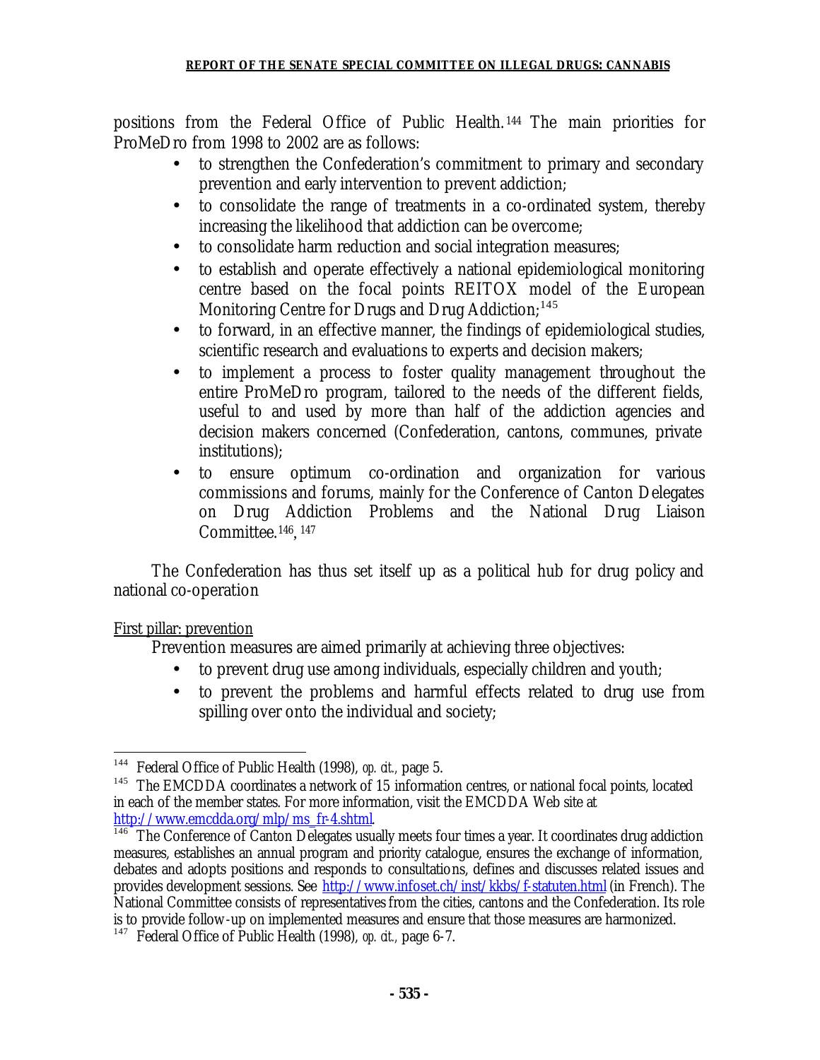positions from the Federal Office of Public Health.[144] The main priorities for ProMeDro from 1998 to 2002 are as follows:

- to strengthen the Confederation's commitment to primary and secondary prevention and early intervention to prevent addiction;
- to consolidate the range of treatments in a co-ordinated system, thereby increasing the likelihood that addiction can be overcome;
- to consolidate harm reduction and social integration measures;
- to establish and operate effectively a national epidemiological monitoring centre based on the focal points REITOX model of the European Monitoring Centre for Drugs and Drug Addiction;[145]
- to forward, in an effective manner, the findings of epidemiological studies, scientific research and evaluations to experts and decision makers;
- to implement a process to foster quality management throughout the entire ProMeDro program, tailored to the needs of the different fields, useful to and used by more than half of the addiction agencies and decision makers concerned (Confederation, cantons, communes, private institutions);
- to ensure optimum co-ordination and organization for various commissions and forums, mainly for the Conference of Canton Delegates on Drug Addiction Problems and the National Drug Liaison Committee.[146], [147]

The Confederation has thus set itself up as a political hub for drug policy and national co-operation

First pillar: prevention

Prevention measures are aimed primarily at achieving three objectives:

- to prevent drug use among individuals, especially children and youth;
- to prevent the problems and harmful effects related to drug use from spilling over onto the individual and society;

---

[144] Federal Office of Public Health (1998), *op. cit.*, page 5.

[145] The EMCDDA coordinates a network of 15 information centres, or national focal points, located in each of the member states. For more information, visit the EMCDDA Web site at http://www.emcdda.org/mlp/ms_fr-4.shtml.

[146] The Conference of Canton Delegates usually meets four times a year. It coordinates drug addiction measures, establishes an annual program and priority catalogue, ensures the exchange of information, debates and adopts positions and responds to consultations, defines and discusses related issues and provides development sessions. See http://www.infoset.ch/inst/kkbs/f-statuten.html (in French). The National Committee consists of representatives from the cities, cantons and the Confederation. Its role is to provide follow-up on implemented measures and ensure that those measures are harmonized.

[147] Federal Office of Public Health (1998), *op. cit.*, page 6-7.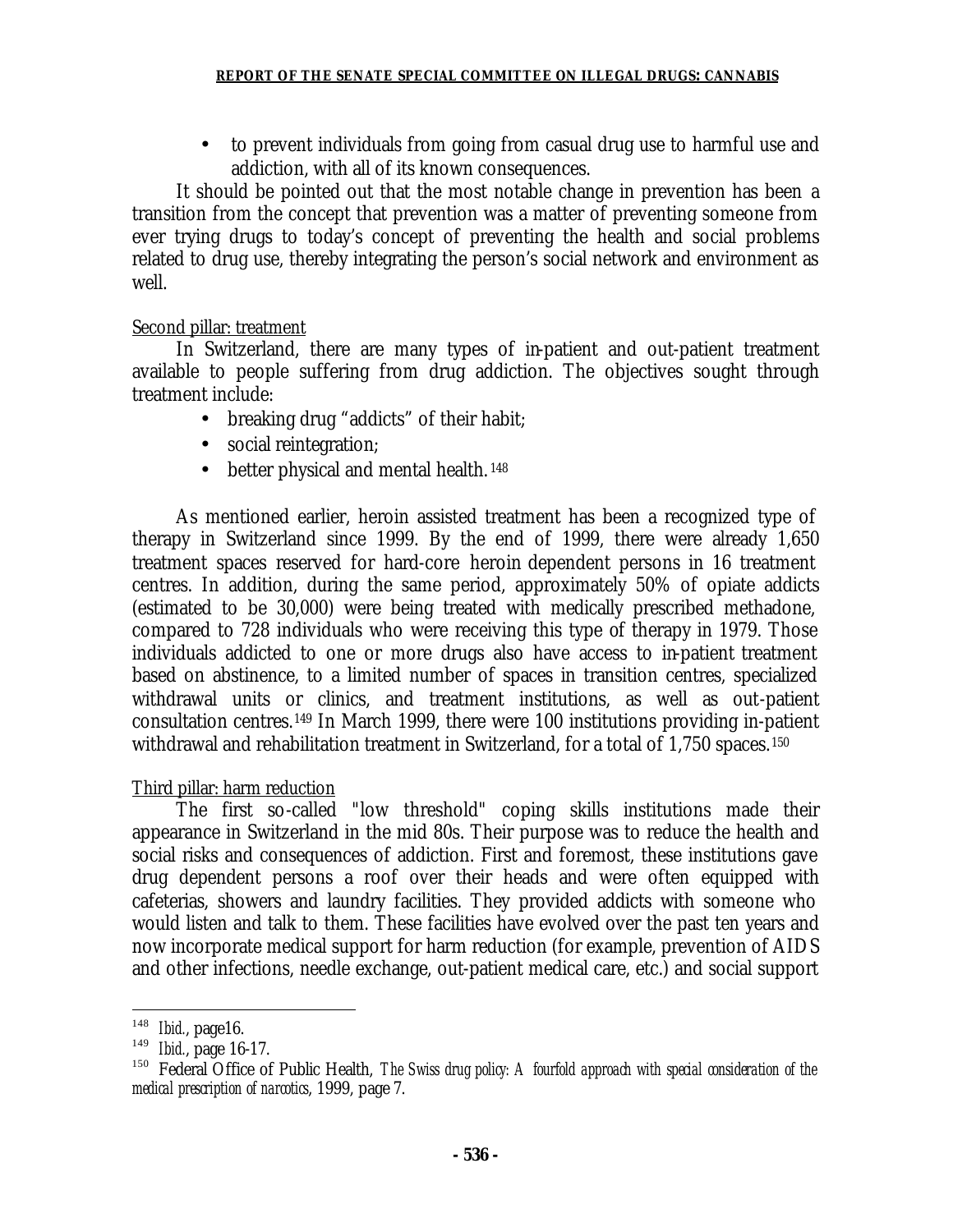- to prevent individuals from going from casual drug use to harmful use and addiction, with all of its known consequences.

It should be pointed out that the most notable change in prevention has been a transition from the concept that prevention was a matter of preventing someone from ever trying drugs to today's concept of preventing the health and social problems related to drug use, thereby integrating the person's social network and environment as well.

Second pillar: treatment

In Switzerland, there are many types of in-patient and out-patient treatment available to people suffering from drug addiction. The objectives sought through treatment include:

- breaking drug "addicts" of their habit;
- social reintegration;
- better physical and mental health.[148]

As mentioned earlier, heroin assisted treatment has been a recognized type of therapy in Switzerland since 1999. By the end of 1999, there were already 1,650 treatment spaces reserved for hard-core heroin dependent persons in 16 treatment centres. In addition, during the same period, approximately 50% of opiate addicts (estimated to be 30,000) were being treated with medically prescribed methadone, compared to 728 individuals who were receiving this type of therapy in 1979. Those individuals addicted to one or more drugs also have access to in-patient treatment based on abstinence, to a limited number of spaces in transition centres, specialized withdrawal units or clinics, and treatment institutions, as well as out-patient consultation centres.[149] In March 1999, there were 100 institutions providing in-patient withdrawal and rehabilitation treatment in Switzerland, for a total of 1,750 spaces.[150]

Third pillar: harm reduction

The first so-called "low threshold" coping skills institutions made their appearance in Switzerland in the mid 80s. Their purpose was to reduce the health and social risks and consequences of addiction. First and foremost, these institutions gave drug dependent persons a roof over their heads and were often equipped with cafeterias, showers and laundry facilities. They provided addicts with someone who would listen and talk to them. These facilities have evolved over the past ten years and now incorporate medical support for harm reduction (for example, prevention of AIDS and other infections, needle exchange, out-patient medical care, etc.) and social support

---

[148] *Ibid.*, page16.

[149] *Ibid.*, page 16-17.

[150] Federal Office of Public Health, *The Swiss drug policy: A fourfold approach with special consideration of the medical prescription of narcotics*, 1999, page 7.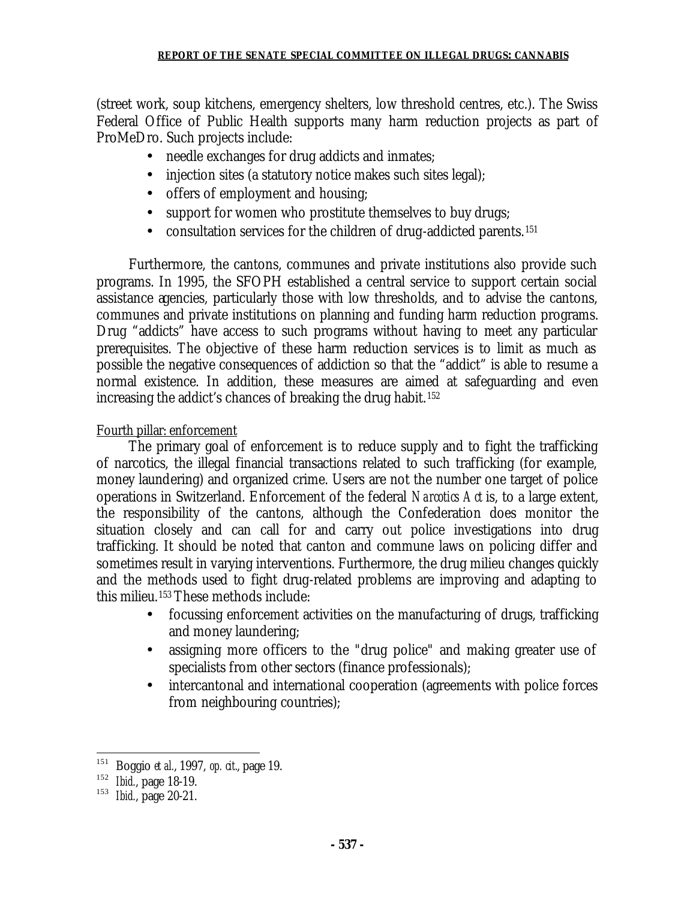(street work, soup kitchens, emergency shelters, low threshold centres, etc.). The Swiss Federal Office of Public Health supports many harm reduction projects as part of ProMeDro. Such projects include:

- needle exchanges for drug addicts and inmates;
- injection sites (a statutory notice makes such sites legal);
- offers of employment and housing;
- support for women who prostitute themselves to buy drugs;
- consultation services for the children of drug-addicted parents.[151]

Furthermore, the cantons, communes and private institutions also provide such programs. In 1995, the SFOPH established a central service to support certain social assistance agencies, particularly those with low thresholds, and to advise the cantons, communes and private institutions on planning and funding harm reduction programs. Drug "addicts" have access to such programs without having to meet any particular prerequisites. The objective of these harm reduction services is to limit as much as possible the negative consequences of addiction so that the "addict" is able to resume a normal existence. In addition, these measures are aimed at safeguarding and even increasing the addict's chances of breaking the drug habit.[152]

<u>Fourth pillar: enforcement</u>

The primary goal of enforcement is to reduce supply and to fight the trafficking of narcotics, the illegal financial transactions related to such trafficking (for example, money laundering) and organized crime. Users are not the number one target of police operations in Switzerland. Enforcement of the federal *Narcotics Act* is, to a large extent, the responsibility of the cantons, although the Confederation does monitor the situation closely and can call for and carry out police investigations into drug trafficking. It should be noted that canton and commune laws on policing differ and sometimes result in varying interventions. Furthermore, the drug milieu changes quickly and the methods used to fight drug-related problems are improving and adapting to this milieu.[153] These methods include:

- focussing enforcement activities on the manufacturing of drugs, trafficking and money laundering;
- assigning more officers to the "drug police" and making greater use of specialists from other sectors (finance professionals);
- intercantonal and international cooperation (agreements with police forces from neighbouring countries);

---

[151] Boggio *et al.*, 1997, *op. cit.*, page 19.

[152] *Ibid.*, page 18-19.

[153] *Ibid.*, page 20-21.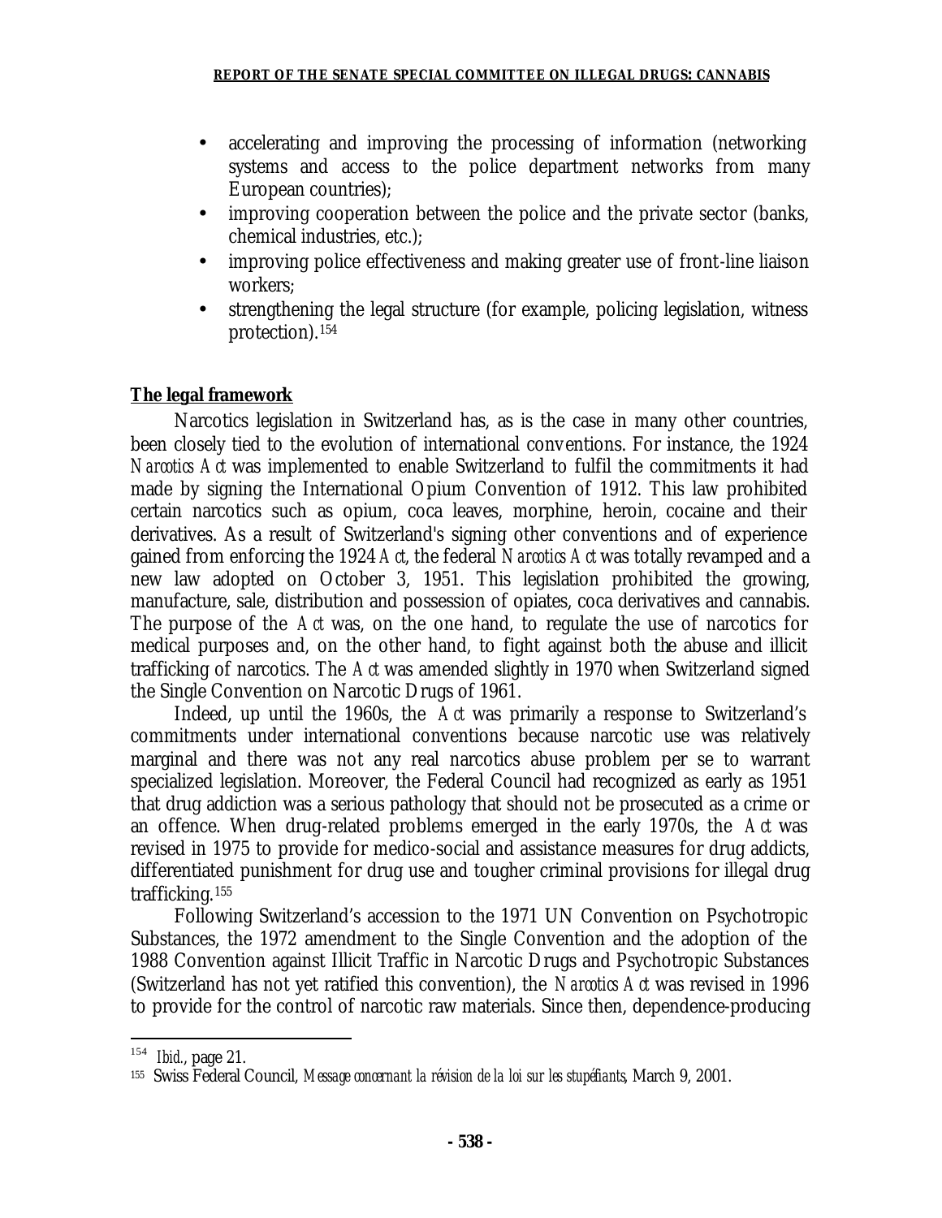- accelerating and improving the processing of information (networking systems and access to the police department networks from many European countries);
- improving cooperation between the police and the private sector (banks, chemical industries, etc.);
- improving police effectiveness and making greater use of front-line liaison workers;
- strengthening the legal structure (for example, policing legislation, witness protection).[154]

**The legal framework**

Narcotics legislation in Switzerland has, as is the case in many other countries, been closely tied to the evolution of international conventions. For instance, the 1924 *Narcotics Act* was implemented to enable Switzerland to fulfil the commitments it had made by signing the International Opium Convention of 1912. This law prohibited certain narcotics such as opium, coca leaves, morphine, heroin, cocaine and their derivatives. As a result of Switzerland's signing other conventions and of experience gained from enforcing the 1924 *Act*, the federal *Narcotics Act* was totally revamped and a new law adopted on October 3, 1951. This legislation prohibited the growing, manufacture, sale, distribution and possession of opiates, coca derivatives and cannabis. The purpose of the *Act* was, on the one hand, to regulate the use of narcotics for medical purposes and, on the other hand, to fight against both the abuse and illicit trafficking of narcotics. The *Act* was amended slightly in 1970 when Switzerland signed the Single Convention on Narcotic Drugs of 1961.

Indeed, up until the 1960s, the *Act* was primarily a response to Switzerland's commitments under international conventions because narcotic use was relatively marginal and there was not any real narcotics abuse problem per se to warrant specialized legislation. Moreover, the Federal Council had recognized as early as 1951 that drug addiction was a serious pathology that should not be prosecuted as a crime or an offence. When drug-related problems emerged in the early 1970s, the *Act* was revised in 1975 to provide for medico-social and assistance measures for drug addicts, differentiated punishment for drug use and tougher criminal provisions for illegal drug trafficking.[155]

Following Switzerland's accession to the 1971 UN Convention on Psychotropic Substances, the 1972 amendment to the Single Convention and the adoption of the 1988 Convention against Illicit Traffic in Narcotic Drugs and Psychotropic Substances (Switzerland has not yet ratified this convention), the *Narcotics Act* was revised in 1996 to provide for the control of narcotic raw materials. Since then, dependence-producing

---

[154] *Ibid.*, page 21.

[155] Swiss Federal Council, *Message concernant la révision de la loi sur les stupéfiants*, March 9, 2001.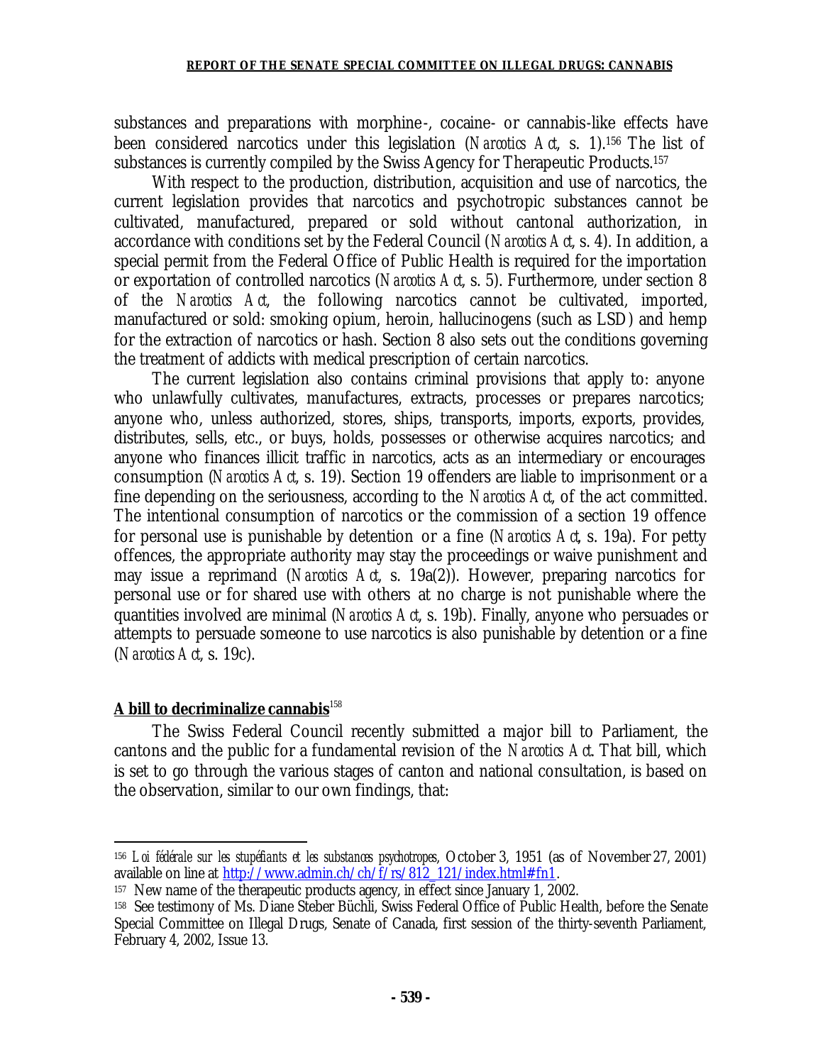substances and preparations with morphine-, cocaine- or cannabis-like effects have been considered narcotics under this legislation (*Narcotics Act*, s. 1).[156] The list of substances is currently compiled by the Swiss Agency for Therapeutic Products.[157]

With respect to the production, distribution, acquisition and use of narcotics, the current legislation provides that narcotics and psychotropic substances cannot be cultivated, manufactured, prepared or sold without cantonal authorization, in accordance with conditions set by the Federal Council (*Narcotics Act*, s. 4). In addition, a special permit from the Federal Office of Public Health is required for the importation or exportation of controlled narcotics (*Narcotics Act*, s. 5). Furthermore, under section 8 of the *Narcotics Act*, the following narcotics cannot be cultivated, imported, manufactured or sold: smoking opium, heroin, hallucinogens (such as LSD) and hemp for the extraction of narcotics or hash. Section 8 also sets out the conditions governing the treatment of addicts with medical prescription of certain narcotics.

The current legislation also contains criminal provisions that apply to: anyone who unlawfully cultivates, manufactures, extracts, processes or prepares narcotics; anyone who, unless authorized, stores, ships, transports, imports, exports, provides, distributes, sells, etc., or buys, holds, possesses or otherwise acquires narcotics; and anyone who finances illicit traffic in narcotics, acts as an intermediary or encourages consumption (*Narcotics Act*, s. 19). Section 19 offenders are liable to imprisonment or a fine depending on the seriousness, according to the *Narcotics Act*, of the act committed. The intentional consumption of narcotics or the commission of a section 19 offence for personal use is punishable by detention or a fine (*Narcotics Act*, s. 19a). For petty offences, the appropriate authority may stay the proceedings or waive punishment and may issue a reprimand (*Narcotics Act*, s. 19a(2)). However, preparing narcotics for personal use or for shared use with others at no charge is not punishable where the quantities involved are minimal (*Narcotics Act*, s. 19b). Finally, anyone who persuades or attempts to persuade someone to use narcotics is also punishable by detention or a fine (*Narcotics Act*, s. 19c).

### A bill to decriminalize cannabis[158]

The Swiss Federal Council recently submitted a major bill to Parliament, the cantons and the public for a fundamental revision of the *Narcotics Act*. That bill, which is set to go through the various stages of canton and national consultation, is based on the observation, similar to our own findings, that:

---

[156] *Loi fédérale sur les stupéfiants et les substances psychotropes*, October 3, 1951 (as of November 27, 2001) available on line at http://www.admin.ch/ch/f/rs/812_121/index.html#fn1.

[157] New name of the therapeutic products agency, in effect since January 1, 2002.

[158] See testimony of Ms. Diane Steber Büchli, Swiss Federal Office of Public Health, before the Senate Special Committee on Illegal Drugs, Senate of Canada, first session of the thirty-seventh Parliament, February 4, 2002, Issue 13.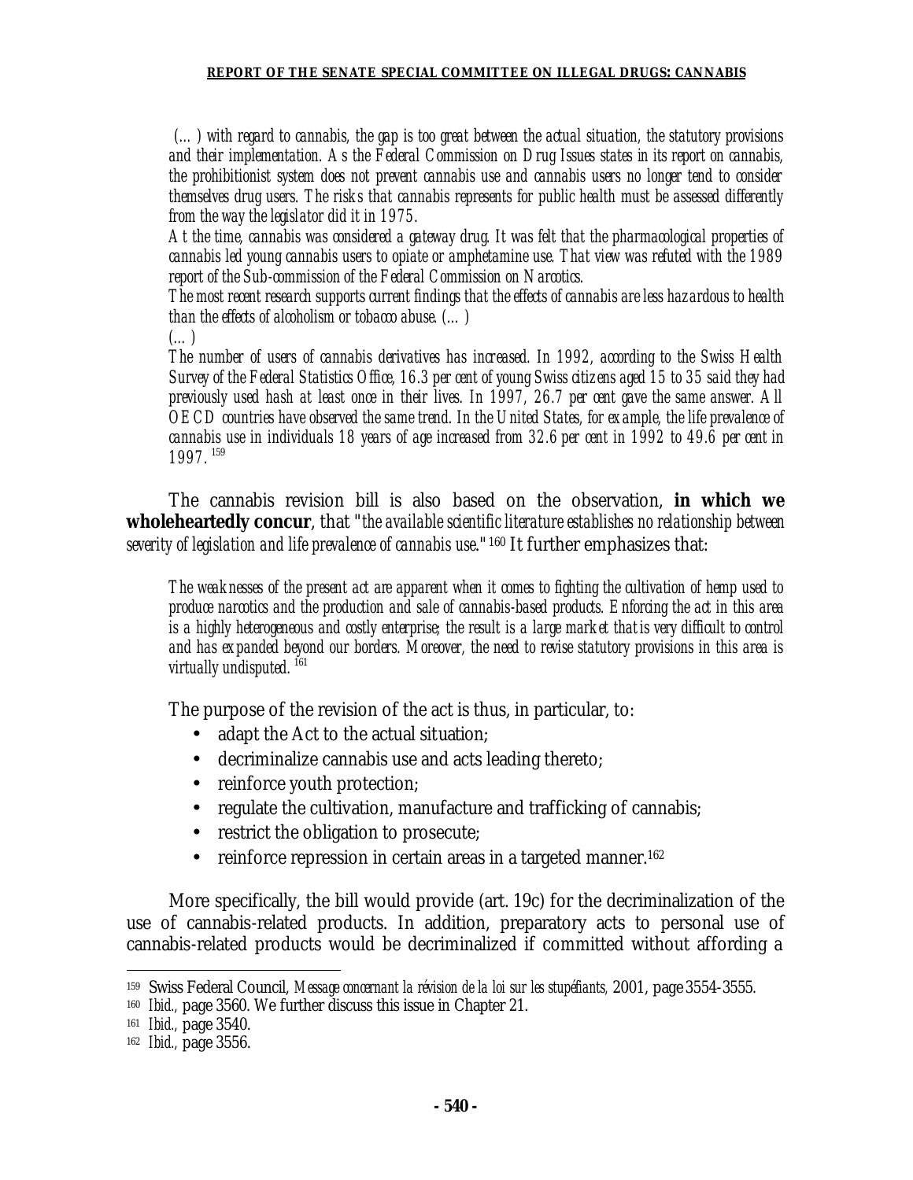*(...) with regard to cannabis, the gap is too great between the actual situation, the statutory provisions and their implementation. As the Federal Commission on Drug Issues states in its report on cannabis, the prohibitionist system does not prevent cannabis use and cannabis users no longer tend to consider themselves drug users. The risks that cannabis represents for public health must be assessed differently from the way the legislator did it in 1975.*

*At the time, cannabis was considered a gateway drug. It was felt that the pharmacological properties of cannabis led young cannabis users to opiate or amphetamine use. That view was refuted with the 1989 report of the Sub-commission of the Federal Commission on Narcotics.*

*The most recent research supports current findings that the effects of cannabis are less hazardous to health than the effects of alcoholism or tobacco abuse. (...)*

*(...)*

*The number of users of cannabis derivatives has increased. In 1992, according to the Swiss Health Survey of the Federal Statistics Office, 16.3 per cent of young Swiss citizens aged 15 to 35 said they had previously used hash at least once in their lives. In 1997, 26.7 per cent gave the same answer. All OECD countries have observed the same trend. In the United States, for example, the life prevalence of cannabis use in individuals 18 years of age increased from 32.6 per cent in 1992 to 49.6 per cent in 1997.* [159]

The cannabis revision bill is also based on the observation, **in which we wholeheartedly concur**, that "*the available scientific literature establishes no relationship between severity of legislation and life prevalence of cannabis use.*"[160] It further emphasizes that:

*The weaknesses of the present act are apparent when it comes to fighting the cultivation of hemp used to produce narcotics and the production and sale of cannabis-based products. Enforcing the act in this area is a highly heterogeneous and costly enterprise; the result is a large market that is very difficult to control and has expanded beyond our borders. Moreover, the need to revise statutory provisions in this area is virtually undisputed.* [161]

The purpose of the revision of the act is thus, in particular, to:

- adapt the Act to the actual situation;
- decriminalize cannabis use and acts leading thereto;
- reinforce youth protection;
- regulate the cultivation, manufacture and trafficking of cannabis;
- restrict the obligation to prosecute;
- reinforce repression in certain areas in a targeted manner.[162]

More specifically, the bill would provide (art. 19c) for the decriminalization of the use of cannabis-related products. In addition, preparatory acts to personal use of cannabis-related products would be decriminalized if committed without affording a

---

[159] Swiss Federal Council, *Message concernant la révision de la loi sur les stupéfiants*, 2001, page 3554-3555.

[160] *Ibid.*, page 3560. We further discuss this issue in Chapter 21.

[161] *Ibid.*, page 3540.

[162] *Ibid.*, page 3556.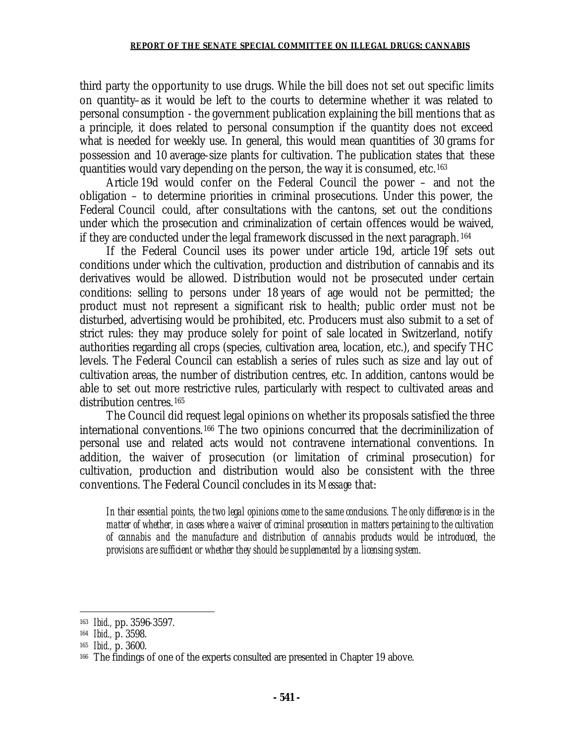third party the opportunity to use drugs. While the bill does not set out specific limits on quantity–as it would be left to the courts to determine whether it was related to personal consumption - the government publication explaining the bill mentions that as a principle, it does related to personal consumption if the quantity does not exceed what is needed for weekly use. In general, this would mean quantities of 30 grams for possession and 10 average-size plants for cultivation. The publication states that these quantities would vary depending on the person, the way it is consumed, etc.[163]

Article 19d would confer on the Federal Council the power – and not the obligation – to determine priorities in criminal prosecutions. Under this power, the Federal Council could, after consultations with the cantons, set out the conditions under which the prosecution and criminalization of certain offences would be waived, if they are conducted under the legal framework discussed in the next paragraph.[164]

If the Federal Council uses its power under article 19d, article 19f sets out conditions under which the cultivation, production and distribution of cannabis and its derivatives would be allowed. Distribution would not be prosecuted under certain conditions: selling to persons under 18 years of age would not be permitted; the product must not represent a significant risk to health; public order must not be disturbed, advertising would be prohibited, etc. Producers must also submit to a set of strict rules: they may produce solely for point of sale located in Switzerland, notify authorities regarding all crops (species, cultivation area, location, etc.), and specify THC levels. The Federal Council can establish a series of rules such as size and lay out of cultivation areas, the number of distribution centres, etc. In addition, cantons would be able to set out more restrictive rules, particularly with respect to cultivated areas and distribution centres.[165]

The Council did request legal opinions on whether its proposals satisfied the three international conventions.[166] The two opinions concurred that the decriminilization of personal use and related acts would not contravene international conventions. In addition, the waiver of prosecution (or limitation of criminal prosecution) for cultivation, production and distribution would also be consistent with the three conventions. The Federal Council concludes in its *Message* that:

> *In their essential points, the two legal opinions come to the same conclusions. The only difference is in the matter of whether, in cases where a waiver of criminal prosecution in matters pertaining to the cultivation of cannabis and the manufacture and distribution of cannabis products would be introduced, the provisions are sufficient or whether they should be supplemented by a licensing system.*

---

[163] *Ibid.*, pp. 3596-3597.

[164] *Ibid.*, p. 3598.

[165] *Ibid.*, p. 3600.

[166] The findings of one of the experts consulted are presented in Chapter 19 above.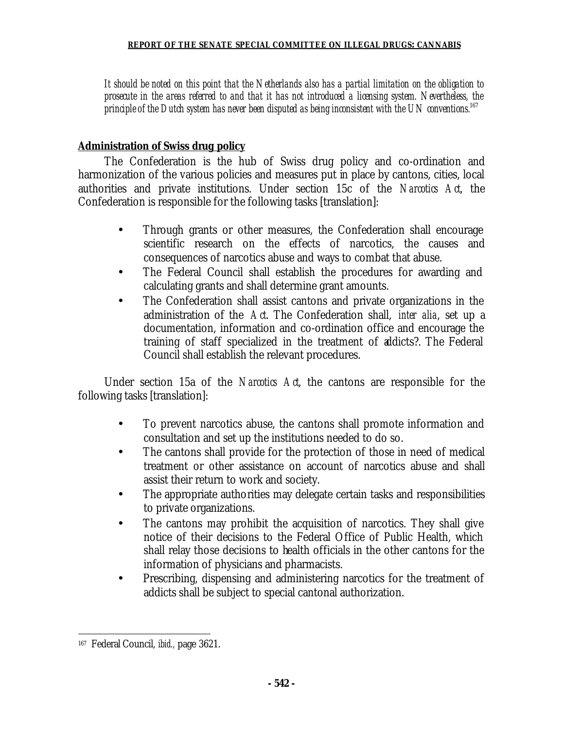*It should be noted on this point that the Netherlands also has a partial limitation on the obligation to prosecute in the areas referred to and that it has not introduced a licensing system. Nevertheless, the principle of the Dutch system has never been disputed as being inconsistent with the UN conventions.*[167]

**Administration of Swiss drug policy**

The Confederation is the hub of Swiss drug policy and co-ordination and harmonization of the various policies and measures put in place by cantons, cities, local authorities and private institutions. Under section 15c of the *Narcotics Act*, the Confederation is responsible for the following tasks [translation]:

- Through grants or other measures, the Confederation shall encourage scientific research on the effects of narcotics, the causes and consequences of narcotics abuse and ways to combat that abuse.
- The Federal Council shall establish the procedures for awarding and calculating grants and shall determine grant amounts.
- The Confederation shall assist cantons and private organizations in the administration of the *Act*. The Confederation shall, *inter alia*, set up a documentation, information and co-ordination office and encourage the training of staff specialized in the treatment of addicts?. The Federal Council shall establish the relevant procedures.

Under section 15a of the *Narcotics Act*, the cantons are responsible for the following tasks [translation]:

- To prevent narcotics abuse, the cantons shall promote information and consultation and set up the institutions needed to do so.
- The cantons shall provide for the protection of those in need of medical treatment or other assistance on account of narcotics abuse and shall assist their return to work and society.
- The appropriate authorities may delegate certain tasks and responsibilities to private organizations.
- The cantons may prohibit the acquisition of narcotics. They shall give notice of their decisions to the Federal Office of Public Health, which shall relay those decisions to health officials in the other cantons for the information of physicians and pharmacists.
- Prescribing, dispensing and administering narcotics for the treatment of addicts shall be subject to special cantonal authorization.

---

[167] Federal Council, *ibid.*, page 3621.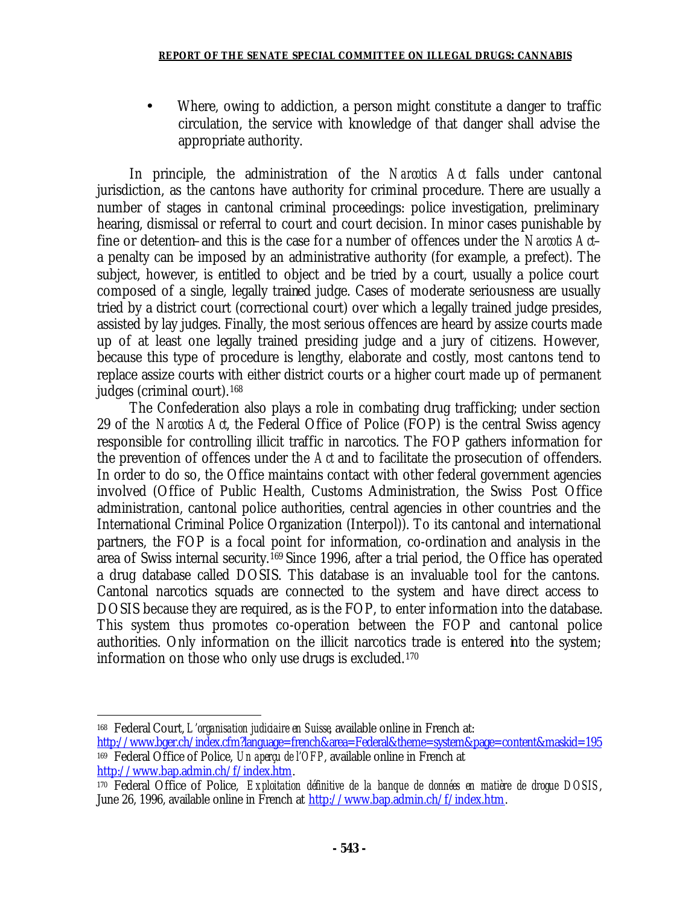- Where, owing to addiction, a person might constitute a danger to traffic circulation, the service with knowledge of that danger shall advise the appropriate authority.

In principle, the administration of the *Narcotics Act* falls under cantonal jurisdiction, as the cantons have authority for criminal procedure. There are usually a number of stages in cantonal criminal proceedings: police investigation, preliminary hearing, dismissal or referral to court and court decision. In minor cases punishable by fine or detention–and this is the case for a number of offences under the *Narcotics Act*–a penalty can be imposed by an administrative authority (for example, a prefect). The subject, however, is entitled to object and be tried by a court, usually a police court composed of a single, legally trained judge. Cases of moderate seriousness are usually tried by a district court (correctional court) over which a legally trained judge presides, assisted by lay judges. Finally, the most serious offences are heard by assize courts made up of at least one legally trained presiding judge and a jury of citizens. However, because this type of procedure is lengthy, elaborate and costly, most cantons tend to replace assize courts with either district courts or a higher court made up of permanent judges (criminal court).[168]

The Confederation also plays a role in combating drug trafficking; under section 29 of the *Narcotics Act*, the Federal Office of Police (FOP) is the central Swiss agency responsible for controlling illicit traffic in narcotics. The FOP gathers information for the prevention of offences under the *Act* and to facilitate the prosecution of offenders. In order to do so, the Office maintains contact with other federal government agencies involved (Office of Public Health, Customs Administration, the Swiss Post Office administration, cantonal police authorities, central agencies in other countries and the International Criminal Police Organization (Interpol)). To its cantonal and international partners, the FOP is a focal point for information, co-ordination and analysis in the area of Swiss internal security.[169] Since 1996, after a trial period, the Office has operated a drug database called DOSIS. This database is an invaluable tool for the cantons. Cantonal narcotics squads are connected to the system and have direct access to DOSIS because they are required, as is the FOP, to enter information into the database. This system thus promotes co-operation between the FOP and cantonal police authorities. Only information on the illicit narcotics trade is entered into the system; information on those who only use drugs is excluded.[170]

---

[168] Federal Court, *L'organisation judiciaire en Suisse*, available online in French at: http://www.bger.ch/index.cfm?language=french&area=Federal&theme=system&page=content&maskid=195

[169] Federal Office of Police, *Un aperçu de l'OFP*, available online in French at http://www.bap.admin.ch/f/index.htm.

[170] Federal Office of Police, *Exploitation définitive de la banque de données en matière de drogue DOSIS*, June 26, 1996, available online in French at http://www.bap.admin.ch/f/index.htm.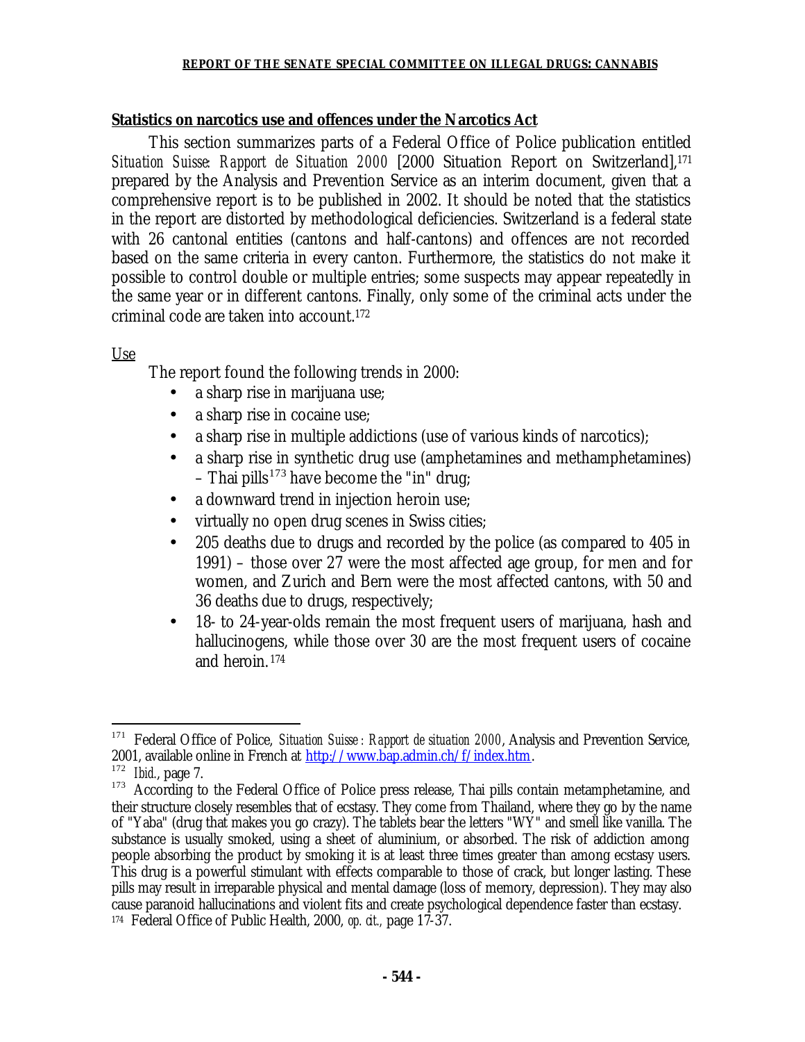**Statistics on narcotics use and offences under the Narcotics Act**

This section summarizes parts of a Federal Office of Police publication entitled *Situation Suisse: Rapport de Situation 2000* [2000 Situation Report on Switzerland],[171] prepared by the Analysis and Prevention Service as an interim document, given that a comprehensive report is to be published in 2002. It should be noted that the statistics in the report are distorted by methodological deficiencies. Switzerland is a federal state with 26 cantonal entities (cantons and half-cantons) and offences are not recorded based on the same criteria in every canton. Furthermore, the statistics do not make it possible to control double or multiple entries; some suspects may appear repeatedly in the same year or in different cantons. Finally, only some of the criminal acts under the criminal code are taken into account.[172]

Use

The report found the following trends in 2000:

- a sharp rise in marijuana use;
- a sharp rise in cocaine use;
- a sharp rise in multiple addictions (use of various kinds of narcotics);
- a sharp rise in synthetic drug use (amphetamines and methamphetamines) – Thai pills[173] have become the "in" drug;
- a downward trend in injection heroin use;
- virtually no open drug scenes in Swiss cities;
- 205 deaths due to drugs and recorded by the police (as compared to 405 in 1991) – those over 27 were the most affected age group, for men and for women, and Zurich and Bern were the most affected cantons, with 50 and 36 deaths due to drugs, respectively;
- 18- to 24-year-olds remain the most frequent users of marijuana, hash and hallucinogens, while those over 30 are the most frequent users of cocaine and heroin.[174]

---

[171] Federal Office of Police, *Situation Suisse : Rapport de situation 2000*, Analysis and Prevention Service, 2001, available online in French at http://www.bap.admin.ch/f/index.htm.

[172] *Ibid.*, page 7.

[173] According to the Federal Office of Police press release, Thai pills contain metamphetamine, and their structure closely resembles that of ecstasy. They come from Thailand, where they go by the name of "Yaba" (drug that makes you go crazy). The tablets bear the letters "WY" and smell like vanilla. The substance is usually smoked, using a sheet of aluminium, or absorbed. The risk of addiction among people absorbing the product by smoking it is at least three times greater than among ecstasy users. This drug is a powerful stimulant with effects comparable to those of crack, but longer lasting. These pills may result in irreparable physical and mental damage (loss of memory, depression). They may also cause paranoid hallucinations and violent fits and create psychological dependence faster than ecstasy.

[174] Federal Office of Public Health, 2000, *op. cit.,* page 17-37.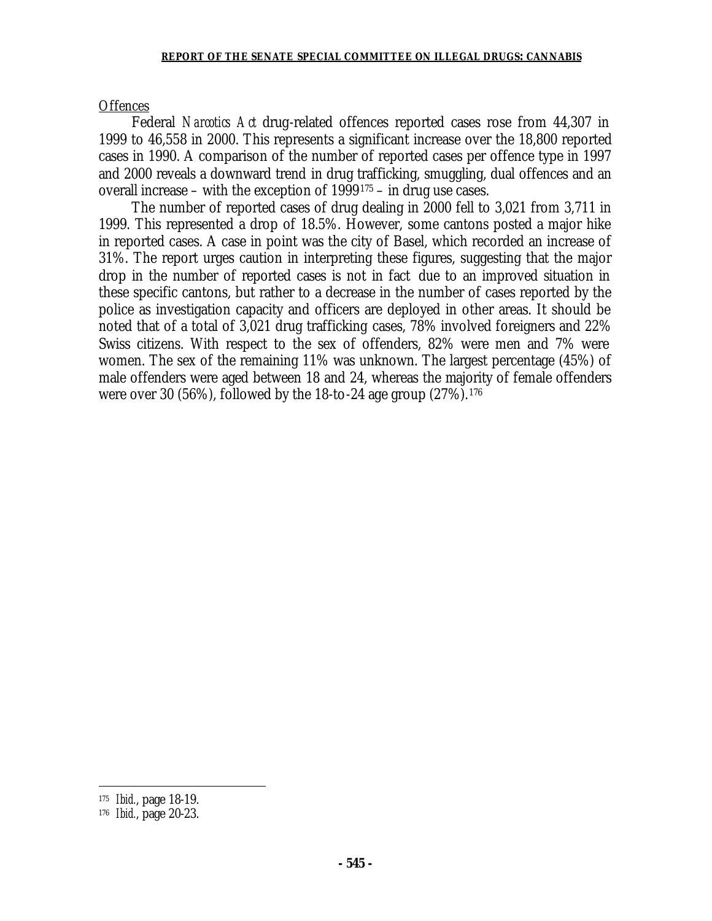Offences

Federal *Narcotics Act* drug-related offences reported cases rose from 44,307 in 1999 to 46,558 in 2000. This represents a significant increase over the 18,800 reported cases in 1990. A comparison of the number of reported cases per offence type in 1997 and 2000 reveals a downward trend in drug trafficking, smuggling, dual offences and an overall increase – with the exception of 1999[175] – in drug use cases.

The number of reported cases of drug dealing in 2000 fell to 3,021 from 3,711 in 1999. This represented a drop of 18.5%. However, some cantons posted a major hike in reported cases. A case in point was the city of Basel, which recorded an increase of 31%. The report urges caution in interpreting these figures, suggesting that the major drop in the number of reported cases is not in fact due to an improved situation in these specific cantons, but rather to a decrease in the number of cases reported by the police as investigation capacity and officers are deployed in other areas. It should be noted that of a total of 3,021 drug trafficking cases, 78% involved foreigners and 22% Swiss citizens. With respect to the sex of offenders, 82% were men and 7% were women. The sex of the remaining 11% was unknown. The largest percentage (45%) of male offenders were aged between 18 and 24, whereas the majority of female offenders were over 30 (56%), followed by the 18-to-24 age group (27%).[176]

---

[175] *Ibid.*, page 18-19.

[176] *Ibid.*, page 20-23.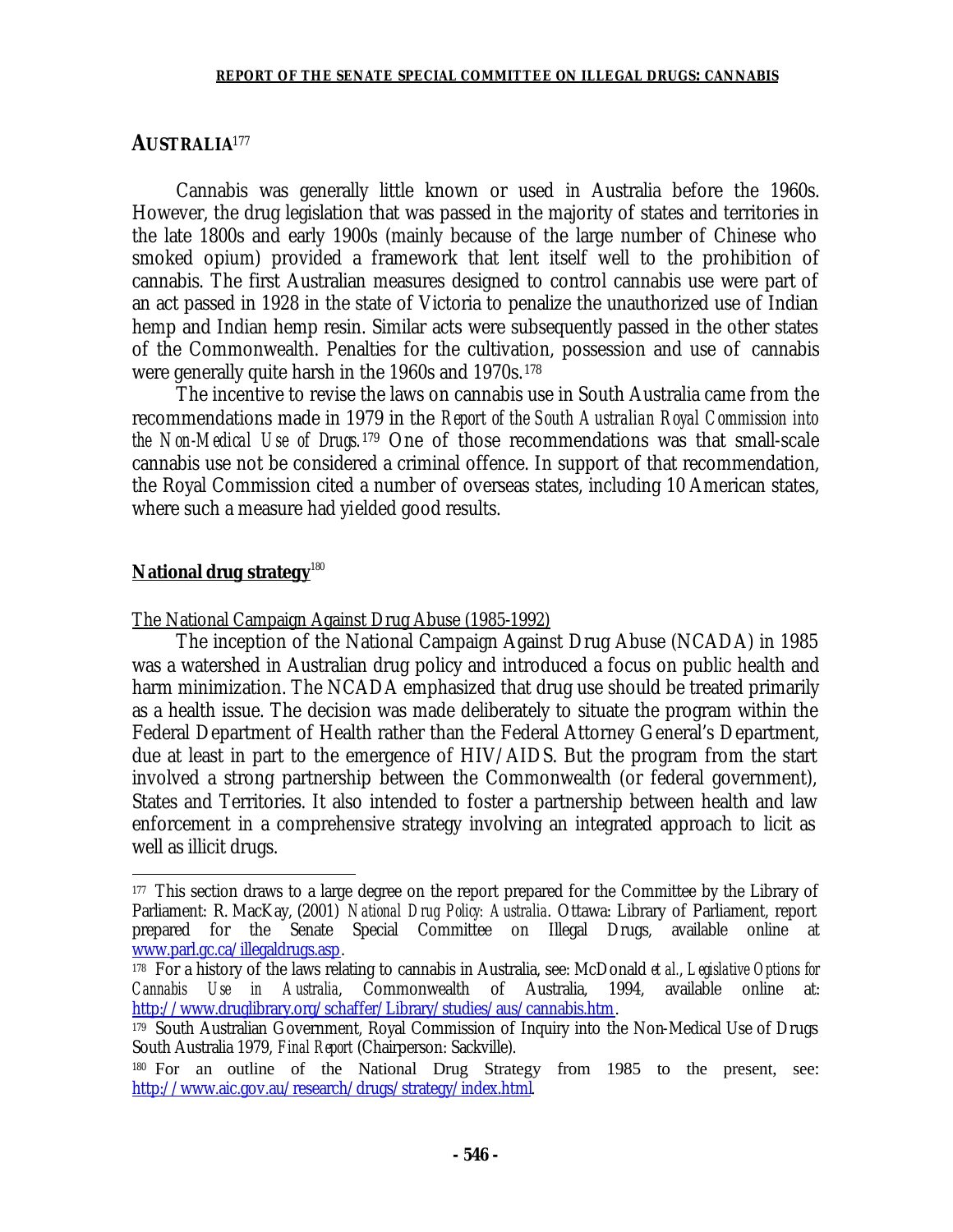## AUSTRALIA[177]

Cannabis was generally little known or used in Australia before the 1960s. However, the drug legislation that was passed in the majority of states and territories in the late 1800s and early 1900s (mainly because of the large number of Chinese who smoked opium) provided a framework that lent itself well to the prohibition of cannabis. The first Australian measures designed to control cannabis use were part of an act passed in 1928 in the state of Victoria to penalize the unauthorized use of Indian hemp and Indian hemp resin. Similar acts were subsequently passed in the other states of the Commonwealth. Penalties for the cultivation, possession and use of cannabis were generally quite harsh in the 1960s and 1970s.[178]

The incentive to revise the laws on cannabis use in South Australia came from the recommendations made in 1979 in the *Report of the South Australian Royal Commission into the Non-Medical Use of Drugs.*[179] One of those recommendations was that small-scale cannabis use not be considered a criminal offence. In support of that recommendation, the Royal Commission cited a number of overseas states, including 10 American states, where such a measure had yielded good results.

### National drug strategy[180]

The National Campaign Against Drug Abuse (1985-1992)

The inception of the National Campaign Against Drug Abuse (NCADA) in 1985 was a watershed in Australian drug policy and introduced a focus on public health and harm minimization. The NCADA emphasized that drug use should be treated primarily as a health issue. The decision was made deliberately to situate the program within the Federal Department of Health rather than the Federal Attorney General's Department, due at least in part to the emergence of HIV/AIDS. But the program from the start involved a strong partnership between the Commonwealth (or federal government), States and Territories. It also intended to foster a partnership between health and law enforcement in a comprehensive strategy involving an integrated approach to licit as well as illicit drugs.

---

[177] This section draws to a large degree on the report prepared for the Committee by the Library of Parliament: R. MacKay, (2001) *National Drug Policy: Australia*. Ottawa: Library of Parliament, report prepared for the Senate Special Committee on Illegal Drugs, available online at www.parl.gc.ca/illegaldrugs.asp.

[178] For a history of the laws relating to cannabis in Australia, see: McDonald *et al.*, *Legislative Options for Cannabis Use in Australia*, Commonwealth of Australia, 1994, available online at: http://www.druglibrary.org/schaffer/Library/studies/aus/cannabis.htm.

[179] South Australian Government, Royal Commission of Inquiry into the Non-Medical Use of Drugs South Australia 1979, *Final Report* (Chairperson: Sackville).

[180] For an outline of the National Drug Strategy from 1985 to the present, see: http://www.aic.gov.au/research/drugs/strategy/index.html.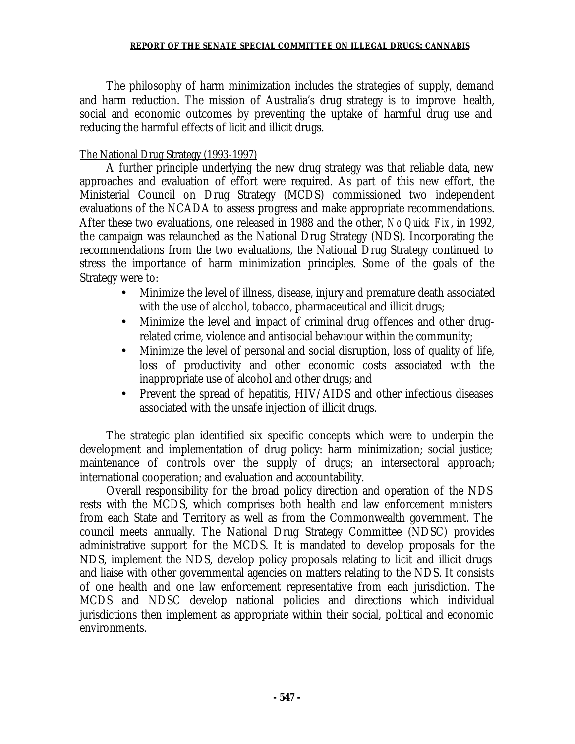The philosophy of harm minimization includes the strategies of supply, demand and harm reduction. The mission of Australia's drug strategy is to improve health, social and economic outcomes by preventing the uptake of harmful drug use and reducing the harmful effects of licit and illicit drugs.

<u>The National Drug Strategy (1993-1997)</u>

A further principle underlying the new drug strategy was that reliable data, new approaches and evaluation of effort were required. As part of this new effort, the Ministerial Council on Drug Strategy (MCDS) commissioned two independent evaluations of the NCADA to assess progress and make appropriate recommendations. After these two evaluations, one released in 1988 and the other, *No Quick Fix*, in 1992, the campaign was relaunched as the National Drug Strategy (NDS). Incorporating the recommendations from the two evaluations, the National Drug Strategy continued to stress the importance of harm minimization principles. Some of the goals of the Strategy were to:

- Minimize the level of illness, disease, injury and premature death associated with the use of alcohol, tobacco, pharmaceutical and illicit drugs;
- Minimize the level and impact of criminal drug offences and other drug-related crime, violence and antisocial behaviour within the community;
- Minimize the level of personal and social disruption, loss of quality of life, loss of productivity and other economic costs associated with the inappropriate use of alcohol and other drugs; and
- Prevent the spread of hepatitis, HIV/AIDS and other infectious diseases associated with the unsafe injection of illicit drugs.

The strategic plan identified six specific concepts which were to underpin the development and implementation of drug policy: harm minimization; social justice; maintenance of controls over the supply of drugs; an intersectoral approach; international cooperation; and evaluation and accountability.

Overall responsibility for the broad policy direction and operation of the NDS rests with the MCDS, which comprises both health and law enforcement ministers from each State and Territory as well as from the Commonwealth government. The council meets annually. The National Drug Strategy Committee (NDSC) provides administrative support for the MCDS. It is mandated to develop proposals for the NDS, implement the NDS, develop policy proposals relating to licit and illicit drugs and liaise with other governmental agencies on matters relating to the NDS. It consists of one health and one law enforcement representative from each jurisdiction. The MCDS and NDSC develop national policies and directions which individual jurisdictions then implement as appropriate within their social, political and economic environments.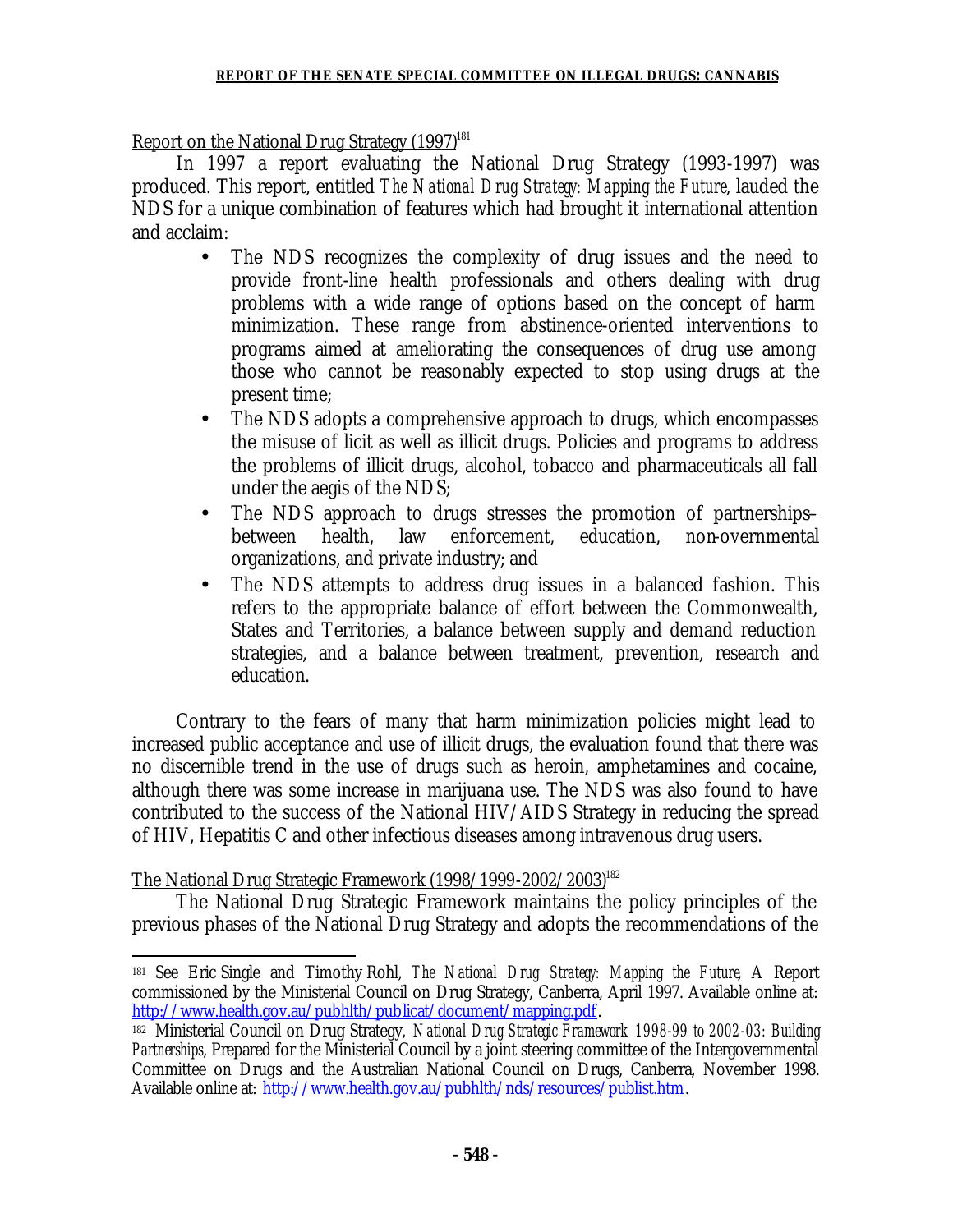Report on the National Drug Strategy (1997)[181]

In 1997 a report evaluating the National Drug Strategy (1993-1997) was produced. This report, entitled *The National Drug Strategy: Mapping the Future*, lauded the NDS for a unique combination of features which had brought it international attention and acclaim:

- The NDS recognizes the complexity of drug issues and the need to provide front-line health professionals and others dealing with drug problems with a wide range of options based on the concept of harm minimization. These range from abstinence-oriented interventions to programs aimed at ameliorating the consequences of drug use among those who cannot be reasonably expected to stop using drugs at the present time;
- The NDS adopts a comprehensive approach to drugs, which encompasses the misuse of licit as well as illicit drugs. Policies and programs to address the problems of illicit drugs, alcohol, tobacco and pharmaceuticals all fall under the aegis of the NDS;
- The NDS approach to drugs stresses the promotion of partnerships– between health, law enforcement, education, non-overnmental organizations, and private industry; and
- The NDS attempts to address drug issues in a balanced fashion. This refers to the appropriate balance of effort between the Commonwealth, States and Territories, a balance between supply and demand reduction strategies, and a balance between treatment, prevention, research and education.

Contrary to the fears of many that harm minimization policies might lead to increased public acceptance and use of illicit drugs, the evaluation found that there was no discernible trend in the use of drugs such as heroin, amphetamines and cocaine, although there was some increase in marijuana use. The NDS was also found to have contributed to the success of the National HIV/AIDS Strategy in reducing the spread of HIV, Hepatitis C and other infectious diseases among intravenous drug users.

The National Drug Strategic Framework (1998/1999-2002/2003)[182]

The National Drug Strategic Framework maintains the policy principles of the previous phases of the National Drug Strategy and adopts the recommendations of the

---

[181] See Eric Single and Timothy Rohl, *The National Drug Strategy: Mapping the Future*, A Report commissioned by the Ministerial Council on Drug Strategy, Canberra, April 1997. Available online at: http://www.health.gov.au/pubhlth/publicat/document/mapping.pdf.

[182] Ministerial Council on Drug Strategy, *National Drug Strategic Framework 1998-99 to 2002-03: Building Partnerships*, Prepared for the Ministerial Council by a joint steering committee of the Intergovernmental Committee on Drugs and the Australian National Council on Drugs, Canberra, November 1998. Available online at: http://www.health.gov.au/pubhlth/nds/resources/publist.htm.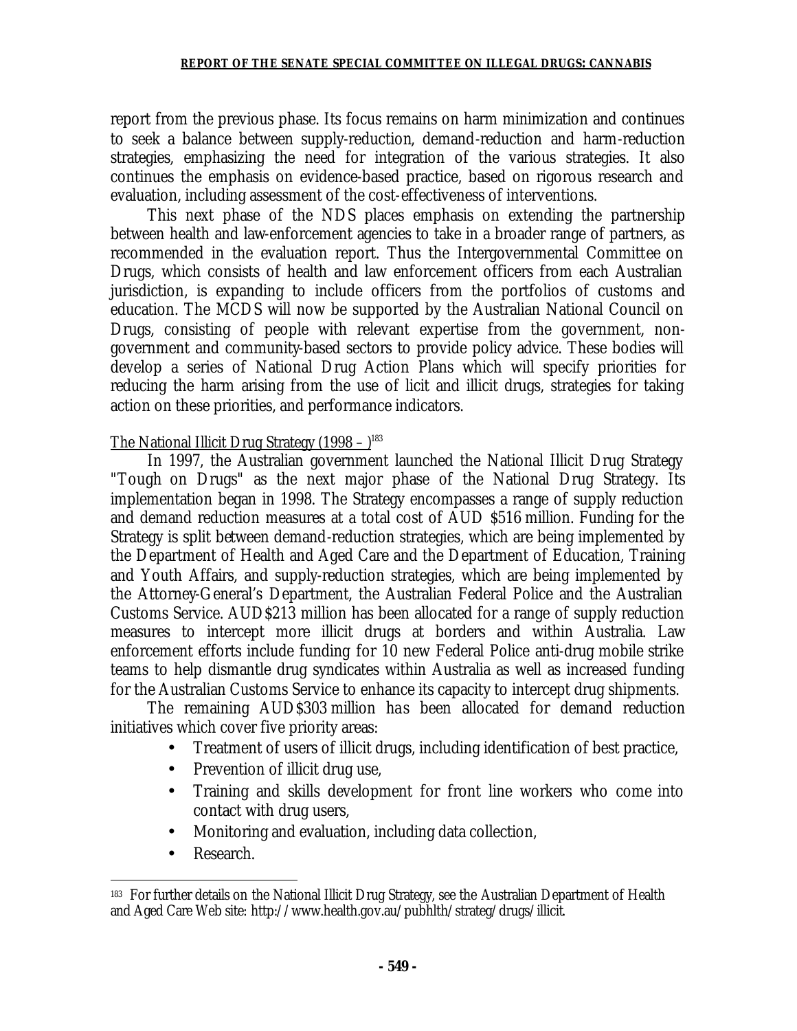report from the previous phase. Its focus remains on harm minimization and continues to seek a balance between supply-reduction, demand-reduction and harm-reduction strategies, emphasizing the need for integration of the various strategies. It also continues the emphasis on evidence-based practice, based on rigorous research and evaluation, including assessment of the cost-effectiveness of interventions.

This next phase of the NDS places emphasis on extending the partnership between health and law-enforcement agencies to take in a broader range of partners, as recommended in the evaluation report. Thus the Intergovernmental Committee on Drugs, which consists of health and law enforcement officers from each Australian jurisdiction, is expanding to include officers from the portfolios of customs and education. The MCDS will now be supported by the Australian National Council on Drugs, consisting of people with relevant expertise from the government, non-government and community-based sectors to provide policy advice. These bodies will develop a series of National Drug Action Plans which will specify priorities for reducing the harm arising from the use of licit and illicit drugs, strategies for taking action on these priorities, and performance indicators.

The National Illicit Drug Strategy (1998 – )[183]

In 1997, the Australian government launched the National Illicit Drug Strategy "Tough on Drugs" as the next major phase of the National Drug Strategy. Its implementation began in 1998. The Strategy encompasses a range of supply reduction and demand reduction measures at a total cost of AUD $516 million. Funding for the Strategy is split between demand-reduction strategies, which are being implemented by the Department of Health and Aged Care and the Department of Education, Training and Youth Affairs, and supply-reduction strategies, which are being implemented by the Attorney-General's Department, the Australian Federal Police and the Australian Customs Service. AUD$213 million has been allocated for a range of supply reduction measures to intercept more illicit drugs at borders and within Australia. Law enforcement efforts include funding for 10 new Federal Police anti-drug mobile strike teams to help dismantle drug syndicates within Australia as well as increased funding for the Australian Customs Service to enhance its capacity to intercept drug shipments.

The remaining AUD$303 million has been allocated for demand reduction initiatives which cover five priority areas:

- Treatment of users of illicit drugs, including identification of best practice,
- Prevention of illicit drug use,
- Training and skills development for front line workers who come into contact with drug users,
- Monitoring and evaluation, including data collection,
- Research.

---

183 For further details on the National Illicit Drug Strategy, see the Australian Department of Health and Aged Care Web site: http://www.health.gov.au/pubhlth/strateg/drugs/illicit.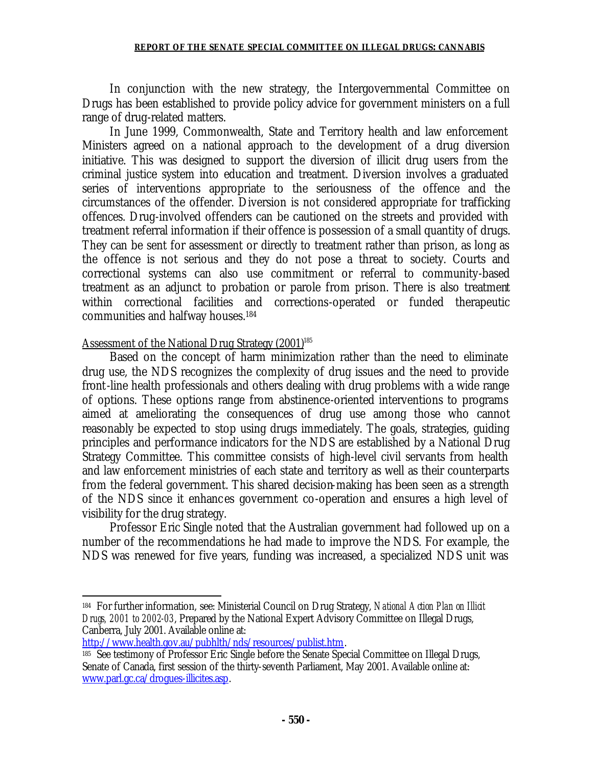In conjunction with the new strategy, the Intergovernmental Committee on Drugs has been established to provide policy advice for government ministers on a full range of drug-related matters.

In June 1999, Commonwealth, State and Territory health and law enforcement Ministers agreed on a national approach to the development of a drug diversion initiative. This was designed to support the diversion of illicit drug users from the criminal justice system into education and treatment. Diversion involves a graduated series of interventions appropriate to the seriousness of the offence and the circumstances of the offender. Diversion is not considered appropriate for trafficking offences. Drug-involved offenders can be cautioned on the streets and provided with treatment referral information if their offence is possession of a small quantity of drugs. They can be sent for assessment or directly to treatment rather than prison, as long as the offence is not serious and they do not pose a threat to society. Courts and correctional systems can also use commitment or referral to community-based treatment as an adjunct to probation or parole from prison. There is also treatment within correctional facilities and corrections-operated or funded therapeutic communities and halfway houses.[184]

Assessment of the National Drug Strategy (2001)[185]

Based on the concept of harm minimization rather than the need to eliminate drug use, the NDS recognizes the complexity of drug issues and the need to provide front-line health professionals and others dealing with drug problems with a wide range of options. These options range from abstinence-oriented interventions to programs aimed at ameliorating the consequences of drug use among those who cannot reasonably be expected to stop using drugs immediately. The goals, strategies, guiding principles and performance indicators for the NDS are established by a National Drug Strategy Committee. This committee consists of high-level civil servants from health and law enforcement ministries of each state and territory as well as their counterparts from the federal government. This shared decision-making has been seen as a strength of the NDS since it enhances government co-operation and ensures a high level of visibility for the drug strategy.

Professor Eric Single noted that the Australian government had followed up on a number of the recommendations he had made to improve the NDS. For example, the NDS was renewed for five years, funding was increased, a specialized NDS unit was

---

[184] For further information, see: Ministerial Council on Drug Strategy, *National Action Plan on Illicit Drugs, 2001 to 2002-03*, Prepared by the National Expert Advisory Committee on Illegal Drugs, Canberra, July 2001. Available online at: http://www.health.gov.au/pubhlth/nds/resources/publist.htm.

[185] See testimony of Professor Eric Single before the Senate Special Committee on Illegal Drugs, Senate of Canada, first session of the thirty-seventh Parliament, May 2001. Available online at: www.parl.gc.ca/drogues-illicites.asp.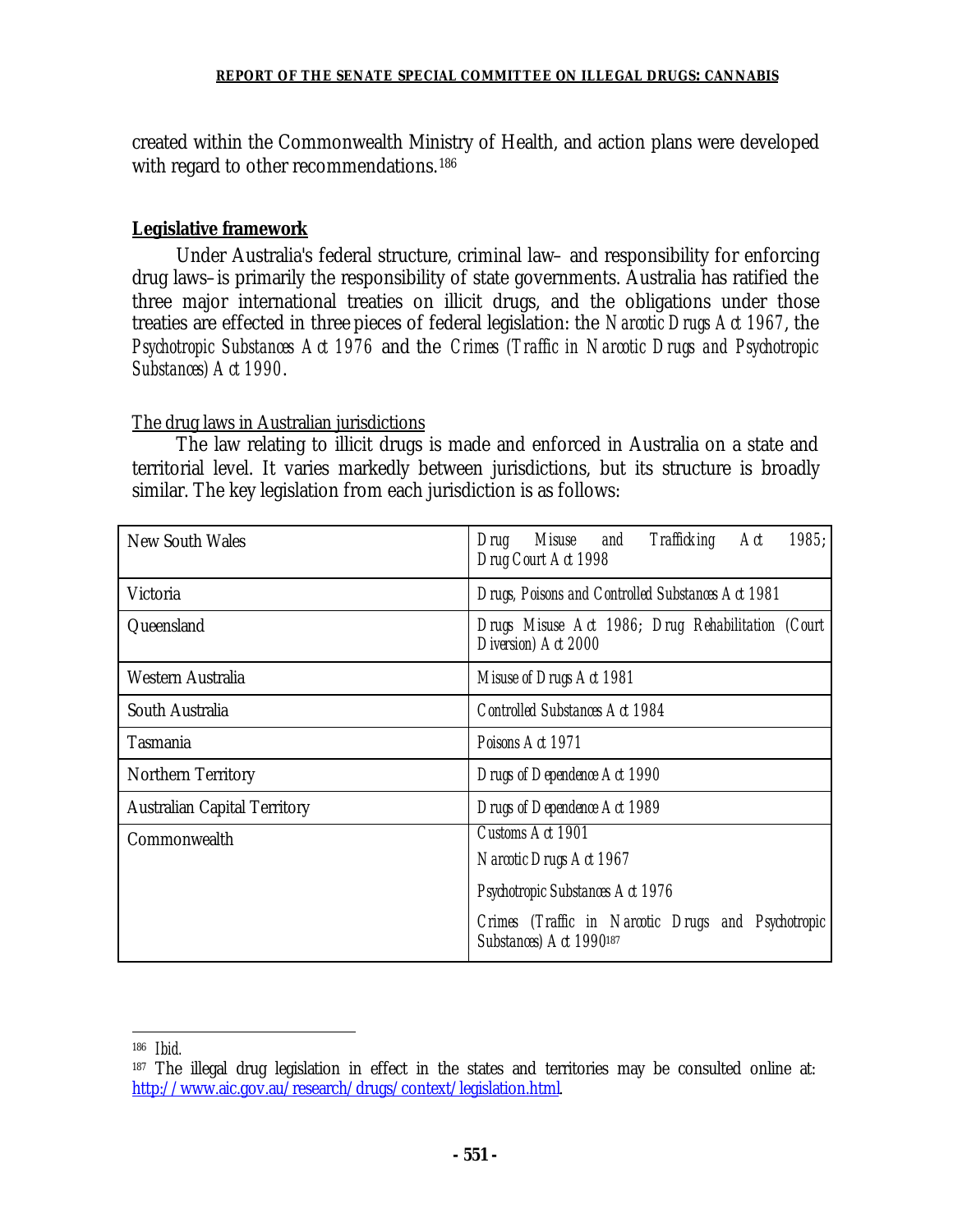created within the Commonwealth Ministry of Health, and action plans were developed with regard to other recommendations.[186]

## Legislative framework

Under Australia's federal structure, criminal law– and responsibility for enforcing drug laws–is primarily the responsibility of state governments. Australia has ratified the three major international treaties on illicit drugs, and the obligations under those treaties are effected in three pieces of federal legislation: the *Narcotic Drugs Act 1967*, the *Psychotropic Substances Act 1976* and the *Crimes (Traffic in Narcotic Drugs and Psychotropic Substances) Act 1990*.

### The drug laws in Australian jurisdictions

The law relating to illicit drugs is made and enforced in Australia on a state and territorial level. It varies markedly between jurisdictions, but its structure is broadly similar. The key legislation from each jurisdiction is as follows:

| Jurisdiction | Legislation |
|---|---|
| New South Wales | *Drug Misuse and Trafficking Act 1985; Drug Court Act 1998* |
| Victoria | *Drugs, Poisons and Controlled Substances Act 1981* |
| Queensland | *Drugs Misuse Act 1986; Drug Rehabilitation (Court Diversion) Act 2000* |
| Western Australia | *Misuse of Drugs Act 1981* |
| South Australia | *Controlled Substances Act 1984* |
| Tasmania | *Poisons Act 1971* |
| Northern Territory | *Drugs of Dependence Act 1990* |
| Australian Capital Territory | *Drugs of Dependence Act 1989* |
| Commonwealth | *Customs Act 1901*<br>*Narcotic Drugs Act 1967*<br>*Psychotropic Substances Act 1976*<br>*Crimes (Traffic in Narcotic Drugs and Psychotropic Substances) Act 1990*[187] |

---

[186] *Ibid.*

[187] The illegal drug legislation in effect in the states and territories may be consulted online at: http://www.aic.gov.au/research/drugs/context/legislation.html.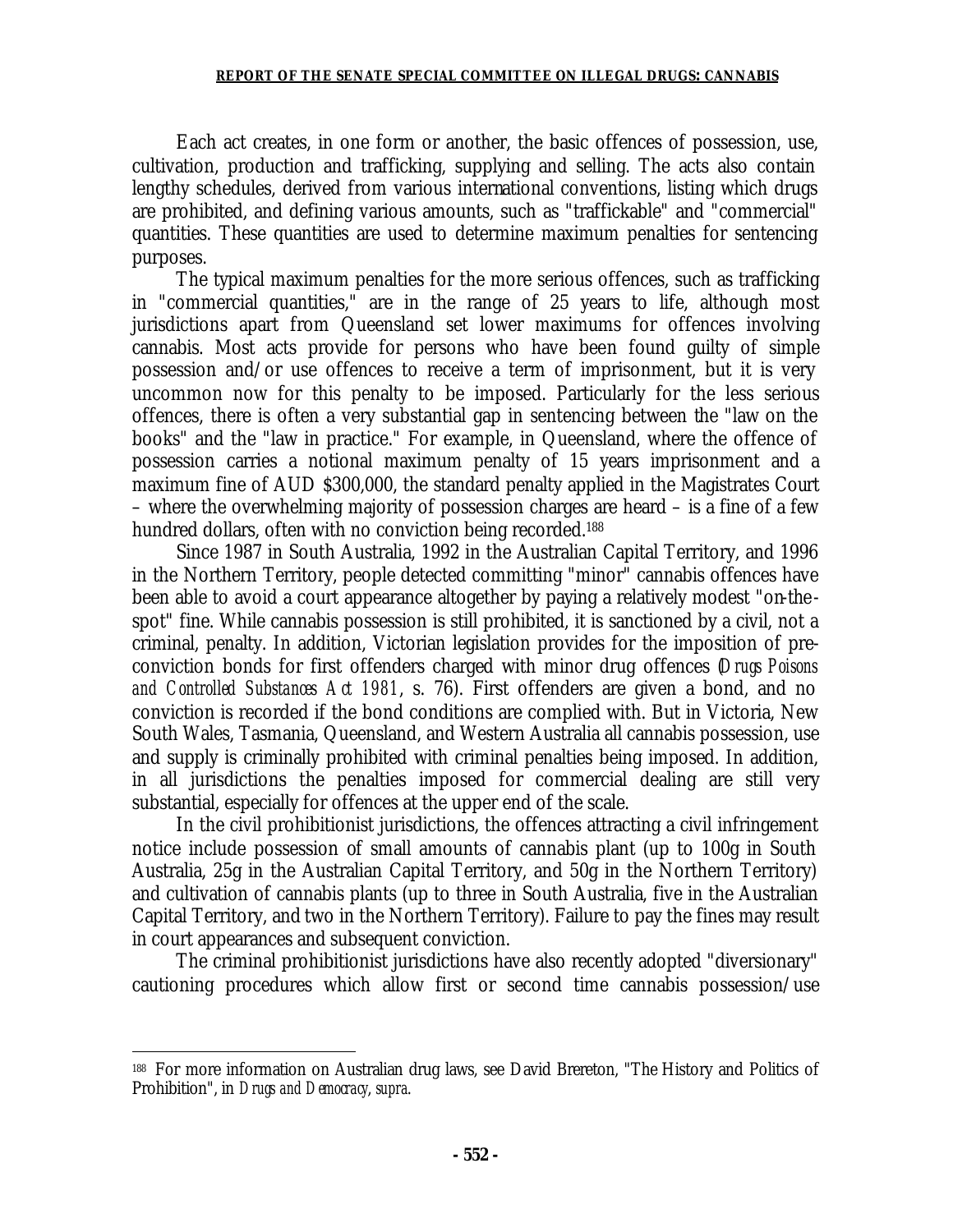Each act creates, in one form or another, the basic offences of possession, use, cultivation, production and trafficking, supplying and selling. The acts also contain lengthy schedules, derived from various international conventions, listing which drugs are prohibited, and defining various amounts, such as "traffickable" and "commercial" quantities. These quantities are used to determine maximum penalties for sentencing purposes.

The typical maximum penalties for the more serious offences, such as trafficking in "commercial quantities," are in the range of 25 years to life, although most jurisdictions apart from Queensland set lower maximums for offences involving cannabis. Most acts provide for persons who have been found guilty of simple possession and/or use offences to receive a term of imprisonment, but it is very uncommon now for this penalty to be imposed. Particularly for the less serious offences, there is often a very substantial gap in sentencing between the "law on the books" and the "law in practice." For example, in Queensland, where the offence of possession carries a notional maximum penalty of 15 years imprisonment and a maximum fine of AUD $300,000, the standard penalty applied in the Magistrates Court – where the overwhelming majority of possession charges are heard – is a fine of a few hundred dollars, often with no conviction being recorded.[188]

Since 1987 in South Australia, 1992 in the Australian Capital Territory, and 1996 in the Northern Territory, people detected committing "minor" cannabis offences have been able to avoid a court appearance altogether by paying a relatively modest "on-the-spot" fine. While cannabis possession is still prohibited, it is sanctioned by a civil, not a criminal, penalty. In addition, Victorian legislation provides for the imposition of pre-conviction bonds for first offenders charged with minor drug offences (*Drugs Poisons and Controlled Substances Act 1981*, s. 76). First offenders are given a bond, and no conviction is recorded if the bond conditions are complied with. But in Victoria, New South Wales, Tasmania, Queensland, and Western Australia all cannabis possession, use and supply is criminally prohibited with criminal penalties being imposed. In addition, in all jurisdictions the penalties imposed for commercial dealing are still very substantial, especially for offences at the upper end of the scale.

In the civil prohibitionist jurisdictions, the offences attracting a civil infringement notice include possession of small amounts of cannabis plant (up to 100g in South Australia, 25g in the Australian Capital Territory, and 50g in the Northern Territory) and cultivation of cannabis plants (up to three in South Australia, five in the Australian Capital Territory, and two in the Northern Territory). Failure to pay the fines may result in court appearances and subsequent conviction.

The criminal prohibitionist jurisdictions have also recently adopted "diversionary" cautioning procedures which allow first or second time cannabis possession/use

---

[188] For more information on Australian drug laws, see David Brereton, "The History and Politics of Prohibition", in *Drugs and Democracy*, *supra*.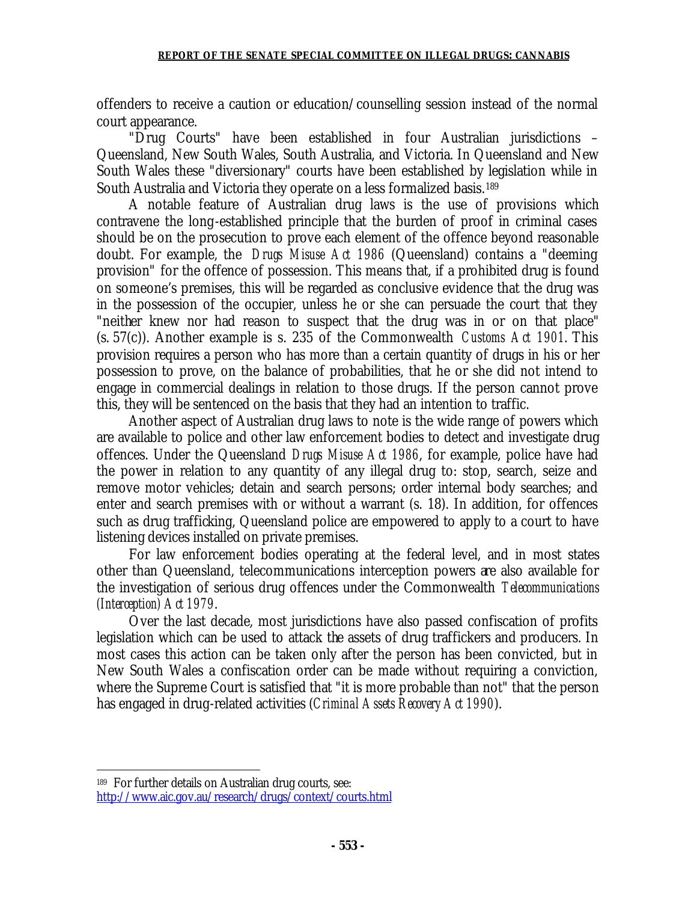offenders to receive a caution or education/counselling session instead of the normal court appearance.

"Drug Courts" have been established in four Australian jurisdictions – Queensland, New South Wales, South Australia, and Victoria. In Queensland and New South Wales these "diversionary" courts have been established by legislation while in South Australia and Victoria they operate on a less formalized basis.[189]

A notable feature of Australian drug laws is the use of provisions which contravene the long-established principle that the burden of proof in criminal cases should be on the prosecution to prove each element of the offence beyond reasonable doubt. For example, the *Drugs Misuse Act 1986* (Queensland) contains a "deeming provision" for the offence of possession. This means that, if a prohibited drug is found on someone's premises, this will be regarded as conclusive evidence that the drug was in the possession of the occupier, unless he or she can persuade the court that they "neither knew nor had reason to suspect that the drug was in or on that place" (s. 57(c)). Another example is s. 235 of the Commonwealth *Customs Act 1901*. This provision requires a person who has more than a certain quantity of drugs in his or her possession to prove, on the balance of probabilities, that he or she did not intend to engage in commercial dealings in relation to those drugs. If the person cannot prove this, they will be sentenced on the basis that they had an intention to traffic.

Another aspect of Australian drug laws to note is the wide range of powers which are available to police and other law enforcement bodies to detect and investigate drug offences. Under the Queensland *Drugs Misuse Act 1986*, for example, police have had the power in relation to any quantity of any illegal drug to: stop, search, seize and remove motor vehicles; detain and search persons; order internal body searches; and enter and search premises with or without a warrant (s. 18). In addition, for offences such as drug trafficking, Queensland police are empowered to apply to a court to have listening devices installed on private premises.

For law enforcement bodies operating at the federal level, and in most states other than Queensland, telecommunications interception powers are also available for the investigation of serious drug offences under the Commonwealth *Telecommunications (Interception) Act 1979*.

Over the last decade, most jurisdictions have also passed confiscation of profits legislation which can be used to attack the assets of drug traffickers and producers. In most cases this action can be taken only after the person has been convicted, but in New South Wales a confiscation order can be made without requiring a conviction, where the Supreme Court is satisfied that "it is more probable than not" that the person has engaged in drug-related activities (*Criminal Assets Recovery Act 1990*).

---

[189] For further details on Australian drug courts, see: http://www.aic.gov.au/research/drugs/context/courts.html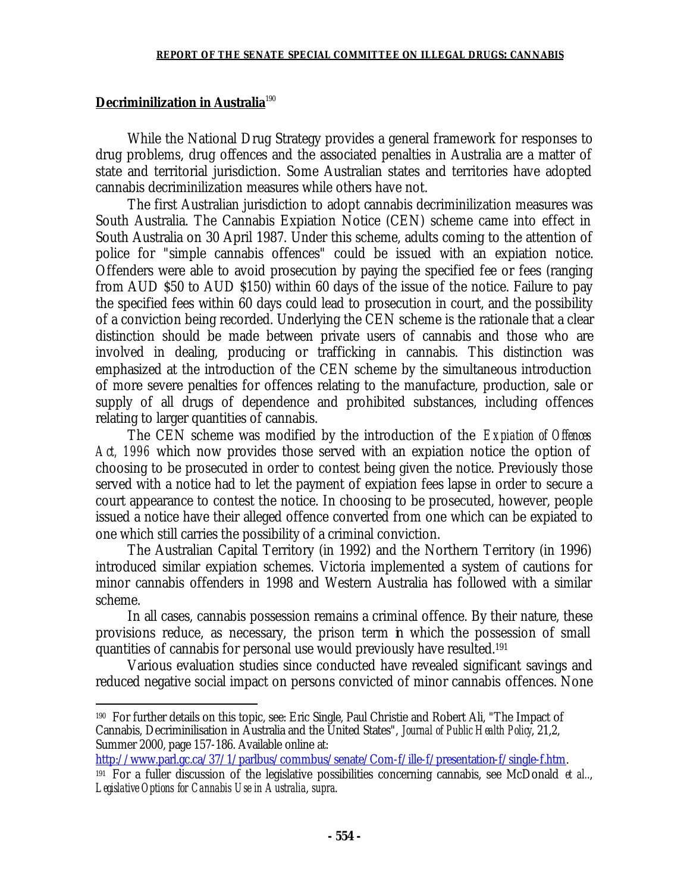**Decriminilization in Australia**[190]

While the National Drug Strategy provides a general framework for responses to drug problems, drug offences and the associated penalties in Australia are a matter of state and territorial jurisdiction. Some Australian states and territories have adopted cannabis decriminilization measures while others have not.

The first Australian jurisdiction to adopt cannabis decriminilization measures was South Australia. The Cannabis Expiation Notice (CEN) scheme came into effect in South Australia on 30 April 1987. Under this scheme, adults coming to the attention of police for "simple cannabis offences" could be issued with an expiation notice. Offenders were able to avoid prosecution by paying the specified fee or fees (ranging from AUD $50 to AUD $150) within 60 days of the issue of the notice. Failure to pay the specified fees within 60 days could lead to prosecution in court, and the possibility of a conviction being recorded. Underlying the CEN scheme is the rationale that a clear distinction should be made between private users of cannabis and those who are involved in dealing, producing or trafficking in cannabis. This distinction was emphasized at the introduction of the CEN scheme by the simultaneous introduction of more severe penalties for offences relating to the manufacture, production, sale or supply of all drugs of dependence and prohibited substances, including offences relating to larger quantities of cannabis.

The CEN scheme was modified by the introduction of the *Expiation of Offences Act, 1996* which now provides those served with an expiation notice the option of choosing to be prosecuted in order to contest being given the notice. Previously those served with a notice had to let the payment of expiation fees lapse in order to secure a court appearance to contest the notice. In choosing to be prosecuted, however, people issued a notice have their alleged offence converted from one which can be expiated to one which still carries the possibility of a criminal conviction.

The Australian Capital Territory (in 1992) and the Northern Territory (in 1996) introduced similar expiation schemes. Victoria implemented a system of cautions for minor cannabis offenders in 1998 and Western Australia has followed with a similar scheme.

In all cases, cannabis possession remains a criminal offence. By their nature, these provisions reduce, as necessary, the prison term in which the possession of small quantities of cannabis for personal use would previously have resulted.[191]

Various evaluation studies since conducted have revealed significant savings and reduced negative social impact on persons convicted of minor cannabis offences. None

---

[190] For further details on this topic, see: Eric Single, Paul Christie and Robert Ali, "The Impact of Cannabis, Decriminilisation in Australia and the United States", *Journal of Public Health Policy*, 21,2, Summer 2000, page 157-186. Available online at: http://www.parl.gc.ca/37/1/parlbus/commbus/senate/Com-f/ille-f/presentation-f/single-f.htm.

[191] For a fuller discussion of the legislative possibilities concerning cannabis, see McDonald *et al.*, *Legislative Options for Cannabis Use in Australia*, *supra*.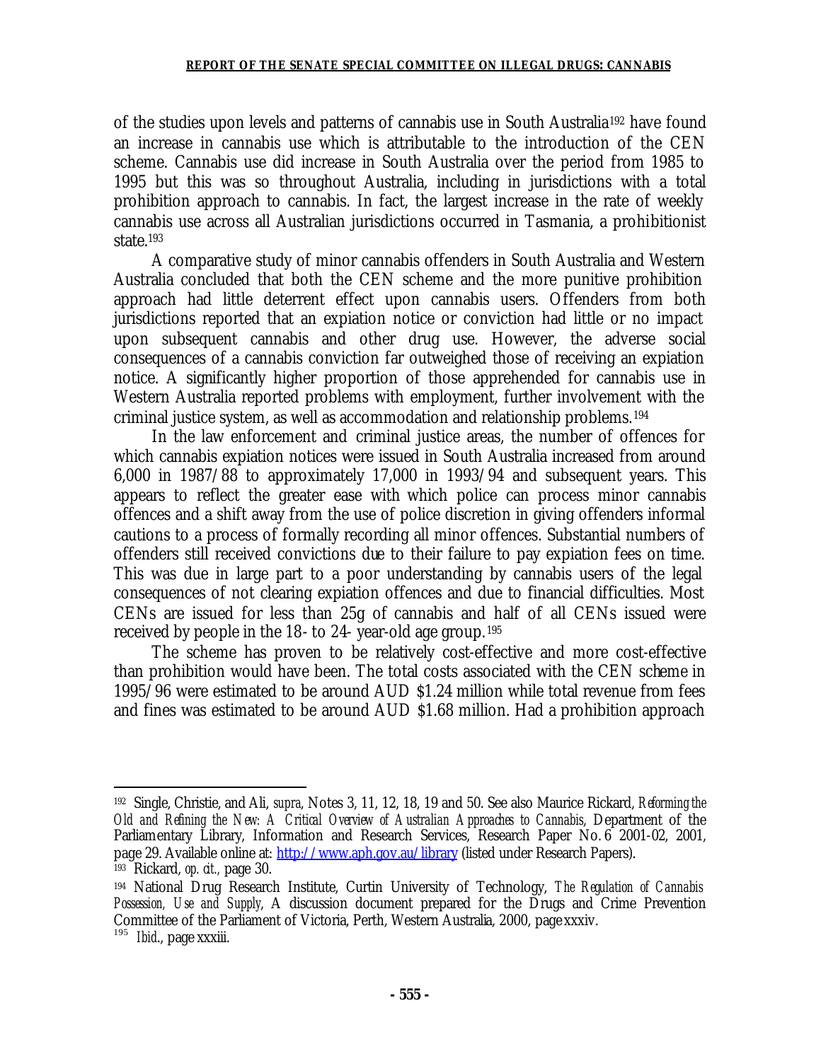of the studies upon levels and patterns of cannabis use in South Australia[192] have found an increase in cannabis use which is attributable to the introduction of the CEN scheme. Cannabis use did increase in South Australia over the period from 1985 to 1995 but this was so throughout Australia, including in jurisdictions with a total prohibition approach to cannabis. In fact, the largest increase in the rate of weekly cannabis use across all Australian jurisdictions occurred in Tasmania, a prohibitionist state.[193]

A comparative study of minor cannabis offenders in South Australia and Western Australia concluded that both the CEN scheme and the more punitive prohibition approach had little deterrent effect upon cannabis users. Offenders from both jurisdictions reported that an expiation notice or conviction had little or no impact upon subsequent cannabis and other drug use. However, the adverse social consequences of a cannabis conviction far outweighed those of receiving an expiation notice. A significantly higher proportion of those apprehended for cannabis use in Western Australia reported problems with employment, further involvement with the criminal justice system, as well as accommodation and relationship problems.[194]

In the law enforcement and criminal justice areas, the number of offences for which cannabis expiation notices were issued in South Australia increased from around 6,000 in 1987/88 to approximately 17,000 in 1993/94 and subsequent years. This appears to reflect the greater ease with which police can process minor cannabis offences and a shift away from the use of police discretion in giving offenders informal cautions to a process of formally recording all minor offences. Substantial numbers of offenders still received convictions due to their failure to pay expiation fees on time. This was due in large part to a poor understanding by cannabis users of the legal consequences of not clearing expiation offences and due to financial difficulties. Most CENs are issued for less than 25g of cannabis and half of all CENs issued were received by people in the 18- to 24- year-old age group.[195]

The scheme has proven to be relatively cost-effective and more cost-effective than prohibition would have been. The total costs associated with the CEN scheme in 1995/96 were estimated to be around AUD $1.24 million while total revenue from fees and fines was estimated to be around AUD $1.68 million. Had a prohibition approach

---

[192] Single, Christie, and Ali, *supra*, Notes 3, 11, 12, 18, 19 and 50. See also Maurice Rickard, *Reforming the Old and Refining the New: A Critical Overview of Australian Approaches to Cannabis*, Department of the Parliamentary Library, Information and Research Services, Research Paper No. 6 2001-02, 2001, page 29. Available online at: http://www.aph.gov.au/library (listed under Research Papers).

[193] Rickard, *op. cit.*, page 30.

[194] National Drug Research Institute, Curtin University of Technology, *The Regulation of Cannabis Possession, Use and Supply*, A discussion document prepared for the Drugs and Crime Prevention Committee of the Parliament of Victoria, Perth, Western Australia, 2000, page xxxiv.

[195] *Ibid*., page xxxiii.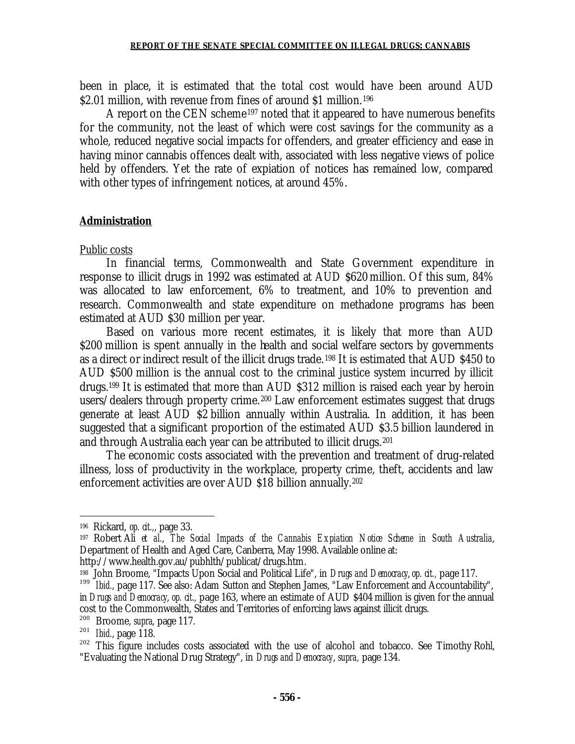been in place, it is estimated that the total cost would have been around AUD $2.01 million, with revenue from fines of around $1 million.[196]

A report on the CEN scheme[197] noted that it appeared to have numerous benefits for the community, not the least of which were cost savings for the community as a whole, reduced negative social impacts for offenders, and greater efficiency and ease in having minor cannabis offences dealt with, associated with less negative views of police held by offenders. Yet the rate of expiation of notices has remained low, compared with other types of infringement notices, at around 45%.

## Administration

Public costs

In financial terms, Commonwealth and State Government expenditure in response to illicit drugs in 1992 was estimated at AUD $620 million. Of this sum, 84% was allocated to law enforcement, 6% to treatment, and 10% to prevention and research. Commonwealth and state expenditure on methadone programs has been estimated at AUD $30 million per year.

Based on various more recent estimates, it is likely that more than AUD $200 million is spent annually in the health and social welfare sectors by governments as a direct or indirect result of the illicit drugs trade.[198] It is estimated that AUD $450 to AUD $500 million is the annual cost to the criminal justice system incurred by illicit drugs.[199] It is estimated that more than AUD $312 million is raised each year by heroin users/dealers through property crime.[200] Law enforcement estimates suggest that drugs generate at least AUD $2 billion annually within Australia. In addition, it has been suggested that a significant proportion of the estimated AUD $3.5 billion laundered in and through Australia each year can be attributed to illicit drugs.[201]

The economic costs associated with the prevention and treatment of drug-related illness, loss of productivity in the workplace, property crime, theft, accidents and law enforcement activities are over AUD $18 billion annually.[202]

---

[196] Rickard, *op. cit.*,, page 33.

[197] Robert Ali *et al.*, *The Social Impacts of the Cannabis Expiation Notice Scheme in South Australia*, Department of Health and Aged Care, Canberra, May 1998. Available online at: http://www.health.gov.au/pubhlth/publicat/drugs.htm.

[198] John Broome, "Impacts Upon Social and Political Life", in *Drugs and Democracy*, *op. cit.*, page 117.

[199] *Ibid.*, page 117. See also: Adam Sutton and Stephen James, "Law Enforcement and Accountability", in *Drugs and Democracy*, *op. cit.*, page 163, where an estimate of AUD $404 million is given for the annual cost to the Commonwealth, States and Territories of enforcing laws against illicit drugs.

[200] Broome, *supra*, page 117.

[201] *Ibid.*, page 118.

[202] This figure includes costs associated with the use of alcohol and tobacco. See Timothy Rohl, "Evaluating the National Drug Strategy", in *Drugs and Democracy*, *supra*, page 134.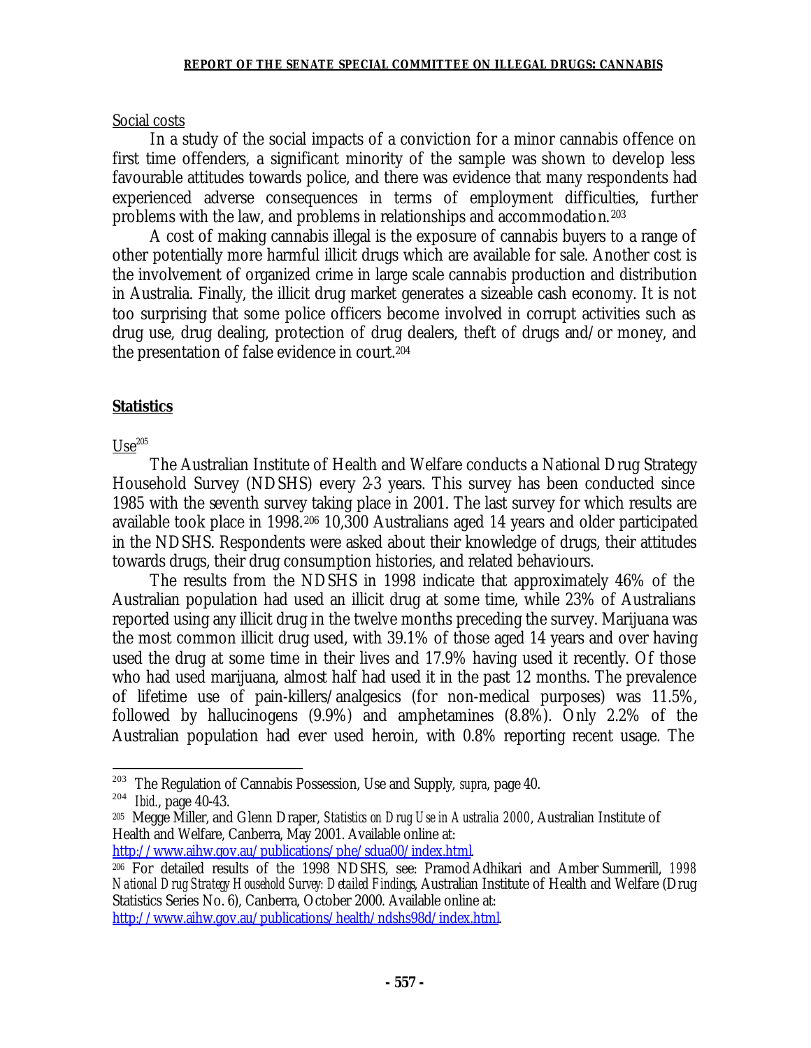Social costs

In a study of the social impacts of a conviction for a minor cannabis offence on first time offenders, a significant minority of the sample was shown to develop less favourable attitudes towards police, and there was evidence that many respondents had experienced adverse consequences in terms of employment difficulties, further problems with the law, and problems in relationships and accommodation.[203]

A cost of making cannabis illegal is the exposure of cannabis buyers to a range of other potentially more harmful illicit drugs which are available for sale. Another cost is the involvement of organized crime in large scale cannabis production and distribution in Australia. Finally, the illicit drug market generates a sizeable cash economy. It is not too surprising that some police officers become involved in corrupt activities such as drug use, drug dealing, protection of drug dealers, theft of drugs and/or money, and the presentation of false evidence in court.[204]

## Statistics

Use[205]

The Australian Institute of Health and Welfare conducts a National Drug Strategy Household Survey (NDSHS) every 2-3 years. This survey has been conducted since 1985 with the seventh survey taking place in 2001. The last survey for which results are available took place in 1998.[206] 10,300 Australians aged 14 years and older participated in the NDSHS. Respondents were asked about their knowledge of drugs, their attitudes towards drugs, their drug consumption histories, and related behaviours.

The results from the NDSHS in 1998 indicate that approximately 46% of the Australian population had used an illicit drug at some time, while 23% of Australians reported using any illicit drug in the twelve months preceding the survey. Marijuana was the most common illicit drug used, with 39.1% of those aged 14 years and over having used the drug at some time in their lives and 17.9% having used it recently. Of those who had used marijuana, almost half had used it in the past 12 months. The prevalence of lifetime use of pain-killers/analgesics (for non-medical purposes) was 11.5%, followed by hallucinogens (9.9%) and amphetamines (8.8%). Only 2.2% of the Australian population had ever used heroin, with 0.8% reporting recent usage. The

---

[203] The Regulation of Cannabis Possession, Use and Supply, *supra*, page 40.

[204] *Ibid.*, page 40-43.

[205] Megge Miller, and Glenn Draper, *Statistics on Drug Use in Australia 2000*, Australian Institute of Health and Welfare, Canberra, May 2001. Available online at: http://www.aihw.gov.au/publications/phe/sdua00/index.html.

[206] For detailed results of the 1998 NDSHS, see: Pramod Adhikari and Amber Summerill, *1998 National Drug Strategy Household Survey: Detailed Findings*, Australian Institute of Health and Welfare (Drug Statistics Series No. 6), Canberra, October 2000. Available online at: http://www.aihw.gov.au/publications/health/ndshs98d/index.html.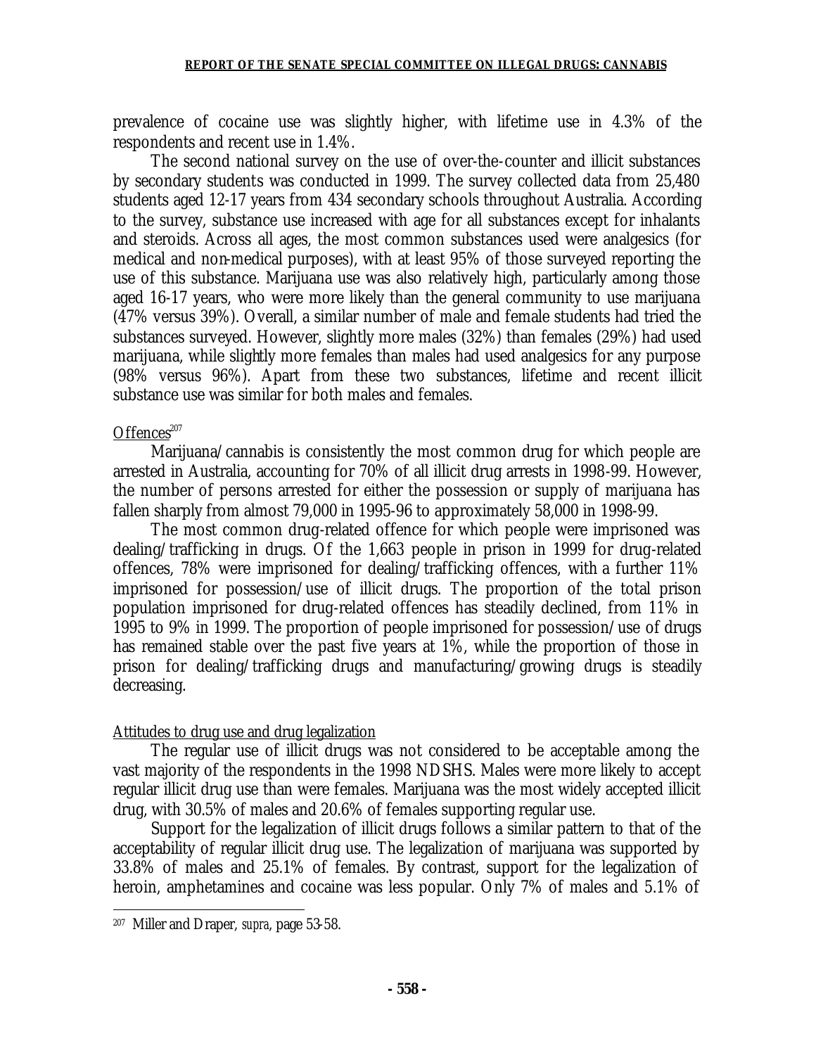prevalence of cocaine use was slightly higher, with lifetime use in 4.3% of the respondents and recent use in 1.4%.

The second national survey on the use of over-the-counter and illicit substances by secondary students was conducted in 1999. The survey collected data from 25,480 students aged 12-17 years from 434 secondary schools throughout Australia. According to the survey, substance use increased with age for all substances except for inhalants and steroids. Across all ages, the most common substances used were analgesics (for medical and non-medical purposes), with at least 95% of those surveyed reporting the use of this substance. Marijuana use was also relatively high, particularly among those aged 16-17 years, who were more likely than the general community to use marijuana (47% versus 39%). Overall, a similar number of male and female students had tried the substances surveyed. However, slightly more males (32%) than females (29%) had used marijuana, while slightly more females than males had used analgesics for any purpose (98% versus 96%). Apart from these two substances, lifetime and recent illicit substance use was similar for both males and females.

Offences[207]

Marijuana/cannabis is consistently the most common drug for which people are arrested in Australia, accounting for 70% of all illicit drug arrests in 1998-99. However, the number of persons arrested for either the possession or supply of marijuana has fallen sharply from almost 79,000 in 1995-96 to approximately 58,000 in 1998-99.

The most common drug-related offence for which people were imprisoned was dealing/trafficking in drugs. Of the 1,663 people in prison in 1999 for drug-related offences, 78% were imprisoned for dealing/trafficking offences, with a further 11% imprisoned for possession/use of illicit drugs. The proportion of the total prison population imprisoned for drug-related offences has steadily declined, from 11% in 1995 to 9% in 1999. The proportion of people imprisoned for possession/use of drugs has remained stable over the past five years at 1%, while the proportion of those in prison for dealing/trafficking drugs and manufacturing/growing drugs is steadily decreasing.

Attitudes to drug use and drug legalization

The regular use of illicit drugs was not considered to be acceptable among the vast majority of the respondents in the 1998 NDSHS. Males were more likely to accept regular illicit drug use than were females. Marijuana was the most widely accepted illicit drug, with 30.5% of males and 20.6% of females supporting regular use.

Support for the legalization of illicit drugs follows a similar pattern to that of the acceptability of regular illicit drug use. The legalization of marijuana was supported by 33.8% of males and 25.1% of females. By contrast, support for the legalization of heroin, amphetamines and cocaine was less popular. Only 7% of males and 5.1% of

---

[207] Miller and Draper, *supra*, page 53-58.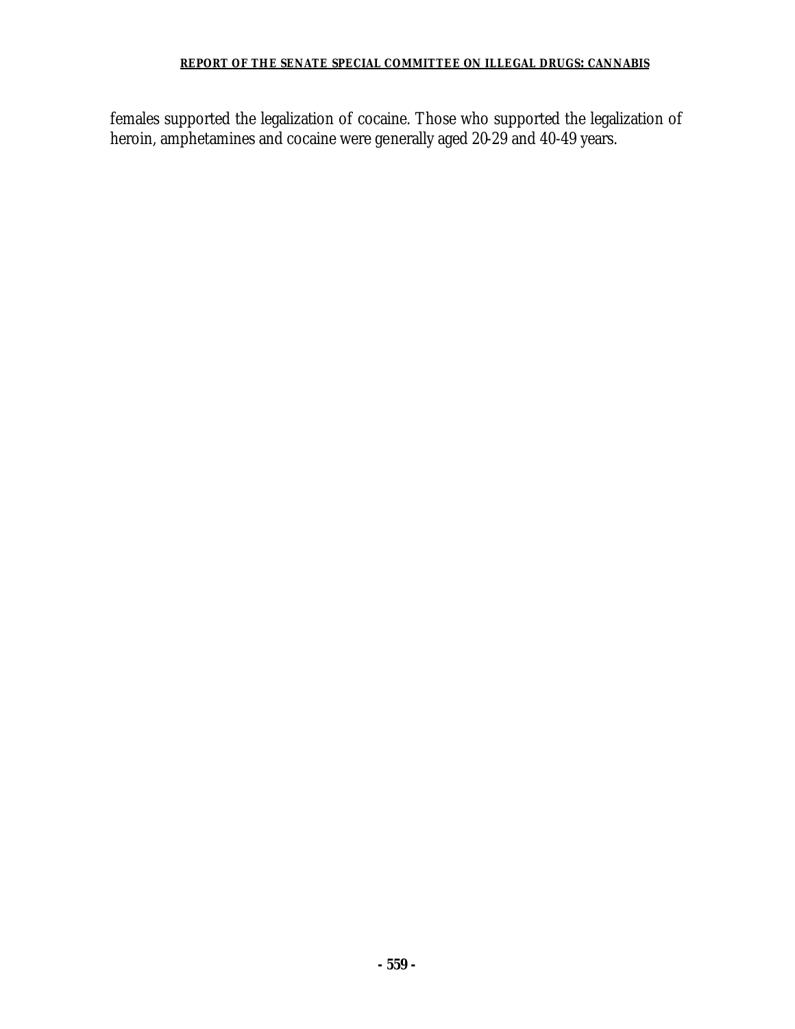females supported the legalization of cocaine. Those who supported the legalization of heroin, amphetamines and cocaine were generally aged 20-29 and 40-49 years.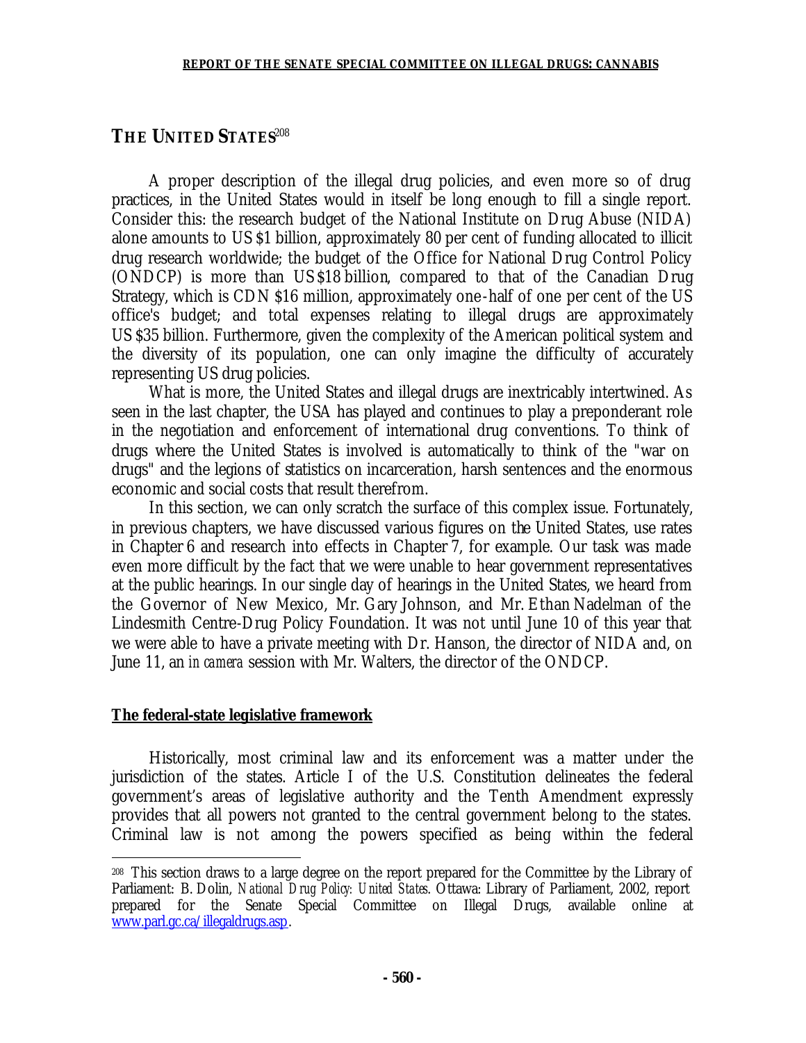## THE UNITED STATES[208]

A proper description of the illegal drug policies, and even more so of drug practices, in the United States would in itself be long enough to fill a single report. Consider this: the research budget of the National Institute on Drug Abuse (NIDA) alone amounts to US $1 billion, approximately 80 per cent of funding allocated to illicit drug research worldwide; the budget of the Office for National Drug Control Policy (ONDCP) is more than US $18 billion, compared to that of the Canadian Drug Strategy, which is CDN $16 million, approximately one-half of one per cent of the US office's budget; and total expenses relating to illegal drugs are approximately US $35 billion. Furthermore, given the complexity of the American political system and the diversity of its population, one can only imagine the difficulty of accurately representing US drug policies.

What is more, the United States and illegal drugs are inextricably intertwined. As seen in the last chapter, the USA has played and continues to play a preponderant role in the negotiation and enforcement of international drug conventions. To think of drugs where the United States is involved is automatically to think of the "war on drugs" and the legions of statistics on incarceration, harsh sentences and the enormous economic and social costs that result therefrom.

In this section, we can only scratch the surface of this complex issue. Fortunately, in previous chapters, we have discussed various figures on the United States, use rates in Chapter 6 and research into effects in Chapter 7, for example. Our task was made even more difficult by the fact that we were unable to hear government representatives at the public hearings. In our single day of hearings in the United States, we heard from the Governor of New Mexico, Mr. Gary Johnson, and Mr. Ethan Nadelman of the Lindesmith Centre-Drug Policy Foundation. It was not until June 10 of this year that we were able to have a private meeting with Dr. Hanson, the director of NIDA and, on June 11, an *in camera* session with Mr. Walters, the director of the ONDCP.

**The federal-state legislative framework**

Historically, most criminal law and its enforcement was a matter under the jurisdiction of the states. Article I of the U.S. Constitution delineates the federal government's areas of legislative authority and the Tenth Amendment expressly provides that all powers not granted to the central government belong to the states. Criminal law is not among the powers specified as being within the federal

---

[208] This section draws to a large degree on the report prepared for the Committee by the Library of Parliament: B. Dolin, *National Drug Policy: United States*. Ottawa: Library of Parliament, 2002, report prepared for the Senate Special Committee on Illegal Drugs, available online at www.parl.gc.ca/illegaldrugs.asp.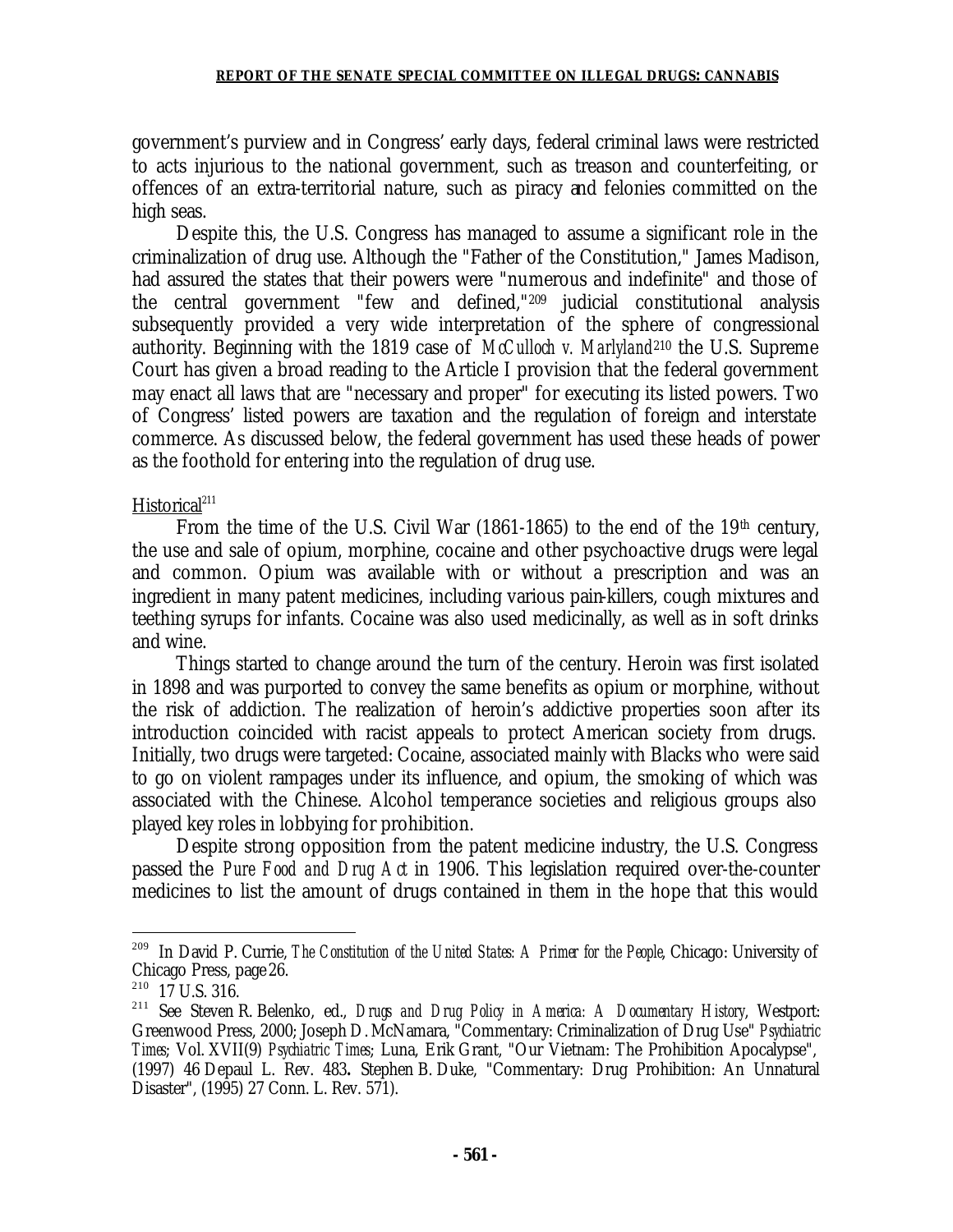government's purview and in Congress' early days, federal criminal laws were restricted to acts injurious to the national government, such as treason and counterfeiting, or offences of an extra-territorial nature, such as piracy and felonies committed on the high seas.

Despite this, the U.S. Congress has managed to assume a significant role in the criminalization of drug use. Although the "Father of the Constitution," James Madison, had assured the states that their powers were "numerous and indefinite" and those of the central government "few and defined,"[209] judicial constitutional analysis subsequently provided a very wide interpretation of the sphere of congressional authority. Beginning with the 1819 case of *McCulloch v. Marlyland*[210] the U.S. Supreme Court has given a broad reading to the Article I provision that the federal government may enact all laws that are "necessary and proper" for executing its listed powers. Two of Congress' listed powers are taxation and the regulation of foreign and interstate commerce. As discussed below, the federal government has used these heads of power as the foothold for entering into the regulation of drug use.

Historical[211]

From the time of the U.S. Civil War (1861-1865) to the end of the 19th century, the use and sale of opium, morphine, cocaine and other psychoactive drugs were legal and common. Opium was available with or without a prescription and was an ingredient in many patent medicines, including various pain-killers, cough mixtures and teething syrups for infants. Cocaine was also used medicinally, as well as in soft drinks and wine.

Things started to change around the turn of the century. Heroin was first isolated in 1898 and was purported to convey the same benefits as opium or morphine, without the risk of addiction. The realization of heroin's addictive properties soon after its introduction coincided with racist appeals to protect American society from drugs. Initially, two drugs were targeted: Cocaine, associated mainly with Blacks who were said to go on violent rampages under its influence, and opium, the smoking of which was associated with the Chinese. Alcohol temperance societies and religious groups also played key roles in lobbying for prohibition.

Despite strong opposition from the patent medicine industry, the U.S. Congress passed the *Pure Food and Drug Act* in 1906. This legislation required over-the-counter medicines to list the amount of drugs contained in them in the hope that this would

---

[209] In David P. Currie, *The Constitution of the United States: A Primer for the People*, Chicago: University of Chicago Press, page 26.

[210] 17 U.S. 316.

[211] See Steven R. Belenko, ed., *Drugs and Drug Policy in America: A Documentary History*, Westport: Greenwood Press, 2000; Joseph D. McNamara, "Commentary: Criminalization of Drug Use" *Psychiatric Times*; Vol. XVII(9) *Psychiatric Times*; Luna, Erik Grant, "Our Vietnam: The Prohibition Apocalypse", (1997) 46 Depaul L. Rev. 483**.** Stephen B. Duke, "Commentary: Drug Prohibition: An Unnatural Disaster", (1995) 27 Conn. L. Rev. 571).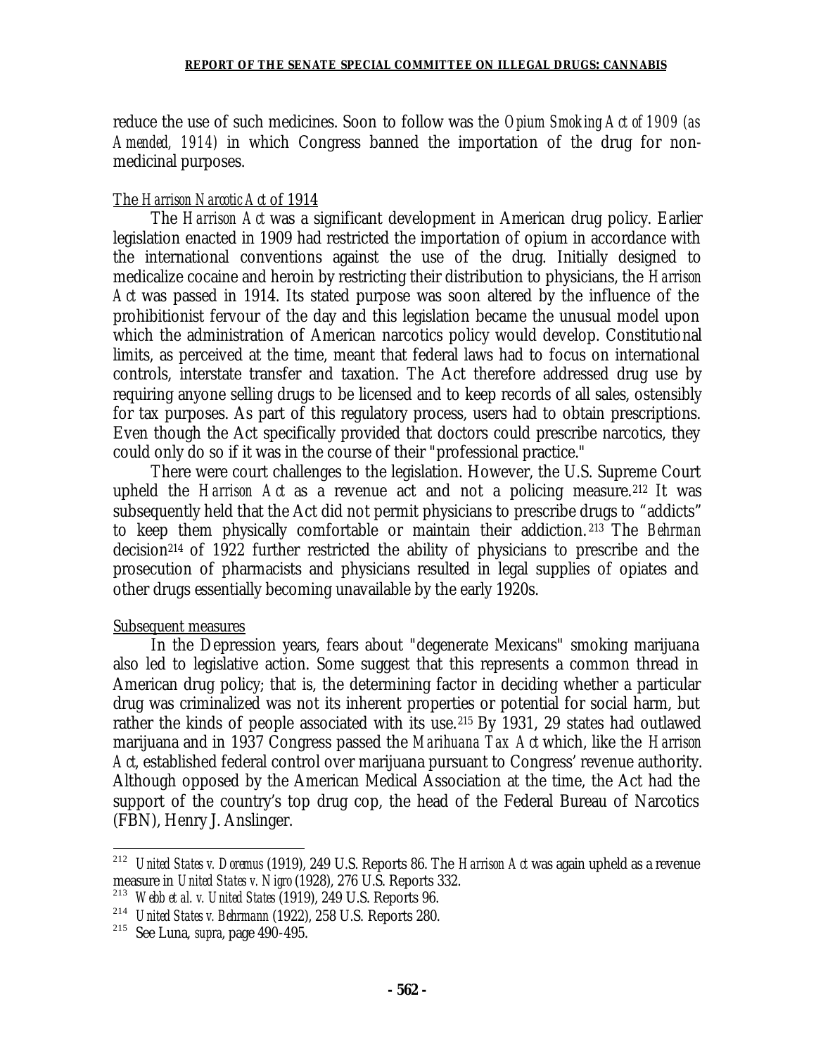reduce the use of such medicines. Soon to follow was the *Opium Smoking Act of 1909 (as Amended, 1914)* in which Congress banned the importation of the drug for non-medicinal purposes.

The *Harrison Narcotic Act* of 1914

The *Harrison Act* was a significant development in American drug policy. Earlier legislation enacted in 1909 had restricted the importation of opium in accordance with the international conventions against the use of the drug. Initially designed to medicalize cocaine and heroin by restricting their distribution to physicians, the *Harrison Act* was passed in 1914. Its stated purpose was soon altered by the influence of the prohibitionist fervour of the day and this legislation became the unusual model upon which the administration of American narcotics policy would develop. Constitutional limits, as perceived at the time, meant that federal laws had to focus on international controls, interstate transfer and taxation. The Act therefore addressed drug use by requiring anyone selling drugs to be licensed and to keep records of all sales, ostensibly for tax purposes. As part of this regulatory process, users had to obtain prescriptions. Even though the Act specifically provided that doctors could prescribe narcotics, they could only do so if it was in the course of their "professional practice."

There were court challenges to the legislation. However, the U.S. Supreme Court upheld the *Harrison Act* as a revenue act and not a policing measure.[212] It was subsequently held that the Act did not permit physicians to prescribe drugs to "addicts" to keep them physically comfortable or maintain their addiction.[213] The *Behrman* decision[214] of 1922 further restricted the ability of physicians to prescribe and the prosecution of pharmacists and physicians resulted in legal supplies of opiates and other drugs essentially becoming unavailable by the early 1920s.

Subsequent measures

In the Depression years, fears about "degenerate Mexicans" smoking marijuana also led to legislative action. Some suggest that this represents a common thread in American drug policy; that is, the determining factor in deciding whether a particular drug was criminalized was not its inherent properties or potential for social harm, but rather the kinds of people associated with its use.[215] By 1931, 29 states had outlawed marijuana and in 1937 Congress passed the *Marihuana Tax Act* which, like the *Harrison Act*, established federal control over marijuana pursuant to Congress' revenue authority. Although opposed by the American Medical Association at the time, the Act had the support of the country's top drug cop, the head of the Federal Bureau of Narcotics (FBN), Henry J. Anslinger.

---

[212] *United States v. Doremus* (1919), 249 U.S. Reports 86. The *Harrison Act* was again upheld as a revenue measure in *United States v. Nigro* (1928), 276 U.S. Reports 332.

[213] *Webb et al. v. United States* (1919), 249 U.S. Reports 96.

[214] *United States v. Behrmann* (1922), 258 U.S. Reports 280.

[215] See Luna, *supra*, page 490-495.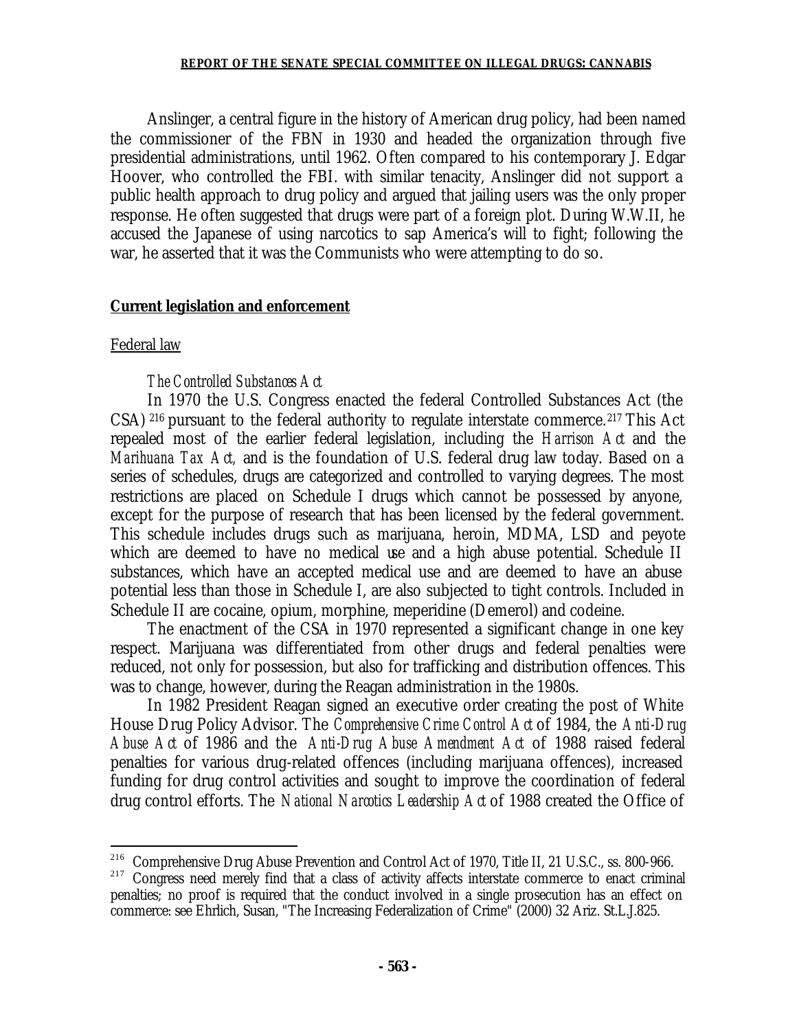Anslinger, a central figure in the history of American drug policy, had been named the commissioner of the FBN in 1930 and headed the organization through five presidential administrations, until 1962. Often compared to his contemporary J. Edgar Hoover, who controlled the FBI. with similar tenacity, Anslinger did not support a public health approach to drug policy and argued that jailing users was the only proper response. He often suggested that drugs were part of a foreign plot. During W.W.II, he accused the Japanese of using narcotics to sap America's will to fight; following the war, he asserted that it was the Communists who were attempting to do so.

## Current legislation and enforcement

### Federal law

#### *The Controlled Substances Act*

In 1970 the U.S. Congress enacted the federal Controlled Substances Act (the CSA) [216] pursuant to the federal authority to regulate interstate commerce.[217] This Act repealed most of the earlier federal legislation, including the *Harrison Act* and the *Marihuana Tax Act,* and is the foundation of U.S. federal drug law today. Based on a series of schedules, drugs are categorized and controlled to varying degrees. The most restrictions are placed on Schedule I drugs which cannot be possessed by anyone, except for the purpose of research that has been licensed by the federal government. This schedule includes drugs such as marijuana, heroin, MDMA, LSD and peyote which are deemed to have no medical use and a high abuse potential. Schedule II substances, which have an accepted medical use and are deemed to have an abuse potential less than those in Schedule I, are also subjected to tight controls. Included in Schedule II are cocaine, opium, morphine, meperidine (Demerol) and codeine.

The enactment of the CSA in 1970 represented a significant change in one key respect. Marijuana was differentiated from other drugs and federal penalties were reduced, not only for possession, but also for trafficking and distribution offences. This was to change, however, during the Reagan administration in the 1980s.

In 1982 President Reagan signed an executive order creating the post of White House Drug Policy Advisor. The *Comprehensive Crime Control Act* of 1984, the *Anti-Drug Abuse Act* of 1986 and the *Anti-Drug Abuse Amendment Act* of 1988 raised federal penalties for various drug-related offences (including marijuana offences), increased funding for drug control activities and sought to improve the coordination of federal drug control efforts. The *National Narcotics Leadership Act* of 1988 created the Office of

---

[216] Comprehensive Drug Abuse Prevention and Control Act of 1970, Title II, 21 U.S.C., ss. 800-966.

[217] Congress need merely find that a class of activity affects interstate commerce to enact criminal penalties; no proof is required that the conduct involved in a single prosecution has an effect on commerce: see Ehrlich, Susan, "The Increasing Federalization of Crime" (2000) 32 Ariz. St.L.J.825.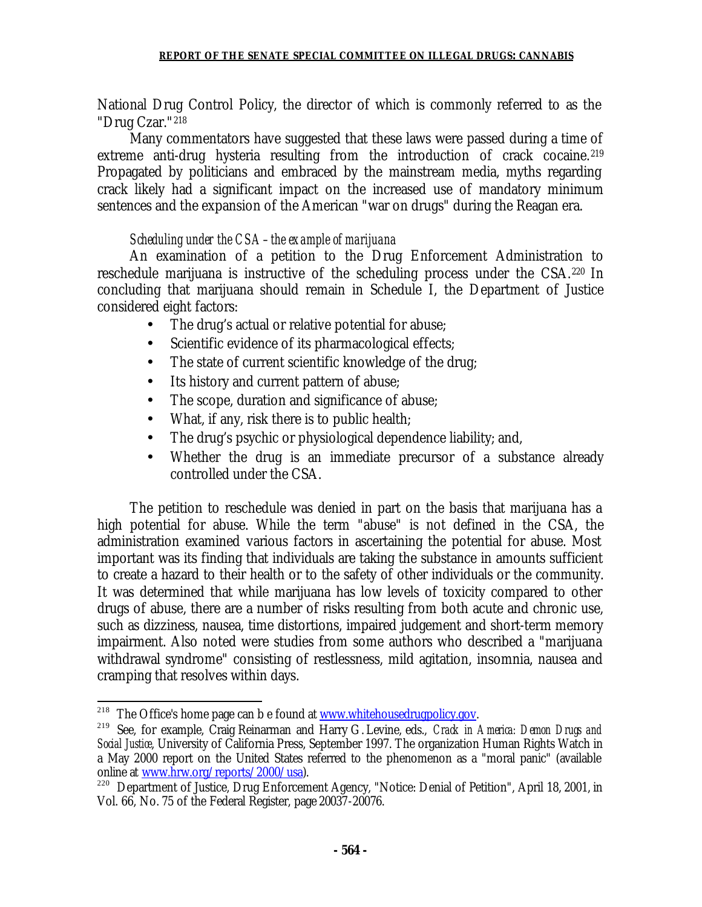National Drug Control Policy, the director of which is commonly referred to as the "Drug Czar."[218]

Many commentators have suggested that these laws were passed during a time of extreme anti-drug hysteria resulting from the introduction of crack cocaine.[219] Propagated by politicians and embraced by the mainstream media, myths regarding crack likely had a significant impact on the increased use of mandatory minimum sentences and the expansion of the American "war on drugs" during the Reagan era.

*Scheduling under the CSA – the example of marijuana*

An examination of a petition to the Drug Enforcement Administration to reschedule marijuana is instructive of the scheduling process under the CSA.[220] In concluding that marijuana should remain in Schedule I, the Department of Justice considered eight factors:

- The drug's actual or relative potential for abuse;
- Scientific evidence of its pharmacological effects;
- The state of current scientific knowledge of the drug;
- Its history and current pattern of abuse;
- The scope, duration and significance of abuse;
- What, if any, risk there is to public health;
- The drug's psychic or physiological dependence liability; and,
- Whether the drug is an immediate precursor of a substance already controlled under the CSA.

The petition to reschedule was denied in part on the basis that marijuana has a high potential for abuse. While the term "abuse" is not defined in the CSA, the administration examined various factors in ascertaining the potential for abuse. Most important was its finding that individuals are taking the substance in amounts sufficient to create a hazard to their health or to the safety of other individuals or the community. It was determined that while marijuana has low levels of toxicity compared to other drugs of abuse, there are a number of risks resulting from both acute and chronic use, such as dizziness, nausea, time distortions, impaired judgement and short-term memory impairment. Also noted were studies from some authors who described a "marijuana withdrawal syndrome" consisting of restlessness, mild agitation, insomnia, nausea and cramping that resolves within days.

---

[218] The Office's home page can b e found at www.whitehousedrugpolicy.gov.

[219] See, for example, Craig Reinarman and Harry G. Levine, eds., *Crack in America: Demon Drugs and Social Justice*, University of California Press, September 1997. The organization Human Rights Watch in a May 2000 report on the United States referred to the phenomenon as a "moral panic" (available online at www.hrw.org/reports/2000/usa).

[220] Department of Justice, Drug Enforcement Agency, "Notice: Denial of Petition", April 18, 2001, in Vol. 66, No. 75 of the Federal Register, page 20037-20076.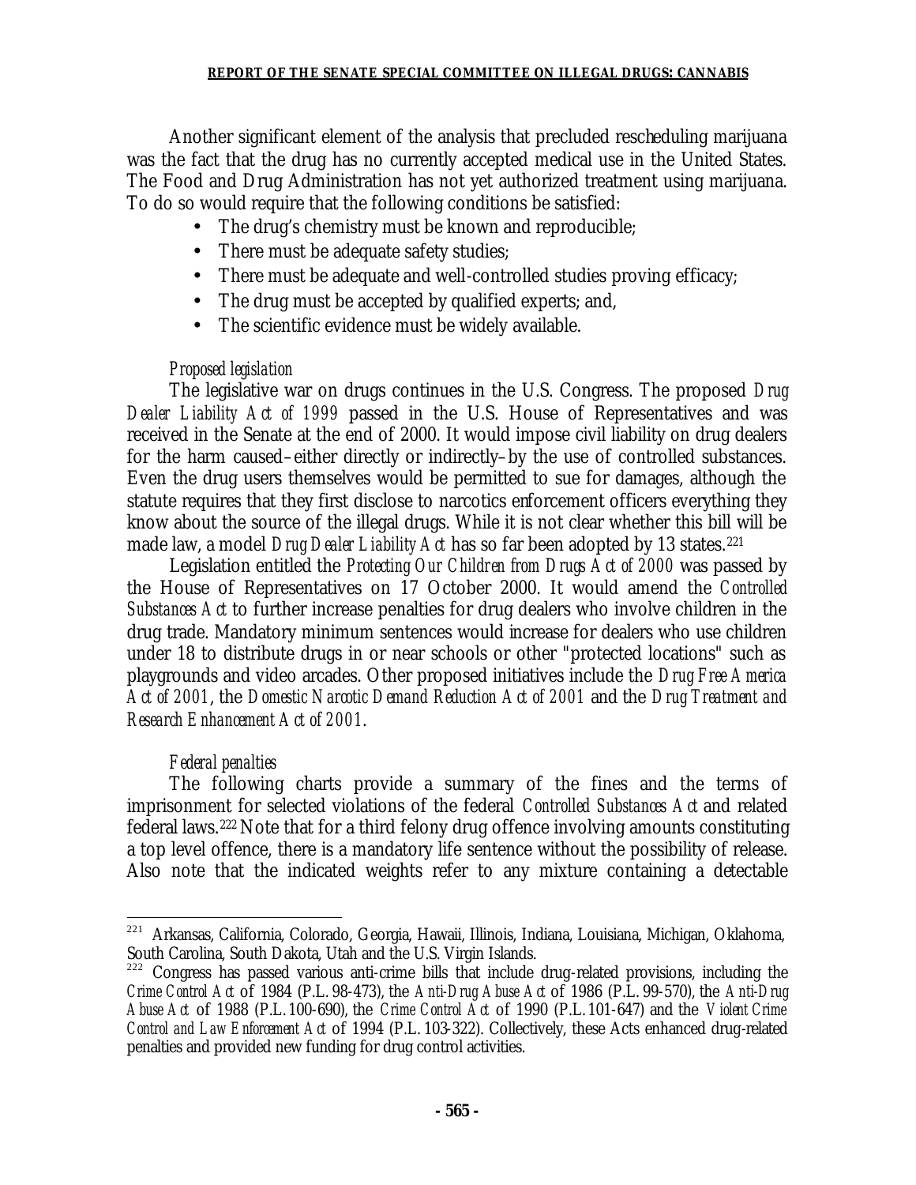Another significant element of the analysis that precluded rescheduling marijuana was the fact that the drug has no currently accepted medical use in the United States. The Food and Drug Administration has not yet authorized treatment using marijuana. To do so would require that the following conditions be satisfied:

- The drug's chemistry must be known and reproducible;
- There must be adequate safety studies;
- There must be adequate and well-controlled studies proving efficacy;
- The drug must be accepted by qualified experts; and,
- The scientific evidence must be widely available.

*Proposed legislation*

The legislative war on drugs continues in the U.S. Congress. The proposed *Drug Dealer Liability Act of 1999* passed in the U.S. House of Representatives and was received in the Senate at the end of 2000. It would impose civil liability on drug dealers for the harm caused–either directly or indirectly–by the use of controlled substances. Even the drug users themselves would be permitted to sue for damages, although the statute requires that they first disclose to narcotics enforcement officers everything they know about the source of the illegal drugs. While it is not clear whether this bill will be made law, a model *Drug Dealer Liability Act* has so far been adopted by 13 states.[221]

Legislation entitled the *Protecting Our Children from Drugs Act of 2000* was passed by the House of Representatives on 17 October 2000. It would amend the *Controlled Substances Act* to further increase penalties for drug dealers who involve children in the drug trade. Mandatory minimum sentences would increase for dealers who use children under 18 to distribute drugs in or near schools or other "protected locations" such as playgrounds and video arcades. Other proposed initiatives include the *Drug Free America Act of 2001*, the *Domestic Narcotic Demand Reduction Act of 2001* and the *Drug Treatment and Research Enhancement Act of 2001*.

*Federal penalties*

The following charts provide a summary of the fines and the terms of imprisonment for selected violations of the federal *Controlled Substances Act* and related federal laws.[222] Note that for a third felony drug offence involving amounts constituting a top level offence, there is a mandatory life sentence without the possibility of release. Also note that the indicated weights refer to any mixture containing a detectable

---

[221] Arkansas, California, Colorado, Georgia, Hawaii, Illinois, Indiana, Louisiana, Michigan, Oklahoma, South Carolina, South Dakota, Utah and the U.S. Virgin Islands.

[222] Congress has passed various anti-crime bills that include drug-related provisions, including the *Crime Control Act* of 1984 (P.L. 98-473), the *Anti-Drug Abuse Act* of 1986 (P.L. 99-570), the *Anti-Drug Abuse Act* of 1988 (P.L. 100-690), the *Crime Control Act* of 1990 (P.L. 101-647) and the *Violent Crime Control and Law Enforcement Act* of 1994 (P.L. 103-322). Collectively, these Acts enhanced drug-related penalties and provided new funding for drug control activities.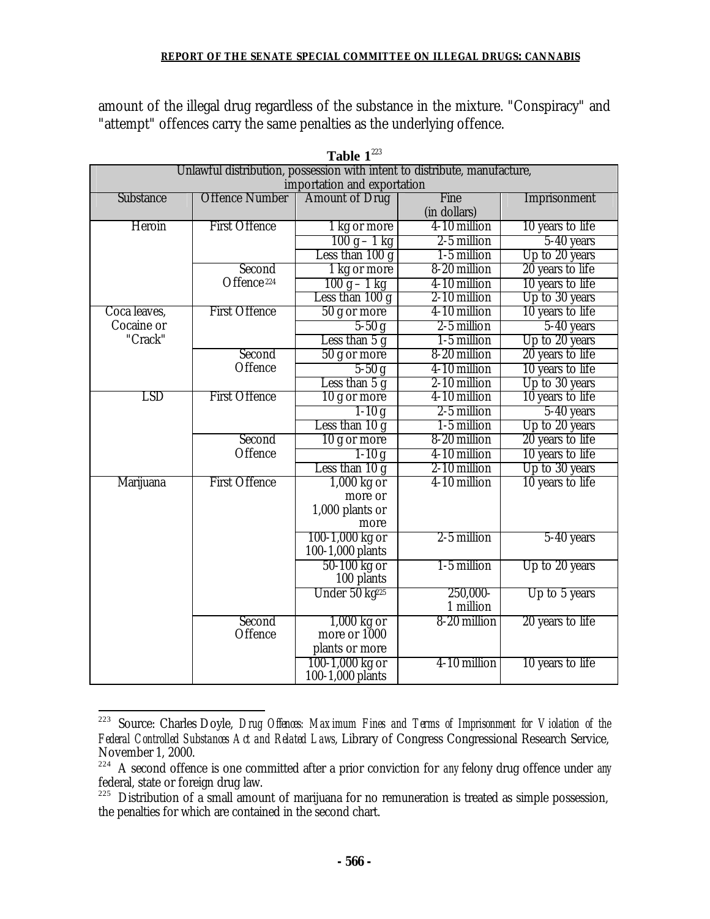amount of the illegal drug regardless of the substance in the mixture. "Conspiracy" and "attempt" offences carry the same penalties as the underlying offence.

**Table 1**[223]

| Unlawful distribution, possession with intent to distribute, manufacture, importation and exportation | | | | |
|---|---|---|---|---|
| **Substance** | **Offence Number** | **Amount of Drug** | **Fine (in dollars)** | **Imprisonment** |
| Heroin | First Offence | 1 kg or more | 4-10 million | 10 years to life |
| | | 100 g – 1 kg | 2-5 million | 5-40 years |
| | | Less than 100 g | 1-5 million | Up to 20 years |
| | Second Offence[224] | 1 kg or more | 8-20 million | 20 years to life |
| | | 100 g – 1 kg | 4-10 million | 10 years to life |
| | | Less than 100 g | 2-10 million | Up to 30 years |
| Coca leaves, Cocaine or "Crack" | First Offence | 50 g or more | 4-10 million | 10 years to life |
| | | 5-50 g | 2-5 million | 5-40 years |
| | | Less than 5 g | 1-5 million | Up to 20 years |
| | Second Offence | 50 g or more | 8-20 million | 20 years to life |
| | | 5-50 g | 4-10 million | 10 years to life |
| | | Less than 5 g | 2-10 million | Up to 30 years |
| LSD | First Offence | 10 g or more | 4-10 million | 10 years to life |
| | | 1-10 g | 2-5 million | 5-40 years |
| | | Less than 10 g | 1-5 million | Up to 20 years |
| | Second Offence | 10 g or more | 8-20 million | 20 years to life |
| | | 1-10 g | 4-10 million | 10 years to life |
| | | Less than 10 g | 2-10 million | Up to 30 years |
| Marijuana | First Offence | 1,000 kg or more or 1,000 plants or more | 4-10 million | 10 years to life |
| | | 100-1,000 kg or 100-1,000 plants | 2-5 million | 5-40 years |
| | | 50-100 kg or 100 plants | 1-5 million | Up to 20 years |
| | | Under 50 kg[225] | 250,000-1 million | Up to 5 years |
| | Second Offence | 1,000 kg or more or 1000 plants or more | 8-20 million | 20 years to life |
| | | 100-1,000 kg or 100-1,000 plants | 4-10 million | 10 years to life |

[223] Source: Charles Doyle, *Drug Offences: Maximum Fines and Terms of Imprisonment for Violation of the Federal Controlled Substances Act and Related Laws*, Library of Congress Congressional Research Service, November 1, 2000.

[224] A second offence is one committed after a prior conviction for *any* felony drug offence under *any* federal, state or foreign drug law.

[225] Distribution of a small amount of marijuana for no remuneration is treated as simple possession, the penalties for which are contained in the second chart.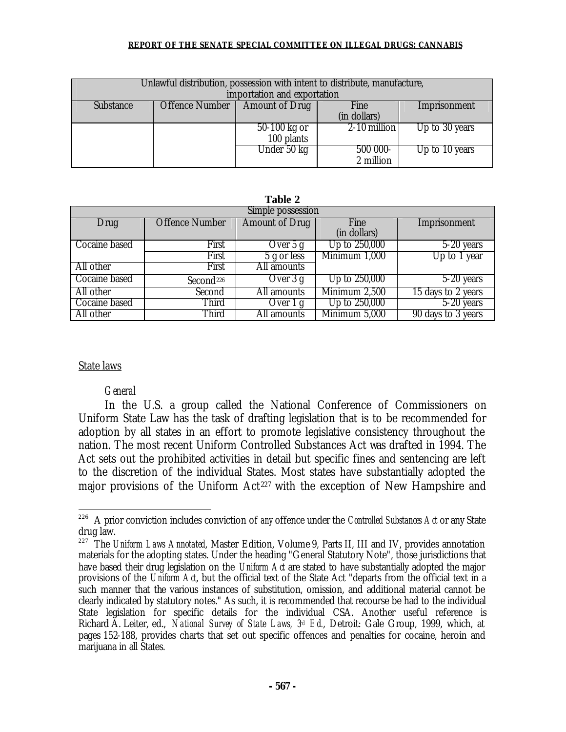| Unlawful distribution, possession with intent to distribute, manufacture, importation and exportation | | | | |
|---|---|---|---|---|
| Substance | Offence Number | Amount of Drug | Fine (in dollars) | Imprisonment |
| | | 50-100 kg or 100 plants | 2-10 million | Up to 30 years |
| | | Under 50 kg | 500 000- 2 million | Up to 10 years |

**Table 2**

| Simple possession | | | | |
|---|---|---|---|---|
| Drug | Offence Number | Amount of Drug | Fine (in dollars) | Imprisonment |
| Cocaine based | First | Over 5 g | Up to 250,000 | 5-20 years |
| | First | 5 g or less | Minimum 1,000 | Up to 1 year |
| All other | First | All amounts | | |
| Cocaine based | Second[226] | Over 3 g | Up to 250,000 | 5-20 years |
| All other | Second | All amounts | Minimum 2,500 | 15 days to 2 years |
| Cocaine based | Third | Over 1 g | Up to 250,000 | 5-20 years |
| All other | Third | All amounts | Minimum 5,000 | 90 days to 3 years |

State laws

*General*

In the U.S. a group called the National Conference of Commissioners on Uniform State Law has the task of drafting legislation that is to be recommended for adoption by all states in an effort to promote legislative consistency throughout the nation. The most recent Uniform Controlled Substances Act was drafted in 1994. The Act sets out the prohibited activities in detail but specific fines and sentencing are left to the discretion of the individual States. Most states have substantially adopted the major provisions of the Uniform Act[227] with the exception of New Hampshire and

[226] A prior conviction includes conviction of *any* offence under the *Controlled Substances Act* or any State drug law.

[227] The *Uniform Laws Annotated*, Master Edition, Volume 9, Parts II, III and IV, provides annotation materials for the adopting states. Under the heading "General Statutory Note", those jurisdictions that have based their drug legislation on the *Uniform Act* are stated to have substantially adopted the major provisions of the *Uniform Act*, but the official text of the State Act "departs from the official text in a such manner that the various instances of substitution, omission, and additional material cannot be clearly indicated by statutory notes." As such, it is recommended that recourse be had to the individual State legislation for specific details for the individual CSA. Another useful reference is Richard A. Leiter, ed., *National Survey of State Laws, 3rd Ed.*, Detroit: Gale Group, 1999, which, at pages 152-188, provides charts that set out specific offences and penalties for cocaine, heroin and marijuana in all States.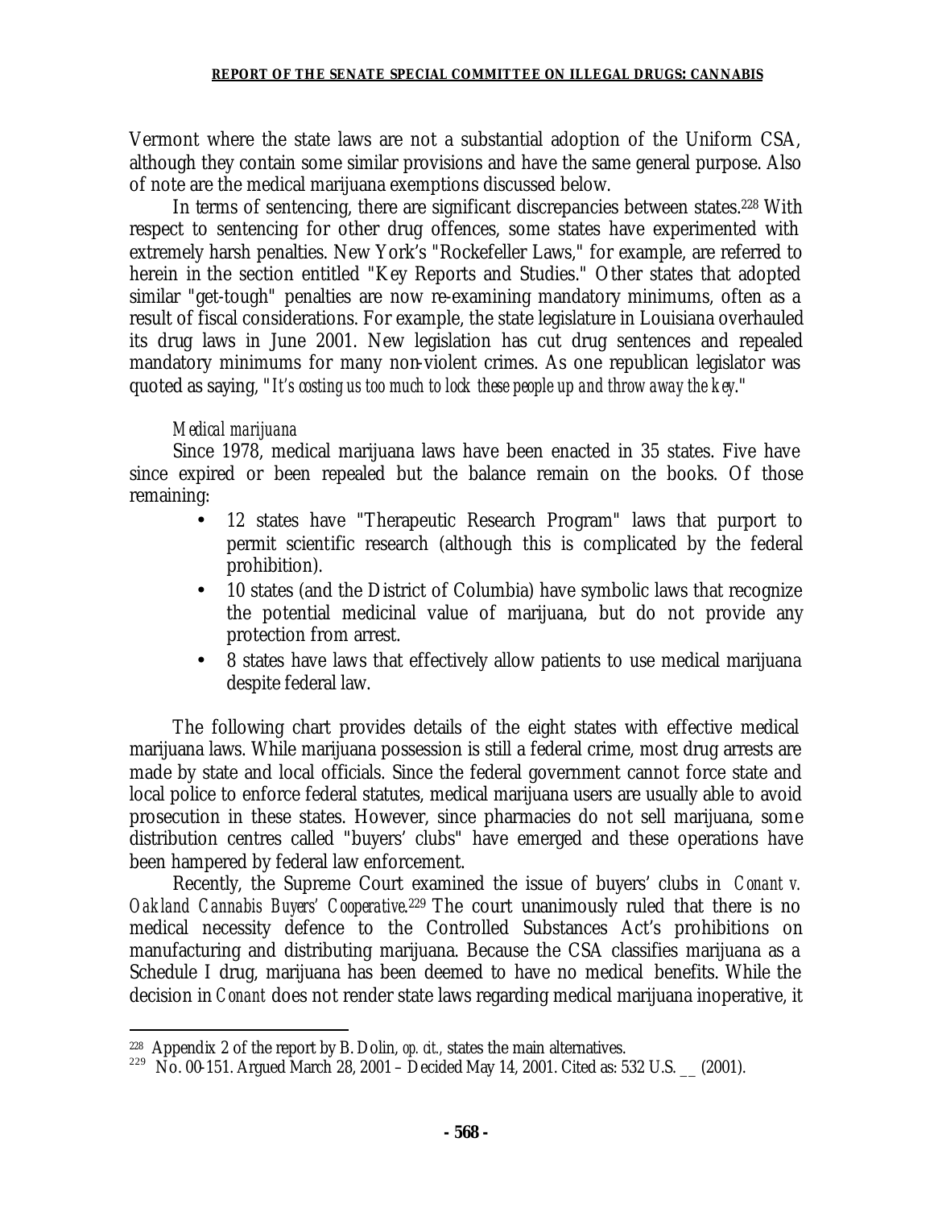Vermont where the state laws are not a substantial adoption of the Uniform CSA, although they contain some similar provisions and have the same general purpose. Also of note are the medical marijuana exemptions discussed below.

In terms of sentencing, there are significant discrepancies between states.[228] With respect to sentencing for other drug offences, some states have experimented with extremely harsh penalties. New York's "Rockefeller Laws," for example, are referred to herein in the section entitled "Key Reports and Studies." Other states that adopted similar "get-tough" penalties are now re-examining mandatory minimums, often as a result of fiscal considerations. For example, the state legislature in Louisiana overhauled its drug laws in June 2001. New legislation has cut drug sentences and repealed mandatory minimums for many non-violent crimes. As one republican legislator was quoted as saying, "*It's costing us too much to lock these people up and throw away the key*."

*Medical marijuana*

Since 1978, medical marijuana laws have been enacted in 35 states. Five have since expired or been repealed but the balance remain on the books. Of those remaining:

- 12 states have "Therapeutic Research Program" laws that purport to permit scientific research (although this is complicated by the federal prohibition).
- 10 states (and the District of Columbia) have symbolic laws that recognize the potential medicinal value of marijuana, but do not provide any protection from arrest.
- 8 states have laws that effectively allow patients to use medical marijuana despite federal law.

The following chart provides details of the eight states with effective medical marijuana laws. While marijuana possession is still a federal crime, most drug arrests are made by state and local officials. Since the federal government cannot force state and local police to enforce federal statutes, medical marijuana users are usually able to avoid prosecution in these states. However, since pharmacies do not sell marijuana, some distribution centres called "buyers' clubs" have emerged and these operations have been hampered by federal law enforcement.

Recently, the Supreme Court examined the issue of buyers' clubs in *Conant v. Oakland Cannabis Buyers' Cooperative*.[229] The court unanimously ruled that there is no medical necessity defence to the Controlled Substances Act's prohibitions on manufacturing and distributing marijuana. Because the CSA classifies marijuana as a Schedule I drug, marijuana has been deemed to have no medical benefits. While the decision in *Conant* does not render state laws regarding medical marijuana inoperative, it

---

[228] Appendix 2 of the report by B. Dolin, *op. cit.*, states the main alternatives.

[229] No. 00-151. Argued March 28, 2001 – Decided May 14, 2001. Cited as: 532 U.S. __ (2001).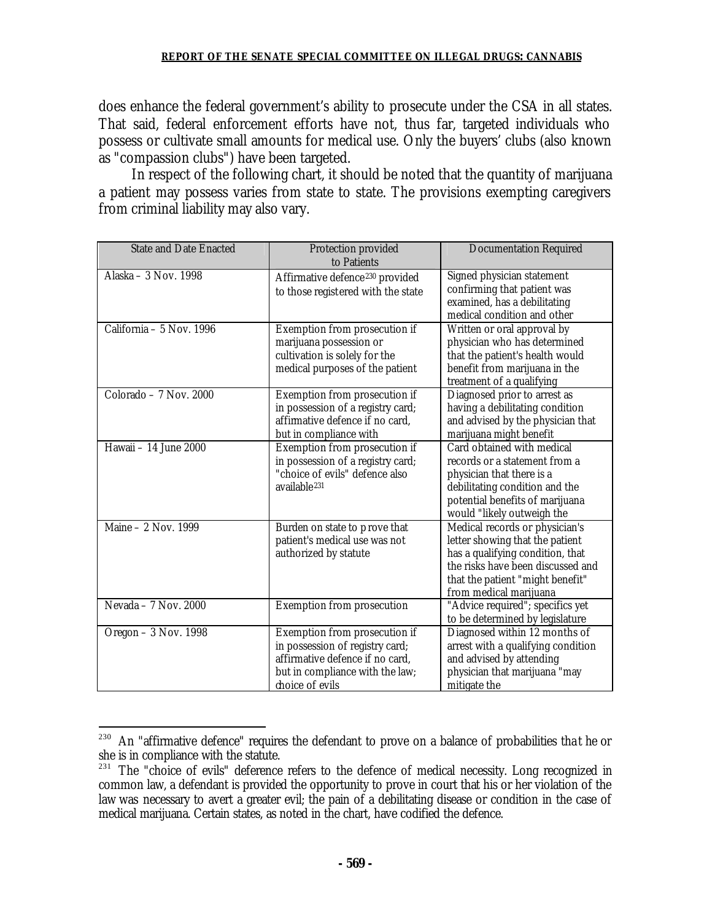does enhance the federal government’s ability to prosecute under the CSA in all states. That said, federal enforcement efforts have not, thus far, targeted individuals who possess or cultivate small amounts for medical use. Only the buyers’ clubs (also known as "compassion clubs") have been targeted.

In respect of the following chart, it should be noted that the quantity of marijuana a patient may possess varies from state to state. The provisions exempting caregivers from criminal liability may also vary.

| State and Date Enacted | Protection provided to Patients | Documentation Required |
|---|---|---|
| Alaska – 3 Nov. 1998 | Affirmative defence[230] provided to those registered with the state | Signed physician statement confirming that patient was examined, has a debilitating medical condition and other |
| California – 5 Nov. 1996 | Exemption from prosecution if marijuana possession or cultivation is solely for the medical purposes of the patient | Written or oral approval by physician who has determined that the patient's health would benefit from marijuana in the treatment of a qualifying |
| Colorado – 7 Nov. 2000 | Exemption from prosecution if in possession of a registry card; affirmative defence if no card, but in compliance with | Diagnosed prior to arrest as having a debilitating condition and advised by the physician that marijuana might benefit |
| Hawaii – 14 June 2000 | Exemption from prosecution if in possession of a registry card; "choice of evils" defence also available[231] | Card obtained with medical records or a statement from a physician that there is a debilitating condition and the potential benefits of marijuana would "likely outweigh the |
| Maine – 2 Nov. 1999 | Burden on state to prove that patient's medical use was not authorized by statute | Medical records or physician's letter showing that the patient has a qualifying condition, that the risks have been discussed and that the patient "might benefit" from medical marijuana |
| Nevada – 7 Nov. 2000 | Exemption from prosecution | "Advice required"; specifics yet to be determined by legislature |
| Oregon – 3 Nov. 1998 | Exemption from prosecution if in possession of registry card; affirmative defence if no card, but in compliance with the law; choice of evils | Diagnosed within 12 months of arrest with a qualifying condition and advised by attending physician that marijuana "may mitigate the |

[230] An "affirmative defence" requires the defendant to prove on a balance of probabilities that he or she is in compliance with the statute.

[231] The "choice of evils" deference refers to the defence of medical necessity. Long recognized in common law, a defendant is provided the opportunity to prove in court that his or her violation of the law was necessary to avert a greater evil; the pain of a debilitating disease or condition in the case of medical marijuana. Certain states, as noted in the chart, have codified the defence.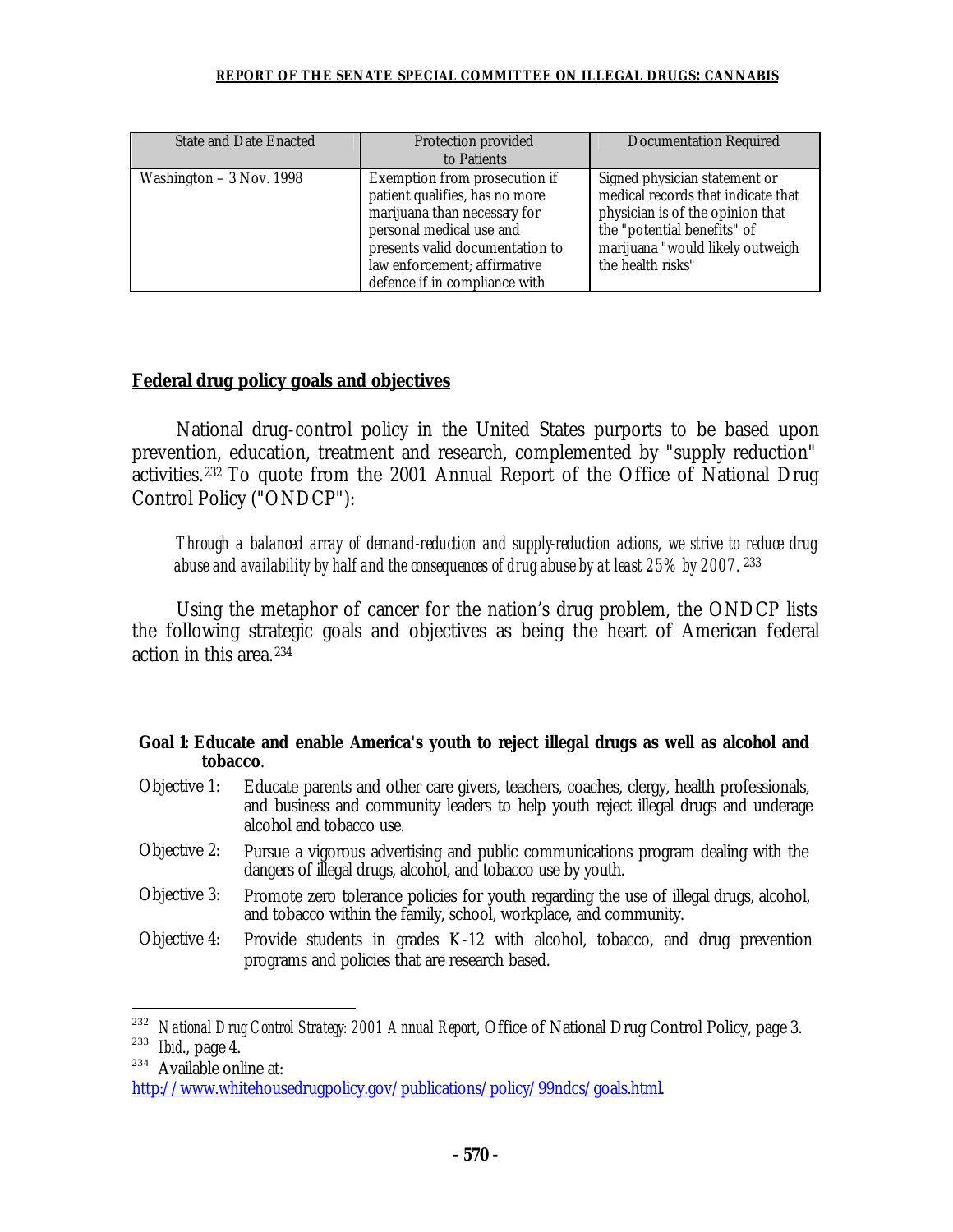| State and Date Enacted | Protection provided to Patients | Documentation Required |
| --- | --- | --- |
| Washington – 3 Nov. 1998 | Exemption from prosecution if patient qualifies, has no more marijuana than necessary for personal medical use and presents valid documentation to law enforcement; affirmative defence if in compliance with | Signed physician statement or medical records that indicate that physician is of the opinion that the "potential benefits" of marijuana "would likely outweigh the health risks" |

## Federal drug policy goals and objectives

National drug-control policy in the United States purports to be based upon prevention, education, treatment and research, complemented by "supply reduction" activities.[232] To quote from the 2001 Annual Report of the Office of National Drug Control Policy ("ONDCP"):

> *Through a balanced array of demand-reduction and supply-reduction actions, we strive to reduce drug abuse and availability by half and the consequences of drug abuse by at least 25% by 2007.* [233]

Using the metaphor of cancer for the nation's drug problem, the ONDCP lists the following strategic goals and objectives as being the heart of American federal action in this area.[234]

**Goal 1: Educate and enable America's youth to reject illegal drugs as well as alcohol and tobacco**.

Objective 1: Educate parents and other care givers, teachers, coaches, clergy, health professionals, and business and community leaders to help youth reject illegal drugs and underage alcohol and tobacco use.

Objective 2: Pursue a vigorous advertising and public communications program dealing with the dangers of illegal drugs, alcohol, and tobacco use by youth.

Objective 3: Promote zero tolerance policies for youth regarding the use of illegal drugs, alcohol, and tobacco within the family, school, workplace, and community.

Objective 4: Provide students in grades K-12 with alcohol, tobacco, and drug prevention programs and policies that are research based.

---

[232] *National Drug Control Strategy: 2001 Annual Report*, Office of National Drug Control Policy, page 3.

[233] *Ibid.*, page 4.

[234] Available online at: http://www.whitehousedrugpolicy.gov/publications/policy/99ndcs/goals.html.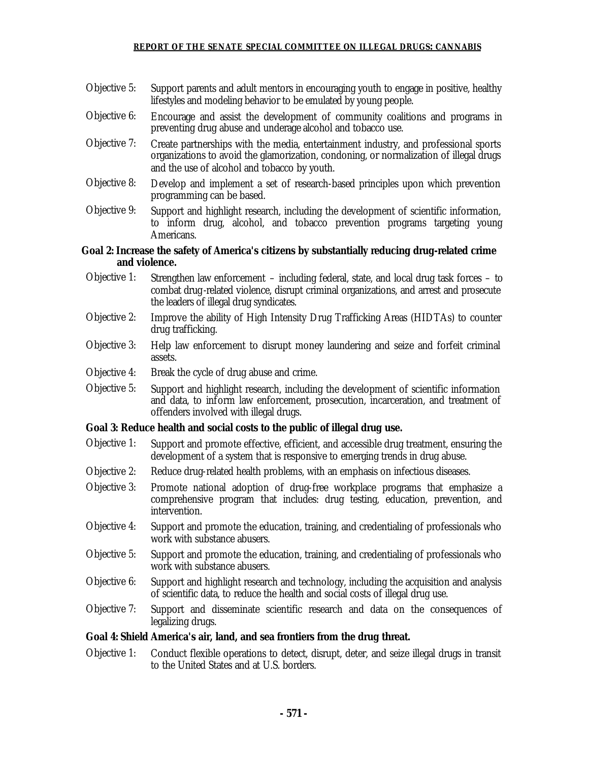Objective 5: Support parents and adult mentors in encouraging youth to engage in positive, healthy lifestyles and modeling behavior to be emulated by young people.

Objective 6: Encourage and assist the development of community coalitions and programs in preventing drug abuse and underage alcohol and tobacco use.

Objective 7: Create partnerships with the media, entertainment industry, and professional sports organizations to avoid the glamorization, condoning, or normalization of illegal drugs and the use of alcohol and tobacco by youth.

Objective 8: Develop and implement a set of research-based principles upon which prevention programming can be based.

Objective 9: Support and highlight research, including the development of scientific information, to inform drug, alcohol, and tobacco prevention programs targeting young Americans.

**Goal 2: Increase the safety of America's citizens by substantially reducing drug-related crime and violence.**

Objective 1: Strengthen law enforcement – including federal, state, and local drug task forces – to combat drug-related violence, disrupt criminal organizations, and arrest and prosecute the leaders of illegal drug syndicates.

Objective 2: Improve the ability of High Intensity Drug Trafficking Areas (HIDTAs) to counter drug trafficking.

Objective 3: Help law enforcement to disrupt money laundering and seize and forfeit criminal assets.

Objective 4: Break the cycle of drug abuse and crime.

Objective 5: Support and highlight research, including the development of scientific information and data, to inform law enforcement, prosecution, incarceration, and treatment of offenders involved with illegal drugs.

**Goal 3: Reduce health and social costs to the public of illegal drug use.**

Objective 1: Support and promote effective, efficient, and accessible drug treatment, ensuring the development of a system that is responsive to emerging trends in drug abuse.

Objective 2: Reduce drug-related health problems, with an emphasis on infectious diseases.

Objective 3: Promote national adoption of drug-free workplace programs that emphasize a comprehensive program that includes: drug testing, education, prevention, and intervention.

Objective 4: Support and promote the education, training, and credentialing of professionals who work with substance abusers.

Objective 5: Support and promote the education, training, and credentialing of professionals who work with substance abusers.

Objective 6: Support and highlight research and technology, including the acquisition and analysis of scientific data, to reduce the health and social costs of illegal drug use.

Objective 7: Support and disseminate scientific research and data on the consequences of legalizing drugs.

**Goal 4: Shield America's air, land, and sea frontiers from the drug threat.**

Objective 1: Conduct flexible operations to detect, disrupt, deter, and seize illegal drugs in transit to the United States and at U.S. borders.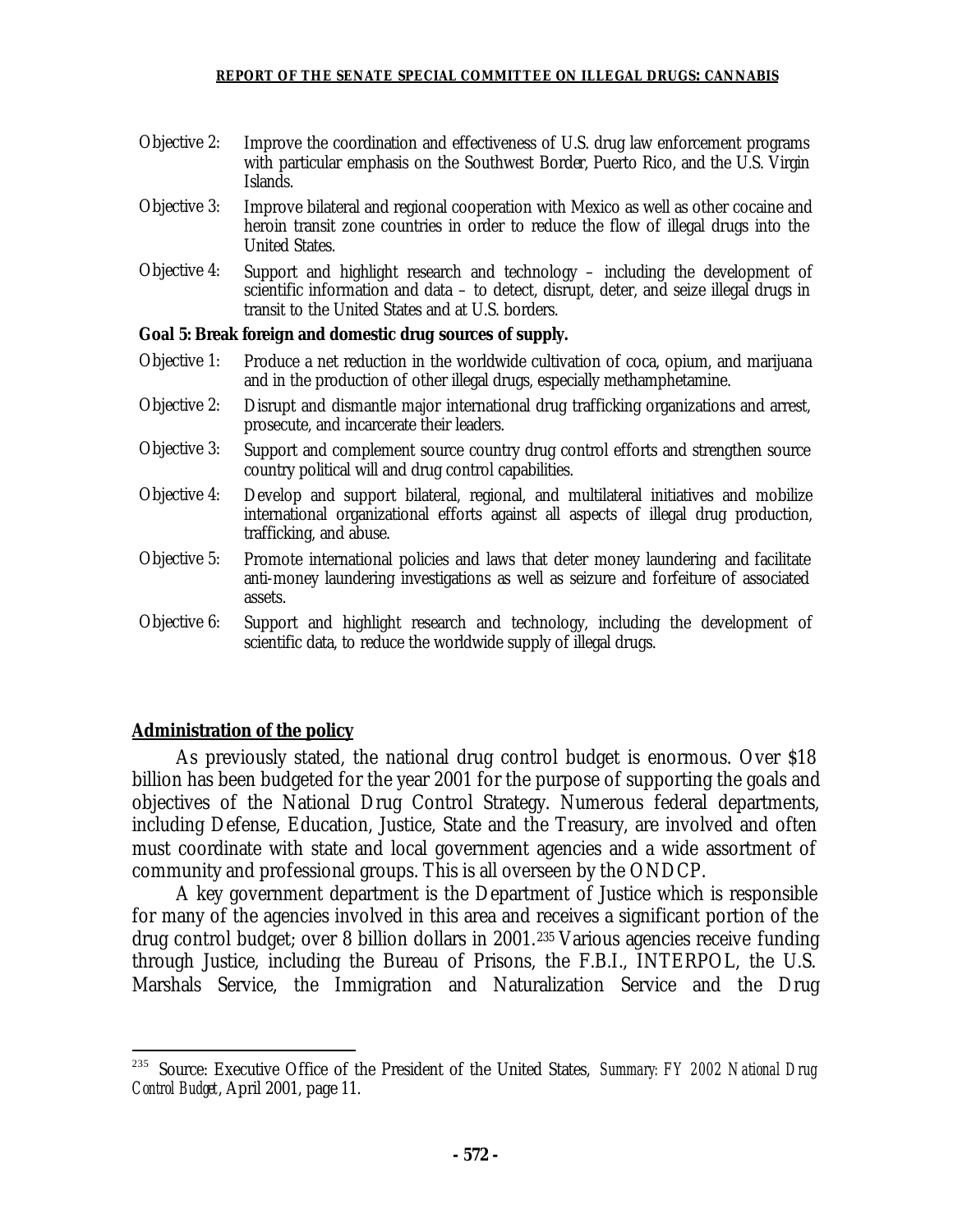Objective 2: Improve the coordination and effectiveness of U.S. drug law enforcement programs with particular emphasis on the Southwest Border, Puerto Rico, and the U.S. Virgin Islands.

Objective 3: Improve bilateral and regional cooperation with Mexico as well as other cocaine and heroin transit zone countries in order to reduce the flow of illegal drugs into the United States.

Objective 4: Support and highlight research and technology – including the development of scientific information and data – to detect, disrupt, deter, and seize illegal drugs in transit to the United States and at U.S. borders.

**Goal 5: Break foreign and domestic drug sources of supply.**

Objective 1: Produce a net reduction in the worldwide cultivation of coca, opium, and marijuana and in the production of other illegal drugs, especially methamphetamine.

Objective 2: Disrupt and dismantle major international drug trafficking organizations and arrest, prosecute, and incarcerate their leaders.

Objective 3: Support and complement source country drug control efforts and strengthen source country political will and drug control capabilities.

Objective 4: Develop and support bilateral, regional, and multilateral initiatives and mobilize international organizational efforts against all aspects of illegal drug production, trafficking, and abuse.

Objective 5: Promote international policies and laws that deter money laundering and facilitate anti-money laundering investigations as well as seizure and forfeiture of associated assets.

Objective 6: Support and highlight research and technology, including the development of scientific data, to reduce the worldwide supply of illegal drugs.

## Administration of the policy

As previously stated, the national drug control budget is enormous. Over $18 billion has been budgeted for the year 2001 for the purpose of supporting the goals and objectives of the National Drug Control Strategy. Numerous federal departments, including Defense, Education, Justice, State and the Treasury, are involved and often must coordinate with state and local government agencies and a wide assortment of community and professional groups. This is all overseen by the ONDCP.

A key government department is the Department of Justice which is responsible for many of the agencies involved in this area and receives a significant portion of the drug control budget; over 8 billion dollars in 2001.[235] Various agencies receive funding through Justice, including the Bureau of Prisons, the F.B.I., INTERPOL, the U.S. Marshals Service, the Immigration and Naturalization Service and the Drug

---

[235] Source: Executive Office of the President of the United States, *Summary: FY 2002 National Drug Control Budget*, April 2001, page 11.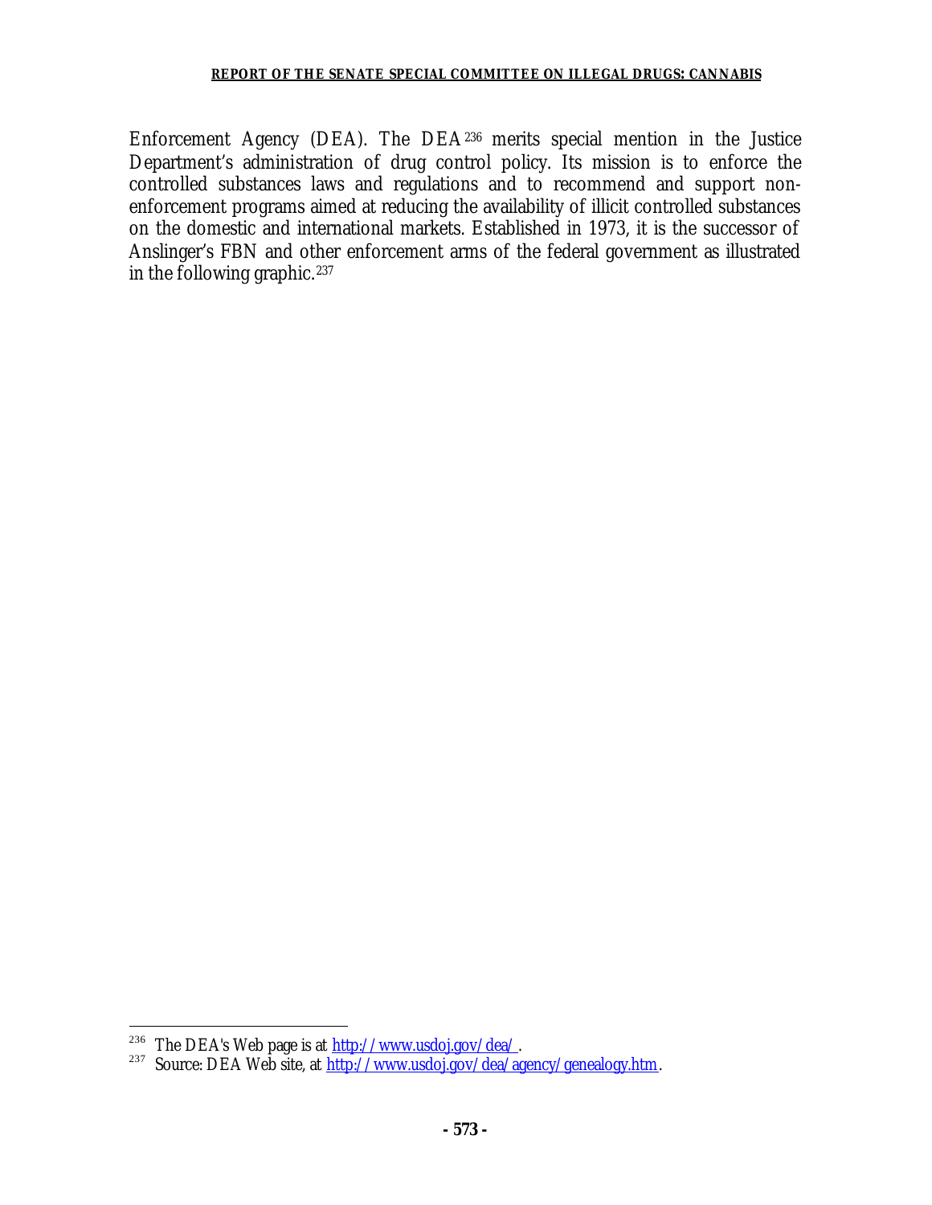Enforcement Agency (DEA). The DEA[236] merits special mention in the Justice Department's administration of drug control policy. Its mission is to enforce the controlled substances laws and regulations and to recommend and support non-enforcement programs aimed at reducing the availability of illicit controlled substances on the domestic and international markets. Established in 1973, it is the successor of Anslinger's FBN and other enforcement arms of the federal government as illustrated in the following graphic.[237]

---

[236] The DEA's Web page is at http://www.usdoj.gov/dea/.

[237] Source: DEA Web site, at http://www.usdoj.gov/dea/agency/genealogy.htm.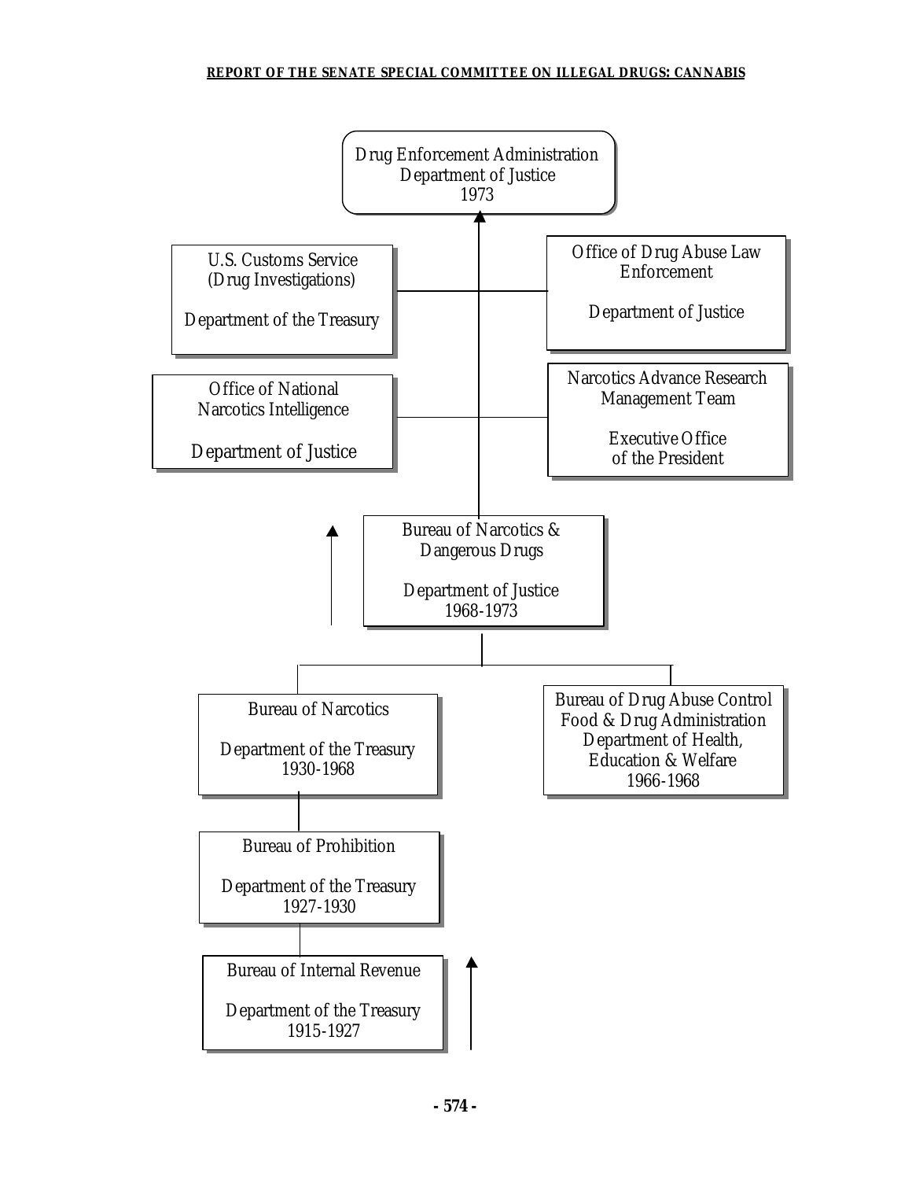Drug Enforcement Administration
Department of Justice
1973

U.S. Customs Service
(Drug Investigations)

Department of the Treasury

Office of Drug Abuse Law Enforcement

Department of Justice

Office of National Narcotics Intelligence

Department of Justice

Narcotics Advance Research Management Team

Executive Office of the President

Bureau of Narcotics & Dangerous Drugs

Department of Justice
1968-1973

Bureau of Narcotics

Department of the Treasury
1930-1968

Bureau of Drug Abuse Control
Food & Drug Administration
Department of Health, Education & Welfare
1966-1968

Bureau of Prohibition

Department of the Treasury
1927-1930

Bureau of Internal Revenue

Department of the Treasury
1915-1927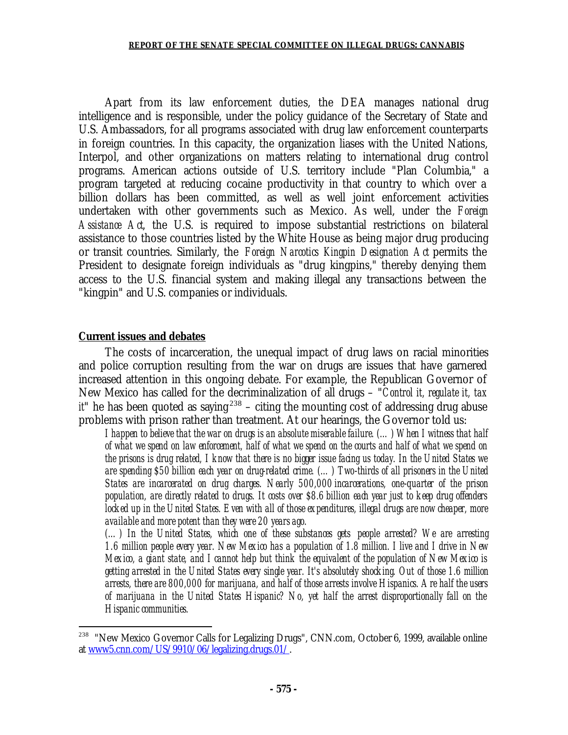Apart from its law enforcement duties, the DEA manages national drug intelligence and is responsible, under the policy guidance of the Secretary of State and U.S. Ambassadors, for all programs associated with drug law enforcement counterparts in foreign countries. In this capacity, the organization liases with the United Nations, Interpol, and other organizations on matters relating to international drug control programs. American actions outside of U.S. territory include "Plan Columbia," a program targeted at reducing cocaine productivity in that country to which over a billion dollars has been committed, as well as well joint enforcement activities undertaken with other governments such as Mexico. As well, under the *Foreign Assistance Act*, the U.S. is required to impose substantial restrictions on bilateral assistance to those countries listed by the White House as being major drug producing or transit countries. Similarly, the *Foreign Narcotics Kingpin Designation Act* permits the President to designate foreign individuals as "drug kingpins," thereby denying them access to the U.S. financial system and making illegal any transactions between the "kingpin" and U.S. companies or individuals.

**Current issues and debates**

The costs of incarceration, the unequal impact of drug laws on racial minorities and police corruption resulting from the war on drugs are issues that have garnered increased attention in this ongoing debate. For example, the Republican Governor of New Mexico has called for the decriminalization of all drugs – "*Control it, regulate it, tax it*" he has been quoted as saying[238] – citing the mounting cost of addressing drug abuse problems with prison rather than treatment. At our hearings, the Governor told us:

> *I happen to believe that the war on drugs is an absolute miserable failure. (...) When I witness that half of what we spend on law enforcement, half of what we spend on the courts and half of what we spend on the prisons is drug related, I know that there is no bigger issue facing us today. In the United States we are spending $50 billion each year on drug-related crime. (...) Two-thirds of all prisoners in the United States are incarcerated on drug charges. Nearly 500,000 incarcerations, one-quarter of the prison population, are directly related to drugs. It costs over $8.6 billion each year just to keep drug offenders locked up in the United States. Even with all of those expenditures, illegal drugs are now cheaper, more available and more potent than they were 20 years ago.*
>
> *(...) In the United States, which one of these substances gets people arrested? We are arresting 1.6 million people every year. New Mexico has a population of 1.8 million. I live and I drive in New Mexico, a giant state, and I cannot help but think the equivalent of the population of New Mexico is getting arrested in the United States every single year. It's absolutely shocking. Out of those 1.6 million arrests, there are 800,000 for marijuana, and half of those arrests involve Hispanics. Are half the users of marijuana in the United States Hispanic? No, yet half the arrest disproportionally fall on the Hispanic communities.*

---

[238] "New Mexico Governor Calls for Legalizing Drugs", CNN.com, October 6, 1999, available online at www5.cnn.com/US/9910/06/legalizing.drugs.01/.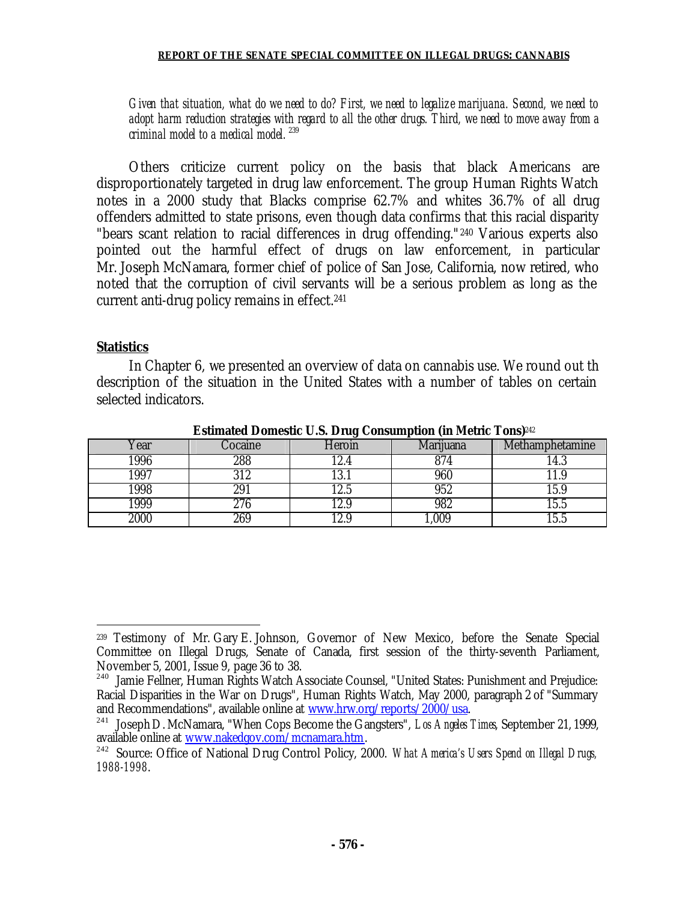*Given that situation, what do we need to do? First, we need to legalize marijuana. Second, we need to adopt harm reduction strategies with regard to all the other drugs. Third, we need to move away from a criminal model to a medical model.* [239]

Others criticize current policy on the basis that black Americans are disproportionately targeted in drug law enforcement. The group Human Rights Watch notes in a 2000 study that Blacks comprise 62.7% and whites 36.7% of all drug offenders admitted to state prisons, even though data confirms that this racial disparity "bears scant relation to racial differences in drug offending."[240] Various experts also pointed out the harmful effect of drugs on law enforcement, in particular Mr. Joseph McNamara, former chief of police of San Jose, California, now retired, who noted that the corruption of civil servants will be a serious problem as long as the current anti-drug policy remains in effect.[241]

## Statistics

In Chapter 6, we presented an overview of data on cannabis use. We round out th description of the situation in the United States with a number of tables on certain selected indicators.

**Estimated Domestic U.S. Drug Consumption (in Metric Tons)**[242]

| Year | Cocaine | Heroin | Marijuana | Methamphetamine |
|---|---|---|---|---|
| 1996 | 288 | 12.4 | 874 | 14.3 |
| 1997 | 312 | 13.1 | 960 | 11.9 |
| 1998 | 291 | 12.5 | 952 | 15.9 |
| 1999 | 276 | 12.9 | 982 | 15.5 |
| 2000 | 269 | 12.9 | 1,009 | 15.5 |

---

[239] Testimony of Mr. Gary E. Johnson, Governor of New Mexico, before the Senate Special Committee on Illegal Drugs, Senate of Canada, first session of the thirty-seventh Parliament, November 5, 2001, Issue 9, page 36 to 38.

[240] Jamie Fellner, Human Rights Watch Associate Counsel, "United States: Punishment and Prejudice: Racial Disparities in the War on Drugs", Human Rights Watch, May 2000, paragraph 2 of "Summary and Recommendations", available online at www.hrw.org/reports/2000/usa.

[241] Joseph D. McNamara, "When Cops Become the Gangsters", *Los Angeles Times*, September 21, 1999, available online at www.nakedgov.com/mcnamara.htm.

[242] Source: Office of National Drug Control Policy, 2000. *What America's Users Spend on Illegal Drugs, 1988-1998*.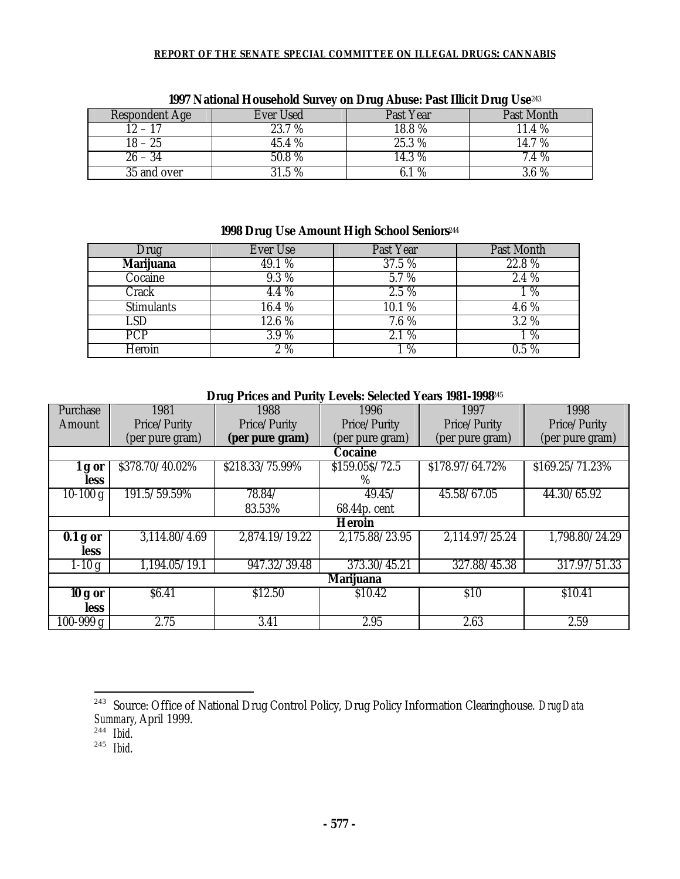**1997 National Household Survey on Drug Abuse: Past Illicit Drug Use**[243]

| Respondent Age | Ever Used | Past Year | Past Month |
|---|---|---|---|
| 12 – 17 | 23.7 % | 18.8 % | 11.4 % |
| 18 – 25 | 45.4 % | 25.3 % | 14.7 % |
| 26 – 34 | 50.8 % | 14.3 % | 7.4 % |
| 35 and over | 31.5 % | 6.1 % | 3.6 % |

**1998 Drug Use Amount High School Seniors**[244]

| Drug | Ever Use | Past Year | Past Month |
|---|---|---|---|
| **Marijuana** | 49.1 % | 37.5 % | 22.8 % |
| Cocaine | 9.3 % | 5.7 % | 2.4 % |
| Crack | 4.4 % | 2.5 % | 1 % |
| Stimulants | 16.4 % | 10.1 % | 4.6 % |
| LSD | 12.6 % | 7.6 % | 3.2 % |
| PCP | 3.9 % | 2.1 % | 1 % |
| Heroin | 2 % | 1 % | 0.5 % |

**Drug Prices and Purity Levels: Selected Years 1981-1998**[245]

| Purchase Amount | 1981 Price/Purity (per pure gram) | 1988 Price/Purity **(per pure gram)** | 1996 Price/Purity (per pure gram) | 1997 Price/Purity (per pure gram) | 1998 Price/Purity (per pure gram) |
|---|---|---|---|---|---|
| **Cocaine** | | | | | |
| **1 g or less** | $378.70/40.02% | $218.33/75.99% | $159.05$/72.5 % | $178.97/64.72% | $169.25/71.23% |
| 10-100 g | 191.5/59.59% | 78.84/ 83.53% | 49.45/ 68.44p. cent | 45.58/67.05 | 44.30/65.92 |
| **Heroin** | | | | | |
| **0.1 g or less** | 3,114.80/4.69 | 2,874.19/19.22 | 2,175.88/23.95 | 2,114.97/25.24 | 1,798.80/24.29 |
| 1-10 g | 1,194.05/19.1 | 947.32/39.48 | 373.30/45.21 | 327.88/45.38 | 317.97/51.33 |
| **Marijuana** | | | | | |
| **10 g or less** | $6.41 | $12.50 | $10.42 | $10 | $10.41 |
| 100-999 g | 2.75 | 3.41 | 2.95 | 2.63 | 2.59 |

---

[243] Source: Office of National Drug Control Policy, Drug Policy Information Clearinghouse. *Drug Data Summary*, April 1999.

[244] *Ibid*.

[245] *Ibid*.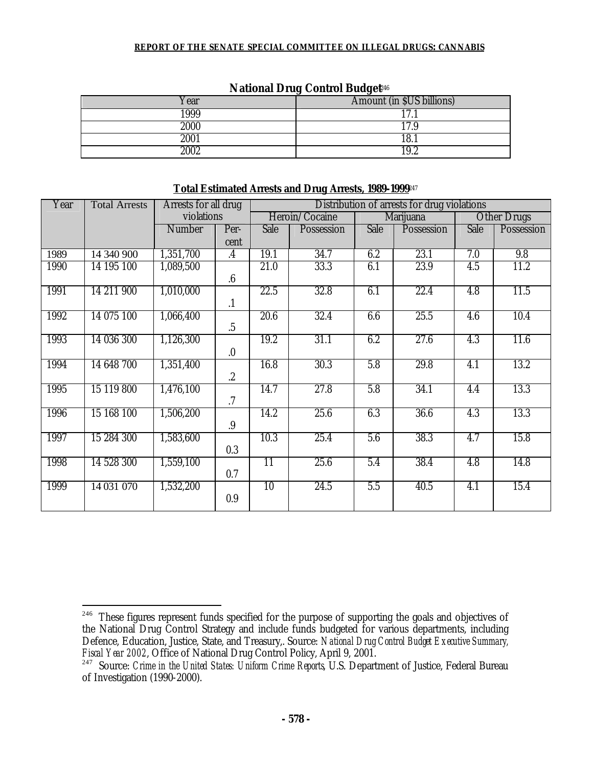**National Drug Control Budget**[246]

| Year | Amount (in $US billions) |
|---|---|
| 1999 | 17.1 |
| 2000 | 17.9 |
| 2001 | 18.1 |
| 2002 | 19.2 |

**Total Estimated Arrests and Drug Arrests, 1989-1999**[247]

| Year | Total Arrests | Arrests for all drug violations | | Distribution of arrests for drug violations | | | | | |
|---|---|---|---|---|---|---|---|---|---|
| | | | | Heroin/Cocaine | | Marijuana | | Other Drugs | |
| | | Number | Per-cent | Sale | Possession | Sale | Possession | Sale | Possession |
| 1989 | 14 340 900 | 1,351,700 | .4 | 19.1 | 34.7 | 6.2 | 23.1 | 7.0 | 9.8 |
| 1990 | 14 195 100 | 1,089,500 | .6 | 21.0 | 33.3 | 6.1 | 23.9 | 4.5 | 11.2 |
| 1991 | 14 211 900 | 1,010,000 | .1 | 22.5 | 32.8 | 6.1 | 22.4 | 4.8 | 11.5 |
| 1992 | 14 075 100 | 1,066,400 | .5 | 20.6 | 32.4 | 6.6 | 25.5 | 4.6 | 10.4 |
| 1993 | 14 036 300 | 1,126,300 | .0 | 19.2 | 31.1 | 6.2 | 27.6 | 4.3 | 11.6 |
| 1994 | 14 648 700 | 1,351,400 | .2 | 16.8 | 30.3 | 5.8 | 29.8 | 4.1 | 13.2 |
| 1995 | 15 119 800 | 1,476,100 | .7 | 14.7 | 27.8 | 5.8 | 34.1 | 4.4 | 13.3 |
| 1996 | 15 168 100 | 1,506,200 | .9 | 14.2 | 25.6 | 6.3 | 36.6 | 4.3 | 13.3 |
| 1997 | 15 284 300 | 1,583,600 | 0.3 | 10.3 | 25.4 | 5.6 | 38.3 | 4.7 | 15.8 |
| 1998 | 14 528 300 | 1,559,100 | 0.7 | 11 | 25.6 | 5.4 | 38.4 | 4.8 | 14.8 |
| 1999 | 14 031 070 | 1,532,200 | 0.9 | 10 | 24.5 | 5.5 | 40.5 | 4.1 | 15.4 |

---

[246] These figures represent funds specified for the purpose of supporting the goals and objectives of the National Drug Control Strategy and include funds budgeted for various departments, including Defence, Education, Justice, State, and Treasury,. Source: *National Drug Control Budget Executive Summary, Fiscal Year 2002*, Office of National Drug Control Policy, April 9, 2001.

[247] Source: *Crime in the United States: Uniform Crime Reports*, U.S. Department of Justice, Federal Bureau of Investigation (1990-2000).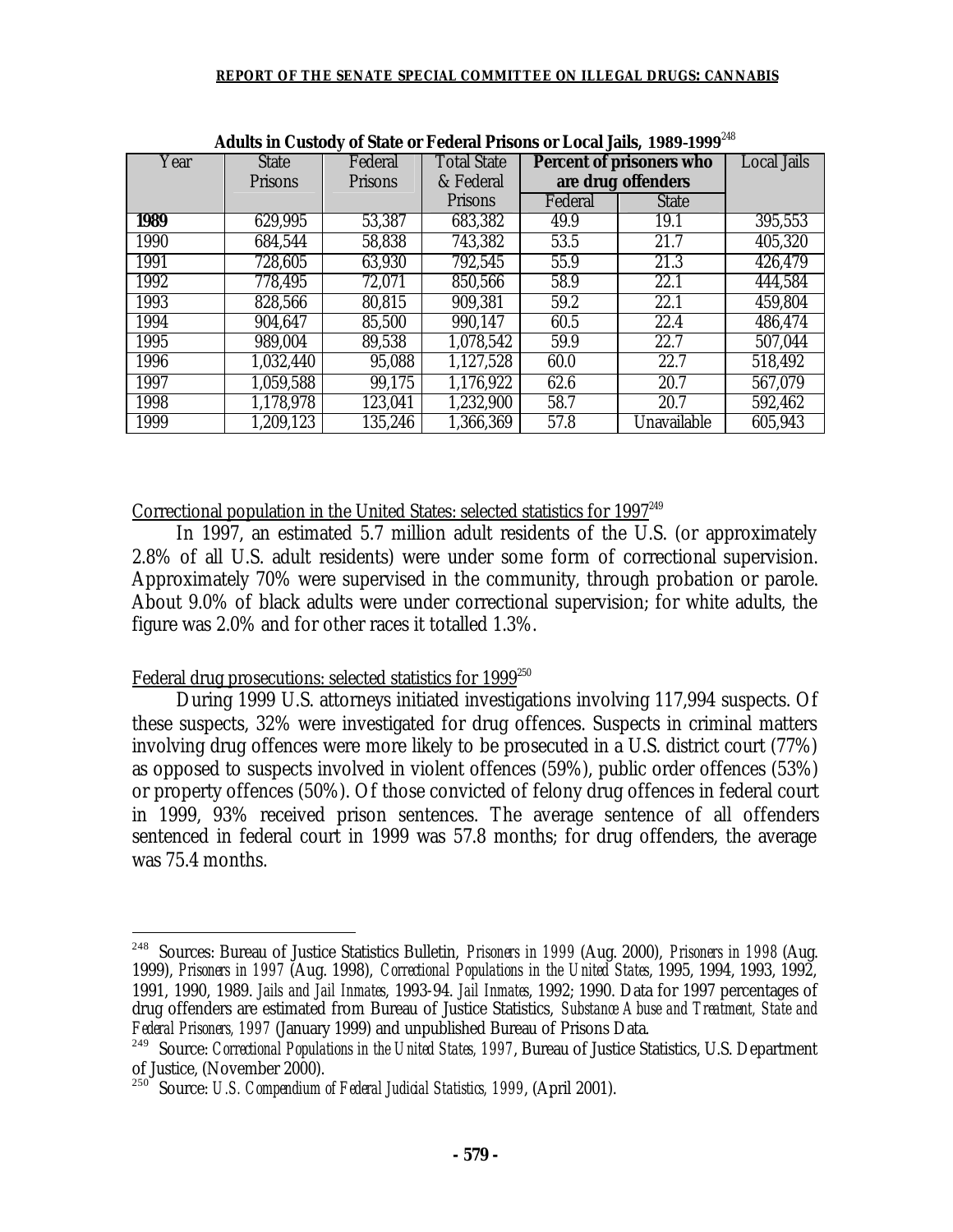**Adults in Custody of State or Federal Prisons or Local Jails, 1989-1999**[248]

| Year | State Prisons | Federal Prisons | Total State & Federal Prisons | Percent of prisoners who are drug offenders | | Local Jails |
|---|---|---|---|---|---|---|
| | | | | Federal | State | |
| **1989** | 629,995 | 53,387 | 683,382 | 49.9 | 19.1 | 395,553 |
| 1990 | 684,544 | 58,838 | 743,382 | 53.5 | 21.7 | 405,320 |
| 1991 | 728,605 | 63,930 | 792,545 | 55.9 | 21.3 | 426,479 |
| 1992 | 778,495 | 72,071 | 850,566 | 58.9 | 22.1 | 444,584 |
| 1993 | 828,566 | 80,815 | 909,381 | 59.2 | 22.1 | 459,804 |
| 1994 | 904,647 | 85,500 | 990,147 | 60.5 | 22.4 | 486,474 |
| 1995 | 989,004 | 89,538 | 1,078,542 | 59.9 | 22.7 | 507,044 |
| 1996 | 1,032,440 | 95,088 | 1,127,528 | 60.0 | 22.7 | 518,492 |
| 1997 | 1,059,588 | 99,175 | 1,176,922 | 62.6 | 20.7 | 567,079 |
| 1998 | 1,178,978 | 123,041 | 1,232,900 | 58.7 | 20.7 | 592,462 |
| 1999 | 1,209,123 | 135,246 | 1,366,369 | 57.8 | Unavailable | 605,943 |

Correctional population in the United States: selected statistics for 1997[249]

In 1997, an estimated 5.7 million adult residents of the U.S. (or approximately 2.8% of all U.S. adult residents) were under some form of correctional supervision. Approximately 70% were supervised in the community, through probation or parole. About 9.0% of black adults were under correctional supervision; for white adults, the figure was 2.0% and for other races it totalled 1.3%.

Federal drug prosecutions: selected statistics for 1999[250]

During 1999 U.S. attorneys initiated investigations involving 117,994 suspects. Of these suspects, 32% were investigated for drug offences. Suspects in criminal matters involving drug offences were more likely to be prosecuted in a U.S. district court (77%) as opposed to suspects involved in violent offences (59%), public order offences (53%) or property offences (50%). Of those convicted of felony drug offences in federal court in 1999, 93% received prison sentences. The average sentence of all offenders sentenced in federal court in 1999 was 57.8 months; for drug offenders, the average was 75.4 months.

---

[248] Sources: Bureau of Justice Statistics Bulletin, *Prisoners in 1999* (Aug. 2000), *Prisoners in 1998* (Aug. 1999), *Prisoners in 1997* (Aug. 1998), *Correctional Populations in the United States*, 1995, 1994, 1993, 1992, 1991, 1990, 1989. *Jails and Jail Inmates*, 1993-94. *Jail Inmates*, 1992; 1990. Data for 1997 percentages of drug offenders are estimated from Bureau of Justice Statistics, *Substance Abuse and Treatment, State and Federal Prisoners, 1997* (January 1999) and unpublished Bureau of Prisons Data.

[249] Source: *Correctional Populations in the United States, 1997*, Bureau of Justice Statistics, U.S. Department of Justice, (November 2000).

[250] Source: *U.S. Compendium of Federal Judicial Statistics, 1999*, (April 2001).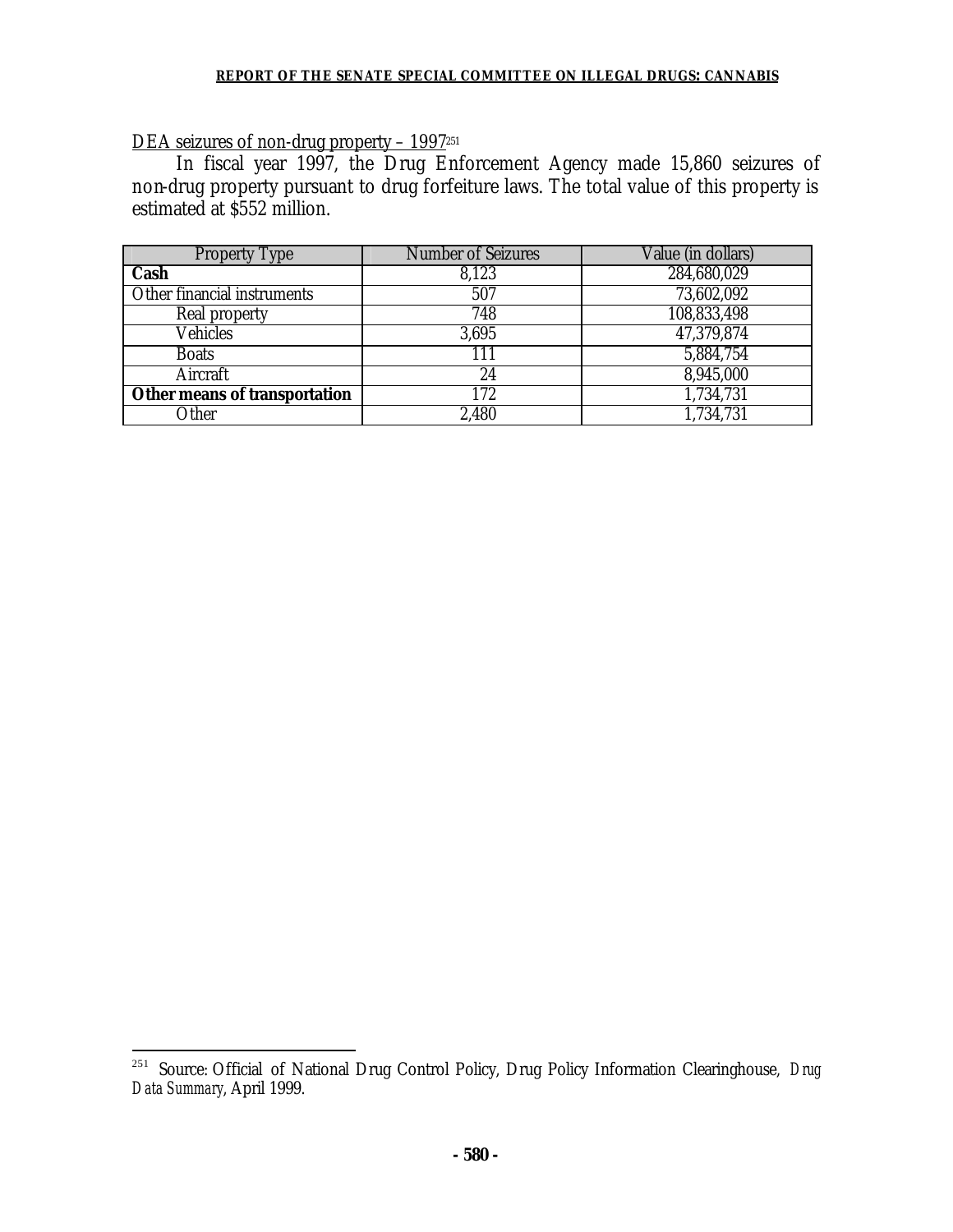DEA seizures of non-drug property – 1997[251]

In fiscal year 1997, the Drug Enforcement Agency made 15,860 seizures of non-drug property pursuant to drug forfeiture laws. The total value of this property is estimated at $552 million.

| Property Type | Number of Seizures | Value (in dollars) |
| --- | --- | --- |
| **Cash** | 8,123 | 284,680,029 |
| Other financial instruments | 507 | 73,602,092 |
| Real property | 748 | 108,833,498 |
| Vehicles | 3,695 | 47,379,874 |
| Boats | 111 | 5,884,754 |
| Aircraft | 24 | 8,945,000 |
| **Other means of transportation** | 172 | 1,734,731 |
| Other | 2,480 | 1,734,731 |

[251] Source: Official of National Drug Control Policy, Drug Policy Information Clearinghouse, *Drug Data Summary*, April 1999.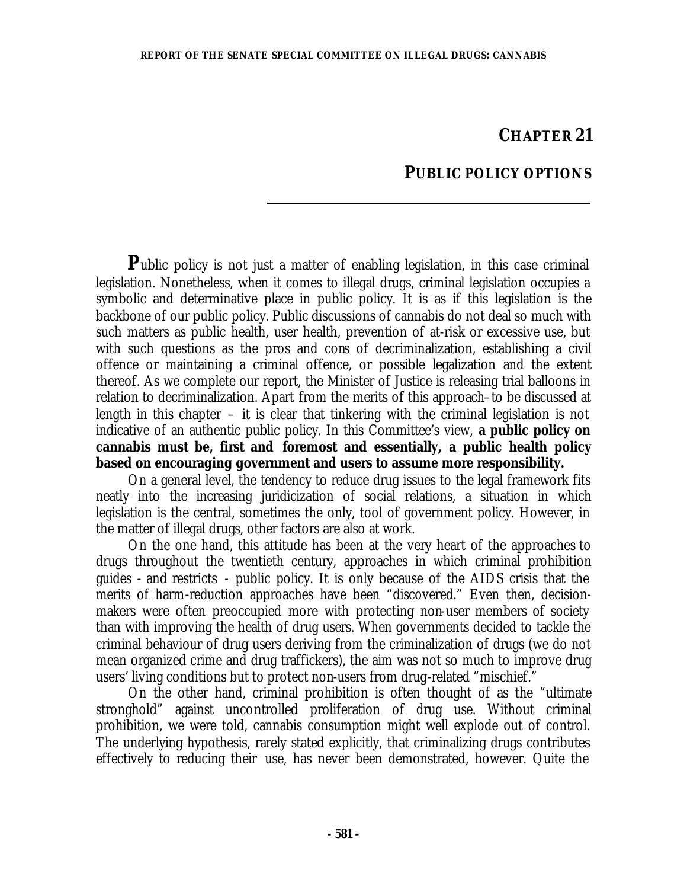# CHAPTER 21

## PUBLIC POLICY OPTIONS

Public policy is not just a matter of enabling legislation, in this case criminal legislation. Nonetheless, when it comes to illegal drugs, criminal legislation occupies a symbolic and determinative place in public policy. It is as if this legislation is the backbone of our public policy. Public discussions of cannabis do not deal so much with such matters as public health, user health, prevention of at-risk or excessive use, but with such questions as the pros and cons of decriminalization, establishing a civil offence or maintaining a criminal offence, or possible legalization and the extent thereof. As we complete our report, the Minister of Justice is releasing trial balloons in relation to decriminalization. Apart from the merits of this approach – to be discussed at length in this chapter – it is clear that tinkering with the criminal legislation is not indicative of an authentic public policy. In this Committee's view, **a public policy on cannabis must be, first and foremost and essentially, a public health policy based on encouraging government and users to assume more responsibility.**

On a general level, the tendency to reduce drug issues to the legal framework fits neatly into the increasing juridicization of social relations, a situation in which legislation is the central, sometimes the only, tool of government policy. However, in the matter of illegal drugs, other factors are also at work.

On the one hand, this attitude has been at the very heart of the approaches to drugs throughout the twentieth century, approaches in which criminal prohibition guides - and restricts - public policy. It is only because of the AIDS crisis that the merits of harm-reduction approaches have been "discovered." Even then, decision-makers were often preoccupied more with protecting non-user members of society than with improving the health of drug users. When governments decided to tackle the criminal behaviour of drug users deriving from the criminalization of drugs (we do not mean organized crime and drug traffickers), the aim was not so much to improve drug users' living conditions but to protect non-users from drug-related "mischief."

On the other hand, criminal prohibition is often thought of as the "ultimate stronghold" against uncontrolled proliferation of drug use. Without criminal prohibition, we were told, cannabis consumption might well explode out of control. The underlying hypothesis, rarely stated explicitly, that criminalizing drugs contributes effectively to reducing their use, has never been demonstrated, however. Quite the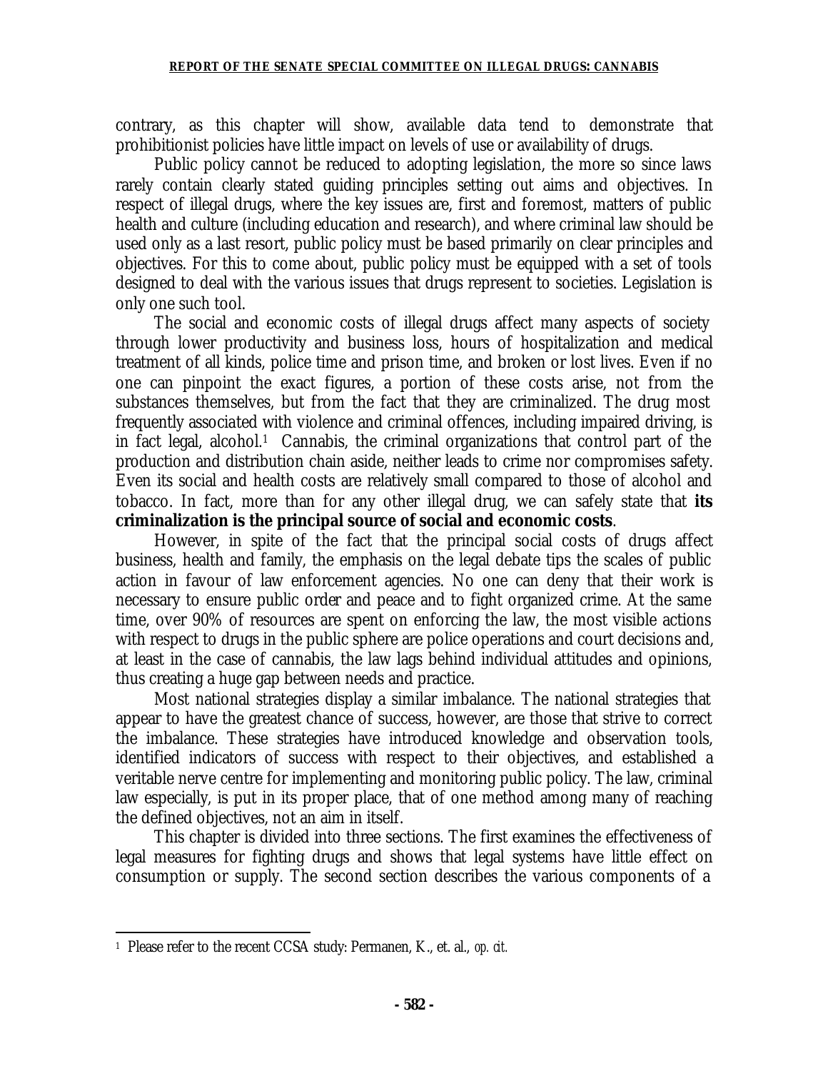contrary, as this chapter will show, available data tend to demonstrate that prohibitionist policies have little impact on levels of use or availability of drugs.

Public policy cannot be reduced to adopting legislation, the more so since laws rarely contain clearly stated guiding principles setting out aims and objectives. In respect of illegal drugs, where the key issues are, first and foremost, matters of public health and culture (including education and research), and where criminal law should be used only as a last resort, public policy must be based primarily on clear principles and objectives. For this to come about, public policy must be equipped with a set of tools designed to deal with the various issues that drugs represent to societies. Legislation is only one such tool.

The social and economic costs of illegal drugs affect many aspects of society through lower productivity and business loss, hours of hospitalization and medical treatment of all kinds, police time and prison time, and broken or lost lives. Even if no one can pinpoint the exact figures, a portion of these costs arise, not from the substances themselves, but from the fact that they are criminalized. The drug most frequently associated with violence and criminal offences, including impaired driving, is in fact legal, alcohol.[1] Cannabis, the criminal organizations that control part of the production and distribution chain aside, neither leads to crime nor compromises safety. Even its social and health costs are relatively small compared to those of alcohol and tobacco. In fact, more than for any other illegal drug, we can safely state that **its criminalization is the principal source of social and economic costs**.

However, in spite of the fact that the principal social costs of drugs affect business, health and family, the emphasis on the legal debate tips the scales of public action in favour of law enforcement agencies. No one can deny that their work is necessary to ensure public order and peace and to fight organized crime. At the same time, over 90% of resources are spent on enforcing the law, the most visible actions with respect to drugs in the public sphere are police operations and court decisions and, at least in the case of cannabis, the law lags behind individual attitudes and opinions, thus creating a huge gap between needs and practice.

Most national strategies display a similar imbalance. The national strategies that appear to have the greatest chance of success, however, are those that strive to correct the imbalance. These strategies have introduced knowledge and observation tools, identified indicators of success with respect to their objectives, and established a veritable nerve centre for implementing and monitoring public policy. The law, criminal law especially, is put in its proper place, that of one method among many of reaching the defined objectives, not an aim in itself.

This chapter is divided into three sections. The first examines the effectiveness of legal measures for fighting drugs and shows that legal systems have little effect on consumption or supply. The second section describes the various components of a

---

[1] Please refer to the recent CCSA study: Permanen, K., et. al., *op. cit.*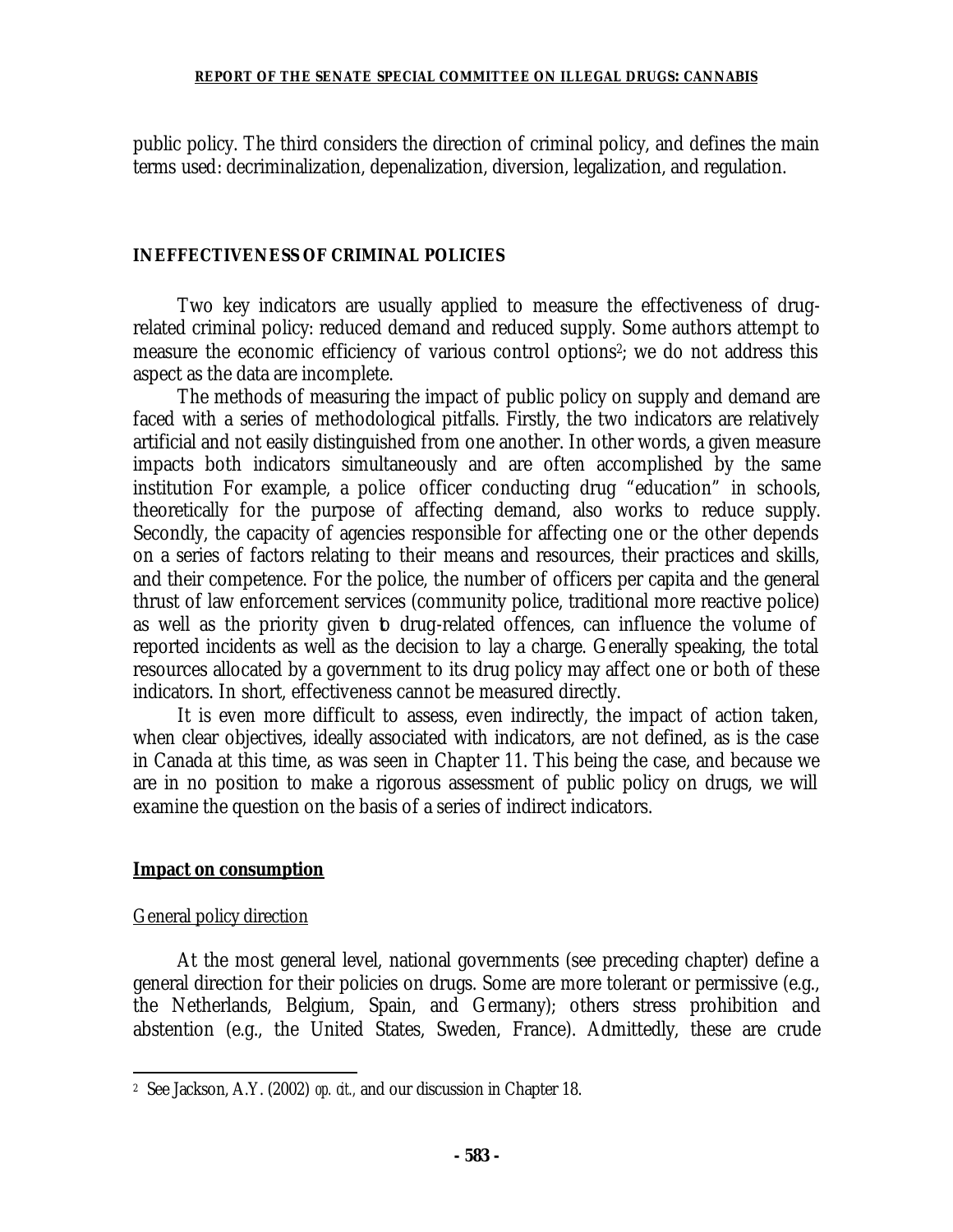public policy. The third considers the direction of criminal policy, and defines the main terms used: decriminalization, depenalization, diversion, legalization, and regulation.

## INEFFECTIVENESS OF CRIMINAL POLICIES

Two key indicators are usually applied to measure the effectiveness of drug-related criminal policy: reduced demand and reduced supply. Some authors attempt to measure the economic efficiency of various control options[2]; we do not address this aspect as the data are incomplete.

The methods of measuring the impact of public policy on supply and demand are faced with a series of methodological pitfalls. Firstly, the two indicators are relatively artificial and not easily distinguished from one another. In other words, a given measure impacts both indicators simultaneously and are often accomplished by the same institution For example, a police officer conducting drug "education" in schools, theoretically for the purpose of affecting demand, also works to reduce supply. Secondly, the capacity of agencies responsible for affecting one or the other depends on a series of factors relating to their means and resources, their practices and skills, and their competence. For the police, the number of officers per capita and the general thrust of law enforcement services (community police, traditional more reactive police) as well as the priority given to drug-related offences, can influence the volume of reported incidents as well as the decision to lay a charge. Generally speaking, the total resources allocated by a government to its drug policy may affect one or both of these indicators. In short, effectiveness cannot be measured directly.

It is even more difficult to assess, even indirectly, the impact of action taken, when clear objectives, ideally associated with indicators, are not defined, as is the case in Canada at this time, as was seen in Chapter 11. This being the case, and because we are in no position to make a rigorous assessment of public policy on drugs, we will examine the question on the basis of a series of indirect indicators.

### <u>Impact on consumption</u>

#### <u>General policy direction</u>

At the most general level, national governments (see preceding chapter) define a general direction for their policies on drugs. Some are more tolerant or permissive (e.g., the Netherlands, Belgium, Spain, and Germany); others stress prohibition and abstention (e.g., the United States, Sweden, France). Admittedly, these are crude

---

[2] See Jackson, A.Y. (2002) *op. cit.*, and our discussion in Chapter 18.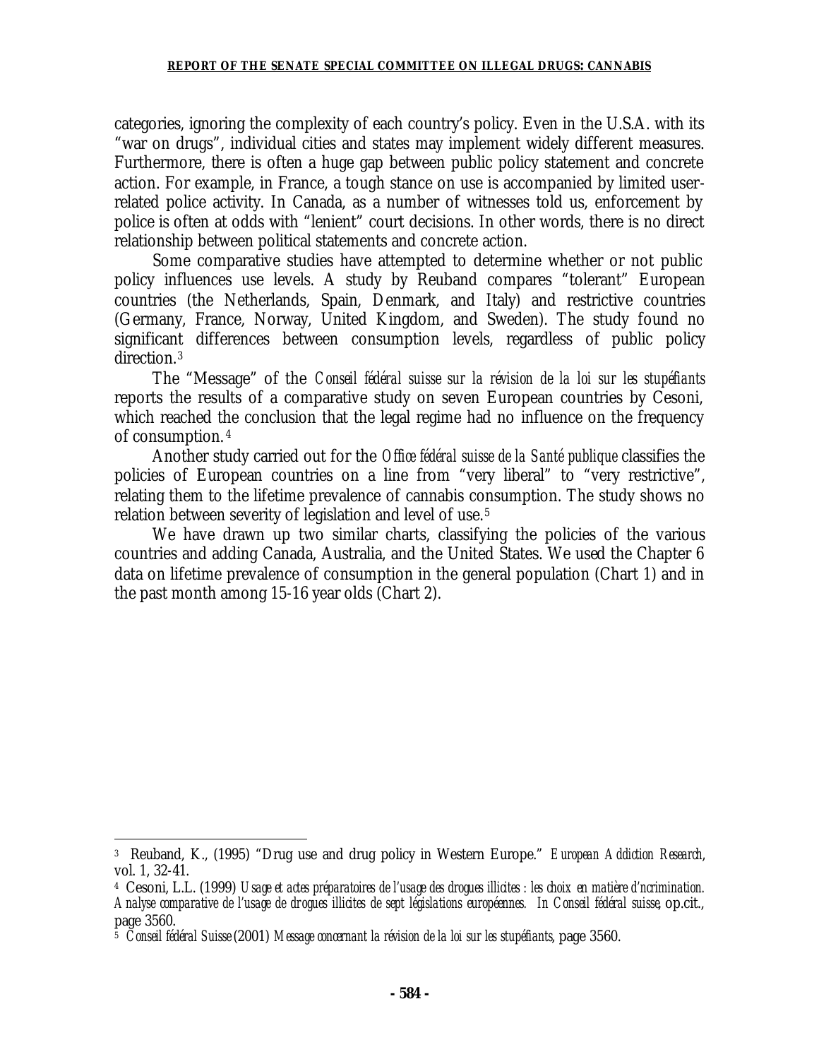categories, ignoring the complexity of each country's policy. Even in the U.S.A. with its "war on drugs", individual cities and states may implement widely different measures. Furthermore, there is often a huge gap between public policy statement and concrete action. For example, in France, a tough stance on use is accompanied by limited user-related police activity. In Canada, as a number of witnesses told us, enforcement by police is often at odds with "lenient" court decisions. In other words, there is no direct relationship between political statements and concrete action.

Some comparative studies have attempted to determine whether or not public policy influences use levels. A study by Reuband compares "tolerant" European countries (the Netherlands, Spain, Denmark, and Italy) and restrictive countries (Germany, France, Norway, United Kingdom, and Sweden). The study found no significant differences between consumption levels, regardless of public policy direction.[3]

The "Message" of the *Conseil fédéral suisse sur la révision de la loi sur les stupéfiants* reports the results of a comparative study on seven European countries by Cesoni, which reached the conclusion that the legal regime had no influence on the frequency of consumption.[4]

Another study carried out for the *Office fédéral suisse de la Santé publique* classifies the policies of European countries on a line from "very liberal" to "very restrictive", relating them to the lifetime prevalence of cannabis consumption. The study shows no relation between severity of legislation and level of use.[5]

We have drawn up two similar charts, classifying the policies of the various countries and adding Canada, Australia, and the United States. We used the Chapter 6 data on lifetime prevalence of consumption in the general population (Chart 1) and in the past month among 15-16 year olds (Chart 2).

---

[3] Reuband, K., (1995) "Drug use and drug policy in Western Europe." *European Addiction Research*, vol. 1, 32-41.

[4] Cesoni, L.L. (1999) *Usage et actes préparatoires de l'usage des drogues illicites : les choix en matière d'ncrimination. Analyse comparative de l'usage de drogues illicites de sept législations européennes. In Conseil fédéral suisse*, op.cit., page 3560.

[5] *Conseil fédéral Suisse* (2001) *Message concernant la révision de la loi sur les stupéfiants*, page 3560.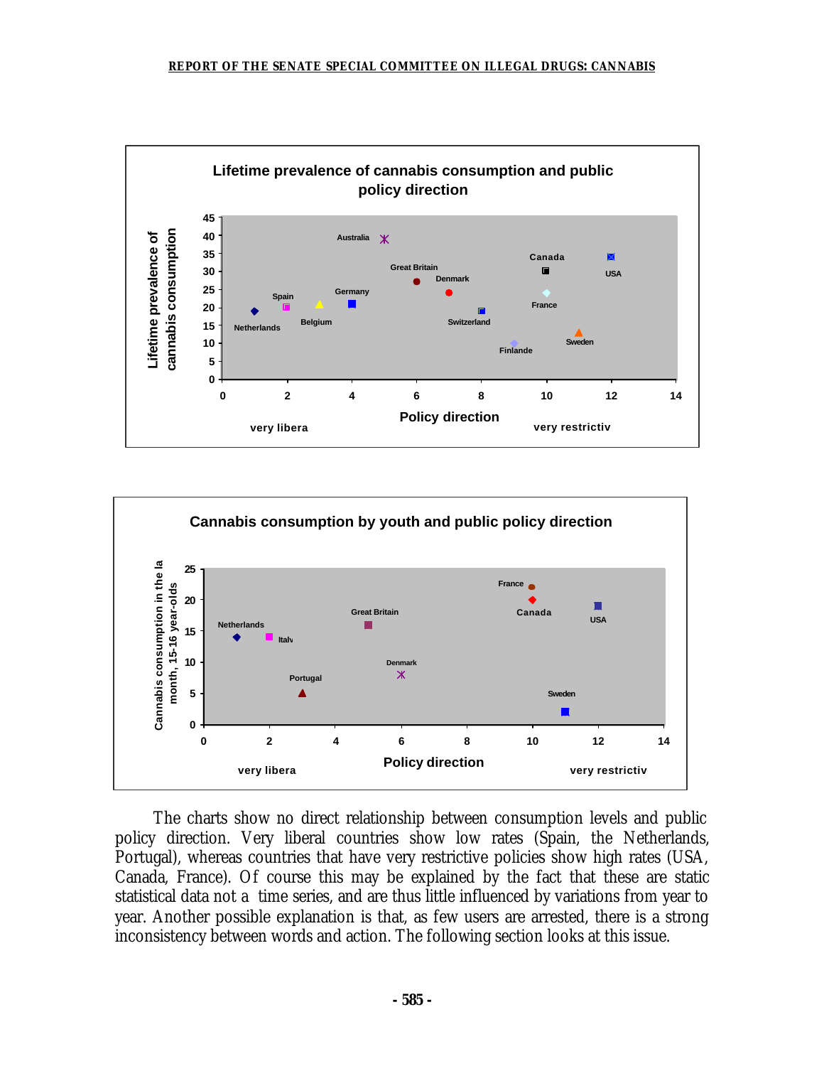**Lifetime prevalence of cannabis consumption and public policy direction**

| Country | Policy direction | Lifetime prevalence of cannabis consumption |
|---|---|---|
| Netherlands | 1 | 19 |
| Spain | 2 | 20 |
| Belgium | 3 | 21 |
| Germany | 4 | 21 |
| Australia | 5 | 39 |
| Great Britain | 6 | 27 |
| Denmark | 7 | 24 |
| Switzerland | 8 | 19 |
| Finlande | 9 | 10 |
| Canada | 10 | 30 |
| France | 10 | 24 |
| Sweden | 11 | 13 |
| USA | 12 | 34 |

Policy direction: very libera (left) – very restrictiv (right)

**Cannabis consumption by youth and public policy direction**

| Country | Policy direction | Cannabis consumption in the last month, 15-16 year-olds |
|---|---|---|
| Netherlands | 1 | 14 |
| Italy | 2 | 14 |
| Portugal | 3 | 5 |
| Great Britain | 5 | 16 |
| Denmark | 6 | 8 |
| France | 10 | 22 |
| Canada | 10 | 20 |
| Sweden | 11 | 2 |
| USA | 12 | 19 |

Policy direction: very libera (left) – very restrictiv (right)

The charts show no direct relationship between consumption levels and public policy direction. Very liberal countries show low rates (Spain, the Netherlands, Portugal), whereas countries that have very restrictive policies show high rates (USA, Canada, France). Of course this may be explained by the fact that these are static statistical data not a time series, and are thus little influenced by variations from year to year. Another possible explanation is that, as few users are arrested, there is a strong inconsistency between words and action. The following section looks at this issue.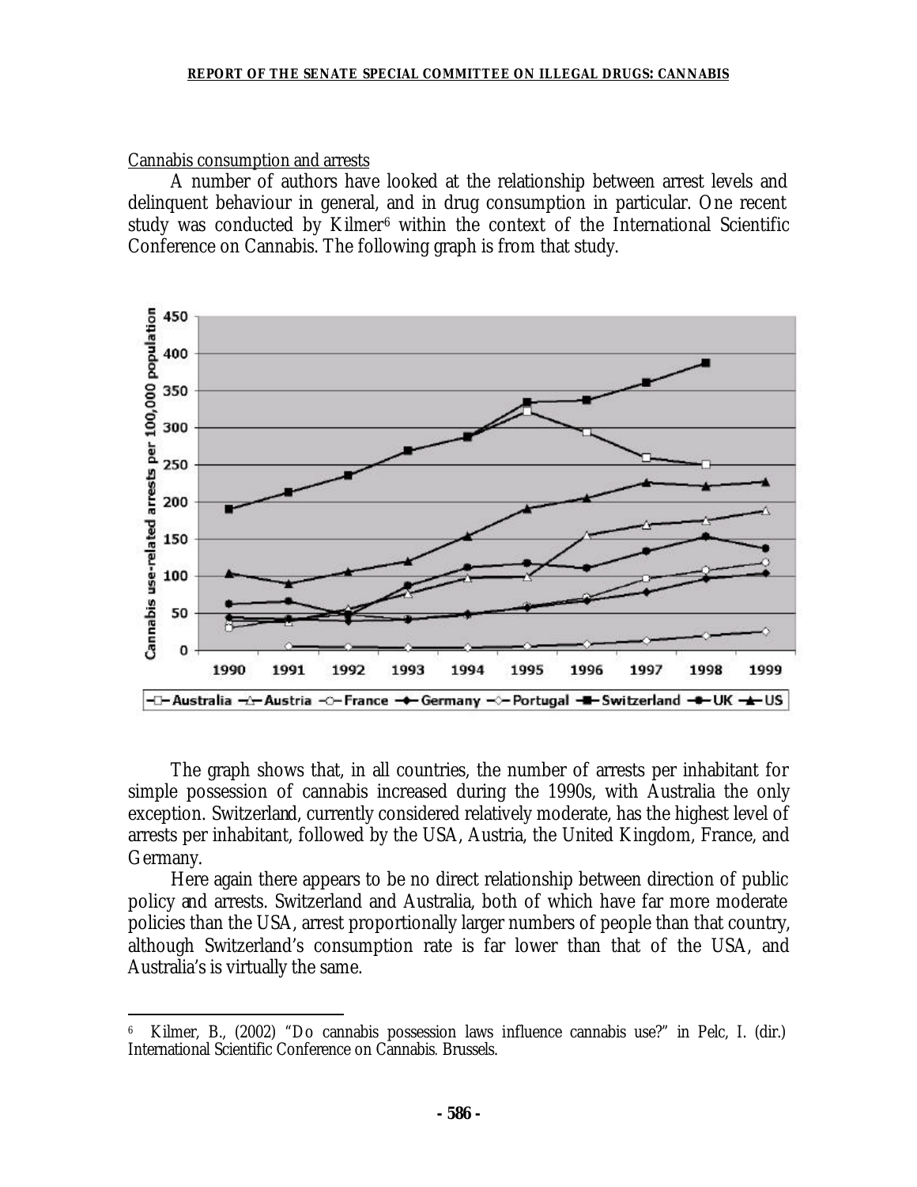Cannabis consumption and arrests

A number of authors have looked at the relationship between arrest levels and delinquent behaviour in general, and in drug consumption in particular. One recent study was conducted by Kilmer[6] within the context of the International Scientific Conference on Cannabis. The following graph is from that study.

The graph shows that, in all countries, the number of arrests per inhabitant for simple possession of cannabis increased during the 1990s, with Australia the only exception. Switzerland, currently considered relatively moderate, has the highest level of arrests per inhabitant, followed by the USA, Austria, the United Kingdom, France, and Germany.

Here again there appears to be no direct relationship between direction of public policy and arrests. Switzerland and Australia, both of which have far more moderate policies than the USA, arrest proportionally larger numbers of people than that country, although Switzerland's consumption rate is far lower than that of the USA, and Australia's is virtually the same.

[6] Kilmer, B., (2002) "Do cannabis possession laws influence cannabis use?" in Pelc, I. (dir.) International Scientific Conference on Cannabis. Brussels.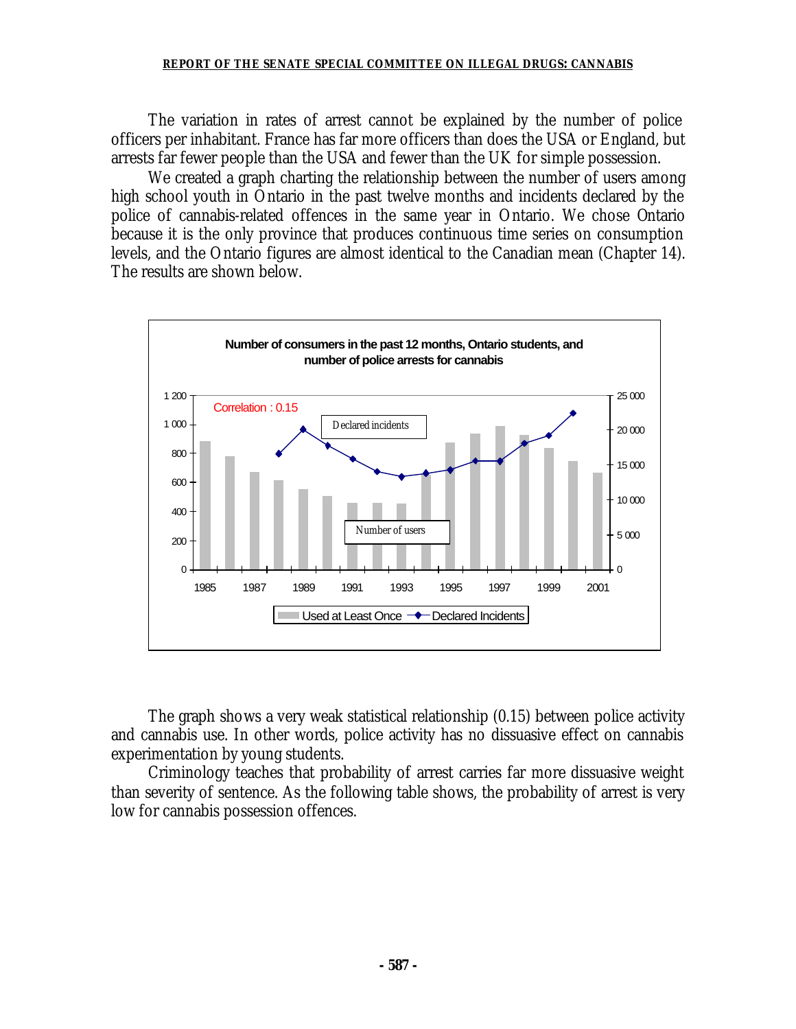The variation in rates of arrest cannot be explained by the number of police officers per inhabitant. France has far more officers than does the USA or England, but arrests far fewer people than the USA and fewer than the UK for simple possession.

We created a graph charting the relationship between the number of users among high school youth in Ontario in the past twelve months and incidents declared by the police of cannabis-related offences in the same year in Ontario. We chose Ontario because it is the only province that produces continuous time series on consumption levels, and the Ontario figures are almost identical to the Canadian mean (Chapter 14). The results are shown below.

**Number of consumers in the past 12 months, Ontario students, and number of police arrests for cannabis**

Correlation : 0.15

Legend: Used at Least Once; Declared Incidents

The graph shows a very weak statistical relationship (0.15) between police activity and cannabis use. In other words, police activity has no dissuasive effect on cannabis experimentation by young students.

Criminology teaches that probability of arrest carries far more dissuasive weight than severity of sentence. As the following table shows, the probability of arrest is very low for cannabis possession offences.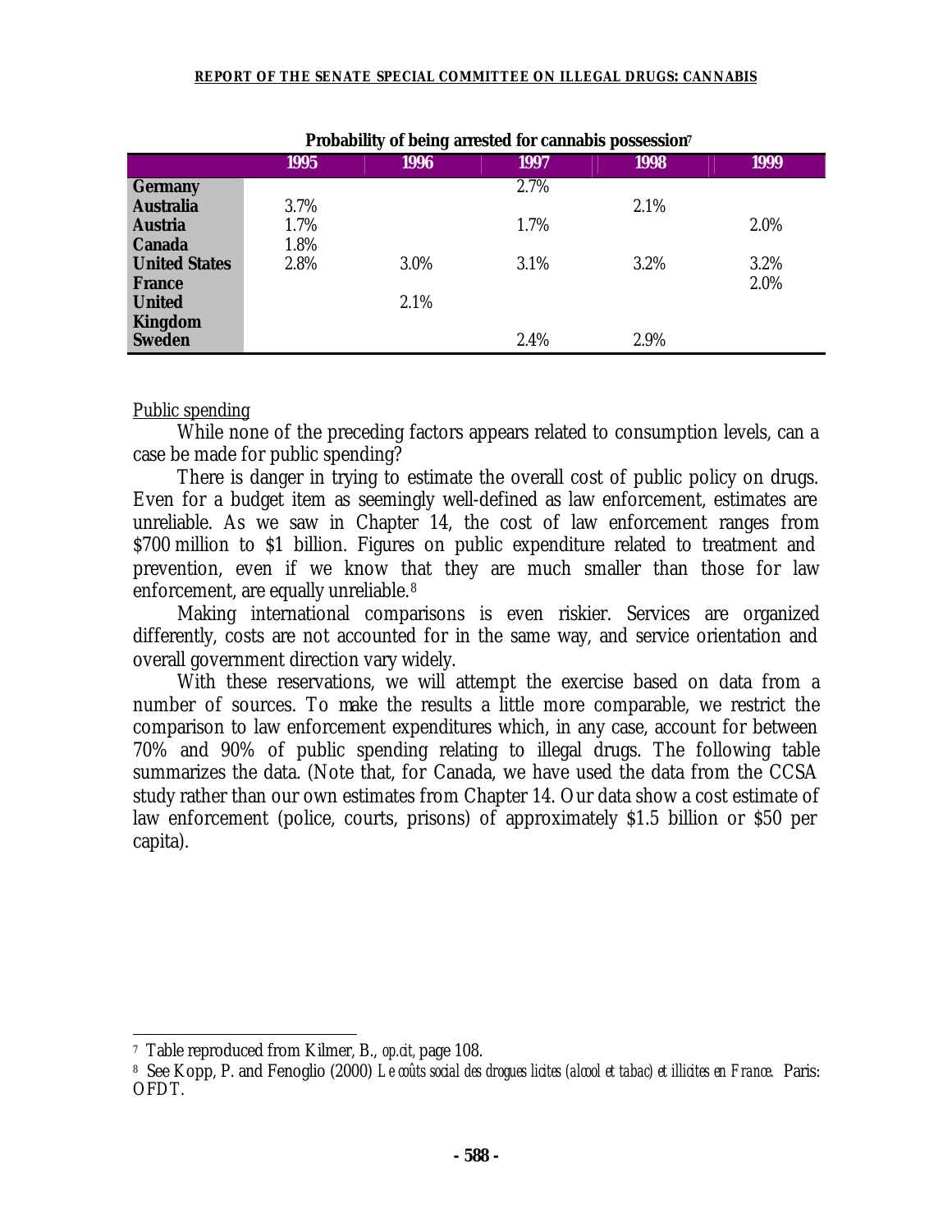**Probability of being arrested for cannabis possession**[7]

| | 1995 | 1996 | 1997 | 1998 | 1999 |
|---|---|---|---|---|---|
| **Germany** | | | 2.7% | | |
| **Australia** | 3.7% | | | 2.1% | |
| **Austria** | 1.7% | | 1.7% | | 2.0% |
| **Canada** | 1.8% | | | | |
| **United States** | 2.8% | 3.0% | 3.1% | 3.2% | 3.2% |
| **France** | | | | | 2.0% |
| **United Kingdom** | | 2.1% | | | |
| **Sweden** | | | 2.4% | 2.9% | |

Public spending

While none of the preceding factors appears related to consumption levels, can a case be made for public spending?

There is danger in trying to estimate the overall cost of public policy on drugs. Even for a budget item as seemingly well-defined as law enforcement, estimates are unreliable. As we saw in Chapter 14, the cost of law enforcement ranges from $700 million to $1 billion. Figures on public expenditure related to treatment and prevention, even if we know that they are much smaller than those for law enforcement, are equally unreliable.[8]

Making international comparisons is even riskier. Services are organized differently, costs are not accounted for in the same way, and service orientation and overall government direction vary widely.

With these reservations, we will attempt the exercise based on data from a number of sources. To make the results a little more comparable, we restrict the comparison to law enforcement expenditures which, in any case, account for between 70% and 90% of public spending relating to illegal drugs. The following table summarizes the data. (Note that, for Canada, we have used the data from the CCSA study rather than our own estimates from Chapter 14. Our data show a cost estimate of law enforcement (police, courts, prisons) of approximately $1.5 billion or $50 per capita).

---

[7] Table reproduced from Kilmer, B., *op.cit*, page 108.

[8] See Kopp, P. and Fenoglio (2000) *Le coûts social des drogues licites (alcool et tabac) et illicites en France*. Paris: OFDT.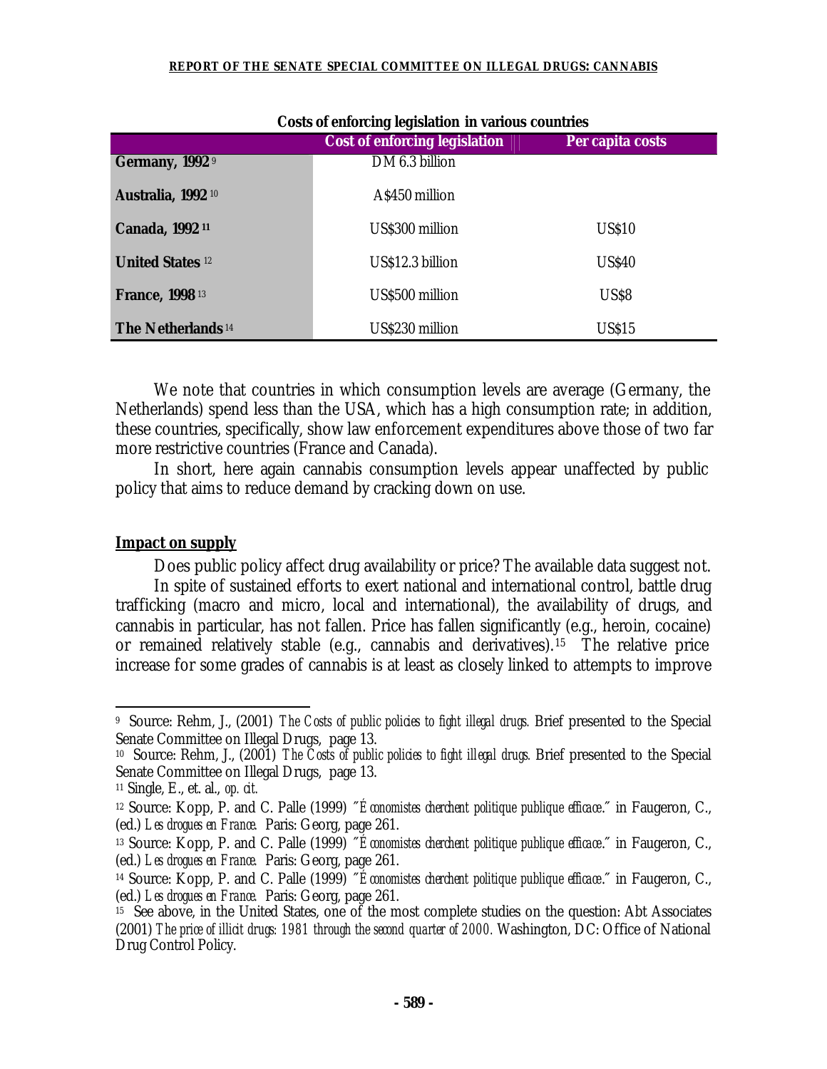**Costs of enforcing legislation in various countries**

| | Cost of enforcing legislation | Per capita costs |
|---|---|---|
| **Germany, 1992** [9] | DM 6.3 billion | |
| **Australia, 1992** [10] | A$450 million | |
| **Canada, 1992** [11] | US$300 million | US$10 |
| **United States** [12] | US$12.3 billion | US$40 |
| **France, 1998** [13] | US$500 million | US$8 |
| **The Netherlands** [14] | US$230 million | US$15 |

We note that countries in which consumption levels are average (Germany, the Netherlands) spend less than the USA, which has a high consumption rate; in addition, these countries, specifically, show law enforcement expenditures above those of two far more restrictive countries (France and Canada).

In short, here again cannabis consumption levels appear unaffected by public policy that aims to reduce demand by cracking down on use.

**Impact on supply**

Does public policy affect drug availability or price? The available data suggest not.

In spite of sustained efforts to exert national and international control, battle drug trafficking (macro and micro, local and international), the availability of drugs, and cannabis in particular, has not fallen. Price has fallen significantly (e.g., heroin, cocaine) or remained relatively stable (e.g., cannabis and derivatives).[15] The relative price increase for some grades of cannabis is at least as closely linked to attempts to improve

---

[9] Source: Rehm, J., (2001) *The Costs of public policies to fight illegal drugs*. Brief presented to the Special Senate Committee on Illegal Drugs, page 13.

[10] Source: Rehm, J., (2001) *The Costs of public policies to fight illegal drugs*. Brief presented to the Special Senate Committee on Illegal Drugs, page 13.

[11] Single, E., et. al., *op. cit.*

[12] Source: Kopp, P. and C. Palle (1999) "*Économistes cherchent politique publique efficace*." in Faugeron, C., (ed.) *Les drogues en France.* Paris: Georg, page 261.

[13] Source: Kopp, P. and C. Palle (1999) "*Économistes cherchent politique publique efficace*." in Faugeron, C., (ed.) *Les drogues en France.* Paris: Georg, page 261.

[14] Source: Kopp, P. and C. Palle (1999) "*Économistes cherchent politique publique efficace*." in Faugeron, C., (ed.) *Les drogues en France.* Paris: Georg, page 261.

[15] See above, in the United States, one of the most complete studies on the question: Abt Associates (2001) *The price of illicit drugs: 1981 through the second quarter of 2000.* Washington, DC: Office of National Drug Control Policy.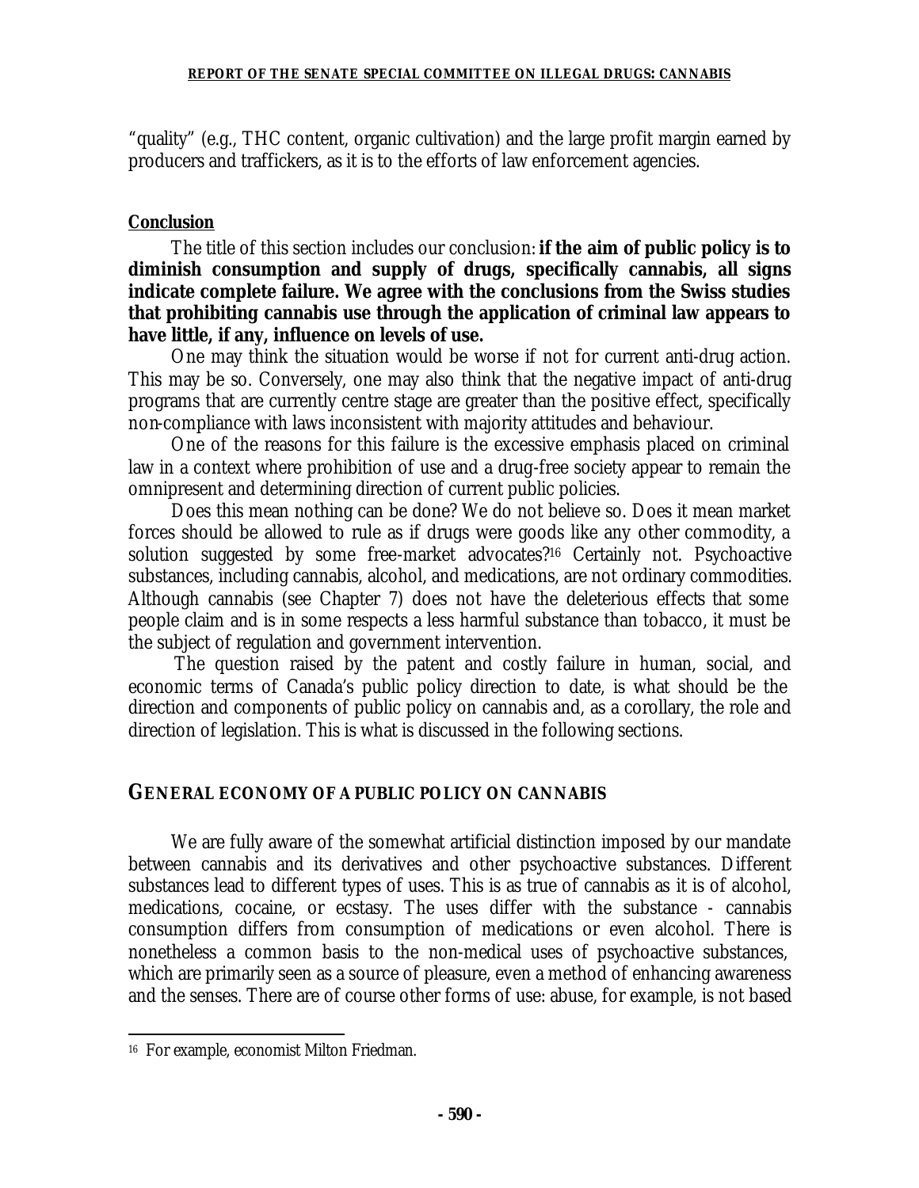"quality" (e.g., THC content, organic cultivation) and the large profit margin earned by producers and traffickers, as it is to the efforts of law enforcement agencies.

**Conclusion**

The title of this section includes our conclusion: **if the aim of public policy is to diminish consumption and supply of drugs, specifically cannabis, all signs indicate complete failure. We agree with the conclusions from the Swiss studies that prohibiting cannabis use through the application of criminal law appears to have little, if any, influence on levels of use.**

One may think the situation would be worse if not for current anti-drug action. This may be so. Conversely, one may also think that the negative impact of anti-drug programs that are currently centre stage are greater than the positive effect, specifically non-compliance with laws inconsistent with majority attitudes and behaviour.

One of the reasons for this failure is the excessive emphasis placed on criminal law in a context where prohibition of use and a drug-free society appear to remain the omnipresent and determining direction of current public policies.

Does this mean nothing can be done? We do not believe so. Does it mean market forces should be allowed to rule as if drugs were goods like any other commodity, a solution suggested by some free-market advocates?[16] Certainly not. Psychoactive substances, including cannabis, alcohol, and medications, are not ordinary commodities. Although cannabis (see Chapter 7) does not have the deleterious effects that some people claim and is in some respects a less harmful substance than tobacco, it must be the subject of regulation and government intervention.

The question raised by the patent and costly failure in human, social, and economic terms of Canada's public policy direction to date, is what should be the direction and components of public policy on cannabis and, as a corollary, the role and direction of legislation. This is what is discussed in the following sections.

## GENERAL ECONOMY OF A PUBLIC POLICY ON CANNABIS

We are fully aware of the somewhat artificial distinction imposed by our mandate between cannabis and its derivatives and other psychoactive substances. Different substances lead to different types of uses. This is as true of cannabis as it is of alcohol, medications, cocaine, or ecstasy. The uses differ with the substance - cannabis consumption differs from consumption of medications or even alcohol. There is nonetheless a common basis to the non-medical uses of psychoactive substances, which are primarily seen as a source of pleasure, even a method of enhancing awareness and the senses. There are of course other forms of use: abuse, for example, is not based

---

[16] For example, economist Milton Friedman.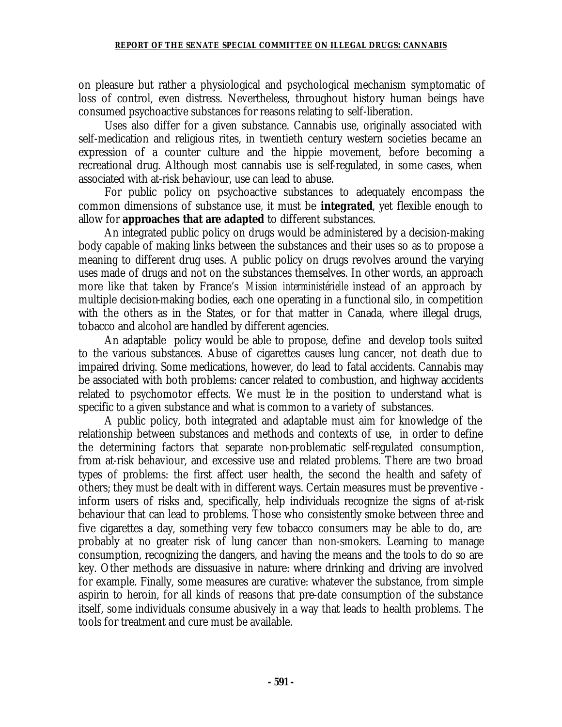on pleasure but rather a physiological and psychological mechanism symptomatic of loss of control, even distress. Nevertheless, throughout history human beings have consumed psychoactive substances for reasons relating to self-liberation.

Uses also differ for a given substance. Cannabis use, originally associated with self-medication and religious rites, in twentieth century western societies became an expression of a counter culture and the hippie movement, before becoming a recreational drug. Although most cannabis use is self-regulated, in some cases, when associated with at-risk behaviour, use can lead to abuse.

For public policy on psychoactive substances to adequately encompass the common dimensions of substance use, it must be **integrated**, yet flexible enough to allow for **approaches that are adapted** to different substances.

An integrated public policy on drugs would be administered by a decision-making body capable of making links between the substances and their uses so as to propose a meaning to different drug uses. A public policy on drugs revolves around the varying uses made of drugs and not on the substances themselves. In other words, an approach more like that taken by France's *Mission interministérielle* instead of an approach by multiple decision-making bodies, each one operating in a functional silo, in competition with the others as in the States, or for that matter in Canada, where illegal drugs, tobacco and alcohol are handled by different agencies.

An adaptable policy would be able to propose, define and develop tools suited to the various substances. Abuse of cigarettes causes lung cancer, not death due to impaired driving. Some medications, however, do lead to fatal accidents. Cannabis may be associated with both problems: cancer related to combustion, and highway accidents related to psychomotor effects. We must be in the position to understand what is specific to a given substance and what is common to a variety of substances.

A public policy, both integrated and adaptable must aim for knowledge of the relationship between substances and methods and contexts of use, in order to define the determining factors that separate non-problematic self-regulated consumption, from at-risk behaviour, and excessive use and related problems. There are two broad types of problems: the first affect user health, the second the health and safety of others; they must be dealt with in different ways. Certain measures must be preventive - inform users of risks and, specifically, help individuals recognize the signs of at-risk behaviour that can lead to problems. Those who consistently smoke between three and five cigarettes a day, something very few tobacco consumers may be able to do, are probably at no greater risk of lung cancer than non-smokers. Learning to manage consumption, recognizing the dangers, and having the means and the tools to do so are key. Other methods are dissuasive in nature: where drinking and driving are involved for example. Finally, some measures are curative: whatever the substance, from simple aspirin to heroin, for all kinds of reasons that pre-date consumption of the substance itself, some individuals consume abusively in a way that leads to health problems. The tools for treatment and cure must be available.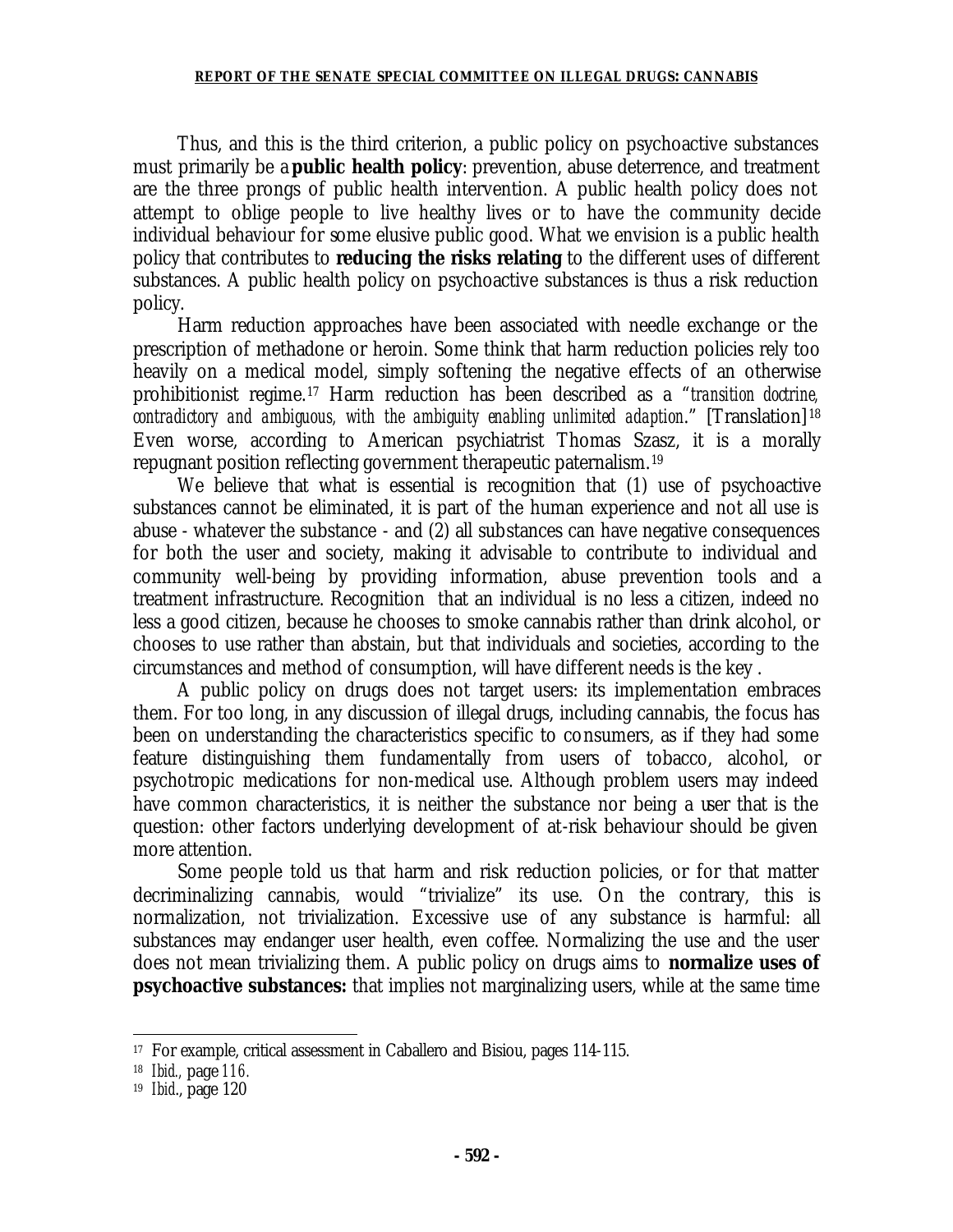Thus, and this is the third criterion, a public policy on psychoactive substances must primarily be a **public health policy**: prevention, abuse deterrence, and treatment are the three prongs of public health intervention. A public health policy does not attempt to oblige people to live healthy lives or to have the community decide individual behaviour for some elusive public good. What we envision is a public health policy that contributes to **reducing the risks relating** to the different uses of different substances. A public health policy on psychoactive substances is thus a risk reduction policy.

Harm reduction approaches have been associated with needle exchange or the prescription of methadone or heroin. Some think that harm reduction policies rely too heavily on a medical model, simply softening the negative effects of an otherwise prohibitionist regime.[17] Harm reduction has been described as a "*transition doctrine, contradictory and ambiguous, with the ambiguity enabling unlimited adaption*." [Translation][18] Even worse, according to American psychiatrist Thomas Szasz, it is a morally repugnant position reflecting government therapeutic paternalism.[19]

We believe that what is essential is recognition that (1) use of psychoactive substances cannot be eliminated, it is part of the human experience and not all use is abuse - whatever the substance - and (2) all substances can have negative consequences for both the user and society, making it advisable to contribute to individual and community well-being by providing information, abuse prevention tools and a treatment infrastructure. Recognition that an individual is no less a citizen, indeed no less a good citizen, because he chooses to smoke cannabis rather than drink alcohol, or chooses to use rather than abstain, but that individuals and societies, according to the circumstances and method of consumption, will have different needs is the key .

A public policy on drugs does not target users: its implementation embraces them. For too long, in any discussion of illegal drugs, including cannabis, the focus has been on understanding the characteristics specific to consumers, as if they had some feature distinguishing them fundamentally from users of tobacco, alcohol, or psychotropic medications for non-medical use. Although problem users may indeed have common characteristics, it is neither the substance nor being a user that is the question: other factors underlying development of at-risk behaviour should be given more attention.

Some people told us that harm and risk reduction policies, or for that matter decriminalizing cannabis, would "trivialize" its use. On the contrary, this is normalization, not trivialization. Excessive use of any substance is harmful: all substances may endanger user health, even coffee. Normalizing the use and the user does not mean trivializing them. A public policy on drugs aims to **normalize uses of psychoactive substances:** that implies not marginalizing users, while at the same time

---

[17] For example, critical assessment in Caballero and Bisiou, pages 114-115.

[18] *Ibid.*, page 116.

[19] *Ibid*., page 120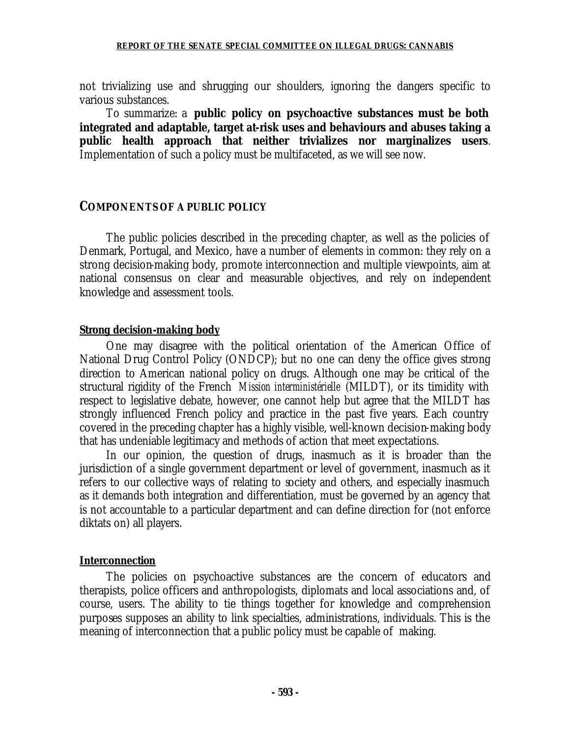not trivializing use and shrugging our shoulders, ignoring the dangers specific to various substances.

To summarize: a **public policy on psychoactive substances must be both integrated and adaptable, target at-risk uses and behaviours and abuses taking a public health approach that neither trivializes nor marginalizes users**. Implementation of such a policy must be multifaceted, as we will see now.

## COMPONENTS OF A PUBLIC POLICY

The public policies described in the preceding chapter, as well as the policies of Denmark, Portugal, and Mexico, have a number of elements in common: they rely on a strong decision-making body, promote interconnection and multiple viewpoints, aim at national consensus on clear and measurable objectives, and rely on independent knowledge and assessment tools.

### Strong decision-making body

One may disagree with the political orientation of the American Office of National Drug Control Policy (ONDCP); but no one can deny the office gives strong direction to American national policy on drugs. Although one may be critical of the structural rigidity of the French *Mission interministérielle* (MILDT), or its timidity with respect to legislative debate, however, one cannot help but agree that the MILDT has strongly influenced French policy and practice in the past five years. Each country covered in the preceding chapter has a highly visible, well-known decision-making body that has undeniable legitimacy and methods of action that meet expectations.

In our opinion, the question of drugs, inasmuch as it is broader than the jurisdiction of a single government department or level of government, inasmuch as it refers to our collective ways of relating to society and others, and especially inasmuch as it demands both integration and differentiation, must be governed by an agency that is not accountable to a particular department and can define direction for (not enforce diktats on) all players.

### Interconnection

The policies on psychoactive substances are the concern of educators and therapists, police officers and anthropologists, diplomats and local associations and, of course, users. The ability to tie things together for knowledge and comprehension purposes supposes an ability to link specialties, administrations, individuals. This is the meaning of interconnection that a public policy must be capable of making.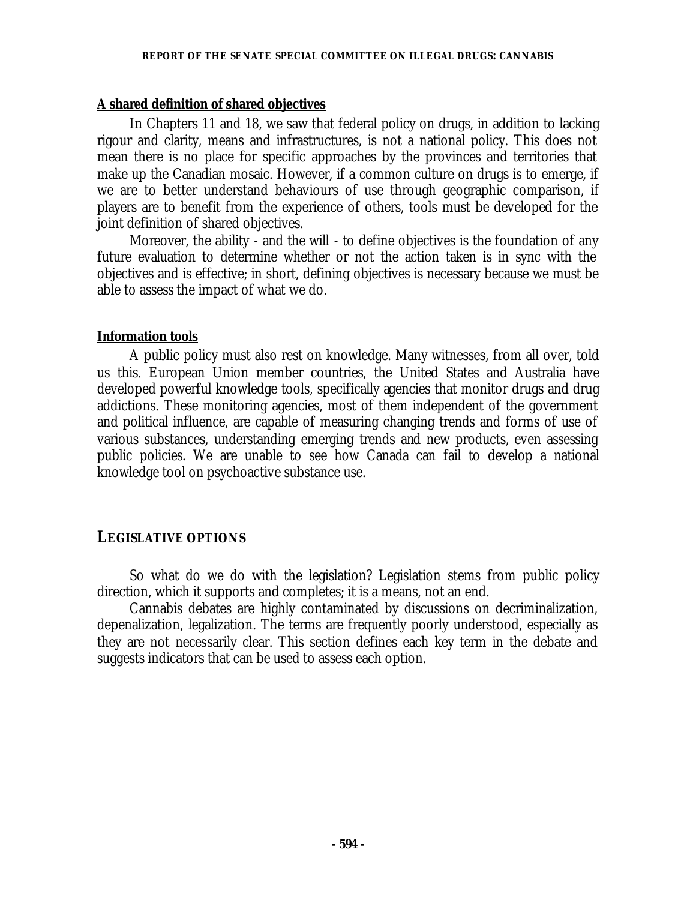### A shared definition of shared objectives

In Chapters 11 and 18, we saw that federal policy on drugs, in addition to lacking rigour and clarity, means and infrastructures, is not a national policy. This does not mean there is no place for specific approaches by the provinces and territories that make up the Canadian mosaic. However, if a common culture on drugs is to emerge, if we are to better understand behaviours of use through geographic comparison, if players are to benefit from the experience of others, tools must be developed for the joint definition of shared objectives.

Moreover, the ability - and the will - to define objectives is the foundation of any future evaluation to determine whether or not the action taken is in sync with the objectives and is effective; in short, defining objectives is necessary because we must be able to assess the impact of what we do.

### Information tools

A public policy must also rest on knowledge. Many witnesses, from all over, told us this. European Union member countries, the United States and Australia have developed powerful knowledge tools, specifically agencies that monitor drugs and drug addictions. These monitoring agencies, most of them independent of the government and political influence, are capable of measuring changing trends and forms of use of various substances, understanding emerging trends and new products, even assessing public policies. We are unable to see how Canada can fail to develop a national knowledge tool on psychoactive substance use.

## LEGISLATIVE OPTIONS

So what do we do with the legislation? Legislation stems from public policy direction, which it supports and completes; it is a means, not an end.

Cannabis debates are highly contaminated by discussions on decriminalization, depenalization, legalization. The terms are frequently poorly understood, especially as they are not necessarily clear. This section defines each key term in the debate and suggests indicators that can be used to assess each option.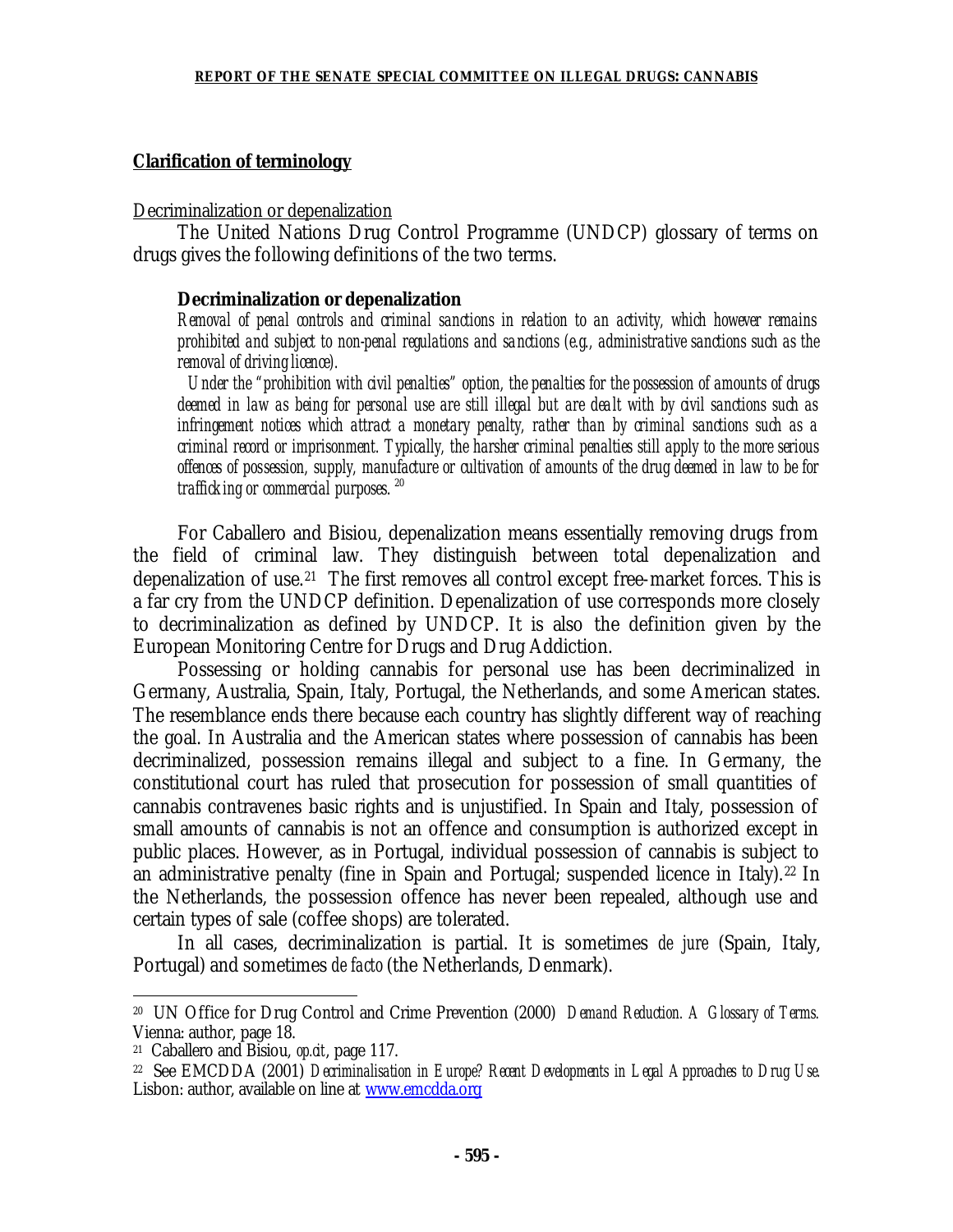## Clarification of terminology

Decriminalization or depenalization

The United Nations Drug Control Programme (UNDCP) glossary of terms on drugs gives the following definitions of the two terms.

> **Decriminalization or depenalization**
>
> *Removal of penal controls and criminal sanctions in relation to an activity, which however remains prohibited and subject to non-penal regulations and sanctions (e.g., administrative sanctions such as the removal of driving licence).*
>
> *Under the "prohibition with civil penalties" option, the penalties for the possession of amounts of drugs deemed in law as being for personal use are still illegal but are dealt with by civil sanctions such as infringement notices which attract a monetary penalty, rather than by criminal sanctions such as a criminal record or imprisonment. Typically, the harsher criminal penalties still apply to the more serious offences of possession, supply, manufacture or cultivation of amounts of the drug deemed in law to be for trafficking or commercial purposes.* [20]

For Caballero and Bisiou, depenalization means essentially removing drugs from the field of criminal law. They distinguish between total depenalization and depenalization of use.[21] The first removes all control except free-market forces. This is a far cry from the UNDCP definition. Depenalization of use corresponds more closely to decriminalization as defined by UNDCP. It is also the definition given by the European Monitoring Centre for Drugs and Drug Addiction.

Possessing or holding cannabis for personal use has been decriminalized in Germany, Australia, Spain, Italy, Portugal, the Netherlands, and some American states. The resemblance ends there because each country has slightly different way of reaching the goal. In Australia and the American states where possession of cannabis has been decriminalized, possession remains illegal and subject to a fine. In Germany, the constitutional court has ruled that prosecution for possession of small quantities of cannabis contravenes basic rights and is unjustified. In Spain and Italy, possession of small amounts of cannabis is not an offence and consumption is authorized except in public places. However, as in Portugal, individual possession of cannabis is subject to an administrative penalty (fine in Spain and Portugal; suspended licence in Italy).[22] In the Netherlands, the possession offence has never been repealed, although use and certain types of sale (coffee shops) are tolerated.

In all cases, decriminalization is partial. It is sometimes *de jure* (Spain, Italy, Portugal) and sometimes *de facto* (the Netherlands, Denmark).

---

[20] UN Office for Drug Control and Crime Prevention (2000) *Demand Reduction. A Glossary of Terms.* Vienna: author, page 18.

[21] Caballero and Bisiou, *op.cit*, page 117.

[22] See EMCDDA (2001) *Decriminalisation in Europe? Recent Developments in Legal Approaches to Drug Use.* Lisbon: author, available on line at www.emcdda.org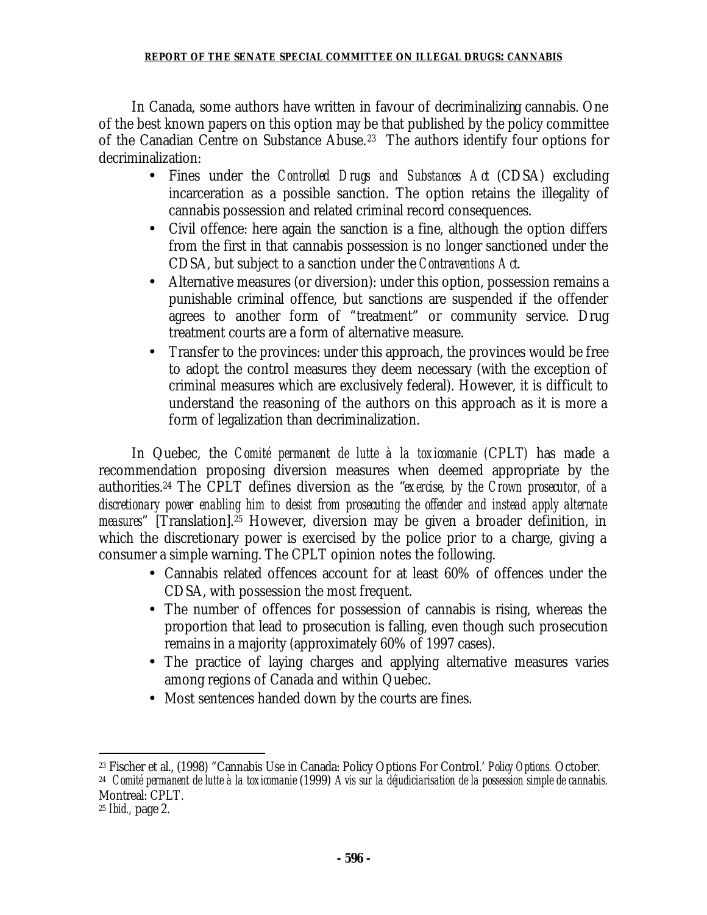In Canada, some authors have written in favour of decriminalizing cannabis. One of the best known papers on this option may be that published by the policy committee of the Canadian Centre on Substance Abuse.[23] The authors identify four options for decriminalization:

- Fines under the *Controlled Drugs and Substances Act* (CDSA) excluding incarceration as a possible sanction. The option retains the illegality of cannabis possession and related criminal record consequences.
- Civil offence: here again the sanction is a fine, although the option differs from the first in that cannabis possession is no longer sanctioned under the CDSA, but subject to a sanction under the *Contraventions Act*.
- Alternative measures (or diversion): under this option, possession remains a punishable criminal offence, but sanctions are suspended if the offender agrees to another form of "treatment" or community service. Drug treatment courts are a form of alternative measure.
- Transfer to the provinces: under this approach, the provinces would be free to adopt the control measures they deem necessary (with the exception of criminal measures which are exclusively federal). However, it is difficult to understand the reasoning of the authors on this approach as it is more a form of legalization than decriminalization.

In Quebec, the *Comité permanent de lutte à la toxicomanie* (CPLT) has made a recommendation proposing diversion measures when deemed appropriate by the authorities.[24] The CPLT defines diversion as the "*exercise, by the Crown prosecutor, of a discretionary power enabling him to desist from prosecuting the offender and instead apply alternate measures*" [Translation].[25] However, diversion may be given a broader definition, in which the discretionary power is exercised by the police prior to a charge, giving a consumer a simple warning. The CPLT opinion notes the following.

- Cannabis related offences account for at least 60% of offences under the CDSA, with possession the most frequent.
- The number of offences for possession of cannabis is rising, whereas the proportion that lead to prosecution is falling, even though such prosecution remains in a majority (approximately 60% of 1997 cases).
- The practice of laying charges and applying alternative measures varies among regions of Canada and within Quebec.
- Most sentences handed down by the courts are fines.

---

[23] Fischer et al., (1998) "Cannabis Use in Canada: Policy Options For Control.' *Policy Options.* October.

[24] *Comité permanent de lutte à la toxicomanie* (1999) *Avis sur la déjudiciarisation de la possession simple de cannabis.* Montreal: CPLT.

[25] *Ibid.,* page 2.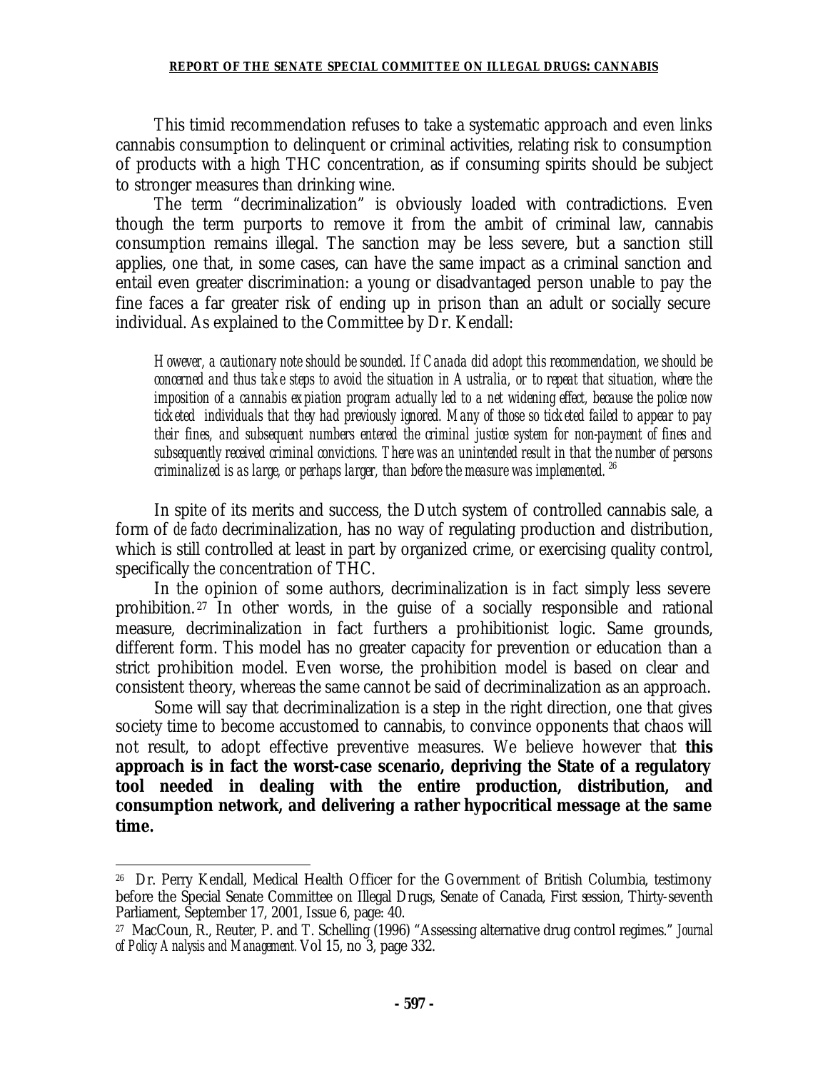This timid recommendation refuses to take a systematic approach and even links cannabis consumption to delinquent or criminal activities, relating risk to consumption of products with a high THC concentration, as if consuming spirits should be subject to stronger measures than drinking wine.

The term "decriminalization" is obviously loaded with contradictions. Even though the term purports to remove it from the ambit of criminal law, cannabis consumption remains illegal. The sanction may be less severe, but a sanction still applies, one that, in some cases, can have the same impact as a criminal sanction and entail even greater discrimination: a young or disadvantaged person unable to pay the fine faces a far greater risk of ending up in prison than an adult or socially secure individual. As explained to the Committee by Dr. Kendall:

> *However, a cautionary note should be sounded. If Canada did adopt this recommendation, we should be concerned and thus take steps to avoid the situation in Australia, or to repeat that situation, where the imposition of a cannabis expiation program actually led to a net widening effect, because the police now ticketed individuals that they had previously ignored. Many of those so ticketed failed to appear to pay their fines, and subsequent numbers entered the criminal justice system for non-payment of fines and subsequently received criminal convictions. There was an unintended result in that the number of persons criminalized is as large, or perhaps larger, than before the measure was implemented.* [26]

In spite of its merits and success, the Dutch system of controlled cannabis sale, a form of *de facto* decriminalization, has no way of regulating production and distribution, which is still controlled at least in part by organized crime, or exercising quality control, specifically the concentration of THC.

In the opinion of some authors, decriminalization is in fact simply less severe prohibition.[27] In other words, in the guise of a socially responsible and rational measure, decriminalization in fact furthers a prohibitionist logic. Same grounds, different form. This model has no greater capacity for prevention or education than a strict prohibition model. Even worse, the prohibition model is based on clear and consistent theory, whereas the same cannot be said of decriminalization as an approach.

Some will say that decriminalization is a step in the right direction, one that gives society time to become accustomed to cannabis, to convince opponents that chaos will not result, to adopt effective preventive measures. We believe however that **this approach is in fact the worst-case scenario, depriving the State of a regulatory tool needed in dealing with the entire production, distribution, and consumption network, and delivering a rather hypocritical message at the same time.**

---

[26] Dr. Perry Kendall, Medical Health Officer for the Government of British Columbia, testimony before the Special Senate Committee on Illegal Drugs, Senate of Canada, First session, Thirty-seventh Parliament, September 17, 2001, Issue 6, page: 40.

[27] MacCoun, R., Reuter, P. and T. Schelling (1996) "Assessing alternative drug control regimes." *Journal of Policy Analysis and Management.* Vol 15, no 3, page 332.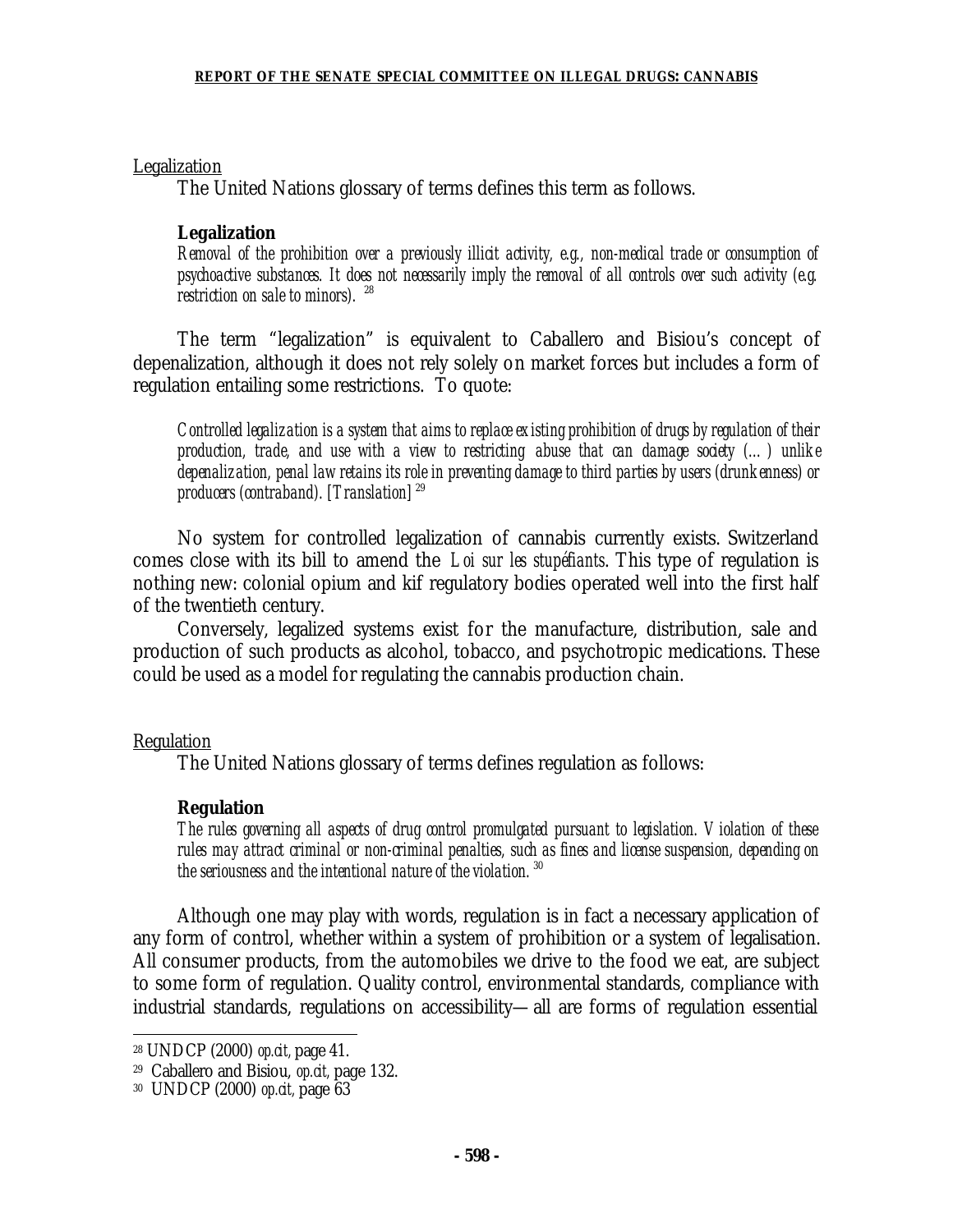Legalization

The United Nations glossary of terms defines this term as follows.

> **Legalization**
>
> *Removal of the prohibition over a previously illicit activity, e.g., non-medical trade or consumption of psychoactive substances. It does not necessarily imply the removal of all controls over such activity (e.g. restriction on sale to minors).* [28]

The term "legalization" is equivalent to Caballero and Bisiou's concept of depenalization, although it does not rely solely on market forces but includes a form of regulation entailing some restrictions. To quote:

> *Controlled legalization is a system that aims to replace existing prohibition of drugs by regulation of their production, trade, and use with a view to restricting abuse that can damage society (…) unlike depenalization, penal law retains its role in preventing damage to third parties by users (drunkenness) or producers (contraband). [Translation]* [29]

No system for controlled legalization of cannabis currently exists. Switzerland comes close with its bill to amend the *Loi sur les stupéfiants*. This type of regulation is nothing new: colonial opium and kif regulatory bodies operated well into the first half of the twentieth century.

Conversely, legalized systems exist for the manufacture, distribution, sale and production of such products as alcohol, tobacco, and psychotropic medications. These could be used as a model for regulating the cannabis production chain.

Regulation

The United Nations glossary of terms defines regulation as follows:

> **Regulation**
>
> *The rules governing all aspects of drug control promulgated pursuant to legislation. Violation of these rules may attract criminal or non-criminal penalties, such as fines and license suspension, depending on the seriousness and the intentional nature of the violation.* [30]

Although one may play with words, regulation is in fact a necessary application of any form of control, whether within a system of prohibition or a system of legalisation. All consumer products, from the automobiles we drive to the food we eat, are subject to some form of regulation. Quality control, environmental standards, compliance with industrial standards, regulations on accessibility—all are forms of regulation essential

---

[28] UNDCP (2000) *op.cit*, page 41.

[29] Caballero and Bisiou, *op.cit*, page 132.

[30] UNDCP (2000) *op.cit*, page 63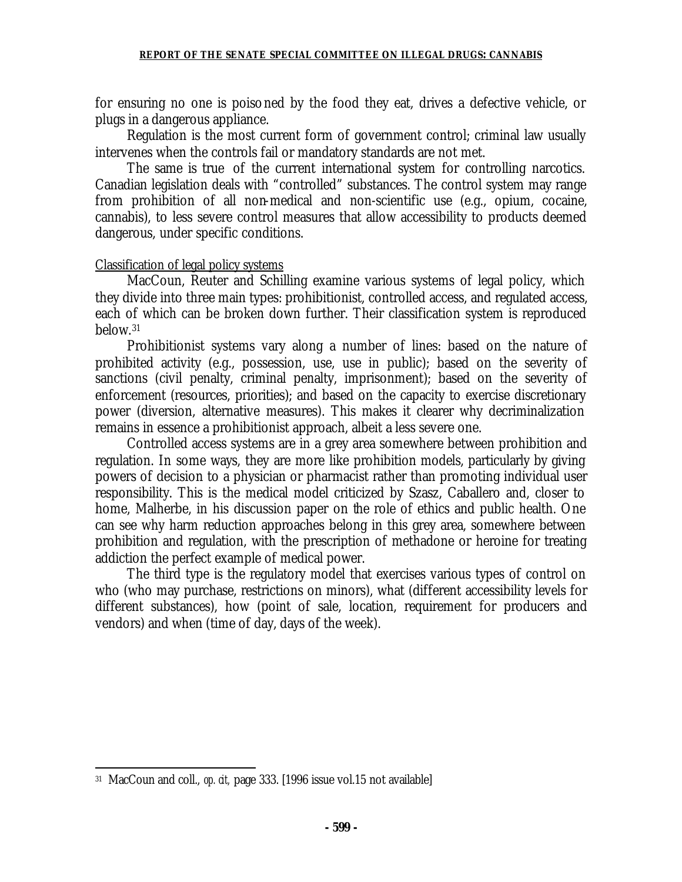for ensuring no one is poisoned by the food they eat, drives a defective vehicle, or plugs in a dangerous appliance.

Regulation is the most current form of government control; criminal law usually intervenes when the controls fail or mandatory standards are not met.

The same is true of the current international system for controlling narcotics. Canadian legislation deals with "controlled" substances. The control system may range from prohibition of all non-medical and non-scientific use (e.g., opium, cocaine, cannabis), to less severe control measures that allow accessibility to products deemed dangerous, under specific conditions.

Classification of legal policy systems

MacCoun, Reuter and Schilling examine various systems of legal policy, which they divide into three main types: prohibitionist, controlled access, and regulated access, each of which can be broken down further. Their classification system is reproduced below.[31]

Prohibitionist systems vary along a number of lines: based on the nature of prohibited activity (e.g., possession, use, use in public); based on the severity of sanctions (civil penalty, criminal penalty, imprisonment); based on the severity of enforcement (resources, priorities); and based on the capacity to exercise discretionary power (diversion, alternative measures). This makes it clearer why decriminalization remains in essence a prohibitionist approach, albeit a less severe one.

Controlled access systems are in a grey area somewhere between prohibition and regulation. In some ways, they are more like prohibition models, particularly by giving powers of decision to a physician or pharmacist rather than promoting individual user responsibility. This is the medical model criticized by Szasz, Caballero and, closer to home, Malherbe, in his discussion paper on the role of ethics and public health. One can see why harm reduction approaches belong in this grey area, somewhere between prohibition and regulation, with the prescription of methadone or heroine for treating addiction the perfect example of medical power.

The third type is the regulatory model that exercises various types of control on who (who may purchase, restrictions on minors), what (different accessibility levels for different substances), how (point of sale, location, requirement for producers and vendors) and when (time of day, days of the week).

---

[31] MacCoun and coll., *op. cit*, page 333. [1996 issue vol.15 not available]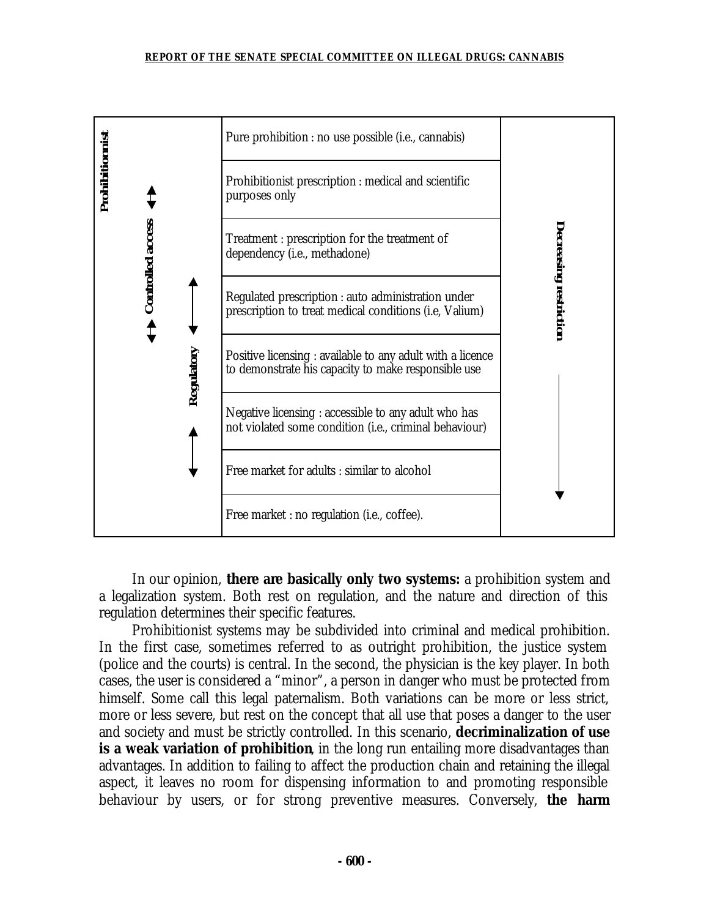| Category | Regime | Trend |
|---|---|---|
| Prohibitionist | Pure prohibition : no use possible (i.e., cannabis) | Decreasing restriction ↓ |
| Prohibitionist / Controlled access | Prohibitionist prescription : medical and scientific purposes only | |
| Controlled access | Treatment : prescription for the treatment of dependency (i.e., methadone) | |
| Controlled access / Regulatory | Regulated prescription : auto administration under prescription to treat medical conditions (i.e, Valium) | |
| Regulatory | Positive licensing : available to any adult with a licence to demonstrate his capacity to make responsible use | |
| Regulatory | Negative licensing : accessible to any adult who has not violated some condition (i.e., criminal behaviour) | |
| Regulatory | Free market for adults : similar to alcohol | |
| | Free market : no regulation (i.e., coffee). | |

In our opinion, **there are basically only two systems:** a prohibition system and a legalization system. Both rest on regulation, and the nature and direction of this regulation determines their specific features.

Prohibitionist systems may be subdivided into criminal and medical prohibition. In the first case, sometimes referred to as outright prohibition, the justice system (police and the courts) is central. In the second, the physician is the key player. In both cases, the user is considered a "minor", a person in danger who must be protected from himself. Some call this legal paternalism. Both variations can be more or less strict, more or less severe, but rest on the concept that all use that poses a danger to the user and society and must be strictly controlled. In this scenario, **decriminalization of use is a weak variation of prohibition**, in the long run entailing more disadvantages than advantages. In addition to failing to affect the production chain and retaining the illegal aspect, it leaves no room for dispensing information to and promoting responsible behaviour by users, or for strong preventive measures. Conversely, **the harm**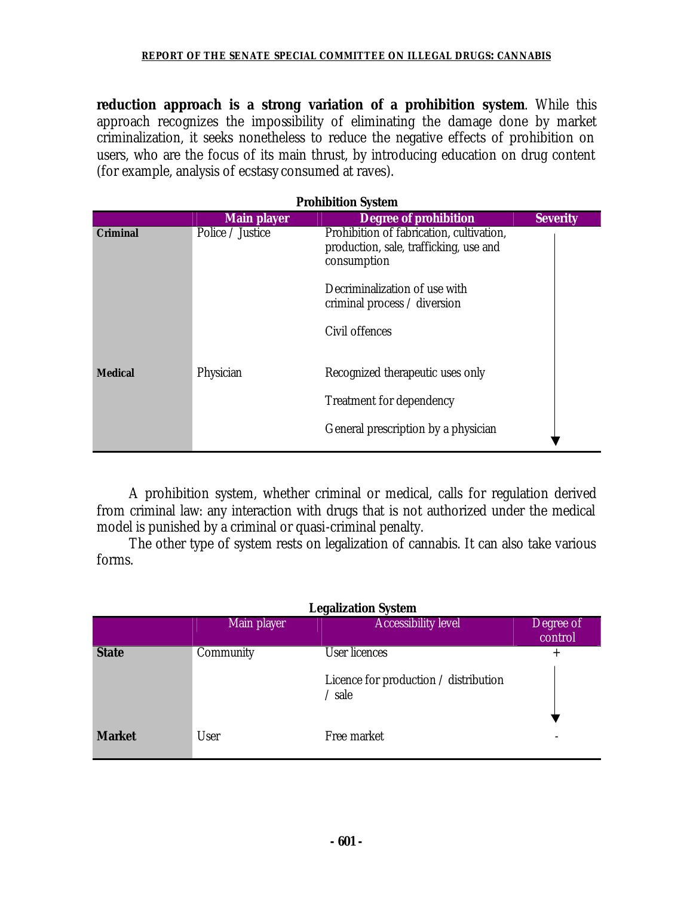**reduction approach is a strong variation of a prohibition system**. While this approach recognizes the impossibility of eliminating the damage done by market criminalization, it seeks nonetheless to reduce the negative effects of prohibition on users, who are the focus of its main thrust, by introducing education on drug content (for example, analysis of ecstasy consumed at raves).

**Prohibition System**

| | Main player | Degree of prohibition | Severity |
|---|---|---|---|
| **Criminal** | Police / Justice | Prohibition of fabrication, cultivation, production, sale, trafficking, use and consumption | ↓ |
| | | Decriminalization of use with criminal process / diversion | |
| | | Civil offences | |
| **Medical** | Physician | Recognized therapeutic uses only | |
| | | Treatment for dependency | |
| | | General prescription by a physician | ▼ |

A prohibition system, whether criminal or medical, calls for regulation derived from criminal law: any interaction with drugs that is not authorized under the medical model is punished by a criminal or quasi-criminal penalty.

The other type of system rests on legalization of cannabis. It can also take various forms.

**Legalization System**

| | Main player | Accessibility level | Degree of control |
|---|---|---|---|
| **State** | Community | User licences | + |
| | | Licence for production / distribution / sale | ▼ |
| **Market** | User | Free market | - |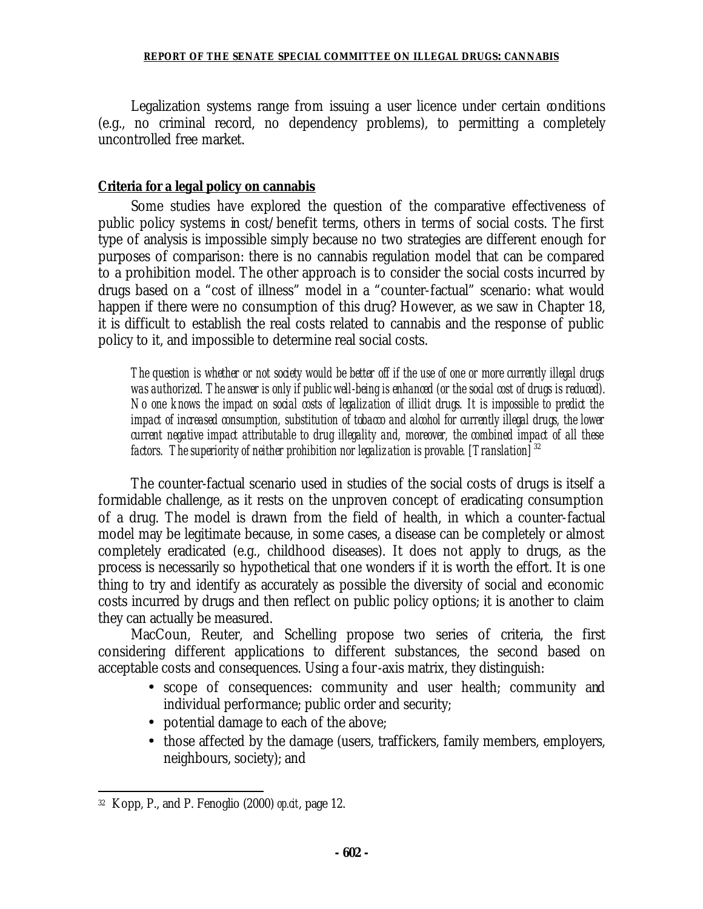Legalization systems range from issuing a user licence under certain conditions (e.g., no criminal record, no dependency problems), to permitting a completely uncontrolled free market.

**Criteria for a legal policy on cannabis**

Some studies have explored the question of the comparative effectiveness of public policy systems in cost/benefit terms, others in terms of social costs. The first type of analysis is impossible simply because no two strategies are different enough for purposes of comparison: there is no cannabis regulation model that can be compared to a prohibition model. The other approach is to consider the social costs incurred by drugs based on a "cost of illness" model in a "counter-factual" scenario: what would happen if there were no consumption of this drug? However, as we saw in Chapter 18, it is difficult to establish the real costs related to cannabis and the response of public policy to it, and impossible to determine real social costs.

> *The question is whether or not society would be better off if the use of one or more currently illegal drugs was authorized. The answer is only if public well-being is enhanced (or the social cost of drugs is reduced). No one knows the impact on social costs of legalization of illicit drugs. It is impossible to predict the impact of increased consumption, substitution of tobacco and alcohol for currently illegal drugs, the lower current negative impact attributable to drug illegality and, moreover, the combined impact of all these factors. The superiority of neither prohibition nor legalization is provable. [Translation]* [32]

The counter-factual scenario used in studies of the social costs of drugs is itself a formidable challenge, as it rests on the unproven concept of eradicating consumption of a drug. The model is drawn from the field of health, in which a counter-factual model may be legitimate because, in some cases, a disease can be completely or almost completely eradicated (e.g., childhood diseases). It does not apply to drugs, as the process is necessarily so hypothetical that one wonders if it is worth the effort. It is one thing to try and identify as accurately as possible the diversity of social and economic costs incurred by drugs and then reflect on public policy options; it is another to claim they can actually be measured.

MacCoun, Reuter, and Schelling propose two series of criteria, the first considering different applications to different substances, the second based on acceptable costs and consequences. Using a four-axis matrix, they distinguish:

- scope of consequences: community and user health; community and individual performance; public order and security;
- potential damage to each of the above;
- those affected by the damage (users, traffickers, family members, employers, neighbours, society); and

---

[32] Kopp, P., and P. Fenoglio (2000) *op.cit*, page 12.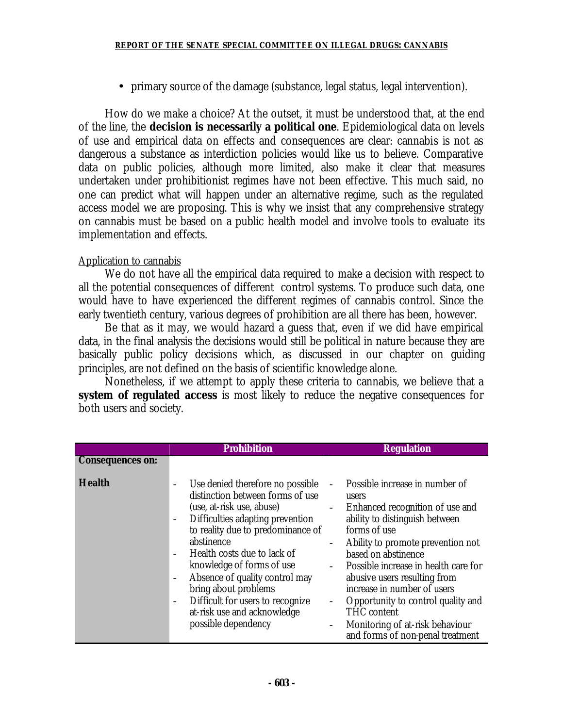- primary source of the damage (substance, legal status, legal intervention).

How do we make a choice? At the outset, it must be understood that, at the end of the line, the **decision is necessarily a political one**. Epidemiological data on levels of use and empirical data on effects and consequences are clear: cannabis is not as dangerous a substance as interdiction policies would like us to believe. Comparative data on public policies, although more limited, also make it clear that measures undertaken under prohibitionist regimes have not been effective. This much said, no one can predict what will happen under an alternative regime, such as the regulated access model we are proposing. This is why we insist that any comprehensive strategy on cannabis must be based on a public health model and involve tools to evaluate its implementation and effects.

Application to cannabis

We do not have all the empirical data required to make a decision with respect to all the potential consequences of different control systems. To produce such data, one would have to have experienced the different regimes of cannabis control. Since the early twentieth century, various degrees of prohibition are all there has been, however.

Be that as it may, we would hazard a guess that, even if we did have empirical data, in the final analysis the decisions would still be political in nature because they are basically public policy decisions which, as discussed in our chapter on guiding principles, are not defined on the basis of scientific knowledge alone.

Nonetheless, if we attempt to apply these criteria to cannabis, we believe that a **system of regulated access** is most likely to reduce the negative consequences for both users and society.

| | Prohibition | Regulation |
|---|---|---|
| **Consequences on:** | | |
| **Health** | - Use denied therefore no possible distinction between forms of use (use, at-risk use, abuse)<br>- Difficulties adapting prevention to reality due to predominance of abstinence<br>- Health costs due to lack of knowledge of forms of use<br>- Absence of quality control may bring about problems<br>- Difficult for users to recognize at-risk use and acknowledge possible dependency | - Possible increase in number of users<br>- Enhanced recognition of use and ability to distinguish between forms of use<br>- Ability to promote prevention not based on abstinence<br>- Possible increase in health care for abusive users resulting from increase in number of users<br>- Opportunity to control quality and THC content<br>- Monitoring of at-risk behaviour and forms of non-penal treatment |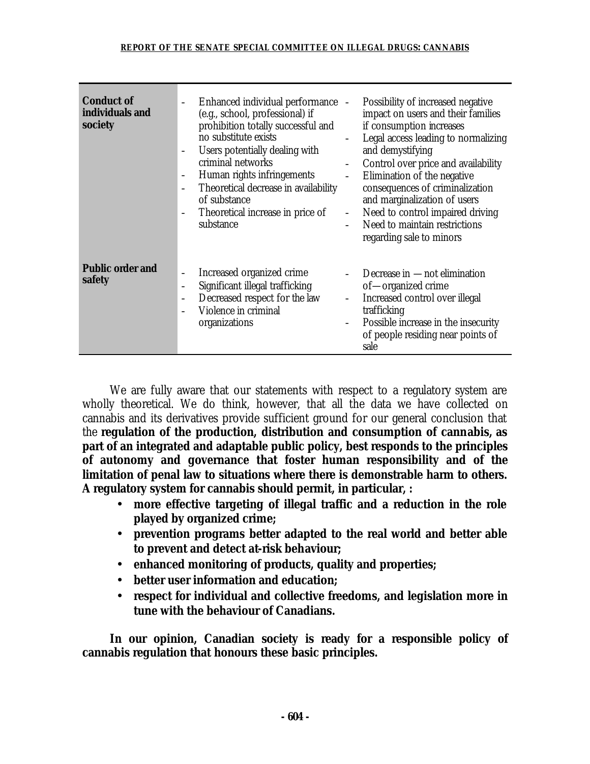| | | |
|---|---|---|
| **Conduct of individuals and society** | - Enhanced individual performance (e.g., school, professional) if prohibition totally successful and no substitute exists<br>- Users potentially dealing with criminal networks<br>- Human rights infringements<br>- Theoretical decrease in availability of substance<br>- Theoretical increase in price of substance | - Possibility of increased negative impact on users and their families if consumption increases<br>- Legal access leading to normalizing and demystifying<br>- Control over price and availability<br>- Elimination of the negative consequences of criminalization and marginalization of users<br>- Need to control impaired driving<br>- Need to maintain restrictions regarding sale to minors |
| **Public order and safety** | - Increased organized crime<br>- Significant illegal trafficking<br>- Decreased respect for the law<br>- Violence in criminal organizations | - Decrease in — not elimination of— organized crime<br>- Increased control over illegal trafficking<br>- Possible increase in the insecurity of people residing near points of sale |

We are fully aware that our statements with respect to a regulatory system are wholly theoretical. We do think, however, that all the data we have collected on cannabis and its derivatives provide sufficient ground for our general conclusion that the **regulation of the production, distribution and consumption of cannabis, as part of an integrated and adaptable public policy, best responds to the principles of autonomy and governance that foster human responsibility and of the limitation of penal law to situations where there is demonstrable harm to others. A regulatory system for cannabis should permit, in particular, :**

- **more effective targeting of illegal traffic and a reduction in the role played by organized crime;**
- **prevention programs better adapted to the real world and better able to prevent and detect at-risk behaviour;**
- **enhanced monitoring of products, quality and properties;**
- **better user information and education;**
- **respect for individual and collective freedoms, and legislation more in tune with the behaviour of Canadians.**

**In our opinion, Canadian society is ready for a responsible policy of cannabis regulation that honours these basic principles.**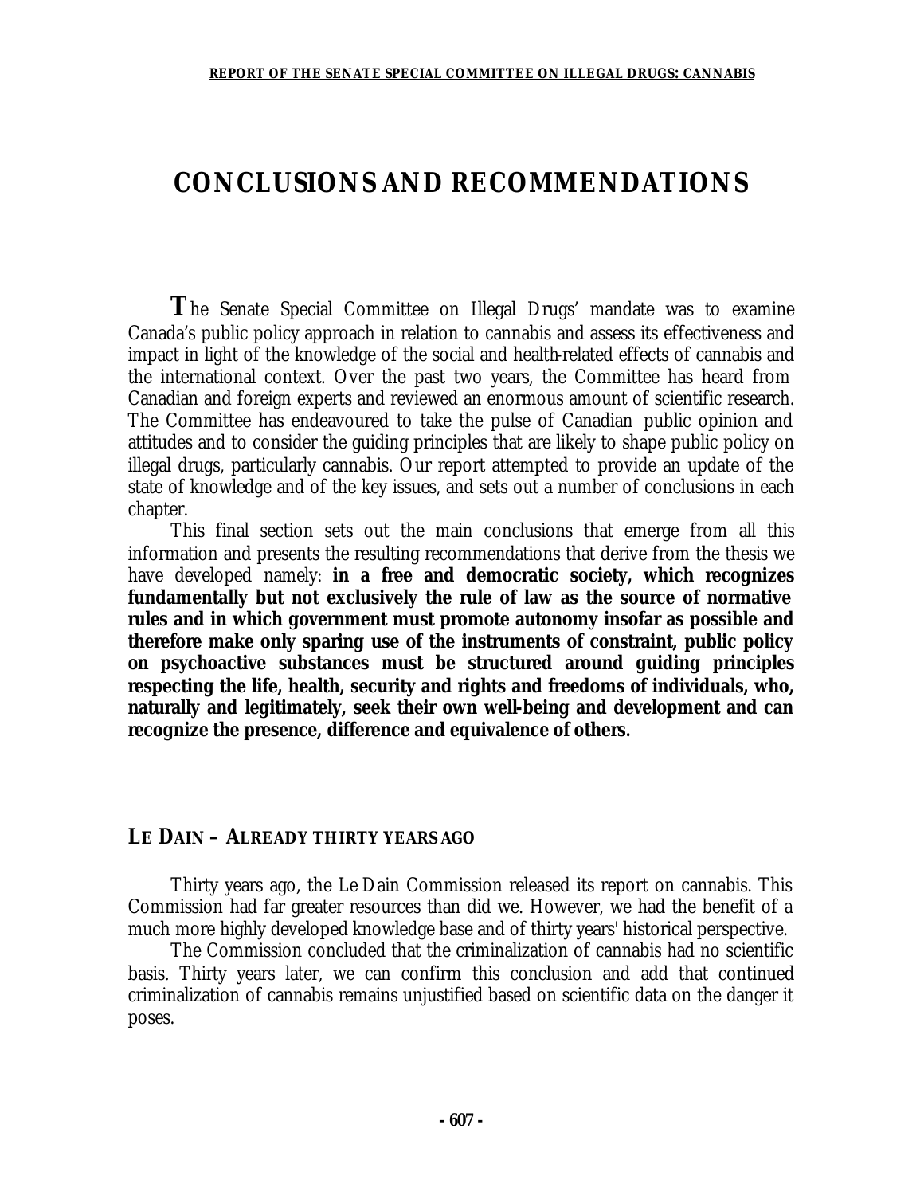# CONCLUSIONS AND RECOMMENDATIONS

The Senate Special Committee on Illegal Drugs' mandate was to examine Canada's public policy approach in relation to cannabis and assess its effectiveness and impact in light of the knowledge of the social and health-related effects of cannabis and the international context. Over the past two years, the Committee has heard from Canadian and foreign experts and reviewed an enormous amount of scientific research. The Committee has endeavoured to take the pulse of Canadian public opinion and attitudes and to consider the guiding principles that are likely to shape public policy on illegal drugs, particularly cannabis. Our report attempted to provide an update of the state of knowledge and of the key issues, and sets out a number of conclusions in each chapter.

This final section sets out the main conclusions that emerge from all this information and presents the resulting recommendations that derive from the thesis we have developed namely: **in a free and democratic society, which recognizes fundamentally but not exclusively the rule of law as the source of normative rules and in which government must promote autonomy insofar as possible and therefore make only sparing use of the instruments of constraint, public policy on psychoactive substances must be structured around guiding principles respecting the life, health, security and rights and freedoms of individuals, who, naturally and legitimately, seek their own well-being and development and can recognize the presence, difference and equivalence of others.**

## LE DAIN – ALREADY THIRTY YEARS AGO

Thirty years ago, the Le Dain Commission released its report on cannabis. This Commission had far greater resources than did we. However, we had the benefit of a much more highly developed knowledge base and of thirty years' historical perspective.

The Commission concluded that the criminalization of cannabis had no scientific basis. Thirty years later, we can confirm this conclusion and add that continued criminalization of cannabis remains unjustified based on scientific data on the danger it poses.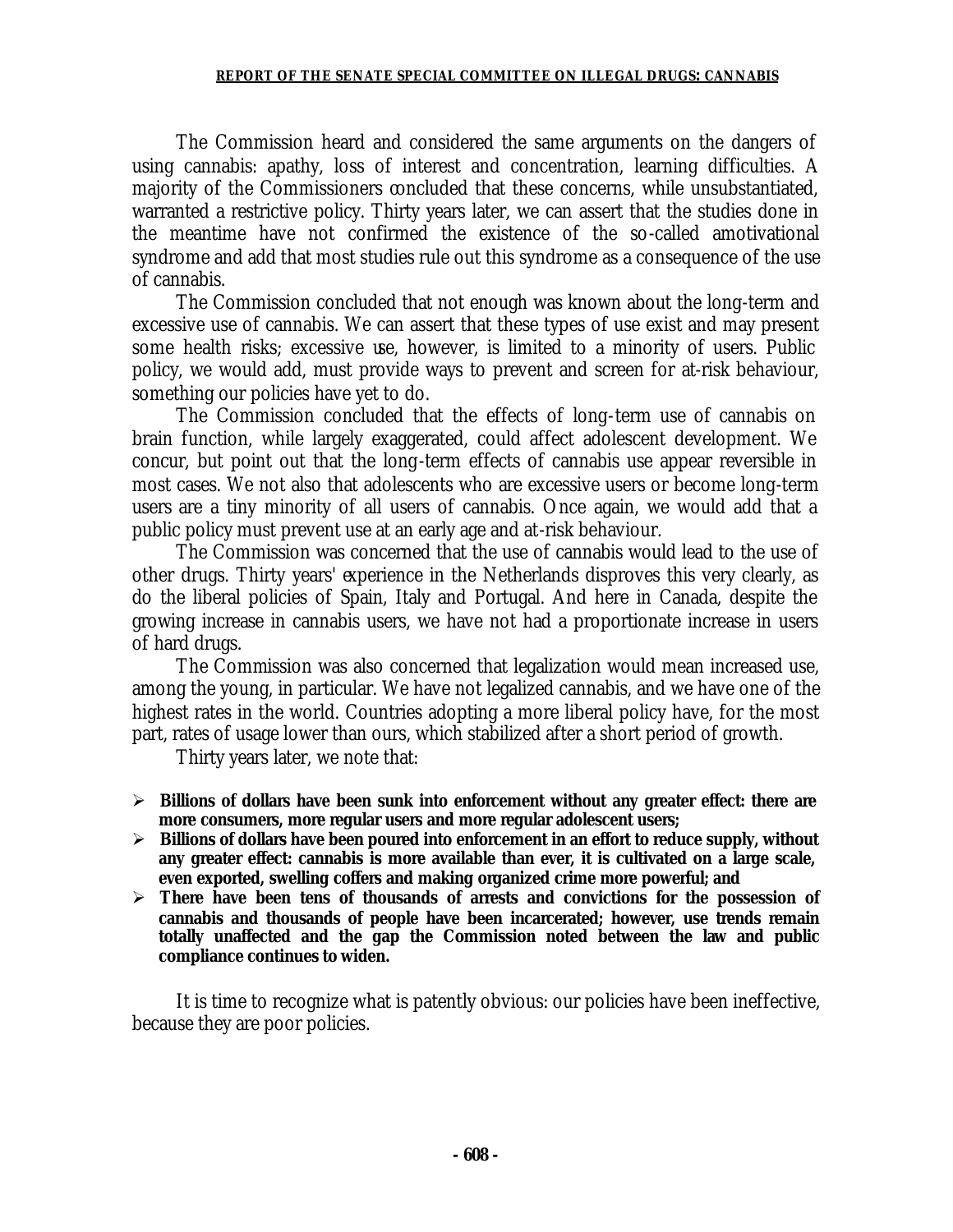The Commission heard and considered the same arguments on the dangers of using cannabis: apathy, loss of interest and concentration, learning difficulties. A majority of the Commissioners concluded that these concerns, while unsubstantiated, warranted a restrictive policy. Thirty years later, we can assert that the studies done in the meantime have not confirmed the existence of the so-called amotivational syndrome and add that most studies rule out this syndrome as a consequence of the use of cannabis.

The Commission concluded that not enough was known about the long-term and excessive use of cannabis. We can assert that these types of use exist and may present some health risks; excessive use, however, is limited to a minority of users. Public policy, we would add, must provide ways to prevent and screen for at-risk behaviour, something our policies have yet to do.

The Commission concluded that the effects of long-term use of cannabis on brain function, while largely exaggerated, could affect adolescent development. We concur, but point out that the long-term effects of cannabis use appear reversible in most cases. We not also that adolescents who are excessive users or become long-term users are a tiny minority of all users of cannabis. Once again, we would add that a public policy must prevent use at an early age and at-risk behaviour.

The Commission was concerned that the use of cannabis would lead to the use of other drugs. Thirty years' experience in the Netherlands disproves this very clearly, as do the liberal policies of Spain, Italy and Portugal. And here in Canada, despite the growing increase in cannabis users, we have not had a proportionate increase in users of hard drugs.

The Commission was also concerned that legalization would mean increased use, among the young, in particular. We have not legalized cannabis, and we have one of the highest rates in the world. Countries adopting a more liberal policy have, for the most part, rates of usage lower than ours, which stabilized after a short period of growth.

Thirty years later, we note that:

- **Billions of dollars have been sunk into enforcement without any greater effect: there are more consumers, more regular users and more regular adolescent users;**
- **Billions of dollars have been poured into enforcement in an effort to reduce supply, without any greater effect: cannabis is more available than ever, it is cultivated on a large scale, even exported, swelling coffers and making organized crime more powerful; and**
- **There have been tens of thousands of arrests and convictions for the possession of cannabis and thousands of people have been incarcerated; however, use trends remain totally unaffected and the gap the Commission noted between the law and public compliance continues to widen.**

It is time to recognize what is patently obvious: our policies have been ineffective, because they are poor policies.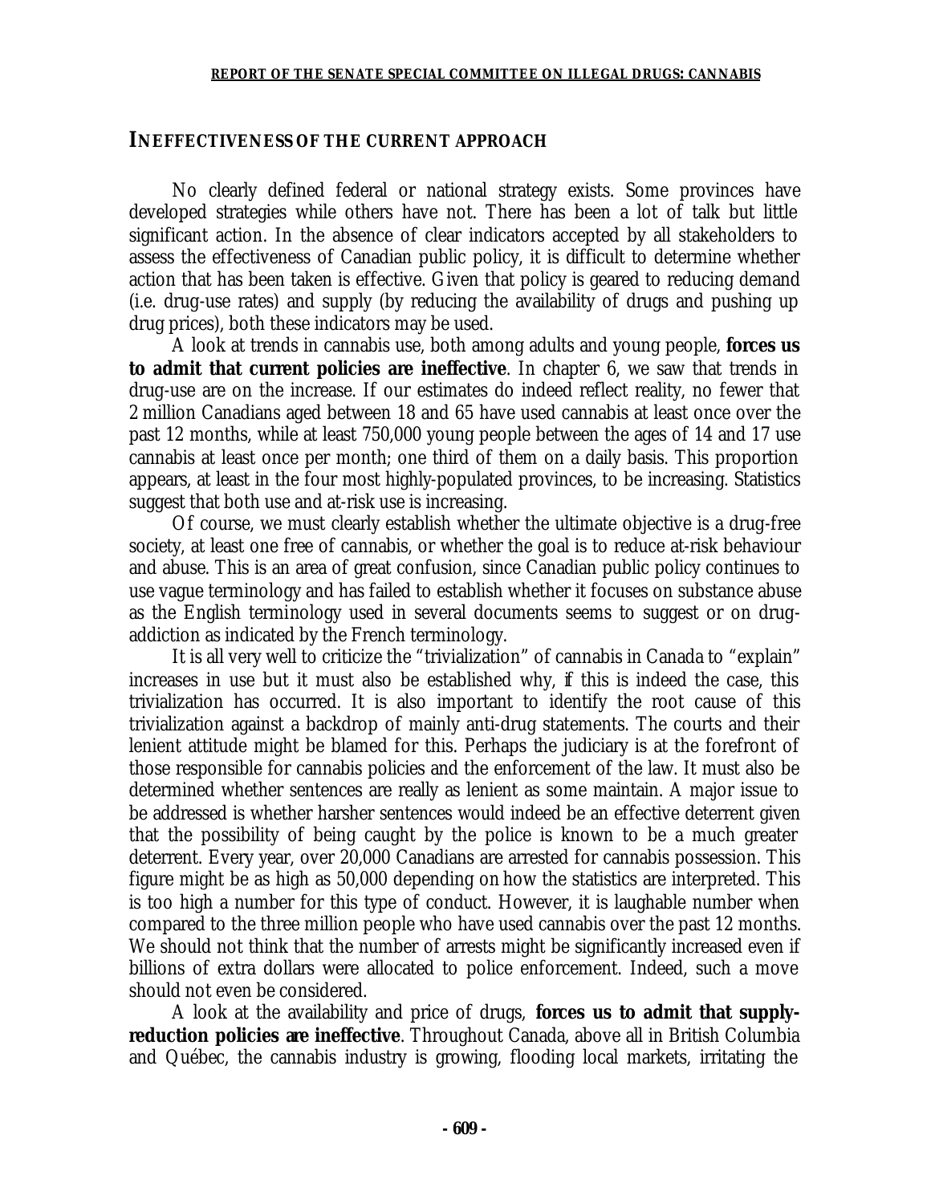## INEFFECTIVENESS OF THE CURRENT APPROACH

No clearly defined federal or national strategy exists. Some provinces have developed strategies while others have not. There has been a lot of talk but little significant action. In the absence of clear indicators accepted by all stakeholders to assess the effectiveness of Canadian public policy, it is difficult to determine whether action that has been taken is effective. Given that policy is geared to reducing demand (i.e. drug-use rates) and supply (by reducing the availability of drugs and pushing up drug prices), both these indicators may be used.

A look at trends in cannabis use, both among adults and young people, **forces us to admit that current policies are ineffective**. In chapter 6, we saw that trends in drug-use are on the increase. If our estimates do indeed reflect reality, no fewer that 2 million Canadians aged between 18 and 65 have used cannabis at least once over the past 12 months, while at least 750,000 young people between the ages of 14 and 17 use cannabis at least once per month; one third of them on a daily basis. This proportion appears, at least in the four most highly-populated provinces, to be increasing. Statistics suggest that both use and at-risk use is increasing.

Of course, we must clearly establish whether the ultimate objective is a drug-free society, at least one free of cannabis, or whether the goal is to reduce at-risk behaviour and abuse. This is an area of great confusion, since Canadian public policy continues to use vague terminology and has failed to establish whether it focuses on substance abuse as the English terminology used in several documents seems to suggest or on drug-addiction as indicated by the French terminology.

It is all very well to criticize the "trivialization" of cannabis in Canada to "explain" increases in use but it must also be established why, if this is indeed the case, this trivialization has occurred. It is also important to identify the root cause of this trivialization against a backdrop of mainly anti-drug statements. The courts and their lenient attitude might be blamed for this. Perhaps the judiciary is at the forefront of those responsible for cannabis policies and the enforcement of the law. It must also be determined whether sentences are really as lenient as some maintain. A major issue to be addressed is whether harsher sentences would indeed be an effective deterrent given that the possibility of being caught by the police is known to be a much greater deterrent. Every year, over 20,000 Canadians are arrested for cannabis possession. This figure might be as high as 50,000 depending on how the statistics are interpreted. This is too high a number for this type of conduct. However, it is laughable number when compared to the three million people who have used cannabis over the past 12 months. We should not think that the number of arrests might be significantly increased even if billions of extra dollars were allocated to police enforcement. Indeed, such a move should not even be considered.

A look at the availability and price of drugs, **forces us to admit that supply-reduction policies are ineffective**. Throughout Canada, above all in British Columbia and Québec, the cannabis industry is growing, flooding local markets, irritating the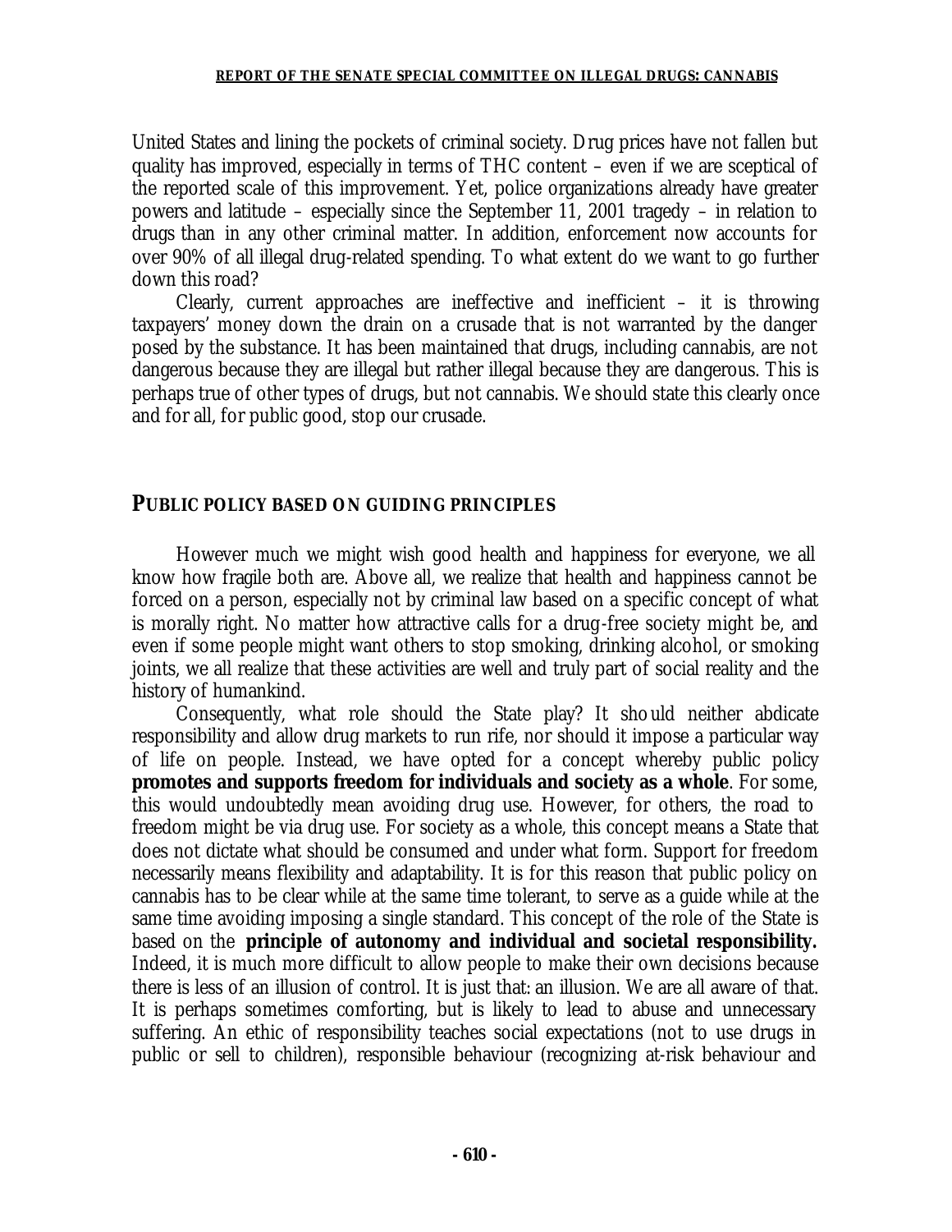United States and lining the pockets of criminal society. Drug prices have not fallen but quality has improved, especially in terms of THC content – even if we are sceptical of the reported scale of this improvement. Yet, police organizations already have greater powers and latitude – especially since the September 11, 2001 tragedy – in relation to drugs than in any other criminal matter. In addition, enforcement now accounts for over 90% of all illegal drug-related spending. To what extent do we want to go further down this road?

Clearly, current approaches are ineffective and inefficient – it is throwing taxpayers' money down the drain on a crusade that is not warranted by the danger posed by the substance. It has been maintained that drugs, including cannabis, are not dangerous because they are illegal but rather illegal because they are dangerous. This is perhaps true of other types of drugs, but not cannabis. We should state this clearly once and for all, for public good, stop our crusade.

## PUBLIC POLICY BASED ON GUIDING PRINCIPLES

However much we might wish good health and happiness for everyone, we all know how fragile both are. Above all, we realize that health and happiness cannot be forced on a person, especially not by criminal law based on a specific concept of what is morally right. No matter how attractive calls for a drug-free society might be, and even if some people might want others to stop smoking, drinking alcohol, or smoking joints, we all realize that these activities are well and truly part of social reality and the history of humankind.

Consequently, what role should the State play? It should neither abdicate responsibility and allow drug markets to run rife, nor should it impose a particular way of life on people. Instead, we have opted for a concept whereby public policy **promotes and supports freedom for individuals and society as a whole**. For some, this would undoubtedly mean avoiding drug use. However, for others, the road to freedom might be via drug use. For society as a whole, this concept means a State that does not dictate what should be consumed and under what form. Support for freedom necessarily means flexibility and adaptability. It is for this reason that public policy on cannabis has to be clear while at the same time tolerant, to serve as a guide while at the same time avoiding imposing a single standard. This concept of the role of the State is based on the **principle of autonomy and individual and societal responsibility.** Indeed, it is much more difficult to allow people to make their own decisions because there is less of an illusion of control. It is just that: an illusion. We are all aware of that. It is perhaps sometimes comforting, but is likely to lead to abuse and unnecessary suffering. An ethic of responsibility teaches social expectations (not to use drugs in public or sell to children), responsible behaviour (recognizing at-risk behaviour and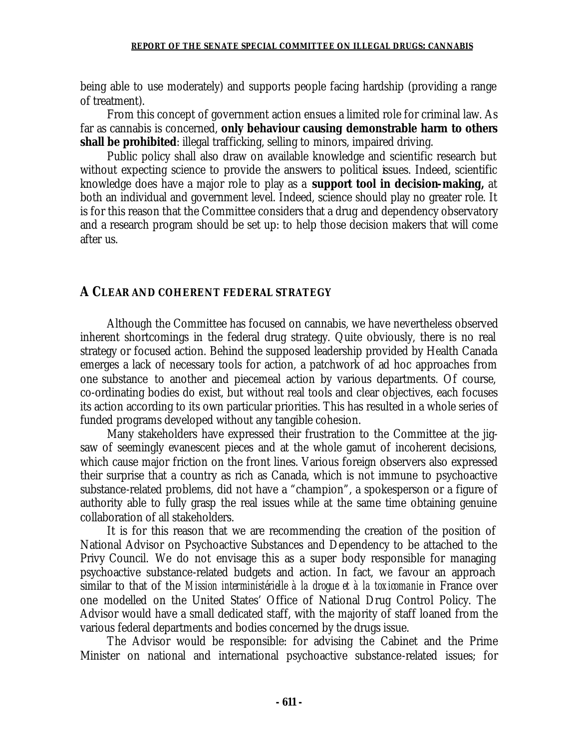being able to use moderately) and supports people facing hardship (providing a range of treatment).

From this concept of government action ensues a limited role for criminal law. As far as cannabis is concerned, **only behaviour causing demonstrable harm to others shall be prohibited**: illegal trafficking, selling to minors, impaired driving.

Public policy shall also draw on available knowledge and scientific research but without expecting science to provide the answers to political issues. Indeed, scientific knowledge does have a major role to play as a **support tool in decision-making,** at both an individual and government level. Indeed, science should play no greater role. It is for this reason that the Committee considers that a drug and dependency observatory and a research program should be set up: to help those decision makers that will come after us.

## A CLEAR AND COHERENT FEDERAL STRATEGY

Although the Committee has focused on cannabis, we have nevertheless observed inherent shortcomings in the federal drug strategy. Quite obviously, there is no real strategy or focused action. Behind the supposed leadership provided by Health Canada emerges a lack of necessary tools for action, a patchwork of ad hoc approaches from one substance to another and piecemeal action by various departments. Of course, co-ordinating bodies do exist, but without real tools and clear objectives, each focuses its action according to its own particular priorities. This has resulted in a whole series of funded programs developed without any tangible cohesion.

Many stakeholders have expressed their frustration to the Committee at the jig-saw of seemingly evanescent pieces and at the whole gamut of incoherent decisions, which cause major friction on the front lines. Various foreign observers also expressed their surprise that a country as rich as Canada, which is not immune to psychoactive substance-related problems, did not have a "champion", a spokesperson or a figure of authority able to fully grasp the real issues while at the same time obtaining genuine collaboration of all stakeholders.

It is for this reason that we are recommending the creation of the position of National Advisor on Psychoactive Substances and Dependency to be attached to the Privy Council. We do not envisage this as a super body responsible for managing psychoactive substance-related budgets and action. In fact, we favour an approach similar to that of the *Mission interministérielle à la drogue et à la toxicomanie* in France over one modelled on the United States' Office of National Drug Control Policy. The Advisor would have a small dedicated staff, with the majority of staff loaned from the various federal departments and bodies concerned by the drugs issue.

The Advisor would be responsible: for advising the Cabinet and the Prime Minister on national and international psychoactive substance-related issues; for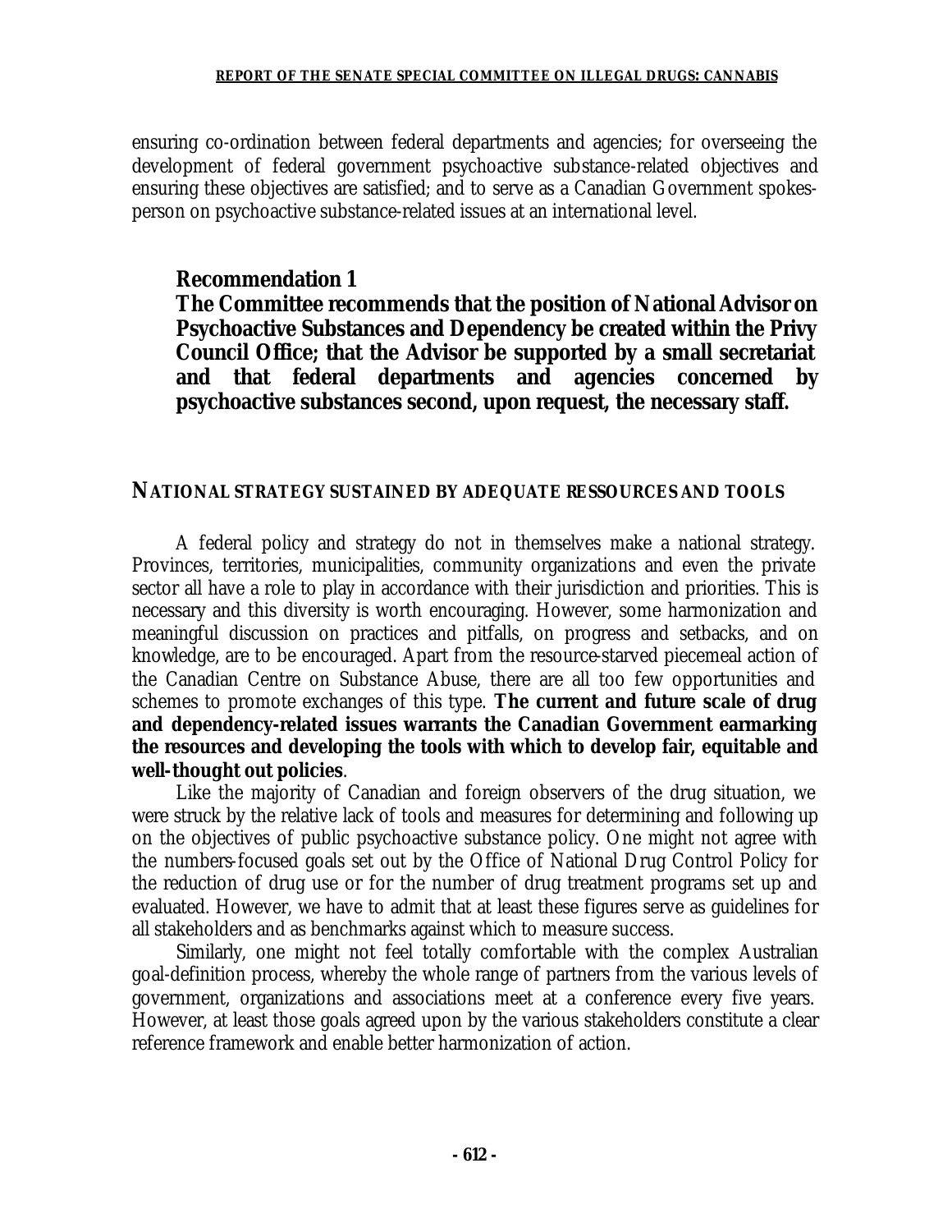ensuring co-ordination between federal departments and agencies; for overseeing the development of federal government psychoactive substance-related objectives and ensuring these objectives are satisfied; and to serve as a Canadian Government spokes-person on psychoactive substance-related issues at an international level.

**Recommendation 1**
**The Committee recommends that the position of National Advisor on Psychoactive Substances and Dependency be created within the Privy Council Office; that the Advisor be supported by a small secretariat and that federal departments and agencies concerned by psychoactive substances second, upon request, the necessary staff.**

## NATIONAL STRATEGY SUSTAINED BY ADEQUATE RESSOURCES AND TOOLS

A federal policy and strategy do not in themselves make a national strategy. Provinces, territories, municipalities, community organizations and even the private sector all have a role to play in accordance with their jurisdiction and priorities. This is necessary and this diversity is worth encouraging. However, some harmonization and meaningful discussion on practices and pitfalls, on progress and setbacks, and on knowledge, are to be encouraged. Apart from the resource-starved piecemeal action of the Canadian Centre on Substance Abuse, there are all too few opportunities and schemes to promote exchanges of this type. **The current and future scale of drug and dependency-related issues warrants the Canadian Government earmarking the resources and developing the tools with which to develop fair, equitable and well-thought out policies**.

Like the majority of Canadian and foreign observers of the drug situation, we were struck by the relative lack of tools and measures for determining and following up on the objectives of public psychoactive substance policy. One might not agree with the numbers-focused goals set out by the Office of National Drug Control Policy for the reduction of drug use or for the number of drug treatment programs set up and evaluated. However, we have to admit that at least these figures serve as guidelines for all stakeholders and as benchmarks against which to measure success.

Similarly, one might not feel totally comfortable with the complex Australian goal-definition process, whereby the whole range of partners from the various levels of government, organizations and associations meet at a conference every five years. However, at least those goals agreed upon by the various stakeholders constitute a clear reference framework and enable better harmonization of action.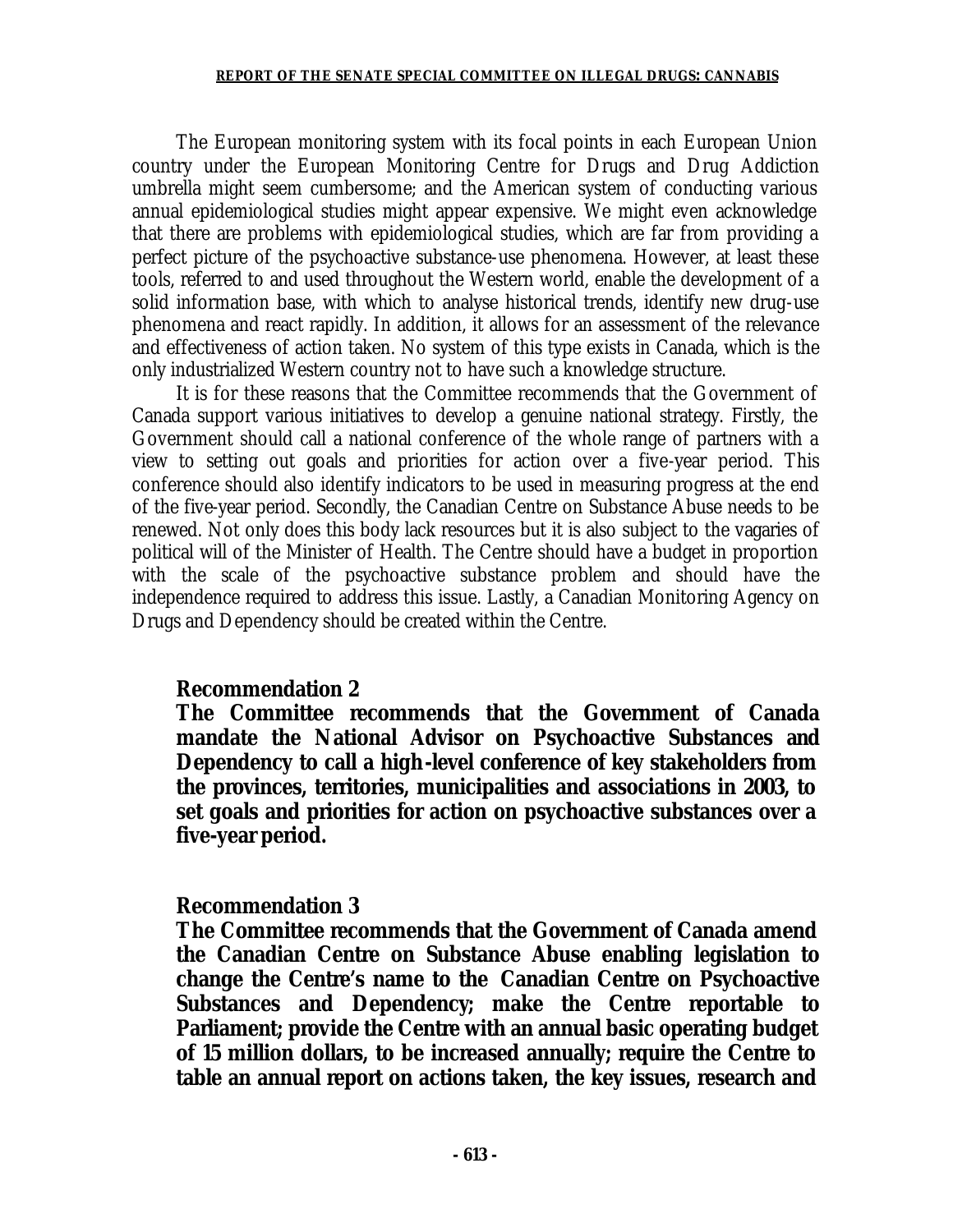The European monitoring system with its focal points in each European Union country under the European Monitoring Centre for Drugs and Drug Addiction umbrella might seem cumbersome; and the American system of conducting various annual epidemiological studies might appear expensive. We might even acknowledge that there are problems with epidemiological studies, which are far from providing a perfect picture of the psychoactive substance-use phenomena. However, at least these tools, referred to and used throughout the Western world, enable the development of a solid information base, with which to analyse historical trends, identify new drug-use phenomena and react rapidly. In addition, it allows for an assessment of the relevance and effectiveness of action taken. No system of this type exists in Canada, which is the only industrialized Western country not to have such a knowledge structure.

It is for these reasons that the Committee recommends that the Government of Canada support various initiatives to develop a genuine national strategy. Firstly, the Government should call a national conference of the whole range of partners with a view to setting out goals and priorities for action over a five-year period. This conference should also identify indicators to be used in measuring progress at the end of the five-year period. Secondly, the Canadian Centre on Substance Abuse needs to be renewed. Not only does this body lack resources but it is also subject to the vagaries of political will of the Minister of Health. The Centre should have a budget in proportion with the scale of the psychoactive substance problem and should have the independence required to address this issue. Lastly, a Canadian Monitoring Agency on Drugs and Dependency should be created within the Centre.

### Recommendation 2

**The Committee recommends that the Government of Canada mandate the National Advisor on Psychoactive Substances and Dependency to call a high-level conference of key stakeholders from the provinces, territories, municipalities and associations in 2003, to set goals and priorities for action on psychoactive substances over a five-year period.**

### Recommendation 3

**The Committee recommends that the Government of Canada amend the Canadian Centre on Substance Abuse enabling legislation to change the Centre's name to the Canadian Centre on Psychoactive Substances and Dependency; make the Centre reportable to Parliament; provide the Centre with an annual basic operating budget of 15 million dollars, to be increased annually; require the Centre to table an annual report on actions taken, the key issues, research and**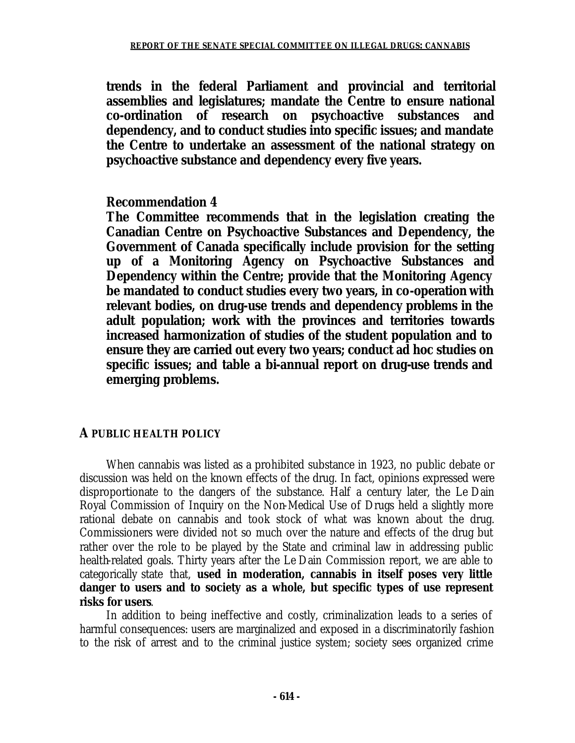**trends in the federal Parliament and provincial and territorial assemblies and legislatures; mandate the Centre to ensure national co-ordination of research on psychoactive substances and dependency, and to conduct studies into specific issues; and mandate the Centre to undertake an assessment of the national strategy on psychoactive substance and dependency every five years.**

**Recommendation 4**

**The Committee recommends that in the legislation creating the Canadian Centre on Psychoactive Substances and Dependency, the Government of Canada specifically include provision for the setting up of a Monitoring Agency on Psychoactive Substances and Dependency within the Centre; provide that the Monitoring Agency be mandated to conduct studies every two years, in co-operation with relevant bodies, on drug-use trends and dependency problems in the adult population; work with the provinces and territories towards increased harmonization of studies of the student population and to ensure they are carried out every two years; conduct ad hoc studies on specific issues; and table a bi-annual report on drug-use trends and emerging problems.**

## A PUBLIC HEALTH POLICY

When cannabis was listed as a prohibited substance in 1923, no public debate or discussion was held on the known effects of the drug. In fact, opinions expressed were disproportionate to the dangers of the substance. Half a century later, the Le Dain Royal Commission of Inquiry on the Non-Medical Use of Drugs held a slightly more rational debate on cannabis and took stock of what was known about the drug. Commissioners were divided not so much over the nature and effects of the drug but rather over the role to be played by the State and criminal law in addressing public health-related goals. Thirty years after the Le Dain Commission report, we are able to categorically state that, **used in moderation, cannabis in itself poses very little danger to users and to society as a whole, but specific types of use represent risks for users**.

In addition to being ineffective and costly, criminalization leads to a series of harmful consequences: users are marginalized and exposed in a discriminatorily fashion to the risk of arrest and to the criminal justice system; society sees organized crime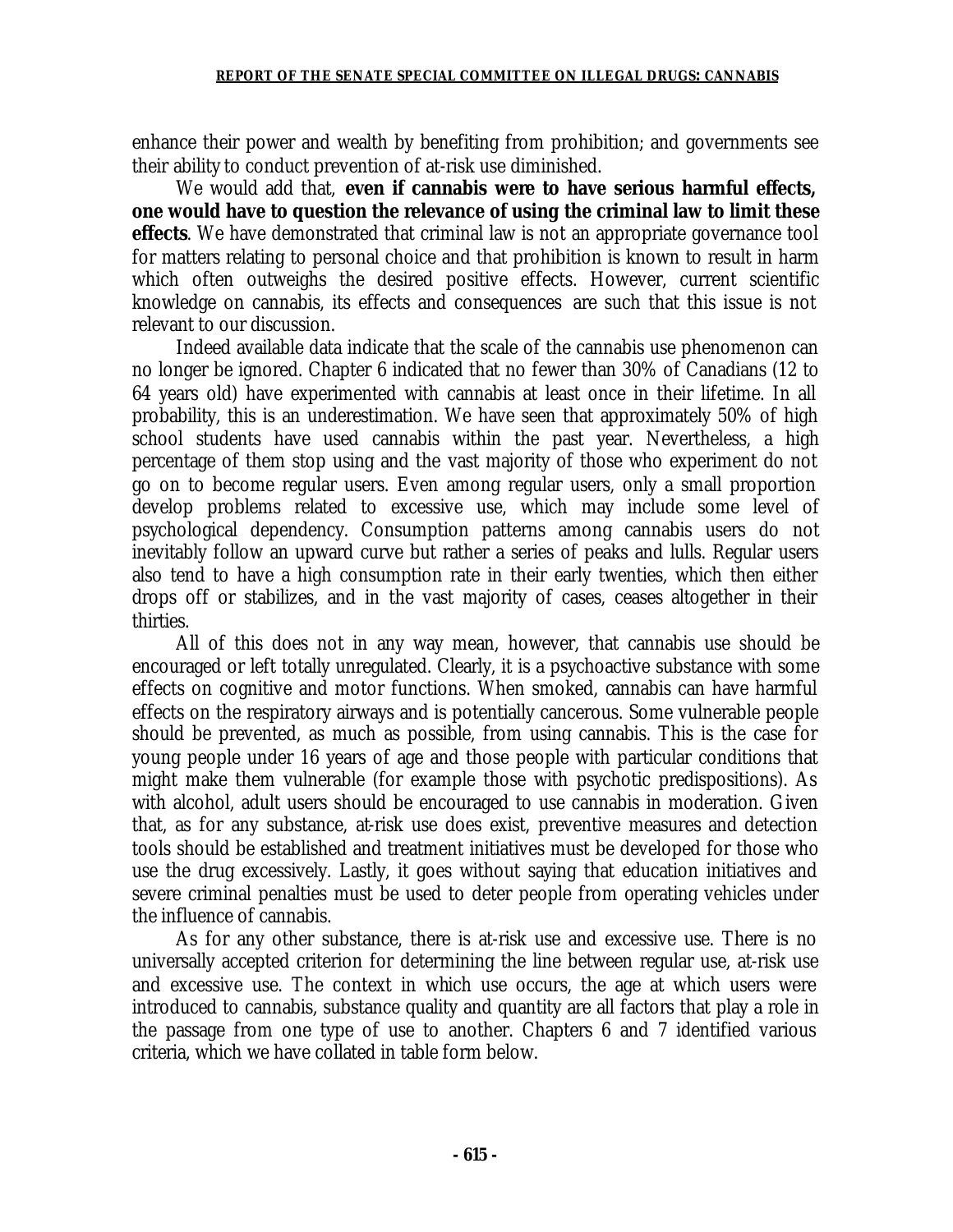enhance their power and wealth by benefiting from prohibition; and governments see their ability to conduct prevention of at-risk use diminished.

We would add that, **even if cannabis were to have serious harmful effects, one would have to question the relevance of using the criminal law to limit these effects**. We have demonstrated that criminal law is not an appropriate governance tool for matters relating to personal choice and that prohibition is known to result in harm which often outweighs the desired positive effects. However, current scientific knowledge on cannabis, its effects and consequences are such that this issue is not relevant to our discussion.

Indeed available data indicate that the scale of the cannabis use phenomenon can no longer be ignored. Chapter 6 indicated that no fewer than 30% of Canadians (12 to 64 years old) have experimented with cannabis at least once in their lifetime. In all probability, this is an underestimation. We have seen that approximately 50% of high school students have used cannabis within the past year. Nevertheless, a high percentage of them stop using and the vast majority of those who experiment do not go on to become regular users. Even among regular users, only a small proportion develop problems related to excessive use, which may include some level of psychological dependency. Consumption patterns among cannabis users do not inevitably follow an upward curve but rather a series of peaks and lulls. Regular users also tend to have a high consumption rate in their early twenties, which then either drops off or stabilizes, and in the vast majority of cases, ceases altogether in their thirties.

All of this does not in any way mean, however, that cannabis use should be encouraged or left totally unregulated. Clearly, it is a psychoactive substance with some effects on cognitive and motor functions. When smoked, cannabis can have harmful effects on the respiratory airways and is potentially cancerous. Some vulnerable people should be prevented, as much as possible, from using cannabis. This is the case for young people under 16 years of age and those people with particular conditions that might make them vulnerable (for example those with psychotic predispositions). As with alcohol, adult users should be encouraged to use cannabis in moderation. Given that, as for any substance, at-risk use does exist, preventive measures and detection tools should be established and treatment initiatives must be developed for those who use the drug excessively. Lastly, it goes without saying that education initiatives and severe criminal penalties must be used to deter people from operating vehicles under the influence of cannabis.

As for any other substance, there is at-risk use and excessive use. There is no universally accepted criterion for determining the line between regular use, at-risk use and excessive use. The context in which use occurs, the age at which users were introduced to cannabis, substance quality and quantity are all factors that play a role in the passage from one type of use to another. Chapters 6 and 7 identified various criteria, which we have collated in table form below.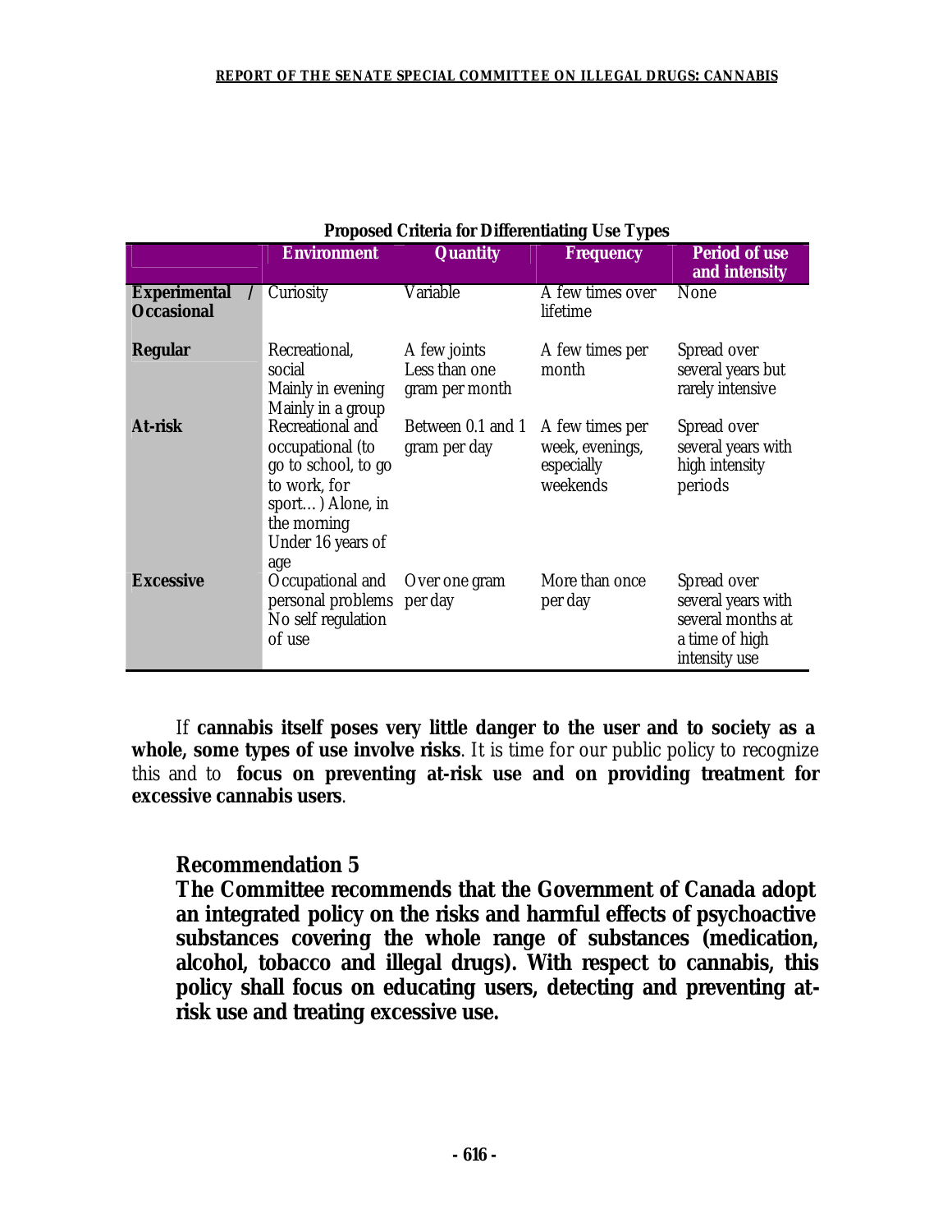**Proposed Criteria for Differentiating Use Types**

| | Environment | Quantity | Frequency | Period of use and intensity |
|---|---|---|---|---|
| **Experimental / Occasional** | Curiosity | Variable | A few times over lifetime | None |
| **Regular** | Recreational, social<br>Mainly in evening<br>Mainly in a group | A few joints<br>Less than one gram per month | A few times per month | Spread over several years but rarely intensive |
| **At-risk** | Recreational and occupational (to go to school, to go to work, for sport…) Alone, in the morning<br>Under 16 years of age | Between 0.1 and 1 gram per day | A few times per week, evenings, especially weekends | Spread over several years with high intensity periods |
| **Excessive** | Occupational and personal problems<br>No self regulation of use | Over one gram per day | More than once per day | Spread over several years with several months at a time of high intensity use |

If **cannabis itself poses very little danger to the user and to society as a whole, some types of use involve risks**. It is time for our public policy to recognize this and to **focus on preventing at-risk use and on providing treatment for excessive cannabis users**.

### Recommendation 5

**The Committee recommends that the Government of Canada adopt an integrated policy on the risks and harmful effects of psychoactive substances covering the whole range of substances (medication, alcohol, tobacco and illegal drugs). With respect to cannabis, this policy shall focus on educating users, detecting and preventing at-risk use and treating excessive use.**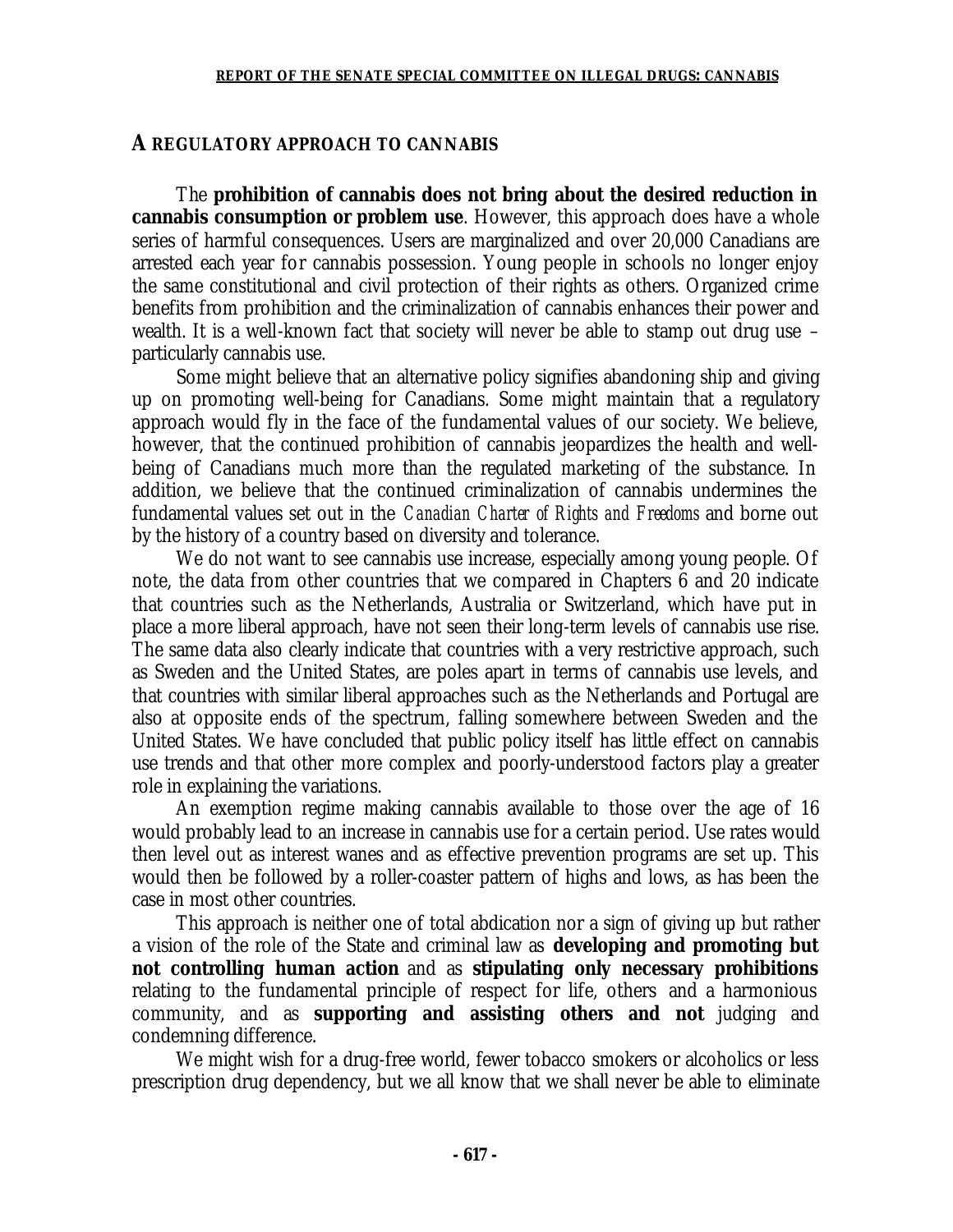## A REGULATORY APPROACH TO CANNABIS

The **prohibition of cannabis does not bring about the desired reduction in cannabis consumption or problem use**. However, this approach does have a whole series of harmful consequences. Users are marginalized and over 20,000 Canadians are arrested each year for cannabis possession. Young people in schools no longer enjoy the same constitutional and civil protection of their rights as others. Organized crime benefits from prohibition and the criminalization of cannabis enhances their power and wealth. It is a well-known fact that society will never be able to stamp out drug use – particularly cannabis use.

Some might believe that an alternative policy signifies abandoning ship and giving up on promoting well-being for Canadians. Some might maintain that a regulatory approach would fly in the face of the fundamental values of our society. We believe, however, that the continued prohibition of cannabis jeopardizes the health and well-being of Canadians much more than the regulated marketing of the substance. In addition, we believe that the continued criminalization of cannabis undermines the fundamental values set out in the *Canadian Charter of Rights and Freedoms* and borne out by the history of a country based on diversity and tolerance.

We do not want to see cannabis use increase, especially among young people. Of note, the data from other countries that we compared in Chapters 6 and 20 indicate that countries such as the Netherlands, Australia or Switzerland, which have put in place a more liberal approach, have not seen their long-term levels of cannabis use rise. The same data also clearly indicate that countries with a very restrictive approach, such as Sweden and the United States, are poles apart in terms of cannabis use levels, and that countries with similar liberal approaches such as the Netherlands and Portugal are also at opposite ends of the spectrum, falling somewhere between Sweden and the United States. We have concluded that public policy itself has little effect on cannabis use trends and that other more complex and poorly-understood factors play a greater role in explaining the variations.

An exemption regime making cannabis available to those over the age of 16 would probably lead to an increase in cannabis use for a certain period. Use rates would then level out as interest wanes and as effective prevention programs are set up. This would then be followed by a roller-coaster pattern of highs and lows, as has been the case in most other countries.

This approach is neither one of total abdication nor a sign of giving up but rather a vision of the role of the State and criminal law as **developing and promoting but not controlling human action** and as **stipulating only necessary prohibitions** relating to the fundamental principle of respect for life, others and a harmonious community, and as **supporting and assisting others and not** judging and condemning difference.

We might wish for a drug-free world, fewer tobacco smokers or alcoholics or less prescription drug dependency, but we all know that we shall never be able to eliminate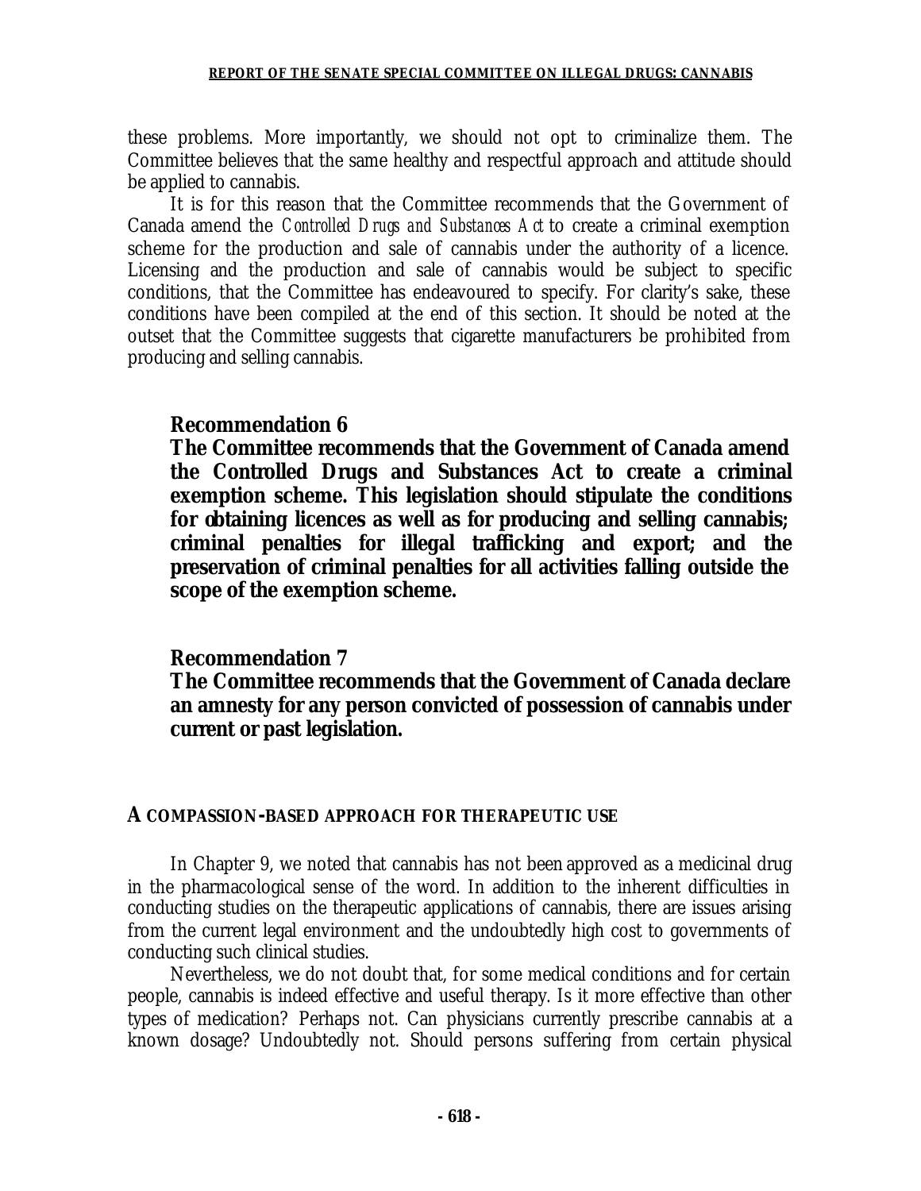these problems. More importantly, we should not opt to criminalize them. The Committee believes that the same healthy and respectful approach and attitude should be applied to cannabis.

It is for this reason that the Committee recommends that the Government of Canada amend the *Controlled Drugs and Substances Act* to create a criminal exemption scheme for the production and sale of cannabis under the authority of a licence. Licensing and the production and sale of cannabis would be subject to specific conditions, that the Committee has endeavoured to specify. For clarity's sake, these conditions have been compiled at the end of this section. It should be noted at the outset that the Committee suggests that cigarette manufacturers be prohibited from producing and selling cannabis.

**Recommendation 6**
**The Committee recommends that the Government of Canada amend the Controlled Drugs and Substances Act to create a criminal exemption scheme. This legislation should stipulate the conditions for obtaining licences as well as for producing and selling cannabis; criminal penalties for illegal trafficking and export; and the preservation of criminal penalties for all activities falling outside the scope of the exemption scheme.**

**Recommendation 7**
**The Committee recommends that the Government of Canada declare an amnesty for any person convicted of possession of cannabis under current or past legislation.**

### A COMPASSION-BASED APPROACH FOR THERAPEUTIC USE

In Chapter 9, we noted that cannabis has not been approved as a medicinal drug in the pharmacological sense of the word. In addition to the inherent difficulties in conducting studies on the therapeutic applications of cannabis, there are issues arising from the current legal environment and the undoubtedly high cost to governments of conducting such clinical studies.

Nevertheless, we do not doubt that, for some medical conditions and for certain people, cannabis is indeed effective and useful therapy. Is it more effective than other types of medication? Perhaps not. Can physicians currently prescribe cannabis at a known dosage? Undoubtedly not. Should persons suffering from certain physical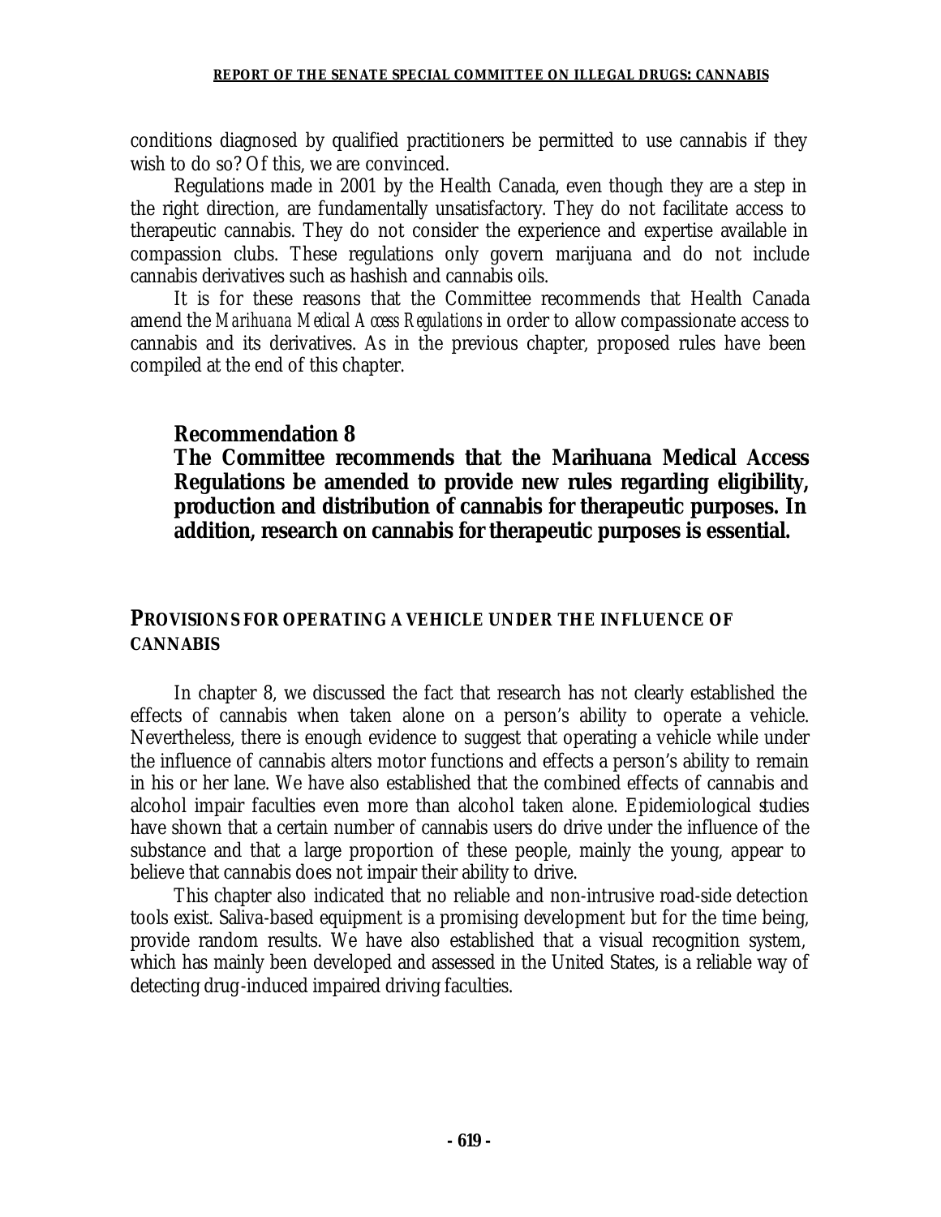conditions diagnosed by qualified practitioners be permitted to use cannabis if they wish to do so? Of this, we are convinced.

Regulations made in 2001 by the Health Canada, even though they are a step in the right direction, are fundamentally unsatisfactory. They do not facilitate access to therapeutic cannabis. They do not consider the experience and expertise available in compassion clubs. These regulations only govern marijuana and do not include cannabis derivatives such as hashish and cannabis oils.

It is for these reasons that the Committee recommends that Health Canada amend the *Marihuana Medical Access Regulations* in order to allow compassionate access to cannabis and its derivatives. As in the previous chapter, proposed rules have been compiled at the end of this chapter.

**Recommendation 8**
**The Committee recommends that the Marihuana Medical Access Regulations be amended to provide new rules regarding eligibility, production and distribution of cannabis for therapeutic purposes. In addition, research on cannabis for therapeutic purposes is essential.**

## PROVISIONS FOR OPERATING A VEHICLE UNDER THE INFLUENCE OF CANNABIS

In chapter 8, we discussed the fact that research has not clearly established the effects of cannabis when taken alone on a person's ability to operate a vehicle. Nevertheless, there is enough evidence to suggest that operating a vehicle while under the influence of cannabis alters motor functions and effects a person's ability to remain in his or her lane. We have also established that the combined effects of cannabis and alcohol impair faculties even more than alcohol taken alone. Epidemiological studies have shown that a certain number of cannabis users do drive under the influence of the substance and that a large proportion of these people, mainly the young, appear to believe that cannabis does not impair their ability to drive.

This chapter also indicated that no reliable and non-intrusive road-side detection tools exist. Saliva-based equipment is a promising development but for the time being, provide random results. We have also established that a visual recognition system, which has mainly been developed and assessed in the United States, is a reliable way of detecting drug-induced impaired driving faculties.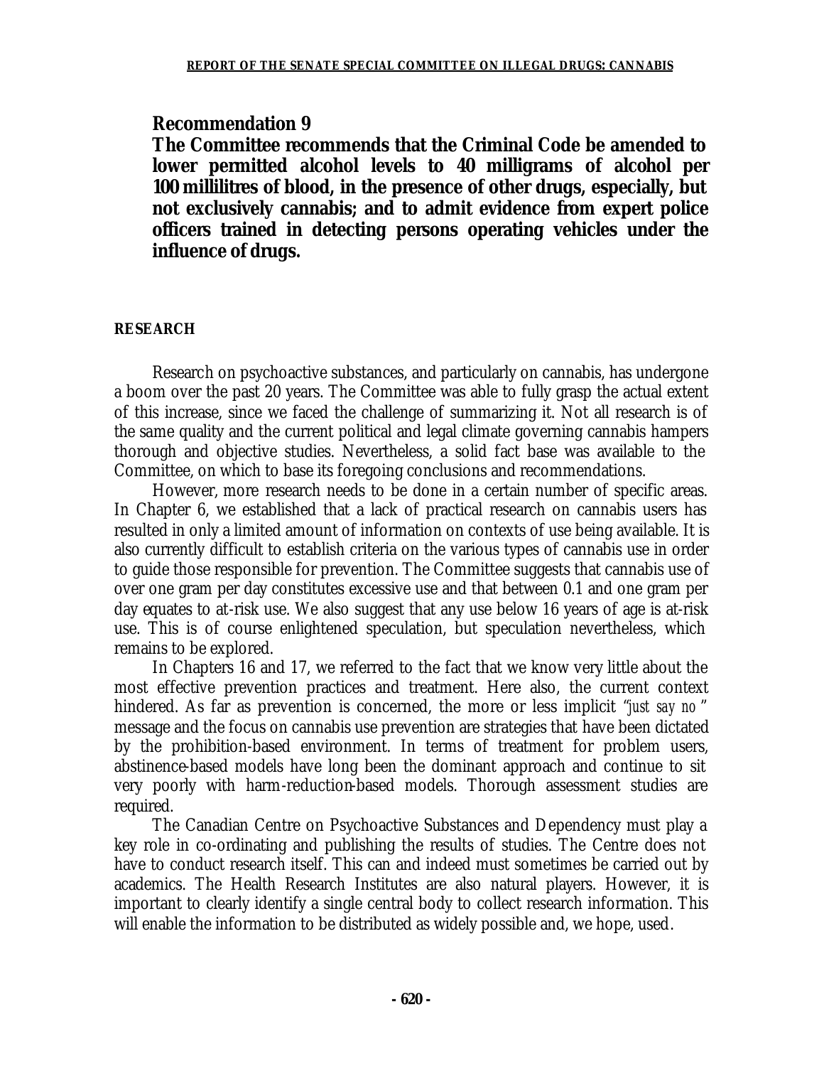**Recommendation 9**
**The Committee recommends that the Criminal Code be amended to lower permitted alcohol levels to 40 milligrams of alcohol per 100 millilitres of blood, in the presence of other drugs, especially, but not exclusively cannabis; and to admit evidence from expert police officers trained in detecting persons operating vehicles under the influence of drugs.**

## RESEARCH

Research on psychoactive substances, and particularly on cannabis, has undergone a boom over the past 20 years. The Committee was able to fully grasp the actual extent of this increase, since we faced the challenge of summarizing it. Not all research is of the same quality and the current political and legal climate governing cannabis hampers thorough and objective studies. Nevertheless, a solid fact base was available to the Committee, on which to base its foregoing conclusions and recommendations.

However, more research needs to be done in a certain number of specific areas. In Chapter 6, we established that a lack of practical research on cannabis users has resulted in only a limited amount of information on contexts of use being available. It is also currently difficult to establish criteria on the various types of cannabis use in order to guide those responsible for prevention. The Committee suggests that cannabis use of over one gram per day constitutes excessive use and that between 0.1 and one gram per day equates to at-risk use. We also suggest that any use below 16 years of age is at-risk use. This is of course enlightened speculation, but speculation nevertheless, which remains to be explored.

In Chapters 16 and 17, we referred to the fact that we know very little about the most effective prevention practices and treatment. Here also, the current context hindered. As far as prevention is concerned, the more or less implicit "*just say no*" message and the focus on cannabis use prevention are strategies that have been dictated by the prohibition-based environment. In terms of treatment for problem users, abstinence-based models have long been the dominant approach and continue to sit very poorly with harm-reduction-based models. Thorough assessment studies are required.

The Canadian Centre on Psychoactive Substances and Dependency must play a key role in co-ordinating and publishing the results of studies. The Centre does not have to conduct research itself. This can and indeed must sometimes be carried out by academics. The Health Research Institutes are also natural players. However, it is important to clearly identify a single central body to collect research information. This will enable the information to be distributed as widely possible and, we hope, used.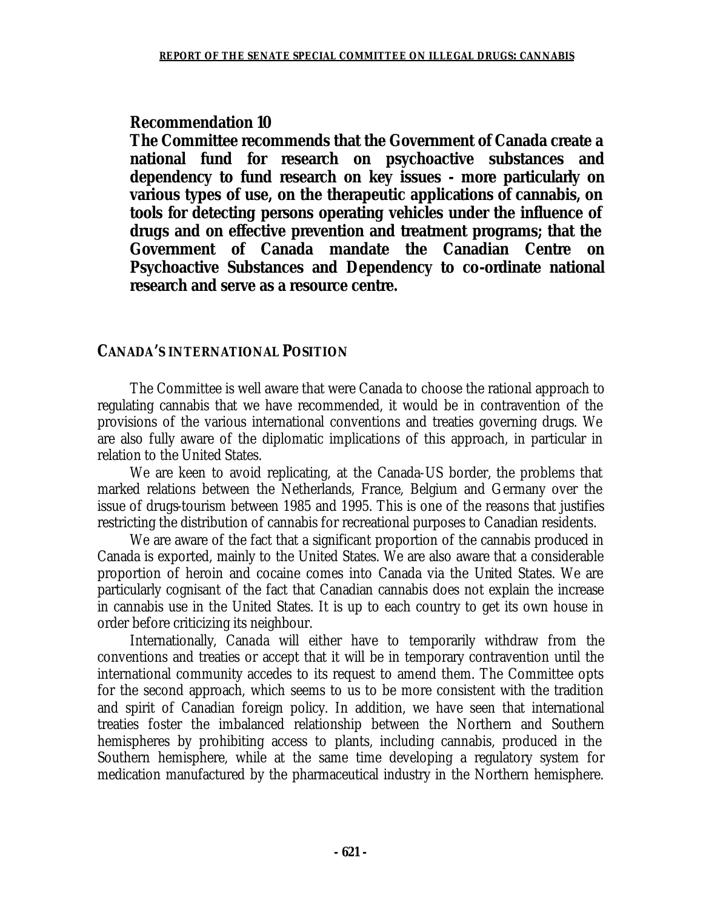**Recommendation 10**
**The Committee recommends that the Government of Canada create a national fund for research on psychoactive substances and dependency to fund research on key issues - more particularly on various types of use, on the therapeutic applications of cannabis, on tools for detecting persons operating vehicles under the influence of drugs and on effective prevention and treatment programs; that the Government of Canada mandate the Canadian Centre on Psychoactive Substances and Dependency to co-ordinate national research and serve as a resource centre.**

## CANADA'S INTERNATIONAL POSITION

The Committee is well aware that were Canada to choose the rational approach to regulating cannabis that we have recommended, it would be in contravention of the provisions of the various international conventions and treaties governing drugs. We are also fully aware of the diplomatic implications of this approach, in particular in relation to the United States.

We are keen to avoid replicating, at the Canada-US border, the problems that marked relations between the Netherlands, France, Belgium and Germany over the issue of drugs-tourism between 1985 and 1995. This is one of the reasons that justifies restricting the distribution of cannabis for recreational purposes to Canadian residents.

We are aware of the fact that a significant proportion of the cannabis produced in Canada is exported, mainly to the United States. We are also aware that a considerable proportion of heroin and cocaine comes into Canada via the United States. We are particularly cognisant of the fact that Canadian cannabis does not explain the increase in cannabis use in the United States. It is up to each country to get its own house in order before criticizing its neighbour.

Internationally, Canada will either have to temporarily withdraw from the conventions and treaties or accept that it will be in temporary contravention until the international community accedes to its request to amend them. The Committee opts for the second approach, which seems to us to be more consistent with the tradition and spirit of Canadian foreign policy. In addition, we have seen that international treaties foster the imbalanced relationship between the Northern and Southern hemispheres by prohibiting access to plants, including cannabis, produced in the Southern hemisphere, while at the same time developing a regulatory system for medication manufactured by the pharmaceutical industry in the Northern hemisphere.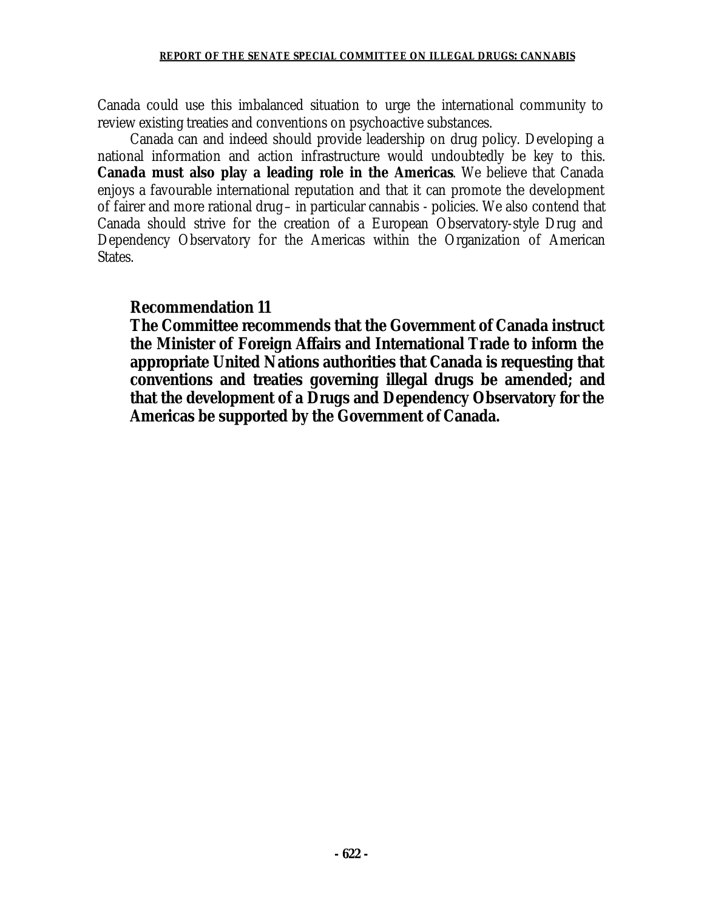Canada could use this imbalanced situation to urge the international community to review existing treaties and conventions on psychoactive substances.

Canada can and indeed should provide leadership on drug policy. Developing a national information and action infrastructure would undoubtedly be key to this. **Canada must also play a leading role in the Americas**. We believe that Canada enjoys a favourable international reputation and that it can promote the development of fairer and more rational drug – in particular cannabis - policies. We also contend that Canada should strive for the creation of a European Observatory-style Drug and Dependency Observatory for the Americas within the Organization of American States.

**Recommendation 11**

**The Committee recommends that the Government of Canada instruct the Minister of Foreign Affairs and International Trade to inform the appropriate United Nations authorities that Canada is requesting that conventions and treaties governing illegal drugs be amended; and that the development of a Drugs and Dependency Observatory for the Americas be supported by the Government of Canada.**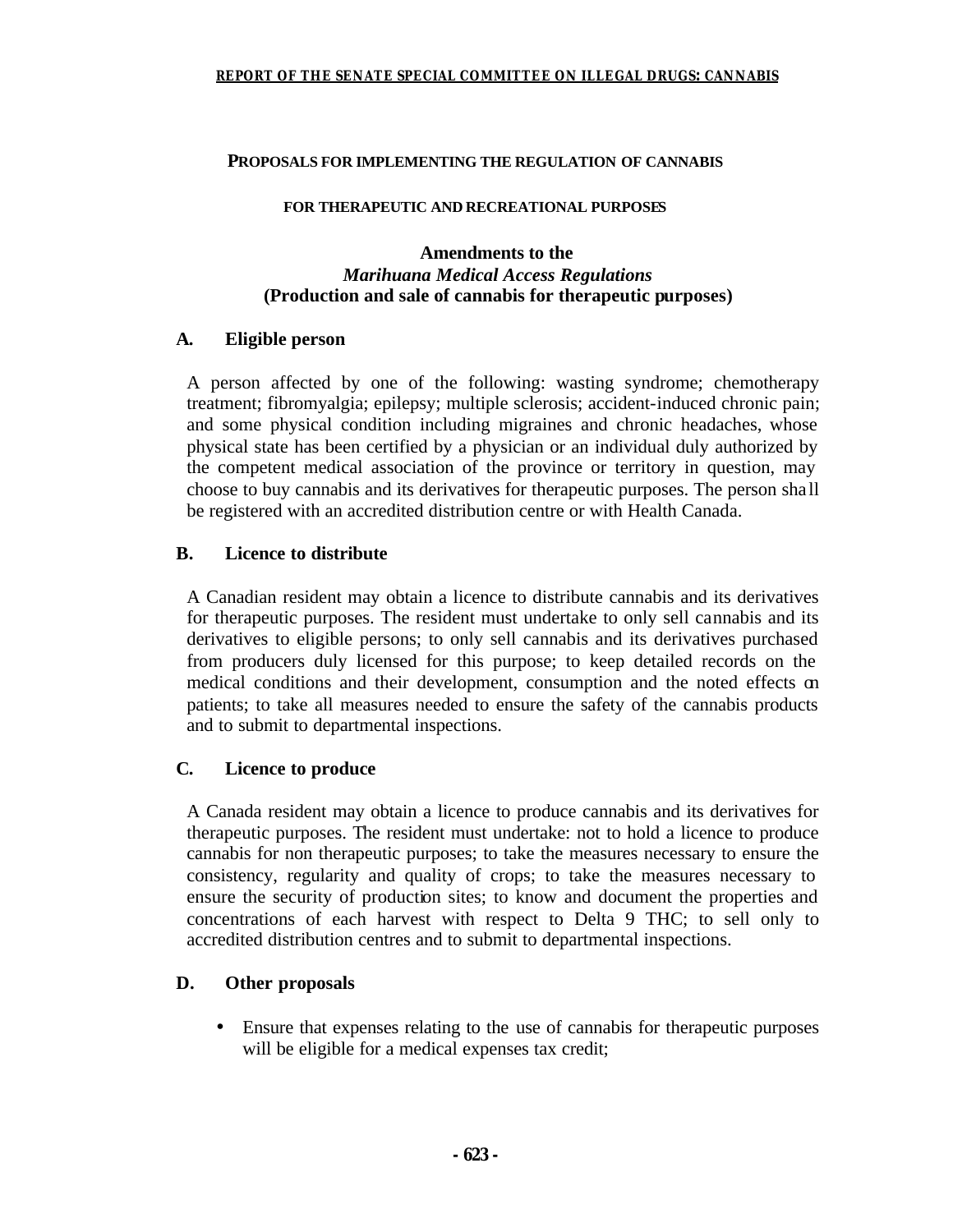## PROPOSALS FOR IMPLEMENTING THE REGULATION OF CANNABIS FOR THERAPEUTIC AND RECREATIONAL PURPOSES

### Amendments to the *Marihuana Medical Access Regulations* (Production and sale of cannabis for therapeutic purposes)

#### A. Eligible person

A person affected by one of the following: wasting syndrome; chemotherapy treatment; fibromyalgia; epilepsy; multiple sclerosis; accident-induced chronic pain; and some physical condition including migraines and chronic headaches, whose physical state has been certified by a physician or an individual duly authorized by the competent medical association of the province or territory in question, may choose to buy cannabis and its derivatives for therapeutic purposes. The person shall be registered with an accredited distribution centre or with Health Canada.

#### B. Licence to distribute

A Canadian resident may obtain a licence to distribute cannabis and its derivatives for therapeutic purposes. The resident must undertake to only sell cannabis and its derivatives to eligible persons; to only sell cannabis and its derivatives purchased from producers duly licensed for this purpose; to keep detailed records on the medical conditions and their development, consumption and the noted effects on patients; to take all measures needed to ensure the safety of the cannabis products and to submit to departmental inspections.

#### C. Licence to produce

A Canada resident may obtain a licence to produce cannabis and its derivatives for therapeutic purposes. The resident must undertake: not to hold a licence to produce cannabis for non therapeutic purposes; to take the measures necessary to ensure the consistency, regularity and quality of crops; to take the measures necessary to ensure the security of production sites; to know and document the properties and concentrations of each harvest with respect to Delta 9 THC; to sell only to accredited distribution centres and to submit to departmental inspections.

#### D. Other proposals

- Ensure that expenses relating to the use of cannabis for therapeutic purposes will be eligible for a medical expenses tax credit;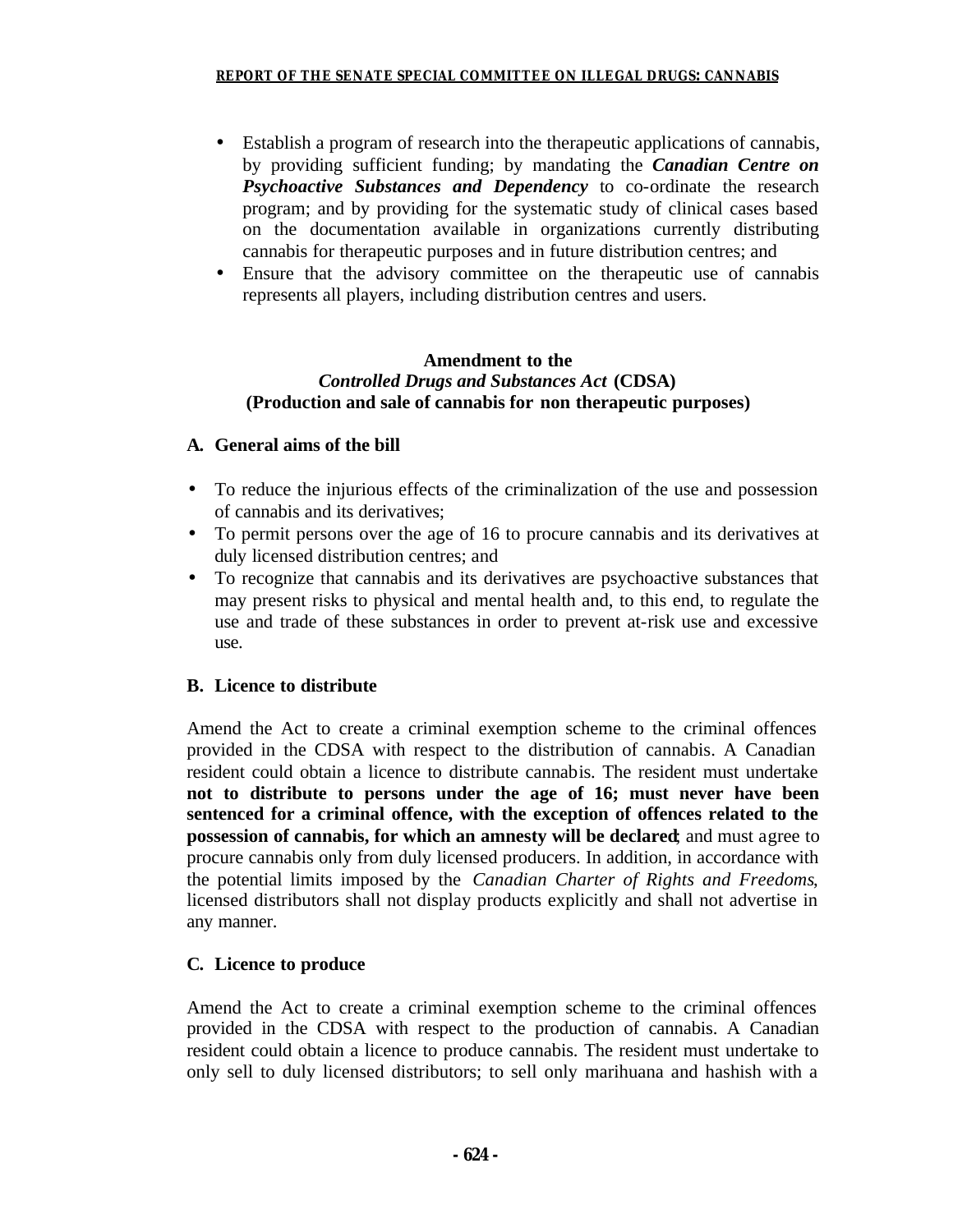- Establish a program of research into the therapeutic applications of cannabis, by providing sufficient funding; by mandating the ***Canadian Centre on Psychoactive Substances and Dependency*** to co-ordinate the research program; and by providing for the systematic study of clinical cases based on the documentation available in organizations currently distributing cannabis for therapeutic purposes and in future distribution centres; and
- Ensure that the advisory committee on the therapeutic use of cannabis represents all players, including distribution centres and users.

### Amendment to the *Controlled Drugs and Substances Act* (CDSA) (Production and sale of cannabis for non therapeutic purposes)

**A. General aims of the bill**

- To reduce the injurious effects of the criminalization of the use and possession of cannabis and its derivatives;
- To permit persons over the age of 16 to procure cannabis and its derivatives at duly licensed distribution centres; and
- To recognize that cannabis and its derivatives are psychoactive substances that may present risks to physical and mental health and, to this end, to regulate the use and trade of these substances in order to prevent at-risk use and excessive use.

**B. Licence to distribute**

Amend the Act to create a criminal exemption scheme to the criminal offences provided in the CDSA with respect to the distribution of cannabis. A Canadian resident could obtain a licence to distribute cannabis. The resident must undertake **not to distribute to persons under the age of 16; must never have been sentenced for a criminal offence, with the exception of offences related to the possession of cannabis, for which an amnesty will be declared**; and must agree to procure cannabis only from duly licensed producers. In addition, in accordance with the potential limits imposed by the *Canadian Charter of Rights and Freedoms*, licensed distributors shall not display products explicitly and shall not advertise in any manner.

**C. Licence to produce**

Amend the Act to create a criminal exemption scheme to the criminal offences provided in the CDSA with respect to the production of cannabis. A Canadian resident could obtain a licence to produce cannabis. The resident must undertake to only sell to duly licensed distributors; to sell only marihuana and hashish with a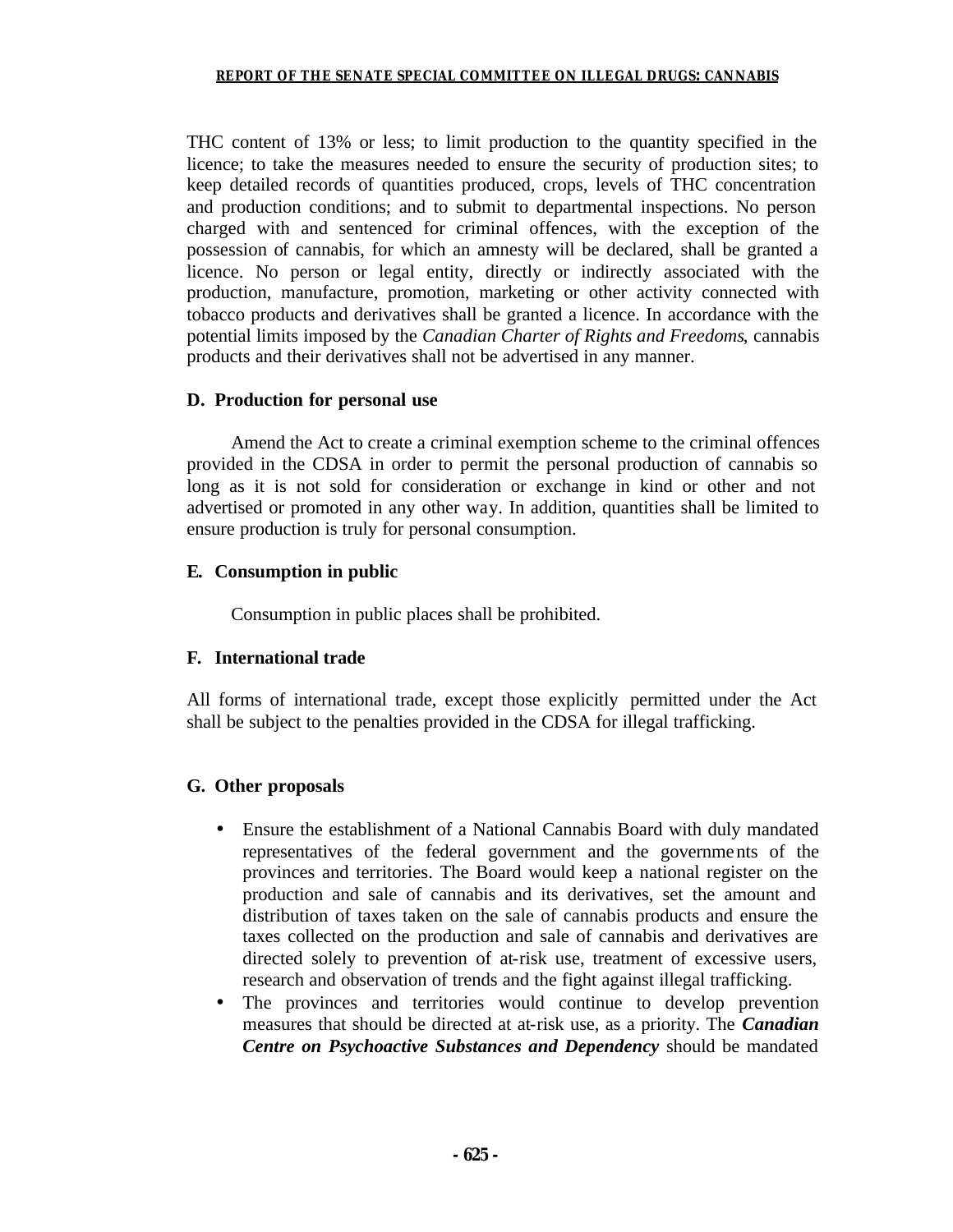THC content of 13% or less; to limit production to the quantity specified in the licence; to take the measures needed to ensure the security of production sites; to keep detailed records of quantities produced, crops, levels of THC concentration and production conditions; and to submit to departmental inspections. No person charged with and sentenced for criminal offences, with the exception of the possession of cannabis, for which an amnesty will be declared, shall be granted a licence. No person or legal entity, directly or indirectly associated with the production, manufacture, promotion, marketing or other activity connected with tobacco products and derivatives shall be granted a licence. In accordance with the potential limits imposed by the *Canadian Charter of Rights and Freedoms*, cannabis products and their derivatives shall not be advertised in any manner.

### D. Production for personal use

Amend the Act to create a criminal exemption scheme to the criminal offences provided in the CDSA in order to permit the personal production of cannabis so long as it is not sold for consideration or exchange in kind or other and not advertised or promoted in any other way. In addition, quantities shall be limited to ensure production is truly for personal consumption.

### E. Consumption in public

Consumption in public places shall be prohibited.

### F. International trade

All forms of international trade, except those explicitly permitted under the Act shall be subject to the penalties provided in the CDSA for illegal trafficking.

### G. Other proposals

- Ensure the establishment of a National Cannabis Board with duly mandated representatives of the federal government and the governments of the provinces and territories. The Board would keep a national register on the production and sale of cannabis and its derivatives, set the amount and distribution of taxes taken on the sale of cannabis products and ensure the taxes collected on the production and sale of cannabis and derivatives are directed solely to prevention of at-risk use, treatment of excessive users, research and observation of trends and the fight against illegal trafficking.
- The provinces and territories would continue to develop prevention measures that should be directed at at-risk use, as a priority. The ***Canadian Centre on Psychoactive Substances and Dependency*** should be mandated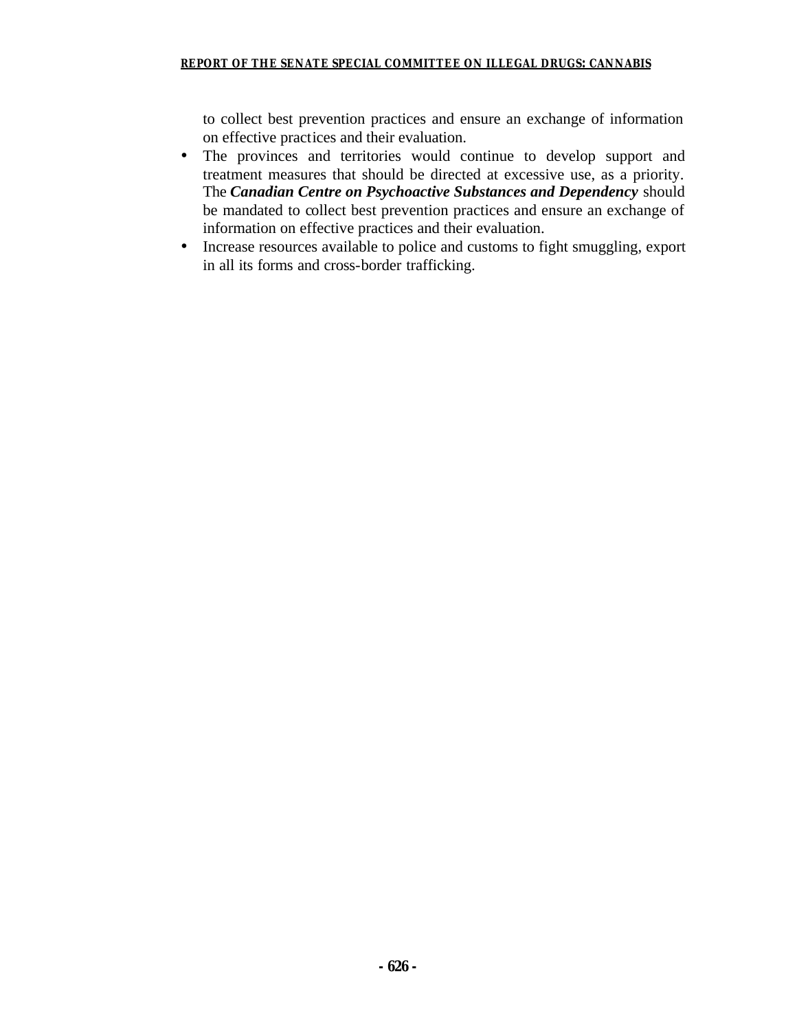to collect best prevention practices and ensure an exchange of information on effective practices and their evaluation.

- The provinces and territories would continue to develop support and treatment measures that should be directed at excessive use, as a priority. The ***Canadian Centre on Psychoactive Substances and Dependency*** should be mandated to collect best prevention practices and ensure an exchange of information on effective practices and their evaluation.
- Increase resources available to police and customs to fight smuggling, export in all its forms and cross-border trafficking.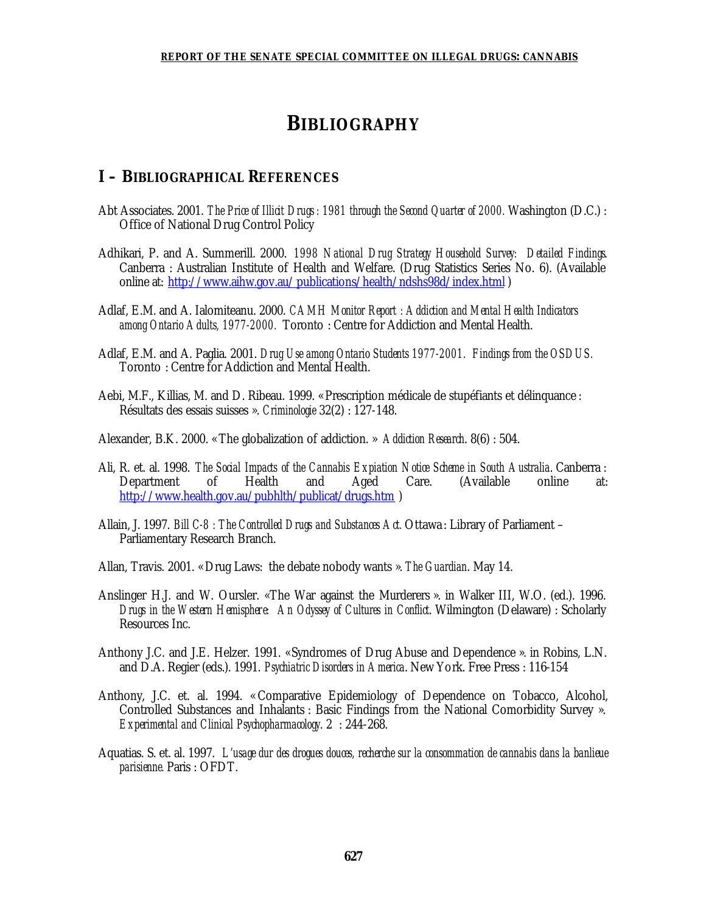# BIBLIOGRAPHY

## I – BIBLIOGRAPHICAL REFERENCES

Abt Associates. 2001. *The Price of Illicit Drugs : 1981 through the Second Quarter of 2000.* Washington (D.C.) : Office of National Drug Control Policy

Adhikari, P. and A. Summerill. 2000. *1998 National Drug Strategy Household Survey: Detailed Findings.* Canberra : Australian Institute of Health and Welfare. (Drug Statistics Series No. 6). (Available online at: http://www.aihw.gov.au/publications/health/ndshs98d/index.html )

Adlaf, E.M. and A. Ialomiteanu. 2000. *CAMH Monitor Report : Addiction and Mental Health Indicators among Ontario Adults, 1977-2000.* Toronto : Centre for Addiction and Mental Health.

Adlaf, E.M. and A. Paglia. 2001. *Drug Use among Ontario Students 1977-2001. Findings from the OSDUS.* Toronto : Centre for Addiction and Mental Health.

Aebi, M.F., Killias, M. and D. Ribeau. 1999. « Prescription médicale de stupéfiants et délinquance : Résultats des essais suisses ». *Criminologie* 32(2) : 127-148.

Alexander, B.K. 2000. « The globalization of addiction. » *Addiction Research.* 8(6) : 504.

Ali, R. et. al. 1998. *The Social Impacts of the Cannabis Expiation Notice Scheme in South Australia*. Canberra : Department of Health and Aged Care. (Available online at: http://www.health.gov.au/pubhlth/publicat/drugs.htm )

Allain, J. 1997. *Bill C-8 : The Controlled Drugs and Substances Act.* Ottawa : Library of Parliament – Parliamentary Research Branch.

Allan, Travis. 2001. « Drug Laws: the debate nobody wants ». *The Guardian*. May 14.

Anslinger H.J. and W. Oursler. «The War against the Murderers ». in Walker III, W.O. (ed.). 1996. *Drugs in the Western Hemisphere: An Odyssey of Cultures in Conflict.* Wilmington (Delaware) : Scholarly Resources Inc.

Anthony J.C. and J.E. Helzer. 1991. «Syndromes of Drug Abuse and Dependence ». in Robins, L.N. and D.A. Regier (eds.). 1991. *Psychiatric Disorders in America*. New York. Free Press : 116-154

Anthony, J.C. et. al. 1994. « Comparative Epidemiology of Dependence on Tobacco, Alcohol, Controlled Substances and Inhalants : Basic Findings from the National Comorbidity Survey ». *Experimental and Clinical Psychopharmacology*. 2 : 244-268.

Aquatias. S. et. al. 1997. *L'usage dur des drogues douces, recherche sur la consommation de cannabis dans la banlieue parisienne.* Paris : OFDT.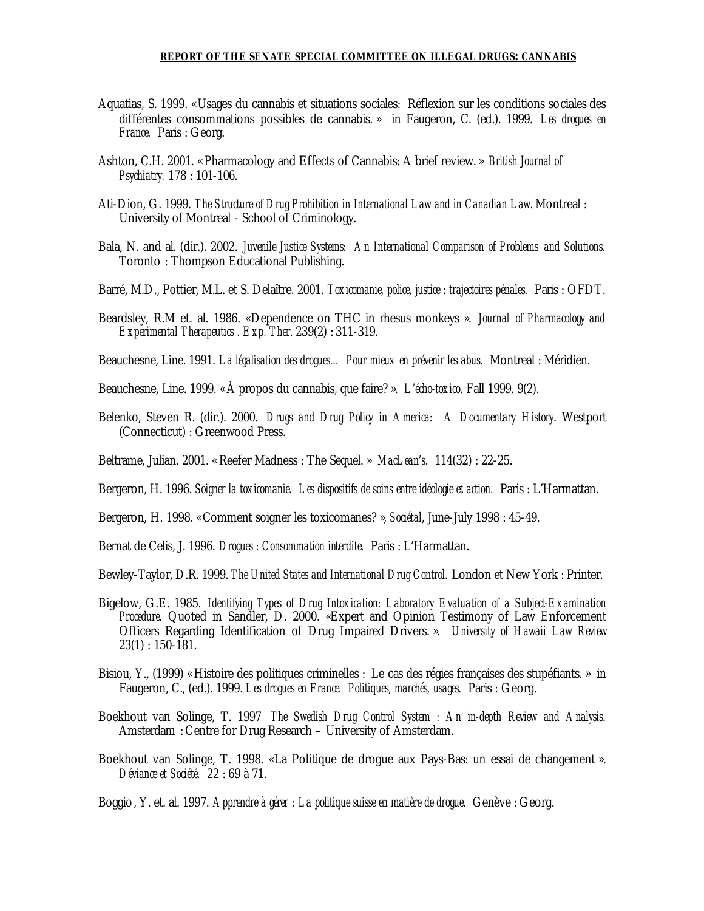Aquatias, S. 1999. «Usages du cannabis et situations sociales: Réflexion sur les conditions sociales des différentes consommations possibles de cannabis. » in Faugeron, C. (ed.). 1999. *Les drogues en France.* Paris : Georg.

Ashton, C.H. 2001. « Pharmacology and Effects of Cannabis: A brief review. » *British Journal of Psychiatry.* 178 : 101-106.

Ati-Dion, G. 1999. *The Structure of Drug Prohibition in International Law and in Canadian Law.* Montreal : University of Montreal - School of Criminology.

Bala, N. and al. (dir.). 2002. *Juvenile Justice Systems: An International Comparison of Problems and Solutions.* Toronto : Thompson Educational Publishing.

Barré, M.D., Pottier, M.L. et S. Delaître. 2001. *Toxicomanie, police, justice : trajectoires pénales.* Paris : OFDT.

Beardsley, R.M et. al. 1986. «Dependence on THC in rhesus monkeys ». *Journal of Pharmacology and Experimental Therapeutics . Exp. Ther.* 239(2) : 311-319.

Beauchesne, Line. 1991. *La légalisation des drogues… Pour mieux en prévenir les abus.* Montreal : Méridien.

Beauchesne, Line. 1999. « À propos du cannabis, que faire? ». *L'écho-toxico.* Fall 1999. 9(2).

Belenko, Steven R. (dir.). 2000. *Drugs and Drug Policy in America: A Documentary History*. Westport (Connecticut) : Greenwood Press.

Beltrame, Julian. 2001. « Reefer Madness : The Sequel. » *MacLean's*. 114(32) : 22-25.

Bergeron, H. 1996. *Soigner la toxicomanie. Les dispositifs de soins entre idéologie et action.* Paris : L'Harmattan.

Bergeron, H. 1998. «Comment soigner les toxicomanes? », *Sociétal*, June-July 1998 : 45-49.

Bernat de Celis, J. 1996. *Drogues : Consommation interdite.* Paris : L'Harmattan.

Bewley-Taylor, D.R. 1999. *The United States and International Drug Control.* London et New York : Printer.

Bigelow, G.E. 1985. *Identifying Types of Drug Intoxication: Laboratory Evaluation of a Subject-Examination Procedure.* Quoted in Sandler, D. 2000. «Expert and Opinion Testimony of Law Enforcement Officers Regarding Identification of Drug Impaired Drivers. ». *University of Hawaii Law Review* 23(1) : 150-181.

Bisiou, Y., (1999) « Histoire des politiques criminelles : Le cas des régies françaises des stupéfiants. » in Faugeron, C., (ed.). 1999. *Les drogues en France. Politiques, marchés, usages.* Paris : Georg.

Boekhout van Solinge, T. 1997 *The Swedish Drug Control System : An in-depth Review and Analysis.* Amsterdam : Centre for Drug Research – University of Amsterdam.

Boekhout van Solinge, T. 1998. «La Politique de drogue aux Pays-Bas: un essai de changement ». *Déviance et Société.* 22 : 69 à 71.

Boggio, Y. et. al. 1997. *Apprendre à gérer : La politique suisse en matière de drogue*. Genève : Georg.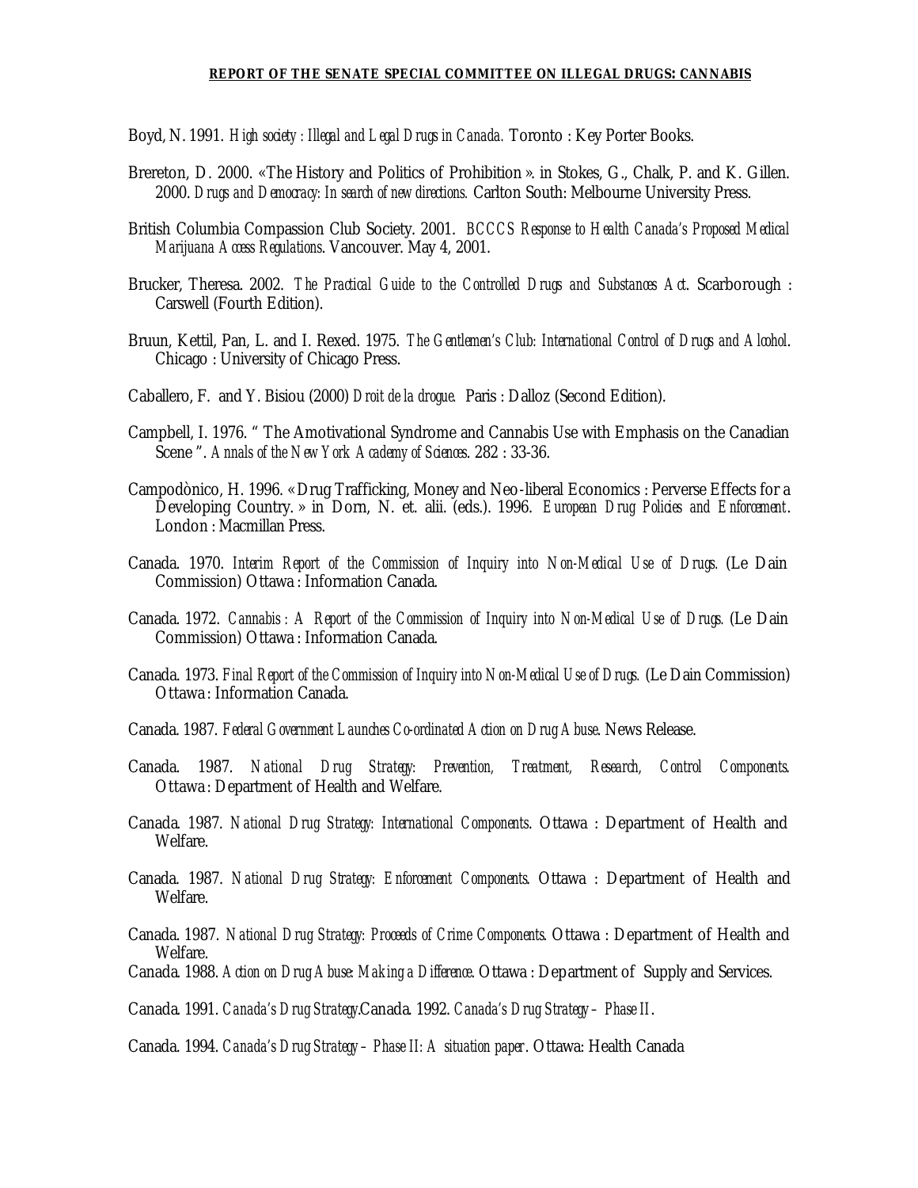Boyd, N. 1991. *High society : Illegal and Legal Drugs in Canada.* Toronto : Key Porter Books.

Brereton, D. 2000. «The History and Politics of Prohibition ». in Stokes, G., Chalk, P. and K. Gillen. 2000. *Drugs and Democracy: In search of new directions.* Carlton South: Melbourne University Press.

British Columbia Compassion Club Society. 2001. *BCCCS Response to Health Canada's Proposed Medical Marijuana Access Regulations*. Vancouver. May 4, 2001.

Brucker, Theresa. 2002. *The Practical Guide to the Controlled Drugs and Substances Act*. Scarborough : Carswell (Fourth Edition).

Bruun, Kettil, Pan, L. and I. Rexed. 1975. *The Gentlemen's Club: International Control of Drugs and Alcohol*. Chicago : University of Chicago Press.

Caballero, F. and Y. Bisiou (2000) *Droit de la drogue.* Paris : Dalloz (Second Edition).

Campbell, I. 1976. " The Amotivational Syndrome and Cannabis Use with Emphasis on the Canadian Scene ". *Annals of the New York Academy of Sciences*. 282 : 33-36.

Campodònico, H. 1996. « Drug Trafficking, Money and Neo-liberal Economics : Perverse Effects for a Developing Country. » in Dorn, N. et. alii. (eds.). 1996. *European Drug Policies and Enforcement*. London : Macmillan Press.

Canada. 1970. *Interim Report of the Commission of Inquiry into Non-Medical Use of Drugs.* (Le Dain Commission) Ottawa : Information Canada.

Canada. 1972. *Cannabis : A Report of the Commission of Inquiry into Non-Medical Use of Drugs.* (Le Dain Commission) Ottawa : Information Canada.

Canada. 1973. *Final Report of the Commission of Inquiry into Non-Medical Use of Drugs.* (Le Dain Commission) Ottawa : Information Canada.

Canada. 1987. *Federal Government Launches Co-ordinated Action on Drug Abuse*. News Release.

Canada. 1987. *National Drug Strategy: Prevention, Treatment, Research, Control Components.* Ottawa : Department of Health and Welfare.

Canada. 1987. *National Drug Strategy: International Components*. Ottawa : Department of Health and Welfare.

Canada. 1987. *National Drug Strategy: Enforcement Components.* Ottawa : Department of Health and Welfare.

Canada. 1987. *National Drug Strategy: Proceeds of Crime Components.* Ottawa : Department of Health and Welfare.

Canada. 1988. *Action on Drug Abuse: Making a Difference*. Ottawa : Department of Supply and Services.

Canada. 1991. *Canada's Drug Strategy*.Canada. 1992. *Canada's Drug Strategy – Phase II*.

Canada. 1994. *Canada's Drug Strategy – Phase II: A situation paper*. Ottawa: Health Canada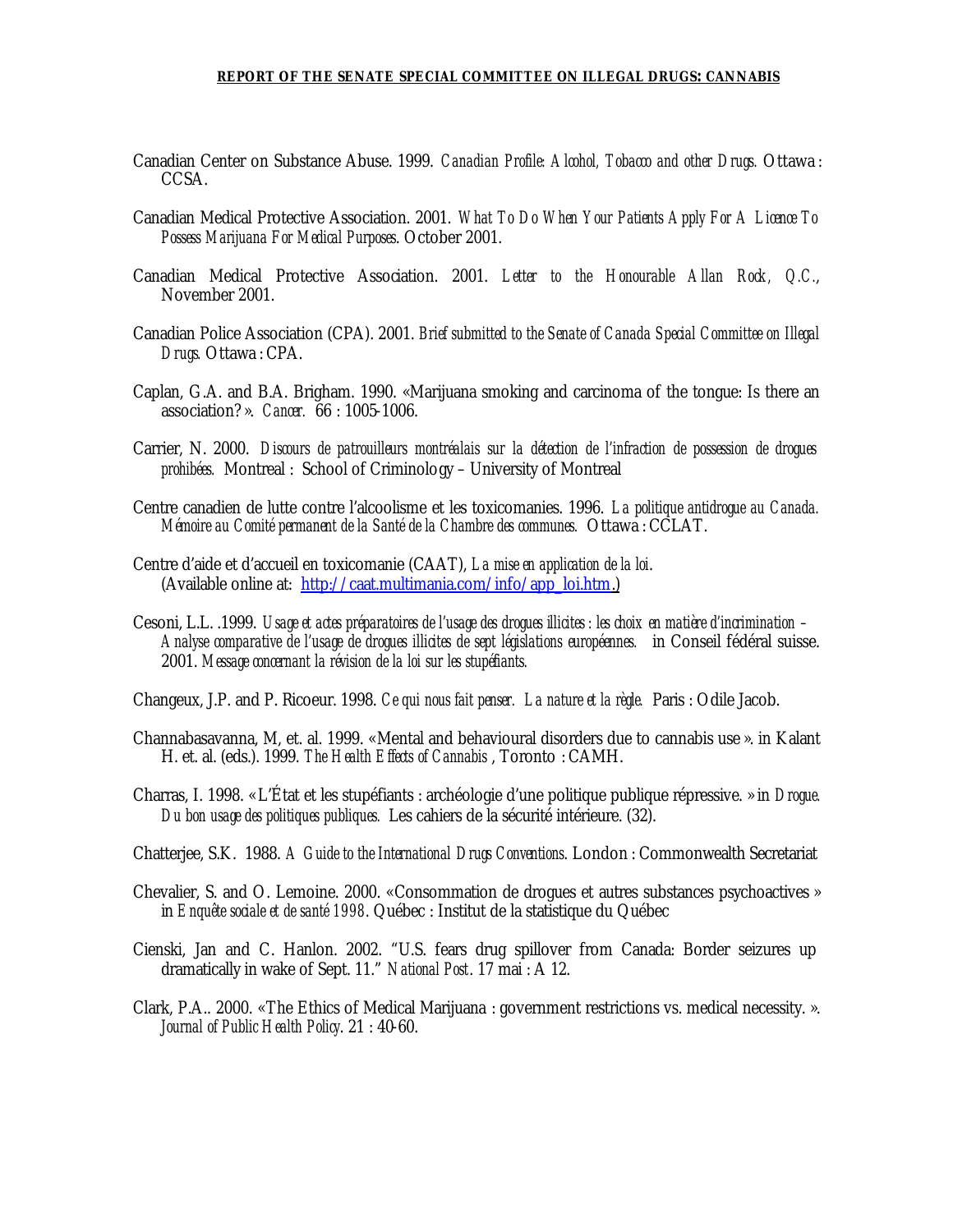Canadian Center on Substance Abuse. 1999. *Canadian Profile: Alcohol, Tobacco and other Drugs.* Ottawa : CCSA.

Canadian Medical Protective Association. 2001. *What To Do When Your Patients Apply For A Licence To Possess Marijuana For Medical Purposes*. October 2001.

Canadian Medical Protective Association. 2001. *Letter to the Honourable Allan Rock, Q.C.*, November 2001.

Canadian Police Association (CPA). 2001. *Brief submitted to the Senate of Canada Special Committee on Illegal Drugs.* Ottawa : CPA.

Caplan, G.A. and B.A. Brigham. 1990. «Marijuana smoking and carcinoma of the tongue: Is there an association? ». *Cancer.* 66 : 1005-1006.

Carrier, N. 2000. *Discours de patrouilleurs montréalais sur la détection de l'infraction de possession de drogues prohibées.* Montreal : School of Criminology – University of Montreal

Centre canadien de lutte contre l'alcoolisme et les toxicomanies. 1996. *La politique antidrogue au Canada. Mémoire au Comité permanent de la Santé de la Chambre des communes.* Ottawa : CCLAT.

Centre d'aide et d'accueil en toxicomanie (CAAT), *La mise en application de la loi*. (Available online at: http://caat.multimania.com/info/app_loi.htm.)

Cesoni, L.L. .1999. *Usage et actes préparatoires de l'usage des drogues illicites : les choix en matière d'incrimination – Analyse comparative de l'usage de drogues illicites de sept législations européennes.* in Conseil fédéral suisse. 2001. *Message concernant la révision de la loi sur les stupéfiants.*

Changeux, J.P. and P. Ricoeur. 1998. *Ce qui nous fait penser. La nature et la règle.* Paris : Odile Jacob.

Channabasavanna, M, et. al. 1999. «Mental and behavioural disorders due to cannabis use ». in Kalant H. et. al. (eds.). 1999. *The Health Effects of Cannabis* , Toronto : CAMH.

Charras, I. 1998. « L'État et les stupéfiants : archéologie d'une politique publique répressive. » in *Drogue. Du bon usage des politiques publiques.* Les cahiers de la sécurité intérieure. (32).

Chatterjee, S.K. 1988. *A Guide to the International Drugs Conventions*. London : Commonwealth Secretariat

Chevalier, S. and O. Lemoine. 2000. «Consommation de drogues et autres substances psychoactives » in *Enquête sociale et de santé 1998*. Québec : Institut de la statistique du Québec

Cienski, Jan and C. Hanlon. 2002. "U.S. fears drug spillover from Canada: Border seizures up dramatically in wake of Sept. 11." *National Post*. 17 mai : A 12.

Clark, P.A.. 2000. «The Ethics of Medical Marijuana : government restrictions vs. medical necessity. ». *Journal of Public Health Policy*. 21 : 40-60.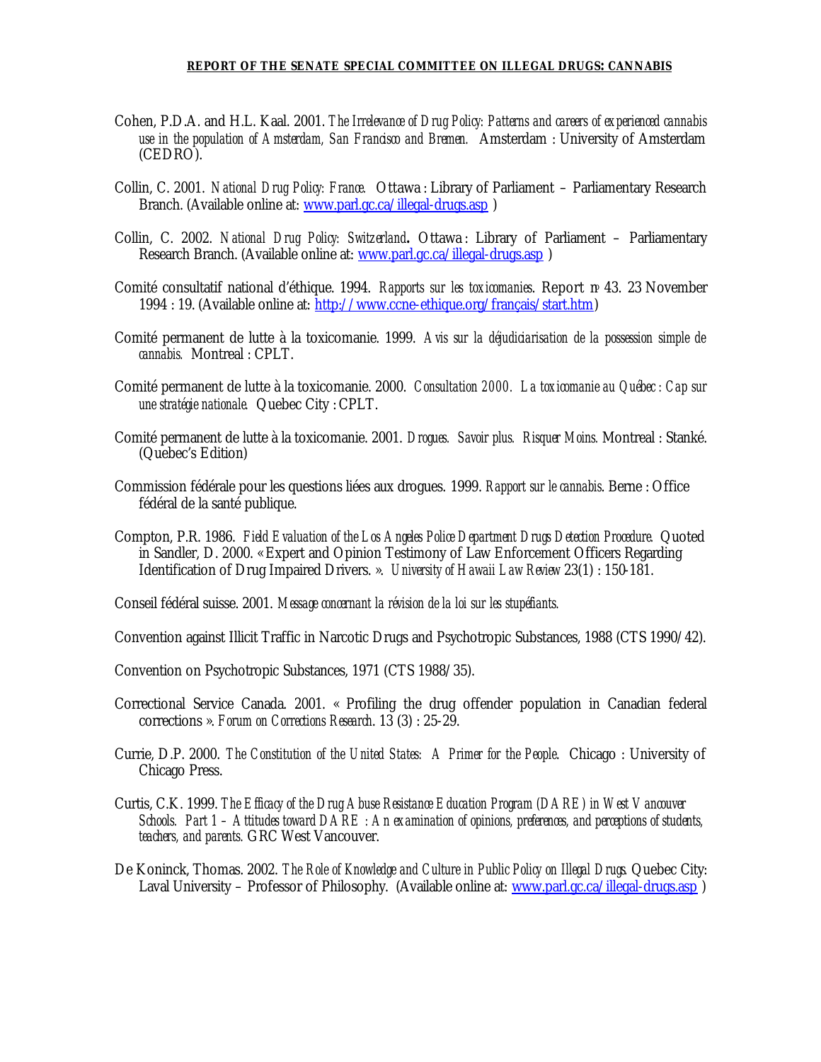Cohen, P.D.A. and H.L. Kaal. 2001. *The Irrelevance of Drug Policy: Patterns and careers of experienced cannabis use in the population of Amsterdam, San Francisco and Bremen.* Amsterdam : University of Amsterdam (CEDRO).

Collin, C. 2001. *National Drug Policy: France.* Ottawa : Library of Parliament – Parliamentary Research Branch. (Available online at: www.parl.gc.ca/illegal-drugs.asp )

Collin, C. 2002. *National Drug Policy: Switzerland***.** Ottawa : Library of Parliament – Parliamentary Research Branch. (Available online at: www.parl.gc.ca/illegal-drugs.asp )

Comité consultatif national d'éthique. 1994. *Rapports sur les toxicomanies*. Report nº 43. 23 November 1994 : 19. (Available online at: http://www.ccne-ethique.org/français/start.htm)

Comité permanent de lutte à la toxicomanie. 1999. *Avis sur la déjudiciarisation de la possession simple de cannabis.* Montreal : CPLT.

Comité permanent de lutte à la toxicomanie. 2000. *Consultation 2000. La toxicomanie au Québec : Cap sur une stratégie nationale.* Quebec City : CPLT.

Comité permanent de lutte à la toxicomanie. 2001. *Drogues. Savoir plus. Risquer Moins.* Montreal : Stanké. (Quebec's Edition)

Commission fédérale pour les questions liées aux drogues. 1999. *Rapport sur le cannabis*. Berne : Office fédéral de la santé publique.

Compton, P.R. 1986. *Field Evaluation of the Los Angeles Police Department Drugs Detection Procedure.* Quoted in Sandler, D. 2000. « Expert and Opinion Testimony of Law Enforcement Officers Regarding Identification of Drug Impaired Drivers. ». *University of Hawaii Law Review* 23(1) : 150-181.

Conseil fédéral suisse. 2001. *Message concernant la révision de la loi sur les stupéfiants.*

Convention against Illicit Traffic in Narcotic Drugs and Psychotropic Substances, 1988 (CTS 1990/42).

Convention on Psychotropic Substances, 1971 (CTS 1988/35).

Correctional Service Canada. 2001. « Profiling the drug offender population in Canadian federal corrections ». *Forum on Corrections Research*. 13 (3) : 25-29.

Currie, D.P. 2000. *The Constitution of the United States: A Primer for the People*. Chicago : University of Chicago Press.

Curtis, C.K. 1999. *The Efficacy of the Drug Abuse Resistance Education Program (DARE) in West Vancouver Schools. Part 1 – Attitudes toward DARE : An examination of opinions, preferences, and perceptions of students, teachers, and parents.* GRC West Vancouver.

De Koninck, Thomas. 2002. *The Role of Knowledge and Culture in Public Policy on Illegal Drugs.* Quebec City: Laval University – Professor of Philosophy. (Available online at: www.parl.gc.ca/illegal-drugs.asp )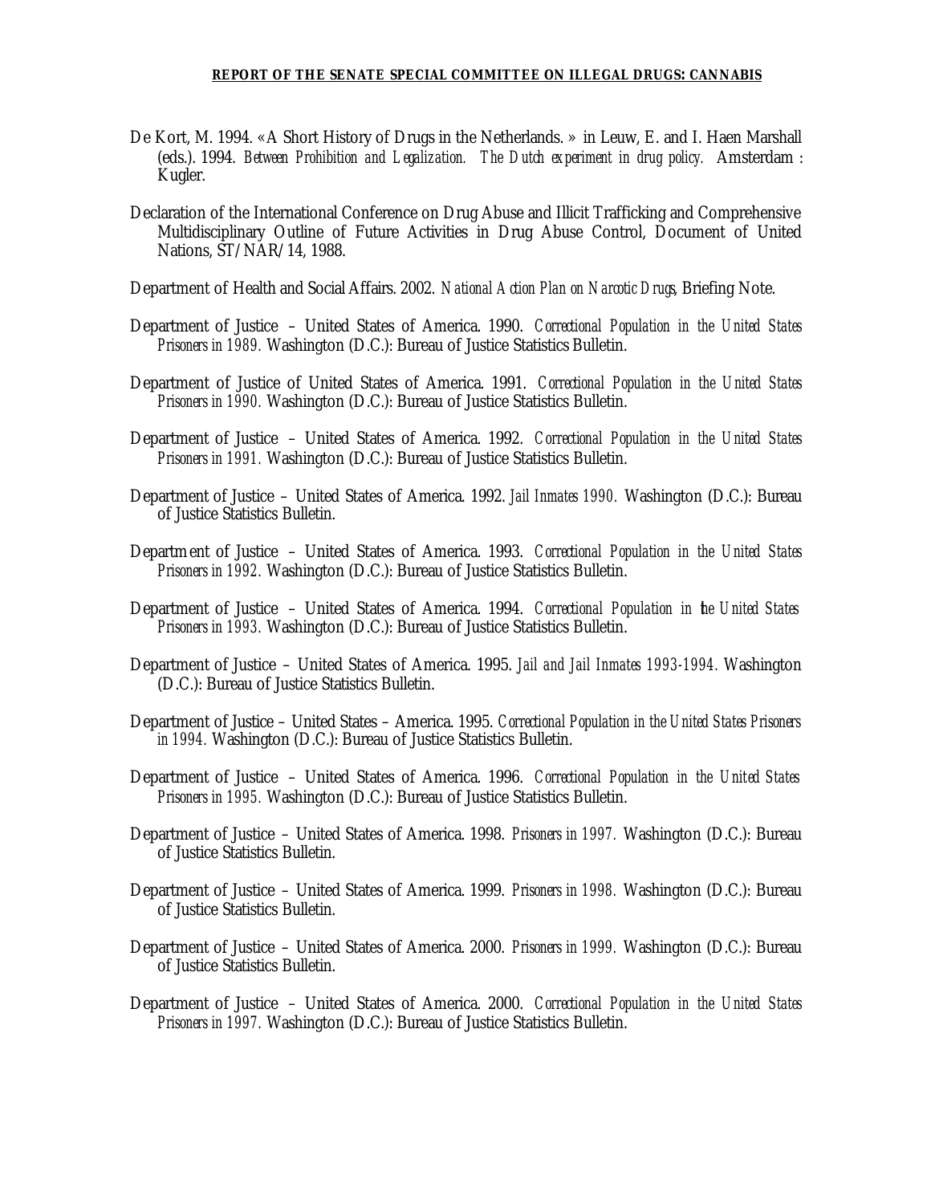De Kort, M. 1994. «A Short History of Drugs in the Netherlands. » in Leuw, E. and I. Haen Marshall (eds.). 1994. *Between Prohibition and Legalization. The Dutch experiment in drug policy.* Amsterdam : Kugler.

Declaration of the International Conference on Drug Abuse and Illicit Trafficking and Comprehensive Multidisciplinary Outline of Future Activities in Drug Abuse Control, Document of United Nations, ST/NAR/14, 1988.

Department of Health and Social Affairs. 2002. *National Action Plan on Narcotic Drugs*, Briefing Note.

Department of Justice – United States of America. 1990. *Correctional Population in the United States Prisoners in 1989.* Washington (D.C.): Bureau of Justice Statistics Bulletin.

Department of Justice of United States of America. 1991. *Correctional Population in the United States Prisoners in 1990.* Washington (D.C.): Bureau of Justice Statistics Bulletin.

Department of Justice – United States of America. 1992. *Correctional Population in the United States Prisoners in 1991.* Washington (D.C.): Bureau of Justice Statistics Bulletin.

Department of Justice – United States of America. 1992. *Jail Inmates 1990.* Washington (D.C.): Bureau of Justice Statistics Bulletin.

Department of Justice – United States of America. 1993. *Correctional Population in the United States Prisoners in 1992.* Washington (D.C.): Bureau of Justice Statistics Bulletin.

Department of Justice – United States of America. 1994. *Correctional Population in the United States Prisoners in 1993.* Washington (D.C.): Bureau of Justice Statistics Bulletin.

Department of Justice – United States of America. 1995. *Jail and Jail Inmates 1993-1994.* Washington (D.C.): Bureau of Justice Statistics Bulletin.

Department of Justice – United States – America. 1995. *Correctional Population in the United States Prisoners in 1994.* Washington (D.C.): Bureau of Justice Statistics Bulletin.

Department of Justice – United States of America. 1996. *Correctional Population in the United States Prisoners in 1995.* Washington (D.C.): Bureau of Justice Statistics Bulletin.

Department of Justice – United States of America. 1998. *Prisoners in 1997.* Washington (D.C.): Bureau of Justice Statistics Bulletin.

Department of Justice – United States of America. 1999. *Prisoners in 1998.* Washington (D.C.): Bureau of Justice Statistics Bulletin.

Department of Justice – United States of America. 2000. *Prisoners in 1999.* Washington (D.C.): Bureau of Justice Statistics Bulletin.

Department of Justice – United States of America. 2000. *Correctional Population in the United States Prisoners in 1997.* Washington (D.C.): Bureau of Justice Statistics Bulletin.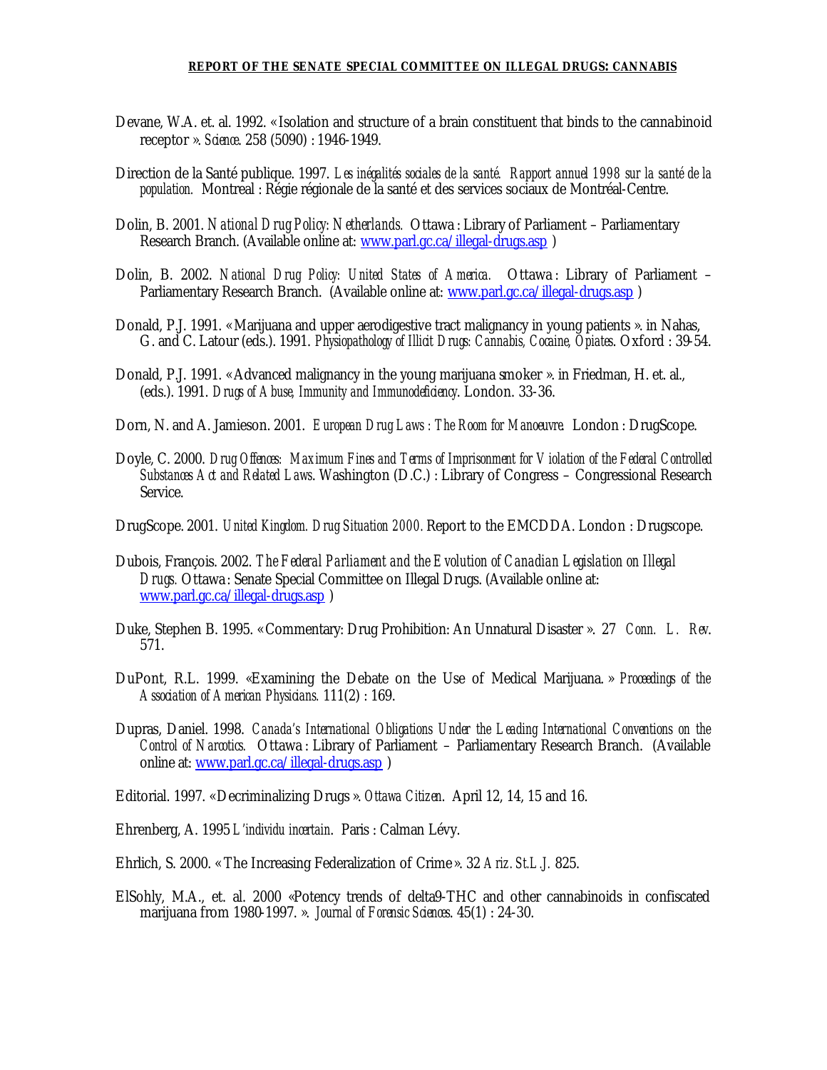Devane, W.A. et. al. 1992. « Isolation and structure of a brain constituent that binds to the cannabinoid receptor ». *Science.* 258 (5090) : 1946-1949.

Direction de la Santé publique. 1997. *Les inégalités sociales de la santé. Rapport annuel 1998 sur la santé de la population.* Montreal : Régie régionale de la santé et des services sociaux de Montréal-Centre.

Dolin, B. 2001. *National Drug Policy: Netherlands.* Ottawa : Library of Parliament – Parliamentary Research Branch. (Available online at: www.parl.gc.ca/illegal-drugs.asp )

Dolin, B. 2002. *National Drug Policy: United States of America.* Ottawa : Library of Parliament – Parliamentary Research Branch. (Available online at: www.parl.gc.ca/illegal-drugs.asp )

Donald, P.J. 1991. « Marijuana and upper aerodigestive tract malignancy in young patients ». in Nahas, G. and C. Latour (eds.). 1991. *Physiopathology of Illicit Drugs: Cannabis, Cocaine, Opiates.* Oxford : 39-54.

Donald, P.J. 1991. « Advanced malignancy in the young marijuana smoker ». in Friedman, H. et. al., (eds.). 1991. *Drugs of Abuse, Immunity and Immunodeficiency.* London. 33-36.

Dorn, N. and A. Jamieson. 2001. *European Drug Laws : The Room for Manoeuvre.* London : DrugScope.

Doyle, C. 2000. *Drug Offences: Maximum Fines and Terms of Imprisonment for Violation of the Federal Controlled Substances Act and Related Laws.* Washington (D.C.) : Library of Congress – Congressional Research Service.

DrugScope. 2001. *United Kingdom. Drug Situation 2000.* Report to the EMCDDA. London : Drugscope.

Dubois, François. 2002. *The Federal Parliament and the Evolution of Canadian Legislation on Illegal Drugs.* Ottawa : Senate Special Committee on Illegal Drugs. (Available online at: www.parl.gc.ca/illegal-drugs.asp )

Duke, Stephen B. 1995. « Commentary: Drug Prohibition: An Unnatural Disaster ». 27 *Conn. L. Rev.* 571.

DuPont, R.L. 1999. «Examining the Debate on the Use of Medical Marijuana. » *Proceedings of the Association of American Physicians.* 111(2) : 169.

Dupras, Daniel. 1998. *Canada's International Obligations Under the Leading International Conventions on the Control of Narcotics.* Ottawa : Library of Parliament – Parliamentary Research Branch. (Available online at: www.parl.gc.ca/illegal-drugs.asp )

Editorial. 1997. « Decriminalizing Drugs ». *Ottawa Citizen.* April 12, 14, 15 and 16.

Ehrenberg, A. 1995 *L'individu incertain.* Paris : Calman Lévy.

Ehrlich, S. 2000. « The Increasing Federalization of Crime ». 32 *Ariz. St.L.J.* 825.

ElSohly, M.A., et. al. 2000 «Potency trends of delta9-THC and other cannabinoids in confiscated marijuana from 1980-1997. ». *Journal of Forensic Sciences.* 45(1) : 24-30.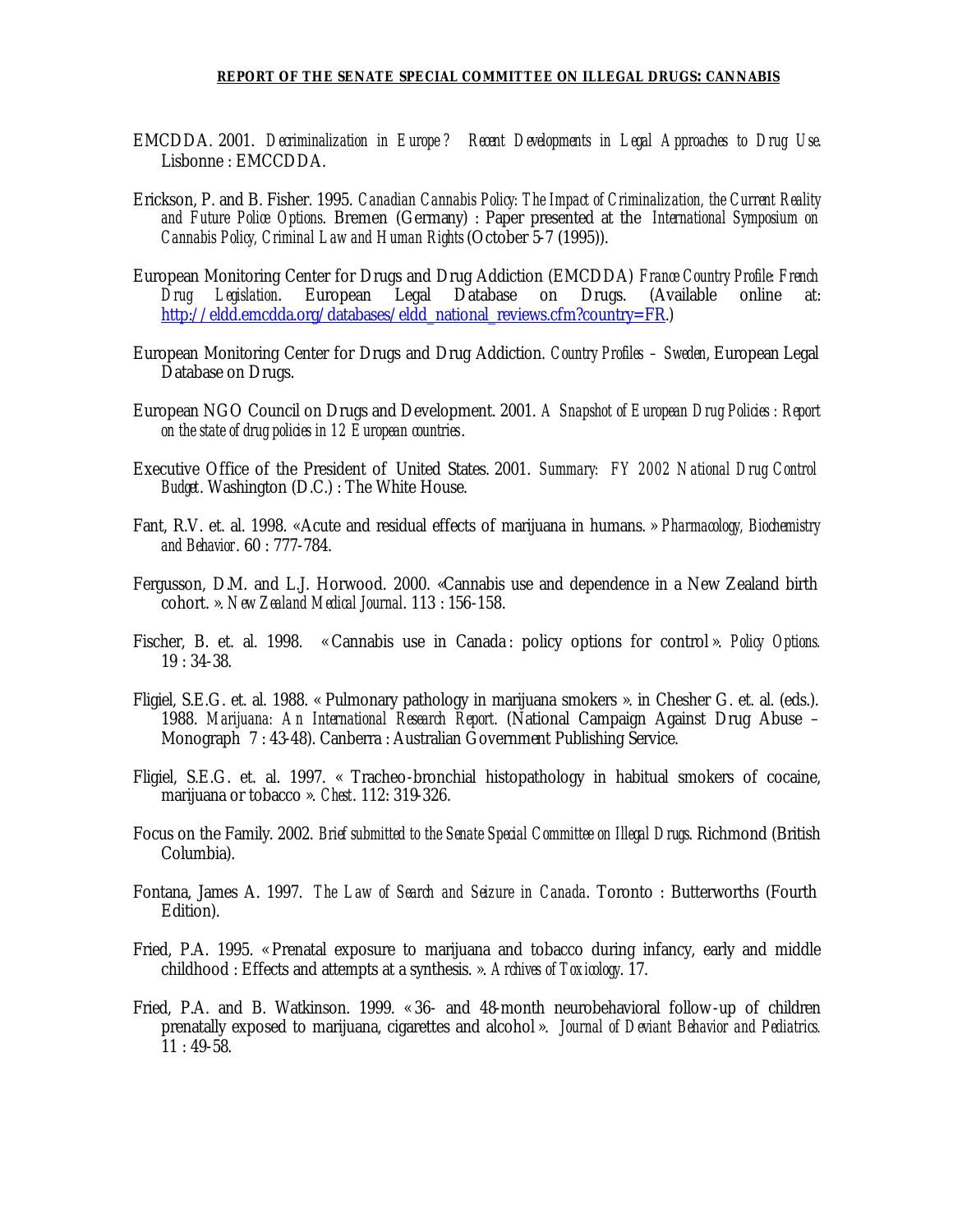EMCDDA. 2001. *Decriminalization in Europe? Recent Developments in Legal Approaches to Drug Use.* Lisbonne : EMCCDDA.

Erickson, P. and B. Fisher. 1995. *Canadian Cannabis Policy: The Impact of Criminalization, the Current Reality and Future Police Options*. Bremen (Germany) : Paper presented at the *International Symposium on Cannabis Policy, Criminal Law and Human Rights* (October 5-7 (1995)).

European Monitoring Center for Drugs and Drug Addiction (EMCDDA) *France Country Profile: French Drug Legislation*. European Legal Database on Drugs. (Available online at: http://eldd.emcdda.org/databases/eldd_national_reviews.cfm?country=FR.)

European Monitoring Center for Drugs and Drug Addiction. *Country Profiles – Sweden*, European Legal Database on Drugs.

European NGO Council on Drugs and Development. 2001. *A Snapshot of European Drug Policies : Report on the state of drug policies in 12 European countries*.

Executive Office of the President of United States. 2001. *Summary: FY 2002 National Drug Control Budget*. Washington (D.C.) : The White House.

Fant, R.V. et. al. 1998. «Acute and residual effects of marijuana in humans. » *Pharmacology, Biochemistry and Behavior*. 60 : 777-784.

Fergusson, D.M. and L.J. Horwood. 2000. «Cannabis use and dependence in a New Zealand birth cohort. ». *New Zealand Medical Journal*. 113 : 156-158.

Fischer, B. et. al. 1998. « Cannabis use in Canada : policy options for control ». *Policy Options.* 19 : 34-38.

Fligiel, S.E.G. et. al. 1988. « Pulmonary pathology in marijuana smokers ». in Chesher G. et. al. (eds.). 1988. *Marijuana: An International Research Report*. (National Campaign Against Drug Abuse – Monograph 7 : 43-48). Canberra : Australian Government Publishing Service.

Fligiel, S.E.G. et. al. 1997. « Tracheo-bronchial histopathology in habitual smokers of cocaine, marijuana or tobacco ». *Chest*. 112: 319-326.

Focus on the Family. 2002. *Brief submitted to the Senate Special Committee on Illegal Drugs*. Richmond (British Columbia).

Fontana, James A. 1997. *The Law of Search and Seizure in Canada*. Toronto : Butterworths (Fourth Edition).

Fried, P.A. 1995. « Prenatal exposure to marijuana and tobacco during infancy, early and middle childhood : Effects and attempts at a synthesis. ». *Archives of Toxicology*. 17.

Fried, P.A. and B. Watkinson. 1999. « 36- and 48-month neurobehavioral follow-up of children prenatally exposed to marijuana, cigarettes and alcohol ». *Journal of Deviant Behavior and Pediatrics.* 11 : 49-58.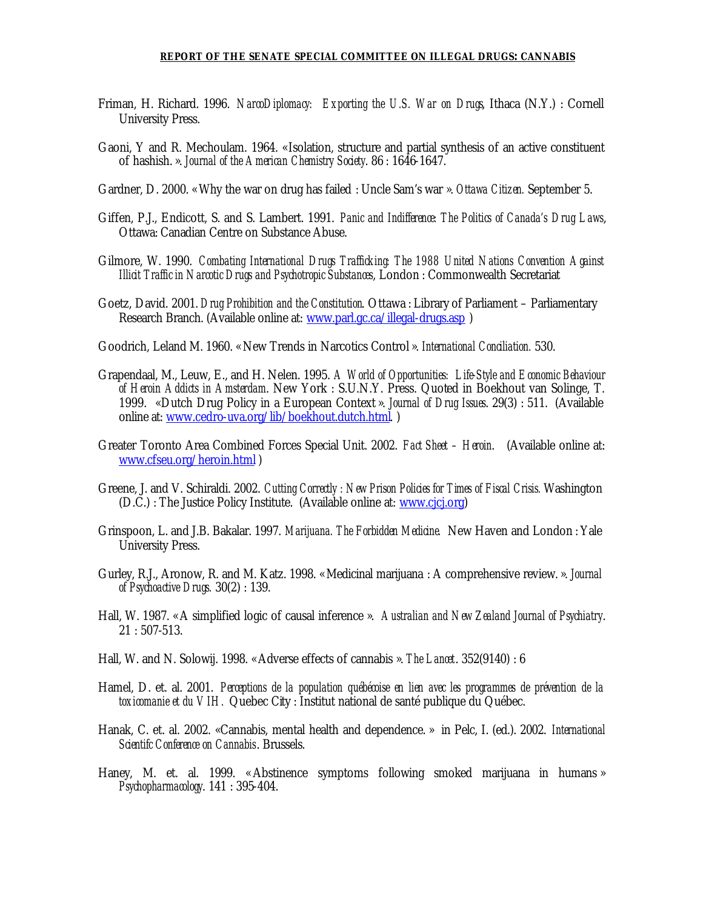Friman, H. Richard. 1996. *NarcoDiplomacy: Exporting the U.S. War on Drugs*, Ithaca (N.Y.) : Cornell University Press.

Gaoni, Y and R. Mechoulam. 1964. «Isolation, structure and partial synthesis of an active constituent of hashish. ». *Journal of the American Chemistry Society*. 86 : 1646-1647.

Gardner, D. 2000. « Why the war on drug has failed : Uncle Sam's war ». *Ottawa Citizen.* September 5.

Giffen, P.J., Endicott, S. and S. Lambert. 1991. *Panic and Indifference: The Politics of Canada's Drug Laws*, Ottawa: Canadian Centre on Substance Abuse.

Gilmore, W. 1990. *Combating International Drugs Trafficking: The 1988 United Nations Convention Against Illicit Traffic in Narcotic Drugs and Psychotropic Substances*, London : Commonwealth Secretariat

Goetz, David. 2001. *Drug Prohibition and the Constitution*. Ottawa : Library of Parliament – Parliamentary Research Branch. (Available online at: www.parl.gc.ca/illegal-drugs.asp )

Goodrich, Leland M. 1960. « New Trends in Narcotics Control ». *International Conciliation.* 530.

Grapendaal, M., Leuw, E., and H. Nelen. 1995. *A World of Opportunities: Life-Style and Economic Behaviour of Heroin Addicts in Amsterdam*. New York : S.U.N.Y. Press. Quoted in Boekhout van Solinge, T. 1999. «Dutch Drug Policy in a European Context ». *Journal of Drug Issues*. 29(3) : 511. (Available online at: www.cedro-uva.org/lib/boekhout.dutch.html. )

Greater Toronto Area Combined Forces Special Unit. 2002. *Fact Sheet – Heroin*. (Available online at: www.cfseu.org/heroin.html )

Greene, J. and V. Schiraldi. 2002. *Cutting Correctly : New Prison Policies for Times of Fiscal Crisis.* Washington (D.C.) : The Justice Policy Institute. (Available online at: www.cjcj.org)

Grinspoon, L. and J.B. Bakalar. 1997. *Marijuana. The Forbidden Medicine*. New Haven and London : Yale University Press.

Gurley, R.J., Aronow, R. and M. Katz. 1998. « Medicinal marijuana : A comprehensive review. ». *Journal of Psychoactive Drugs.* 30(2) : 139.

Hall, W. 1987. « A simplified logic of causal inference ». *Australian and New Zealand Journal of Psychiatry*. 21 : 507-513.

Hall, W. and N. Solowij. 1998. « Adverse effects of cannabis ». *The Lancet*. 352(9140) : 6

Hamel, D. et. al. 2001. *Perceptions de la population québécoise en lien avec les programmes de prévention de la toxicomanie et du VIH.* Quebec City : Institut national de santé publique du Québec.

Hanak, C. et. al. 2002. «Cannabis, mental health and dependence. » in Pelc, I. (ed.). 2002. *International Scientifc Conference on Cannabis*. Brussels.

Haney, M. et. al. 1999. « Abstinence symptoms following smoked marijuana in humans » *Psychopharmacology*. 141 : 395-404.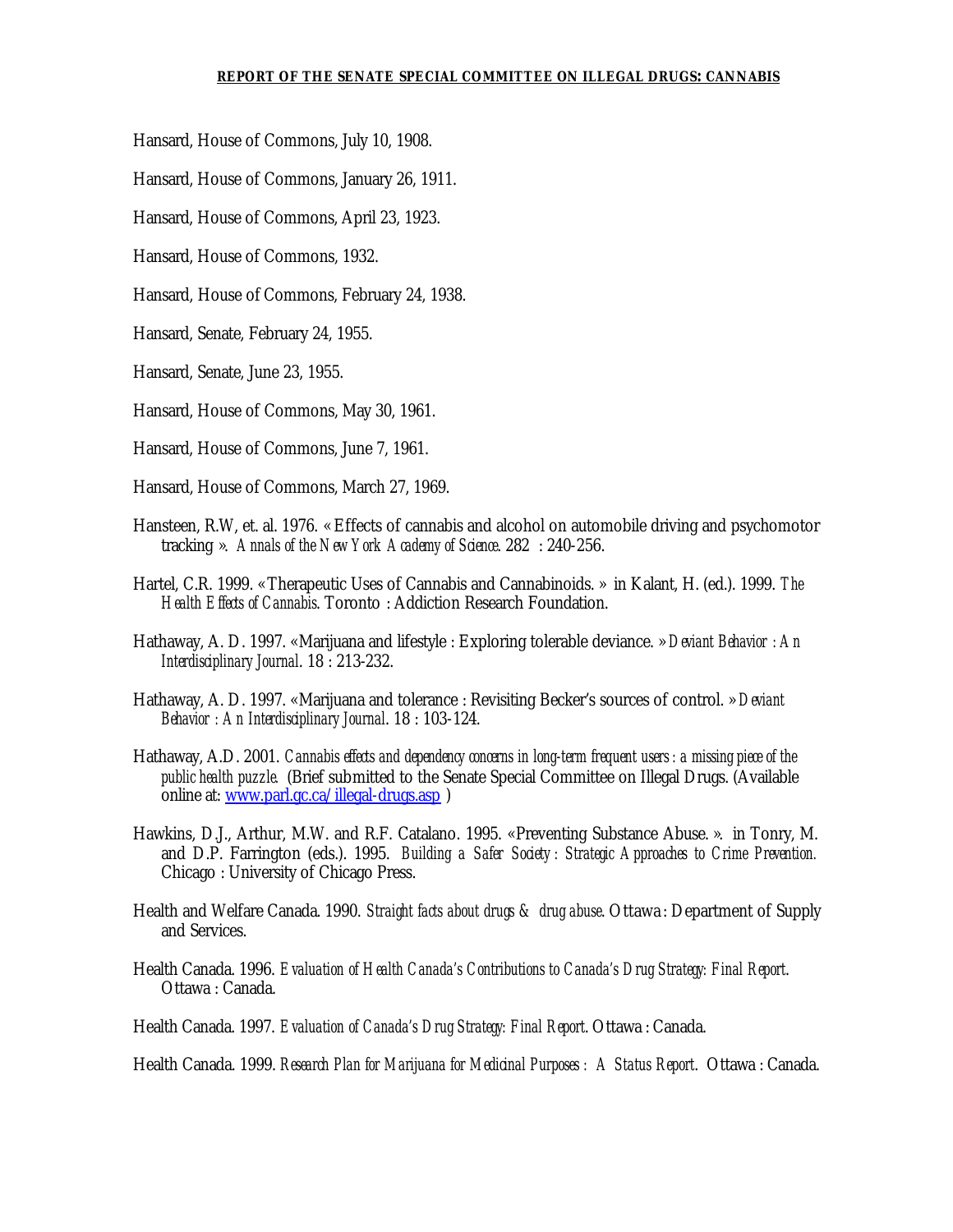Hansard, House of Commons, July 10, 1908.

Hansard, House of Commons, January 26, 1911.

Hansard, House of Commons, April 23, 1923.

Hansard, House of Commons, 1932.

Hansard, House of Commons, February 24, 1938.

Hansard, Senate, February 24, 1955.

Hansard, Senate, June 23, 1955.

Hansard, House of Commons, May 30, 1961.

Hansard, House of Commons, June 7, 1961.

Hansard, House of Commons, March 27, 1969.

Hansteen, R.W, et. al. 1976. « Effects of cannabis and alcohol on automobile driving and psychomotor tracking ». *Annals of the New York Academy of Science*. 282 : 240-256.

Hartel, C.R. 1999. « Therapeutic Uses of Cannabis and Cannabinoids. » in Kalant, H. (ed.). 1999. *The Health Effects of Cannabis*. Toronto : Addiction Research Foundation.

Hathaway, A. D. 1997. « Marijuana and lifestyle : Exploring tolerable deviance. » *Deviant Behavior : An Interdisciplinary Journal*. 18 : 213-232.

Hathaway, A. D. 1997. « Marijuana and tolerance : Revisiting Becker's sources of control. » *Deviant Behavior : An Interdisciplinary Journal*. 18 : 103-124.

Hathaway, A.D. 2001. *Cannabis effects and dependency concerns in long-term frequent users : a missing piece of the public health puzzle.* (Brief submitted to the Senate Special Committee on Illegal Drugs. (Available online at: www.parl.gc.ca/illegal-drugs.asp )

Hawkins, D.J., Arthur, M.W. and R.F. Catalano. 1995. « Preventing Substance Abuse. ». in Tonry, M. and D.P. Farrington (eds.). 1995. *Building a Safer Society : Strategic Approaches to Crime Prevention.* Chicago : University of Chicago Press.

Health and Welfare Canada. 1990. *Straight facts about drugs & drug abuse*. Ottawa : Department of Supply and Services.

Health Canada. 1996. *Evaluation of Health Canada's Contributions to Canada's Drug Strategy: Final Report*. Ottawa : Canada.

Health Canada. 1997. *Evaluation of Canada's Drug Strategy: Final Report*. Ottawa : Canada.

Health Canada. 1999. *Research Plan for Marijuana for Medicinal Purposes : A Status Report*. Ottawa : Canada.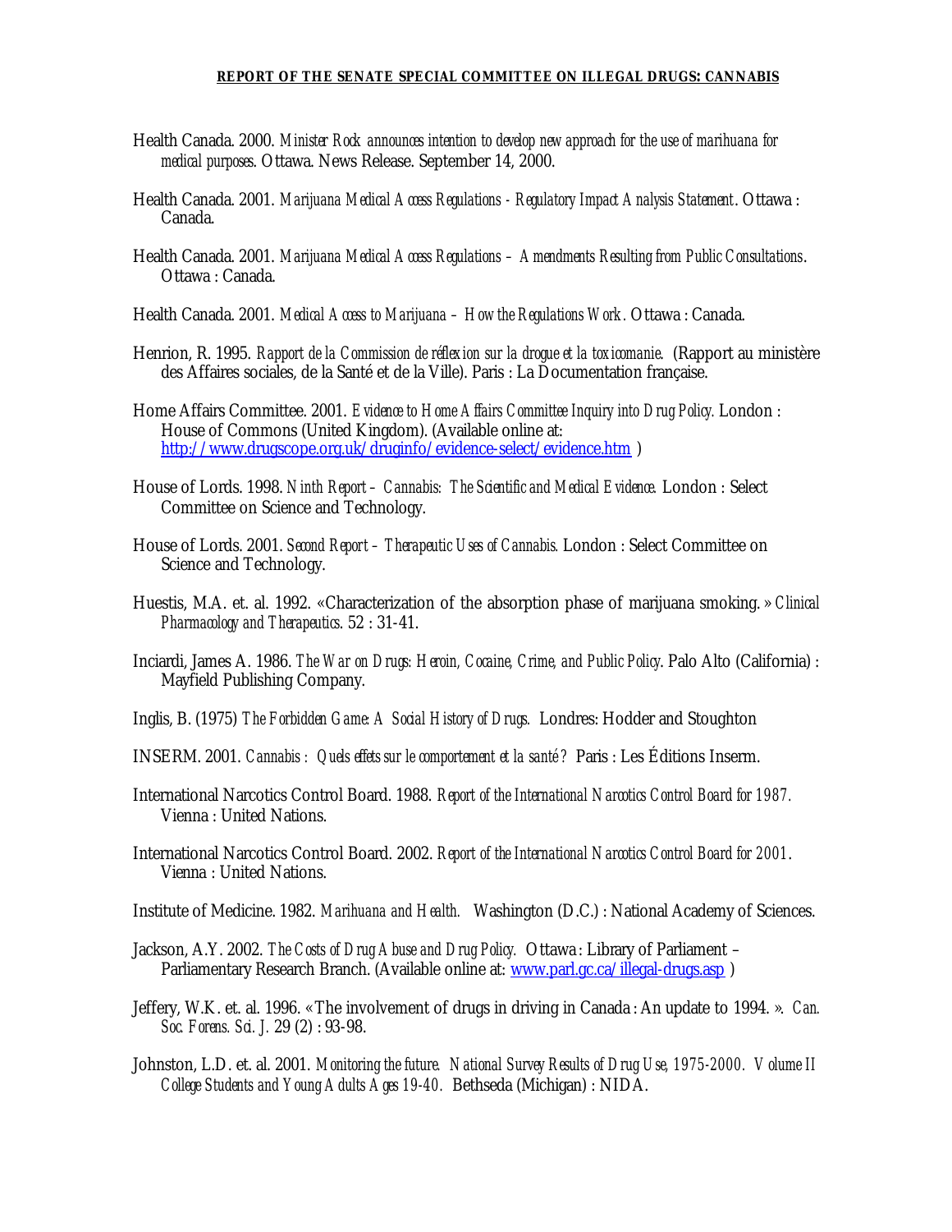Health Canada. 2000. *Minister Rock announces intention to develop new approach for the use of marihuana for medical purposes*. Ottawa. News Release. September 14, 2000.

Health Canada. 2001. *Marijuana Medical Access Regulations - Regulatory Impact Analysis Statement*. Ottawa : Canada.

Health Canada. 2001. *Marijuana Medical Access Regulations – Amendments Resulting from Public Consultations*. Ottawa : Canada.

Health Canada. 2001. *Medical Access to Marijuana – How the Regulations Work*. Ottawa : Canada.

Henrion, R. 1995. *Rapport de la Commission de réflexion sur la drogue et la toxicomanie.* (Rapport au ministère des Affaires sociales, de la Santé et de la Ville). Paris : La Documentation française.

Home Affairs Committee. 2001. *Evidence to Home Affairs Committee Inquiry into Drug Policy.* London : House of Commons (United Kingdom). (Available online at: http://www.drugscope.org.uk/druginfo/evidence-select/evidence.htm )

House of Lords. 1998. *Ninth Report – Cannabis: The Scientific and Medical Evidence.* London : Select Committee on Science and Technology.

House of Lords. 2001. *Second Report – Therapeutic Uses of Cannabis.* London : Select Committee on Science and Technology.

Huestis, M.A. et. al. 1992. «Characterization of the absorption phase of marijuana smoking. » *Clinical Pharmacology and Therapeutics*. 52 : 31-41.

Inciardi, James A. 1986. *The War on Drugs: Heroin, Cocaine, Crime, and Public Policy*. Palo Alto (California) : Mayfield Publishing Company.

Inglis, B. (1975) *The Forbidden Game: A Social History of Drugs.* Londres: Hodder and Stoughton

INSERM. 2001. *Cannabis : Quels effets sur le comportement et la santé ?* Paris : Les Éditions Inserm.

International Narcotics Control Board. 1988. *Report of the International Narcotics Control Board for 1987.* Vienna : United Nations.

International Narcotics Control Board. 2002. *Report of the International Narcotics Control Board for 2001*. Vienna : United Nations.

Institute of Medicine. 1982. *Marihuana and Health.* Washington (D.C.) : National Academy of Sciences.

Jackson, A.Y. 2002. *The Costs of Drug Abuse and Drug Policy.* Ottawa : Library of Parliament – Parliamentary Research Branch. (Available online at: www.parl.gc.ca/illegal-drugs.asp )

Jeffery, W.K. et. al. 1996. « The involvement of drugs in driving in Canada : An update to 1994. ». *Can. Soc. Forens. Sci. J.* 29 (2) : 93-98.

Johnston, L.D. et. al. 2001. *Monitoring the future. National Survey Results of Drug Use, 1975-2000. Volume II College Students and Young Adults Ages 19-40.* Bethseda (Michigan) : NIDA.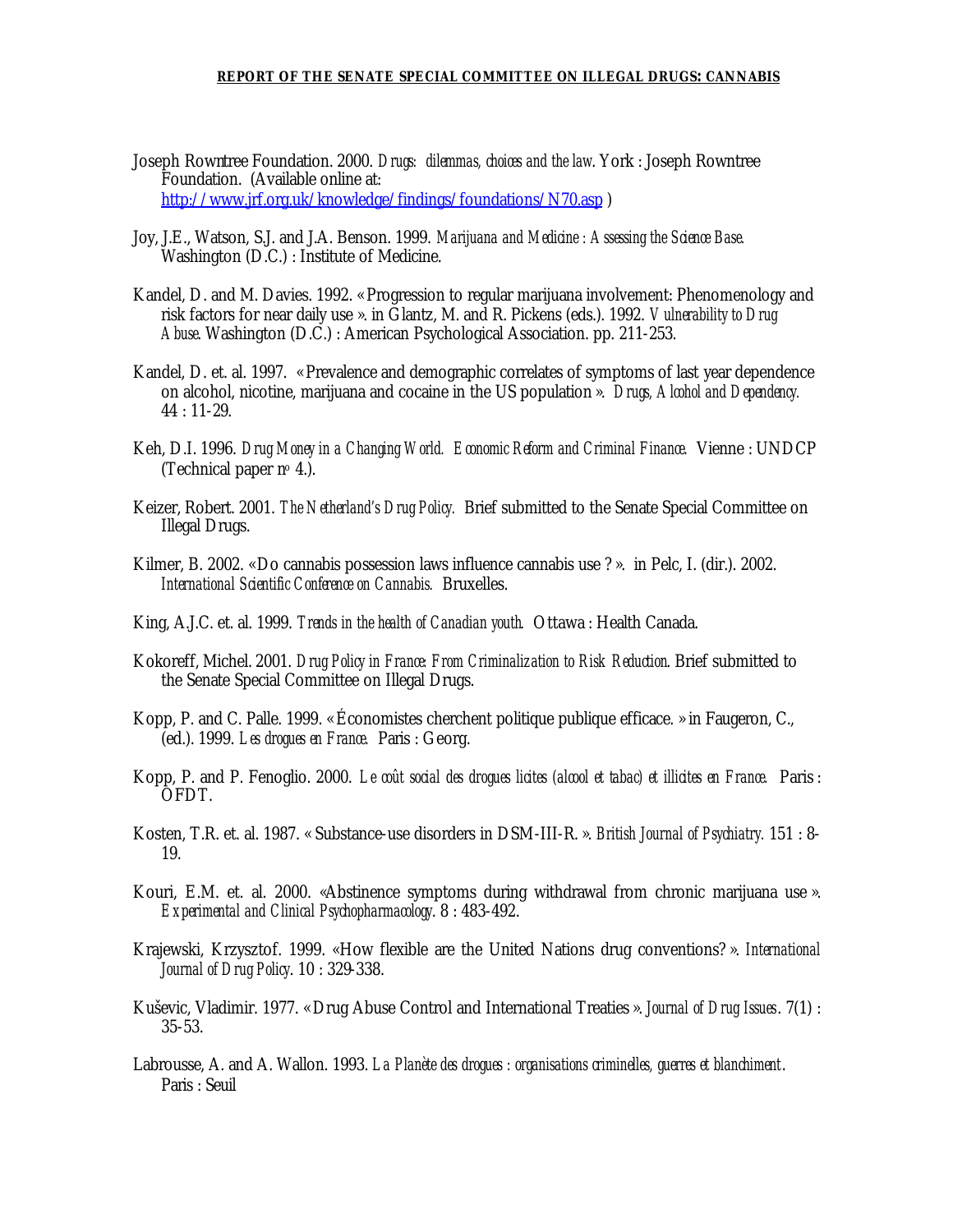Joseph Rowntree Foundation. 2000. *Drugs: dilemmas, choices and the law*. York : Joseph Rowntree Foundation. (Available online at: http://www.jrf.org.uk/knowledge/findings/foundations/N70.asp )

Joy, J.E., Watson, S.J. and J.A. Benson. 1999. *Marijuana and Medicine : Assessing the Science Base.* Washington (D.C.) : Institute of Medicine.

Kandel, D. and M. Davies. 1992. « Progression to regular marijuana involvement: Phenomenology and risk factors for near daily use ». in Glantz, M. and R. Pickens (eds.). 1992. *Vulnerability to Drug Abuse*. Washington (D.C.) : American Psychological Association. pp. 211-253.

Kandel, D. et. al. 1997. « Prevalence and demographic correlates of symptoms of last year dependence on alcohol, nicotine, marijuana and cocaine in the US population ». *Drugs, Alcohol and Dependency.* 44 : 11-29.

Keh, D.I. 1996. *Drug Money in a Changing World. Economic Reform and Criminal Finance.* Vienne : UNDCP (Technical paper nº 4.).

Keizer, Robert. 2001. *The Netherland's Drug Policy.* Brief submitted to the Senate Special Committee on Illegal Drugs.

Kilmer, B. 2002. «Do cannabis possession laws influence cannabis use ? ». in Pelc, I. (dir.). 2002. *International Scientific Conference on Cannabis.* Bruxelles.

King, A.J.C. et. al. 1999. *Trends in the health of Canadian youth.* Ottawa : Health Canada.

Kokoreff, Michel. 2001. *Drug Policy in France: From Criminalization to Risk Reduction*. Brief submitted to the Senate Special Committee on Illegal Drugs.

Kopp, P. and C. Palle. 1999. « Économistes cherchent politique publique efficace. » in Faugeron, C., (ed.). 1999. *Les drogues en France.* Paris : Georg.

Kopp, P. and P. Fenoglio. 2000. *Le coût social des drogues licites (alcool et tabac) et illicites en France.* Paris : OFDT.

Kosten, T.R. et. al. 1987. « Substance-use disorders in DSM-III-R. ». *British Journal of Psychiatry.* 151 : 8-19.

Kouri, E.M. et. al. 2000. «Abstinence symptoms during withdrawal from chronic marijuana use ». *Experimental and Clinical Psychopharmacology*. 8 : 483-492.

Krajewski, Krzysztof. 1999. «How flexible are the United Nations drug conventions? ». *International Journal of Drug Policy*. 10 : 329-338.

Kuševic, Vladimir. 1977. « Drug Abuse Control and International Treaties ». *Journal of Drug Issues*. 7(1) : 35-53.

Labrousse, A. and A. Wallon. 1993. *La Planète des drogues : organisations criminelles, guerres et blanchiment*. Paris : Seuil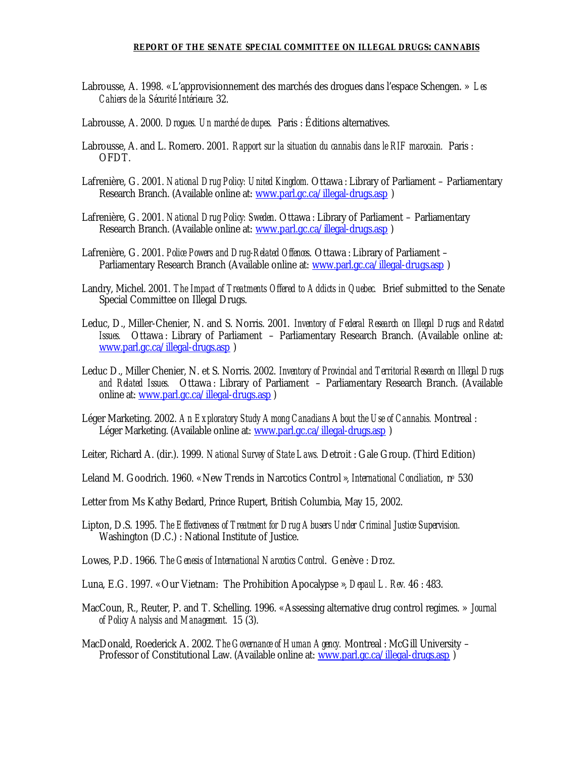Labrousse, A. 1998. « L'approvisionnement des marchés des drogues dans l'espace Schengen. » *Les Cahiers de la Sécurité Intérieure.* 32.

Labrousse, A. 2000. *Drogues. Un marché de dupes.* Paris : Éditions alternatives.

Labrousse, A. and L. Romero. 2001. *Rapport sur la situation du cannabis dans le RIF marocain.* Paris : OFDT.

Lafrenière, G. 2001. *National Drug Policy: United Kingdom.* Ottawa : Library of Parliament – Parliamentary Research Branch. (Available online at: www.parl.gc.ca/illegal-drugs.asp )

Lafrenière, G. 2001. *National Drug Policy: Sweden*. Ottawa : Library of Parliament – Parliamentary Research Branch. (Available online at: www.parl.gc.ca/illegal-drugs.asp )

Lafrenière, G. 2001. *Police Powers and Drug-Related Offences*. Ottawa : Library of Parliament – Parliamentary Research Branch (Available online at: www.parl.gc.ca/illegal-drugs.asp )

Landry, Michel. 2001. *The Impact of Treatments Offered to Addicts in Quebec*. Brief submitted to the Senate Special Committee on Illegal Drugs.

Leduc, D., Miller-Chenier, N. and S. Norris. 2001. *Inventory of Federal Research on Illegal Drugs and Related Issues.* Ottawa : Library of Parliament – Parliamentary Research Branch. (Available online at: www.parl.gc.ca/illegal-drugs.asp )

Leduc D., Miller Chenier, N. et S. Norris. 2002. *Inventory of Provincial and Territorial Research on Illegal Drugs and Related Issues.* Ottawa : Library of Parliament – Parliamentary Research Branch. (Available online at: www.parl.gc.ca/illegal-drugs.asp )

Léger Marketing. 2002. *An Exploratory Study Among Canadians About the Use of Cannabis.* Montreal : Léger Marketing. (Available online at: www.parl.gc.ca/illegal-drugs.asp )

Leiter, Richard A. (dir.). 1999. *National Survey of State Laws.* Detroit : Gale Group. (Third Edition)

Leland M. Goodrich. 1960. « New Trends in Narcotics Control », *International Conciliation,* nº 530

Letter from Ms Kathy Bedard, Prince Rupert, British Columbia, May 15, 2002.

Lipton, D.S. 1995. *The Effectiveness of Treatment for Drug Abusers Under Criminal Justice Supervision.* Washington (D.C.) : National Institute of Justice.

Lowes, P.D. 1966. *The Genesis of International Narcotics Control*. Genève : Droz.

Luna, E.G. 1997. « Our Vietnam: The Prohibition Apocalypse », *Depaul L. Rev.* 46 : 483.

MacCoun, R., Reuter, P. and T. Schelling. 1996. « Assessing alternative drug control regimes. » *Journal of Policy Analysis and Management.* 15 (3).

MacDonald, Roederick A. 2002. *The Governance of Human Agency.* Montreal : McGill University – Professor of Constitutional Law. (Available online at: www.parl.gc.ca/illegal-drugs.asp )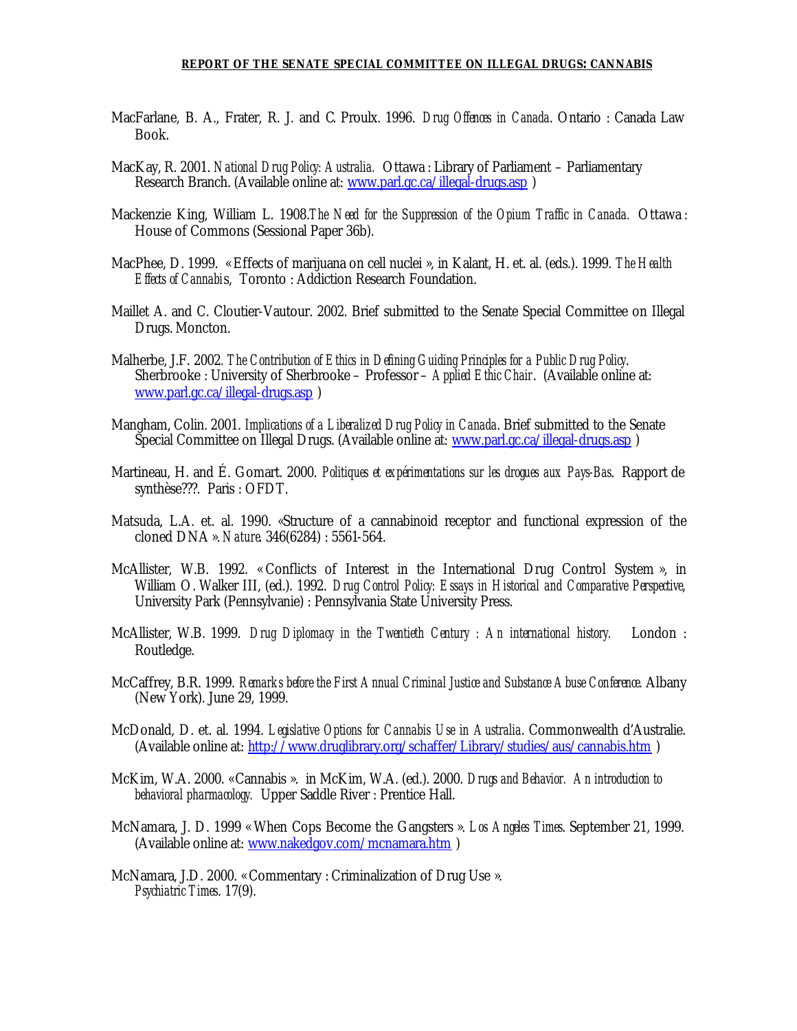MacFarlane, B. A., Frater, R. J. and C. Proulx. 1996. *Drug Offences in Canada*. Ontario : Canada Law Book.

MacKay, R. 2001. *National Drug Policy: Australia.* Ottawa : Library of Parliament – Parliamentary Research Branch. (Available online at: www.parl.gc.ca/illegal-drugs.asp )

Mackenzie King, William L. 1908.*The Need for the Suppression of the Opium Traffic in Canada.* Ottawa : House of Commons (Sessional Paper 36b).

MacPhee, D. 1999. « Effects of marijuana on cell nuclei », in Kalant, H. et. al. (eds.). 1999. *The Health Effects of Cannabis*, Toronto : Addiction Research Foundation.

Maillet A. and C. Cloutier-Vautour. 2002. Brief submitted to the Senate Special Committee on Illegal Drugs. Moncton.

Malherbe, J.F. 2002. *The Contribution of Ethics in Defining Guiding Principles for a Public Drug Policy*. Sherbrooke : University of Sherbrooke – Professor – *Applied Ethic Chair*. (Available online at: www.parl.gc.ca/illegal-drugs.asp )

Mangham, Colin. 2001. *Implications of a Liberalized Drug Policy in Canada*. Brief submitted to the Senate Special Committee on Illegal Drugs. (Available online at: www.parl.gc.ca/illegal-drugs.asp )

Martineau, H. and É. Gomart. 2000. *Politiques et expérimentations sur les drogues aux Pays-Bas*. Rapport de synthèse???. Paris : OFDT.

Matsuda, L.A. et. al. 1990. «Structure of a cannabinoid receptor and functional expression of the cloned DNA ». *Nature*. 346(6284) : 5561-564.

McAllister, W.B. 1992. « Conflicts of Interest in the International Drug Control System », in William O. Walker III, (ed.). 1992. *Drug Control Policy: Essays in Historical and Comparative Perspective*, University Park (Pennsylvanie) : Pennsylvania State University Press.

McAllister, W.B. 1999. *Drug Diplomacy in the Twentieth Century : An international history.* London : Routledge.

McCaffrey, B.R. 1999. *Remarks before the First Annual Criminal Justice and Substance Abuse Conference.* Albany (New York). June 29, 1999.

McDonald, D. et. al. 1994. *Legislative Options for Cannabis Use in Australia*. Commonwealth d'Australie. (Available online at: http://www.druglibrary.org/schaffer/Library/studies/aus/cannabis.htm )

McKim, W.A. 2000. « Cannabis ». in McKim, W.A. (ed.). 2000. *Drugs and Behavior. An introduction to behavioral pharmacology.* Upper Saddle River : Prentice Hall.

McNamara, J. D. 1999 « When Cops Become the Gangsters ». *Los Angeles Times*. September 21, 1999. (Available online at: www.nakedgov.com/mcnamara.htm )

McNamara, J.D. 2000. « Commentary : Criminalization of Drug Use ». *Psychiatric Times*. 17(9).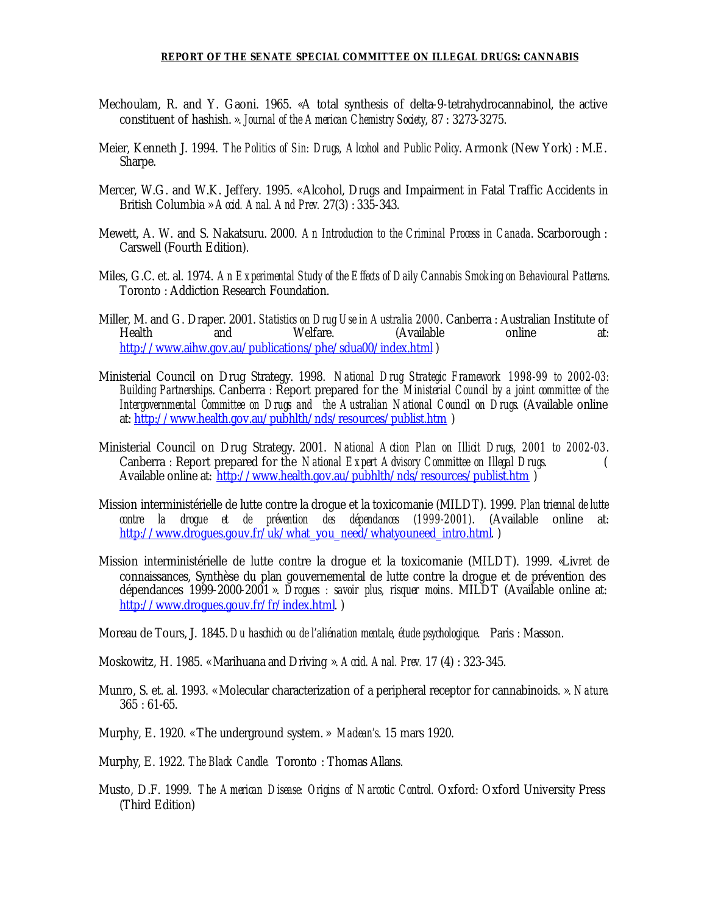Mechoulam, R. and Y. Gaoni. 1965. «A total synthesis of delta-9-tetrahydrocannabinol, the active constituent of hashish. ». *Journal of the American Chemistry Society*, 87 : 3273-3275.

Meier, Kenneth J. 1994. *The Politics of Sin: Drugs, Alcohol and Public Policy*. Armonk (New York) : M.E. Sharpe.

Mercer, W.G. and W.K. Jeffery. 1995. «Alcohol, Drugs and Impairment in Fatal Traffic Accidents in British Columbia » *Accid. Anal. And Prev.* 27(3) : 335-343.

Mewett, A. W. and S. Nakatsuru. 2000. *An Introduction to the Criminal Process in Canada*. Scarborough : Carswell (Fourth Edition).

Miles, G.C. et. al. 1974. *An Experimental Study of the Effects of Daily Cannabis Smoking on Behavioural Patterns*. Toronto : Addiction Research Foundation.

Miller, M. and G. Draper. 2001. *Statistics on Drug Use in Australia 2000*. Canberra : Australian Institute of Health and Welfare. (Available online at: http://www.aihw.gov.au/publications/phe/sdua00/index.html )

Ministerial Council on Drug Strategy. 1998. *National Drug Strategic Framework 1998-99 to 2002-03: Building Partnerships*. Canberra : Report prepared for the *Ministerial Council by a joint committee of the Intergovernmental Committee on Drugs and the Australian National Council on Drugs*. (Available online at: http://www.health.gov.au/pubhlth/nds/resources/publist.htm )

Ministerial Council on Drug Strategy. 2001. *National Action Plan on Illicit Drugs, 2001 to 2002-03*. Canberra : Report prepared for the *National Expert Advisory Committee on Illegal Drugs*. ( Available online at: http://www.health.gov.au/pubhlth/nds/resources/publist.htm )

Mission interministérielle de lutte contre la drogue et la toxicomanie (MILDT). 1999. *Plan triennal de lutte contre la drogue et de prévention des dépendances (1999-2001)*. (Available online at: http://www.drogues.gouv.fr/uk/what_you_need/whatyouneed_intro.html. )

Mission interministérielle de lutte contre la drogue et la toxicomanie (MILDT). 1999. «Livret de connaissances, Synthèse du plan gouvernemental de lutte contre la drogue et de prévention des dépendances 1999-2000-2001 ». *Drogues : savoir plus, risquer moins*. MILDT (Available online at: http://www.drogues.gouv.fr/fr/index.html. )

Moreau de Tours, J. 1845. *Du haschich ou de l'aliénation mentale, étude psychologique*. Paris : Masson.

Moskowitz, H. 1985. « Marihuana and Driving ». *Accid. Anal. Prev.* 17 (4) : 323-345.

Munro, S. et. al. 1993. « Molecular characterization of a peripheral receptor for cannabinoids. ». *Nature*. 365 : 61-65.

Murphy, E. 1920. « The underground system. » *Maclean's*. 15 mars 1920.

Murphy, E. 1922. *The Black Candle*. Toronto : Thomas Allans.

Musto, D.F. 1999. *The American Disease: Origins of Narcotic Control*. Oxford: Oxford University Press (Third Edition)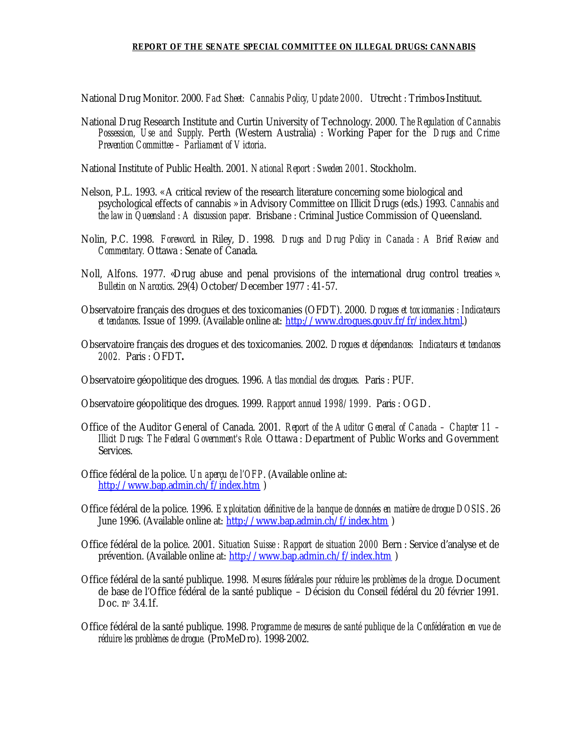National Drug Monitor. 2000. *Fact Sheet: Cannabis Policy, Update 2000*. Utrecht : Trimbos-Instituut.

National Drug Research Institute and Curtin University of Technology. 2000. *The Regulation of Cannabis Possession, Use and Supply*. Perth (Western Australia) : Working Paper for the *Drugs and Crime Prevention Committee – Parliament of Victoria*.

National Institute of Public Health. 2001. *National Report : Sweden 2001*. Stockholm.

Nelson, P.L. 1993. « A critical review of the research literature concerning some biological and psychological effects of cannabis » in Advisory Committee on Illicit Drugs (eds.) 1993. *Cannabis and the law in Queensland : A discussion paper.* Brisbane : Criminal Justice Commission of Queensland.

Nolin, P.C. 1998. *Foreword*. in Riley, D. 1998. *Drugs and Drug Policy in Canada : A Brief Review and Commentary.* Ottawa : Senate of Canada.

Noll, Alfons. 1977. «Drug abuse and penal provisions of the international drug control treaties ». *Bulletin on Narcotics*. 29(4) October/December 1977 : 41-57.

Observatoire français des drogues et des toxicomanies (OFDT). 2000. *Drogues et toxicomanies : Indicateurs et tendances*. Issue of 1999. (Available online at: http://www.drogues.gouv.fr/fr/index.html.)

Observatoire français des drogues et des toxicomanies. 2002. *Drogues et dépendances: Indicateurs et tendances 2002.* Paris : OFDT**.**

Observatoire géopolitique des drogues. 1996. *Atlas mondial des drogues.* Paris : PUF.

Observatoire géopolitique des drogues. 1999. *Rapport annuel 1998/1999*. Paris : OGD.

Office of the Auditor General of Canada. 2001. *Report of the Auditor General of Canada – Chapter 11 – Illicit Drugs: The Federal Government's Role.* Ottawa : Department of Public Works and Government Services.

Office fédéral de la police. *Un aperçu de l'OFP*. (Available online at: http://www.bap.admin.ch/f/index.htm )

Office fédéral de la police. 1996. *Exploitation définitive de la banque de données en matière de drogue DOSIS*. 26 June 1996. (Available online at: http://www.bap.admin.ch/f/index.htm )

Office fédéral de la police. 2001. *Situation Suisse : Rapport de situation 2000* Bern : Service d'analyse et de prévention. (Available online at: http://www.bap.admin.ch/f/index.htm )

Office fédéral de la santé publique. 1998. *Mesures fédérales pour réduire les problèmes de la drogue*. Document de base de l'Office fédéral de la santé publique – Décision du Conseil fédéral du 20 février 1991. Doc. nº 3.4.1f.

Office fédéral de la santé publique. 1998. *Programme de mesures de santé publique de la Confédération en vue de réduire les problèmes de drogue.* (ProMeDro). 1998-2002.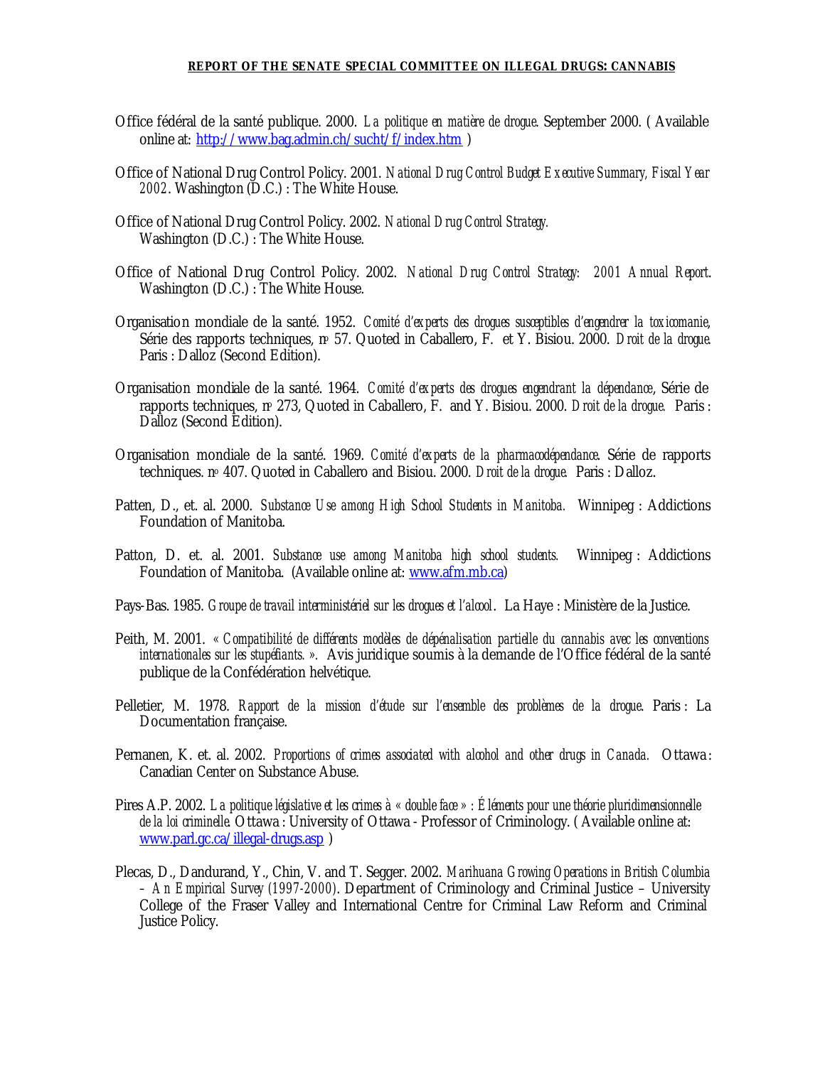Office fédéral de la santé publique. 2000. *La politique en matière de drogue*. September 2000. ( Available online at: http://www.bag.admin.ch/sucht/f/index.htm )

Office of National Drug Control Policy. 2001. *National Drug Control Budget Executive Summary, Fiscal Year 2002*. Washington (D.C.) : The White House.

Office of National Drug Control Policy. 2002. *National Drug Control Strategy.* Washington (D.C.) : The White House.

Office of National Drug Control Policy. 2002. *National Drug Control Strategy: 2001 Annual Report*. Washington (D.C.) : The White House.

Organisation mondiale de la santé. 1952. *Comité d'experts des drogues susceptibles d'engendrer la toxicomanie*, Série des rapports techniques, nº 57. Quoted in Caballero, F. et Y. Bisiou. 2000. *Droit de la drogue.* Paris : Dalloz (Second Edition).

Organisation mondiale de la santé. 1964. *Comité d'experts des drogues engendrant la dépendance*, Série de rapports techniques, nº 273, Quoted in Caballero, F. and Y. Bisiou. 2000. *Droit de la drogue.* Paris : Dalloz (Second Edition).

Organisation mondiale de la santé. 1969. *Comité d'experts de la pharmacodépendance*. Série de rapports techniques. nº 407. Quoted in Caballero and Bisiou. 2000. *Droit de la drogue.* Paris : Dalloz.

Patten, D., et. al. 2000. *Substance Use among High School Students in Manitoba.* Winnipeg : Addictions Foundation of Manitoba.

Patton, D. et. al. 2001. *Substance use among Manitoba high school students.* Winnipeg : Addictions Foundation of Manitoba. (Available online at: www.afm.mb.ca)

Pays-Bas. 1985. *Groupe de travail interministériel sur les drogues et l'alcool*. La Haye : Ministère de la Justice.

Peith, M. 2001. *« Compatibilité de différents modèles de dépénalisation partielle du cannabis avec les conventions internationales sur les stupéfiants. »*. Avis juridique soumis à la demande de l'Office fédéral de la santé publique de la Confédération helvétique.

Pelletier, M. 1978. *Rapport de la mission d'étude sur l'ensemble des problèmes de la drogue*. Paris : La Documentation française.

Pernanen, K. et. al. 2002. *Proportions of crimes associated with alcohol and other drugs in Canada.* Ottawa : Canadian Center on Substance Abuse.

Pires A.P. 2002. *La politique législative et les crimes à « double face » : Éléments pour une théorie pluridimensionnelle de la loi criminelle.* Ottawa : University of Ottawa - Professor of Criminology. ( Available online at: www.parl.gc.ca/illegal-drugs.asp )

Plecas, D., Dandurand, Y., Chin, V. and T. Segger. 2002. *Marihuana Growing Operations in British Columbia – An Empirical Survey (1997-2000)*. Department of Criminology and Criminal Justice – University College of the Fraser Valley and International Centre for Criminal Law Reform and Criminal Justice Policy.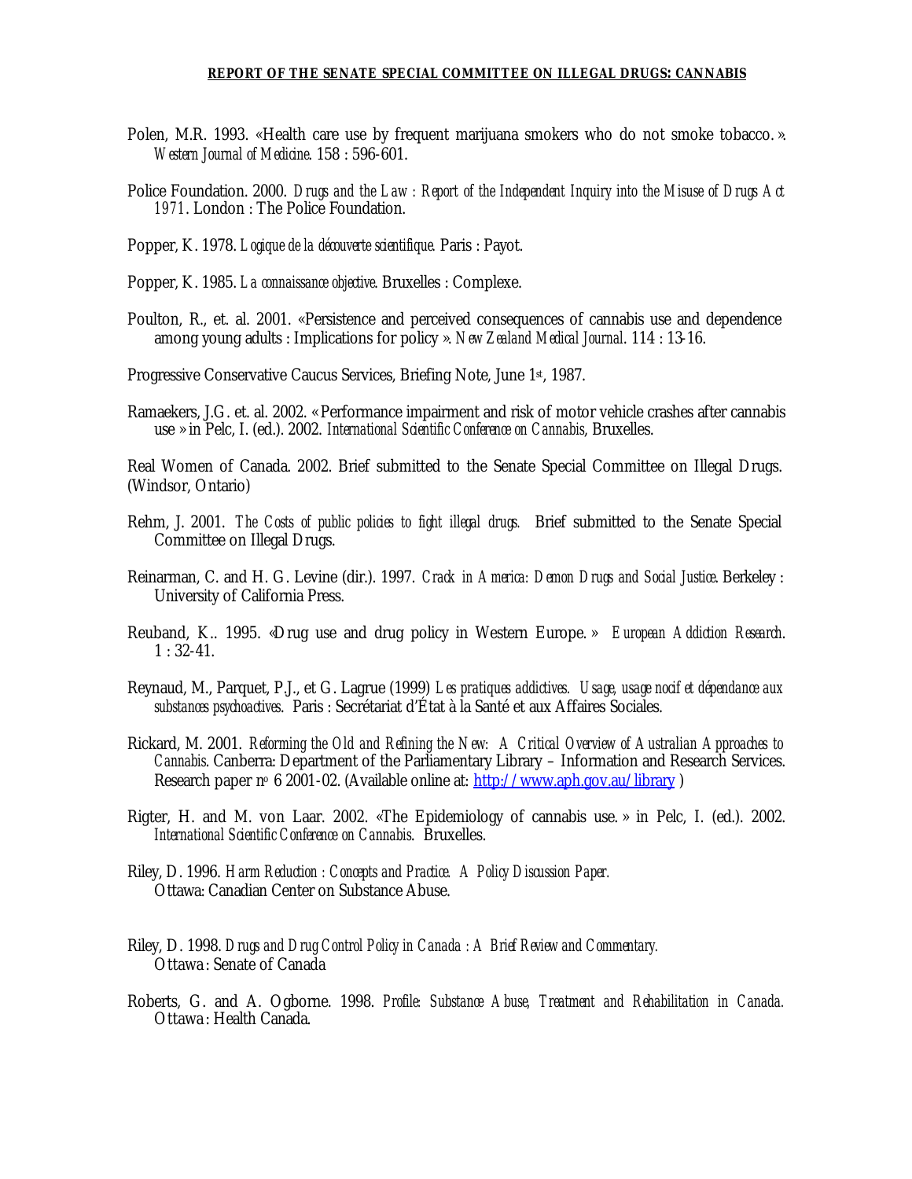Polen, M.R. 1993. «Health care use by frequent marijuana smokers who do not smoke tobacco. ». *Western Journal of Medicine*. 158 : 596-601.

Police Foundation. 2000. *Drugs and the Law : Report of the Independent Inquiry into the Misuse of Drugs Act 1971*. London : The Police Foundation.

Popper, K. 1978. *Logique de la découverte scientifique*. Paris : Payot.

Popper, K. 1985. *La connaissance objective*. Bruxelles : Complexe.

Poulton, R., et. al. 2001. «Persistence and perceived consequences of cannabis use and dependence among young adults : Implications for policy ». *New Zealand Medical Journal*. 114 : 13-16.

Progressive Conservative Caucus Services, Briefing Note, June 1st, 1987.

Ramaekers, J.G. et. al. 2002. « Performance impairment and risk of motor vehicle crashes after cannabis use » in Pelc, I. (ed.). 2002. *International Scientific Conference on Cannabis*, Bruxelles.

Real Women of Canada. 2002. Brief submitted to the Senate Special Committee on Illegal Drugs. (Windsor, Ontario)

Rehm, J. 2001. *The Costs of public policies to fight illegal drugs.* Brief submitted to the Senate Special Committee on Illegal Drugs.

Reinarman, C. and H. G. Levine (dir.). 1997. *Crack in America: Demon Drugs and Social Justice*. Berkeley : University of California Press.

Reuband, K.. 1995. «Drug use and drug policy in Western Europe. » *European Addiction Research*. 1 : 32-41.

Reynaud, M., Parquet, P.J., et G. Lagrue (1999) *Les pratiques addictives. Usage, usage nocif et dépendance aux substances psychoactives*. Paris : Secrétariat d'État à la Santé et aux Affaires Sociales.

Rickard, M. 2001. *Reforming the Old and Refining the New: A Critical Overview of Australian Approaches to Cannabis*. Canberra: Department of the Parliamentary Library – Information and Research Services. Research paper no 6 2001-02. (Available online at: [http://www.aph.gov.au/library](http://www.aph.gov.au/library) )

Rigter, H. and M. von Laar. 2002. «The Epidemiology of cannabis use. » in Pelc, I. (ed.). 2002. *International Scientific Conference on Cannabis*. Bruxelles.

Riley, D. 1996. *Harm Reduction : Concepts and Practice. A Policy Discussion Paper.* Ottawa: Canadian Center on Substance Abuse.

Riley, D. 1998. *Drugs and Drug Control Policy in Canada : A Brief Review and Commentary.* Ottawa : Senate of Canada

Roberts, G. and A. Ogborne. 1998. *Profile: Substance Abuse, Treatment and Rehabilitation in Canada.* Ottawa : Health Canada.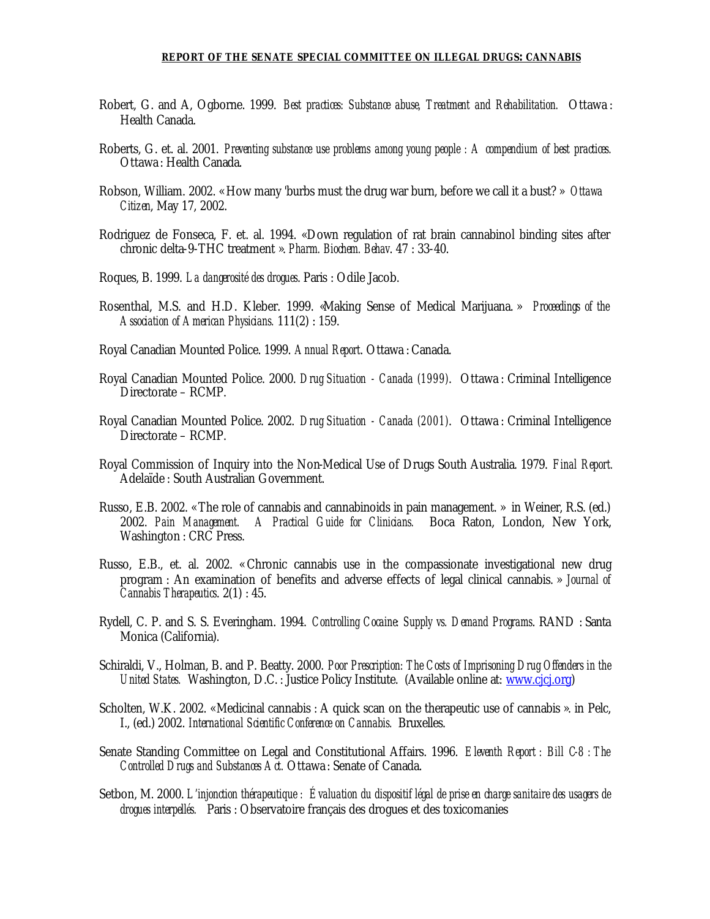Robert, G. and A, Ogborne. 1999. *Best practices: Substance abuse, Treatment and Rehabilitation.* Ottawa : Health Canada.

Roberts, G. et. al. 2001. *Preventing substance use problems among young people : A compendium of best practices.* Ottawa : Health Canada.

Robson, William. 2002. « How many 'burbs must the drug war burn, before we call it a bust? » *Ottawa Citizen*, May 17, 2002.

Rodriguez de Fonseca, F. et. al. 1994. «Down regulation of rat brain cannabinol binding sites after chronic delta-9-THC treatment ». *Pharm. Biochem. Behav.* 47 : 33-40.

Roques, B. 1999. *La dangerosité des drogues*. Paris : Odile Jacob.

Rosenthal, M.S. and H.D. Kleber. 1999. «Making Sense of Medical Marijuana. » *Proceedings of the Association of American Physicians.* 111(2) : 159.

Royal Canadian Mounted Police. 1999. *Annual Report*. Ottawa : Canada.

Royal Canadian Mounted Police. 2000. *Drug Situation - Canada (1999)*. Ottawa : Criminal Intelligence Directorate – RCMP.

Royal Canadian Mounted Police. 2002. *Drug Situation - Canada (2001)*. Ottawa : Criminal Intelligence Directorate – RCMP.

Royal Commission of Inquiry into the Non-Medical Use of Drugs South Australia. 1979. *Final Report.* Adelaïde : South Australian Government.

Russo, E.B. 2002. « The role of cannabis and cannabinoids in pain management. » in Weiner, R.S. (ed.) 2002. *Pain Management. A Practical Guide for Clinicians.* Boca Raton, London, New York, Washington : CRC Press.

Russo, E.B., et. al. 2002. « Chronic cannabis use in the compassionate investigational new drug program : An examination of benefits and adverse effects of legal clinical cannabis. » *Journal of Cannabis Therapeutics.* 2(1) : 45.

Rydell, C. P. and S. S. Everingham. 1994. *Controlling Cocaine: Supply vs. Demand Programs*. RAND : Santa Monica (California).

Schiraldi, V., Holman, B. and P. Beatty. 2000. *Poor Prescription: The Costs of Imprisoning Drug Offenders in the United States.* Washington, D.C. : Justice Policy Institute. (Available online at: www.cjcj.org)

Scholten, W.K. 2002. «Medicinal cannabis : A quick scan on the therapeutic use of cannabis ». in Pelc, I., (ed.) 2002. *International Scientific Conference on Cannabis.* Bruxelles.

Senate Standing Committee on Legal and Constitutional Affairs. 1996. *Eleventh Report : Bill C-8 : The Controlled Drugs and Substances Act.* Ottawa : Senate of Canada.

Setbon, M. 2000. *L'injonction thérapeutique : Évaluation du dispositif légal de prise en charge sanitaire des usagers de drogues interpellés.* Paris : Observatoire français des drogues et des toxicomanies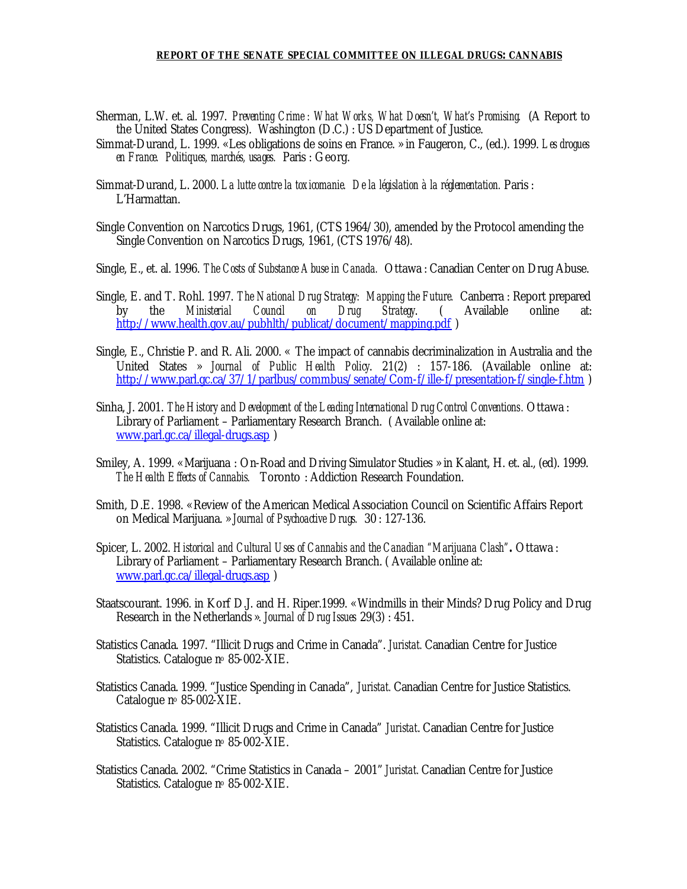Sherman, L.W. et. al. 1997. *Preventing Crime : What Works, What Doesn't, What's Promising.* (A Report to the United States Congress). Washington (D.C.) : US Department of Justice.

Simmat-Durand, L. 1999. «Les obligations de soins en France. » in Faugeron, C., (ed.). 1999. *Les drogues en France. Politiques, marchés, usages.* Paris : Georg.

Simmat-Durand, L. 2000. *La lutte contre la toxicomanie. De la législation à la réglementation.* Paris : L'Harmattan.

Single Convention on Narcotics Drugs, 1961, (CTS 1964/30), amended by the Protocol amending the Single Convention on Narcotics Drugs, 1961, (CTS 1976/48).

Single, E., et. al. 1996. *The Costs of Substance Abuse in Canada.* Ottawa : Canadian Center on Drug Abuse.

Single, E. and T. Rohl. 1997. *The National Drug Strategy: Mapping the Future.* Canberra : Report prepared by the *Ministerial Council on Drug Strategy*. ( Available online at: http://www.health.gov.au/pubhlth/publicat/document/mapping.pdf )

Single, E., Christie P. and R. Ali. 2000. « The impact of cannabis decriminalization in Australia and the United States » *Journal of Public Health Policy*. 21(2) : 157-186. (Available online at: http://www.parl.gc.ca/37/1/parlbus/commbus/senate/Com-f/ille-f/presentation-f/single-f.htm )

Sinha, J. 2001. *The History and Development of the Leading International Drug Control Conventions.* Ottawa : Library of Parliament – Parliamentary Research Branch. ( Available online at: www.parl.gc.ca/illegal-drugs.asp )

Smiley, A. 1999. « Marijuana : On-Road and Driving Simulator Studies » in Kalant, H. et. al., (ed). 1999. *The Health Effects of Cannabis.* Toronto : Addiction Research Foundation.

Smith, D.E. 1998. « Review of the American Medical Association Council on Scientific Affairs Report on Medical Marijuana. » *Journal of Psychoactive Drugs.* 30 : 127-136.

Spicer, L. 2002. *Historical and Cultural Uses of Cannabis and the Canadian "Marijuana Clash"***.** Ottawa : Library of Parliament – Parliamentary Research Branch. ( Available online at: www.parl.gc.ca/illegal-drugs.asp )

Staatscourant. 1996. in Korf D.J. and H. Riper.1999. « Windmills in their Minds? Drug Policy and Drug Research in the Netherlands ». *Journal of Drug Issues* 29(3) : 451.

Statistics Canada. 1997. "Illicit Drugs and Crime in Canada". *Juristat.* Canadian Centre for Justice Statistics. Catalogue n° 85-002-XIE.

Statistics Canada. 1999. "Justice Spending in Canada", *Juristat.* Canadian Centre for Justice Statistics. Catalogue n° 85-002-XIE.

Statistics Canada. 1999. "Illicit Drugs and Crime in Canada" *Juristat.* Canadian Centre for Justice Statistics. Catalogue n° 85-002-XIE.

Statistics Canada. 2002. "Crime Statistics in Canada – 2001" *Juristat.* Canadian Centre for Justice Statistics. Catalogue n° 85-002-XIE.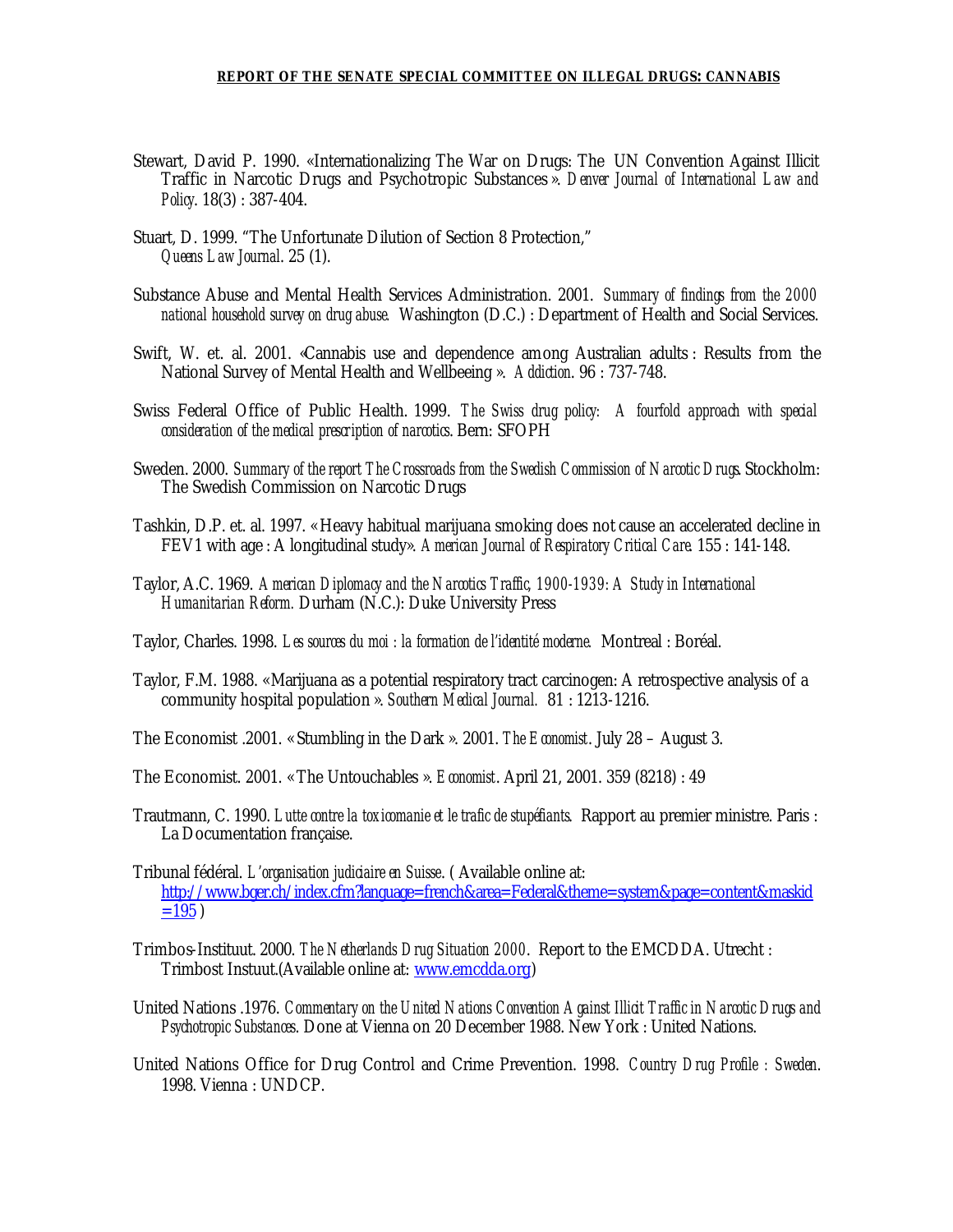Stewart, David P. 1990. «Internationalizing The War on Drugs: The UN Convention Against Illicit Traffic in Narcotic Drugs and Psychotropic Substances». *Denver Journal of International Law and Policy*. 18(3) : 387-404.

Stuart, D. 1999. "The Unfortunate Dilution of Section 8 Protection," *Queens Law Journal*. 25 (1).

Substance Abuse and Mental Health Services Administration. 2001. *Summary of findings from the 2000 national household survey on drug abuse.* Washington (D.C.) : Department of Health and Social Services.

Swift, W. et. al. 2001. «Cannabis use and dependence among Australian adults : Results from the National Survey of Mental Health and Wellbeeing ». *Addiction*. 96 : 737-748.

Swiss Federal Office of Public Health. 1999. *The Swiss drug policy: A fourfold approach with special consideration of the medical prescription of narcotics*. Bern: SFOPH

Sweden. 2000. *Summary of the report The Crossroads from the Swedish Commission of Narcotic Drugs*. Stockholm: The Swedish Commission on Narcotic Drugs

Tashkin, D.P. et. al. 1997. « Heavy habitual marijuana smoking does not cause an accelerated decline in FEV1 with age : A longitudinal study». *American Journal of Respiratory Critical Care*. 155 : 141-148.

Taylor, A.C. 1969. *American Diplomacy and the Narcotics Traffic, 1900-1939: A Study in International Humanitarian Reform.* Durham (N.C.): Duke University Press

Taylor, Charles. 1998. *Les sources du moi : la formation de l'identité moderne.* Montreal : Boréal.

Taylor, F.M. 1988. «Marijuana as a potential respiratory tract carcinogen: A retrospective analysis of a community hospital population ». *Southern Medical Journal.* 81 : 1213-1216.

The Economist .2001. « Stumbling in the Dark ». 2001. *The Economist*. July 28 – August 3.

The Economist. 2001. « The Untouchables ». *Economist*. April 21, 2001. 359 (8218) : 49

Trautmann, C. 1990. *Lutte contre la toxicomanie et le trafic de stupéfiants.* Rapport au premier ministre. Paris : La Documentation française.

Tribunal fédéral. *L'organisation judiciaire en Suisse*. ( Available online at: http://www.bger.ch/index.cfm?language=french&area=Federal&theme=system&page=content&maskid=195 )

Trimbos-Instituut. 2000. *The Netherlands Drug Situation 2000*. Report to the EMCDDA. Utrecht : Trimbost Instuut.(Available online at: www.emcdda.org)

United Nations .1976. *Commentary on the United Nations Convention Against Illicit Traffic in Narcotic Drugs and Psychotropic Substances*. Done at Vienna on 20 December 1988. New York : United Nations.

United Nations Office for Drug Control and Crime Prevention. 1998. *Country Drug Profile : Sweden*. 1998. Vienna : UNDCP.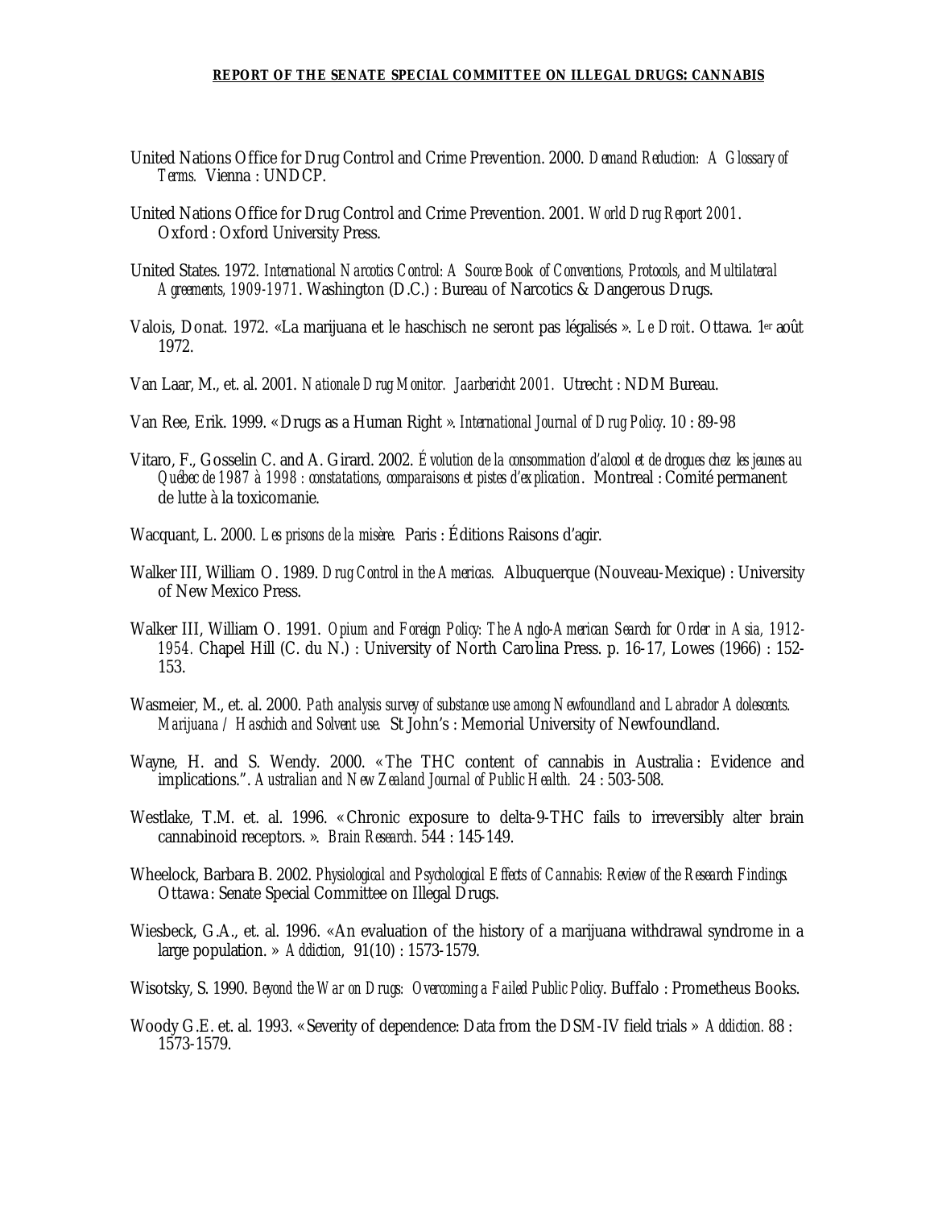United Nations Office for Drug Control and Crime Prevention. 2000. *Demand Reduction: A Glossary of Terms.* Vienna : UNDCP.

United Nations Office for Drug Control and Crime Prevention. 2001. *World Drug Report 2001*. Oxford : Oxford University Press.

United States. 1972. *International Narcotics Control: A Source Book of Conventions, Protocols, and Multilateral Agreements, 1909-1971*. Washington (D.C.) : Bureau of Narcotics & Dangerous Drugs.

Valois, Donat. 1972. «La marijuana et le haschisch ne seront pas légalisés ». *Le Droit*. Ottawa. 1er août 1972.

Van Laar, M., et. al. 2001. *Nationale Drug Monitor. Jaarbericht 2001.* Utrecht : NDM Bureau.

Van Ree, Erik. 1999. « Drugs as a Human Right ». *International Journal of Drug Policy*. 10 : 89-98

Vitaro, F., Gosselin C. and A. Girard. 2002. *Évolution de la consommation d'alcool et de drogues chez les jeunes au Québec de 1987 à 1998 : constatations, comparaisons et pistes d'explication*. Montreal : Comité permanent de lutte à la toxicomanie.

Wacquant, L. 2000. *Les prisons de la misère.* Paris : Éditions Raisons d'agir.

Walker III, William O. 1989. *Drug Control in the Americas.* Albuquerque (Nouveau-Mexique) : University of New Mexico Press.

Walker III, William O. 1991. *Opium and Foreign Policy: The Anglo-American Search for Order in Asia, 1912-1954.* Chapel Hill (C. du N.) : University of North Carolina Press. p. 16-17, Lowes (1966) : 152-153.

Wasmeier, M., et. al. 2000. *Path analysis survey of substance use among Newfoundland and Labrador Adolescents. Marijuana / Haschich and Solvent use.* St John's : Memorial University of Newfoundland.

Wayne, H. and S. Wendy. 2000. « The THC content of cannabis in Australia : Evidence and implications.". *Australian and New Zealand Journal of Public Health.* 24 : 503-508.

Westlake, T.M. et. al. 1996. « Chronic exposure to delta-9-THC fails to irreversibly alter brain cannabinoid receptors. ». *Brain Research*. 544 : 145-149.

Wheelock, Barbara B. 2002. *Physiological and Psychological Effects of Cannabis: Review of the Research Findings.* Ottawa : Senate Special Committee on Illegal Drugs.

Wiesbeck, G.A., et. al. 1996. «An evaluation of the history of a marijuana withdrawal syndrome in a large population. » *Addiction,* 91(10) : 1573-1579.

Wisotsky, S. 1990. *Beyond the War on Drugs: Overcoming a Failed Public Policy*. Buffalo : Prometheus Books.

Woody G.E. et. al. 1993. « Severity of dependence: Data from the DSM-IV field trials » *Addiction.* 88 : 1573-1579.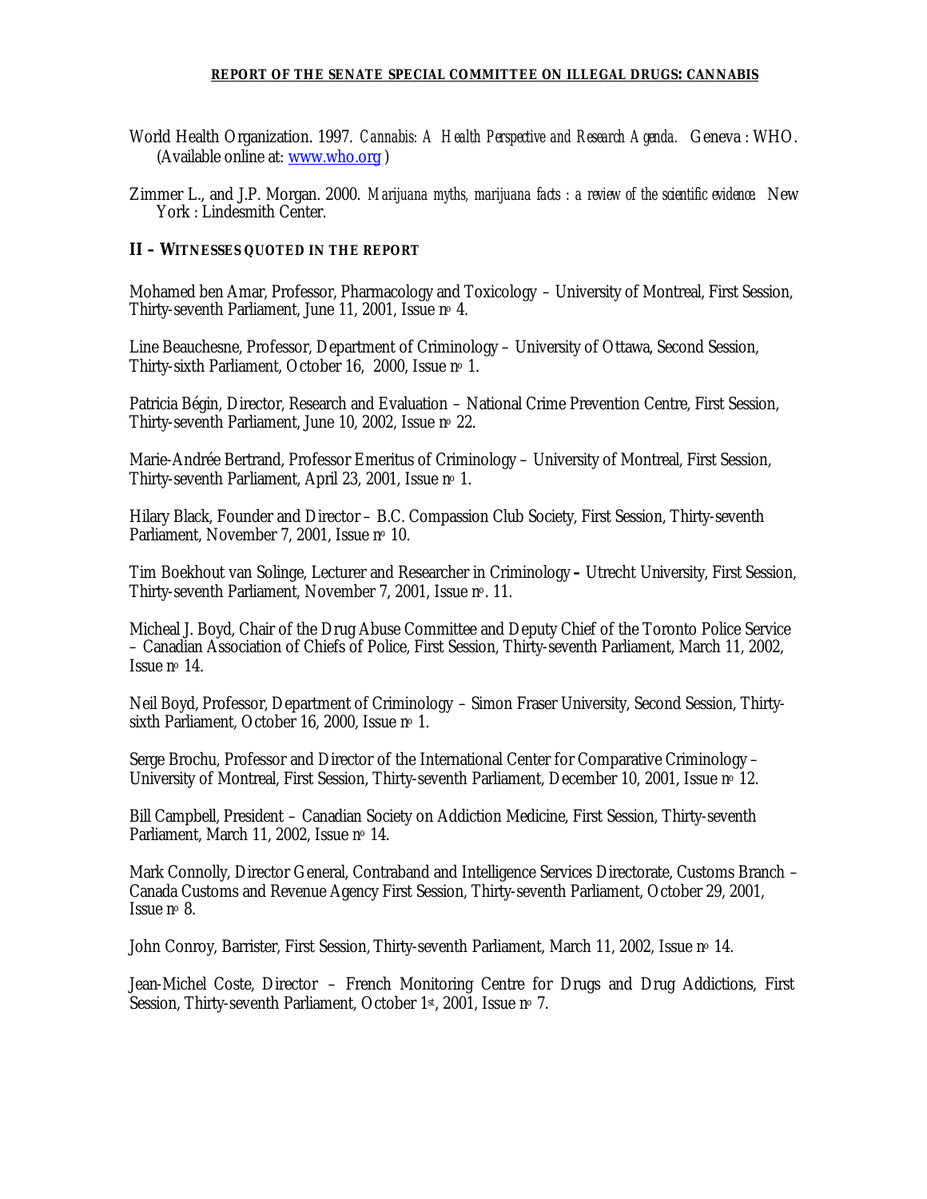World Health Organization. 1997. *Cannabis: A Health Perspective and Research Agenda.* Geneva : WHO. (Available online at: www.who.org )

Zimmer L., and J.P. Morgan. 2000. *Marijuana myths, marijuana facts : a review of the scientific evidence.* New York : Lindesmith Center.

## II – WITNESSES QUOTED IN THE REPORT

Mohamed ben Amar, Professor, Pharmacology and Toxicology – University of Montreal, First Session, Thirty-seventh Parliament, June 11, 2001, Issue no 4.

Line Beauchesne, Professor, Department of Criminology – University of Ottawa, Second Session, Thirty-sixth Parliament, October 16, 2000, Issue no 1.

Patricia Bégin, Director, Research and Evaluation – National Crime Prevention Centre, First Session, Thirty-seventh Parliament, June 10, 2002, Issue no 22.

Marie-Andrée Bertrand, Professor Emeritus of Criminology – University of Montreal, First Session, Thirty-seventh Parliament, April 23, 2001, Issue no 1.

Hilary Black, Founder and Director – B.C. Compassion Club Society, First Session, Thirty-seventh Parliament, November 7, 2001, Issue no 10.

Tim Boekhout van Solinge, Lecturer and Researcher in Criminology – Utrecht University, First Session, Thirty-seventh Parliament, November 7, 2001, Issue no. 11.

Micheal J. Boyd, Chair of the Drug Abuse Committee and Deputy Chief of the Toronto Police Service – Canadian Association of Chiefs of Police, First Session, Thirty-seventh Parliament, March 11, 2002, Issue no 14.

Neil Boyd, Professor, Department of Criminology – Simon Fraser University, Second Session, Thirty-sixth Parliament, October 16, 2000, Issue no 1.

Serge Brochu, Professor and Director of the International Center for Comparative Criminology – University of Montreal, First Session, Thirty-seventh Parliament, December 10, 2001, Issue no 12.

Bill Campbell, President – Canadian Society on Addiction Medicine, First Session, Thirty-seventh Parliament, March 11, 2002, Issue no 14.

Mark Connolly, Director General, Contraband and Intelligence Services Directorate, Customs Branch – Canada Customs and Revenue Agency First Session, Thirty-seventh Parliament, October 29, 2001, Issue no 8.

John Conroy, Barrister, First Session, Thirty-seventh Parliament, March 11, 2002, Issue no 14.

Jean-Michel Coste, Director – French Monitoring Centre for Drugs and Drug Addictions, First Session, Thirty-seventh Parliament, October 1st, 2001, Issue no 7.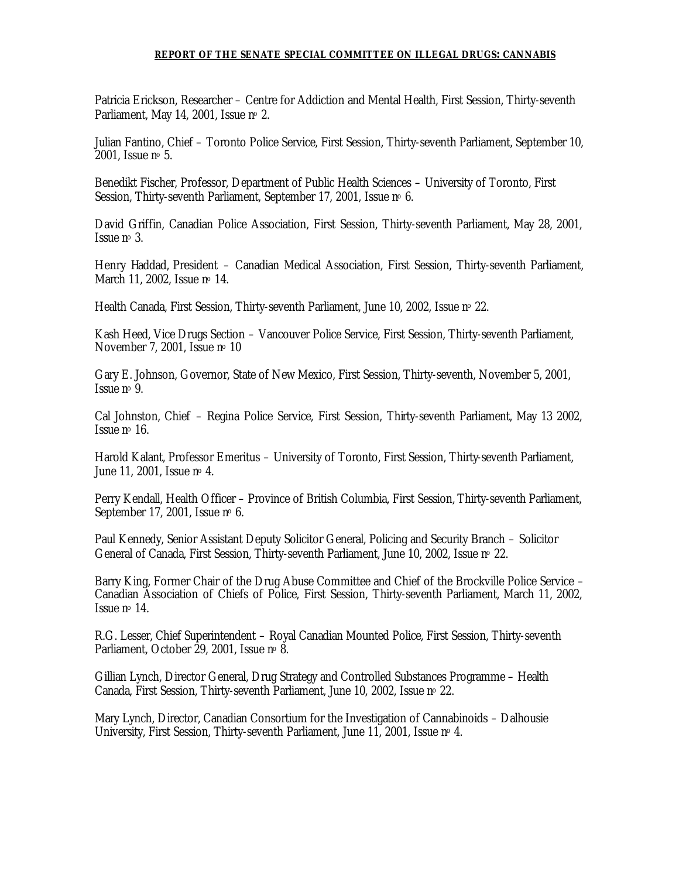Patricia Erickson, Researcher – Centre for Addiction and Mental Health, First Session, Thirty-seventh Parliament, May 14, 2001, Issue nº 2.

Julian Fantino, Chief – Toronto Police Service, First Session, Thirty-seventh Parliament, September 10, 2001, Issue nº 5.

Benedikt Fischer, Professor, Department of Public Health Sciences – University of Toronto, First Session, Thirty-seventh Parliament, September 17, 2001, Issue nº 6.

David Griffin, Canadian Police Association, First Session, Thirty-seventh Parliament, May 28, 2001, Issue nº 3.

Henry Haddad, President – Canadian Medical Association, First Session, Thirty-seventh Parliament, March 11, 2002, Issue nº 14.

Health Canada, First Session, Thirty-seventh Parliament, June 10, 2002, Issue nº 22.

Kash Heed, Vice Drugs Section – Vancouver Police Service, First Session, Thirty-seventh Parliament, November 7, 2001, Issue nº 10

Gary E. Johnson, Governor, State of New Mexico, First Session, Thirty-seventh, November 5, 2001, Issue nº 9.

Cal Johnston, Chief – Regina Police Service, First Session, Thirty-seventh Parliament, May 13 2002, Issue nº 16.

Harold Kalant, Professor Emeritus – University of Toronto, First Session, Thirty-seventh Parliament, June 11, 2001, Issue nº 4.

Perry Kendall, Health Officer – Province of British Columbia, First Session, Thirty-seventh Parliament, September 17, 2001, Issue nº 6.

Paul Kennedy, Senior Assistant Deputy Solicitor General, Policing and Security Branch – Solicitor General of Canada, First Session, Thirty-seventh Parliament, June 10, 2002, Issue nº 22.

Barry King, Former Chair of the Drug Abuse Committee and Chief of the Brockville Police Service – Canadian Association of Chiefs of Police, First Session, Thirty-seventh Parliament, March 11, 2002, Issue nº 14.

R.G. Lesser, Chief Superintendent – Royal Canadian Mounted Police, First Session, Thirty-seventh Parliament, October 29, 2001, Issue nº 8.

Gillian Lynch, Director General, Drug Strategy and Controlled Substances Programme – Health Canada, First Session, Thirty-seventh Parliament, June 10, 2002, Issue nº 22.

Mary Lynch, Director, Canadian Consortium for the Investigation of Cannabinoids – Dalhousie University, First Session, Thirty-seventh Parliament, June 11, 2001, Issue nº 4.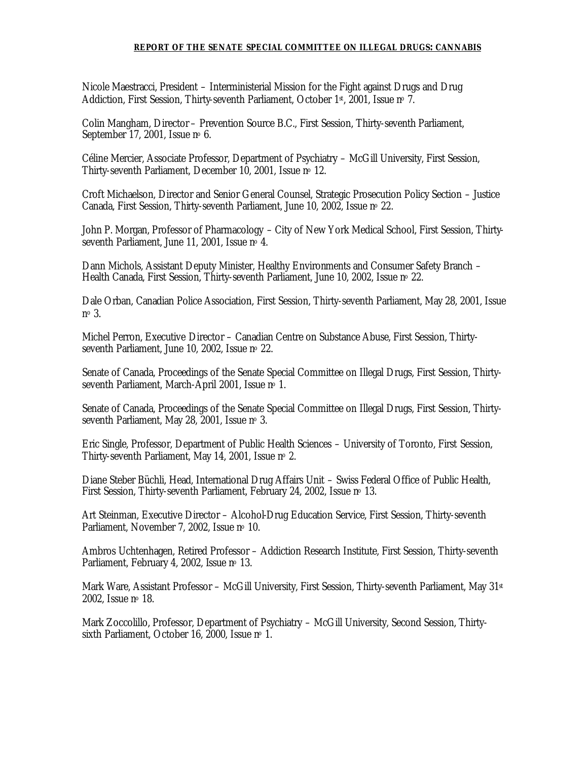Nicole Maestracci, President – Interministerial Mission for the Fight against Drugs and Drug Addiction, First Session, Thirty-seventh Parliament, October 1st, 2001, Issue no 7.

Colin Mangham, Director – Prevention Source B.C., First Session, Thirty-seventh Parliament, September 17, 2001, Issue no 6.

Céline Mercier, Associate Professor, Department of Psychiatry – McGill University, First Session, Thirty-seventh Parliament, December 10, 2001, Issue no 12.

Croft Michaelson, Director and Senior General Counsel, Strategic Prosecution Policy Section – Justice Canada, First Session, Thirty-seventh Parliament, June 10, 2002, Issue no 22.

John P. Morgan, Professor of Pharmacology – City of New York Medical School, First Session, Thirty-seventh Parliament, June 11, 2001, Issue no 4.

Dann Michols, Assistant Deputy Minister, Healthy Environments and Consumer Safety Branch – Health Canada, First Session, Thirty-seventh Parliament, June 10, 2002, Issue no 22.

Dale Orban, Canadian Police Association, First Session, Thirty-seventh Parliament, May 28, 2001, Issue no 3.

Michel Perron, Executive Director – Canadian Centre on Substance Abuse, First Session, Thirty-seventh Parliament, June 10, 2002, Issue no 22.

Senate of Canada, Proceedings of the Senate Special Committee on Illegal Drugs, First Session, Thirty-seventh Parliament, March-April 2001, Issue no 1.

Senate of Canada, Proceedings of the Senate Special Committee on Illegal Drugs, First Session, Thirty-seventh Parliament, May 28, 2001, Issue no 3.

Eric Single, Professor, Department of Public Health Sciences – University of Toronto, First Session, Thirty-seventh Parliament, May 14, 2001, Issue no 2.

Diane Steber Büchli, Head, International Drug Affairs Unit – Swiss Federal Office of Public Health, First Session, Thirty-seventh Parliament, February 24, 2002, Issue no 13.

Art Steinman, Executive Director – Alcohol-Drug Education Service, First Session, Thirty-seventh Parliament, November 7, 2002, Issue no 10.

Ambros Uchtenhagen, Retired Professor – Addiction Research Institute, First Session, Thirty-seventh Parliament, February 4, 2002, Issue no 13.

Mark Ware, Assistant Professor – McGill University, First Session, Thirty-seventh Parliament, May 31st 2002, Issue no 18.

Mark Zoccolillo, Professor, Department of Psychiatry – McGill University, Second Session, Thirty-sixth Parliament, October 16, 2000, Issue no 1.